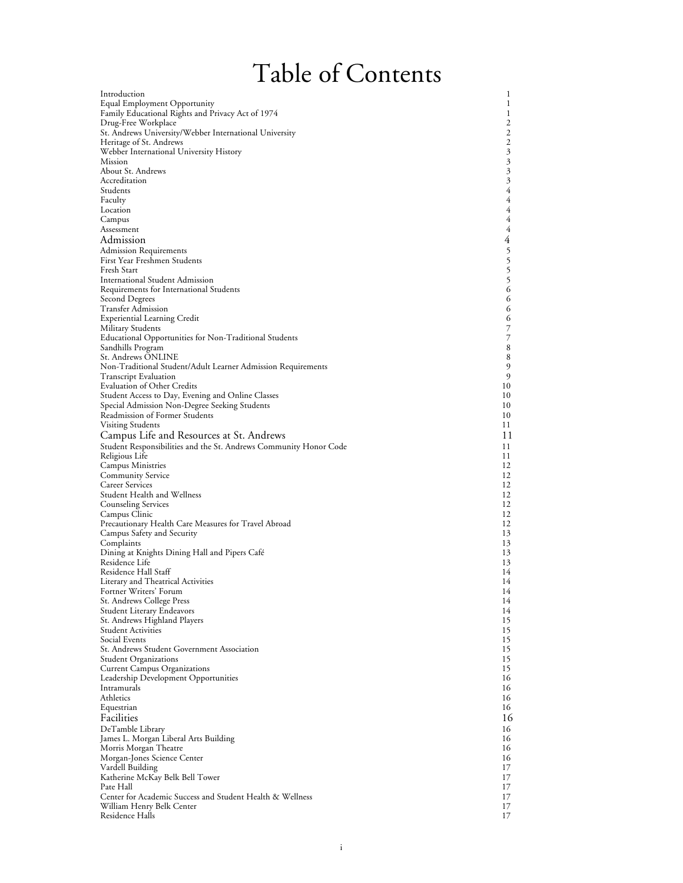# Table of Contents

| | |
|---|---|
| Introduction | 1 |
| Equal Employment Opportunity | 1 |
| Family Educational Rights and Privacy Act of 1974 | 1 |
| Drug-Free Workplace | 2 |
| St. Andrews University/Webber International University | 2 |
| Heritage of St. Andrews | 2 |
| Webber International University History | 3 |
| Mission | 3 |
| About St. Andrews | 3 |
| Accreditation | 3 |
| Students | 4 |
| Faculty | 4 |
| Location | 4 |
| Campus | 4 |
| Assessment | 4 |
| **Admission** | **4** |
| Admission Requirements | 5 |
| First Year Freshmen Students | 5 |
| Fresh Start | 5 |
| International Student Admission | 5 |
| Requirements for International Students | 6 |
| Second Degrees | 6 |
| Transfer Admission | 6 |
| Experiential Learning Credit | 6 |
| Military Students | 7 |
| Educational Opportunities for Non-Traditional Students | 7 |
| Sandhills Program | 8 |
| St. Andrews ONLINE | 8 |
| Non-Traditional Student/Adult Learner Admission Requirements | 9 |
| Transcript Evaluation | 9 |
| Evaluation of Other Credits | 10 |
| Student Access to Day, Evening and Online Classes | 10 |
| Special Admission Non-Degree Seeking Students | 10 |
| Readmission of Former Students | 10 |
| Visiting Students | 11 |
| **Campus Life and Resources at St. Andrews** | **11** |
| Student Responsibilities and the St. Andrews Community Honor Code | 11 |
| Religious Life | 11 |
| Campus Ministries | 12 |
| Community Service | 12 |
| Career Services | 12 |
| Student Health and Wellness | 12 |
| Counseling Services | 12 |
| Campus Clinic | 12 |
| Precautionary Health Care Measures for Travel Abroad | 12 |
| Campus Safety and Security | 13 |
| Complaints | 13 |
| Dining at Knights Dining Hall and Pipers Café | 13 |
| Residence Life | 13 |
| Residence Hall Staff | 14 |
| Literary and Theatrical Activities | 14 |
| Fortner Writers' Forum | 14 |
| St. Andrews College Press | 14 |
| Student Literary Endeavors | 14 |
| St. Andrews Highland Players | 15 |
| Student Activities | 15 |
| Social Events | 15 |
| St. Andrews Student Government Association | 15 |
| Student Organizations | 15 |
| Current Campus Organizations | 15 |
| Leadership Development Opportunities | 16 |
| Intramurals | 16 |
| Athletics | 16 |
| Equestrian | 16 |
| **Facilities** | **16** |
| DeTamble Library | 16 |
| James L. Morgan Liberal Arts Building | 16 |
| Morris Morgan Theatre | 16 |
| Morgan-Jones Science Center | 16 |
| Vardell Building | 17 |
| Katherine McKay Belk Bell Tower | 17 |
| Pate Hall | 17 |
| Center for Academic Success and Student Health & Wellness | 17 |
| William Henry Belk Center | 17 |
| Residence Halls | 17 |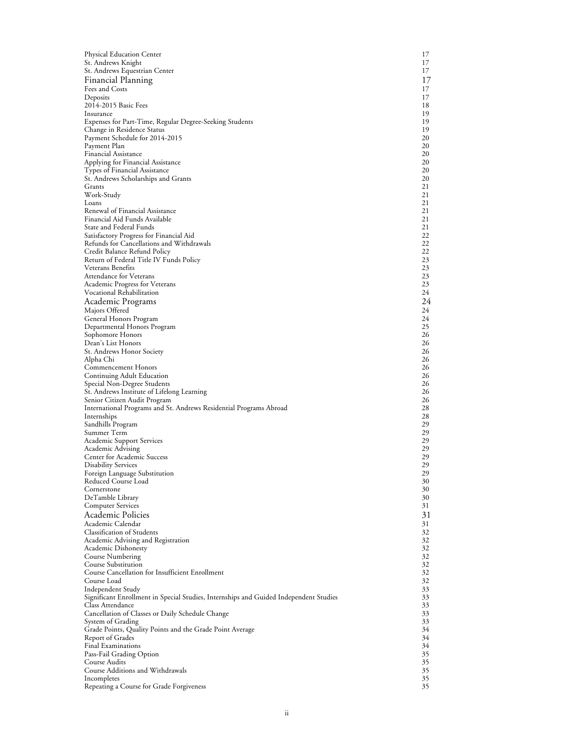| | |
|---|---|
| Physical Education Center | 17 |
| St. Andrews Knight | 17 |
| St. Andrews Equestrian Center | 17 |
| **Financial Planning** | **17** |
| Fees and Costs | 17 |
| Deposits | 17 |
| 2014-2015 Basic Fees | 18 |
| Insurance | 19 |
| Expenses for Part-Time, Regular Degree-Seeking Students | 19 |
| Change in Residence Status | 19 |
| Payment Schedule for 2014-2015 | 20 |
| Payment Plan | 20 |
| Financial Assistance | 20 |
| Applying for Financial Assistance | 20 |
| Types of Financial Assistance | 20 |
| St. Andrews Scholarships and Grants | 20 |
| Grants | 21 |
| Work-Study | 21 |
| Loans | 21 |
| Renewal of Financial Assistance | 21 |
| Financial Aid Funds Available | 21 |
| State and Federal Funds | 21 |
| Satisfactory Progress for Financial Aid | 22 |
| Refunds for Cancellations and Withdrawals | 22 |
| Credit Balance Refund Policy | 22 |
| Return of Federal Title IV Funds Policy | 23 |
| Veterans Benefits | 23 |
| Attendance for Veterans | 23 |
| Academic Progress for Veterans | 23 |
| Vocational Rehabilitation | 24 |
| **Academic Programs** | **24** |
| Majors Offered | 24 |
| General Honors Program | 24 |
| Departmental Honors Program | 25 |
| Sophomore Honors | 26 |
| Dean's List Honors | 26 |
| St. Andrews Honor Society | 26 |
| Alpha Chi | 26 |
| Commencement Honors | 26 |
| Continuing Adult Education | 26 |
| Special Non-Degree Students | 26 |
| St. Andrews Institute of Lifelong Learning | 26 |
| Senior Citizen Audit Program | 26 |
| International Programs and St. Andrews Residential Programs Abroad | 28 |
| Internships | 28 |
| Sandhills Program | 29 |
| Summer Term | 29 |
| Academic Support Services | 29 |
| Academic Advising | 29 |
| Center for Academic Success | 29 |
| Disability Services | 29 |
| Foreign Language Substitution | 29 |
| Reduced Course Load | 30 |
| Cornerstone | 30 |
| DeTamble Library | 30 |
| Computer Services | 31 |
| **Academic Policies** | **31** |
| Academic Calendar | 31 |
| Classification of Students | 32 |
| Academic Advising and Registration | 32 |
| Academic Dishonesty | 32 |
| Course Numbering | 32 |
| Course Substitution | 32 |
| Course Cancellation for Insufficient Enrollment | 32 |
| Course Load | 32 |
| Independent Study | 33 |
| Significant Enrollment in Special Studies, Internships and Guided Independent Studies | 33 |
| Class Attendance | 33 |
| Cancellation of Classes or Daily Schedule Change | 33 |
| System of Grading | 33 |
| Grade Points, Quality Points and the Grade Point Average | 34 |
| Report of Grades | 34 |
| Final Examinations | 34 |
| Pass-Fail Grading Option | 35 |
| Course Audits | 35 |
| Course Additions and Withdrawals | 35 |
| Incompletes | 35 |
| Repeating a Course for Grade Forgiveness | 35 |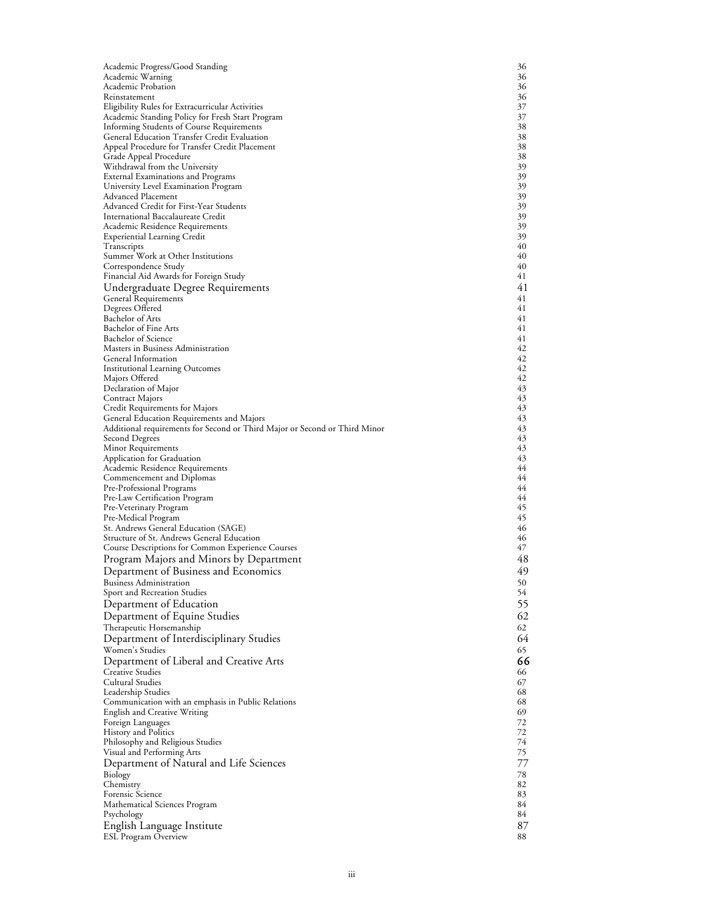| | |
|---|---|
| Academic Progress/Good Standing | 36 |
| Academic Warning | 36 |
| Academic Probation | 36 |
| Reinstatement | 36 |
| Eligibility Rules for Extracurricular Activities | 37 |
| Academic Standing Policy for Fresh Start Program | 37 |
| Informing Students of Course Requirements | 38 |
| General Education Transfer Credit Evaluation | 38 |
| Appeal Procedure for Transfer Credit Placement | 38 |
| Grade Appeal Procedure | 38 |
| Withdrawal from the University | 39 |
| External Examinations and Programs | 39 |
| University Level Examination Program | 39 |
| Advanced Placement | 39 |
| Advanced Credit for First-Year Students | 39 |
| International Baccalaureate Credit | 39 |
| Academic Residence Requirements | 39 |
| Experiential Learning Credit | 39 |
| Transcripts | 40 |
| Summer Work at Other Institutions | 40 |
| Correspondence Study | 40 |
| Financial Aid Awards for Foreign Study | 41 |
| **Undergraduate Degree Requirements** | **41** |
| General Requirements | 41 |
| Degrees Offered | 41 |
| Bachelor of Arts | 41 |
| Bachelor of Fine Arts | 41 |
| Bachelor of Science | 41 |
| Masters in Business Administration | 42 |
| General Information | 42 |
| Institutional Learning Outcomes | 42 |
| Majors Offered | 42 |
| Declaration of Major | 43 |
| Contract Majors | 43 |
| Credit Requirements for Majors | 43 |
| General Education Requirements and Majors | 43 |
| Additional requirements for Second or Third Major or Second or Third Minor | 43 |
| Second Degrees | 43 |
| Minor Requirements | 43 |
| Application for Graduation | 43 |
| Academic Residence Requirements | 44 |
| Commencement and Diplomas | 44 |
| Pre-Professional Programs | 44 |
| Pre-Law Certification Program | 44 |
| Pre-Veterinary Program | 45 |
| Pre-Medical Program | 45 |
| St. Andrews General Education (SAGE) | 46 |
| Structure of St. Andrews General Education | 46 |
| Course Descriptions for Common Experience Courses | 47 |
| **Program Majors and Minors by Department** | **48** |
| **Department of Business and Economics** | **49** |
| Business Administration | 50 |
| Sport and Recreation Studies | 54 |
| **Department of Education** | **55** |
| **Department of Equine Studies** | **62** |
| Therapeutic Horsemanship | 62 |
| **Department of Interdisciplinary Studies** | **64** |
| Women's Studies | 65 |
| **Department of Liberal and Creative Arts** | **66** |
| Creative Studies | 66 |
| Cultural Studies | 67 |
| Leadership Studies | 68 |
| Communication with an emphasis in Public Relations | 68 |
| English and Creative Writing | 69 |
| Foreign Languages | 72 |
| History and Politics | 72 |
| Philosophy and Religious Studies | 74 |
| Visual and Performing Arts | 75 |
| **Department of Natural and Life Sciences** | **77** |
| Biology | 78 |
| Chemistry | 82 |
| Forensic Science | 83 |
| Mathematical Sciences Program | 84 |
| Psychology | 84 |
| **English Language Institute** | **87** |
| ESL Program Overview | 88 |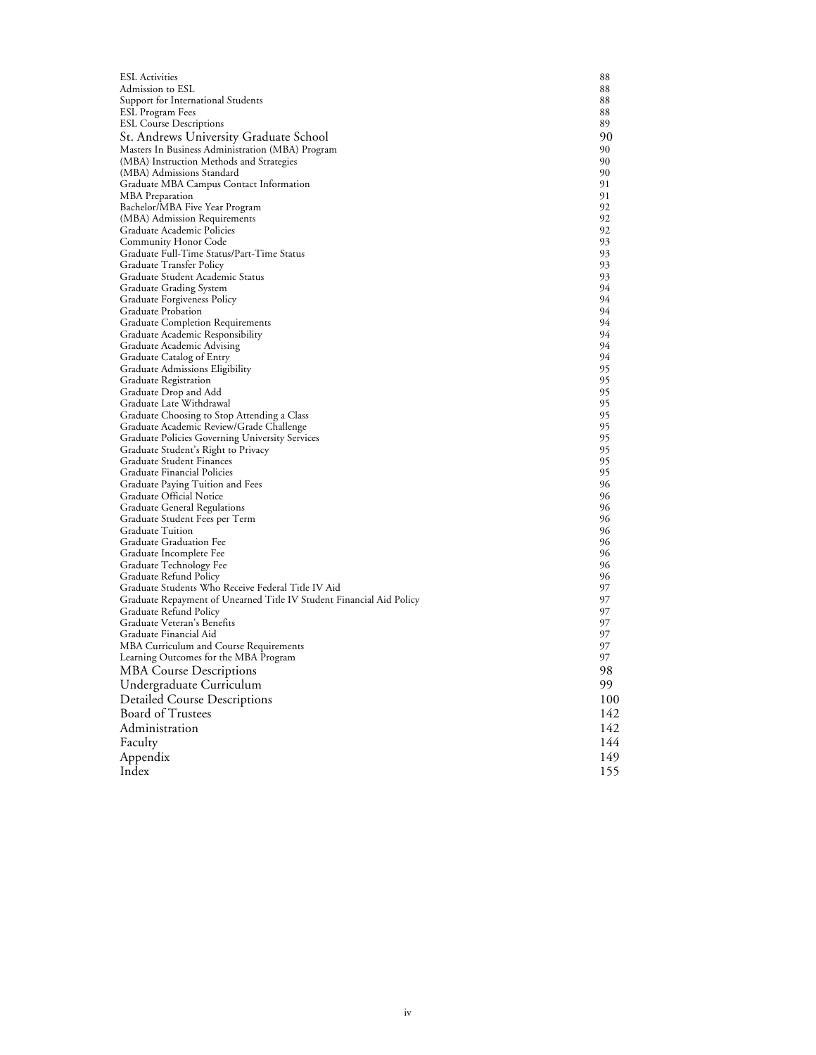| | |
|---|---|
| ESL Activities | 88 |
| Admission to ESL | 88 |
| Support for International Students | 88 |
| ESL Program Fees | 88 |
| ESL Course Descriptions | 89 |
| **St. Andrews University Graduate School** | **90** |
| Masters In Business Administration (MBA) Program | 90 |
| (MBA) Instruction Methods and Strategies | 90 |
| (MBA) Admissions Standard | 90 |
| Graduate MBA Campus Contact Information | 91 |
| MBA Preparation | 91 |
| Bachelor/MBA Five Year Program | 92 |
| (MBA) Admission Requirements | 92 |
| Graduate Academic Policies | 92 |
| Community Honor Code | 93 |
| Graduate Full-Time Status/Part-Time Status | 93 |
| Graduate Transfer Policy | 93 |
| Graduate Student Academic Status | 93 |
| Graduate Grading System | 94 |
| Graduate Forgiveness Policy | 94 |
| Graduate Probation | 94 |
| Graduate Completion Requirements | 94 |
| Graduate Academic Responsibility | 94 |
| Graduate Academic Advising | 94 |
| Graduate Catalog of Entry | 94 |
| Graduate Admissions Eligibility | 95 |
| Graduate Registration | 95 |
| Graduate Drop and Add | 95 |
| Graduate Late Withdrawal | 95 |
| Graduate Choosing to Stop Attending a Class | 95 |
| Graduate Academic Review/Grade Challenge | 95 |
| Graduate Policies Governing University Services | 95 |
| Graduate Student's Right to Privacy | 95 |
| Graduate Student Finances | 95 |
| Graduate Financial Policies | 95 |
| Graduate Paying Tuition and Fees | 96 |
| Graduate Official Notice | 96 |
| Graduate General Regulations | 96 |
| Graduate Student Fees per Term | 96 |
| Graduate Tuition | 96 |
| Graduate Graduation Fee | 96 |
| Graduate Incomplete Fee | 96 |
| Graduate Technology Fee | 96 |
| Graduate Refund Policy | 96 |
| Graduate Students Who Receive Federal Title IV Aid | 97 |
| Graduate Repayment of Unearned Title IV Student Financial Aid Policy | 97 |
| Graduate Refund Policy | 97 |
| Graduate Veteran's Benefits | 97 |
| Graduate Financial Aid | 97 |
| MBA Curriculum and Course Requirements | 97 |
| Learning Outcomes for the MBA Program | 97 |
| **MBA Course Descriptions** | **98** |
| **Undergraduate Curriculum** | **99** |
| **Detailed Course Descriptions** | **100** |
| **Board of Trustees** | **142** |
| **Administration** | **142** |
| **Faculty** | **144** |
| **Appendix** | **149** |
| **Index** | **155** |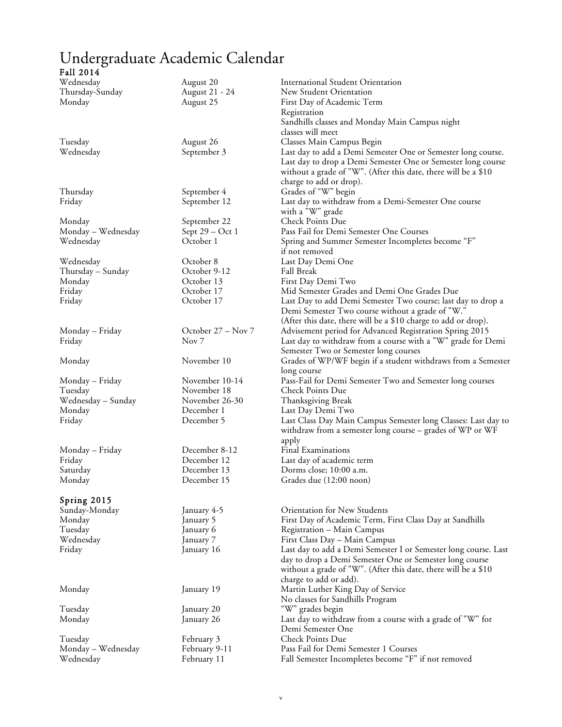# Undergraduate Academic Calendar

## Fall 2014

| Day | Date | Event |
|---|---|---|
| Wednesday | August 20 | International Student Orientation |
| Thursday-Sunday | August 21 - 24 | New Student Orientation |
| Monday | August 25 | First Day of Academic Term<br>Registration<br>Sandhills classes and Monday Main Campus night classes will meet |
| Tuesday | August 26 | Classes Main Campus Begin |
| Wednesday | September 3 | Last day to add a Demi Semester One or Semester long course. Last day to drop a Demi Semester One or Semester long course without a grade of "W". (After this date, there will be a $10 charge to add or drop). |
| Thursday | September 4 | Grades of "W" begin |
| Friday | September 12 | Last day to withdraw from a Demi-Semester One course with a "W" grade |
| Monday | September 22 | Check Points Due |
| Monday – Wednesday | Sept 29 – Oct 1 | Pass Fail for Demi Semester One Courses |
| Wednesday | October 1 | Spring and Summer Semester Incompletes become "F" if not removed |
| Wednesday | October 8 | Last Day Demi One |
| Thursday – Sunday | October 9-12 | Fall Break |
| Monday | October 13 | First Day Demi Two |
| Friday | October 17 | Mid Semester Grades and Demi One Grades Due |
| Friday | October 17 | Last Day to add Demi Semester Two course; last day to drop a Demi Semester Two course without a grade of "W." (After this date, there will be a $10 charge to add or drop). |
| Monday – Friday | October 27 – Nov 7 | Advisement period for Advanced Registration Spring 2015 |
| Friday | Nov 7 | Last day to withdraw from a course with a "W" grade for Demi Semester Two or Semester long courses |
| Monday | November 10 | Grades of WP/WF begin if a student withdraws from a Semester long course |
| Monday – Friday | November 10-14 | Pass-Fail for Demi Semester Two and Semester long courses |
| Tuesday | November 18 | Check Points Due |
| Wednesday – Sunday | November 26-30 | Thanksgiving Break |
| Monday | December 1 | Last Day Demi Two |
| Friday | December 5 | Last Class Day Main Campus Semester long Classes: Last day to withdraw from a semester long course – grades of WP or WF apply |
| Monday – Friday | December 8-12 | Final Examinations |
| Friday | December 12 | Last day of academic term |
| Saturday | December 13 | Dorms close; 10:00 a.m. |
| Monday | December 15 | Grades due (12:00 noon) |

## Spring 2015

| Day | Date | Event |
|---|---|---|
| Sunday-Monday | January 4-5 | Orientation for New Students |
| Monday | January 5 | First Day of Academic Term, First Class Day at Sandhills |
| Tuesday | January 6 | Registration – Main Campus |
| Wednesday | January 7 | First Class Day – Main Campus |
| Friday | January 16 | Last day to add a Demi Semester I or Semester long course. Last day to drop a Demi Semester One or Semester long course without a grade of "W". (After this date, there will be a $10 charge to add or add). |
| Monday | January 19 | Martin Luther King Day of Service<br>No classes for Sandhills Program |
| Tuesday | January 20 | "W" grades begin |
| Monday | January 26 | Last day to withdraw from a course with a grade of "W" for Demi Semester One |
| Tuesday | February 3 | Check Points Due |
| Monday – Wednesday | February 9-11 | Pass Fail for Demi Semester 1 Courses |
| Wednesday | February 11 | Fall Semester Incompletes become "F" if not removed |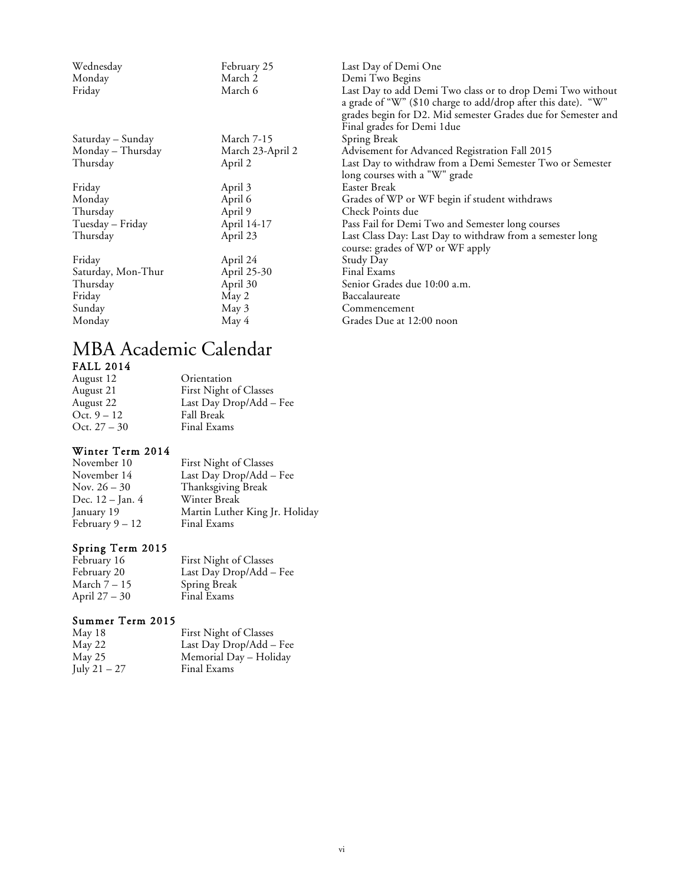| | | |
|---|---|---|
| Wednesday | February 25 | Last Day of Demi One |
| Monday | March 2 | Demi Two Begins |
| Friday | March 6 | Last Day to add Demi Two class or to drop Demi Two without a grade of "W" ($10 charge to add/drop after this date). "W" grades begin for D2. Mid semester Grades due for Semester and Final grades for Demi 1due |
| Saturday – Sunday | March 7-15 | Spring Break |
| Monday – Thursday | March 23-April 2 | Advisement for Advanced Registration Fall 2015 |
| Thursday | April 2 | Last Day to withdraw from a Demi Semester Two or Semester long courses with a "W" grade |
| Friday | April 3 | Easter Break |
| Monday | April 6 | Grades of WP or WF begin if student withdraws |
| Thursday | April 9 | Check Points due |
| Tuesday – Friday | April 14-17 | Pass Fail for Demi Two and Semester long courses |
| Thursday | April 23 | Last Class Day: Last Day to withdraw from a semester long course: grades of WP or WF apply |
| Friday | April 24 | Study Day |
| Saturday, Mon-Thur | April 25-30 | Final Exams |
| Thursday | April 30 | Senior Grades due 10:00 a.m. |
| Friday | May 2 | Baccalaureate |
| Sunday | May 3 | Commencement |
| Monday | May 4 | Grades Due at 12:00 noon |

# MBA Academic Calendar

### FALL 2014

| | |
|---|---|
| August 12 | Orientation |
| August 21 | First Night of Classes |
| August 22 | Last Day Drop/Add – Fee |
| Oct. 9 – 12 | Fall Break |
| Oct. 27 – 30 | Final Exams |

### Winter Term 2014

| | |
|---|---|
| November 10 | First Night of Classes |
| November 14 | Last Day Drop/Add – Fee |
| Nov. 26 – 30 | Thanksgiving Break |
| Dec. 12 – Jan. 4 | Winter Break |
| January 19 | Martin Luther King Jr. Holiday |
| February 9 – 12 | Final Exams |

### Spring Term 2015

| | |
|---|---|
| February 16 | First Night of Classes |
| February 20 | Last Day Drop/Add – Fee |
| March 7 – 15 | Spring Break |
| April 27 – 30 | Final Exams |

### Summer Term 2015

| | |
|---|---|
| May 18 | First Night of Classes |
| May 22 | Last Day Drop/Add – Fee |
| May 25 | Memorial Day – Holiday |
| July 21 – 27 | Final Exams |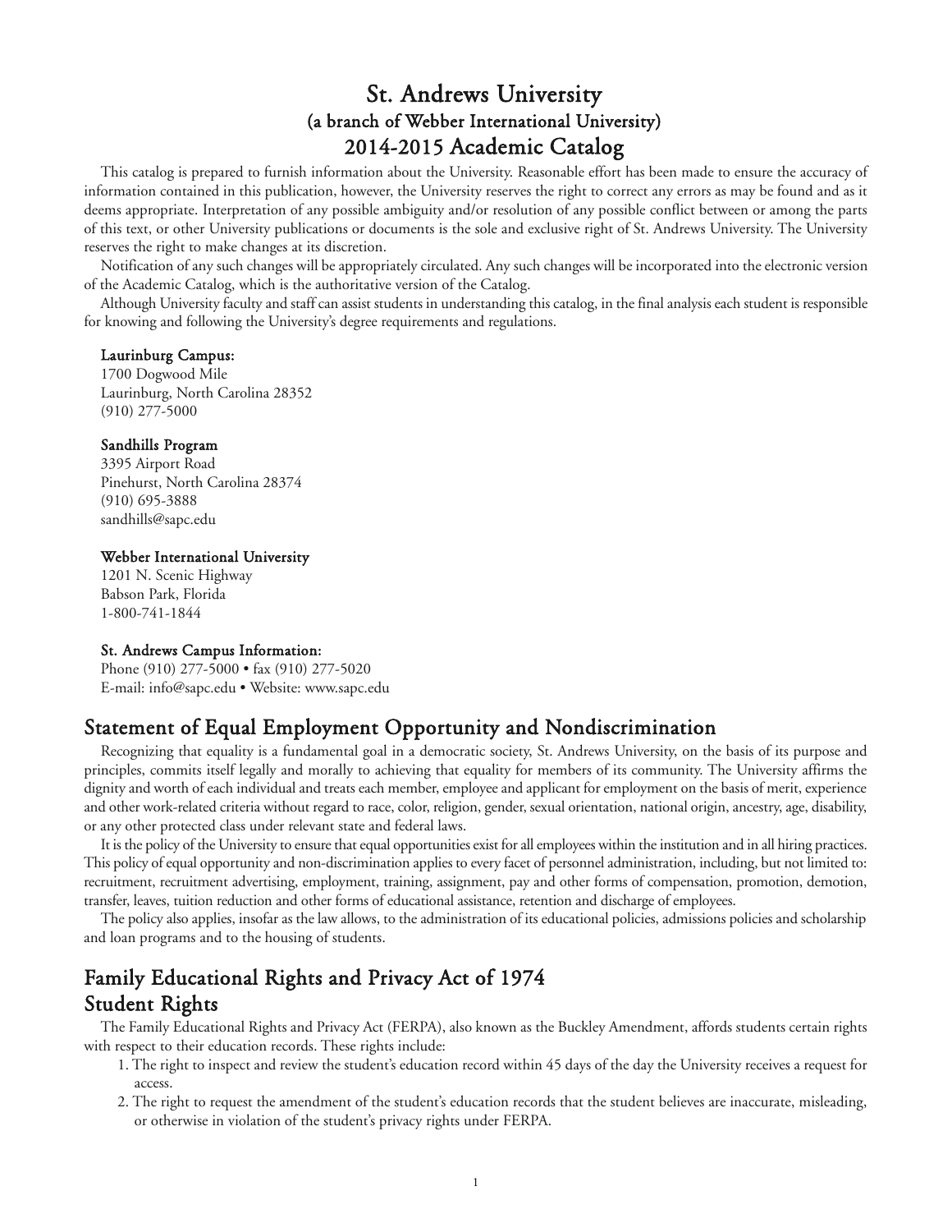# St. Andrews University
## (a branch of Webber International University)
## 2014-2015 Academic Catalog

This catalog is prepared to furnish information about the University. Reasonable effort has been made to ensure the accuracy of information contained in this publication, however, the University reserves the right to correct any errors as may be found and as it deems appropriate. Interpretation of any possible ambiguity and/or resolution of any possible conflict between or among the parts of this text, or other University publications or documents is the sole and exclusive right of St. Andrews University. The University reserves the right to make changes at its discretion.

Notification of any such changes will be appropriately circulated. Any such changes will be incorporated into the electronic version of the Academic Catalog, which is the authoritative version of the Catalog.

Although University faculty and staff can assist students in understanding this catalog, in the final analysis each student is responsible for knowing and following the University's degree requirements and regulations.

**Laurinburg Campus:**
1700 Dogwood Mile
Laurinburg, North Carolina 28352
(910) 277-5000

**Sandhills Program**
3395 Airport Road
Pinehurst, North Carolina 28374
(910) 695-3888
sandhills@sapc.edu

**Webber International University**
1201 N. Scenic Highway
Babson Park, Florida
1-800-741-1844

**St. Andrews Campus Information:**
Phone (910) 277-5000 • fax (910) 277-5020
E-mail: info@sapc.edu • Website: www.sapc.edu

## Statement of Equal Employment Opportunity and Nondiscrimination

Recognizing that equality is a fundamental goal in a democratic society, St. Andrews University, on the basis of its purpose and principles, commits itself legally and morally to achieving that equality for members of its community. The University affirms the dignity and worth of each individual and treats each member, employee and applicant for employment on the basis of merit, experience and other work-related criteria without regard to race, color, religion, gender, sexual orientation, national origin, ancestry, age, disability, or any other protected class under relevant state and federal laws.

It is the policy of the University to ensure that equal opportunities exist for all employees within the institution and in all hiring practices. This policy of equal opportunity and non-discrimination applies to every facet of personnel administration, including, but not limited to: recruitment, recruitment advertising, employment, training, assignment, pay and other forms of compensation, promotion, demotion, transfer, leaves, tuition reduction and other forms of educational assistance, retention and discharge of employees.

The policy also applies, insofar as the law allows, to the administration of its educational policies, admissions policies and scholarship and loan programs and to the housing of students.

## Family Educational Rights and Privacy Act of 1974
## Student Rights

The Family Educational Rights and Privacy Act (FERPA), also known as the Buckley Amendment, affords students certain rights with respect to their education records. These rights include:

1. The right to inspect and review the student's education record within 45 days of the day the University receives a request for access.
2. The right to request the amendment of the student's education records that the student believes are inaccurate, misleading, or otherwise in violation of the student's privacy rights under FERPA.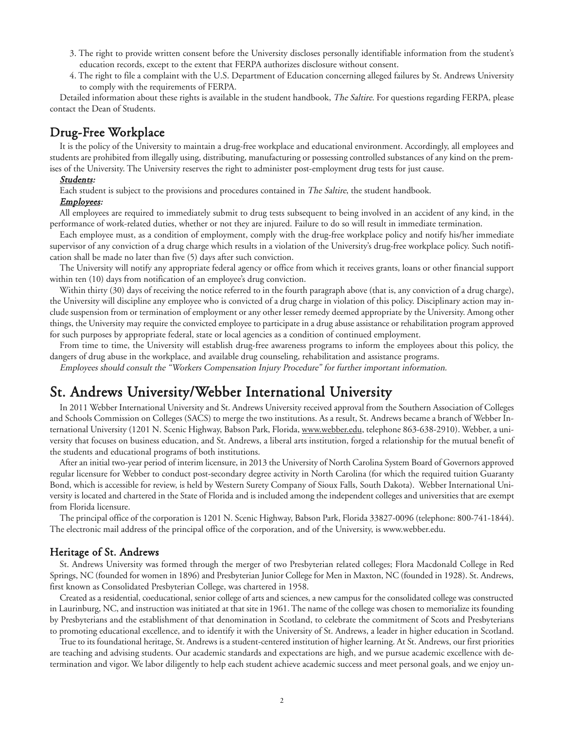3. The right to provide written consent before the University discloses personally identifiable information from the student's education records, except to the extent that FERPA authorizes disclosure without consent.
4. The right to file a complaint with the U.S. Department of Education concerning alleged failures by St. Andrews University to comply with the requirements of FERPA.

Detailed information about these rights is available in the student handbook, *The Saltire*. For questions regarding FERPA, please contact the Dean of Students.

## Drug-Free Workplace

It is the policy of the University to maintain a drug-free workplace and educational environment. Accordingly, all employees and students are prohibited from illegally using, distributing, manufacturing or possessing controlled substances of any kind on the premises of the University. The University reserves the right to administer post-employment drug tests for just cause.

***Students:***

Each student is subject to the provisions and procedures contained in *The Saltire*, the student handbook.

***Employees:***

All employees are required to immediately submit to drug tests subsequent to being involved in an accident of any kind, in the performance of work-related duties, whether or not they are injured. Failure to do so will result in immediate termination.

Each employee must, as a condition of employment, comply with the drug-free workplace policy and notify his/her immediate supervisor of any conviction of a drug charge which results in a violation of the University's drug-free workplace policy. Such notification shall be made no later than five (5) days after such conviction.

The University will notify any appropriate federal agency or office from which it receives grants, loans or other financial support within ten (10) days from notification of an employee's drug conviction.

Within thirty (30) days of receiving the notice referred to in the fourth paragraph above (that is, any conviction of a drug charge), the University will discipline any employee who is convicted of a drug charge in violation of this policy. Disciplinary action may include suspension from or termination of employment or any other lesser remedy deemed appropriate by the University. Among other things, the University may require the convicted employee to participate in a drug abuse assistance or rehabilitation program approved for such purposes by appropriate federal, state or local agencies as a condition of continued employment.

From time to time, the University will establish drug-free awareness programs to inform the employees about this policy, the dangers of drug abuse in the workplace, and available drug counseling, rehabilitation and assistance programs.

*Employees should consult the "Workers Compensation Injury Procedure" for further important information.*

# St. Andrews University/Webber International University

In 2011 Webber International University and St. Andrews University received approval from the Southern Association of Colleges and Schools Commission on Colleges (SACS) to merge the two institutions. As a result, St. Andrews became a branch of Webber International University (1201 N. Scenic Highway, Babson Park, Florida, www.webber.edu, telephone 863-638-2910). Webber, a university that focuses on business education, and St. Andrews, a liberal arts institution, forged a relationship for the mutual benefit of the students and educational programs of both institutions.

After an initial two-year period of interim licensure, in 2013 the University of North Carolina System Board of Governors approved regular licensure for Webber to conduct post-secondary degree activity in North Carolina (for which the required tuition Guaranty Bond, which is accessible for review, is held by Western Surety Company of Sioux Falls, South Dakota). Webber International University is located and chartered in the State of Florida and is included among the independent colleges and universities that are exempt from Florida licensure.

The principal office of the corporation is 1201 N. Scenic Highway, Babson Park, Florida 33827-0096 (telephone: 800-741-1844). The electronic mail address of the principal office of the corporation, and of the University, is www.webber.edu.

## Heritage of St. Andrews

St. Andrews University was formed through the merger of two Presbyterian related colleges; Flora Macdonald College in Red Springs, NC (founded for women in 1896) and Presbyterian Junior College for Men in Maxton, NC (founded in 1928). St. Andrews, first known as Consolidated Presbyterian College, was chartered in 1958.

Created as a residential, coeducational, senior college of arts and sciences, a new campus for the consolidated college was constructed in Laurinburg, NC, and instruction was initiated at that site in 1961. The name of the college was chosen to memorialize its founding by Presbyterians and the establishment of that denomination in Scotland, to celebrate the commitment of Scots and Presbyterians to promoting educational excellence, and to identify it with the University of St. Andrews, a leader in higher education in Scotland.

True to its foundational heritage, St. Andrews is a student-centered institution of higher learning. At St. Andrews, our first priorities are teaching and advising students. Our academic standards and expectations are high, and we pursue academic excellence with determination and vigor. We labor diligently to help each student achieve academic success and meet personal goals, and we enjoy un-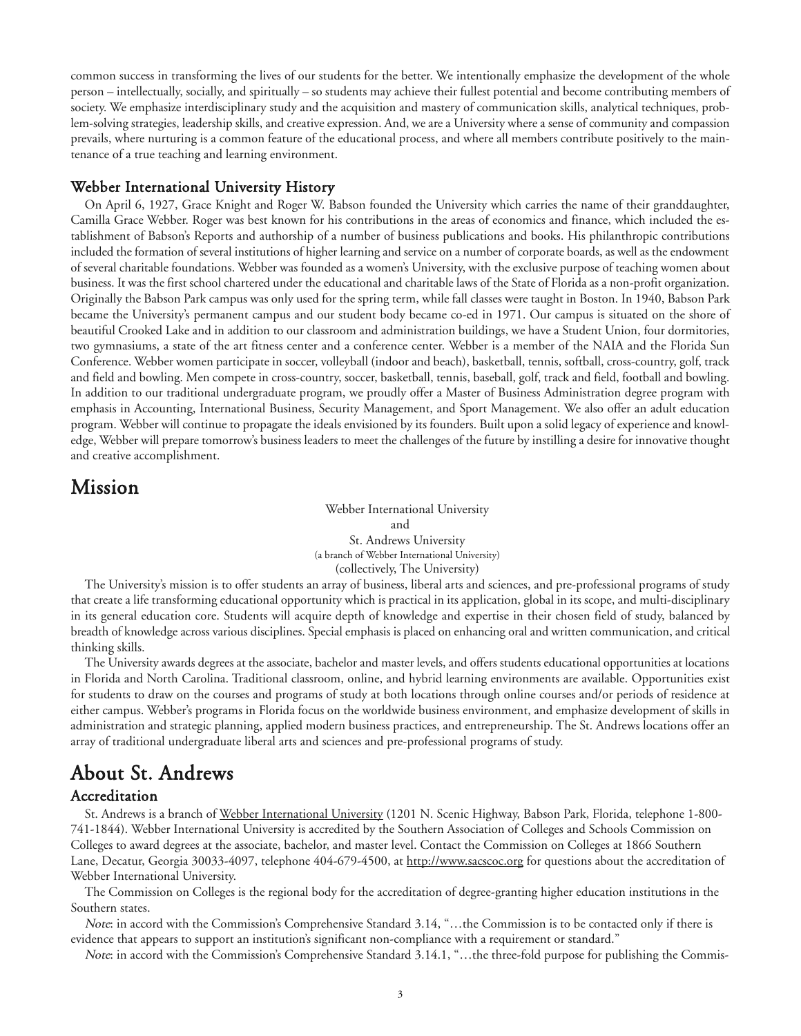common success in transforming the lives of our students for the better. We intentionally emphasize the development of the whole person – intellectually, socially, and spiritually – so students may achieve their fullest potential and become contributing members of society. We emphasize interdisciplinary study and the acquisition and mastery of communication skills, analytical techniques, problem-solving strategies, leadership skills, and creative expression. And, we are a University where a sense of community and compassion prevails, where nurturing is a common feature of the educational process, and where all members contribute positively to the maintenance of a true teaching and learning environment.

### Webber International University History

On April 6, 1927, Grace Knight and Roger W. Babson founded the University which carries the name of their granddaughter, Camilla Grace Webber. Roger was best known for his contributions in the areas of economics and finance, which included the establishment of Babson's Reports and authorship of a number of business publications and books. His philanthropic contributions included the formation of several institutions of higher learning and service on a number of corporate boards, as well as the endowment of several charitable foundations. Webber was founded as a women's University, with the exclusive purpose of teaching women about business. It was the first school chartered under the educational and charitable laws of the State of Florida as a non-profit organization. Originally the Babson Park campus was only used for the spring term, while fall classes were taught in Boston. In 1940, Babson Park became the University's permanent campus and our student body became co-ed in 1971. Our campus is situated on the shore of beautiful Crooked Lake and in addition to our classroom and administration buildings, we have a Student Union, four dormitories, two gymnasiums, a state of the art fitness center and a conference center. Webber is a member of the NAIA and the Florida Sun Conference. Webber women participate in soccer, volleyball (indoor and beach), basketball, tennis, softball, cross-country, golf, track and field and bowling. Men compete in cross-country, soccer, basketball, tennis, baseball, golf, track and field, football and bowling. In addition to our traditional undergraduate program, we proudly offer a Master of Business Administration degree program with emphasis in Accounting, International Business, Security Management, and Sport Management. We also offer an adult education program. Webber will continue to propagate the ideals envisioned by its founders. Built upon a solid legacy of experience and knowledge, Webber will prepare tomorrow's business leaders to meet the challenges of the future by instilling a desire for innovative thought and creative accomplishment.

## Mission

Webber International University
and
St. Andrews University
(a branch of Webber International University)
(collectively, The University)

The University's mission is to offer students an array of business, liberal arts and sciences, and pre-professional programs of study that create a life transforming educational opportunity which is practical in its application, global in its scope, and multi-disciplinary in its general education core. Students will acquire depth of knowledge and expertise in their chosen field of study, balanced by breadth of knowledge across various disciplines. Special emphasis is placed on enhancing oral and written communication, and critical thinking skills.

The University awards degrees at the associate, bachelor and master levels, and offers students educational opportunities at locations in Florida and North Carolina. Traditional classroom, online, and hybrid learning environments are available. Opportunities exist for students to draw on the courses and programs of study at both locations through online courses and/or periods of residence at either campus. Webber's programs in Florida focus on the worldwide business environment, and emphasize development of skills in administration and strategic planning, applied modern business practices, and entrepreneurship. The St. Andrews locations offer an array of traditional undergraduate liberal arts and sciences and pre-professional programs of study.

## About St. Andrews

### Accreditation

St. Andrews is a branch of Webber International University (1201 N. Scenic Highway, Babson Park, Florida, telephone 1-800-741-1844). Webber International University is accredited by the Southern Association of Colleges and Schools Commission on Colleges to award degrees at the associate, bachelor, and master level. Contact the Commission on Colleges at 1866 Southern Lane, Decatur, Georgia 30033-4097, telephone 404-679-4500, at http://www.sacscoc.org for questions about the accreditation of Webber International University.

The Commission on Colleges is the regional body for the accreditation of degree-granting higher education institutions in the Southern states.

*Note*: in accord with the Commission's Comprehensive Standard 3.14, "…the Commission is to be contacted only if there is evidence that appears to support an institution's significant non-compliance with a requirement or standard."

*Note*: in accord with the Commission's Comprehensive Standard 3.14.1, "…the three-fold purpose for publishing the Commis-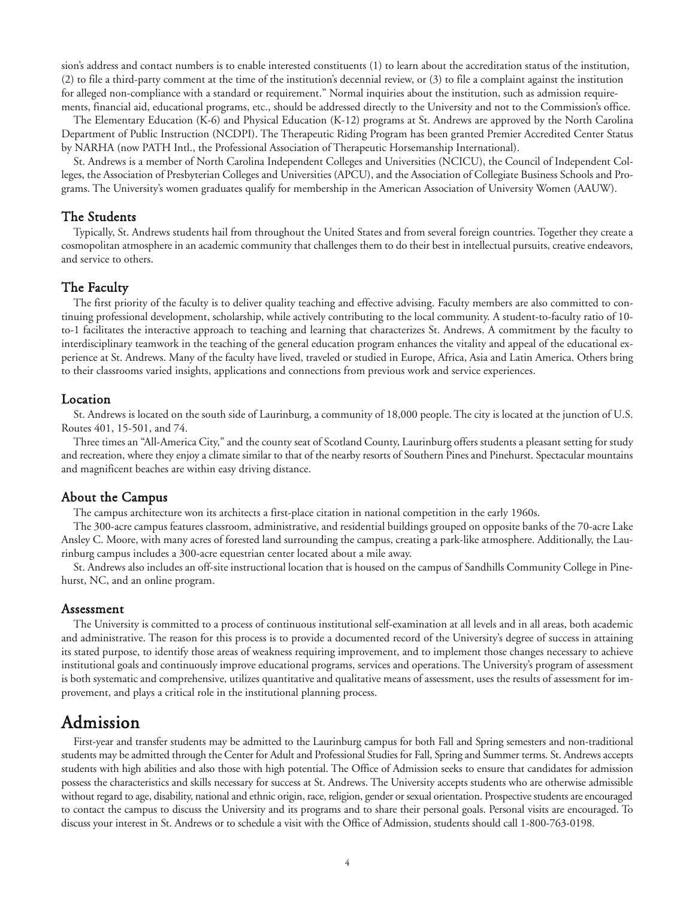sion's address and contact numbers is to enable interested constituents (1) to learn about the accreditation status of the institution, (2) to file a third-party comment at the time of the institution's decennial review, or (3) to file a complaint against the institution for alleged non-compliance with a standard or requirement." Normal inquiries about the institution, such as admission requirements, financial aid, educational programs, etc., should be addressed directly to the University and not to the Commission's office.

The Elementary Education (K-6) and Physical Education (K-12) programs at St. Andrews are approved by the North Carolina Department of Public Instruction (NCDPI). The Therapeutic Riding Program has been granted Premier Accredited Center Status by NARHA (now PATH Intl., the Professional Association of Therapeutic Horsemanship International).

St. Andrews is a member of North Carolina Independent Colleges and Universities (NCICU), the Council of Independent Colleges, the Association of Presbyterian Colleges and Universities (APCU), and the Association of Collegiate Business Schools and Programs. The University's women graduates qualify for membership in the American Association of University Women (AAUW).

### The Students

Typically, St. Andrews students hail from throughout the United States and from several foreign countries. Together they create a cosmopolitan atmosphere in an academic community that challenges them to do their best in intellectual pursuits, creative endeavors, and service to others.

### The Faculty

The first priority of the faculty is to deliver quality teaching and effective advising. Faculty members are also committed to continuing professional development, scholarship, while actively contributing to the local community. A student-to-faculty ratio of 10-to-1 facilitates the interactive approach to teaching and learning that characterizes St. Andrews. A commitment by the faculty to interdisciplinary teamwork in the teaching of the general education program enhances the vitality and appeal of the educational experience at St. Andrews. Many of the faculty have lived, traveled or studied in Europe, Africa, Asia and Latin America. Others bring to their classrooms varied insights, applications and connections from previous work and service experiences.

### Location

St. Andrews is located on the south side of Laurinburg, a community of 18,000 people. The city is located at the junction of U.S. Routes 401, 15-501, and 74.

Three times an "All-America City," and the county seat of Scotland County, Laurinburg offers students a pleasant setting for study and recreation, where they enjoy a climate similar to that of the nearby resorts of Southern Pines and Pinehurst. Spectacular mountains and magnificent beaches are within easy driving distance.

### About the Campus

The campus architecture won its architects a first-place citation in national competition in the early 1960s.

The 300-acre campus features classroom, administrative, and residential buildings grouped on opposite banks of the 70-acre Lake Ansley C. Moore, with many acres of forested land surrounding the campus, creating a park-like atmosphere. Additionally, the Laurinburg campus includes a 300-acre equestrian center located about a mile away.

St. Andrews also includes an off-site instructional location that is housed on the campus of Sandhills Community College in Pinehurst, NC, and an online program.

### Assessment

The University is committed to a process of continuous institutional self-examination at all levels and in all areas, both academic and administrative. The reason for this process is to provide a documented record of the University's degree of success in attaining its stated purpose, to identify those areas of weakness requiring improvement, and to implement those changes necessary to achieve institutional goals and continuously improve educational programs, services and operations. The University's program of assessment is both systematic and comprehensive, utilizes quantitative and qualitative means of assessment, uses the results of assessment for improvement, and plays a critical role in the institutional planning process.

## Admission

First-year and transfer students may be admitted to the Laurinburg campus for both Fall and Spring semesters and non-traditional students may be admitted through the Center for Adult and Professional Studies for Fall, Spring and Summer terms. St. Andrews accepts students with high abilities and also those with high potential. The Office of Admission seeks to ensure that candidates for admission possess the characteristics and skills necessary for success at St. Andrews. The University accepts students who are otherwise admissible without regard to age, disability, national and ethnic origin, race, religion, gender or sexual orientation. Prospective students are encouraged to contact the campus to discuss the University and its programs and to share their personal goals. Personal visits are encouraged. To discuss your interest in St. Andrews or to schedule a visit with the Office of Admission, students should call 1-800-763-0198.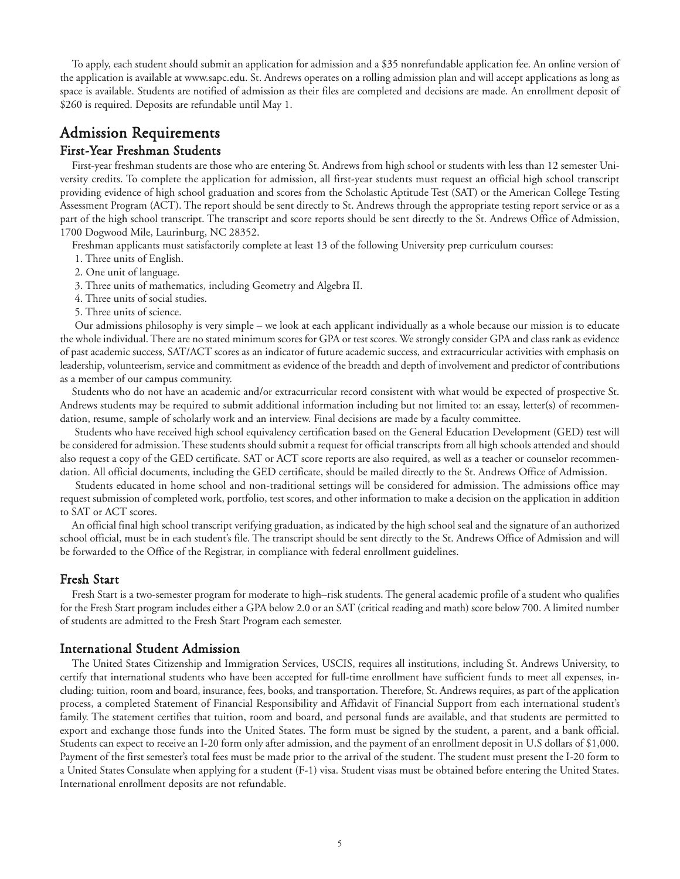To apply, each student should submit an application for admission and a $35 nonrefundable application fee. An online version of the application is available at www.sapc.edu. St. Andrews operates on a rolling admission plan and will accept applications as long as space is available. Students are notified of admission as their files are completed and decisions are made. An enrollment deposit of $260 is required. Deposits are refundable until May 1.

## Admission Requirements

### First-Year Freshman Students

First-year freshman students are those who are entering St. Andrews from high school or students with less than 12 semester University credits. To complete the application for admission, all first-year students must request an official high school transcript providing evidence of high school graduation and scores from the Scholastic Aptitude Test (SAT) or the American College Testing Assessment Program (ACT). The report should be sent directly to St. Andrews through the appropriate testing report service or as a part of the high school transcript. The transcript and score reports should be sent directly to the St. Andrews Office of Admission, 1700 Dogwood Mile, Laurinburg, NC 28352.

Freshman applicants must satisfactorily complete at least 13 of the following University prep curriculum courses:

1. Three units of English.
2. One unit of language.
3. Three units of mathematics, including Geometry and Algebra II.
4. Three units of social studies.
5. Three units of science.

Our admissions philosophy is very simple – we look at each applicant individually as a whole because our mission is to educate the whole individual. There are no stated minimum scores for GPA or test scores. We strongly consider GPA and class rank as evidence of past academic success, SAT/ACT scores as an indicator of future academic success, and extracurricular activities with emphasis on leadership, volunteerism, service and commitment as evidence of the breadth and depth of involvement and predictor of contributions as a member of our campus community.

Students who do not have an academic and/or extracurricular record consistent with what would be expected of prospective St. Andrews students may be required to submit additional information including but not limited to: an essay, letter(s) of recommendation, resume, sample of scholarly work and an interview. Final decisions are made by a faculty committee.

Students who have received high school equivalency certification based on the General Education Development (GED) test will be considered for admission. These students should submit a request for official transcripts from all high schools attended and should also request a copy of the GED certificate. SAT or ACT score reports are also required, as well as a teacher or counselor recommendation. All official documents, including the GED certificate, should be mailed directly to the St. Andrews Office of Admission.

Students educated in home school and non-traditional settings will be considered for admission. The admissions office may request submission of completed work, portfolio, test scores, and other information to make a decision on the application in addition to SAT or ACT scores.

An official final high school transcript verifying graduation, as indicated by the high school seal and the signature of an authorized school official, must be in each student's file. The transcript should be sent directly to the St. Andrews Office of Admission and will be forwarded to the Office of the Registrar, in compliance with federal enrollment guidelines.

### Fresh Start

Fresh Start is a two-semester program for moderate to high–risk students. The general academic profile of a student who qualifies for the Fresh Start program includes either a GPA below 2.0 or an SAT (critical reading and math) score below 700. A limited number of students are admitted to the Fresh Start Program each semester.

### International Student Admission

The United States Citizenship and Immigration Services, USCIS, requires all institutions, including St. Andrews University, to certify that international students who have been accepted for full-time enrollment have sufficient funds to meet all expenses, including: tuition, room and board, insurance, fees, books, and transportation. Therefore, St. Andrews requires, as part of the application process, a completed Statement of Financial Responsibility and Affidavit of Financial Support from each international student's family. The statement certifies that tuition, room and board, and personal funds are available, and that students are permitted to export and exchange those funds into the United States. The form must be signed by the student, a parent, and a bank official. Students can expect to receive an I-20 form only after admission, and the payment of an enrollment deposit in U.S dollars of $1,000. Payment of the first semester's total fees must be made prior to the arrival of the student. The student must present the I-20 form to a United States Consulate when applying for a student (F-1) visa. Student visas must be obtained before entering the United States. International enrollment deposits are not refundable.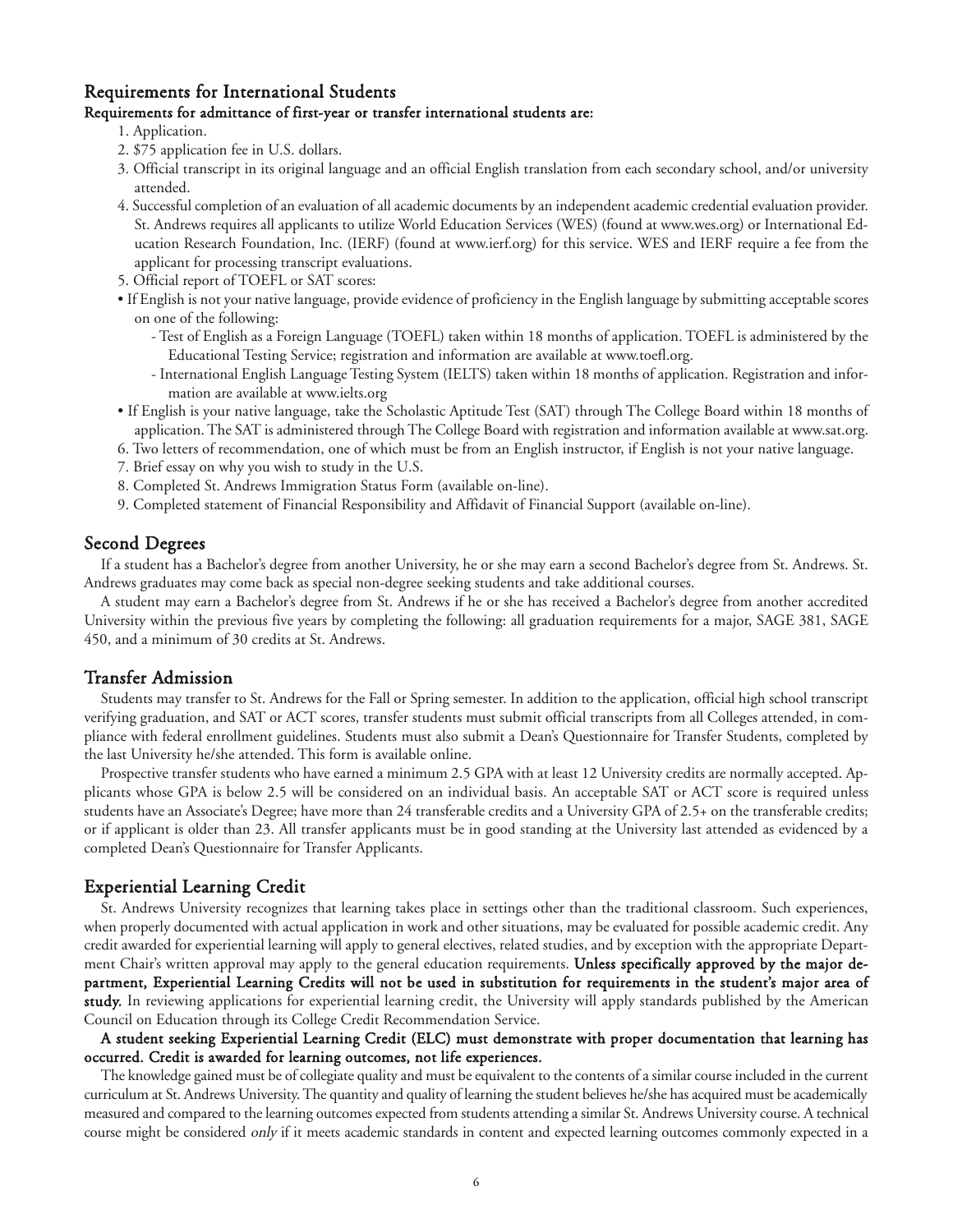## Requirements for International Students

**Requirements for admittance of first-year or transfer international students are:**

1. Application.
2. $75 application fee in U.S. dollars.
3. Official transcript in its original language and an official English translation from each secondary school, and/or university attended.
4. Successful completion of an evaluation of all academic documents by an independent academic credential evaluation provider. St. Andrews requires all applicants to utilize World Education Services (WES) (found at www.wes.org) or International Education Research Foundation, Inc. (IERF) (found at www.ierf.org) for this service. WES and IERF require a fee from the applicant for processing transcript evaluations.
5. Official report of TOEFL or SAT scores:

- If English is not your native language, provide evidence of proficiency in the English language by submitting acceptable scores on one of the following:
  - Test of English as a Foreign Language (TOEFL) taken within 18 months of application. TOEFL is administered by the Educational Testing Service; registration and information are available at www.toefl.org.
  - International English Language Testing System (IELTS) taken within 18 months of application. Registration and information are available at www.ielts.org
- If English is your native language, take the Scholastic Aptitude Test (SAT) through The College Board within 18 months of application. The SAT is administered through The College Board with registration and information available at www.sat.org.

6. Two letters of recommendation, one of which must be from an English instructor, if English is not your native language.
7. Brief essay on why you wish to study in the U.S.
8. Completed St. Andrews Immigration Status Form (available on-line).
9. Completed statement of Financial Responsibility and Affidavit of Financial Support (available on-line).

## Second Degrees

If a student has a Bachelor's degree from another University, he or she may earn a second Bachelor's degree from St. Andrews. St. Andrews graduates may come back as special non-degree seeking students and take additional courses.

A student may earn a Bachelor's degree from St. Andrews if he or she has received a Bachelor's degree from another accredited University within the previous five years by completing the following: all graduation requirements for a major, SAGE 381, SAGE 450, and a minimum of 30 credits at St. Andrews.

## Transfer Admission

Students may transfer to St. Andrews for the Fall or Spring semester. In addition to the application, official high school transcript verifying graduation, and SAT or ACT scores, transfer students must submit official transcripts from all Colleges attended, in compliance with federal enrollment guidelines. Students must also submit a Dean's Questionnaire for Transfer Students, completed by the last University he/she attended. This form is available online.

Prospective transfer students who have earned a minimum 2.5 GPA with at least 12 University credits are normally accepted. Applicants whose GPA is below 2.5 will be considered on an individual basis. An acceptable SAT or ACT score is required unless students have an Associate's Degree; have more than 24 transferable credits and a University GPA of 2.5+ on the transferable credits; or if applicant is older than 23. All transfer applicants must be in good standing at the University last attended as evidenced by a completed Dean's Questionnaire for Transfer Applicants.

## Experiential Learning Credit

St. Andrews University recognizes that learning takes place in settings other than the traditional classroom. Such experiences, when properly documented with actual application in work and other situations, may be evaluated for possible academic credit. Any credit awarded for experiential learning will apply to general electives, related studies, and by exception with the appropriate Department Chair's written approval may apply to the general education requirements. **Unless specifically approved by the major department, Experiential Learning Credits will not be used in substitution for requirements in the student's major area of study.** In reviewing applications for experiential learning credit, the University will apply standards published by the American Council on Education through its College Credit Recommendation Service.

**A student seeking Experiential Learning Credit (ELC) must demonstrate with proper documentation that learning has occurred. Credit is awarded for learning outcomes, not life experiences.**

The knowledge gained must be of collegiate quality and must be equivalent to the contents of a similar course included in the current curriculum at St. Andrews University. The quantity and quality of learning the student believes he/she has acquired must be academically measured and compared to the learning outcomes expected from students attending a similar St. Andrews University course. A technical course might be considered *only* if it meets academic standards in content and expected learning outcomes commonly expected in a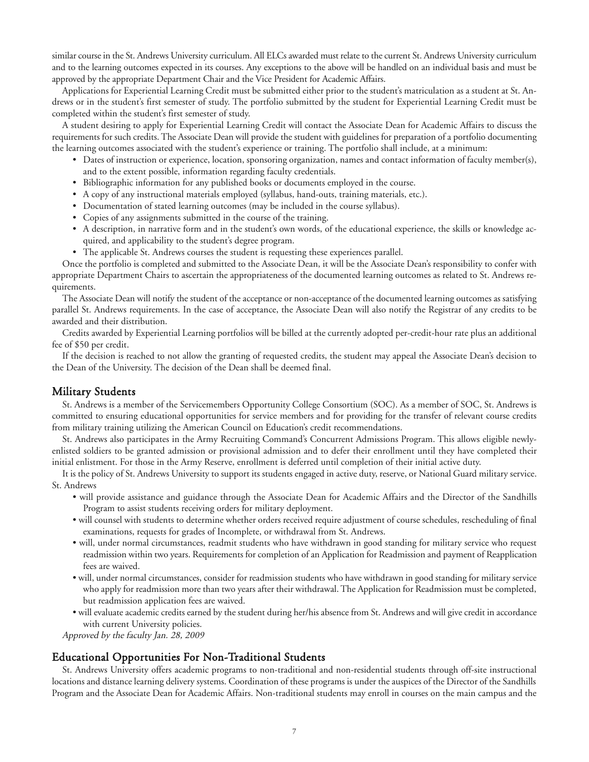similar course in the St. Andrews University curriculum. All ELCs awarded must relate to the current St. Andrews University curriculum and to the learning outcomes expected in its courses. Any exceptions to the above will be handled on an individual basis and must be approved by the appropriate Department Chair and the Vice President for Academic Affairs.

Applications for Experiential Learning Credit must be submitted either prior to the student's matriculation as a student at St. Andrews or in the student's first semester of study. The portfolio submitted by the student for Experiential Learning Credit must be completed within the student's first semester of study.

A student desiring to apply for Experiential Learning Credit will contact the Associate Dean for Academic Affairs to discuss the requirements for such credits. The Associate Dean will provide the student with guidelines for preparation of a portfolio documenting the learning outcomes associated with the student's experience or training. The portfolio shall include, at a minimum:

- Dates of instruction or experience, location, sponsoring organization, names and contact information of faculty member(s), and to the extent possible, information regarding faculty credentials.
- Bibliographic information for any published books or documents employed in the course.
- A copy of any instructional materials employed (syllabus, hand-outs, training materials, etc.).
- Documentation of stated learning outcomes (may be included in the course syllabus).
- Copies of any assignments submitted in the course of the training.
- A description, in narrative form and in the student's own words, of the educational experience, the skills or knowledge acquired, and applicability to the student's degree program.
- The applicable St. Andrews courses the student is requesting these experiences parallel.

Once the portfolio is completed and submitted to the Associate Dean, it will be the Associate Dean's responsibility to confer with appropriate Department Chairs to ascertain the appropriateness of the documented learning outcomes as related to St. Andrews requirements.

The Associate Dean will notify the student of the acceptance or non-acceptance of the documented learning outcomes as satisfying parallel St. Andrews requirements. In the case of acceptance, the Associate Dean will also notify the Registrar of any credits to be awarded and their distribution.

Credits awarded by Experiential Learning portfolios will be billed at the currently adopted per-credit-hour rate plus an additional fee of $50 per credit.

If the decision is reached to not allow the granting of requested credits, the student may appeal the Associate Dean's decision to the Dean of the University. The decision of the Dean shall be deemed final.

## Military Students

St. Andrews is a member of the Servicemembers Opportunity College Consortium (SOC). As a member of SOC, St. Andrews is committed to ensuring educational opportunities for service members and for providing for the transfer of relevant course credits from military training utilizing the American Council on Education's credit recommendations.

St. Andrews also participates in the Army Recruiting Command's Concurrent Admissions Program. This allows eligible newly-enlisted soldiers to be granted admission or provisional admission and to defer their enrollment until they have completed their initial enlistment. For those in the Army Reserve, enrollment is deferred until completion of their initial active duty.

It is the policy of St. Andrews University to support its students engaged in active duty, reserve, or National Guard military service. St. Andrews

- will provide assistance and guidance through the Associate Dean for Academic Affairs and the Director of the Sandhills Program to assist students receiving orders for military deployment.
- will counsel with students to determine whether orders received require adjustment of course schedules, rescheduling of final examinations, requests for grades of Incomplete, or withdrawal from St. Andrews.
- will, under normal circumstances, readmit students who have withdrawn in good standing for military service who request readmission within two years. Requirements for completion of an Application for Readmission and payment of Reapplication fees are waived.
- will, under normal circumstances, consider for readmission students who have withdrawn in good standing for military service who apply for readmission more than two years after their withdrawal. The Application for Readmission must be completed, but readmission application fees are waived.
- will evaluate academic credits earned by the student during her/his absence from St. Andrews and will give credit in accordance with current University policies.

*Approved by the faculty Jan. 28, 2009*

## Educational Opportunities For Non-Traditional Students

St. Andrews University offers academic programs to non-traditional and non-residential students through off-site instructional locations and distance learning delivery systems. Coordination of these programs is under the auspices of the Director of the Sandhills Program and the Associate Dean for Academic Affairs. Non-traditional students may enroll in courses on the main campus and the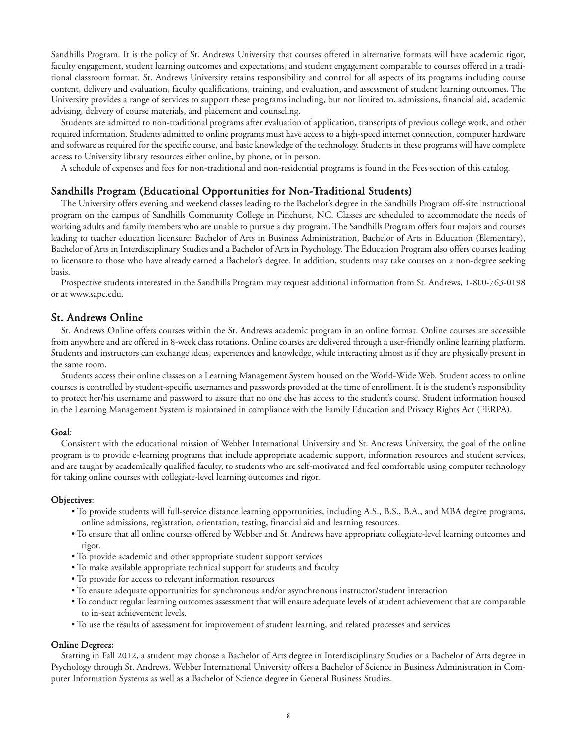Sandhills Program. It is the policy of St. Andrews University that courses offered in alternative formats will have academic rigor, faculty engagement, student learning outcomes and expectations, and student engagement comparable to courses offered in a traditional classroom format. St. Andrews University retains responsibility and control for all aspects of its programs including course content, delivery and evaluation, faculty qualifications, training, and evaluation, and assessment of student learning outcomes. The University provides a range of services to support these programs including, but not limited to, admissions, financial aid, academic advising, delivery of course materials, and placement and counseling.

Students are admitted to non-traditional programs after evaluation of application, transcripts of previous college work, and other required information. Students admitted to online programs must have access to a high-speed internet connection, computer hardware and software as required for the specific course, and basic knowledge of the technology. Students in these programs will have complete access to University library resources either online, by phone, or in person.

A schedule of expenses and fees for non-traditional and non-residential programs is found in the Fees section of this catalog.

## Sandhills Program (Educational Opportunities for Non-Traditional Students)

The University offers evening and weekend classes leading to the Bachelor's degree in the Sandhills Program off-site instructional program on the campus of Sandhills Community College in Pinehurst, NC. Classes are scheduled to accommodate the needs of working adults and family members who are unable to pursue a day program. The Sandhills Program offers four majors and courses leading to teacher education licensure: Bachelor of Arts in Business Administration, Bachelor of Arts in Education (Elementary), Bachelor of Arts in Interdisciplinary Studies and a Bachelor of Arts in Psychology. The Education Program also offers courses leading to licensure to those who have already earned a Bachelor's degree. In addition, students may take courses on a non-degree seeking basis.

Prospective students interested in the Sandhills Program may request additional information from St. Andrews, 1-800-763-0198 or at www.sapc.edu.

## St. Andrews Online

St. Andrews Online offers courses within the St. Andrews academic program in an online format. Online courses are accessible from anywhere and are offered in 8-week class rotations. Online courses are delivered through a user-friendly online learning platform. Students and instructors can exchange ideas, experiences and knowledge, while interacting almost as if they are physically present in the same room.

Students access their online classes on a Learning Management System housed on the World-Wide Web. Student access to online courses is controlled by student-specific usernames and passwords provided at the time of enrollment. It is the student's responsibility to protect her/his username and password to assure that no one else has access to the student's course. Student information housed in the Learning Management System is maintained in compliance with the Family Education and Privacy Rights Act (FERPA).

### Goal:

Consistent with the educational mission of Webber International University and St. Andrews University, the goal of the online program is to provide e-learning programs that include appropriate academic support, information resources and student services, and are taught by academically qualified faculty, to students who are self-motivated and feel comfortable using computer technology for taking online courses with collegiate-level learning outcomes and rigor.

### Objectives:

- To provide students will full-service distance learning opportunities, including A.S., B.S., B.A., and MBA degree programs, online admissions, registration, orientation, testing, financial aid and learning resources.
- To ensure that all online courses offered by Webber and St. Andrews have appropriate collegiate-level learning outcomes and rigor.
- To provide academic and other appropriate student support services
- To make available appropriate technical support for students and faculty
- To provide for access to relevant information resources
- To ensure adequate opportunities for synchronous and/or asynchronous instructor/student interaction
- To conduct regular learning outcomes assessment that will ensure adequate levels of student achievement that are comparable to in-seat achievement levels.
- To use the results of assessment for improvement of student learning, and related processes and services

### Online Degrees:

Starting in Fall 2012, a student may choose a Bachelor of Arts degree in Interdisciplinary Studies or a Bachelor of Arts degree in Psychology through St. Andrews. Webber International University offers a Bachelor of Science in Business Administration in Computer Information Systems as well as a Bachelor of Science degree in General Business Studies.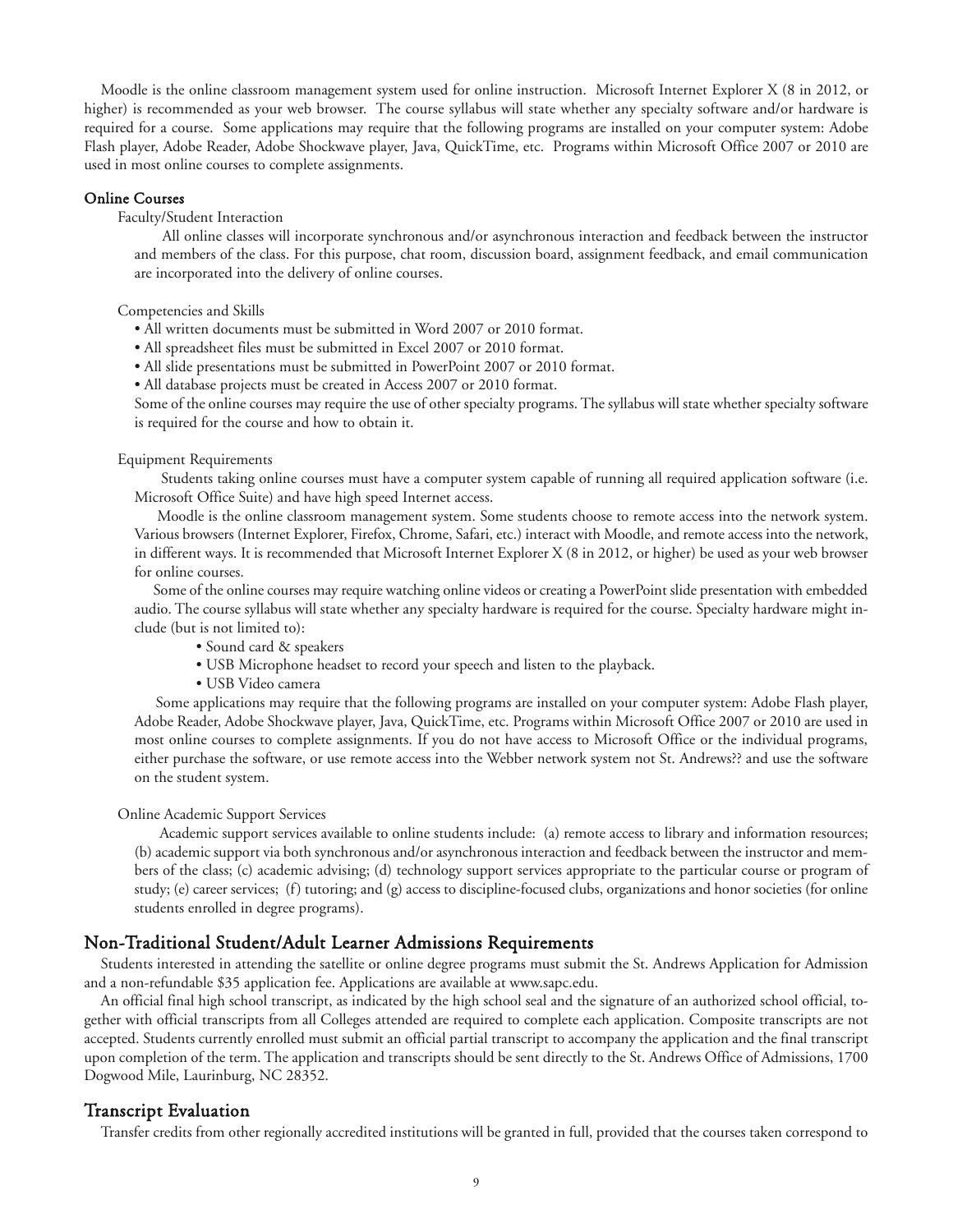Moodle is the online classroom management system used for online instruction. Microsoft Internet Explorer X (8 in 2012, or higher) is recommended as your web browser. The course syllabus will state whether any specialty software and/or hardware is required for a course. Some applications may require that the following programs are installed on your computer system: Adobe Flash player, Adobe Reader, Adobe Shockwave player, Java, QuickTime, etc. Programs within Microsoft Office 2007 or 2010 are used in most online courses to complete assignments.

**Online Courses**

Faculty/Student Interaction

All online classes will incorporate synchronous and/or asynchronous interaction and feedback between the instructor and members of the class. For this purpose, chat room, discussion board, assignment feedback, and email communication are incorporated into the delivery of online courses.

Competencies and Skills

- All written documents must be submitted in Word 2007 or 2010 format.
- All spreadsheet files must be submitted in Excel 2007 or 2010 format.
- All slide presentations must be submitted in PowerPoint 2007 or 2010 format.
- All database projects must be created in Access 2007 or 2010 format.

Some of the online courses may require the use of other specialty programs. The syllabus will state whether specialty software is required for the course and how to obtain it.

Equipment Requirements

Students taking online courses must have a computer system capable of running all required application software (i.e. Microsoft Office Suite) and have high speed Internet access.

Moodle is the online classroom management system. Some students choose to remote access into the network system. Various browsers (Internet Explorer, Firefox, Chrome, Safari, etc.) interact with Moodle, and remote access into the network, in different ways. It is recommended that Microsoft Internet Explorer X (8 in 2012, or higher) be used as your web browser for online courses.

Some of the online courses may require watching online videos or creating a PowerPoint slide presentation with embedded audio. The course syllabus will state whether any specialty hardware is required for the course. Specialty hardware might include (but is not limited to):

- Sound card & speakers
- USB Microphone headset to record your speech and listen to the playback.
- USB Video camera

Some applications may require that the following programs are installed on your computer system: Adobe Flash player, Adobe Reader, Adobe Shockwave player, Java, QuickTime, etc. Programs within Microsoft Office 2007 or 2010 are used in most online courses to complete assignments. If you do not have access to Microsoft Office or the individual programs, either purchase the software, or use remote access into the Webber network system not St. Andrews?? and use the software on the student system.

Online Academic Support Services

Academic support services available to online students include: (a) remote access to library and information resources; (b) academic support via both synchronous and/or asynchronous interaction and feedback between the instructor and members of the class; (c) academic advising; (d) technology support services appropriate to the particular course or program of study; (e) career services; (f) tutoring; and (g) access to discipline-focused clubs, organizations and honor societies (for online students enrolled in degree programs).

## Non-Traditional Student/Adult Learner Admissions Requirements

Students interested in attending the satellite or online degree programs must submit the St. Andrews Application for Admission and a non-refundable $35 application fee. Applications are available at www.sapc.edu.

An official final high school transcript, as indicated by the high school seal and the signature of an authorized school official, together with official transcripts from all Colleges attended are required to complete each application. Composite transcripts are not accepted. Students currently enrolled must submit an official partial transcript to accompany the application and the final transcript upon completion of the term. The application and transcripts should be sent directly to the St. Andrews Office of Admissions, 1700 Dogwood Mile, Laurinburg, NC 28352.

## Transcript Evaluation

Transfer credits from other regionally accredited institutions will be granted in full, provided that the courses taken correspond to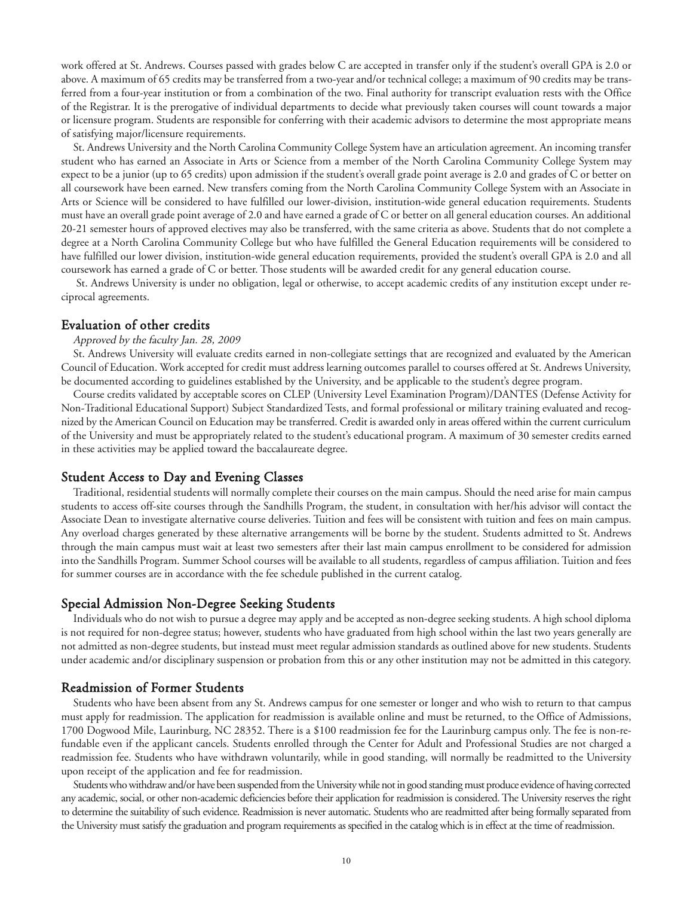work offered at St. Andrews. Courses passed with grades below C are accepted in transfer only if the student's overall GPA is 2.0 or above. A maximum of 65 credits may be transferred from a two-year and/or technical college; a maximum of 90 credits may be transferred from a four-year institution or from a combination of the two. Final authority for transcript evaluation rests with the Office of the Registrar. It is the prerogative of individual departments to decide what previously taken courses will count towards a major or licensure program. Students are responsible for conferring with their academic advisors to determine the most appropriate means of satisfying major/licensure requirements.

St. Andrews University and the North Carolina Community College System have an articulation agreement. An incoming transfer student who has earned an Associate in Arts or Science from a member of the North Carolina Community College System may expect to be a junior (up to 65 credits) upon admission if the student's overall grade point average is 2.0 and grades of C or better on all coursework have been earned. New transfers coming from the North Carolina Community College System with an Associate in Arts or Science will be considered to have fulfilled our lower-division, institution-wide general education requirements. Students must have an overall grade point average of 2.0 and have earned a grade of C or better on all general education courses. An additional 20-21 semester hours of approved electives may also be transferred, with the same criteria as above. Students that do not complete a degree at a North Carolina Community College but who have fulfilled the General Education requirements will be considered to have fulfilled our lower division, institution-wide general education requirements, provided the student's overall GPA is 2.0 and all coursework has earned a grade of C or better. Those students will be awarded credit for any general education course.

St. Andrews University is under no obligation, legal or otherwise, to accept academic credits of any institution except under reciprocal agreements.

## Evaluation of other credits

*Approved by the faculty Jan. 28, 2009*

St. Andrews University will evaluate credits earned in non-collegiate settings that are recognized and evaluated by the American Council of Education. Work accepted for credit must address learning outcomes parallel to courses offered at St. Andrews University, be documented according to guidelines established by the University, and be applicable to the student's degree program.

Course credits validated by acceptable scores on CLEP (University Level Examination Program)/DANTES (Defense Activity for Non-Traditional Educational Support) Subject Standardized Tests, and formal professional or military training evaluated and recognized by the American Council on Education may be transferred. Credit is awarded only in areas offered within the current curriculum of the University and must be appropriately related to the student's educational program. A maximum of 30 semester credits earned in these activities may be applied toward the baccalaureate degree.

## Student Access to Day and Evening Classes

Traditional, residential students will normally complete their courses on the main campus. Should the need arise for main campus students to access off-site courses through the Sandhills Program, the student, in consultation with her/his advisor will contact the Associate Dean to investigate alternative course deliveries. Tuition and fees will be consistent with tuition and fees on main campus. Any overload charges generated by these alternative arrangements will be borne by the student. Students admitted to St. Andrews through the main campus must wait at least two semesters after their last main campus enrollment to be considered for admission into the Sandhills Program. Summer School courses will be available to all students, regardless of campus affiliation. Tuition and fees for summer courses are in accordance with the fee schedule published in the current catalog.

## Special Admission Non-Degree Seeking Students

Individuals who do not wish to pursue a degree may apply and be accepted as non-degree seeking students. A high school diploma is not required for non-degree status; however, students who have graduated from high school within the last two years generally are not admitted as non-degree students, but instead must meet regular admission standards as outlined above for new students. Students under academic and/or disciplinary suspension or probation from this or any other institution may not be admitted in this category.

## Readmission of Former Students

Students who have been absent from any St. Andrews campus for one semester or longer and who wish to return to that campus must apply for readmission. The application for readmission is available online and must be returned, to the Office of Admissions, 1700 Dogwood Mile, Laurinburg, NC 28352. There is a $100 readmission fee for the Laurinburg campus only. The fee is non-refundable even if the applicant cancels. Students enrolled through the Center for Adult and Professional Studies are not charged a readmission fee. Students who have withdrawn voluntarily, while in good standing, will normally be readmitted to the University upon receipt of the application and fee for readmission.

Students who withdraw and/or have been suspended from the University while not in good standing must produce evidence of having corrected any academic, social, or other non-academic deficiencies before their application for readmission is considered. The University reserves the right to determine the suitability of such evidence. Readmission is never automatic. Students who are readmitted after being formally separated from the University must satisfy the graduation and program requirements as specified in the catalog which is in effect at the time of readmission.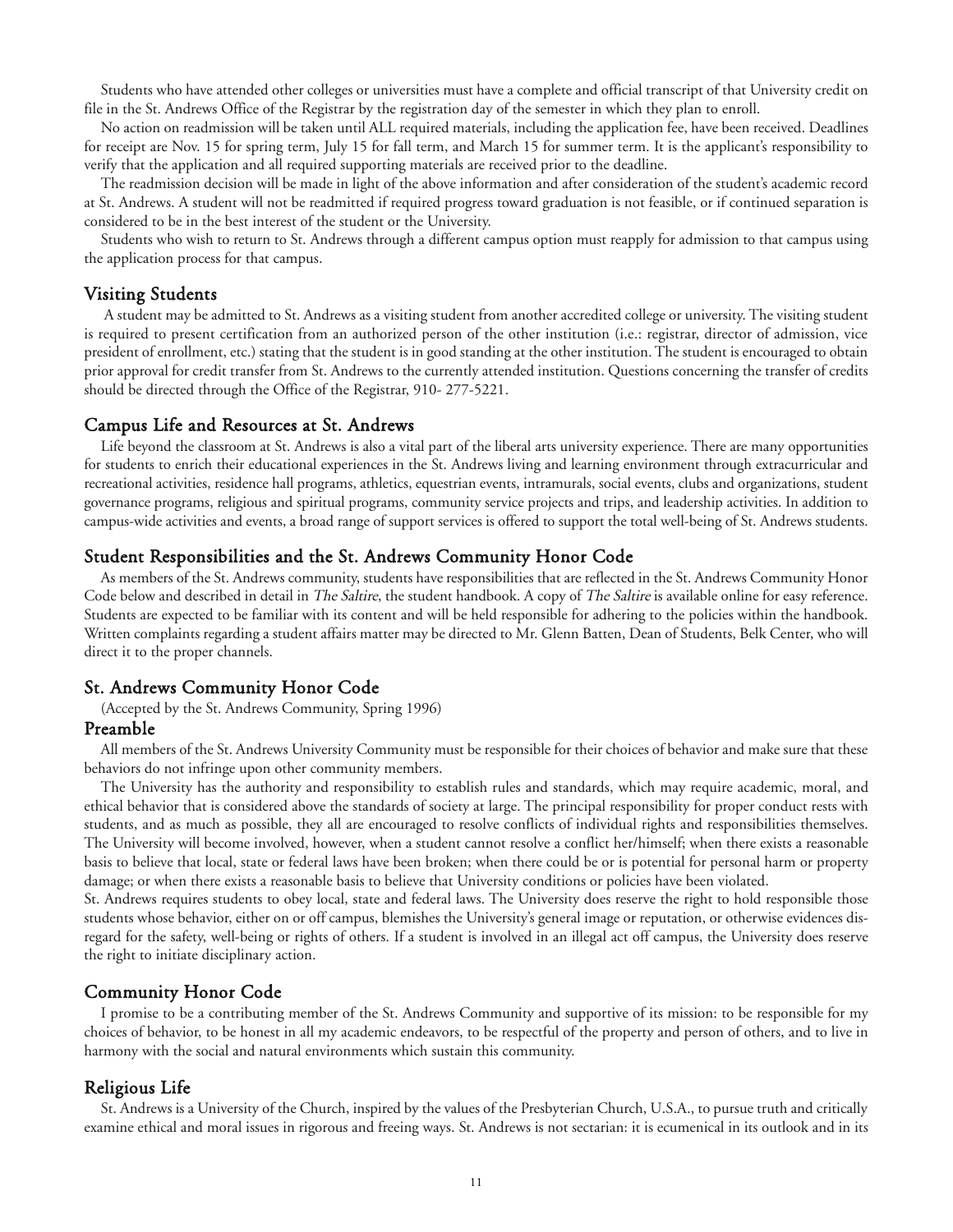Students who have attended other colleges or universities must have a complete and official transcript of that University credit on file in the St. Andrews Office of the Registrar by the registration day of the semester in which they plan to enroll.

No action on readmission will be taken until ALL required materials, including the application fee, have been received. Deadlines for receipt are Nov. 15 for spring term, July 15 for fall term, and March 15 for summer term. It is the applicant's responsibility to verify that the application and all required supporting materials are received prior to the deadline.

The readmission decision will be made in light of the above information and after consideration of the student's academic record at St. Andrews. A student will not be readmitted if required progress toward graduation is not feasible, or if continued separation is considered to be in the best interest of the student or the University.

Students who wish to return to St. Andrews through a different campus option must reapply for admission to that campus using the application process for that campus.

## Visiting Students

A student may be admitted to St. Andrews as a visiting student from another accredited college or university. The visiting student is required to present certification from an authorized person of the other institution (i.e.: registrar, director of admission, vice president of enrollment, etc.) stating that the student is in good standing at the other institution. The student is encouraged to obtain prior approval for credit transfer from St. Andrews to the currently attended institution. Questions concerning the transfer of credits should be directed through the Office of the Registrar, 910- 277-5221.

## Campus Life and Resources at St. Andrews

Life beyond the classroom at St. Andrews is also a vital part of the liberal arts university experience. There are many opportunities for students to enrich their educational experiences in the St. Andrews living and learning environment through extracurricular and recreational activities, residence hall programs, athletics, equestrian events, intramurals, social events, clubs and organizations, student governance programs, religious and spiritual programs, community service projects and trips, and leadership activities. In addition to campus-wide activities and events, a broad range of support services is offered to support the total well-being of St. Andrews students.

## Student Responsibilities and the St. Andrews Community Honor Code

As members of the St. Andrews community, students have responsibilities that are reflected in the St. Andrews Community Honor Code below and described in detail in *The Saltire*, the student handbook. A copy of *The Saltire* is available online for easy reference. Students are expected to be familiar with its content and will be held responsible for adhering to the policies within the handbook. Written complaints regarding a student affairs matter may be directed to Mr. Glenn Batten, Dean of Students, Belk Center, who will direct it to the proper channels.

## St. Andrews Community Honor Code

(Accepted by the St. Andrews Community, Spring 1996)

## Preamble

All members of the St. Andrews University Community must be responsible for their choices of behavior and make sure that these behaviors do not infringe upon other community members.

The University has the authority and responsibility to establish rules and standards, which may require academic, moral, and ethical behavior that is considered above the standards of society at large. The principal responsibility for proper conduct rests with students, and as much as possible, they all are encouraged to resolve conflicts of individual rights and responsibilities themselves. The University will become involved, however, when a student cannot resolve a conflict her/himself; when there exists a reasonable basis to believe that local, state or federal laws have been broken; when there could be or is potential for personal harm or property damage; or when there exists a reasonable basis to believe that University conditions or policies have been violated.

St. Andrews requires students to obey local, state and federal laws. The University does reserve the right to hold responsible those students whose behavior, either on or off campus, blemishes the University's general image or reputation, or otherwise evidences disregard for the safety, well-being or rights of others. If a student is involved in an illegal act off campus, the University does reserve the right to initiate disciplinary action.

## Community Honor Code

I promise to be a contributing member of the St. Andrews Community and supportive of its mission: to be responsible for my choices of behavior, to be honest in all my academic endeavors, to be respectful of the property and person of others, and to live in harmony with the social and natural environments which sustain this community.

## Religious Life

St. Andrews is a University of the Church, inspired by the values of the Presbyterian Church, U.S.A., to pursue truth and critically examine ethical and moral issues in rigorous and freeing ways. St. Andrews is not sectarian: it is ecumenical in its outlook and in its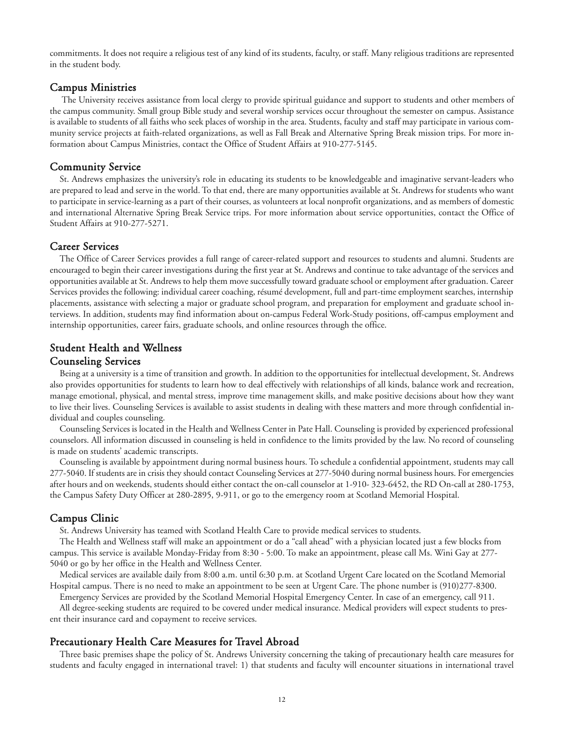commitments. It does not require a religious test of any kind of its students, faculty, or staff. Many religious traditions are represented in the student body.

## Campus Ministries

The University receives assistance from local clergy to provide spiritual guidance and support to students and other members of the campus community. Small group Bible study and several worship services occur throughout the semester on campus. Assistance is available to students of all faiths who seek places of worship in the area. Students, faculty and staff may participate in various community service projects at faith-related organizations, as well as Fall Break and Alternative Spring Break mission trips. For more information about Campus Ministries, contact the Office of Student Affairs at 910-277-5145.

## Community Service

St. Andrews emphasizes the university's role in educating its students to be knowledgeable and imaginative servant-leaders who are prepared to lead and serve in the world. To that end, there are many opportunities available at St. Andrews for students who want to participate in service-learning as a part of their courses, as volunteers at local nonprofit organizations, and as members of domestic and international Alternative Spring Break Service trips. For more information about service opportunities, contact the Office of Student Affairs at 910-277-5271.

## Career Services

The Office of Career Services provides a full range of career-related support and resources to students and alumni. Students are encouraged to begin their career investigations during the first year at St. Andrews and continue to take advantage of the services and opportunities available at St. Andrews to help them move successfully toward graduate school or employment after graduation. Career Services provides the following: individual career coaching, résumé development, full and part-time employment searches, internship placements, assistance with selecting a major or graduate school program, and preparation for employment and graduate school interviews. In addition, students may find information about on-campus Federal Work-Study positions, off-campus employment and internship opportunities, career fairs, graduate schools, and online resources through the office.

## Student Health and Wellness

### Counseling Services

Being at a university is a time of transition and growth. In addition to the opportunities for intellectual development, St. Andrews also provides opportunities for students to learn how to deal effectively with relationships of all kinds, balance work and recreation, manage emotional, physical, and mental stress, improve time management skills, and make positive decisions about how they want to live their lives. Counseling Services is available to assist students in dealing with these matters and more through confidential individual and couples counseling.

Counseling Services is located in the Health and Wellness Center in Pate Hall. Counseling is provided by experienced professional counselors. All information discussed in counseling is held in confidence to the limits provided by the law. No record of counseling is made on students' academic transcripts.

Counseling is available by appointment during normal business hours. To schedule a confidential appointment, students may call 277-5040. If students are in crisis they should contact Counseling Services at 277-5040 during normal business hours. For emergencies after hours and on weekends, students should either contact the on-call counselor at 1-910- 323-6452, the RD On-call at 280-1753, the Campus Safety Duty Officer at 280-2895, 9-911, or go to the emergency room at Scotland Memorial Hospital.

## Campus Clinic

St. Andrews University has teamed with Scotland Health Care to provide medical services to students.

The Health and Wellness staff will make an appointment or do a "call ahead" with a physician located just a few blocks from campus. This service is available Monday-Friday from 8:30 - 5:00. To make an appointment, please call Ms. Wini Gay at 277-5040 or go by her office in the Health and Wellness Center.

Medical services are available daily from 8:00 a.m. until 6:30 p.m. at Scotland Urgent Care located on the Scotland Memorial Hospital campus. There is no need to make an appointment to be seen at Urgent Care. The phone number is (910)277-8300.

Emergency Services are provided by the Scotland Memorial Hospital Emergency Center. In case of an emergency, call 911.

All degree-seeking students are required to be covered under medical insurance. Medical providers will expect students to present their insurance card and copayment to receive services.

## Precautionary Health Care Measures for Travel Abroad

Three basic premises shape the policy of St. Andrews University concerning the taking of precautionary health care measures for students and faculty engaged in international travel: 1) that students and faculty will encounter situations in international travel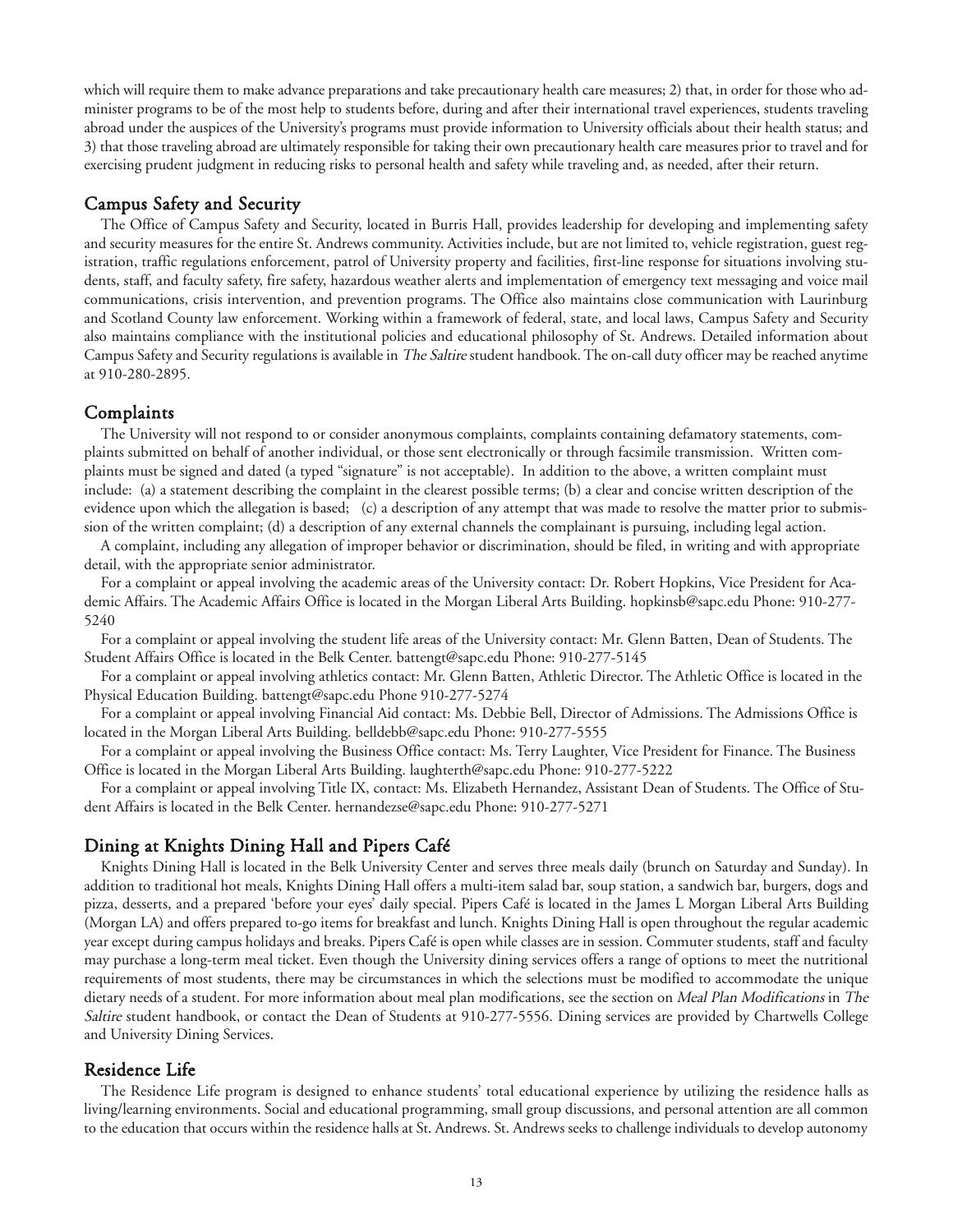which will require them to make advance preparations and take precautionary health care measures; 2) that, in order for those who administer programs to be of the most help to students before, during and after their international travel experiences, students traveling abroad under the auspices of the University's programs must provide information to University officials about their health status; and 3) that those traveling abroad are ultimately responsible for taking their own precautionary health care measures prior to travel and for exercising prudent judgment in reducing risks to personal health and safety while traveling and, as needed, after their return.

## Campus Safety and Security

The Office of Campus Safety and Security, located in Burris Hall, provides leadership for developing and implementing safety and security measures for the entire St. Andrews community. Activities include, but are not limited to, vehicle registration, guest registration, traffic regulations enforcement, patrol of University property and facilities, first-line response for situations involving students, staff, and faculty safety, fire safety, hazardous weather alerts and implementation of emergency text messaging and voice mail communications, crisis intervention, and prevention programs. The Office also maintains close communication with Laurinburg and Scotland County law enforcement. Working within a framework of federal, state, and local laws, Campus Safety and Security also maintains compliance with the institutional policies and educational philosophy of St. Andrews. Detailed information about Campus Safety and Security regulations is available in *The Saltire* student handbook. The on-call duty officer may be reached anytime at 910-280-2895.

## Complaints

The University will not respond to or consider anonymous complaints, complaints containing defamatory statements, complaints submitted on behalf of another individual, or those sent electronically or through facsimile transmission. Written complaints must be signed and dated (a typed "signature" is not acceptable). In addition to the above, a written complaint must include: (a) a statement describing the complaint in the clearest possible terms; (b) a clear and concise written description of the evidence upon which the allegation is based; (c) a description of any attempt that was made to resolve the matter prior to submission of the written complaint; (d) a description of any external channels the complainant is pursuing, including legal action.

A complaint, including any allegation of improper behavior or discrimination, should be filed, in writing and with appropriate detail, with the appropriate senior administrator.

For a complaint or appeal involving the academic areas of the University contact: Dr. Robert Hopkins, Vice President for Academic Affairs. The Academic Affairs Office is located in the Morgan Liberal Arts Building. hopkinsb@sapc.edu Phone: 910-277-5240

For a complaint or appeal involving the student life areas of the University contact: Mr. Glenn Batten, Dean of Students. The Student Affairs Office is located in the Belk Center. battengt@sapc.edu Phone: 910-277-5145

For a complaint or appeal involving athletics contact: Mr. Glenn Batten, Athletic Director. The Athletic Office is located in the Physical Education Building. battengt@sapc.edu Phone 910-277-5274

For a complaint or appeal involving Financial Aid contact: Ms. Debbie Bell, Director of Admissions. The Admissions Office is located in the Morgan Liberal Arts Building. belldebb@sapc.edu Phone: 910-277-5555

For a complaint or appeal involving the Business Office contact: Ms. Terry Laughter, Vice President for Finance. The Business Office is located in the Morgan Liberal Arts Building. laughterth@sapc.edu Phone: 910-277-5222

For a complaint or appeal involving Title IX, contact: Ms. Elizabeth Hernandez, Assistant Dean of Students. The Office of Student Affairs is located in the Belk Center. hernandezse@sapc.edu Phone: 910-277-5271

## Dining at Knights Dining Hall and Pipers Café

Knights Dining Hall is located in the Belk University Center and serves three meals daily (brunch on Saturday and Sunday). In addition to traditional hot meals, Knights Dining Hall offers a multi-item salad bar, soup station, a sandwich bar, burgers, dogs and pizza, desserts, and a prepared 'before your eyes' daily special. Pipers Café is located in the James L Morgan Liberal Arts Building (Morgan LA) and offers prepared to-go items for breakfast and lunch. Knights Dining Hall is open throughout the regular academic year except during campus holidays and breaks. Pipers Café is open while classes are in session. Commuter students, staff and faculty may purchase a long-term meal ticket. Even though the University dining services offers a range of options to meet the nutritional requirements of most students, there may be circumstances in which the selections must be modified to accommodate the unique dietary needs of a student. For more information about meal plan modifications, see the section on *Meal Plan Modifications* in *The Saltire* student handbook, or contact the Dean of Students at 910-277-5556. Dining services are provided by Chartwells College and University Dining Services.

## Residence Life

The Residence Life program is designed to enhance students' total educational experience by utilizing the residence halls as living/learning environments. Social and educational programming, small group discussions, and personal attention are all common to the education that occurs within the residence halls at St. Andrews. St. Andrews seeks to challenge individuals to develop autonomy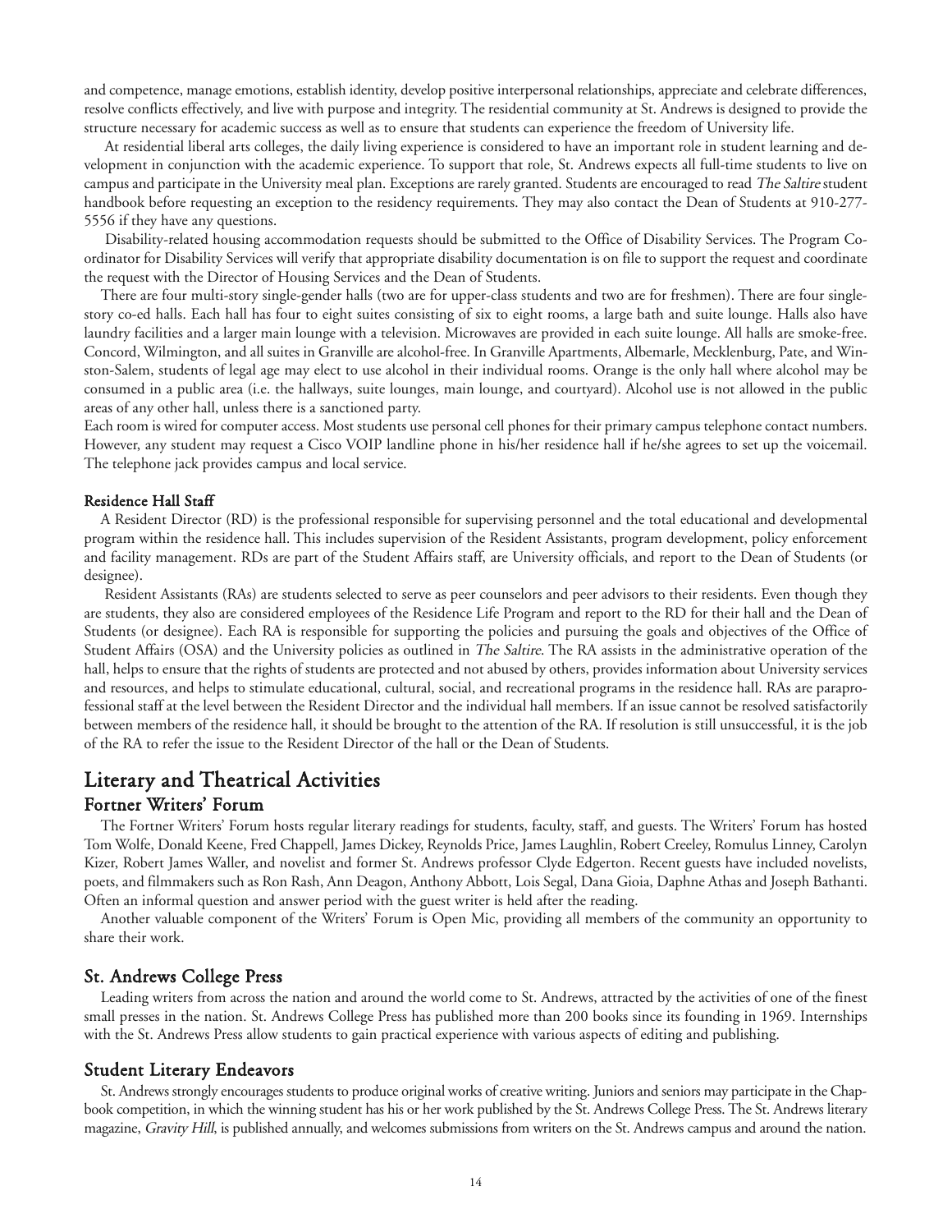and competence, manage emotions, establish identity, develop positive interpersonal relationships, appreciate and celebrate differences, resolve conflicts effectively, and live with purpose and integrity. The residential community at St. Andrews is designed to provide the structure necessary for academic success as well as to ensure that students can experience the freedom of University life.

At residential liberal arts colleges, the daily living experience is considered to have an important role in student learning and development in conjunction with the academic experience. To support that role, St. Andrews expects all full-time students to live on campus and participate in the University meal plan. Exceptions are rarely granted. Students are encouraged to read *The Saltire* student handbook before requesting an exception to the residency requirements. They may also contact the Dean of Students at 910-277-5556 if they have any questions.

Disability-related housing accommodation requests should be submitted to the Office of Disability Services. The Program Coordinator for Disability Services will verify that appropriate disability documentation is on file to support the request and coordinate the request with the Director of Housing Services and the Dean of Students.

There are four multi-story single-gender halls (two are for upper-class students and two are for freshmen). There are four single-story co-ed halls. Each hall has four to eight suites consisting of six to eight rooms, a large bath and suite lounge. Halls also have laundry facilities and a larger main lounge with a television. Microwaves are provided in each suite lounge. All halls are smoke-free. Concord, Wilmington, and all suites in Granville are alcohol-free. In Granville Apartments, Albemarle, Mecklenburg, Pate, and Winston-Salem, students of legal age may elect to use alcohol in their individual rooms. Orange is the only hall where alcohol may be consumed in a public area (i.e. the hallways, suite lounges, main lounge, and courtyard). Alcohol use is not allowed in the public areas of any other hall, unless there is a sanctioned party.

Each room is wired for computer access. Most students use personal cell phones for their primary campus telephone contact numbers. However, any student may request a Cisco VOIP landline phone in his/her residence hall if he/she agrees to set up the voicemail. The telephone jack provides campus and local service.

#### Residence Hall Staff

A Resident Director (RD) is the professional responsible for supervising personnel and the total educational and developmental program within the residence hall. This includes supervision of the Resident Assistants, program development, policy enforcement and facility management. RDs are part of the Student Affairs staff, are University officials, and report to the Dean of Students (or designee).

Resident Assistants (RAs) are students selected to serve as peer counselors and peer advisors to their residents. Even though they are students, they also are considered employees of the Residence Life Program and report to the RD for their hall and the Dean of Students (or designee). Each RA is responsible for supporting the policies and pursuing the goals and objectives of the Office of Student Affairs (OSA) and the University policies as outlined in *The Saltire*. The RA assists in the administrative operation of the hall, helps to ensure that the rights of students are protected and not abused by others, provides information about University services and resources, and helps to stimulate educational, cultural, social, and recreational programs in the residence hall. RAs are paraprofessional staff at the level between the Resident Director and the individual hall members. If an issue cannot be resolved satisfactorily between members of the residence hall, it should be brought to the attention of the RA. If resolution is still unsuccessful, it is the job of the RA to refer the issue to the Resident Director of the hall or the Dean of Students.

## Literary and Theatrical Activities

### Fortner Writers' Forum

The Fortner Writers' Forum hosts regular literary readings for students, faculty, staff, and guests. The Writers' Forum has hosted Tom Wolfe, Donald Keene, Fred Chappell, James Dickey, Reynolds Price, James Laughlin, Robert Creeley, Romulus Linney, Carolyn Kizer, Robert James Waller, and novelist and former St. Andrews professor Clyde Edgerton. Recent guests have included novelists, poets, and filmmakers such as Ron Rash, Ann Deagon, Anthony Abbott, Lois Segal, Dana Gioia, Daphne Athas and Joseph Bathanti. Often an informal question and answer period with the guest writer is held after the reading.

Another valuable component of the Writers' Forum is Open Mic, providing all members of the community an opportunity to share their work.

### St. Andrews College Press

Leading writers from across the nation and around the world come to St. Andrews, attracted by the activities of one of the finest small presses in the nation. St. Andrews College Press has published more than 200 books since its founding in 1969. Internships with the St. Andrews Press allow students to gain practical experience with various aspects of editing and publishing.

### Student Literary Endeavors

St. Andrews strongly encourages students to produce original works of creative writing. Juniors and seniors may participate in the Chapbook competition, in which the winning student has his or her work published by the St. Andrews College Press. The St. Andrews literary magazine, *Gravity Hill*, is published annually, and welcomes submissions from writers on the St. Andrews campus and around the nation.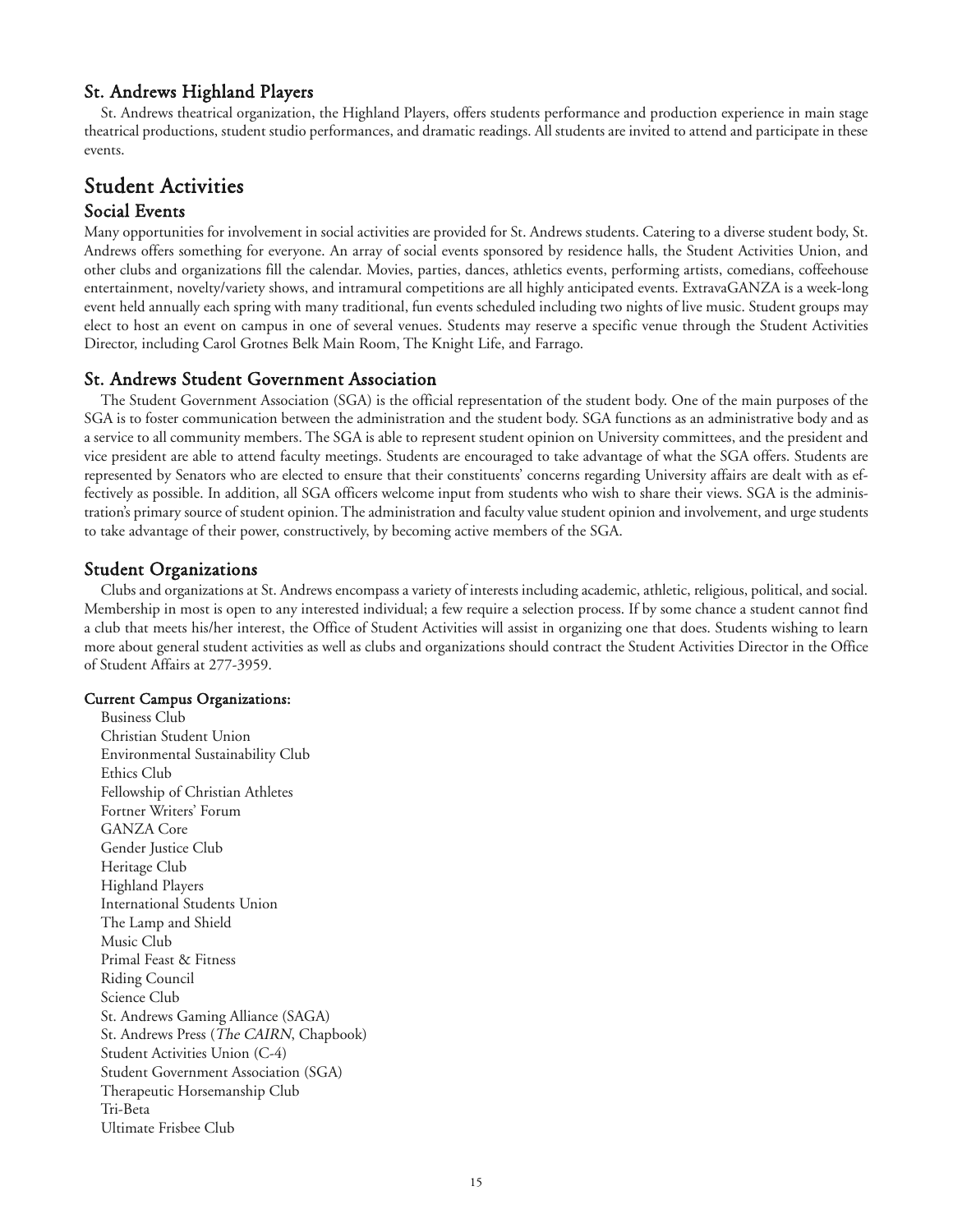### St. Andrews Highland Players

St. Andrews theatrical organization, the Highland Players, offers students performance and production experience in main stage theatrical productions, student studio performances, and dramatic readings. All students are invited to attend and participate in these events.

## Student Activities

### Social Events

Many opportunities for involvement in social activities are provided for St. Andrews students. Catering to a diverse student body, St. Andrews offers something for everyone. An array of social events sponsored by residence halls, the Student Activities Union, and other clubs and organizations fill the calendar. Movies, parties, dances, athletics events, performing artists, comedians, coffeehouse entertainment, novelty/variety shows, and intramural competitions are all highly anticipated events. ExtravaGANZA is a week-long event held annually each spring with many traditional, fun events scheduled including two nights of live music. Student groups may elect to host an event on campus in one of several venues. Students may reserve a specific venue through the Student Activities Director, including Carol Grotnes Belk Main Room, The Knight Life, and Farrago.

### St. Andrews Student Government Association

The Student Government Association (SGA) is the official representation of the student body. One of the main purposes of the SGA is to foster communication between the administration and the student body. SGA functions as an administrative body and as a service to all community members. The SGA is able to represent student opinion on University committees, and the president and vice president are able to attend faculty meetings. Students are encouraged to take advantage of what the SGA offers. Students are represented by Senators who are elected to ensure that their constituents' concerns regarding University affairs are dealt with as effectively as possible. In addition, all SGA officers welcome input from students who wish to share their views. SGA is the administration's primary source of student opinion. The administration and faculty value student opinion and involvement, and urge students to take advantage of their power, constructively, by becoming active members of the SGA.

### Student Organizations

Clubs and organizations at St. Andrews encompass a variety of interests including academic, athletic, religious, political, and social. Membership in most is open to any interested individual; a few require a selection process. If by some chance a student cannot find a club that meets his/her interest, the Office of Student Activities will assist in organizing one that does. Students wishing to learn more about general student activities as well as clubs and organizations should contract the Student Activities Director in the Office of Student Affairs at 277-3959.

**Current Campus Organizations:**

Business Club
Christian Student Union
Environmental Sustainability Club
Ethics Club
Fellowship of Christian Athletes
Fortner Writers' Forum
GANZA Core
Gender Justice Club
Heritage Club
Highland Players
International Students Union
The Lamp and Shield
Music Club
Primal Feast & Fitness
Riding Council
Science Club
St. Andrews Gaming Alliance (SAGA)
St. Andrews Press (*The CAIRN*, Chapbook)
Student Activities Union (C-4)
Student Government Association (SGA)
Therapeutic Horsemanship Club
Tri-Beta
Ultimate Frisbee Club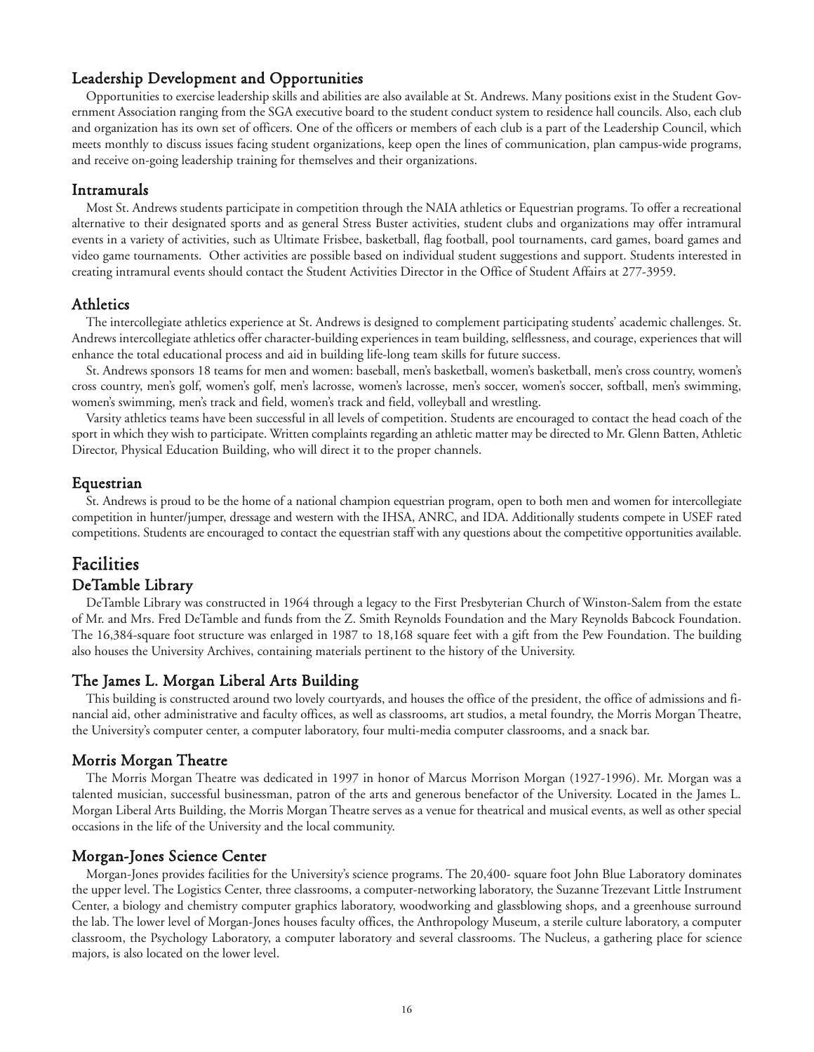## Leadership Development and Opportunities

Opportunities to exercise leadership skills and abilities are also available at St. Andrews. Many positions exist in the Student Government Association ranging from the SGA executive board to the student conduct system to residence hall councils. Also, each club and organization has its own set of officers. One of the officers or members of each club is a part of the Leadership Council, which meets monthly to discuss issues facing student organizations, keep open the lines of communication, plan campus-wide programs, and receive on-going leadership training for themselves and their organizations.

## Intramurals

Most St. Andrews students participate in competition through the NAIA athletics or Equestrian programs. To offer a recreational alternative to their designated sports and as general Stress Buster activities, student clubs and organizations may offer intramural events in a variety of activities, such as Ultimate Frisbee, basketball, flag football, pool tournaments, card games, board games and video game tournaments. Other activities are possible based on individual student suggestions and support. Students interested in creating intramural events should contact the Student Activities Director in the Office of Student Affairs at 277-3959.

## Athletics

The intercollegiate athletics experience at St. Andrews is designed to complement participating students' academic challenges. St. Andrews intercollegiate athletics offer character-building experiences in team building, selflessness, and courage, experiences that will enhance the total educational process and aid in building life-long team skills for future success.

St. Andrews sponsors 18 teams for men and women: baseball, men's basketball, women's basketball, men's cross country, women's cross country, men's golf, women's golf, men's lacrosse, women's lacrosse, men's soccer, women's soccer, softball, men's swimming, women's swimming, men's track and field, women's track and field, volleyball and wrestling.

Varsity athletics teams have been successful in all levels of competition. Students are encouraged to contact the head coach of the sport in which they wish to participate. Written complaints regarding an athletic matter may be directed to Mr. Glenn Batten, Athletic Director, Physical Education Building, who will direct it to the proper channels.

## Equestrian

St. Andrews is proud to be the home of a national champion equestrian program, open to both men and women for intercollegiate competition in hunter/jumper, dressage and western with the IHSA, ANRC, and IDA. Additionally students compete in USEF rated competitions. Students are encouraged to contact the equestrian staff with any questions about the competitive opportunities available.

# Facilities

## DeTamble Library

DeTamble Library was constructed in 1964 through a legacy to the First Presbyterian Church of Winston-Salem from the estate of Mr. and Mrs. Fred DeTamble and funds from the Z. Smith Reynolds Foundation and the Mary Reynolds Babcock Foundation. The 16,384-square foot structure was enlarged in 1987 to 18,168 square feet with a gift from the Pew Foundation. The building also houses the University Archives, containing materials pertinent to the history of the University.

## The James L. Morgan Liberal Arts Building

This building is constructed around two lovely courtyards, and houses the office of the president, the office of admissions and financial aid, other administrative and faculty offices, as well as classrooms, art studios, a metal foundry, the Morris Morgan Theatre, the University's computer center, a computer laboratory, four multi-media computer classrooms, and a snack bar.

## Morris Morgan Theatre

The Morris Morgan Theatre was dedicated in 1997 in honor of Marcus Morrison Morgan (1927-1996). Mr. Morgan was a talented musician, successful businessman, patron of the arts and generous benefactor of the University. Located in the James L. Morgan Liberal Arts Building, the Morris Morgan Theatre serves as a venue for theatrical and musical events, as well as other special occasions in the life of the University and the local community.

## Morgan-Jones Science Center

Morgan-Jones provides facilities for the University's science programs. The 20,400- square foot John Blue Laboratory dominates the upper level. The Logistics Center, three classrooms, a computer-networking laboratory, the Suzanne Trezevant Little Instrument Center, a biology and chemistry computer graphics laboratory, woodworking and glassblowing shops, and a greenhouse surround the lab. The lower level of Morgan-Jones houses faculty offices, the Anthropology Museum, a sterile culture laboratory, a computer classroom, the Psychology Laboratory, a computer laboratory and several classrooms. The Nucleus, a gathering place for science majors, is also located on the lower level.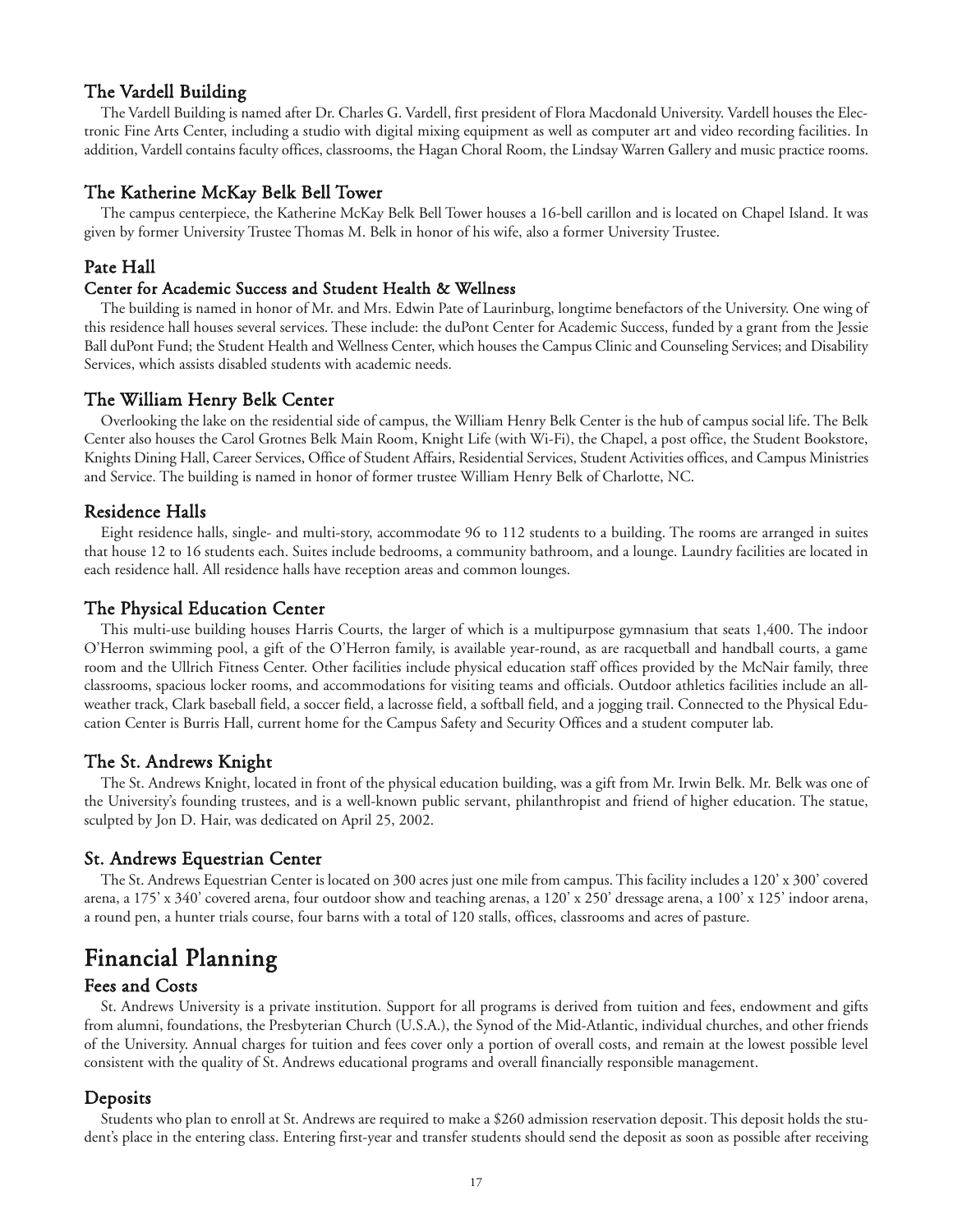### The Vardell Building

The Vardell Building is named after Dr. Charles G. Vardell, first president of Flora Macdonald University. Vardell houses the Electronic Fine Arts Center, including a studio with digital mixing equipment as well as computer art and video recording facilities. In addition, Vardell contains faculty offices, classrooms, the Hagan Choral Room, the Lindsay Warren Gallery and music practice rooms.

### The Katherine McKay Belk Bell Tower

The campus centerpiece, the Katherine McKay Belk Bell Tower houses a 16-bell carillon and is located on Chapel Island. It was given by former University Trustee Thomas M. Belk in honor of his wife, also a former University Trustee.

### Pate Hall

#### Center for Academic Success and Student Health & Wellness

The building is named in honor of Mr. and Mrs. Edwin Pate of Laurinburg, longtime benefactors of the University. One wing of this residence hall houses several services. These include: the duPont Center for Academic Success, funded by a grant from the Jessie Ball duPont Fund; the Student Health and Wellness Center, which houses the Campus Clinic and Counseling Services; and Disability Services, which assists disabled students with academic needs.

### The William Henry Belk Center

Overlooking the lake on the residential side of campus, the William Henry Belk Center is the hub of campus social life. The Belk Center also houses the Carol Grotnes Belk Main Room, Knight Life (with Wi-Fi), the Chapel, a post office, the Student Bookstore, Knights Dining Hall, Career Services, Office of Student Affairs, Residential Services, Student Activities offices, and Campus Ministries and Service. The building is named in honor of former trustee William Henry Belk of Charlotte, NC.

### Residence Halls

Eight residence halls, single- and multi-story, accommodate 96 to 112 students to a building. The rooms are arranged in suites that house 12 to 16 students each. Suites include bedrooms, a community bathroom, and a lounge. Laundry facilities are located in each residence hall. All residence halls have reception areas and common lounges.

### The Physical Education Center

This multi-use building houses Harris Courts, the larger of which is a multipurpose gymnasium that seats 1,400. The indoor O'Herron swimming pool, a gift of the O'Herron family, is available year-round, as are racquetball and handball courts, a game room and the Ullrich Fitness Center. Other facilities include physical education staff offices provided by the McNair family, three classrooms, spacious locker rooms, and accommodations for visiting teams and officials. Outdoor athletics facilities include an all-weather track, Clark baseball field, a soccer field, a lacrosse field, a softball field, and a jogging trail. Connected to the Physical Education Center is Burris Hall, current home for the Campus Safety and Security Offices and a student computer lab.

### The St. Andrews Knight

The St. Andrews Knight, located in front of the physical education building, was a gift from Mr. Irwin Belk. Mr. Belk was one of the University's founding trustees, and is a well-known public servant, philanthropist and friend of higher education. The statue, sculpted by Jon D. Hair, was dedicated on April 25, 2002.

### St. Andrews Equestrian Center

The St. Andrews Equestrian Center is located on 300 acres just one mile from campus. This facility includes a 120' x 300' covered arena, a 175' x 340' covered arena, four outdoor show and teaching arenas, a 120' x 250' dressage arena, a 100' x 125' indoor arena, a round pen, a hunter trials course, four barns with a total of 120 stalls, offices, classrooms and acres of pasture.

## Financial Planning

### Fees and Costs

St. Andrews University is a private institution. Support for all programs is derived from tuition and fees, endowment and gifts from alumni, foundations, the Presbyterian Church (U.S.A.), the Synod of the Mid-Atlantic, individual churches, and other friends of the University. Annual charges for tuition and fees cover only a portion of overall costs, and remain at the lowest possible level consistent with the quality of St. Andrews educational programs and overall financially responsible management.

### Deposits

Students who plan to enroll at St. Andrews are required to make a $260 admission reservation deposit. This deposit holds the student's place in the entering class. Entering first-year and transfer students should send the deposit as soon as possible after receiving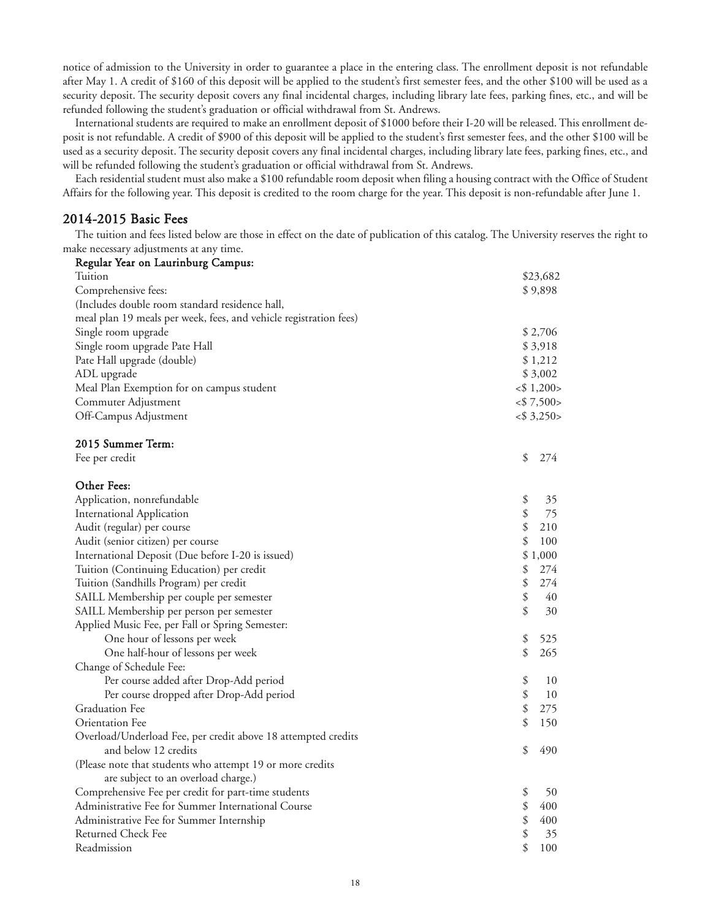notice of admission to the University in order to guarantee a place in the entering class. The enrollment deposit is not refundable after May 1. A credit of $160 of this deposit will be applied to the student's first semester fees, and the other $100 will be used as a security deposit. The security deposit covers any final incidental charges, including library late fees, parking fines, etc., and will be refunded following the student's graduation or official withdrawal from St. Andrews.

International students are required to make an enrollment deposit of $1000 before their I-20 will be released. This enrollment deposit is not refundable. A credit of $900 of this deposit will be applied to the student's first semester fees, and the other $100 will be used as a security deposit. The security deposit covers any final incidental charges, including library late fees, parking fines, etc., and will be refunded following the student's graduation or official withdrawal from St. Andrews.

Each residential student must also make a $100 refundable room deposit when filing a housing contract with the Office of Student Affairs for the following year. This deposit is credited to the room charge for the year. This deposit is non-refundable after June 1.

## 2014-2015 Basic Fees

The tuition and fees listed below are those in effect on the date of publication of this catalog. The University reserves the right to make necessary adjustments at any time.

| | |
|---|---|
| **Regular Year on Laurinburg Campus:** | |
| Tuition | $23,682 |
| Comprehensive fees: | $ 9,898 |
| (Includes double room standard residence hall, meal plan 19 meals per week, fees, and vehicle registration fees) | |
| Single room upgrade | $ 2,706 |
| Single room upgrade Pate Hall | $ 3,918 |
| Pate Hall upgrade (double) | $ 1,212 |
| ADL upgrade | $ 3,002 |
| Meal Plan Exemption for on campus student | <$ 1,200> |
| Commuter Adjustment | <$ 7,500> |
| Off-Campus Adjustment | <$ 3,250> |
| | |
| **2015 Summer Term:** | |
| Fee per credit | $ 274 |
| | |
| **Other Fees:** | |
| Application, nonrefundable | $ 35 |
| International Application | $ 75 |
| Audit (regular) per course | $ 210 |
| Audit (senior citizen) per course | $ 100 |
| International Deposit (Due before I-20 is issued) | $ 1,000 |
| Tuition (Continuing Education) per credit | $ 274 |
| Tuition (Sandhills Program) per credit | $ 274 |
| SAILL Membership per couple per semester | $ 40 |
| SAILL Membership per person per semester | $ 30 |
| Applied Music Fee, per Fall or Spring Semester: | |
| One hour of lessons per week | $ 525 |
| One half-hour of lessons per week | $ 265 |
| Change of Schedule Fee: | |
| Per course added after Drop-Add period | $ 10 |
| Per course dropped after Drop-Add period | $ 10 |
| Graduation Fee | $ 275 |
| Orientation Fee | $ 150 |
| Overload/Underload Fee, per credit above 18 attempted credits and below 12 credits | $ 490 |
| (Please note that students who attempt 19 or more credits are subject to an overload charge.) | |
| Comprehensive Fee per credit for part-time students | $ 50 |
| Administrative Fee for Summer International Course | $ 400 |
| Administrative Fee for Summer Internship | $ 400 |
| Returned Check Fee | $ 35 |
| Readmission | $ 100 |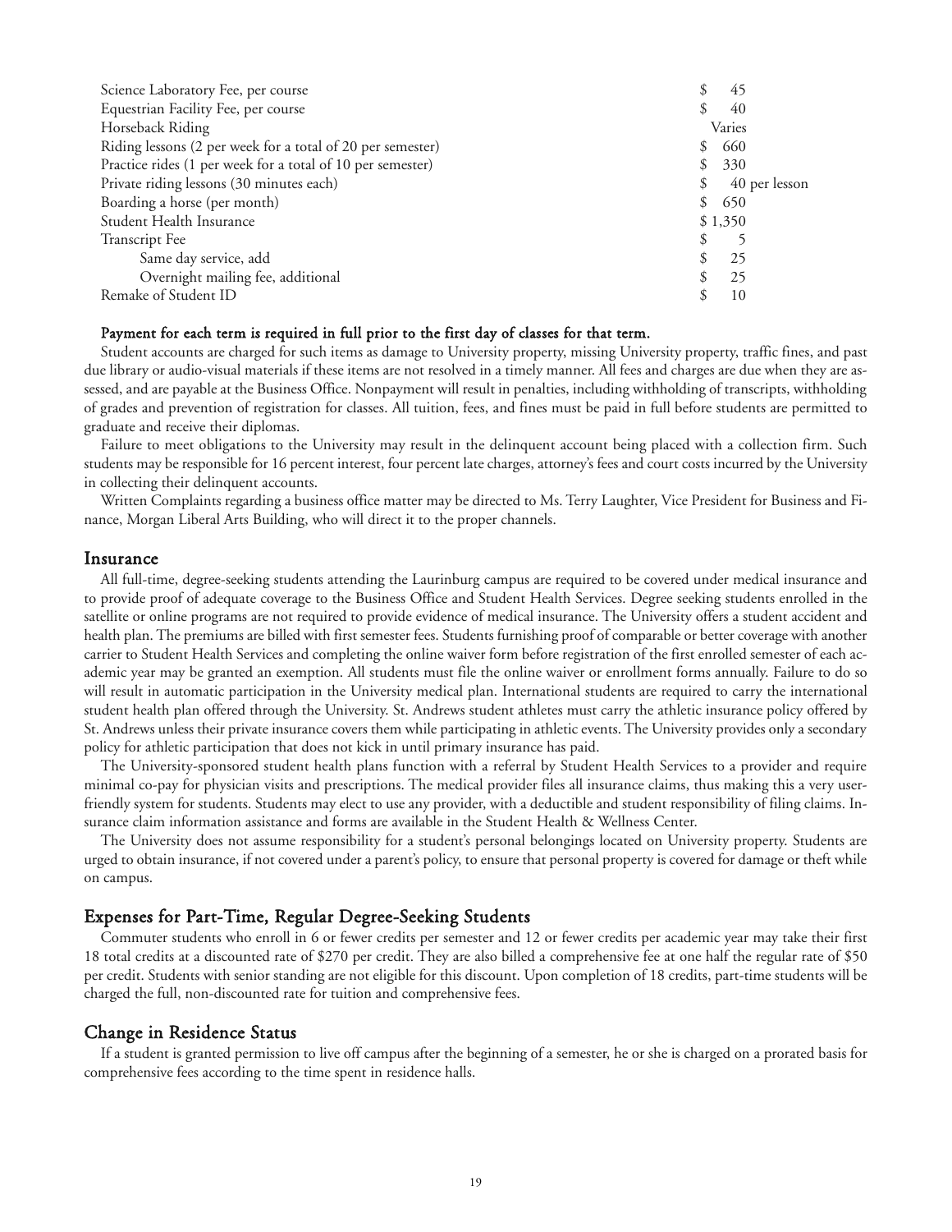| | |
|---|---|
| Science Laboratory Fee, per course | $ 45 |
| Equestrian Facility Fee, per course | $ 40 |
| Horseback Riding | Varies |
| Riding lessons (2 per week for a total of 20 per semester) | $ 660 |
| Practice rides (1 per week for a total of 10 per semester) | $ 330 |
| Private riding lessons (30 minutes each) | $ 40 per lesson |
| Boarding a horse (per month) | $ 650 |
| Student Health Insurance | $ 1,350 |
| Transcript Fee | $ 5 |
| Same day service, add | $ 25 |
| Overnight mailing fee, additional | $ 25 |
| Remake of Student ID | $ 10 |

**Payment for each term is required in full prior to the first day of classes for that term.**

Student accounts are charged for such items as damage to University property, missing University property, traffic fines, and past due library or audio-visual materials if these items are not resolved in a timely manner. All fees and charges are due when they are assessed, and are payable at the Business Office. Nonpayment will result in penalties, including withholding of transcripts, withholding of grades and prevention of registration for classes. All tuition, fees, and fines must be paid in full before students are permitted to graduate and receive their diplomas.

Failure to meet obligations to the University may result in the delinquent account being placed with a collection firm. Such students may be responsible for 16 percent interest, four percent late charges, attorney's fees and court costs incurred by the University in collecting their delinquent accounts.

Written Complaints regarding a business office matter may be directed to Ms. Terry Laughter, Vice President for Business and Finance, Morgan Liberal Arts Building, who will direct it to the proper channels.

## Insurance

All full-time, degree-seeking students attending the Laurinburg campus are required to be covered under medical insurance and to provide proof of adequate coverage to the Business Office and Student Health Services. Degree seeking students enrolled in the satellite or online programs are not required to provide evidence of medical insurance. The University offers a student accident and health plan. The premiums are billed with first semester fees. Students furnishing proof of comparable or better coverage with another carrier to Student Health Services and completing the online waiver form before registration of the first enrolled semester of each academic year may be granted an exemption. All students must file the online waiver or enrollment forms annually. Failure to do so will result in automatic participation in the University medical plan. International students are required to carry the international student health plan offered through the University. St. Andrews student athletes must carry the athletic insurance policy offered by St. Andrews unless their private insurance covers them while participating in athletic events. The University provides only a secondary policy for athletic participation that does not kick in until primary insurance has paid.

The University-sponsored student health plans function with a referral by Student Health Services to a provider and require minimal co-pay for physician visits and prescriptions. The medical provider files all insurance claims, thus making this a very user-friendly system for students. Students may elect to use any provider, with a deductible and student responsibility of filing claims. Insurance claim information assistance and forms are available in the Student Health & Wellness Center.

The University does not assume responsibility for a student's personal belongings located on University property. Students are urged to obtain insurance, if not covered under a parent's policy, to ensure that personal property is covered for damage or theft while on campus.

## Expenses for Part-Time, Regular Degree-Seeking Students

Commuter students who enroll in 6 or fewer credits per semester and 12 or fewer credits per academic year may take their first 18 total credits at a discounted rate of $270 per credit. They are also billed a comprehensive fee at one half the regular rate of $50 per credit. Students with senior standing are not eligible for this discount. Upon completion of 18 credits, part-time students will be charged the full, non-discounted rate for tuition and comprehensive fees.

## Change in Residence Status

If a student is granted permission to live off campus after the beginning of a semester, he or she is charged on a prorated basis for comprehensive fees according to the time spent in residence halls.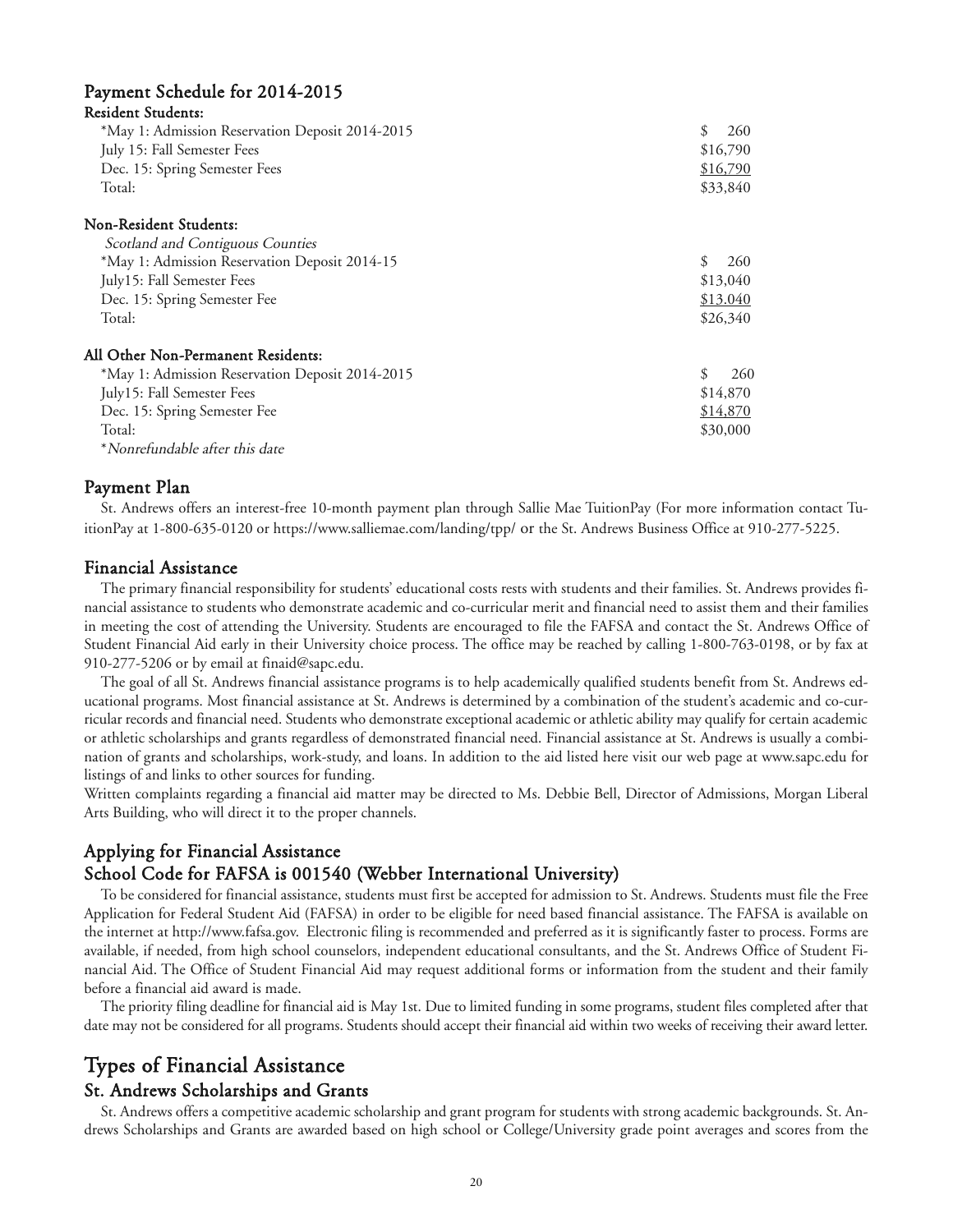## Payment Schedule for 2014-2015

**Resident Students:**

| | |
|---|---|
| *May 1: Admission Reservation Deposit 2014-2015 | $ 260 |
| July 15: Fall Semester Fees | $16,790 |
| Dec. 15: Spring Semester Fees | $16,790 |
| Total: | $33,840 |

**Non-Resident Students:**

*Scotland and Contiguous Counties*

| | |
|---|---|
| *May 1: Admission Reservation Deposit 2014-15 | $ 260 |
| July15: Fall Semester Fees | $13,040 |
| Dec. 15: Spring Semester Fee | $13.040 |
| Total: | $26,340 |

**All Other Non-Permanent Residents:**

| | |
|---|---|
| *May 1: Admission Reservation Deposit 2014-2015 | $ 260 |
| July15: Fall Semester Fees | $14,870 |
| Dec. 15: Spring Semester Fee | $14,870 |
| Total: | $30,000 |

**Nonrefundable after this date*

## Payment Plan

St. Andrews offers an interest-free 10-month payment plan through Sallie Mae TuitionPay (For more information contact TuitionPay at 1-800-635-0120 or https://www.salliemae.com/landing/tpp/ or the St. Andrews Business Office at 910-277-5225.

## Financial Assistance

The primary financial responsibility for students' educational costs rests with students and their families. St. Andrews provides financial assistance to students who demonstrate academic and co-curricular merit and financial need to assist them and their families in meeting the cost of attending the University. Students are encouraged to file the FAFSA and contact the St. Andrews Office of Student Financial Aid early in their University choice process. The office may be reached by calling 1-800-763-0198, or by fax at 910-277-5206 or by email at finaid@sapc.edu.

The goal of all St. Andrews financial assistance programs is to help academically qualified students benefit from St. Andrews educational programs. Most financial assistance at St. Andrews is determined by a combination of the student's academic and co-curricular records and financial need. Students who demonstrate exceptional academic or athletic ability may qualify for certain academic or athletic scholarships and grants regardless of demonstrated financial need. Financial assistance at St. Andrews is usually a combination of grants and scholarships, work-study, and loans. In addition to the aid listed here visit our web page at www.sapc.edu for listings of and links to other sources for funding.

Written complaints regarding a financial aid matter may be directed to Ms. Debbie Bell, Director of Admissions, Morgan Liberal Arts Building, who will direct it to the proper channels.

## Applying for Financial Assistance

## School Code for FAFSA is 001540 (Webber International University)

To be considered for financial assistance, students must first be accepted for admission to St. Andrews. Students must file the Free Application for Federal Student Aid (FAFSA) in order to be eligible for need based financial assistance. The FAFSA is available on the internet at http://www.fafsa.gov. Electronic filing is recommended and preferred as it is significantly faster to process. Forms are available, if needed, from high school counselors, independent educational consultants, and the St. Andrews Office of Student Financial Aid. The Office of Student Financial Aid may request additional forms or information from the student and their family before a financial aid award is made.

The priority filing deadline for financial aid is May 1st. Due to limited funding in some programs, student files completed after that date may not be considered for all programs. Students should accept their financial aid within two weeks of receiving their award letter.

# Types of Financial Assistance

## St. Andrews Scholarships and Grants

St. Andrews offers a competitive academic scholarship and grant program for students with strong academic backgrounds. St. Andrews Scholarships and Grants are awarded based on high school or College/University grade point averages and scores from the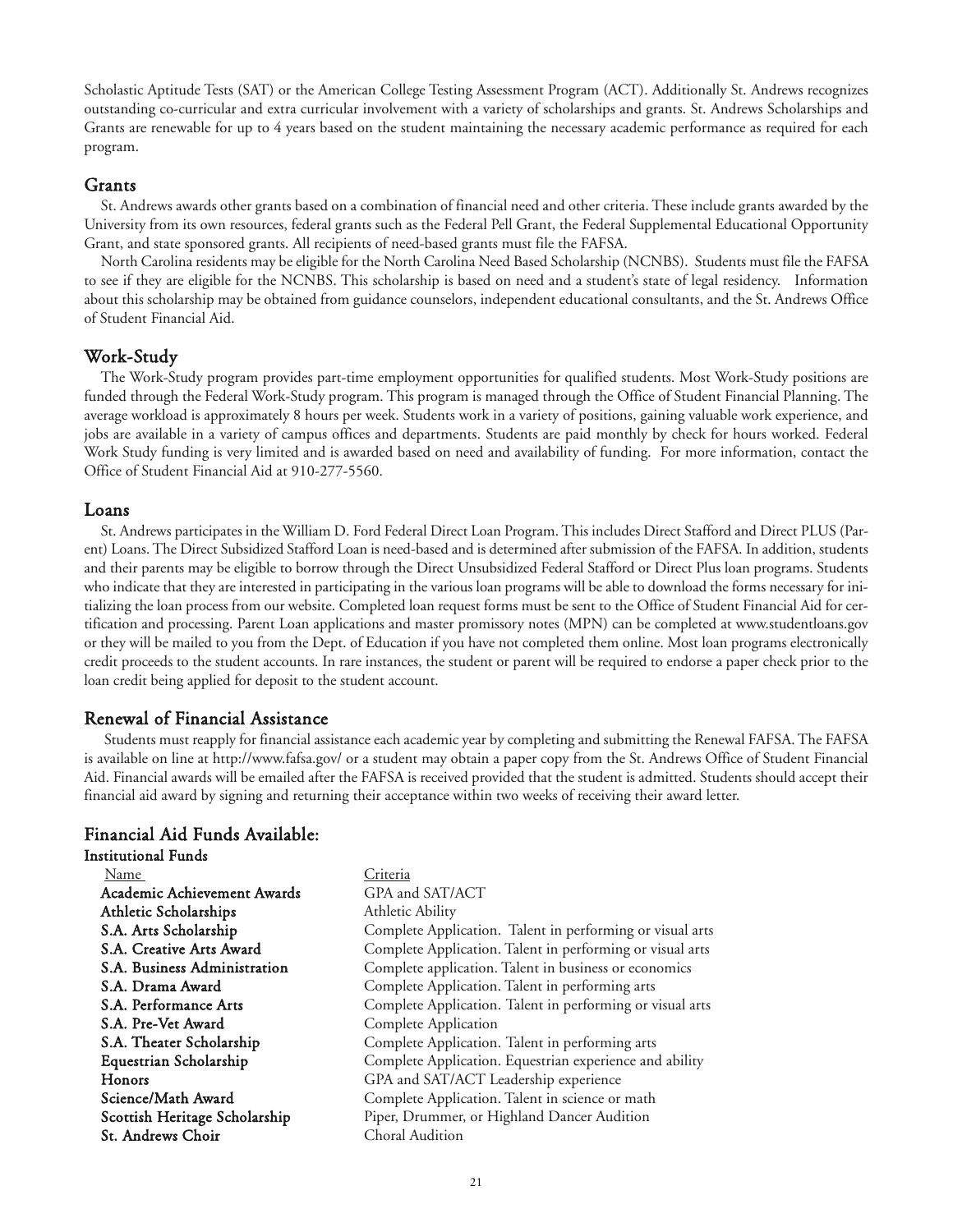Scholastic Aptitude Tests (SAT) or the American College Testing Assessment Program (ACT). Additionally St. Andrews recognizes outstanding co-curricular and extra curricular involvement with a variety of scholarships and grants. St. Andrews Scholarships and Grants are renewable for up to 4 years based on the student maintaining the necessary academic performance as required for each program.

## Grants

St. Andrews awards other grants based on a combination of financial need and other criteria. These include grants awarded by the University from its own resources, federal grants such as the Federal Pell Grant, the Federal Supplemental Educational Opportunity Grant, and state sponsored grants. All recipients of need-based grants must file the FAFSA.

North Carolina residents may be eligible for the North Carolina Need Based Scholarship (NCNBS). Students must file the FAFSA to see if they are eligible for the NCNBS. This scholarship is based on need and a student's state of legal residency. Information about this scholarship may be obtained from guidance counselors, independent educational consultants, and the St. Andrews Office of Student Financial Aid.

## Work-Study

The Work-Study program provides part-time employment opportunities for qualified students. Most Work-Study positions are funded through the Federal Work-Study program. This program is managed through the Office of Student Financial Planning. The average workload is approximately 8 hours per week. Students work in a variety of positions, gaining valuable work experience, and jobs are available in a variety of campus offices and departments. Students are paid monthly by check for hours worked. Federal Work Study funding is very limited and is awarded based on need and availability of funding. For more information, contact the Office of Student Financial Aid at 910-277-5560.

## Loans

St. Andrews participates in the William D. Ford Federal Direct Loan Program. This includes Direct Stafford and Direct PLUS (Parent) Loans. The Direct Subsidized Stafford Loan is need-based and is determined after submission of the FAFSA. In addition, students and their parents may be eligible to borrow through the Direct Unsubsidized Federal Stafford or Direct Plus loan programs. Students who indicate that they are interested in participating in the various loan programs will be able to download the forms necessary for initializing the loan process from our website. Completed loan request forms must be sent to the Office of Student Financial Aid for certification and processing. Parent Loan applications and master promissory notes (MPN) can be completed at www.studentloans.gov or they will be mailed to you from the Dept. of Education if you have not completed them online. Most loan programs electronically credit proceeds to the student accounts. In rare instances, the student or parent will be required to endorse a paper check prior to the loan credit being applied for deposit to the student account.

## Renewal of Financial Assistance

Students must reapply for financial assistance each academic year by completing and submitting the Renewal FAFSA. The FAFSA is available on line at http://www.fafsa.gov/ or a student may obtain a paper copy from the St. Andrews Office of Student Financial Aid. Financial awards will be emailed after the FAFSA is received provided that the student is admitted. Students should accept their financial aid award by signing and returning their acceptance within two weeks of receiving their award letter.

## Financial Aid Funds Available:

### Institutional Funds

| Name | Criteria |
|---|---|
| **Academic Achievement Awards** | GPA and SAT/ACT |
| **Athletic Scholarships** | Athletic Ability |
| **S.A. Arts Scholarship** | Complete Application. Talent in performing or visual arts |
| **S.A. Creative Arts Award** | Complete Application. Talent in performing or visual arts |
| **S.A. Business Administration** | Complete application. Talent in business or economics |
| **S.A. Drama Award** | Complete Application. Talent in performing arts |
| **S.A. Performance Arts** | Complete Application. Talent in performing or visual arts |
| **S.A. Pre-Vet Award** | Complete Application |
| **S.A. Theater Scholarship** | Complete Application. Talent in performing arts |
| **Equestrian Scholarship** | Complete Application. Equestrian experience and ability |
| **Honors** | GPA and SAT/ACT Leadership experience |
| **Science/Math Award** | Complete Application. Talent in science or math |
| **Scottish Heritage Scholarship** | Piper, Drummer, or Highland Dancer Audition |
| **St. Andrews Choir** | Choral Audition |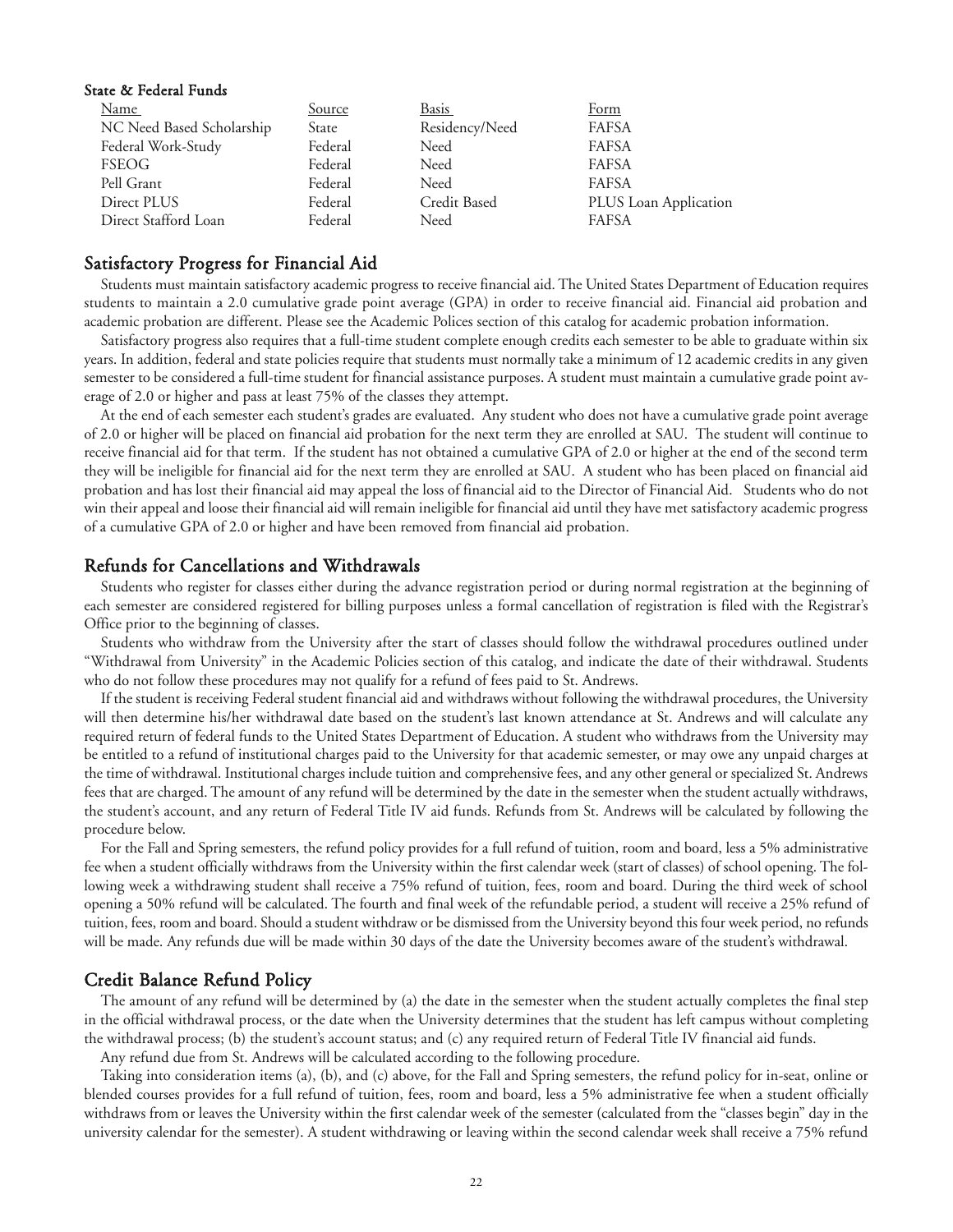**State & Federal Funds**

| Name | Source | Basis | Form |
|---|---|---|---|
| NC Need Based Scholarship | State | Residency/Need | FAFSA |
| Federal Work-Study | Federal | Need | FAFSA |
| FSEOG | Federal | Need | FAFSA |
| Pell Grant | Federal | Need | FAFSA |
| Direct PLUS | Federal | Credit Based | PLUS Loan Application |
| Direct Stafford Loan | Federal | Need | FAFSA |

## Satisfactory Progress for Financial Aid

Students must maintain satisfactory academic progress to receive financial aid. The United States Department of Education requires students to maintain a 2.0 cumulative grade point average (GPA) in order to receive financial aid. Financial aid probation and academic probation are different. Please see the Academic Polices section of this catalog for academic probation information.

Satisfactory progress also requires that a full-time student complete enough credits each semester to be able to graduate within six years. In addition, federal and state policies require that students must normally take a minimum of 12 academic credits in any given semester to be considered a full-time student for financial assistance purposes. A student must maintain a cumulative grade point average of 2.0 or higher and pass at least 75% of the classes they attempt.

At the end of each semester each student's grades are evaluated. Any student who does not have a cumulative grade point average of 2.0 or higher will be placed on financial aid probation for the next term they are enrolled at SAU. The student will continue to receive financial aid for that term. If the student has not obtained a cumulative GPA of 2.0 or higher at the end of the second term they will be ineligible for financial aid for the next term they are enrolled at SAU. A student who has been placed on financial aid probation and has lost their financial aid may appeal the loss of financial aid to the Director of Financial Aid. Students who do not win their appeal and loose their financial aid will remain ineligible for financial aid until they have met satisfactory academic progress of a cumulative GPA of 2.0 or higher and have been removed from financial aid probation.

## Refunds for Cancellations and Withdrawals

Students who register for classes either during the advance registration period or during normal registration at the beginning of each semester are considered registered for billing purposes unless a formal cancellation of registration is filed with the Registrar's Office prior to the beginning of classes.

Students who withdraw from the University after the start of classes should follow the withdrawal procedures outlined under "Withdrawal from University" in the Academic Policies section of this catalog, and indicate the date of their withdrawal. Students who do not follow these procedures may not qualify for a refund of fees paid to St. Andrews.

If the student is receiving Federal student financial aid and withdraws without following the withdrawal procedures, the University will then determine his/her withdrawal date based on the student's last known attendance at St. Andrews and will calculate any required return of federal funds to the United States Department of Education. A student who withdraws from the University may be entitled to a refund of institutional charges paid to the University for that academic semester, or may owe any unpaid charges at the time of withdrawal. Institutional charges include tuition and comprehensive fees, and any other general or specialized St. Andrews fees that are charged. The amount of any refund will be determined by the date in the semester when the student actually withdraws, the student's account, and any return of Federal Title IV aid funds. Refunds from St. Andrews will be calculated by following the procedure below.

For the Fall and Spring semesters, the refund policy provides for a full refund of tuition, room and board, less a 5% administrative fee when a student officially withdraws from the University within the first calendar week (start of classes) of school opening. The following week a withdrawing student shall receive a 75% refund of tuition, fees, room and board. During the third week of school opening a 50% refund will be calculated. The fourth and final week of the refundable period, a student will receive a 25% refund of tuition, fees, room and board. Should a student withdraw or be dismissed from the University beyond this four week period, no refunds will be made. Any refunds due will be made within 30 days of the date the University becomes aware of the student's withdrawal.

## Credit Balance Refund Policy

The amount of any refund will be determined by (a) the date in the semester when the student actually completes the final step in the official withdrawal process, or the date when the University determines that the student has left campus without completing the withdrawal process; (b) the student's account status; and (c) any required return of Federal Title IV financial aid funds.

Any refund due from St. Andrews will be calculated according to the following procedure.

Taking into consideration items (a), (b), and (c) above, for the Fall and Spring semesters, the refund policy for in-seat, online or blended courses provides for a full refund of tuition, fees, room and board, less a 5% administrative fee when a student officially withdraws from or leaves the University within the first calendar week of the semester (calculated from the "classes begin" day in the university calendar for the semester). A student withdrawing or leaving within the second calendar week shall receive a 75% refund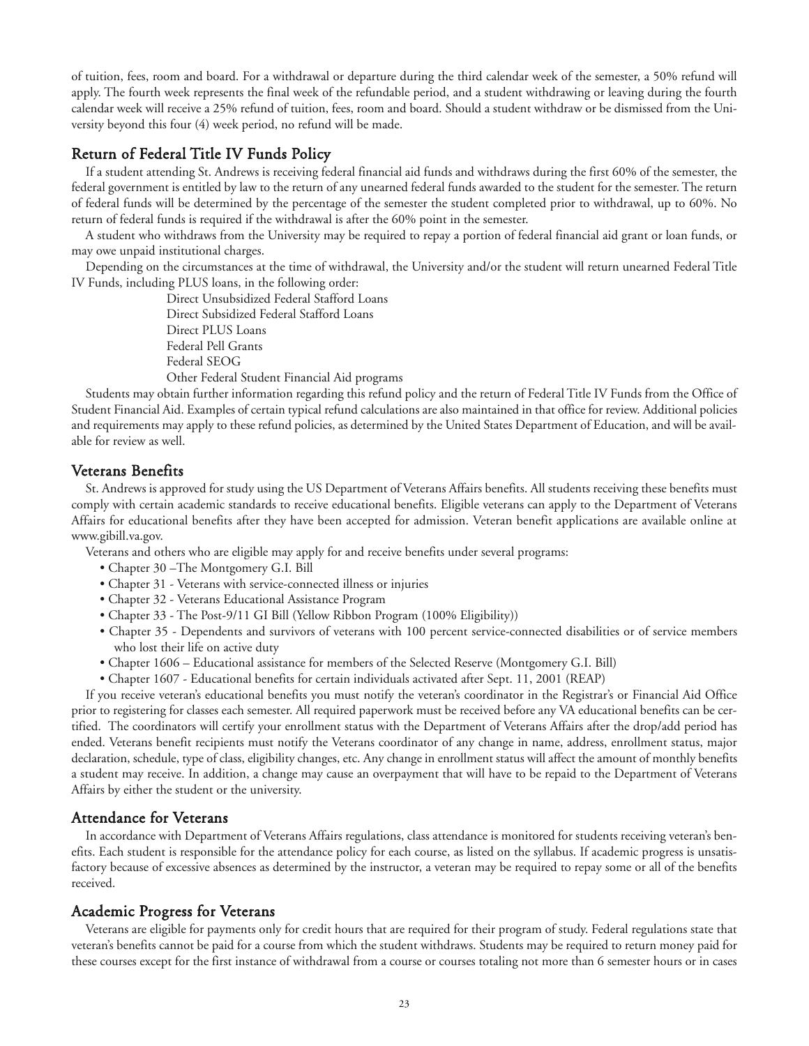of tuition, fees, room and board. For a withdrawal or departure during the third calendar week of the semester, a 50% refund will apply. The fourth week represents the final week of the refundable period, and a student withdrawing or leaving during the fourth calendar week will receive a 25% refund of tuition, fees, room and board. Should a student withdraw or be dismissed from the University beyond this four (4) week period, no refund will be made.

## Return of Federal Title IV Funds Policy

If a student attending St. Andrews is receiving federal financial aid funds and withdraws during the first 60% of the semester, the federal government is entitled by law to the return of any unearned federal funds awarded to the student for the semester. The return of federal funds will be determined by the percentage of the semester the student completed prior to withdrawal, up to 60%. No return of federal funds is required if the withdrawal is after the 60% point in the semester.

A student who withdraws from the University may be required to repay a portion of federal financial aid grant or loan funds, or may owe unpaid institutional charges.

Depending on the circumstances at the time of withdrawal, the University and/or the student will return unearned Federal Title IV Funds, including PLUS loans, in the following order:

Direct Unsubsidized Federal Stafford Loans
Direct Subsidized Federal Stafford Loans
Direct PLUS Loans
Federal Pell Grants
Federal SEOG
Other Federal Student Financial Aid programs

Students may obtain further information regarding this refund policy and the return of Federal Title IV Funds from the Office of Student Financial Aid. Examples of certain typical refund calculations are also maintained in that office for review. Additional policies and requirements may apply to these refund policies, as determined by the United States Department of Education, and will be available for review as well.

## Veterans Benefits

St. Andrews is approved for study using the US Department of Veterans Affairs benefits. All students receiving these benefits must comply with certain academic standards to receive educational benefits. Eligible veterans can apply to the Department of Veterans Affairs for educational benefits after they have been accepted for admission. Veteran benefit applications are available online at www.gibill.va.gov.

Veterans and others who are eligible may apply for and receive benefits under several programs:

- Chapter 30 –The Montgomery G.I. Bill
- Chapter 31 - Veterans with service-connected illness or injuries
- Chapter 32 - Veterans Educational Assistance Program
- Chapter 33 - The Post-9/11 GI Bill (Yellow Ribbon Program (100% Eligibility))
- Chapter 35 - Dependents and survivors of veterans with 100 percent service-connected disabilities or of service members who lost their life on active duty
- Chapter 1606 – Educational assistance for members of the Selected Reserve (Montgomery G.I. Bill)
- Chapter 1607 - Educational benefits for certain individuals activated after Sept. 11, 2001 (REAP)

If you receive veteran's educational benefits you must notify the veteran's coordinator in the Registrar's or Financial Aid Office prior to registering for classes each semester. All required paperwork must be received before any VA educational benefits can be certified. The coordinators will certify your enrollment status with the Department of Veterans Affairs after the drop/add period has ended. Veterans benefit recipients must notify the Veterans coordinator of any change in name, address, enrollment status, major declaration, schedule, type of class, eligibility changes, etc. Any change in enrollment status will affect the amount of monthly benefits a student may receive. In addition, a change may cause an overpayment that will have to be repaid to the Department of Veterans Affairs by either the student or the university.

## Attendance for Veterans

In accordance with Department of Veterans Affairs regulations, class attendance is monitored for students receiving veteran's benefits. Each student is responsible for the attendance policy for each course, as listed on the syllabus. If academic progress is unsatisfactory because of excessive absences as determined by the instructor, a veteran may be required to repay some or all of the benefits received.

## Academic Progress for Veterans

Veterans are eligible for payments only for credit hours that are required for their program of study. Federal regulations state that veteran's benefits cannot be paid for a course from which the student withdraws. Students may be required to return money paid for these courses except for the first instance of withdrawal from a course or courses totaling not more than 6 semester hours or in cases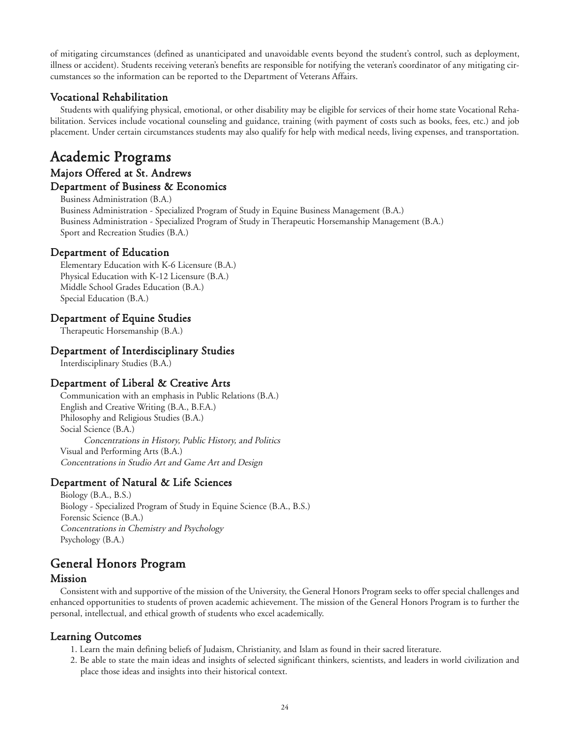of mitigating circumstances (defined as unanticipated and unavoidable events beyond the student's control, such as deployment, illness or accident). Students receiving veteran's benefits are responsible for notifying the veteran's coordinator of any mitigating circumstances so the information can be reported to the Department of Veterans Affairs.

### Vocational Rehabilitation

Students with qualifying physical, emotional, or other disability may be eligible for services of their home state Vocational Rehabilitation. Services include vocational counseling and guidance, training (with payment of costs such as books, fees, etc.) and job placement. Under certain circumstances students may also qualify for help with medical needs, living expenses, and transportation.

# Academic Programs

## Majors Offered at St. Andrews

### Department of Business & Economics

Business Administration (B.A.)
Business Administration - Specialized Program of Study in Equine Business Management (B.A.)
Business Administration - Specialized Program of Study in Therapeutic Horsemanship Management (B.A.)
Sport and Recreation Studies (B.A.)

### Department of Education

Elementary Education with K-6 Licensure (B.A.)
Physical Education with K-12 Licensure (B.A.)
Middle School Grades Education (B.A.)
Special Education (B.A.)

### Department of Equine Studies

Therapeutic Horsemanship (B.A.)

### Department of Interdisciplinary Studies

Interdisciplinary Studies (B.A.)

### Department of Liberal & Creative Arts

Communication with an emphasis in Public Relations (B.A.)
English and Creative Writing (B.A., B.F.A.)
Philosophy and Religious Studies (B.A.)
Social Science (B.A.)
*Concentrations in History, Public History, and Politics*
Visual and Performing Arts (B.A.)
*Concentrations in Studio Art and Game Art and Design*

### Department of Natural & Life Sciences

Biology (B.A., B.S.)
Biology - Specialized Program of Study in Equine Science (B.A., B.S.)
Forensic Science (B.A.)
*Concentrations in Chemistry and Psychology*
Psychology (B.A.)

# General Honors Program

### Mission

Consistent with and supportive of the mission of the University, the General Honors Program seeks to offer special challenges and enhanced opportunities to students of proven academic achievement. The mission of the General Honors Program is to further the personal, intellectual, and ethical growth of students who excel academically.

### Learning Outcomes

1. Learn the main defining beliefs of Judaism, Christianity, and Islam as found in their sacred literature.
2. Be able to state the main ideas and insights of selected significant thinkers, scientists, and leaders in world civilization and place those ideas and insights into their historical context.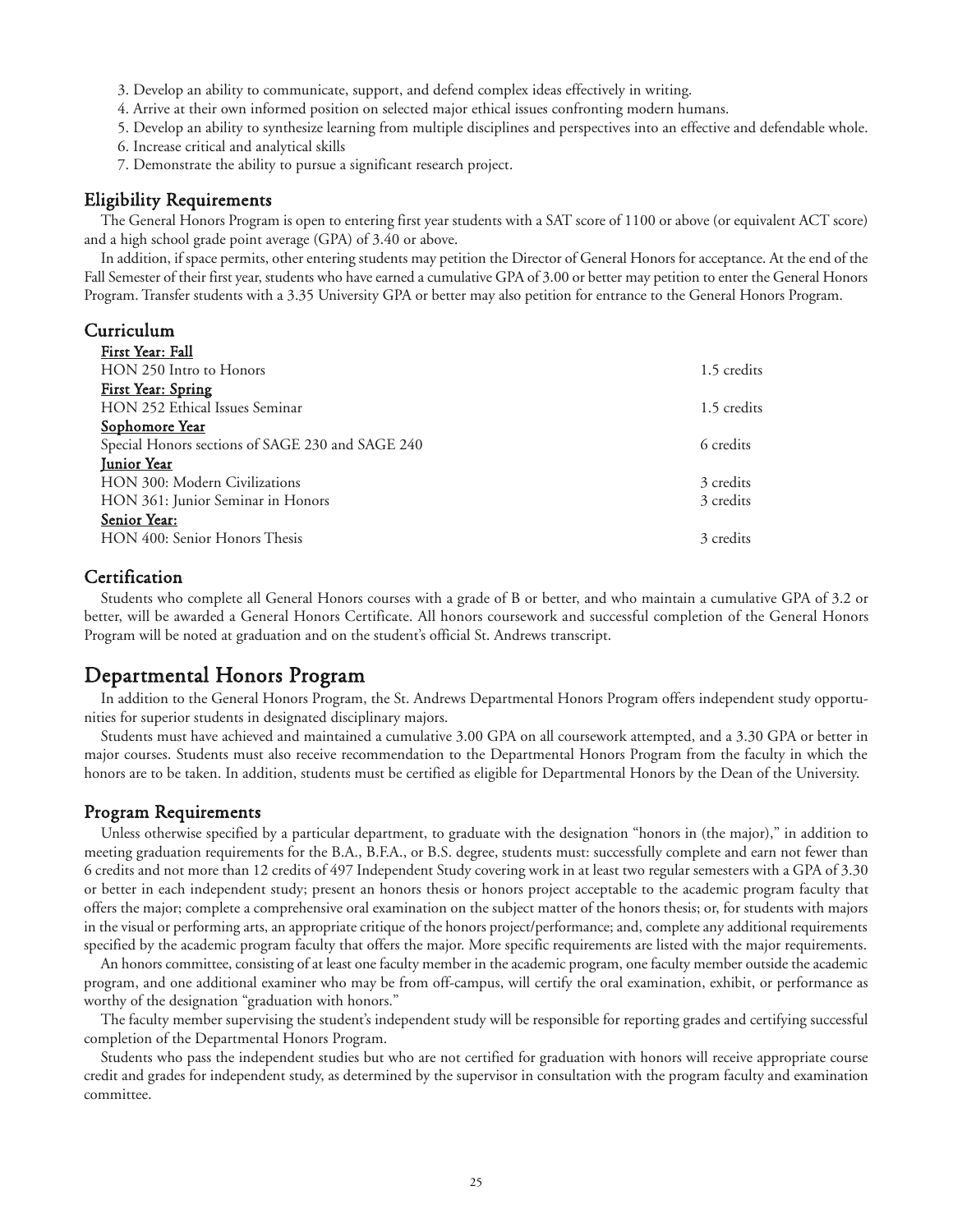3. Develop an ability to communicate, support, and defend complex ideas effectively in writing.
4. Arrive at their own informed position on selected major ethical issues confronting modern humans.
5. Develop an ability to synthesize learning from multiple disciplines and perspectives into an effective and defendable whole.
6. Increase critical and analytical skills
7. Demonstrate the ability to pursue a significant research project.

### Eligibility Requirements

The General Honors Program is open to entering first year students with a SAT score of 1100 or above (or equivalent ACT score) and a high school grade point average (GPA) of 3.40 or above.

In addition, if space permits, other entering students may petition the Director of General Honors for acceptance. At the end of the Fall Semester of their first year, students who have earned a cumulative GPA of 3.00 or better may petition to enter the General Honors Program. Transfer students with a 3.35 University GPA or better may also petition for entrance to the General Honors Program.

### Curriculum

| | |
|---|---|
| **First Year: Fall** | |
| HON 250 Intro to Honors | 1.5 credits |
| **First Year: Spring** | |
| HON 252 Ethical Issues Seminar | 1.5 credits |
| **Sophomore Year** | |
| Special Honors sections of SAGE 230 and SAGE 240 | 6 credits |
| **Junior Year** | |
| HON 300: Modern Civilizations | 3 credits |
| HON 361: Junior Seminar in Honors | 3 credits |
| **Senior Year:** | |
| HON 400: Senior Honors Thesis | 3 credits |

### Certification

Students who complete all General Honors courses with a grade of B or better, and who maintain a cumulative GPA of 3.2 or better, will be awarded a General Honors Certificate. All honors coursework and successful completion of the General Honors Program will be noted at graduation and on the student's official St. Andrews transcript.

## Departmental Honors Program

In addition to the General Honors Program, the St. Andrews Departmental Honors Program offers independent study opportunities for superior students in designated disciplinary majors.

Students must have achieved and maintained a cumulative 3.00 GPA on all coursework attempted, and a 3.30 GPA or better in major courses. Students must also receive recommendation to the Departmental Honors Program from the faculty in which the honors are to be taken. In addition, students must be certified as eligible for Departmental Honors by the Dean of the University.

### Program Requirements

Unless otherwise specified by a particular department, to graduate with the designation "honors in (the major)," in addition to meeting graduation requirements for the B.A., B.F.A., or B.S. degree, students must: successfully complete and earn not fewer than 6 credits and not more than 12 credits of 497 Independent Study covering work in at least two regular semesters with a GPA of 3.30 or better in each independent study; present an honors thesis or honors project acceptable to the academic program faculty that offers the major; complete a comprehensive oral examination on the subject matter of the honors thesis; or, for students with majors in the visual or performing arts, an appropriate critique of the honors project/performance; and, complete any additional requirements specified by the academic program faculty that offers the major. More specific requirements are listed with the major requirements.

An honors committee, consisting of at least one faculty member in the academic program, one faculty member outside the academic program, and one additional examiner who may be from off-campus, will certify the oral examination, exhibit, or performance as worthy of the designation "graduation with honors."

The faculty member supervising the student's independent study will be responsible for reporting grades and certifying successful completion of the Departmental Honors Program.

Students who pass the independent studies but who are not certified for graduation with honors will receive appropriate course credit and grades for independent study, as determined by the supervisor in consultation with the program faculty and examination committee.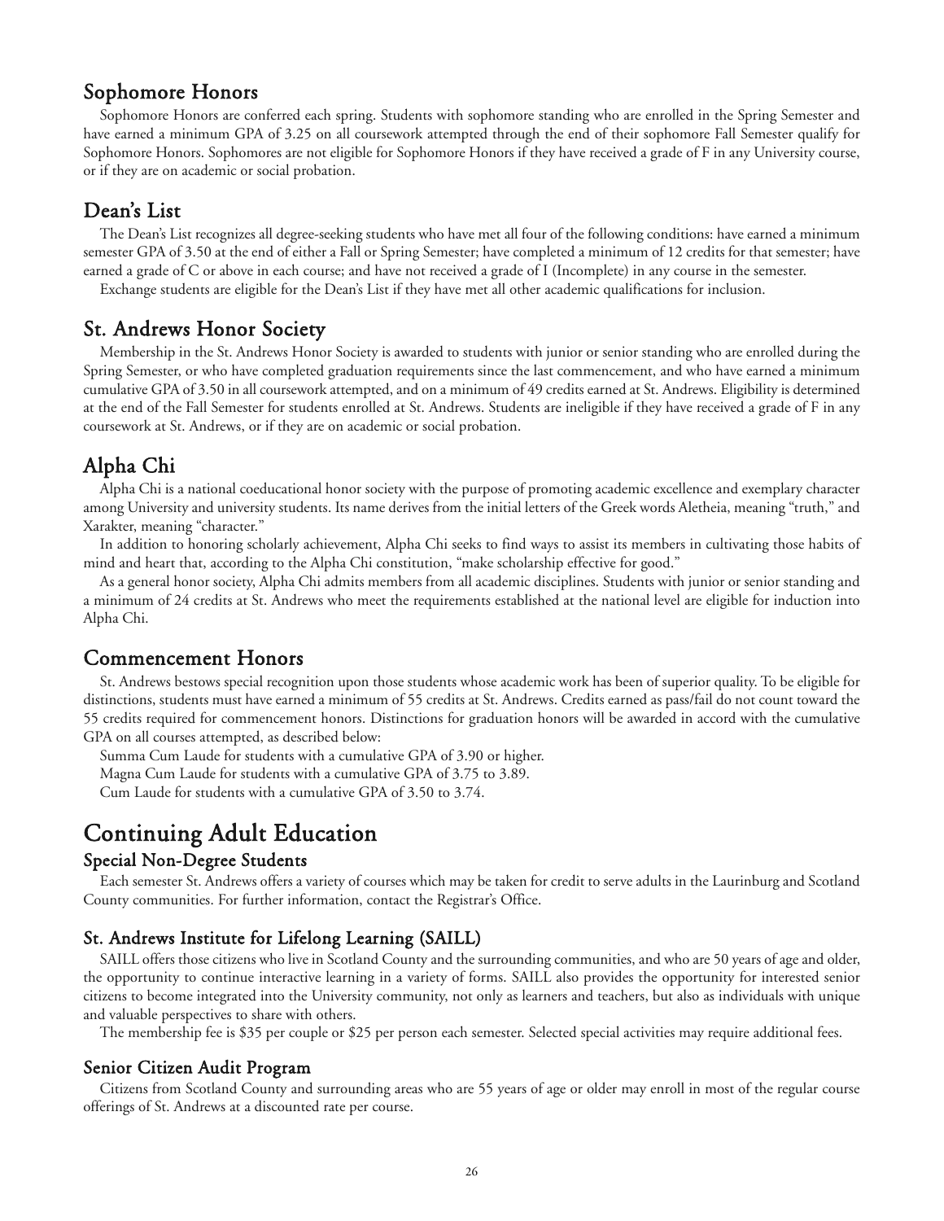## Sophomore Honors

Sophomore Honors are conferred each spring. Students with sophomore standing who are enrolled in the Spring Semester and have earned a minimum GPA of 3.25 on all coursework attempted through the end of their sophomore Fall Semester qualify for Sophomore Honors. Sophomores are not eligible for Sophomore Honors if they have received a grade of F in any University course, or if they are on academic or social probation.

## Dean's List

The Dean's List recognizes all degree-seeking students who have met all four of the following conditions: have earned a minimum semester GPA of 3.50 at the end of either a Fall or Spring Semester; have completed a minimum of 12 credits for that semester; have earned a grade of C or above in each course; and have not received a grade of I (Incomplete) in any course in the semester.

Exchange students are eligible for the Dean's List if they have met all other academic qualifications for inclusion.

## St. Andrews Honor Society

Membership in the St. Andrews Honor Society is awarded to students with junior or senior standing who are enrolled during the Spring Semester, or who have completed graduation requirements since the last commencement, and who have earned a minimum cumulative GPA of 3.50 in all coursework attempted, and on a minimum of 49 credits earned at St. Andrews. Eligibility is determined at the end of the Fall Semester for students enrolled at St. Andrews. Students are ineligible if they have received a grade of F in any coursework at St. Andrews, or if they are on academic or social probation.

## Alpha Chi

Alpha Chi is a national coeducational honor society with the purpose of promoting academic excellence and exemplary character among University and university students. Its name derives from the initial letters of the Greek words Aletheia, meaning "truth," and Xarakter, meaning "character."

In addition to honoring scholarly achievement, Alpha Chi seeks to find ways to assist its members in cultivating those habits of mind and heart that, according to the Alpha Chi constitution, "make scholarship effective for good."

As a general honor society, Alpha Chi admits members from all academic disciplines. Students with junior or senior standing and a minimum of 24 credits at St. Andrews who meet the requirements established at the national level are eligible for induction into Alpha Chi.

## Commencement Honors

St. Andrews bestows special recognition upon those students whose academic work has been of superior quality. To be eligible for distinctions, students must have earned a minimum of 55 credits at St. Andrews. Credits earned as pass/fail do not count toward the 55 credits required for commencement honors. Distinctions for graduation honors will be awarded in accord with the cumulative GPA on all courses attempted, as described below:

Summa Cum Laude for students with a cumulative GPA of 3.90 or higher.

Magna Cum Laude for students with a cumulative GPA of 3.75 to 3.89.

Cum Laude for students with a cumulative GPA of 3.50 to 3.74.

# Continuing Adult Education

### Special Non-Degree Students

Each semester St. Andrews offers a variety of courses which may be taken for credit to serve adults in the Laurinburg and Scotland County communities. For further information, contact the Registrar's Office.

### St. Andrews Institute for Lifelong Learning (SAILL)

SAILL offers those citizens who live in Scotland County and the surrounding communities, and who are 50 years of age and older, the opportunity to continue interactive learning in a variety of forms. SAILL also provides the opportunity for interested senior citizens to become integrated into the University community, not only as learners and teachers, but also as individuals with unique and valuable perspectives to share with others.

The membership fee is $35 per couple or $25 per person each semester. Selected special activities may require additional fees.

### Senior Citizen Audit Program

Citizens from Scotland County and surrounding areas who are 55 years of age or older may enroll in most of the regular course offerings of St. Andrews at a discounted rate per course.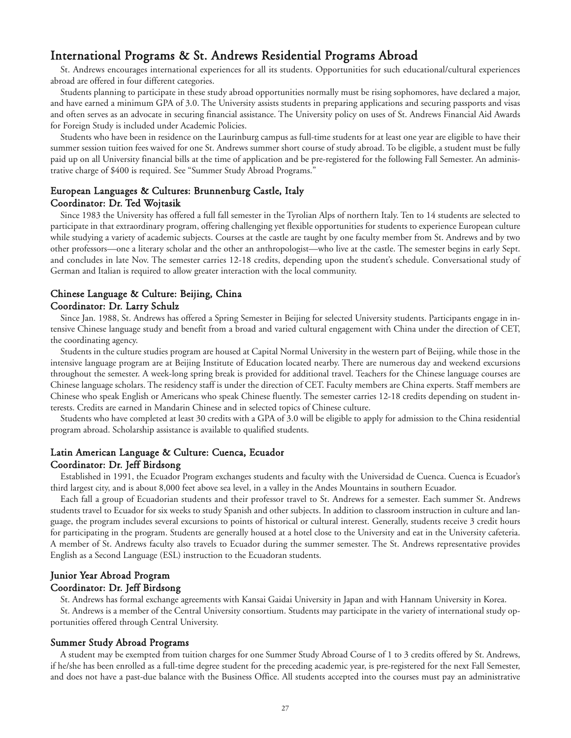## International Programs & St. Andrews Residential Programs Abroad

St. Andrews encourages international experiences for all its students. Opportunities for such educational/cultural experiences abroad are offered in four different categories.

Students planning to participate in these study abroad opportunities normally must be rising sophomores, have declared a major, and have earned a minimum GPA of 3.0. The University assists students in preparing applications and securing passports and visas and often serves as an advocate in securing financial assistance. The University policy on uses of St. Andrews Financial Aid Awards for Foreign Study is included under Academic Policies.

Students who have been in residence on the Laurinburg campus as full-time students for at least one year are eligible to have their summer session tuition fees waived for one St. Andrews summer short course of study abroad. To be eligible, a student must be fully paid up on all University financial bills at the time of application and be pre-registered for the following Fall Semester. An administrative charge of $400 is required. See "Summer Study Abroad Programs."

### European Languages & Cultures: Brunnenburg Castle, Italy
### Coordinator: Dr. Ted Wojtasik

Since 1983 the University has offered a full fall semester in the Tyrolian Alps of northern Italy. Ten to 14 students are selected to participate in that extraordinary program, offering challenging yet flexible opportunities for students to experience European culture while studying a variety of academic subjects. Courses at the castle are taught by one faculty member from St. Andrews and by two other professors—one a literary scholar and the other an anthropologist—who live at the castle. The semester begins in early Sept. and concludes in late Nov. The semester carries 12-18 credits, depending upon the student's schedule. Conversational study of German and Italian is required to allow greater interaction with the local community.

### Chinese Language & Culture: Beijing, China
### Coordinator: Dr. Larry Schulz

Since Jan. 1988, St. Andrews has offered a Spring Semester in Beijing for selected University students. Participants engage in intensive Chinese language study and benefit from a broad and varied cultural engagement with China under the direction of CET, the coordinating agency.

Students in the culture studies program are housed at Capital Normal University in the western part of Beijing, while those in the intensive language program are at Beijing Institute of Education located nearby. There are numerous day and weekend excursions throughout the semester. A week-long spring break is provided for additional travel. Teachers for the Chinese language courses are Chinese language scholars. The residency staff is under the direction of CET. Faculty members are China experts. Staff members are Chinese who speak English or Americans who speak Chinese fluently. The semester carries 12-18 credits depending on student interests. Credits are earned in Mandarin Chinese and in selected topics of Chinese culture.

Students who have completed at least 30 credits with a GPA of 3.0 will be eligible to apply for admission to the China residential program abroad. Scholarship assistance is available to qualified students.

### Latin American Language & Culture: Cuenca, Ecuador
### Coordinator: Dr. Jeff Birdsong

Established in 1991, the Ecuador Program exchanges students and faculty with the Universidad de Cuenca. Cuenca is Ecuador's third largest city, and is about 8,000 feet above sea level, in a valley in the Andes Mountains in southern Ecuador.

Each fall a group of Ecuadorian students and their professor travel to St. Andrews for a semester. Each summer St. Andrews students travel to Ecuador for six weeks to study Spanish and other subjects. In addition to classroom instruction in culture and language, the program includes several excursions to points of historical or cultural interest. Generally, students receive 3 credit hours for participating in the program. Students are generally housed at a hotel close to the University and eat in the University cafeteria. A member of St. Andrews faculty also travels to Ecuador during the summer semester. The St. Andrews representative provides English as a Second Language (ESL) instruction to the Ecuadoran students.

### Junior Year Abroad Program
### Coordinator: Dr. Jeff Birdsong

St. Andrews has formal exchange agreements with Kansai Gaidai University in Japan and with Hannam University in Korea.

St. Andrews is a member of the Central University consortium. Students may participate in the variety of international study opportunities offered through Central University.

### Summer Study Abroad Programs

A student may be exempted from tuition charges for one Summer Study Abroad Course of 1 to 3 credits offered by St. Andrews, if he/she has been enrolled as a full-time degree student for the preceding academic year, is pre-registered for the next Fall Semester, and does not have a past-due balance with the Business Office. All students accepted into the courses must pay an administrative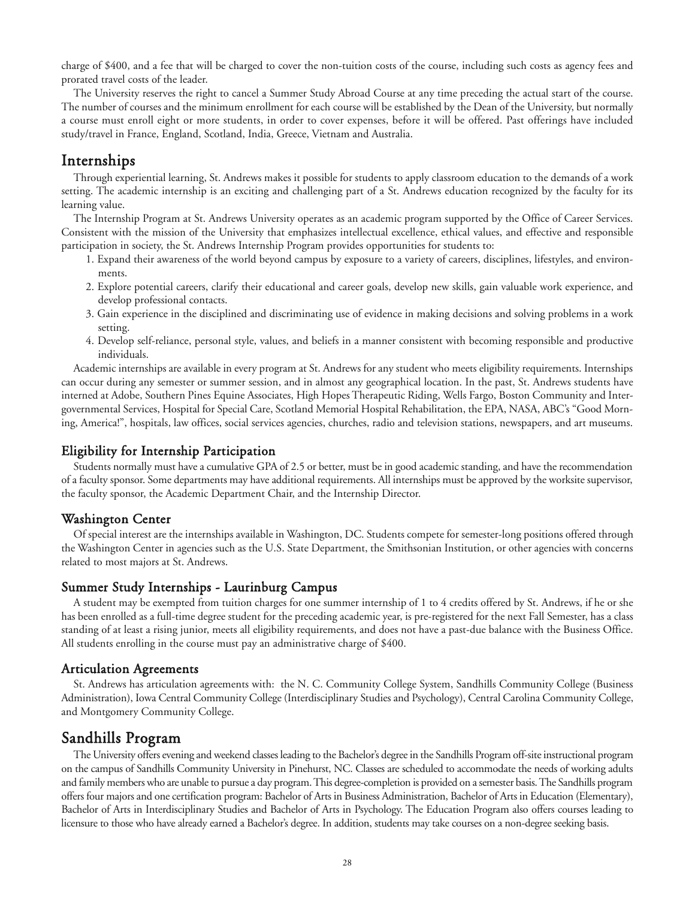charge of $400, and a fee that will be charged to cover the non-tuition costs of the course, including such costs as agency fees and prorated travel costs of the leader.

The University reserves the right to cancel a Summer Study Abroad Course at any time preceding the actual start of the course. The number of courses and the minimum enrollment for each course will be established by the Dean of the University, but normally a course must enroll eight or more students, in order to cover expenses, before it will be offered. Past offerings have included study/travel in France, England, Scotland, India, Greece, Vietnam and Australia.

## Internships

Through experiential learning, St. Andrews makes it possible for students to apply classroom education to the demands of a work setting. The academic internship is an exciting and challenging part of a St. Andrews education recognized by the faculty for its learning value.

The Internship Program at St. Andrews University operates as an academic program supported by the Office of Career Services. Consistent with the mission of the University that emphasizes intellectual excellence, ethical values, and effective and responsible participation in society, the St. Andrews Internship Program provides opportunities for students to:

1. Expand their awareness of the world beyond campus by exposure to a variety of careers, disciplines, lifestyles, and environments.
2. Explore potential careers, clarify their educational and career goals, develop new skills, gain valuable work experience, and develop professional contacts.
3. Gain experience in the disciplined and discriminating use of evidence in making decisions and solving problems in a work setting.
4. Develop self-reliance, personal style, values, and beliefs in a manner consistent with becoming responsible and productive individuals.

Academic internships are available in every program at St. Andrews for any student who meets eligibility requirements. Internships can occur during any semester or summer session, and in almost any geographical location. In the past, St. Andrews students have interned at Adobe, Southern Pines Equine Associates, High Hopes Therapeutic Riding, Wells Fargo, Boston Community and Intergovernmental Services, Hospital for Special Care, Scotland Memorial Hospital Rehabilitation, the EPA, NASA, ABC's "Good Morning, America!", hospitals, law offices, social services agencies, churches, radio and television stations, newspapers, and art museums.

### Eligibility for Internship Participation

Students normally must have a cumulative GPA of 2.5 or better, must be in good academic standing, and have the recommendation of a faculty sponsor. Some departments may have additional requirements. All internships must be approved by the worksite supervisor, the faculty sponsor, the Academic Department Chair, and the Internship Director.

### Washington Center

Of special interest are the internships available in Washington, DC. Students compete for semester-long positions offered through the Washington Center in agencies such as the U.S. State Department, the Smithsonian Institution, or other agencies with concerns related to most majors at St. Andrews.

### Summer Study Internships - Laurinburg Campus

A student may be exempted from tuition charges for one summer internship of 1 to 4 credits offered by St. Andrews, if he or she has been enrolled as a full-time degree student for the preceding academic year, is pre-registered for the next Fall Semester, has a class standing of at least a rising junior, meets all eligibility requirements, and does not have a past-due balance with the Business Office. All students enrolling in the course must pay an administrative charge of $400.

### Articulation Agreements

St. Andrews has articulation agreements with: the N. C. Community College System, Sandhills Community College (Business Administration), Iowa Central Community College (Interdisciplinary Studies and Psychology), Central Carolina Community College, and Montgomery Community College.

## Sandhills Program

The University offers evening and weekend classes leading to the Bachelor's degree in the Sandhills Program off-site instructional program on the campus of Sandhills Community University in Pinehurst, NC. Classes are scheduled to accommodate the needs of working adults and family members who are unable to pursue a day program. This degree-completion is provided on a semester basis. The Sandhills program offers four majors and one certification program: Bachelor of Arts in Business Administration, Bachelor of Arts in Education (Elementary), Bachelor of Arts in Interdisciplinary Studies and Bachelor of Arts in Psychology. The Education Program also offers courses leading to licensure to those who have already earned a Bachelor's degree. In addition, students may take courses on a non-degree seeking basis.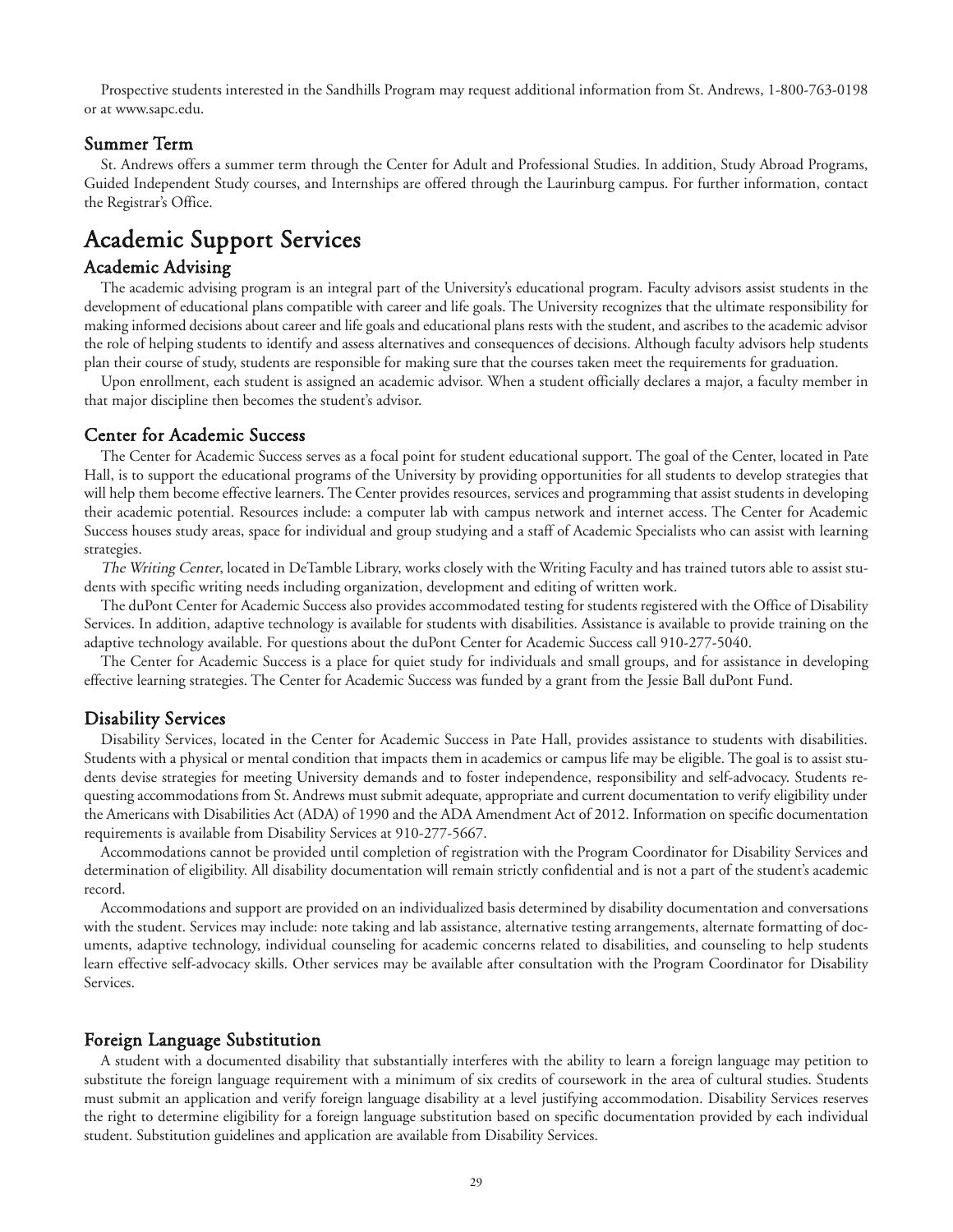Prospective students interested in the Sandhills Program may request additional information from St. Andrews, 1-800-763-0198 or at www.sapc.edu.

### Summer Term

St. Andrews offers a summer term through the Center for Adult and Professional Studies. In addition, Study Abroad Programs, Guided Independent Study courses, and Internships are offered through the Laurinburg campus. For further information, contact the Registrar's Office.

## Academic Support Services

### Academic Advising

The academic advising program is an integral part of the University's educational program. Faculty advisors assist students in the development of educational plans compatible with career and life goals. The University recognizes that the ultimate responsibility for making informed decisions about career and life goals and educational plans rests with the student, and ascribes to the academic advisor the role of helping students to identify and assess alternatives and consequences of decisions. Although faculty advisors help students plan their course of study, students are responsible for making sure that the courses taken meet the requirements for graduation.

Upon enrollment, each student is assigned an academic advisor. When a student officially declares a major, a faculty member in that major discipline then becomes the student's advisor.

### Center for Academic Success

The Center for Academic Success serves as a focal point for student educational support. The goal of the Center, located in Pate Hall, is to support the educational programs of the University by providing opportunities for all students to develop strategies that will help them become effective learners. The Center provides resources, services and programming that assist students in developing their academic potential. Resources include: a computer lab with campus network and internet access. The Center for Academic Success houses study areas, space for individual and group studying and a staff of Academic Specialists who can assist with learning strategies.

*The Writing Center*, located in DeTamble Library, works closely with the Writing Faculty and has trained tutors able to assist students with specific writing needs including organization, development and editing of written work.

The duPont Center for Academic Success also provides accommodated testing for students registered with the Office of Disability Services. In addition, adaptive technology is available for students with disabilities. Assistance is available to provide training on the adaptive technology available. For questions about the duPont Center for Academic Success call 910-277-5040.

The Center for Academic Success is a place for quiet study for individuals and small groups, and for assistance in developing effective learning strategies. The Center for Academic Success was funded by a grant from the Jessie Ball duPont Fund.

### Disability Services

Disability Services, located in the Center for Academic Success in Pate Hall, provides assistance to students with disabilities. Students with a physical or mental condition that impacts them in academics or campus life may be eligible. The goal is to assist students devise strategies for meeting University demands and to foster independence, responsibility and self-advocacy. Students requesting accommodations from St. Andrews must submit adequate, appropriate and current documentation to verify eligibility under the Americans with Disabilities Act (ADA) of 1990 and the ADA Amendment Act of 2012. Information on specific documentation requirements is available from Disability Services at 910-277-5667.

Accommodations cannot be provided until completion of registration with the Program Coordinator for Disability Services and determination of eligibility. All disability documentation will remain strictly confidential and is not a part of the student's academic record.

Accommodations and support are provided on an individualized basis determined by disability documentation and conversations with the student. Services may include: note taking and lab assistance, alternative testing arrangements, alternate formatting of documents, adaptive technology, individual counseling for academic concerns related to disabilities, and counseling to help students learn effective self-advocacy skills. Other services may be available after consultation with the Program Coordinator for Disability Services.

### Foreign Language Substitution

A student with a documented disability that substantially interferes with the ability to learn a foreign language may petition to substitute the foreign language requirement with a minimum of six credits of coursework in the area of cultural studies. Students must submit an application and verify foreign language disability at a level justifying accommodation. Disability Services reserves the right to determine eligibility for a foreign language substitution based on specific documentation provided by each individual student. Substitution guidelines and application are available from Disability Services.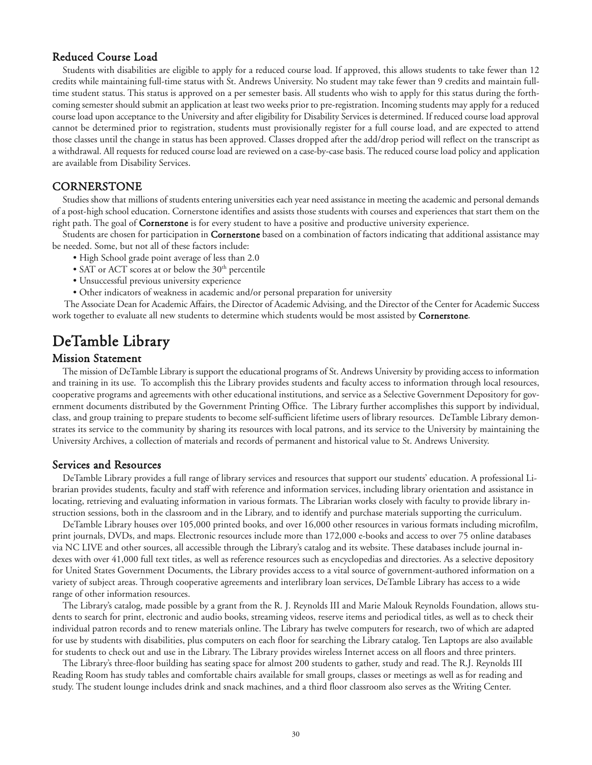### Reduced Course Load

Students with disabilities are eligible to apply for a reduced course load. If approved, this allows students to take fewer than 12 credits while maintaining full-time status with St. Andrews University. No student may take fewer than 9 credits and maintain full-time student status. This status is approved on a per semester basis. All students who wish to apply for this status during the forthcoming semester should submit an application at least two weeks prior to pre-registration. Incoming students may apply for a reduced course load upon acceptance to the University and after eligibility for Disability Services is determined. If reduced course load approval cannot be determined prior to registration, students must provisionally register for a full course load, and are expected to attend those classes until the change in status has been approved. Classes dropped after the add/drop period will reflect on the transcript as a withdrawal. All requests for reduced course load are reviewed on a case-by-case basis. The reduced course load policy and application are available from Disability Services.

### CORNERSTONE

Studies show that millions of students entering universities each year need assistance in meeting the academic and personal demands of a post-high school education. Cornerstone identifies and assists those students with courses and experiences that start them on the right path. The goal of **Cornerstone** is for every student to have a positive and productive university experience.

Students are chosen for participation in **Cornerstone** based on a combination of factors indicating that additional assistance may be needed. Some, but not all of these factors include:

- High School grade point average of less than 2.0
- SAT or ACT scores at or below the 30th percentile
- Unsuccessful previous university experience
- Other indicators of weakness in academic and/or personal preparation for university

The Associate Dean for Academic Affairs, the Director of Academic Advising, and the Director of the Center for Academic Success work together to evaluate all new students to determine which students would be most assisted by **Cornerstone**.

## DeTamble Library

### Mission Statement

The mission of DeTamble Library is support the educational programs of St. Andrews University by providing access to information and training in its use. To accomplish this the Library provides students and faculty access to information through local resources, cooperative programs and agreements with other educational institutions, and service as a Selective Government Depository for government documents distributed by the Government Printing Office. The Library further accomplishes this support by individual, class, and group training to prepare students to become self-sufficient lifetime users of library resources. DeTamble Library demonstrates its service to the community by sharing its resources with local patrons, and its service to the University by maintaining the University Archives, a collection of materials and records of permanent and historical value to St. Andrews University.

### Services and Resources

DeTamble Library provides a full range of library services and resources that support our students' education. A professional Librarian provides students, faculty and staff with reference and information services, including library orientation and assistance in locating, retrieving and evaluating information in various formats. The Librarian works closely with faculty to provide library instruction sessions, both in the classroom and in the Library, and to identify and purchase materials supporting the curriculum.

DeTamble Library houses over 105,000 printed books, and over 16,000 other resources in various formats including microfilm, print journals, DVDs, and maps. Electronic resources include more than 172,000 e-books and access to over 75 online databases via NC LIVE and other sources, all accessible through the Library's catalog and its website. These databases include journal indexes with over 41,000 full text titles, as well as reference resources such as encyclopedias and directories. As a selective depository for United States Government Documents, the Library provides access to a vital source of government-authored information on a variety of subject areas. Through cooperative agreements and interlibrary loan services, DeTamble Library has access to a wide range of other information resources.

The Library's catalog, made possible by a grant from the R. J. Reynolds III and Marie Malouk Reynolds Foundation, allows students to search for print, electronic and audio books, streaming videos, reserve items and periodical titles, as well as to check their individual patron records and to renew materials online. The Library has twelve computers for research, two of which are adapted for use by students with disabilities, plus computers on each floor for searching the Library catalog. Ten Laptops are also available for students to check out and use in the Library. The Library provides wireless Internet access on all floors and three printers.

The Library's three-floor building has seating space for almost 200 students to gather, study and read. The R.J. Reynolds III Reading Room has study tables and comfortable chairs available for small groups, classes or meetings as well as for reading and study. The student lounge includes drink and snack machines, and a third floor classroom also serves as the Writing Center.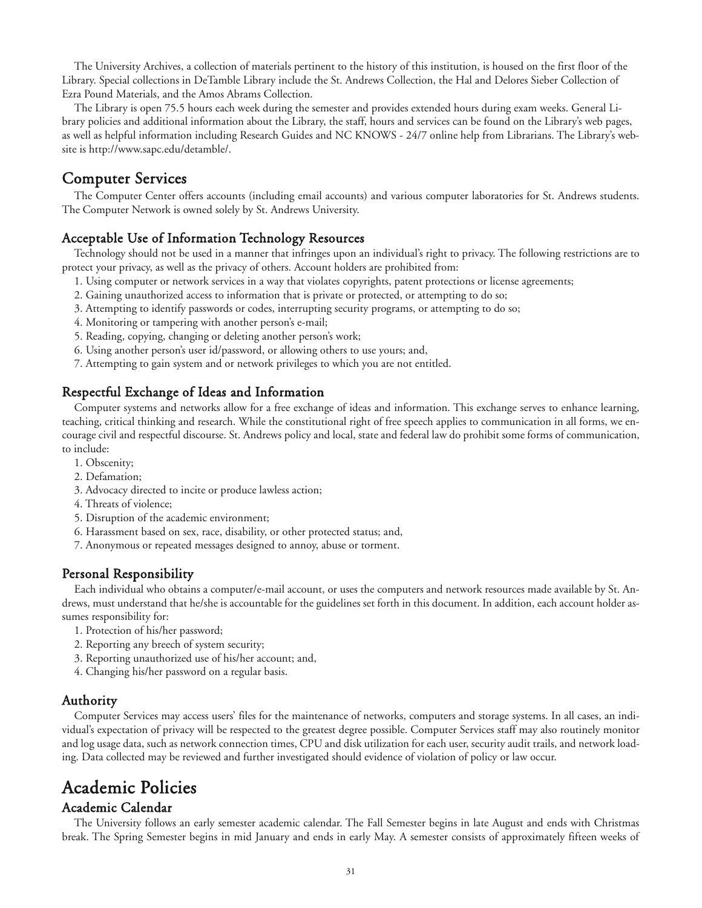The University Archives, a collection of materials pertinent to the history of this institution, is housed on the first floor of the Library. Special collections in DeTamble Library include the St. Andrews Collection, the Hal and Delores Sieber Collection of Ezra Pound Materials, and the Amos Abrams Collection.

The Library is open 75.5 hours each week during the semester and provides extended hours during exam weeks. General Library policies and additional information about the Library, the staff, hours and services can be found on the Library's web pages, as well as helpful information including Research Guides and NC KNOWS - 24/7 online help from Librarians. The Library's website is http://www.sapc.edu/detamble/.

## Computer Services

The Computer Center offers accounts (including email accounts) and various computer laboratories for St. Andrews students. The Computer Network is owned solely by St. Andrews University.

### Acceptable Use of Information Technology Resources

Technology should not be used in a manner that infringes upon an individual's right to privacy. The following restrictions are to protect your privacy, as well as the privacy of others. Account holders are prohibited from:

1. Using computer or network services in a way that violates copyrights, patent protections or license agreements;
2. Gaining unauthorized access to information that is private or protected, or attempting to do so;
3. Attempting to identify passwords or codes, interrupting security programs, or attempting to do so;
4. Monitoring or tampering with another person's e-mail;
5. Reading, copying, changing or deleting another person's work;
6. Using another person's user id/password, or allowing others to use yours; and,
7. Attempting to gain system and or network privileges to which you are not entitled.

### Respectful Exchange of Ideas and Information

Computer systems and networks allow for a free exchange of ideas and information. This exchange serves to enhance learning, teaching, critical thinking and research. While the constitutional right of free speech applies to communication in all forms, we encourage civil and respectful discourse. St. Andrews policy and local, state and federal law do prohibit some forms of communication, to include:

1. Obscenity;
2. Defamation;
3. Advocacy directed to incite or produce lawless action;
4. Threats of violence;
5. Disruption of the academic environment;
6. Harassment based on sex, race, disability, or other protected status; and,
7. Anonymous or repeated messages designed to annoy, abuse or torment.

### Personal Responsibility

Each individual who obtains a computer/e-mail account, or uses the computers and network resources made available by St. Andrews, must understand that he/she is accountable for the guidelines set forth in this document. In addition, each account holder assumes responsibility for:

1. Protection of his/her password;
2. Reporting any breech of system security;
3. Reporting unauthorized use of his/her account; and,
4. Changing his/her password on a regular basis.

### Authority

Computer Services may access users' files for the maintenance of networks, computers and storage systems. In all cases, an individual's expectation of privacy will be respected to the greatest degree possible. Computer Services staff may also routinely monitor and log usage data, such as network connection times, CPU and disk utilization for each user, security audit trails, and network loading. Data collected may be reviewed and further investigated should evidence of violation of policy or law occur.

# Academic Policies

## Academic Calendar

The University follows an early semester academic calendar. The Fall Semester begins in late August and ends with Christmas break. The Spring Semester begins in mid January and ends in early May. A semester consists of approximately fifteen weeks of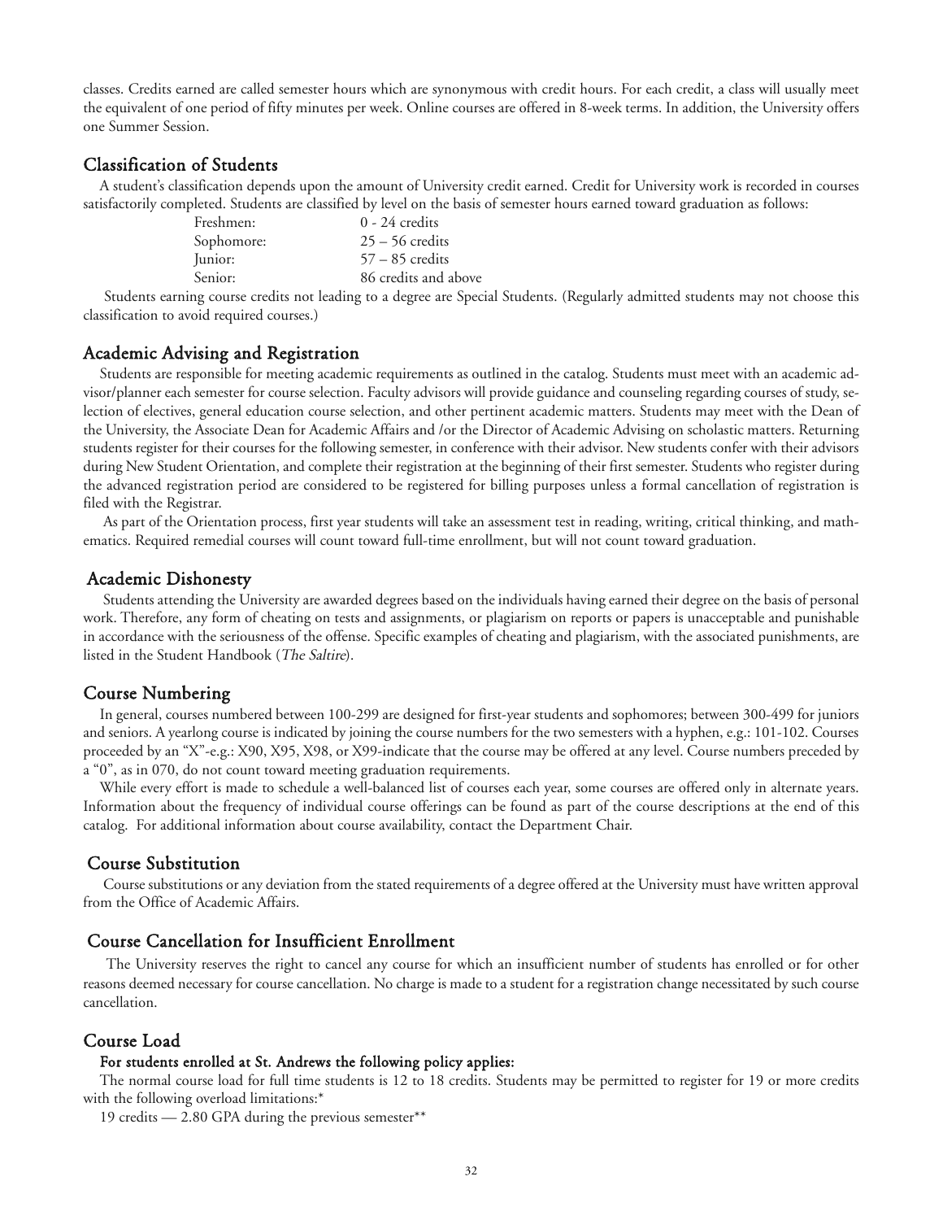classes. Credits earned are called semester hours which are synonymous with credit hours. For each credit, a class will usually meet the equivalent of one period of fifty minutes per week. Online courses are offered in 8-week terms. In addition, the University offers one Summer Session.

## Classification of Students

A student's classification depends upon the amount of University credit earned. Credit for University work is recorded in courses satisfactorily completed. Students are classified by level on the basis of semester hours earned toward graduation as follows:

| | |
|---|---|
| Freshmen: | 0 - 24 credits |
| Sophomore: | 25 – 56 credits |
| Junior: | 57 – 85 credits |
| Senior: | 86 credits and above |

Students earning course credits not leading to a degree are Special Students. (Regularly admitted students may not choose this classification to avoid required courses.)

## Academic Advising and Registration

Students are responsible for meeting academic requirements as outlined in the catalog. Students must meet with an academic advisor/planner each semester for course selection. Faculty advisors will provide guidance and counseling regarding courses of study, selection of electives, general education course selection, and other pertinent academic matters. Students may meet with the Dean of the University, the Associate Dean for Academic Affairs and /or the Director of Academic Advising on scholastic matters. Returning students register for their courses for the following semester, in conference with their advisor. New students confer with their advisors during New Student Orientation, and complete their registration at the beginning of their first semester. Students who register during the advanced registration period are considered to be registered for billing purposes unless a formal cancellation of registration is filed with the Registrar.

As part of the Orientation process, first year students will take an assessment test in reading, writing, critical thinking, and mathematics. Required remedial courses will count toward full-time enrollment, but will not count toward graduation.

## Academic Dishonesty

Students attending the University are awarded degrees based on the individuals having earned their degree on the basis of personal work. Therefore, any form of cheating on tests and assignments, or plagiarism on reports or papers is unacceptable and punishable in accordance with the seriousness of the offense. Specific examples of cheating and plagiarism, with the associated punishments, are listed in the Student Handbook (*The Saltire*).

## Course Numbering

In general, courses numbered between 100-299 are designed for first-year students and sophomores; between 300-499 for juniors and seniors. A yearlong course is indicated by joining the course numbers for the two semesters with a hyphen, e.g.: 101-102. Courses proceeded by an "X"-e.g.: X90, X95, X98, or X99-indicate that the course may be offered at any level. Course numbers preceded by a "0", as in 070, do not count toward meeting graduation requirements.

While every effort is made to schedule a well-balanced list of courses each year, some courses are offered only in alternate years. Information about the frequency of individual course offerings can be found as part of the course descriptions at the end of this catalog. For additional information about course availability, contact the Department Chair.

## Course Substitution

Course substitutions or any deviation from the stated requirements of a degree offered at the University must have written approval from the Office of Academic Affairs.

## Course Cancellation for Insufficient Enrollment

The University reserves the right to cancel any course for which an insufficient number of students has enrolled or for other reasons deemed necessary for course cancellation. No charge is made to a student for a registration change necessitated by such course cancellation.

## Course Load

**For students enrolled at St. Andrews the following policy applies:**

The normal course load for full time students is 12 to 18 credits. Students may be permitted to register for 19 or more credits with the following overload limitations:*

19 credits — 2.80 GPA during the previous semester**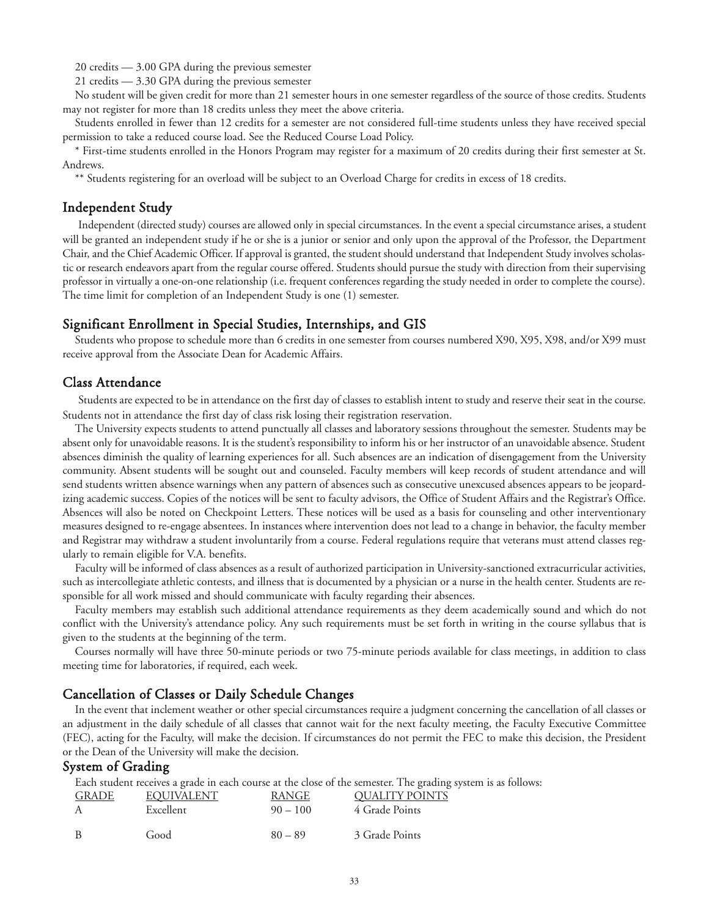20 credits — 3.00 GPA during the previous semester

21 credits — 3.30 GPA during the previous semester

No student will be given credit for more than 21 semester hours in one semester regardless of the source of those credits. Students may not register for more than 18 credits unless they meet the above criteria.

Students enrolled in fewer than 12 credits for a semester are not considered full-time students unless they have received special permission to take a reduced course load. See the Reduced Course Load Policy.

* First-time students enrolled in the Honors Program may register for a maximum of 20 credits during their first semester at St. Andrews.

** Students registering for an overload will be subject to an Overload Charge for credits in excess of 18 credits.

## Independent Study

Independent (directed study) courses are allowed only in special circumstances. In the event a special circumstance arises, a student will be granted an independent study if he or she is a junior or senior and only upon the approval of the Professor, the Department Chair, and the Chief Academic Officer. If approval is granted, the student should understand that Independent Study involves scholastic or research endeavors apart from the regular course offered. Students should pursue the study with direction from their supervising professor in virtually a one-on-one relationship (i.e. frequent conferences regarding the study needed in order to complete the course). The time limit for completion of an Independent Study is one (1) semester.

## Significant Enrollment in Special Studies, Internships, and GIS

Students who propose to schedule more than 6 credits in one semester from courses numbered X90, X95, X98, and/or X99 must receive approval from the Associate Dean for Academic Affairs.

## Class Attendance

Students are expected to be in attendance on the first day of classes to establish intent to study and reserve their seat in the course. Students not in attendance the first day of class risk losing their registration reservation.

The University expects students to attend punctually all classes and laboratory sessions throughout the semester. Students may be absent only for unavoidable reasons. It is the student's responsibility to inform his or her instructor of an unavoidable absence. Student absences diminish the quality of learning experiences for all. Such absences are an indication of disengagement from the University community. Absent students will be sought out and counseled. Faculty members will keep records of student attendance and will send students written absence warnings when any pattern of absences such as consecutive unexcused absences appears to be jeopardizing academic success. Copies of the notices will be sent to faculty advisors, the Office of Student Affairs and the Registrar's Office. Absences will also be noted on Checkpoint Letters. These notices will be used as a basis for counseling and other interventionary measures designed to re-engage absentees. In instances where intervention does not lead to a change in behavior, the faculty member and Registrar may withdraw a student involuntarily from a course. Federal regulations require that veterans must attend classes regularly to remain eligible for V.A. benefits.

Faculty will be informed of class absences as a result of authorized participation in University-sanctioned extracurricular activities, such as intercollegiate athletic contests, and illness that is documented by a physician or a nurse in the health center. Students are responsible for all work missed and should communicate with faculty regarding their absences.

Faculty members may establish such additional attendance requirements as they deem academically sound and which do not conflict with the University's attendance policy. Any such requirements must be set forth in writing in the course syllabus that is given to the students at the beginning of the term.

Courses normally will have three 50-minute periods or two 75-minute periods available for class meetings, in addition to class meeting time for laboratories, if required, each week.

## Cancellation of Classes or Daily Schedule Changes

In the event that inclement weather or other special circumstances require a judgment concerning the cancellation of all classes or an adjustment in the daily schedule of all classes that cannot wait for the next faculty meeting, the Faculty Executive Committee (FEC), acting for the Faculty, will make the decision. If circumstances do not permit the FEC to make this decision, the President or the Dean of the University will make the decision.

## System of Grading

Each student receives a grade in each course at the close of the semester. The grading system is as follows:

| GRADE | EQUIVALENT | RANGE | QUALITY POINTS |
|---|---|---|---|
| A | Excellent | 90 – 100 | 4 Grade Points |
| B | Good | 80 – 89 | 3 Grade Points |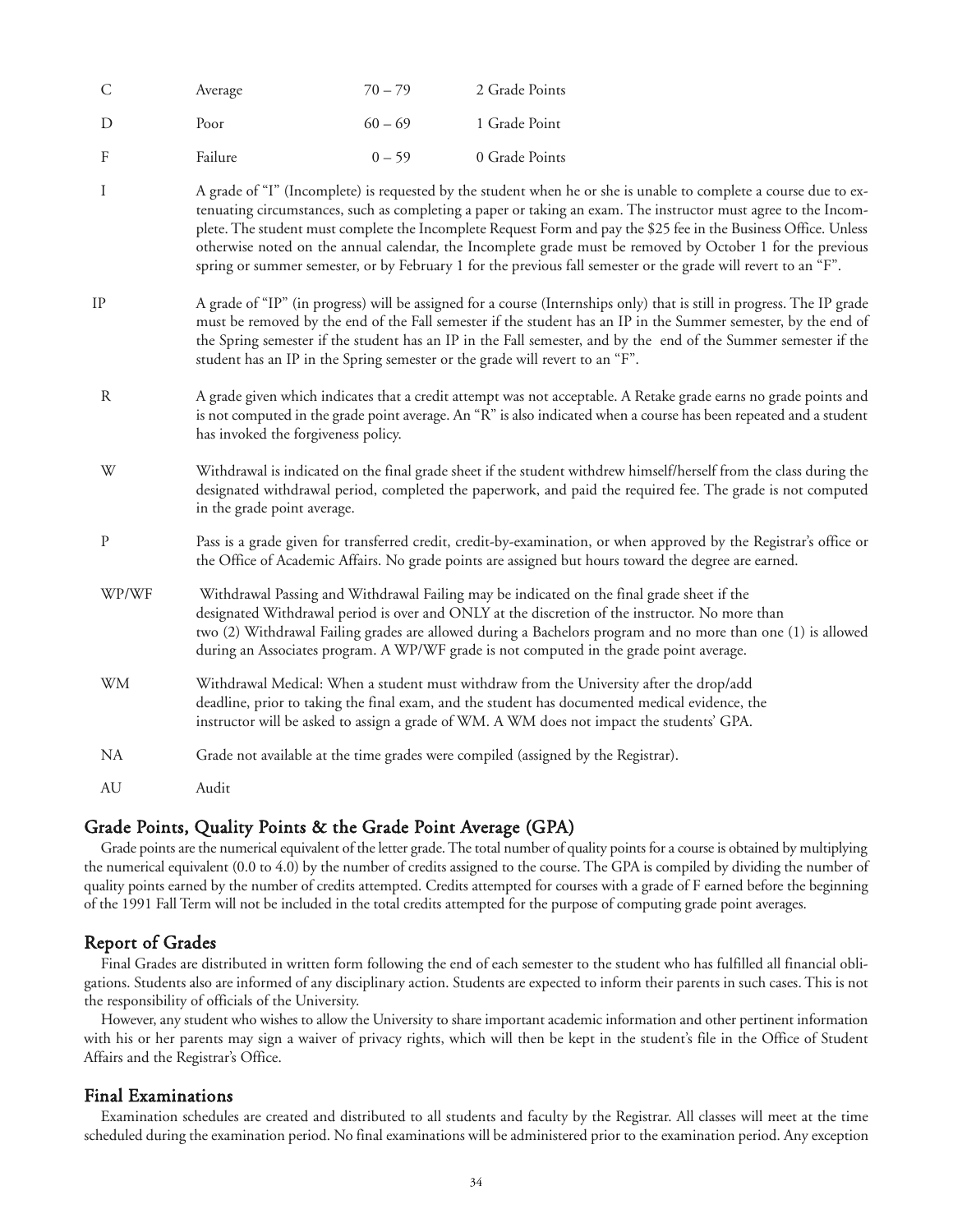| | | | |
|---|---|---|---|
| C | Average | 70 – 79 | 2 Grade Points |
| D | Poor | 60 – 69 | 1 Grade Point |
| F | Failure | 0 – 59 | 0 Grade Points |
| I | A grade of "I" (Incomplete) is requested by the student when he or she is unable to complete a course due to extenuating circumstances, such as completing a paper or taking an exam. The instructor must agree to the Incomplete. The student must complete the Incomplete Request Form and pay the $25 fee in the Business Office. Unless otherwise noted on the annual calendar, the Incomplete grade must be removed by October 1 for the previous spring or summer semester, or by February 1 for the previous fall semester or the grade will revert to an "F". | | |
| IP | A grade of "IP" (in progress) will be assigned for a course (Internships only) that is still in progress. The IP grade must be removed by the end of the Fall semester if the student has an IP in the Summer semester, by the end of the Spring semester if the student has an IP in the Fall semester, and by the end of the Summer semester if the student has an IP in the Spring semester or the grade will revert to an "F". | | |
| R | A grade given which indicates that a credit attempt was not acceptable. A Retake grade earns no grade points and is not computed in the grade point average. An "R" is also indicated when a course has been repeated and a student has invoked the forgiveness policy. | | |
| W | Withdrawal is indicated on the final grade sheet if the student withdrew himself/herself from the class during the designated withdrawal period, completed the paperwork, and paid the required fee. The grade is not computed in the grade point average. | | |
| P | Pass is a grade given for transferred credit, credit-by-examination, or when approved by the Registrar's office or the Office of Academic Affairs. No grade points are assigned but hours toward the degree are earned. | | |
| WP/WF | Withdrawal Passing and Withdrawal Failing may be indicated on the final grade sheet if the designated Withdrawal period is over and ONLY at the discretion of the instructor. No more than two (2) Withdrawal Failing grades are allowed during a Bachelors program and no more than one (1) is allowed during an Associates program. A WP/WF grade is not computed in the grade point average. | | |
| WM | Withdrawal Medical: When a student must withdraw from the University after the drop/add deadline, prior to taking the final exam, and the student has documented medical evidence, the instructor will be asked to assign a grade of WM. A WM does not impact the students' GPA. | | |
| NA | Grade not available at the time grades were compiled (assigned by the Registrar). | | |
| AU | Audit | | |

## Grade Points, Quality Points & the Grade Point Average (GPA)

Grade points are the numerical equivalent of the letter grade. The total number of quality points for a course is obtained by multiplying the numerical equivalent (0.0 to 4.0) by the number of credits assigned to the course. The GPA is compiled by dividing the number of quality points earned by the number of credits attempted. Credits attempted for courses with a grade of F earned before the beginning of the 1991 Fall Term will not be included in the total credits attempted for the purpose of computing grade point averages.

## Report of Grades

Final Grades are distributed in written form following the end of each semester to the student who has fulfilled all financial obligations. Students also are informed of any disciplinary action. Students are expected to inform their parents in such cases. This is not the responsibility of officials of the University.

However, any student who wishes to allow the University to share important academic information and other pertinent information with his or her parents may sign a waiver of privacy rights, which will then be kept in the student's file in the Office of Student Affairs and the Registrar's Office.

## Final Examinations

Examination schedules are created and distributed to all students and faculty by the Registrar. All classes will meet at the time scheduled during the examination period. No final examinations will be administered prior to the examination period. Any exception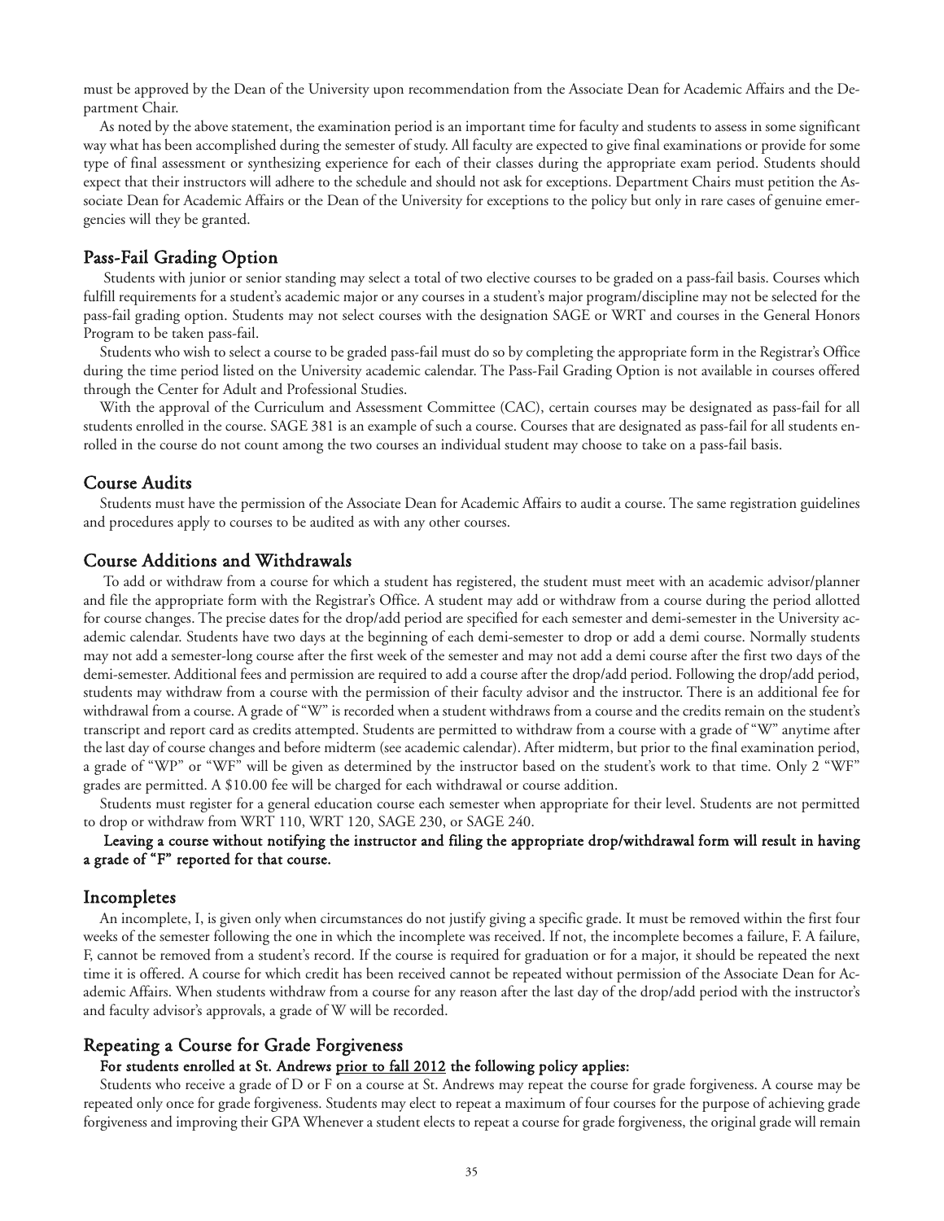must be approved by the Dean of the University upon recommendation from the Associate Dean for Academic Affairs and the Department Chair.

As noted by the above statement, the examination period is an important time for faculty and students to assess in some significant way what has been accomplished during the semester of study. All faculty are expected to give final examinations or provide for some type of final assessment or synthesizing experience for each of their classes during the appropriate exam period. Students should expect that their instructors will adhere to the schedule and should not ask for exceptions. Department Chairs must petition the Associate Dean for Academic Affairs or the Dean of the University for exceptions to the policy but only in rare cases of genuine emergencies will they be granted.

## Pass-Fail Grading Option

Students with junior or senior standing may select a total of two elective courses to be graded on a pass-fail basis. Courses which fulfill requirements for a student's academic major or any courses in a student's major program/discipline may not be selected for the pass-fail grading option. Students may not select courses with the designation SAGE or WRT and courses in the General Honors Program to be taken pass-fail.

Students who wish to select a course to be graded pass-fail must do so by completing the appropriate form in the Registrar's Office during the time period listed on the University academic calendar. The Pass-Fail Grading Option is not available in courses offered through the Center for Adult and Professional Studies.

With the approval of the Curriculum and Assessment Committee (CAC), certain courses may be designated as pass-fail for all students enrolled in the course. SAGE 381 is an example of such a course. Courses that are designated as pass-fail for all students enrolled in the course do not count among the two courses an individual student may choose to take on a pass-fail basis.

## Course Audits

Students must have the permission of the Associate Dean for Academic Affairs to audit a course. The same registration guidelines and procedures apply to courses to be audited as with any other courses.

## Course Additions and Withdrawals

To add or withdraw from a course for which a student has registered, the student must meet with an academic advisor/planner and file the appropriate form with the Registrar's Office. A student may add or withdraw from a course during the period allotted for course changes. The precise dates for the drop/add period are specified for each semester and demi-semester in the University academic calendar. Students have two days at the beginning of each demi-semester to drop or add a demi course. Normally students may not add a semester-long course after the first week of the semester and may not add a demi course after the first two days of the demi-semester. Additional fees and permission are required to add a course after the drop/add period. Following the drop/add period, students may withdraw from a course with the permission of their faculty advisor and the instructor. There is an additional fee for withdrawal from a course. A grade of "W" is recorded when a student withdraws from a course and the credits remain on the student's transcript and report card as credits attempted. Students are permitted to withdraw from a course with a grade of "W" anytime after the last day of course changes and before midterm (see academic calendar). After midterm, but prior to the final examination period, a grade of "WP" or "WF" will be given as determined by the instructor based on the student's work to that time. Only 2 "WF" grades are permitted. A $10.00 fee will be charged for each withdrawal or course addition.

Students must register for a general education course each semester when appropriate for their level. Students are not permitted to drop or withdraw from WRT 110, WRT 120, SAGE 230, or SAGE 240.

**Leaving a course without notifying the instructor and filing the appropriate drop/withdrawal form will result in having a grade of "F" reported for that course.**

## Incompletes

An incomplete, I, is given only when circumstances do not justify giving a specific grade. It must be removed within the first four weeks of the semester following the one in which the incomplete was received. If not, the incomplete becomes a failure, F. A failure, F, cannot be removed from a student's record. If the course is required for graduation or for a major, it should be repeated the next time it is offered. A course for which credit has been received cannot be repeated without permission of the Associate Dean for Academic Affairs. When students withdraw from a course for any reason after the last day of the drop/add period with the instructor's and faculty advisor's approvals, a grade of W will be recorded.

## Repeating a Course for Grade Forgiveness

**For students enrolled at St. Andrews prior to fall 2012 the following policy applies:**

Students who receive a grade of D or F on a course at St. Andrews may repeat the course for grade forgiveness. A course may be repeated only once for grade forgiveness. Students may elect to repeat a maximum of four courses for the purpose of achieving grade forgiveness and improving their GPA Whenever a student elects to repeat a course for grade forgiveness, the original grade will remain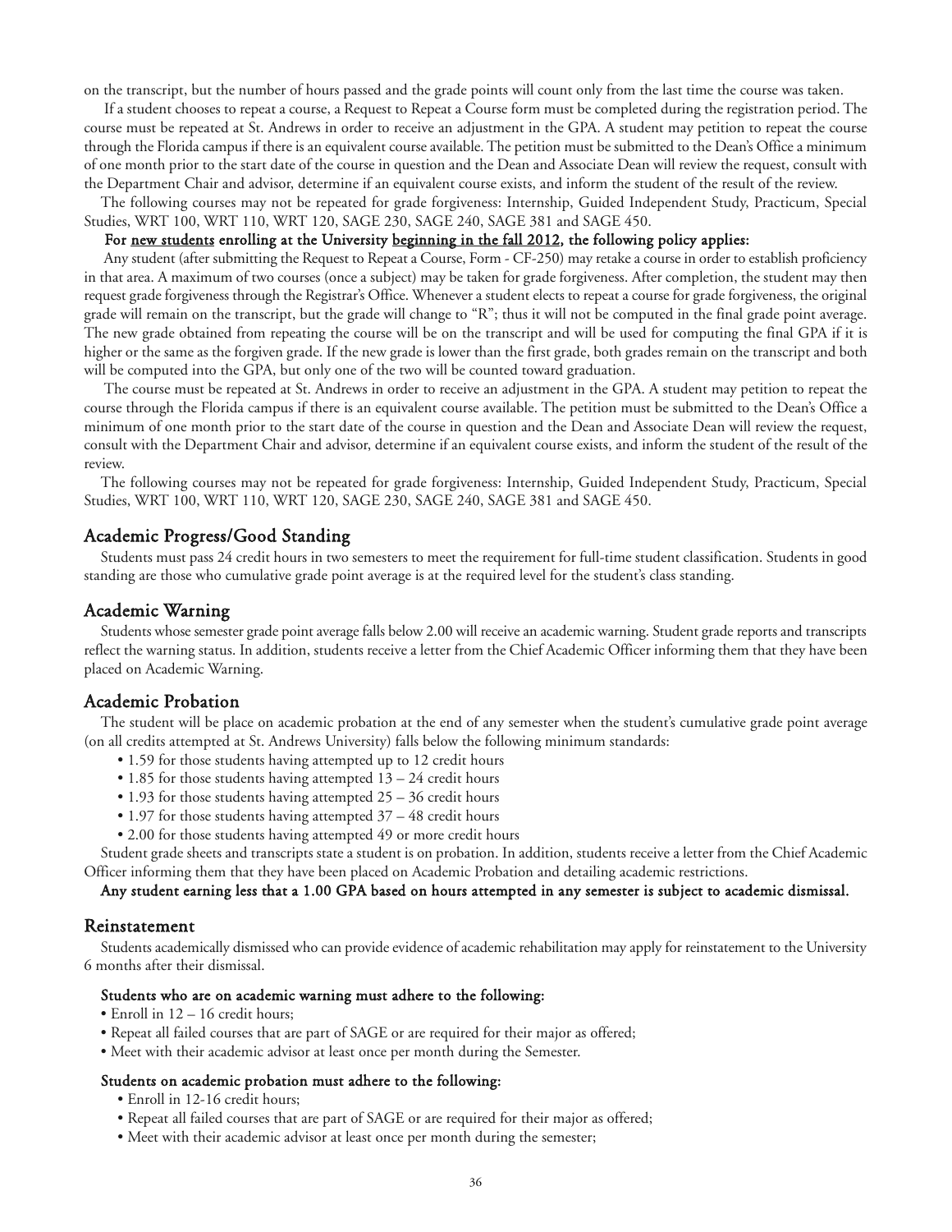on the transcript, but the number of hours passed and the grade points will count only from the last time the course was taken.

If a student chooses to repeat a course, a Request to Repeat a Course form must be completed during the registration period. The course must be repeated at St. Andrews in order to receive an adjustment in the GPA. A student may petition to repeat the course through the Florida campus if there is an equivalent course available. The petition must be submitted to the Dean's Office a minimum of one month prior to the start date of the course in question and the Dean and Associate Dean will review the request, consult with the Department Chair and advisor, determine if an equivalent course exists, and inform the student of the result of the review.

The following courses may not be repeated for grade forgiveness: Internship, Guided Independent Study, Practicum, Special Studies, WRT 100, WRT 110, WRT 120, SAGE 230, SAGE 240, SAGE 381 and SAGE 450.

**For <u>new students</u> enrolling at the University <u>beginning in the fall 2012</u>, the following policy applies:**

Any student (after submitting the Request to Repeat a Course, Form - CF-250) may retake a course in order to establish proficiency in that area. A maximum of two courses (once a subject) may be taken for grade forgiveness. After completion, the student may then request grade forgiveness through the Registrar's Office. Whenever a student elects to repeat a course for grade forgiveness, the original grade will remain on the transcript, but the grade will change to "R"; thus it will not be computed in the final grade point average. The new grade obtained from repeating the course will be on the transcript and will be used for computing the final GPA if it is higher or the same as the forgiven grade. If the new grade is lower than the first grade, both grades remain on the transcript and both will be computed into the GPA, but only one of the two will be counted toward graduation.

The course must be repeated at St. Andrews in order to receive an adjustment in the GPA. A student may petition to repeat the course through the Florida campus if there is an equivalent course available. The petition must be submitted to the Dean's Office a minimum of one month prior to the start date of the course in question and the Dean and Associate Dean will review the request, consult with the Department Chair and advisor, determine if an equivalent course exists, and inform the student of the result of the review.

The following courses may not be repeated for grade forgiveness: Internship, Guided Independent Study, Practicum, Special Studies, WRT 100, WRT 110, WRT 120, SAGE 230, SAGE 240, SAGE 381 and SAGE 450.

## Academic Progress/Good Standing

Students must pass 24 credit hours in two semesters to meet the requirement for full-time student classification. Students in good standing are those who cumulative grade point average is at the required level for the student's class standing.

## Academic Warning

Students whose semester grade point average falls below 2.00 will receive an academic warning. Student grade reports and transcripts reflect the warning status. In addition, students receive a letter from the Chief Academic Officer informing them that they have been placed on Academic Warning.

## Academic Probation

The student will be place on academic probation at the end of any semester when the student's cumulative grade point average (on all credits attempted at St. Andrews University) falls below the following minimum standards:

- 1.59 for those students having attempted up to 12 credit hours
- 1.85 for those students having attempted 13 – 24 credit hours
- 1.93 for those students having attempted 25 – 36 credit hours
- 1.97 for those students having attempted 37 – 48 credit hours
- 2.00 for those students having attempted 49 or more credit hours

Student grade sheets and transcripts state a student is on probation. In addition, students receive a letter from the Chief Academic Officer informing them that they have been placed on Academic Probation and detailing academic restrictions.

**Any student earning less that a 1.00 GPA based on hours attempted in any semester is subject to academic dismissal.**

## Reinstatement

Students academically dismissed who can provide evidence of academic rehabilitation may apply for reinstatement to the University 6 months after their dismissal.

**Students who are on academic warning must adhere to the following:**

- Enroll in 12 – 16 credit hours;
- Repeat all failed courses that are part of SAGE or are required for their major as offered;
- Meet with their academic advisor at least once per month during the Semester.

**Students on academic probation must adhere to the following:**

- Enroll in 12-16 credit hours;
- Repeat all failed courses that are part of SAGE or are required for their major as offered;
- Meet with their academic advisor at least once per month during the semester;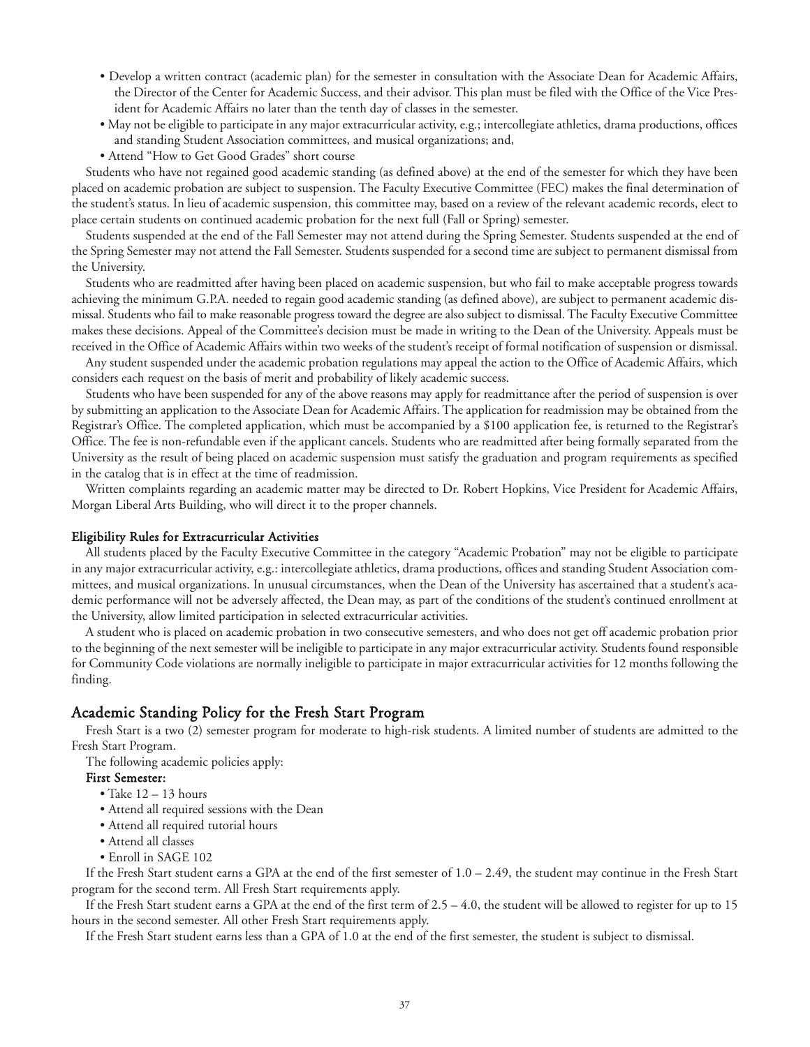- Develop a written contract (academic plan) for the semester in consultation with the Associate Dean for Academic Affairs, the Director of the Center for Academic Success, and their advisor. This plan must be filed with the Office of the Vice President for Academic Affairs no later than the tenth day of classes in the semester.
- May not be eligible to participate in any major extracurricular activity, e.g.; intercollegiate athletics, drama productions, offices and standing Student Association committees, and musical organizations; and,
- Attend "How to Get Good Grades" short course

Students who have not regained good academic standing (as defined above) at the end of the semester for which they have been placed on academic probation are subject to suspension. The Faculty Executive Committee (FEC) makes the final determination of the student's status. In lieu of academic suspension, this committee may, based on a review of the relevant academic records, elect to place certain students on continued academic probation for the next full (Fall or Spring) semester.

Students suspended at the end of the Fall Semester may not attend during the Spring Semester. Students suspended at the end of the Spring Semester may not attend the Fall Semester. Students suspended for a second time are subject to permanent dismissal from the University.

Students who are readmitted after having been placed on academic suspension, but who fail to make acceptable progress towards achieving the minimum G.P.A. needed to regain good academic standing (as defined above), are subject to permanent academic dismissal. Students who fail to make reasonable progress toward the degree are also subject to dismissal. The Faculty Executive Committee makes these decisions. Appeal of the Committee's decision must be made in writing to the Dean of the University. Appeals must be received in the Office of Academic Affairs within two weeks of the student's receipt of formal notification of suspension or dismissal.

Any student suspended under the academic probation regulations may appeal the action to the Office of Academic Affairs, which considers each request on the basis of merit and probability of likely academic success.

Students who have been suspended for any of the above reasons may apply for readmittance after the period of suspension is over by submitting an application to the Associate Dean for Academic Affairs. The application for readmission may be obtained from the Registrar's Office. The completed application, which must be accompanied by a $100 application fee, is returned to the Registrar's Office. The fee is non-refundable even if the applicant cancels. Students who are readmitted after being formally separated from the University as the result of being placed on academic suspension must satisfy the graduation and program requirements as specified in the catalog that is in effect at the time of readmission.

Written complaints regarding an academic matter may be directed to Dr. Robert Hopkins, Vice President for Academic Affairs, Morgan Liberal Arts Building, who will direct it to the proper channels.

#### Eligibility Rules for Extracurricular Activities

All students placed by the Faculty Executive Committee in the category "Academic Probation" may not be eligible to participate in any major extracurricular activity, e.g.: intercollegiate athletics, drama productions, offices and standing Student Association committees, and musical organizations. In unusual circumstances, when the Dean of the University has ascertained that a student's academic performance will not be adversely affected, the Dean may, as part of the conditions of the student's continued enrollment at the University, allow limited participation in selected extracurricular activities.

A student who is placed on academic probation in two consecutive semesters, and who does not get off academic probation prior to the beginning of the next semester will be ineligible to participate in any major extracurricular activity. Students found responsible for Community Code violations are normally ineligible to participate in major extracurricular activities for 12 months following the finding.

### Academic Standing Policy for the Fresh Start Program

Fresh Start is a two (2) semester program for moderate to high-risk students. A limited number of students are admitted to the Fresh Start Program.

The following academic policies apply:

#### First Semester:

- Take 12 – 13 hours
- Attend all required sessions with the Dean
- Attend all required tutorial hours
- Attend all classes
- Enroll in SAGE 102

If the Fresh Start student earns a GPA at the end of the first semester of 1.0 – 2.49, the student may continue in the Fresh Start program for the second term. All Fresh Start requirements apply.

If the Fresh Start student earns a GPA at the end of the first term of 2.5 – 4.0, the student will be allowed to register for up to 15 hours in the second semester. All other Fresh Start requirements apply.

If the Fresh Start student earns less than a GPA of 1.0 at the end of the first semester, the student is subject to dismissal.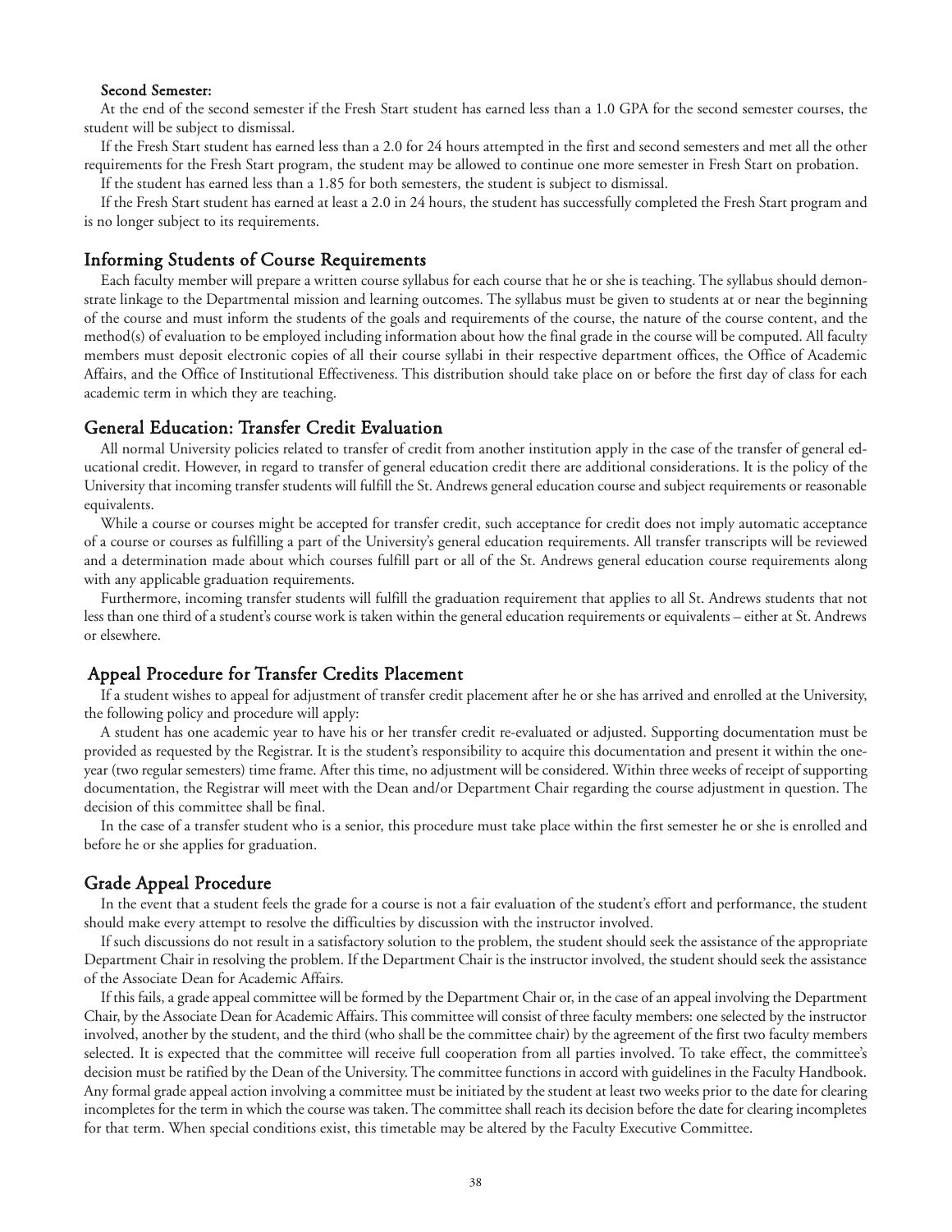#### Second Semester:

At the end of the second semester if the Fresh Start student has earned less than a 1.0 GPA for the second semester courses, the student will be subject to dismissal.

If the Fresh Start student has earned less than a 2.0 for 24 hours attempted in the first and second semesters and met all the other requirements for the Fresh Start program, the student may be allowed to continue one more semester in Fresh Start on probation.

If the student has earned less than a 1.85 for both semesters, the student is subject to dismissal.

If the Fresh Start student has earned at least a 2.0 in 24 hours, the student has successfully completed the Fresh Start program and is no longer subject to its requirements.

### Informing Students of Course Requirements

Each faculty member will prepare a written course syllabus for each course that he or she is teaching. The syllabus should demonstrate linkage to the Departmental mission and learning outcomes. The syllabus must be given to students at or near the beginning of the course and must inform the students of the goals and requirements of the course, the nature of the course content, and the method(s) of evaluation to be employed including information about how the final grade in the course will be computed. All faculty members must deposit electronic copies of all their course syllabi in their respective department offices, the Office of Academic Affairs, and the Office of Institutional Effectiveness. This distribution should take place on or before the first day of class for each academic term in which they are teaching.

### General Education: Transfer Credit Evaluation

All normal University policies related to transfer of credit from another institution apply in the case of the transfer of general educational credit. However, in regard to transfer of general education credit there are additional considerations. It is the policy of the University that incoming transfer students will fulfill the St. Andrews general education course and subject requirements or reasonable equivalents.

While a course or courses might be accepted for transfer credit, such acceptance for credit does not imply automatic acceptance of a course or courses as fulfilling a part of the University's general education requirements. All transfer transcripts will be reviewed and a determination made about which courses fulfill part or all of the St. Andrews general education course requirements along with any applicable graduation requirements.

Furthermore, incoming transfer students will fulfill the graduation requirement that applies to all St. Andrews students that not less than one third of a student's course work is taken within the general education requirements or equivalents – either at St. Andrews or elsewhere.

### Appeal Procedure for Transfer Credits Placement

If a student wishes to appeal for adjustment of transfer credit placement after he or she has arrived and enrolled at the University, the following policy and procedure will apply:

A student has one academic year to have his or her transfer credit re-evaluated or adjusted. Supporting documentation must be provided as requested by the Registrar. It is the student's responsibility to acquire this documentation and present it within the one-year (two regular semesters) time frame. After this time, no adjustment will be considered. Within three weeks of receipt of supporting documentation, the Registrar will meet with the Dean and/or Department Chair regarding the course adjustment in question. The decision of this committee shall be final.

In the case of a transfer student who is a senior, this procedure must take place within the first semester he or she is enrolled and before he or she applies for graduation.

### Grade Appeal Procedure

In the event that a student feels the grade for a course is not a fair evaluation of the student's effort and performance, the student should make every attempt to resolve the difficulties by discussion with the instructor involved.

If such discussions do not result in a satisfactory solution to the problem, the student should seek the assistance of the appropriate Department Chair in resolving the problem. If the Department Chair is the instructor involved, the student should seek the assistance of the Associate Dean for Academic Affairs.

If this fails, a grade appeal committee will be formed by the Department Chair or, in the case of an appeal involving the Department Chair, by the Associate Dean for Academic Affairs. This committee will consist of three faculty members: one selected by the instructor involved, another by the student, and the third (who shall be the committee chair) by the agreement of the first two faculty members selected. It is expected that the committee will receive full cooperation from all parties involved. To take effect, the committee's decision must be ratified by the Dean of the University. The committee functions in accord with guidelines in the Faculty Handbook. Any formal grade appeal action involving a committee must be initiated by the student at least two weeks prior to the date for clearing incompletes for the term in which the course was taken. The committee shall reach its decision before the date for clearing incompletes for that term. When special conditions exist, this timetable may be altered by the Faculty Executive Committee.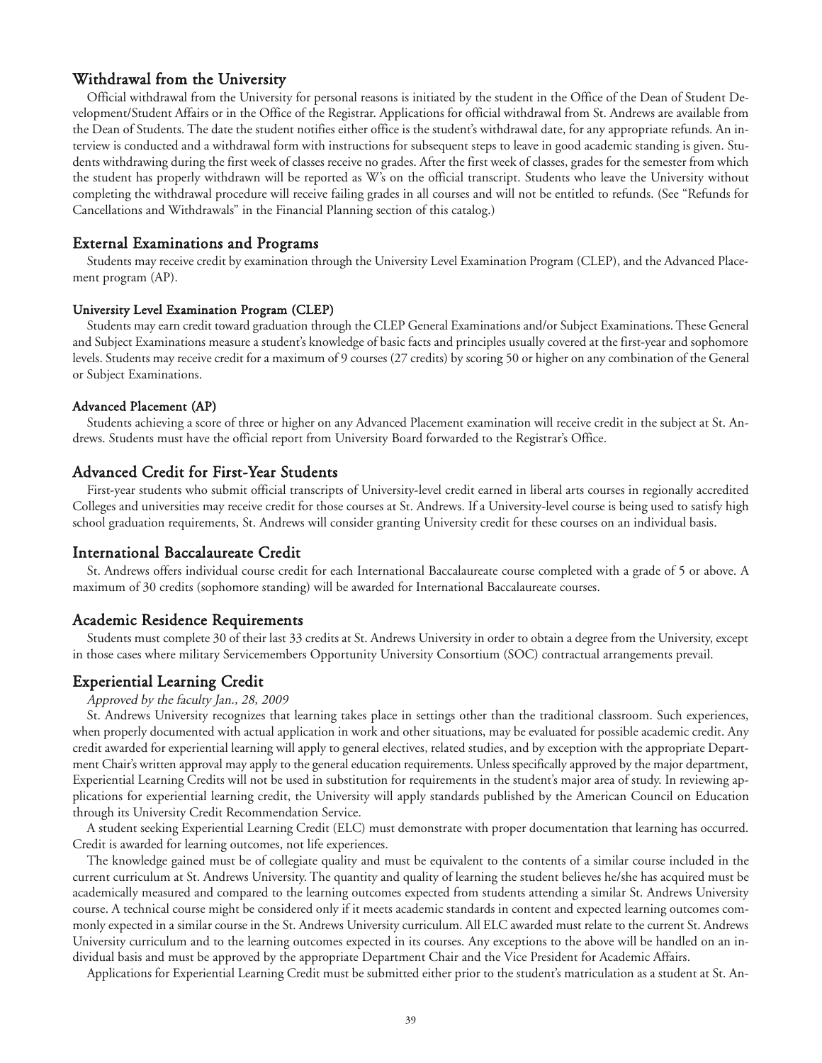## Withdrawal from the University

Official withdrawal from the University for personal reasons is initiated by the student in the Office of the Dean of Student Development/Student Affairs or in the Office of the Registrar. Applications for official withdrawal from St. Andrews are available from the Dean of Students. The date the student notifies either office is the student's withdrawal date, for any appropriate refunds. An interview is conducted and a withdrawal form with instructions for subsequent steps to leave in good academic standing is given. Students withdrawing during the first week of classes receive no grades. After the first week of classes, grades for the semester from which the student has properly withdrawn will be reported as W's on the official transcript. Students who leave the University without completing the withdrawal procedure will receive failing grades in all courses and will not be entitled to refunds. (See "Refunds for Cancellations and Withdrawals" in the Financial Planning section of this catalog.)

## External Examinations and Programs

Students may receive credit by examination through the University Level Examination Program (CLEP), and the Advanced Placement program (AP).

### University Level Examination Program (CLEP)

Students may earn credit toward graduation through the CLEP General Examinations and/or Subject Examinations. These General and Subject Examinations measure a student's knowledge of basic facts and principles usually covered at the first-year and sophomore levels. Students may receive credit for a maximum of 9 courses (27 credits) by scoring 50 or higher on any combination of the General or Subject Examinations.

### Advanced Placement (AP)

Students achieving a score of three or higher on any Advanced Placement examination will receive credit in the subject at St. Andrews. Students must have the official report from University Board forwarded to the Registrar's Office.

## Advanced Credit for First-Year Students

First-year students who submit official transcripts of University-level credit earned in liberal arts courses in regionally accredited Colleges and universities may receive credit for those courses at St. Andrews. If a University-level course is being used to satisfy high school graduation requirements, St. Andrews will consider granting University credit for these courses on an individual basis.

## International Baccalaureate Credit

St. Andrews offers individual course credit for each International Baccalaureate course completed with a grade of 5 or above. A maximum of 30 credits (sophomore standing) will be awarded for International Baccalaureate courses.

## Academic Residence Requirements

Students must complete 30 of their last 33 credits at St. Andrews University in order to obtain a degree from the University, except in those cases where military Servicemembers Opportunity University Consortium (SOC) contractual arrangements prevail.

## Experiential Learning Credit

*Approved by the faculty Jan., 28, 2009*

St. Andrews University recognizes that learning takes place in settings other than the traditional classroom. Such experiences, when properly documented with actual application in work and other situations, may be evaluated for possible academic credit. Any credit awarded for experiential learning will apply to general electives, related studies, and by exception with the appropriate Department Chair's written approval may apply to the general education requirements. Unless specifically approved by the major department, Experiential Learning Credits will not be used in substitution for requirements in the student's major area of study. In reviewing applications for experiential learning credit, the University will apply standards published by the American Council on Education through its University Credit Recommendation Service.

A student seeking Experiential Learning Credit (ELC) must demonstrate with proper documentation that learning has occurred. Credit is awarded for learning outcomes, not life experiences.

The knowledge gained must be of collegiate quality and must be equivalent to the contents of a similar course included in the current curriculum at St. Andrews University. The quantity and quality of learning the student believes he/she has acquired must be academically measured and compared to the learning outcomes expected from students attending a similar St. Andrews University course. A technical course might be considered only if it meets academic standards in content and expected learning outcomes commonly expected in a similar course in the St. Andrews University curriculum. All ELC awarded must relate to the current St. Andrews University curriculum and to the learning outcomes expected in its courses. Any exceptions to the above will be handled on an individual basis and must be approved by the appropriate Department Chair and the Vice President for Academic Affairs.

Applications for Experiential Learning Credit must be submitted either prior to the student's matriculation as a student at St. An-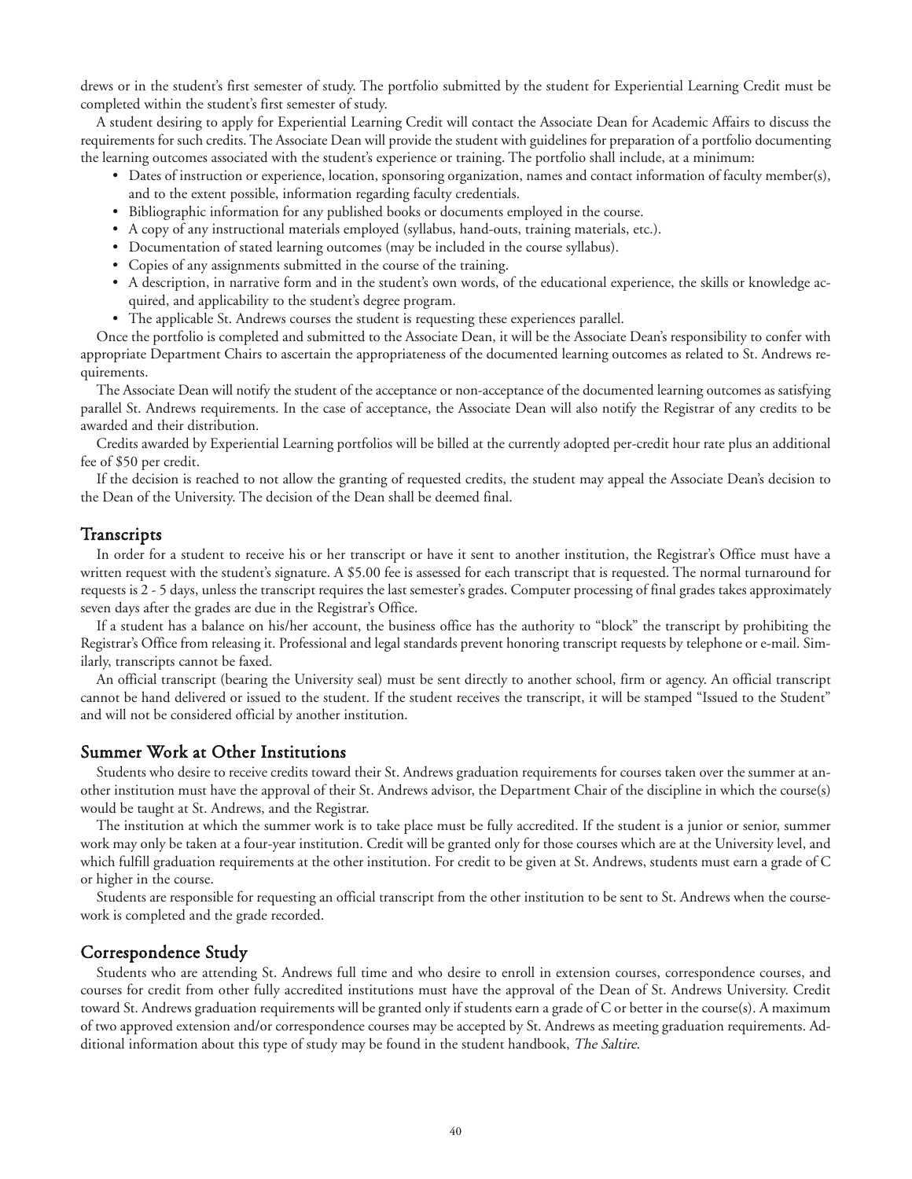drews or in the student's first semester of study. The portfolio submitted by the student for Experiential Learning Credit must be completed within the student's first semester of study.

A student desiring to apply for Experiential Learning Credit will contact the Associate Dean for Academic Affairs to discuss the requirements for such credits. The Associate Dean will provide the student with guidelines for preparation of a portfolio documenting the learning outcomes associated with the student's experience or training. The portfolio shall include, at a minimum:

- Dates of instruction or experience, location, sponsoring organization, names and contact information of faculty member(s), and to the extent possible, information regarding faculty credentials.
- Bibliographic information for any published books or documents employed in the course.
- A copy of any instructional materials employed (syllabus, hand-outs, training materials, etc.).
- Documentation of stated learning outcomes (may be included in the course syllabus).
- Copies of any assignments submitted in the course of the training.
- A description, in narrative form and in the student's own words, of the educational experience, the skills or knowledge acquired, and applicability to the student's degree program.
- The applicable St. Andrews courses the student is requesting these experiences parallel.

Once the portfolio is completed and submitted to the Associate Dean, it will be the Associate Dean's responsibility to confer with appropriate Department Chairs to ascertain the appropriateness of the documented learning outcomes as related to St. Andrews requirements.

The Associate Dean will notify the student of the acceptance or non-acceptance of the documented learning outcomes as satisfying parallel St. Andrews requirements. In the case of acceptance, the Associate Dean will also notify the Registrar of any credits to be awarded and their distribution.

Credits awarded by Experiential Learning portfolios will be billed at the currently adopted per-credit hour rate plus an additional fee of $50 per credit.

If the decision is reached to not allow the granting of requested credits, the student may appeal the Associate Dean's decision to the Dean of the University. The decision of the Dean shall be deemed final.

## Transcripts

In order for a student to receive his or her transcript or have it sent to another institution, the Registrar's Office must have a written request with the student's signature. A $5.00 fee is assessed for each transcript that is requested. The normal turnaround for requests is 2 - 5 days, unless the transcript requires the last semester's grades. Computer processing of final grades takes approximately seven days after the grades are due in the Registrar's Office.

If a student has a balance on his/her account, the business office has the authority to "block" the transcript by prohibiting the Registrar's Office from releasing it. Professional and legal standards prevent honoring transcript requests by telephone or e-mail. Similarly, transcripts cannot be faxed.

An official transcript (bearing the University seal) must be sent directly to another school, firm or agency. An official transcript cannot be hand delivered or issued to the student. If the student receives the transcript, it will be stamped "Issued to the Student" and will not be considered official by another institution.

## Summer Work at Other Institutions

Students who desire to receive credits toward their St. Andrews graduation requirements for courses taken over the summer at another institution must have the approval of their St. Andrews advisor, the Department Chair of the discipline in which the course(s) would be taught at St. Andrews, and the Registrar.

The institution at which the summer work is to take place must be fully accredited. If the student is a junior or senior, summer work may only be taken at a four-year institution. Credit will be granted only for those courses which are at the University level, and which fulfill graduation requirements at the other institution. For credit to be given at St. Andrews, students must earn a grade of C or higher in the course.

Students are responsible for requesting an official transcript from the other institution to be sent to St. Andrews when the coursework is completed and the grade recorded.

## Correspondence Study

Students who are attending St. Andrews full time and who desire to enroll in extension courses, correspondence courses, and courses for credit from other fully accredited institutions must have the approval of the Dean of St. Andrews University. Credit toward St. Andrews graduation requirements will be granted only if students earn a grade of C or better in the course(s). A maximum of two approved extension and/or correspondence courses may be accepted by St. Andrews as meeting graduation requirements. Additional information about this type of study may be found in the student handbook, *The Saltire*.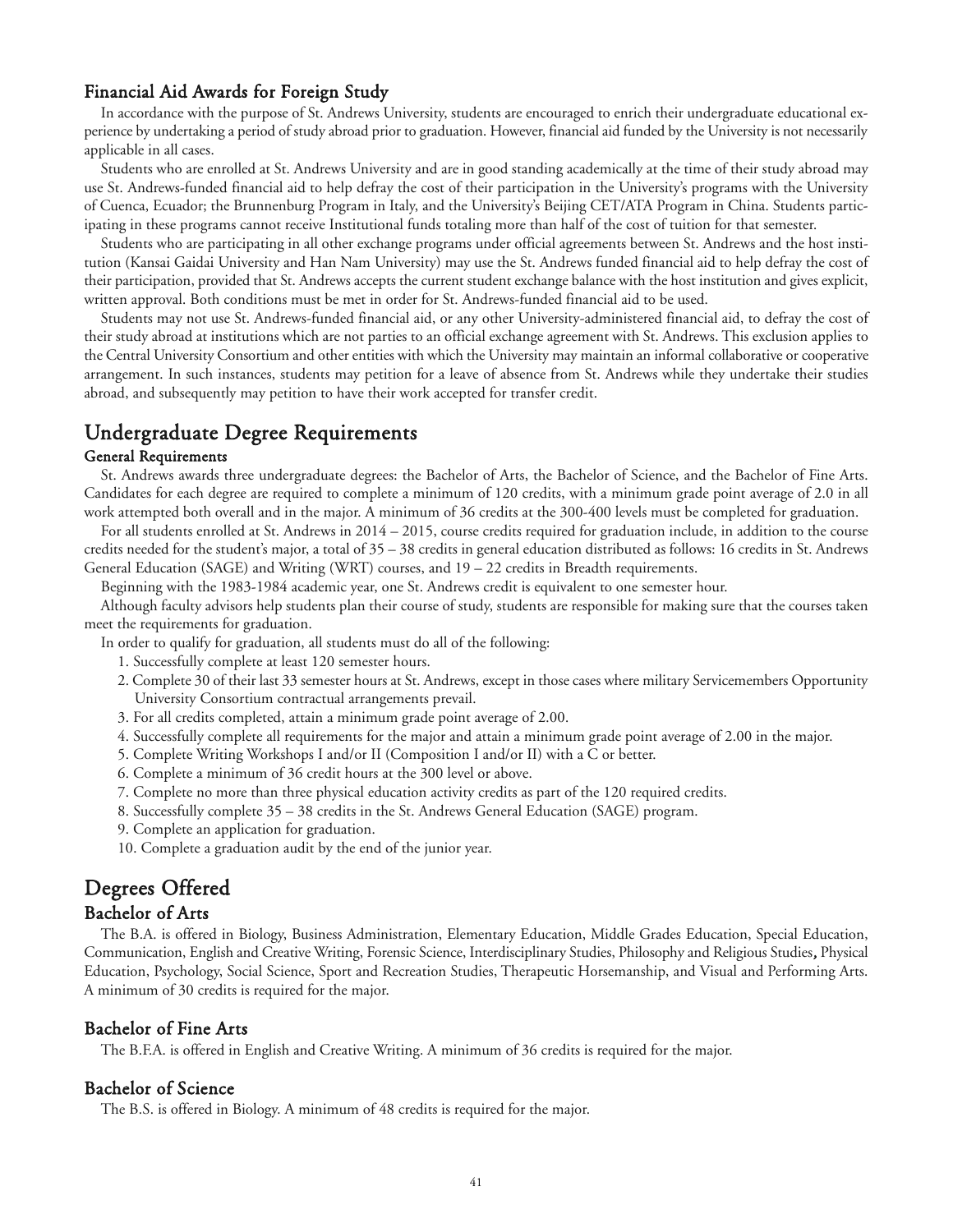### Financial Aid Awards for Foreign Study

In accordance with the purpose of St. Andrews University, students are encouraged to enrich their undergraduate educational experience by undertaking a period of study abroad prior to graduation. However, financial aid funded by the University is not necessarily applicable in all cases.

Students who are enrolled at St. Andrews University and are in good standing academically at the time of their study abroad may use St. Andrews-funded financial aid to help defray the cost of their participation in the University's programs with the University of Cuenca, Ecuador; the Brunnenburg Program in Italy, and the University's Beijing CET/ATA Program in China. Students participating in these programs cannot receive Institutional funds totaling more than half of the cost of tuition for that semester.

Students who are participating in all other exchange programs under official agreements between St. Andrews and the host institution (Kansai Gaidai University and Han Nam University) may use the St. Andrews funded financial aid to help defray the cost of their participation, provided that St. Andrews accepts the current student exchange balance with the host institution and gives explicit, written approval. Both conditions must be met in order for St. Andrews-funded financial aid to be used.

Students may not use St. Andrews-funded financial aid, or any other University-administered financial aid, to defray the cost of their study abroad at institutions which are not parties to an official exchange agreement with St. Andrews. This exclusion applies to the Central University Consortium and other entities with which the University may maintain an informal collaborative or cooperative arrangement. In such instances, students may petition for a leave of absence from St. Andrews while they undertake their studies abroad, and subsequently may petition to have their work accepted for transfer credit.

## Undergraduate Degree Requirements

### General Requirements

St. Andrews awards three undergraduate degrees: the Bachelor of Arts, the Bachelor of Science, and the Bachelor of Fine Arts. Candidates for each degree are required to complete a minimum of 120 credits, with a minimum grade point average of 2.0 in all work attempted both overall and in the major. A minimum of 36 credits at the 300-400 levels must be completed for graduation.

For all students enrolled at St. Andrews in 2014 – 2015, course credits required for graduation include, in addition to the course credits needed for the student's major, a total of 35 – 38 credits in general education distributed as follows: 16 credits in St. Andrews General Education (SAGE) and Writing (WRT) courses, and 19 – 22 credits in Breadth requirements.

Beginning with the 1983-1984 academic year, one St. Andrews credit is equivalent to one semester hour.

Although faculty advisors help students plan their course of study, students are responsible for making sure that the courses taken meet the requirements for graduation.

In order to qualify for graduation, all students must do all of the following:

1. Successfully complete at least 120 semester hours.
2. Complete 30 of their last 33 semester hours at St. Andrews, except in those cases where military Servicemembers Opportunity University Consortium contractual arrangements prevail.
3. For all credits completed, attain a minimum grade point average of 2.00.
4. Successfully complete all requirements for the major and attain a minimum grade point average of 2.00 in the major.
5. Complete Writing Workshops I and/or II (Composition I and/or II) with a C or better.
6. Complete a minimum of 36 credit hours at the 300 level or above.
7. Complete no more than three physical education activity credits as part of the 120 required credits.
8. Successfully complete 35 – 38 credits in the St. Andrews General Education (SAGE) program.
9. Complete an application for graduation.
10. Complete a graduation audit by the end of the junior year.

## Degrees Offered

### Bachelor of Arts

The B.A. is offered in Biology, Business Administration, Elementary Education, Middle Grades Education, Special Education, Communication, English and Creative Writing, Forensic Science, Interdisciplinary Studies, Philosophy and Religious Studies, Physical Education, Psychology, Social Science, Sport and Recreation Studies, Therapeutic Horsemanship, and Visual and Performing Arts. A minimum of 30 credits is required for the major.

### Bachelor of Fine Arts

The B.F.A. is offered in English and Creative Writing. A minimum of 36 credits is required for the major.

### Bachelor of Science

The B.S. is offered in Biology. A minimum of 48 credits is required for the major.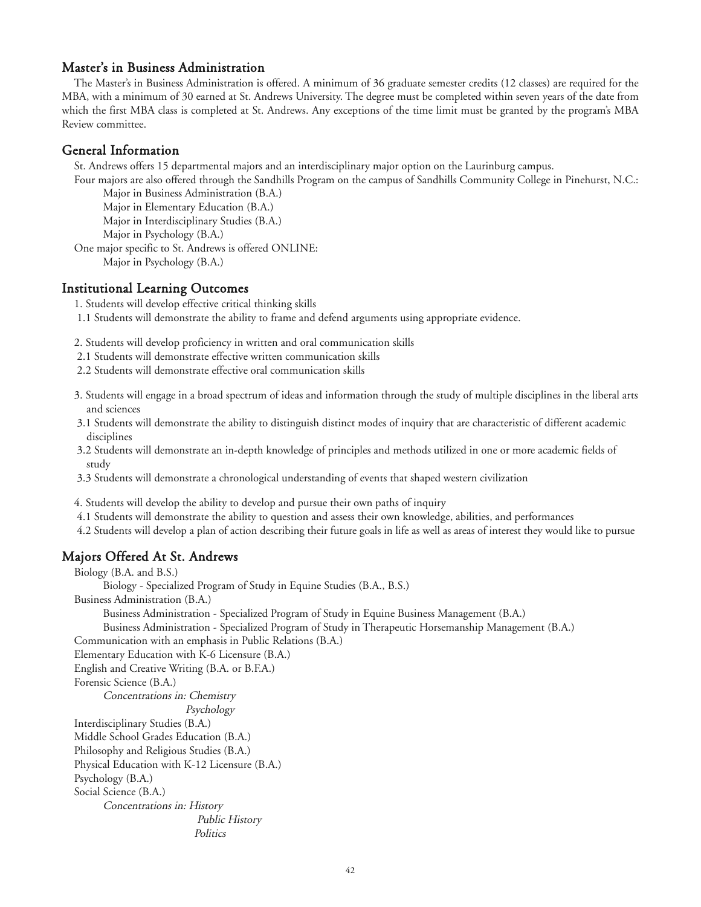## Master's in Business Administration

The Master's in Business Administration is offered. A minimum of 36 graduate semester credits (12 classes) are required for the MBA, with a minimum of 30 earned at St. Andrews University. The degree must be completed within seven years of the date from which the first MBA class is completed at St. Andrews. Any exceptions of the time limit must be granted by the program's MBA Review committee.

## General Information

St. Andrews offers 15 departmental majors and an interdisciplinary major option on the Laurinburg campus.

Four majors are also offered through the Sandhills Program on the campus of Sandhills Community College in Pinehurst, N.C.:

- Major in Business Administration (B.A.)
- Major in Elementary Education (B.A.)
- Major in Interdisciplinary Studies (B.A.)
- Major in Psychology (B.A.)

One major specific to St. Andrews is offered ONLINE:

- Major in Psychology (B.A.)

## Institutional Learning Outcomes

1. Students will develop effective critical thinking skills
   - 1.1 Students will demonstrate the ability to frame and defend arguments using appropriate evidence.

2. Students will develop proficiency in written and oral communication skills
   - 2.1 Students will demonstrate effective written communication skills
   - 2.2 Students will demonstrate effective oral communication skills

3. Students will engage in a broad spectrum of ideas and information through the study of multiple disciplines in the liberal arts and sciences
   - 3.1 Students will demonstrate the ability to distinguish distinct modes of inquiry that are characteristic of different academic disciplines
   - 3.2 Students will demonstrate an in-depth knowledge of principles and methods utilized in one or more academic fields of study
   - 3.3 Students will demonstrate a chronological understanding of events that shaped western civilization

4. Students will develop the ability to develop and pursue their own paths of inquiry
   - 4.1 Students will demonstrate the ability to question and assess their own knowledge, abilities, and performances
   - 4.2 Students will develop a plan of action describing their future goals in life as well as areas of interest they would like to pursue

## Majors Offered At St. Andrews

- Biology (B.A. and B.S.)
  - Biology - Specialized Program of Study in Equine Studies (B.A., B.S.)
- Business Administration (B.A.)
  - Business Administration - Specialized Program of Study in Equine Business Management (B.A.)
  - Business Administration - Specialized Program of Study in Therapeutic Horsemanship Management (B.A.)
- Communication with an emphasis in Public Relations (B.A.)
- Elementary Education with K-6 Licensure (B.A.)
- English and Creative Writing (B.A. or B.F.A.)
- Forensic Science (B.A.)
  - *Concentrations in: Chemistry*
  - *Psychology*
- Interdisciplinary Studies (B.A.)
- Middle School Grades Education (B.A.)
- Philosophy and Religious Studies (B.A.)
- Physical Education with K-12 Licensure (B.A.)
- Psychology (B.A.)
- Social Science (B.A.)
  - *Concentrations in: History*
  - *Public History*
  - *Politics*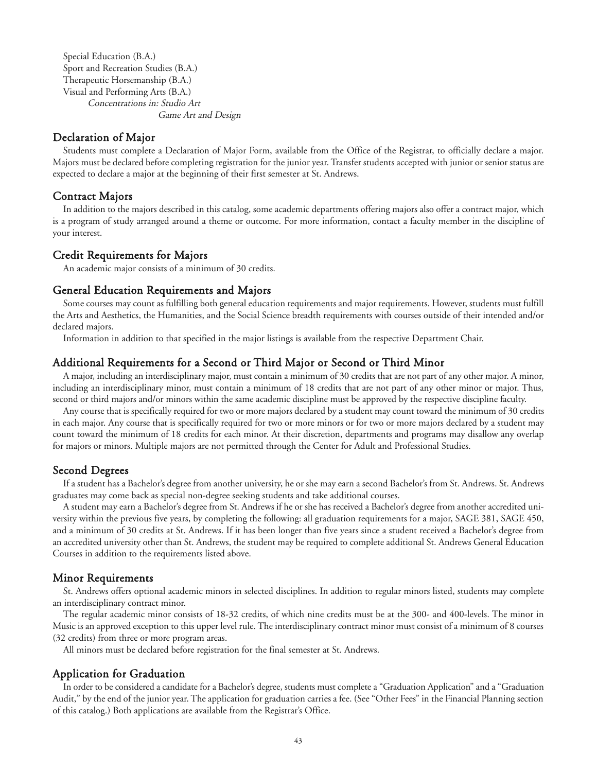Special Education (B.A.)
Sport and Recreation Studies (B.A.)
Therapeutic Horsemanship (B.A.)
Visual and Performing Arts (B.A.)
*Concentrations in: Studio Art*
*Game Art and Design*

## Declaration of Major

Students must complete a Declaration of Major Form, available from the Office of the Registrar, to officially declare a major. Majors must be declared before completing registration for the junior year. Transfer students accepted with junior or senior status are expected to declare a major at the beginning of their first semester at St. Andrews.

## Contract Majors

In addition to the majors described in this catalog, some academic departments offering majors also offer a contract major, which is a program of study arranged around a theme or outcome. For more information, contact a faculty member in the discipline of your interest.

## Credit Requirements for Majors

An academic major consists of a minimum of 30 credits.

## General Education Requirements and Majors

Some courses may count as fulfilling both general education requirements and major requirements. However, students must fulfill the Arts and Aesthetics, the Humanities, and the Social Science breadth requirements with courses outside of their intended and/or declared majors.

Information in addition to that specified in the major listings is available from the respective Department Chair.

## Additional Requirements for a Second or Third Major or Second or Third Minor

A major, including an interdisciplinary major, must contain a minimum of 30 credits that are not part of any other major. A minor, including an interdisciplinary minor, must contain a minimum of 18 credits that are not part of any other minor or major. Thus, second or third majors and/or minors within the same academic discipline must be approved by the respective discipline faculty.

Any course that is specifically required for two or more majors declared by a student may count toward the minimum of 30 credits in each major. Any course that is specifically required for two or more minors or for two or more majors declared by a student may count toward the minimum of 18 credits for each minor. At their discretion, departments and programs may disallow any overlap for majors or minors. Multiple majors are not permitted through the Center for Adult and Professional Studies.

## Second Degrees

If a student has a Bachelor's degree from another university, he or she may earn a second Bachelor's from St. Andrews. St. Andrews graduates may come back as special non-degree seeking students and take additional courses.

A student may earn a Bachelor's degree from St. Andrews if he or she has received a Bachelor's degree from another accredited university within the previous five years, by completing the following: all graduation requirements for a major, SAGE 381, SAGE 450, and a minimum of 30 credits at St. Andrews. If it has been longer than five years since a student received a Bachelor's degree from an accredited university other than St. Andrews, the student may be required to complete additional St. Andrews General Education Courses in addition to the requirements listed above.

## Minor Requirements

St. Andrews offers optional academic minors in selected disciplines. In addition to regular minors listed, students may complete an interdisciplinary contract minor.

The regular academic minor consists of 18-32 credits, of which nine credits must be at the 300- and 400-levels. The minor in Music is an approved exception to this upper level rule. The interdisciplinary contract minor must consist of a minimum of 8 courses (32 credits) from three or more program areas.

All minors must be declared before registration for the final semester at St. Andrews.

## Application for Graduation

In order to be considered a candidate for a Bachelor's degree, students must complete a "Graduation Application" and a "Graduation Audit," by the end of the junior year. The application for graduation carries a fee. (See "Other Fees" in the Financial Planning section of this catalog.) Both applications are available from the Registrar's Office.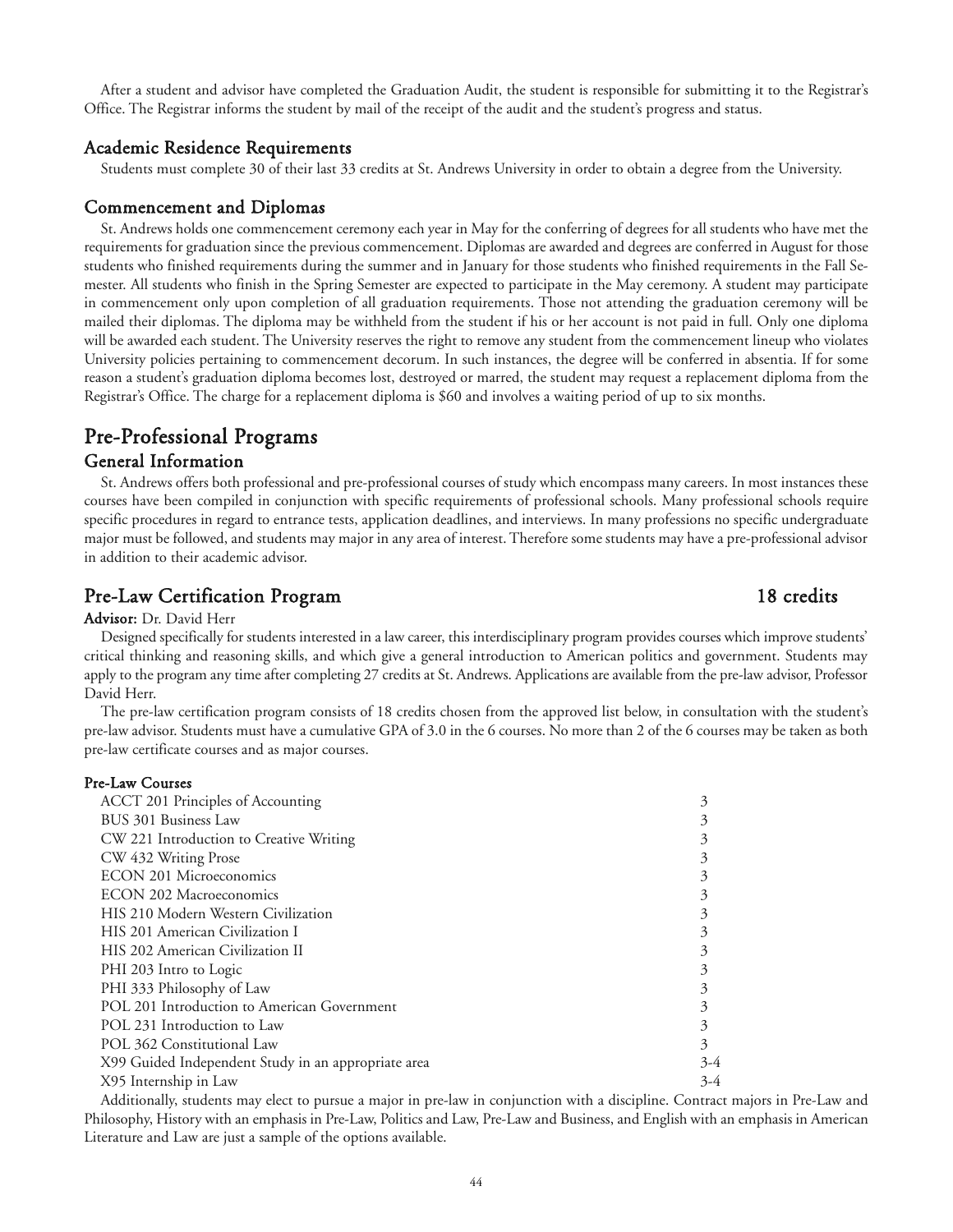After a student and advisor have completed the Graduation Audit, the student is responsible for submitting it to the Registrar's Office. The Registrar informs the student by mail of the receipt of the audit and the student's progress and status.

### Academic Residence Requirements

Students must complete 30 of their last 33 credits at St. Andrews University in order to obtain a degree from the University.

### Commencement and Diplomas

St. Andrews holds one commencement ceremony each year in May for the conferring of degrees for all students who have met the requirements for graduation since the previous commencement. Diplomas are awarded and degrees are conferred in August for those students who finished requirements during the summer and in January for those students who finished requirements in the Fall Semester. All students who finish in the Spring Semester are expected to participate in the May ceremony. A student may participate in commencement only upon completion of all graduation requirements. Those not attending the graduation ceremony will be mailed their diplomas. The diploma may be withheld from the student if his or her account is not paid in full. Only one diploma will be awarded each student. The University reserves the right to remove any student from the commencement lineup who violates University policies pertaining to commencement decorum. In such instances, the degree will be conferred in absentia. If for some reason a student's graduation diploma becomes lost, destroyed or marred, the student may request a replacement diploma from the Registrar's Office. The charge for a replacement diploma is $60 and involves a waiting period of up to six months.

## Pre-Professional Programs

### General Information

St. Andrews offers both professional and pre-professional courses of study which encompass many careers. In most instances these courses have been compiled in conjunction with specific requirements of professional schools. Many professional schools require specific procedures in regard to entrance tests, application deadlines, and interviews. In many professions no specific undergraduate major must be followed, and students may major in any area of interest. Therefore some students may have a pre-professional advisor in addition to their academic advisor.

## Pre-Law Certification Program 18 credits

**Advisor:** Dr. David Herr

Designed specifically for students interested in a law career, this interdisciplinary program provides courses which improve students' critical thinking and reasoning skills, and which give a general introduction to American politics and government. Students may apply to the program any time after completing 27 credits at St. Andrews. Applications are available from the pre-law advisor, Professor David Herr.

The pre-law certification program consists of 18 credits chosen from the approved list below, in consultation with the student's pre-law advisor. Students must have a cumulative GPA of 3.0 in the 6 courses. No more than 2 of the 6 courses may be taken as both pre-law certificate courses and as major courses.

**Pre-Law Courses**

| Course | Credits |
|---|---|
| ACCT 201 Principles of Accounting | 3 |
| BUS 301 Business Law | 3 |
| CW 221 Introduction to Creative Writing | 3 |
| CW 432 Writing Prose | 3 |
| ECON 201 Microeconomics | 3 |
| ECON 202 Macroeconomics | 3 |
| HIS 210 Modern Western Civilization | 3 |
| HIS 201 American Civilization I | 3 |
| HIS 202 American Civilization II | 3 |
| PHI 203 Intro to Logic | 3 |
| PHI 333 Philosophy of Law | 3 |
| POL 201 Introduction to American Government | 3 |
| POL 231 Introduction to Law | 3 |
| POL 362 Constitutional Law | 3 |
| X99 Guided Independent Study in an appropriate area | 3-4 |
| X95 Internship in Law | 3-4 |

Additionally, students may elect to pursue a major in pre-law in conjunction with a discipline. Contract majors in Pre-Law and Philosophy, History with an emphasis in Pre-Law, Politics and Law, Pre-Law and Business, and English with an emphasis in American Literature and Law are just a sample of the options available.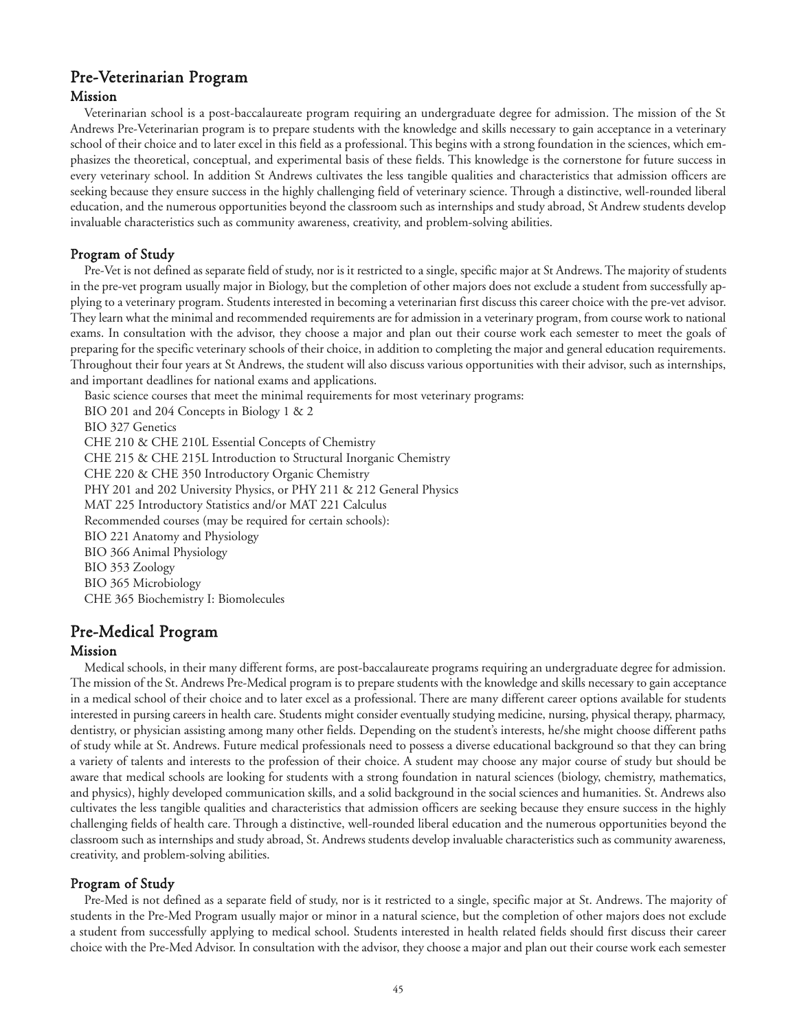## Pre-Veterinarian Program

### Mission

Veterinarian school is a post-baccalaureate program requiring an undergraduate degree for admission. The mission of the St Andrews Pre-Veterinarian program is to prepare students with the knowledge and skills necessary to gain acceptance in a veterinary school of their choice and to later excel in this field as a professional. This begins with a strong foundation in the sciences, which emphasizes the theoretical, conceptual, and experimental basis of these fields. This knowledge is the cornerstone for future success in every veterinary school. In addition St Andrews cultivates the less tangible qualities and characteristics that admission officers are seeking because they ensure success in the highly challenging field of veterinary science. Through a distinctive, well-rounded liberal education, and the numerous opportunities beyond the classroom such as internships and study abroad, St Andrew students develop invaluable characteristics such as community awareness, creativity, and problem-solving abilities.

### Program of Study

Pre-Vet is not defined as separate field of study, nor is it restricted to a single, specific major at St Andrews. The majority of students in the pre-vet program usually major in Biology, but the completion of other majors does not exclude a student from successfully applying to a veterinary program. Students interested in becoming a veterinarian first discuss this career choice with the pre-vet advisor. They learn what the minimal and recommended requirements are for admission in a veterinary program, from course work to national exams. In consultation with the advisor, they choose a major and plan out their course work each semester to meet the goals of preparing for the specific veterinary schools of their choice, in addition to completing the major and general education requirements. Throughout their four years at St Andrews, the student will also discuss various opportunities with their advisor, such as internships, and important deadlines for national exams and applications.

Basic science courses that meet the minimal requirements for most veterinary programs:

BIO 201 and 204 Concepts in Biology 1 & 2
BIO 327 Genetics
CHE 210 & CHE 210L Essential Concepts of Chemistry
CHE 215 & CHE 215L Introduction to Structural Inorganic Chemistry
CHE 220 & CHE 350 Introductory Organic Chemistry
PHY 201 and 202 University Physics, or PHY 211 & 212 General Physics
MAT 225 Introductory Statistics and/or MAT 221 Calculus

Recommended courses (may be required for certain schools):

BIO 221 Anatomy and Physiology
BIO 366 Animal Physiology
BIO 353 Zoology
BIO 365 Microbiology
CHE 365 Biochemistry I: Biomolecules

## Pre-Medical Program

### Mission

Medical schools, in their many different forms, are post-baccalaureate programs requiring an undergraduate degree for admission. The mission of the St. Andrews Pre-Medical program is to prepare students with the knowledge and skills necessary to gain acceptance in a medical school of their choice and to later excel as a professional. There are many different career options available for students interested in pursing careers in health care. Students might consider eventually studying medicine, nursing, physical therapy, pharmacy, dentistry, or physician assisting among many other fields. Depending on the student's interests, he/she might choose different paths of study while at St. Andrews. Future medical professionals need to possess a diverse educational background so that they can bring a variety of talents and interests to the profession of their choice. A student may choose any major course of study but should be aware that medical schools are looking for students with a strong foundation in natural sciences (biology, chemistry, mathematics, and physics), highly developed communication skills, and a solid background in the social sciences and humanities. St. Andrews also cultivates the less tangible qualities and characteristics that admission officers are seeking because they ensure success in the highly challenging fields of health care. Through a distinctive, well-rounded liberal education and the numerous opportunities beyond the classroom such as internships and study abroad, St. Andrews students develop invaluable characteristics such as community awareness, creativity, and problem-solving abilities.

### Program of Study

Pre-Med is not defined as a separate field of study, nor is it restricted to a single, specific major at St. Andrews. The majority of students in the Pre-Med Program usually major or minor in a natural science, but the completion of other majors does not exclude a student from successfully applying to medical school. Students interested in health related fields should first discuss their career choice with the Pre-Med Advisor. In consultation with the advisor, they choose a major and plan out their course work each semester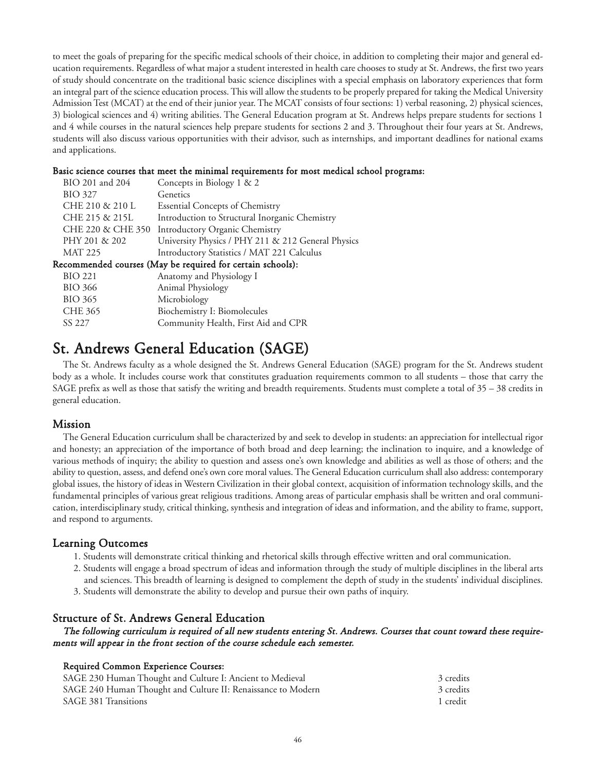to meet the goals of preparing for the specific medical schools of their choice, in addition to completing their major and general education requirements. Regardless of what major a student interested in health care chooses to study at St. Andrews, the first two years of study should concentrate on the traditional basic science disciplines with a special emphasis on laboratory experiences that form an integral part of the science education process. This will allow the students to be properly prepared for taking the Medical University Admission Test (MCAT) at the end of their junior year. The MCAT consists of four sections: 1) verbal reasoning, 2) physical sciences, 3) biological sciences and 4) writing abilities. The General Education program at St. Andrews helps prepare students for sections 1 and 4 while courses in the natural sciences help prepare students for sections 2 and 3. Throughout their four years at St. Andrews, students will also discuss various opportunities with their advisor, such as internships, and important deadlines for national exams and applications.

**Basic science courses that meet the minimal requirements for most medical school programs:**

| | |
|---|---|
| BIO 201 and 204 | Concepts in Biology 1 & 2 |
| BIO 327 | Genetics |
| CHE 210 & 210 L | Essential Concepts of Chemistry |
| CHE 215 & 215L | Introduction to Structural Inorganic Chemistry |
| CHE 220 & CHE 350 | Introductory Organic Chemistry |
| PHY 201 & 202 | University Physics / PHY 211 & 212 General Physics |
| MAT 225 | Introductory Statistics / MAT 221 Calculus |

**Recommended courses (May be required for certain schools):**

| | |
|---|---|
| BIO 221 | Anatomy and Physiology I |
| BIO 366 | Animal Physiology |
| BIO 365 | Microbiology |
| CHE 365 | Biochemistry I: Biomolecules |
| SS 227 | Community Health, First Aid and CPR |

# St. Andrews General Education (SAGE)

The St. Andrews faculty as a whole designed the St. Andrews General Education (SAGE) program for the St. Andrews student body as a whole. It includes course work that constitutes graduation requirements common to all students – those that carry the SAGE prefix as well as those that satisfy the writing and breadth requirements. Students must complete a total of 35 – 38 credits in general education.

## Mission

The General Education curriculum shall be characterized by and seek to develop in students: an appreciation for intellectual rigor and honesty; an appreciation of the importance of both broad and deep learning; the inclination to inquire, and a knowledge of various methods of inquiry; the ability to question and assess one's own knowledge and abilities as well as those of others; and the ability to question, assess, and defend one's own core moral values. The General Education curriculum shall also address: contemporary global issues, the history of ideas in Western Civilization in their global context, acquisition of information technology skills, and the fundamental principles of various great religious traditions. Among areas of particular emphasis shall be written and oral communication, interdisciplinary study, critical thinking, synthesis and integration of ideas and information, and the ability to frame, support, and respond to arguments.

## Learning Outcomes

1. Students will demonstrate critical thinking and rhetorical skills through effective written and oral communication.
2. Students will engage a broad spectrum of ideas and information through the study of multiple disciplines in the liberal arts and sciences. This breadth of learning is designed to complement the depth of study in the students' individual disciplines.
3. Students will demonstrate the ability to develop and pursue their own paths of inquiry.

## Structure of St. Andrews General Education

*The following curriculum is required of all new students entering St. Andrews. Courses that count toward these requirements will appear in the front section of the course schedule each semester.*

**Required Common Experience Courses:**

| | |
|---|---|
| SAGE 230 Human Thought and Culture I: Ancient to Medieval | 3 credits |
| SAGE 240 Human Thought and Culture II: Renaissance to Modern | 3 credits |
| SAGE 381 Transitions | 1 credit |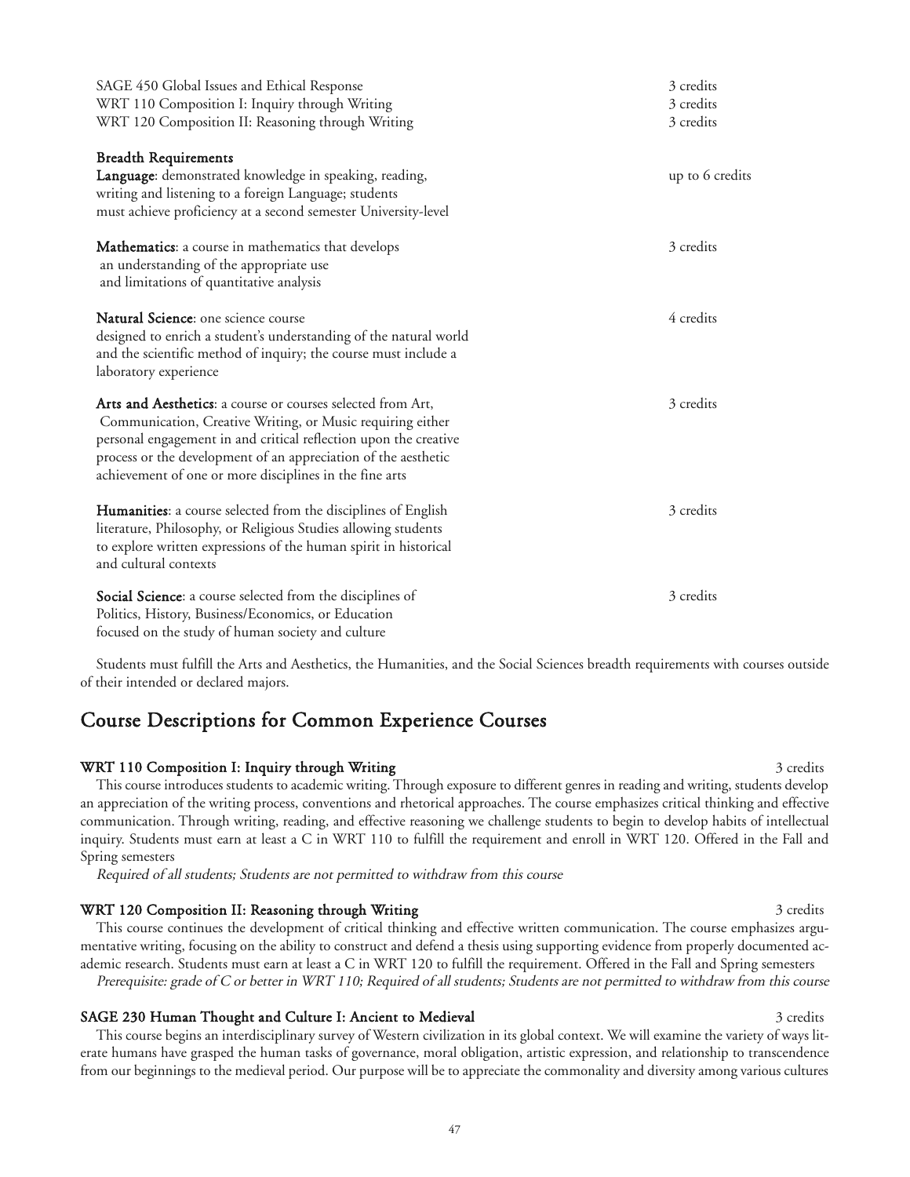| | |
|---|---|
| SAGE 450 Global Issues and Ethical Response | 3 credits |
| WRT 110 Composition I: Inquiry through Writing | 3 credits |
| WRT 120 Composition II: Reasoning through Writing | 3 credits |

**Breadth Requirements**

| | |
|---|---|
| **Language**: demonstrated knowledge in speaking, reading, writing and listening to a foreign Language; students must achieve proficiency at a second semester University-level | up to 6 credits |
| **Mathematics**: a course in mathematics that develops an understanding of the appropriate use and limitations of quantitative analysis | 3 credits |
| **Natural Science**: one science course designed to enrich a student's understanding of the natural world and the scientific method of inquiry; the course must include a laboratory experience | 4 credits |
| **Arts and Aesthetics**: a course or courses selected from Art, Communication, Creative Writing, or Music requiring either personal engagement in and critical reflection upon the creative process or the development of an appreciation of the aesthetic achievement of one or more disciplines in the fine arts | 3 credits |
| **Humanities**: a course selected from the disciplines of English literature, Philosophy, or Religious Studies allowing students to explore written expressions of the human spirit in historical and cultural contexts | 3 credits |
| **Social Science**: a course selected from the disciplines of Politics, History, Business/Economics, or Education focused on the study of human society and culture | 3 credits |

Students must fulfill the Arts and Aesthetics, the Humanities, and the Social Sciences breadth requirements with courses outside of their intended or declared majors.

## Course Descriptions for Common Experience Courses

### WRT 110 Composition I: Inquiry through Writing — 3 credits

This course introduces students to academic writing. Through exposure to different genres in reading and writing, students develop an appreciation of the writing process, conventions and rhetorical approaches. The course emphasizes critical thinking and effective communication. Through writing, reading, and effective reasoning we challenge students to begin to develop habits of intellectual inquiry. Students must earn at least a C in WRT 110 to fulfill the requirement and enroll in WRT 120. Offered in the Fall and Spring semesters

*Required of all students; Students are not permitted to withdraw from this course*

### WRT 120 Composition II: Reasoning through Writing — 3 credits

This course continues the development of critical thinking and effective written communication. The course emphasizes argumentative writing, focusing on the ability to construct and defend a thesis using supporting evidence from properly documented academic research. Students must earn at least a C in WRT 120 to fulfill the requirement. Offered in the Fall and Spring semesters

*Prerequisite: grade of C or better in WRT 110; Required of all students; Students are not permitted to withdraw from this course*

### SAGE 230 Human Thought and Culture I: Ancient to Medieval — 3 credits

This course begins an interdisciplinary survey of Western civilization in its global context. We will examine the variety of ways literate humans have grasped the human tasks of governance, moral obligation, artistic expression, and relationship to transcendence from our beginnings to the medieval period. Our purpose will be to appreciate the commonality and diversity among various cultures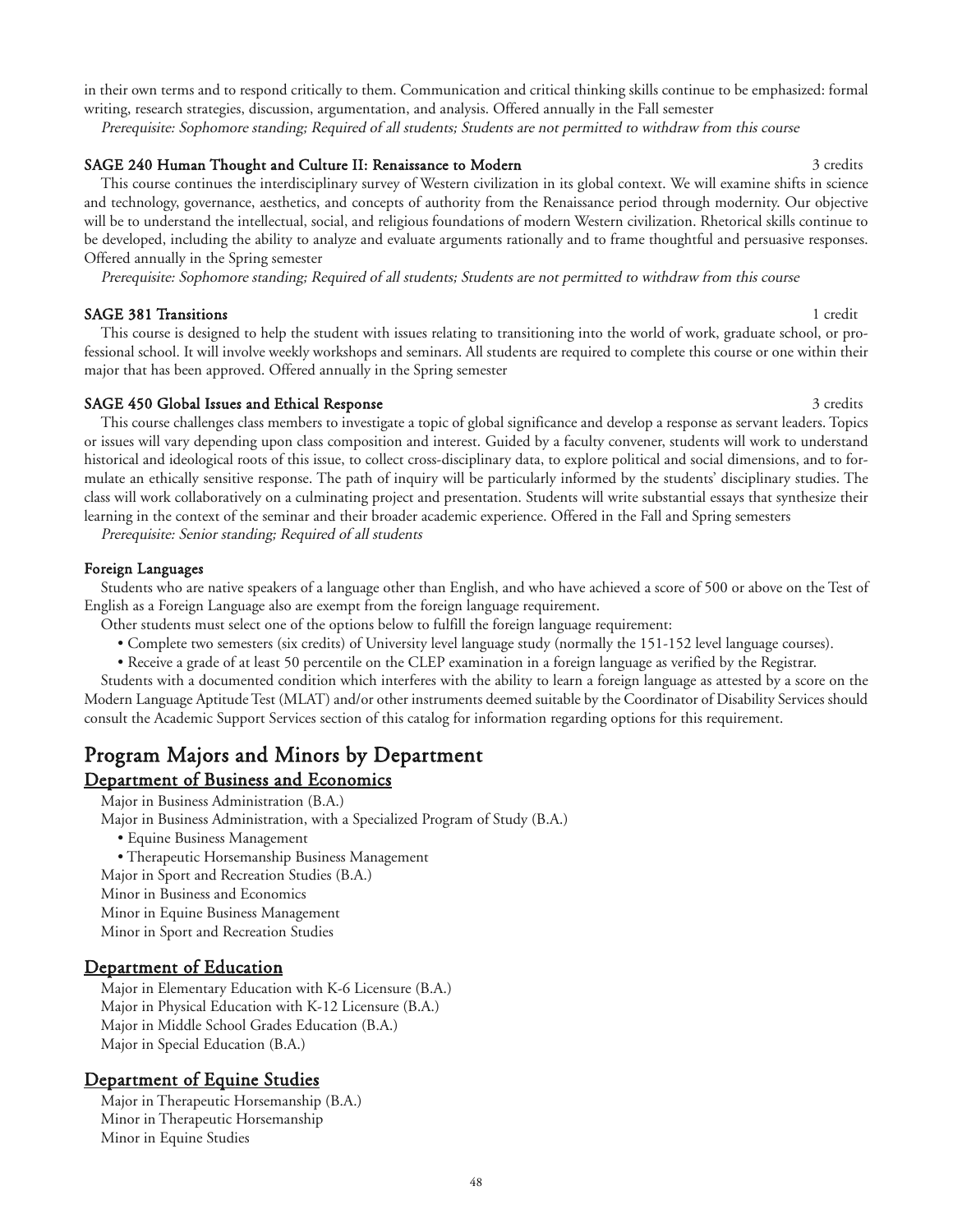in their own terms and to respond critically to them. Communication and critical thinking skills continue to be emphasized: formal writing, research strategies, discussion, argumentation, and analysis. Offered annually in the Fall semester

*Prerequisite: Sophomore standing; Required of all students; Students are not permitted to withdraw from this course*

**SAGE 240 Human Thought and Culture II: Renaissance to Modern** 3 credits

This course continues the interdisciplinary survey of Western civilization in its global context. We will examine shifts in science and technology, governance, aesthetics, and concepts of authority from the Renaissance period through modernity. Our objective will be to understand the intellectual, social, and religious foundations of modern Western civilization. Rhetorical skills continue to be developed, including the ability to analyze and evaluate arguments rationally and to frame thoughtful and persuasive responses. Offered annually in the Spring semester

*Prerequisite: Sophomore standing; Required of all students; Students are not permitted to withdraw from this course*

**SAGE 381 Transitions** 1 credit

This course is designed to help the student with issues relating to transitioning into the world of work, graduate school, or professional school. It will involve weekly workshops and seminars. All students are required to complete this course or one within their major that has been approved. Offered annually in the Spring semester

**SAGE 450 Global Issues and Ethical Response** 3 credits

This course challenges class members to investigate a topic of global significance and develop a response as servant leaders. Topics or issues will vary depending upon class composition and interest. Guided by a faculty convener, students will work to understand historical and ideological roots of this issue, to collect cross-disciplinary data, to explore political and social dimensions, and to formulate an ethically sensitive response. The path of inquiry will be particularly informed by the students' disciplinary studies. The class will work collaboratively on a culminating project and presentation. Students will write substantial essays that synthesize their learning in the context of the seminar and their broader academic experience. Offered in the Fall and Spring semesters

*Prerequisite: Senior standing; Required of all students*

**Foreign Languages**

Students who are native speakers of a language other than English, and who have achieved a score of 500 or above on the Test of English as a Foreign Language also are exempt from the foreign language requirement.

Other students must select one of the options below to fulfill the foreign language requirement:

- Complete two semesters (six credits) of University level language study (normally the 151-152 level language courses).
- Receive a grade of at least 50 percentile on the CLEP examination in a foreign language as verified by the Registrar.

Students with a documented condition which interferes with the ability to learn a foreign language as attested by a score on the Modern Language Aptitude Test (MLAT) and/or other instruments deemed suitable by the Coordinator of Disability Services should consult the Academic Support Services section of this catalog for information regarding options for this requirement.

# Program Majors and Minors by Department

## Department of Business and Economics

Major in Business Administration (B.A.)

Major in Business Administration, with a Specialized Program of Study (B.A.)

- Equine Business Management
- Therapeutic Horsemanship Business Management

Major in Sport and Recreation Studies (B.A.)

Minor in Business and Economics

Minor in Equine Business Management

Minor in Sport and Recreation Studies

## Department of Education

Major in Elementary Education with K-6 Licensure (B.A.)

Major in Physical Education with K-12 Licensure (B.A.)

Major in Middle School Grades Education (B.A.)

Major in Special Education (B.A.)

## Department of Equine Studies

Major in Therapeutic Horsemanship (B.A.)

Minor in Therapeutic Horsemanship

Minor in Equine Studies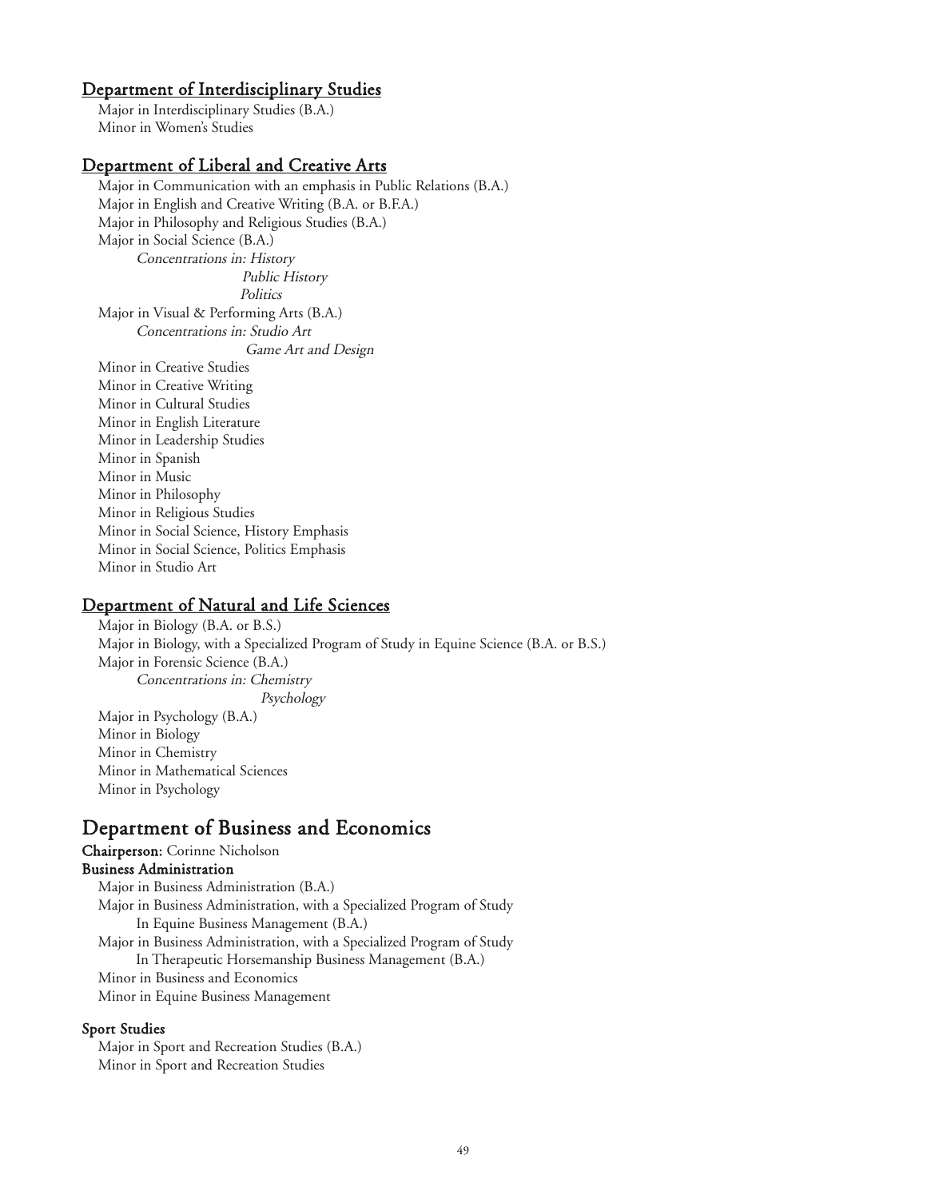### Department of Interdisciplinary Studies

Major in Interdisciplinary Studies (B.A.)
Minor in Women's Studies

### Department of Liberal and Creative Arts

Major in Communication with an emphasis in Public Relations (B.A.)
Major in English and Creative Writing (B.A. or B.F.A.)
Major in Philosophy and Religious Studies (B.A.)
Major in Social Science (B.A.)

*Concentrations in: History*
*Public History*
*Politics*

Major in Visual & Performing Arts (B.A.)

*Concentrations in: Studio Art*
*Game Art and Design*

Minor in Creative Studies
Minor in Creative Writing
Minor in Cultural Studies
Minor in English Literature
Minor in Leadership Studies
Minor in Spanish
Minor in Music
Minor in Philosophy
Minor in Religious Studies
Minor in Social Science, History Emphasis
Minor in Social Science, Politics Emphasis
Minor in Studio Art

### Department of Natural and Life Sciences

Major in Biology (B.A. or B.S.)
Major in Biology, with a Specialized Program of Study in Equine Science (B.A. or B.S.)
Major in Forensic Science (B.A.)

*Concentrations in: Chemistry*
*Psychology*

Major in Psychology (B.A.)
Minor in Biology
Minor in Chemistry
Minor in Mathematical Sciences
Minor in Psychology

## Department of Business and Economics

**Chairperson:** Corinne Nicholson

**Business Administration**

Major in Business Administration (B.A.)
Major in Business Administration, with a Specialized Program of Study In Equine Business Management (B.A.)
Major in Business Administration, with a Specialized Program of Study In Therapeutic Horsemanship Business Management (B.A.)
Minor in Business and Economics
Minor in Equine Business Management

**Sport Studies**

Major in Sport and Recreation Studies (B.A.)
Minor in Sport and Recreation Studies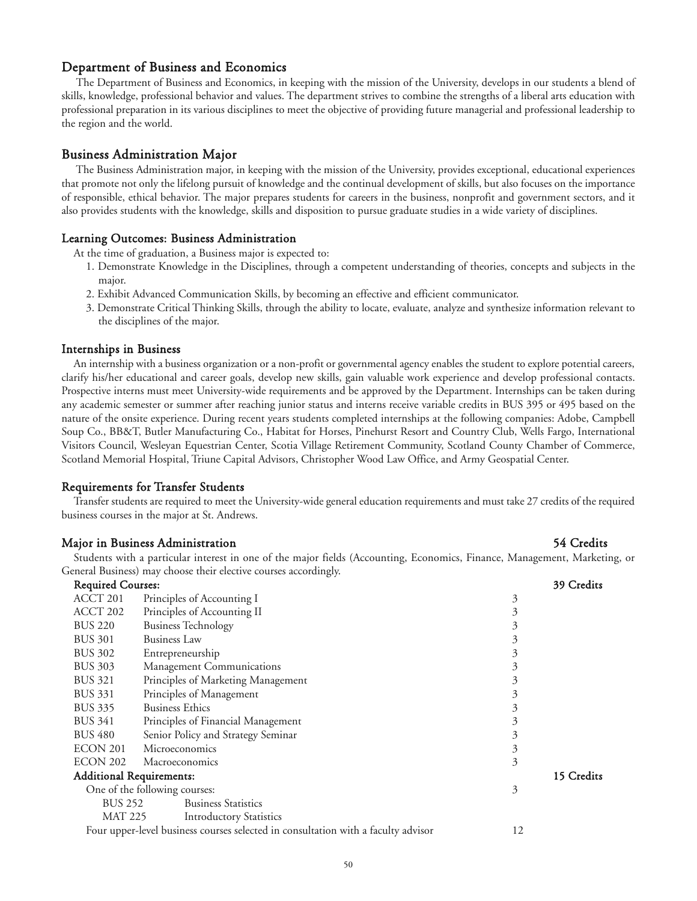## Department of Business and Economics

The Department of Business and Economics, in keeping with the mission of the University, develops in our students a blend of skills, knowledge, professional behavior and values. The department strives to combine the strengths of a liberal arts education with professional preparation in its various disciplines to meet the objective of providing future managerial and professional leadership to the region and the world.

## Business Administration Major

The Business Administration major, in keeping with the mission of the University, provides exceptional, educational experiences that promote not only the lifelong pursuit of knowledge and the continual development of skills, but also focuses on the importance of responsible, ethical behavior. The major prepares students for careers in the business, nonprofit and government sectors, and it also provides students with the knowledge, skills and disposition to pursue graduate studies in a wide variety of disciplines.

### Learning Outcomes: Business Administration

At the time of graduation, a Business major is expected to:

1. Demonstrate Knowledge in the Disciplines, through a competent understanding of theories, concepts and subjects in the major.
2. Exhibit Advanced Communication Skills, by becoming an effective and efficient communicator.
3. Demonstrate Critical Thinking Skills, through the ability to locate, evaluate, analyze and synthesize information relevant to the disciplines of the major.

### Internships in Business

An internship with a business organization or a non-profit or governmental agency enables the student to explore potential careers, clarify his/her educational and career goals, develop new skills, gain valuable work experience and develop professional contacts. Prospective interns must meet University-wide requirements and be approved by the Department. Internships can be taken during any academic semester or summer after reaching junior status and interns receive variable credits in BUS 395 or 495 based on the nature of the onsite experience. During recent years students completed internships at the following companies: Adobe, Campbell Soup Co., BB&T, Butler Manufacturing Co., Habitat for Horses, Pinehurst Resort and Country Club, Wells Fargo, International Visitors Council, Wesleyan Equestrian Center, Scotia Village Retirement Community, Scotland County Chamber of Commerce, Scotland Memorial Hospital, Triune Capital Advisors, Christopher Wood Law Office, and Army Geospatial Center.

### Requirements for Transfer Students

Transfer students are required to meet the University-wide general education requirements and must take 27 credits of the required business courses in the major at St. Andrews.

### Major in Business Administration — 54 Credits

Students with a particular interest in one of the major fields (Accounting, Economics, Finance, Management, Marketing, or General Business) may choose their elective courses accordingly.

| Required Courses: | | | 39 Credits |
|---|---|---|---|
| ACCT 201 | Principles of Accounting I | 3 | |
| ACCT 202 | Principles of Accounting II | 3 | |
| BUS 220 | Business Technology | 3 | |
| BUS 301 | Business Law | 3 | |
| BUS 302 | Entrepreneurship | 3 | |
| BUS 303 | Management Communications | 3 | |
| BUS 321 | Principles of Marketing Management | 3 | |
| BUS 331 | Principles of Management | 3 | |
| BUS 335 | Business Ethics | 3 | |
| BUS 341 | Principles of Financial Management | 3 | |
| BUS 480 | Senior Policy and Strategy Seminar | 3 | |
| ECON 201 | Microeconomics | 3 | |
| ECON 202 | Macroeconomics | 3 | |
| **Additional Requirements:** | | | **15 Credits** |
| One of the following courses: | | 3 | |
| BUS 252 | Business Statistics | | |
| MAT 225 | Introductory Statistics | | |
| Four upper-level business courses selected in consultation with a faculty advisor | | 12 | |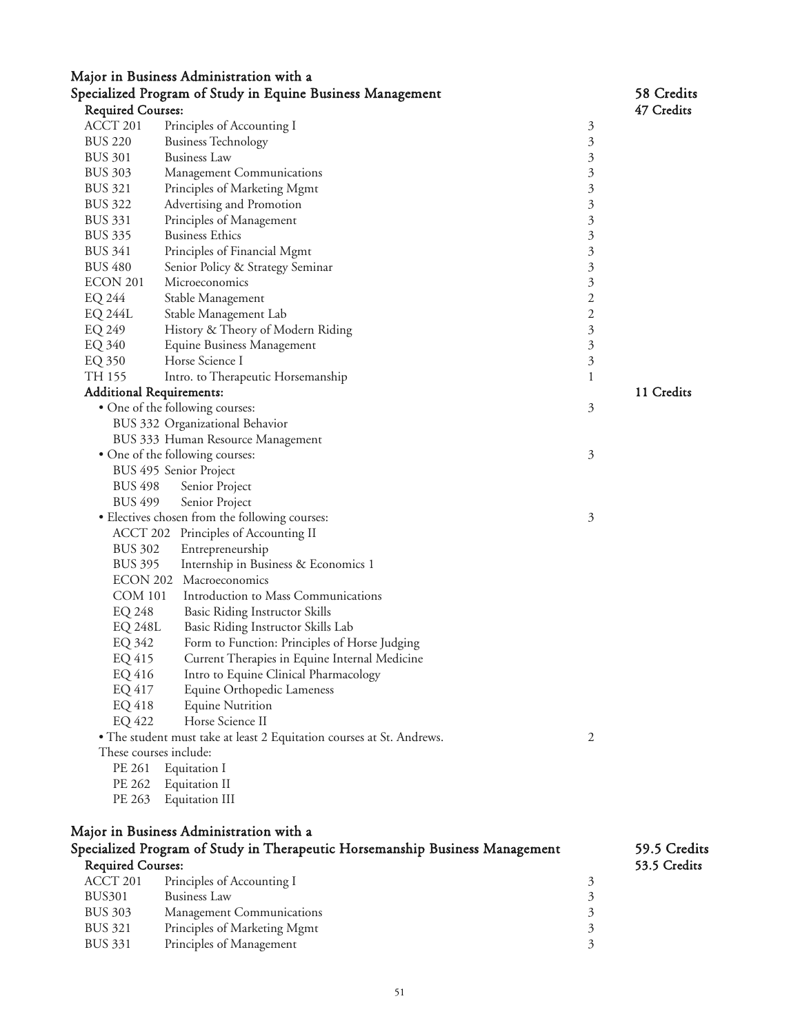## Major in Business Administration with a Specialized Program of Study in Equine Business Management — 58 Credits

**Required Courses:** 47 Credits

| Course | Title | Credits |
|---|---|---|
| ACCT 201 | Principles of Accounting I | 3 |
| BUS 220 | Business Technology | 3 |
| BUS 301 | Business Law | 3 |
| BUS 303 | Management Communications | 3 |
| BUS 321 | Principles of Marketing Mgmt | 3 |
| BUS 322 | Advertising and Promotion | 3 |
| BUS 331 | Principles of Management | 3 |
| BUS 335 | Business Ethics | 3 |
| BUS 341 | Principles of Financial Mgmt | 3 |
| BUS 480 | Senior Policy & Strategy Seminar | 3 |
| ECON 201 | Microeconomics | 3 |
| EQ 244 | Stable Management | 2 |
| EQ 244L | Stable Management Lab | 2 |
| EQ 249 | History & Theory of Modern Riding | 3 |
| EQ 340 | Equine Business Management | 3 |
| EQ 350 | Horse Science I | 3 |
| TH 155 | Intro. to Therapeutic Horsemanship | 1 |

**Additional Requirements:** 11 Credits

- One of the following courses: 3
  - BUS 332 Organizational Behavior
  - BUS 333 Human Resource Management
- One of the following courses: 3
  - BUS 495 Senior Project
  - BUS 498 Senior Project
  - BUS 499 Senior Project
- Electives chosen from the following courses: 3
  - ACCT 202 Principles of Accounting II
  - BUS 302 Entrepreneurship
  - BUS 395 Internship in Business & Economics 1
  - ECON 202 Macroeconomics
  - COM 101 Introduction to Mass Communications
  - EQ 248 Basic Riding Instructor Skills
  - EQ 248L Basic Riding Instructor Skills Lab
  - EQ 342 Form to Function: Principles of Horse Judging
  - EQ 415 Current Therapies in Equine Internal Medicine
  - EQ 416 Intro to Equine Clinical Pharmacology
  - EQ 417 Equine Orthopedic Lameness
  - EQ 418 Equine Nutrition
  - EQ 422 Horse Science II
- The student must take at least 2 Equitation courses at St. Andrews. 2

  These courses include:
  - PE 261 Equitation I
  - PE 262 Equitation II
  - PE 263 Equitation III

## Major in Business Administration with a Specialized Program of Study in Therapeutic Horsemanship Business Management — 59.5 Credits

**Required Courses:** 53.5 Credits

| Course | Title | Credits |
|---|---|---|
| ACCT 201 | Principles of Accounting I | 3 |
| BUS301 | Business Law | 3 |
| BUS 303 | Management Communications | 3 |
| BUS 321 | Principles of Marketing Mgmt | 3 |
| BUS 331 | Principles of Management | 3 |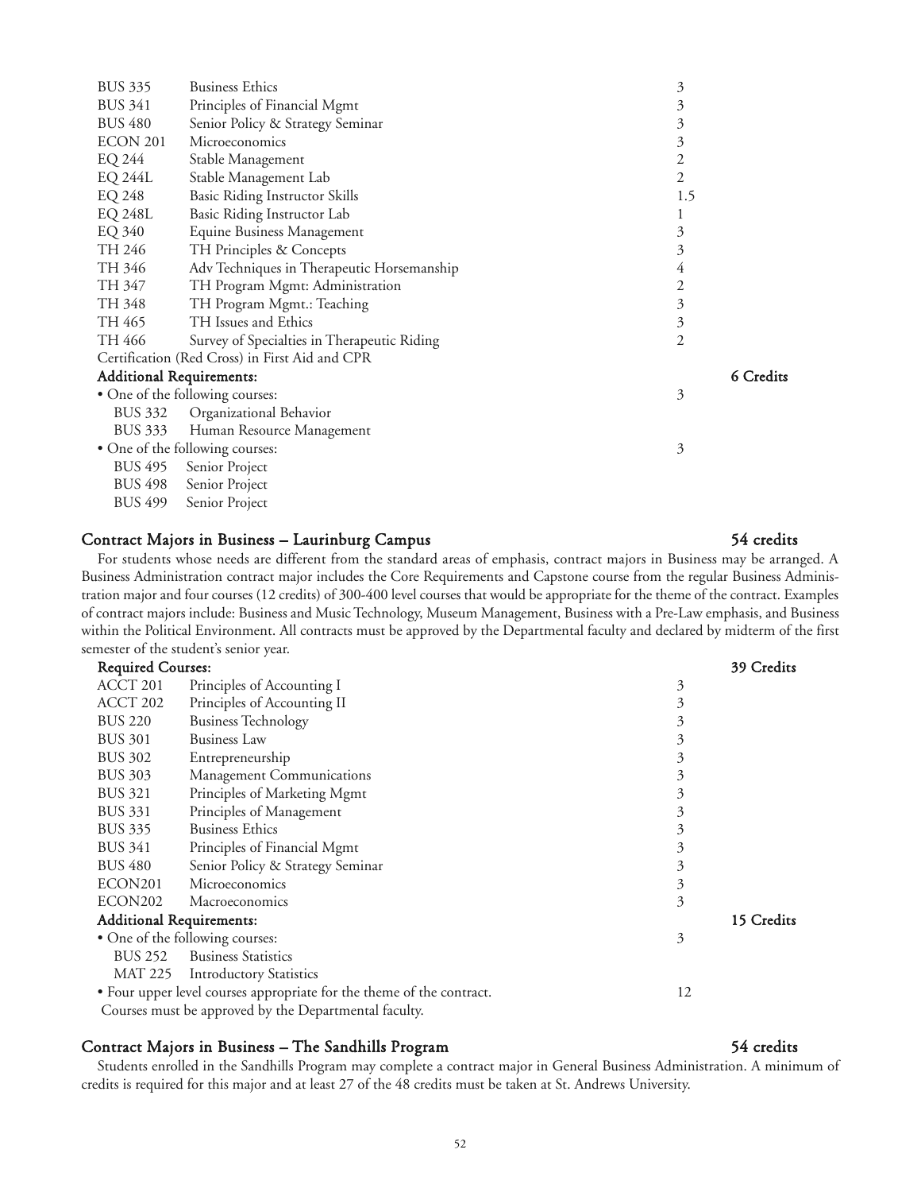| | | | |
|---|---|---|---|
| BUS 335 | Business Ethics | 3 | |
| BUS 341 | Principles of Financial Mgmt | 3 | |
| BUS 480 | Senior Policy & Strategy Seminar | 3 | |
| ECON 201 | Microeconomics | 3 | |
| EQ 244 | Stable Management | 2 | |
| EQ 244L | Stable Management Lab | 2 | |
| EQ 248 | Basic Riding Instructor Skills | 1.5 | |
| EQ 248L | Basic Riding Instructor Lab | 1 | |
| EQ 340 | Equine Business Management | 3 | |
| TH 246 | TH Principles & Concepts | 3 | |
| TH 346 | Adv Techniques in Therapeutic Horsemanship | 4 | |
| TH 347 | TH Program Mgmt: Administration | 2 | |
| TH 348 | TH Program Mgmt.: Teaching | 3 | |
| TH 465 | TH Issues and Ethics | 3 | |
| TH 466 | Survey of Specialties in Therapeutic Riding | 2 | |
| Certification (Red Cross) in First Aid and CPR | | | |
| **Additional Requirements:** | | | **6 Credits** |
| • One of the following courses: | | 3 | |
| BUS 332 | Organizational Behavior | | |
| BUS 333 | Human Resource Management | | |
| • One of the following courses: | | 3 | |
| BUS 495 | Senior Project | | |
| BUS 498 | Senior Project | | |
| BUS 499 | Senior Project | | |

## Contract Majors in Business – Laurinburg Campus — 54 credits

For students whose needs are different from the standard areas of emphasis, contract majors in Business may be arranged. A Business Administration contract major includes the Core Requirements and Capstone course from the regular Business Administration major and four courses (12 credits) of 300-400 level courses that would be appropriate for the theme of the contract. Examples of contract majors include: Business and Music Technology, Museum Management, Business with a Pre-Law emphasis, and Business within the Political Environment. All contracts must be approved by the Departmental faculty and declared by midterm of the first semester of the student's senior year.

| | | | |
|---|---|---|---|
| **Required Courses:** | | | **39 Credits** |
| ACCT 201 | Principles of Accounting I | 3 | |
| ACCT 202 | Principles of Accounting II | 3 | |
| BUS 220 | Business Technology | 3 | |
| BUS 301 | Business Law | 3 | |
| BUS 302 | Entrepreneurship | 3 | |
| BUS 303 | Management Communications | 3 | |
| BUS 321 | Principles of Marketing Mgmt | 3 | |
| BUS 331 | Principles of Management | 3 | |
| BUS 335 | Business Ethics | 3 | |
| BUS 341 | Principles of Financial Mgmt | 3 | |
| BUS 480 | Senior Policy & Strategy Seminar | 3 | |
| ECON201 | Microeconomics | 3 | |
| ECON202 | Macroeconomics | 3 | |
| **Additional Requirements:** | | | **15 Credits** |
| • One of the following courses: | | 3 | |
| BUS 252 | Business Statistics | | |
| MAT 225 | Introductory Statistics | | |
| • Four upper level courses appropriate for the theme of the contract. Courses must be approved by the Departmental faculty. | | 12 | |

## Contract Majors in Business – The Sandhills Program — 54 credits

Students enrolled in the Sandhills Program may complete a contract major in General Business Administration. A minimum of credits is required for this major and at least 27 of the 48 credits must be taken at St. Andrews University.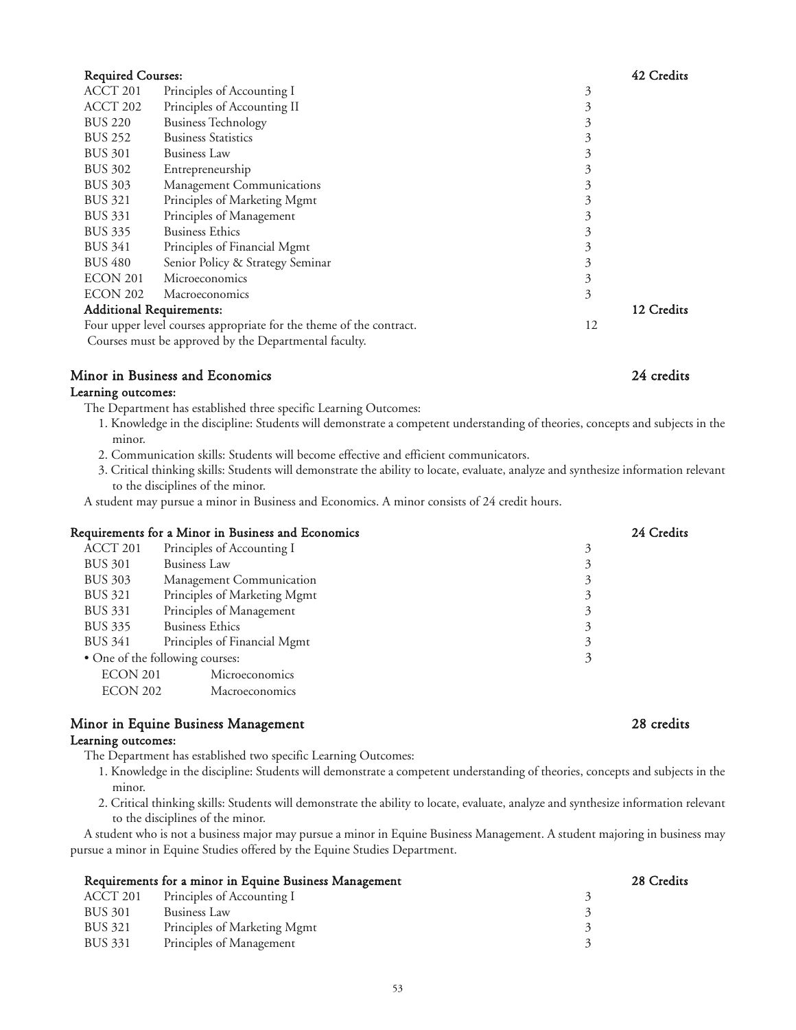**Required Courses:** **42 Credits**

| | | |
|---|---|---|
| ACCT 201 | Principles of Accounting I | 3 |
| ACCT 202 | Principles of Accounting II | 3 |
| BUS 220 | Business Technology | 3 |
| BUS 252 | Business Statistics | 3 |
| BUS 301 | Business Law | 3 |
| BUS 302 | Entrepreneurship | 3 |
| BUS 303 | Management Communications | 3 |
| BUS 321 | Principles of Marketing Mgmt | 3 |
| BUS 331 | Principles of Management | 3 |
| BUS 335 | Business Ethics | 3 |
| BUS 341 | Principles of Financial Mgmt | 3 |
| BUS 480 | Senior Policy & Strategy Seminar | 3 |
| ECON 201 | Microeconomics | 3 |
| ECON 202 | Macroeconomics | 3 |

**Additional Requirements:** **12 Credits**

Four upper level courses appropriate for the theme of the contract. 12

Courses must be approved by the Departmental faculty.

## Minor in Business and Economics 24 credits

**Learning outcomes:**

The Department has established three specific Learning Outcomes:

1. Knowledge in the discipline: Students will demonstrate a competent understanding of theories, concepts and subjects in the minor.
2. Communication skills: Students will become effective and efficient communicators.
3. Critical thinking skills: Students will demonstrate the ability to locate, evaluate, analyze and synthesize information relevant to the disciplines of the minor.

A student may pursue a minor in Business and Economics. A minor consists of 24 credit hours.

**Requirements for a Minor in Business and Economics** **24 Credits**

| | | |
|---|---|---|
| ACCT 201 | Principles of Accounting I | 3 |
| BUS 301 | Business Law | 3 |
| BUS 303 | Management Communication | 3 |
| BUS 321 | Principles of Marketing Mgmt | 3 |
| BUS 331 | Principles of Management | 3 |
| BUS 335 | Business Ethics | 3 |
| BUS 341 | Principles of Financial Mgmt | 3 |
| • One of the following courses: | | 3 |
| ECON 201 | Microeconomics | |
| ECON 202 | Macroeconomics | |

## Minor in Equine Business Management 28 credits

**Learning outcomes:**

The Department has established two specific Learning Outcomes:

1. Knowledge in the discipline: Students will demonstrate a competent understanding of theories, concepts and subjects in the minor.
2. Critical thinking skills: Students will demonstrate the ability to locate, evaluate, analyze and synthesize information relevant to the disciplines of the minor.

A student who is not a business major may pursue a minor in Equine Business Management. A student majoring in business may pursue a minor in Equine Studies offered by the Equine Studies Department.

**Requirements for a minor in Equine Business Management** **28 Credits**

| | | |
|---|---|---|
| ACCT 201 | Principles of Accounting I | 3 |
| BUS 301 | Business Law | 3 |
| BUS 321 | Principles of Marketing Mgmt | 3 |
| BUS 331 | Principles of Management | 3 |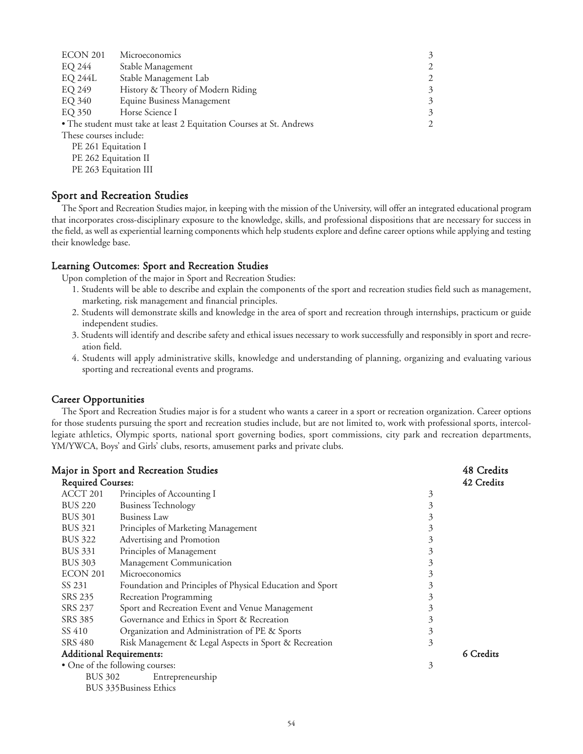| | | |
|---|---|---|
| ECON 201 | Microeconomics | 3 |
| EQ 244 | Stable Management | 2 |
| EQ 244L | Stable Management Lab | 2 |
| EQ 249 | History & Theory of Modern Riding | 3 |
| EQ 340 | Equine Business Management | 3 |
| EQ 350 | Horse Science I | 3 |

- The student must take at least 2 Equitation Courses at St. Andrews 2

These courses include:

PE 261 Equitation I
PE 262 Equitation II
PE 263 Equitation III

## Sport and Recreation Studies

The Sport and Recreation Studies major, in keeping with the mission of the University, will offer an integrated educational program that incorporates cross-disciplinary exposure to the knowledge, skills, and professional dispositions that are necessary for success in the field, as well as experiential learning components which help students explore and define career options while applying and testing their knowledge base.

### Learning Outcomes: Sport and Recreation Studies

Upon completion of the major in Sport and Recreation Studies:

1. Students will be able to describe and explain the components of the sport and recreation studies field such as management, marketing, risk management and financial principles.
2. Students will demonstrate skills and knowledge in the area of sport and recreation through internships, practicum or guide independent studies.
3. Students will identify and describe safety and ethical issues necessary to work successfully and responsibly in sport and recreation field.
4. Students will apply administrative skills, knowledge and understanding of planning, organizing and evaluating various sporting and recreational events and programs.

### Career Opportunities

The Sport and Recreation Studies major is for a student who wants a career in a sport or recreation organization. Career options for those students pursuing the sport and recreation studies include, but are not limited to, work with professional sports, intercollegiate athletics, Olympic sports, national sport governing bodies, sport commissions, city park and recreation departments, YM/YWCA, Boys' and Girls' clubs, resorts, amusement parks and private clubs.

### Major in Sport and Recreation Studies — 48 Credits

**Required Courses:** 42 Credits

| | | |
|---|---|---|
| ACCT 201 | Principles of Accounting I | 3 |
| BUS 220 | Business Technology | 3 |
| BUS 301 | Business Law | 3 |
| BUS 321 | Principles of Marketing Management | 3 |
| BUS 322 | Advertising and Promotion | 3 |
| BUS 331 | Principles of Management | 3 |
| BUS 303 | Management Communication | 3 |
| ECON 201 | Microeconomics | 3 |
| SS 231 | Foundation and Principles of Physical Education and Sport | 3 |
| SRS 235 | Recreation Programming | 3 |
| SRS 237 | Sport and Recreation Event and Venue Management | 3 |
| SRS 385 | Governance and Ethics in Sport & Recreation | 3 |
| SS 410 | Organization and Administration of PE & Sports | 3 |
| SRS 480 | Risk Management & Legal Aspects in Sport & Recreation | 3 |

**Additional Requirements:** 6 Credits

- One of the following courses: 3
  - BUS 302 Entrepreneurship
  - BUS 335 Business Ethics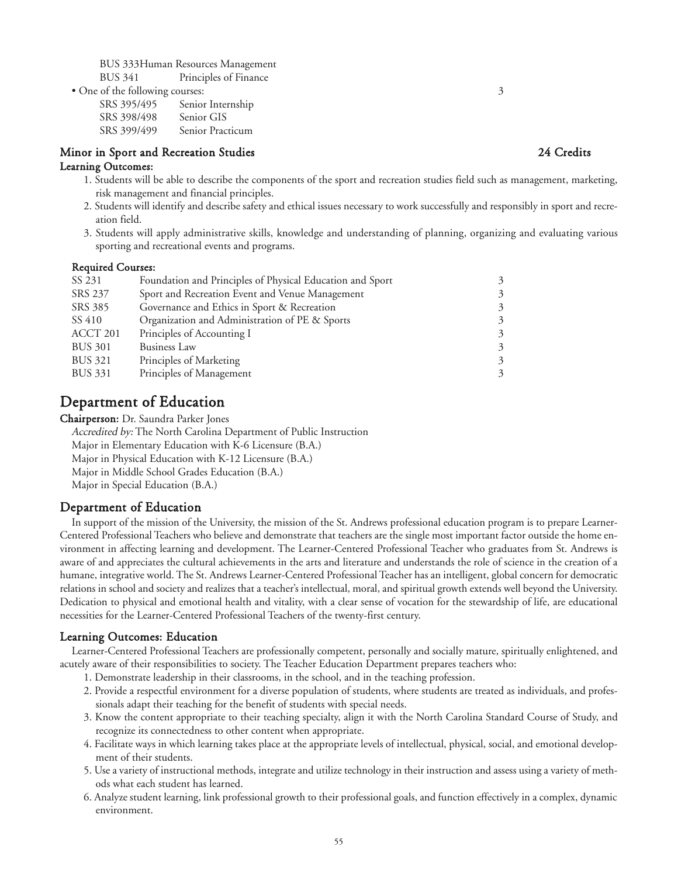| | | |
|---|---|---|
| BUS 333 | Human Resources Management | |
| BUS 341 | Principles of Finance | |

- One of the following courses: 3

| | | |
|---|---|---|
| SRS 395/495 | Senior Internship | |
| SRS 398/498 | Senior GIS | |
| SRS 399/499 | Senior Practicum | |

### Minor in Sport and Recreation Studies 24 Credits

**Learning Outcomes:**

1. Students will be able to describe the components of the sport and recreation studies field such as management, marketing, risk management and financial principles.
2. Students will identify and describe safety and ethical issues necessary to work successfully and responsibly in sport and recreation field.
3. Students will apply administrative skills, knowledge and understanding of planning, organizing and evaluating various sporting and recreational events and programs.

**Required Courses:**

| | | |
|---|---|---|
| SS 231 | Foundation and Principles of Physical Education and Sport | 3 |
| SRS 237 | Sport and Recreation Event and Venue Management | 3 |
| SRS 385 | Governance and Ethics in Sport & Recreation | 3 |
| SS 410 | Organization and Administration of PE & Sports | 3 |
| ACCT 201 | Principles of Accounting I | 3 |
| BUS 301 | Business Law | 3 |
| BUS 321 | Principles of Marketing | 3 |
| BUS 331 | Principles of Management | 3 |

## Department of Education

**Chairperson:** Dr. Saundra Parker Jones

*Accredited by:* The North Carolina Department of Public Instruction

Major in Elementary Education with K-6 Licensure (B.A.)

Major in Physical Education with K-12 Licensure (B.A.)

Major in Middle School Grades Education (B.A.)

Major in Special Education (B.A.)

### Department of Education

In support of the mission of the University, the mission of the St. Andrews professional education program is to prepare Learner-Centered Professional Teachers who believe and demonstrate that teachers are the single most important factor outside the home environment in affecting learning and development. The Learner-Centered Professional Teacher who graduates from St. Andrews is aware of and appreciates the cultural achievements in the arts and literature and understands the role of science in the creation of a humane, integrative world. The St. Andrews Learner-Centered Professional Teacher has an intelligent, global concern for democratic relations in school and society and realizes that a teacher's intellectual, moral, and spiritual growth extends well beyond the University. Dedication to physical and emotional health and vitality, with a clear sense of vocation for the stewardship of life, are educational necessities for the Learner-Centered Professional Teachers of the twenty-first century.

### Learning Outcomes: Education

Learner-Centered Professional Teachers are professionally competent, personally and socially mature, spiritually enlightened, and acutely aware of their responsibilities to society. The Teacher Education Department prepares teachers who:

1. Demonstrate leadership in their classrooms, in the school, and in the teaching profession.
2. Provide a respectful environment for a diverse population of students, where students are treated as individuals, and professionals adapt their teaching for the benefit of students with special needs.
3. Know the content appropriate to their teaching specialty, align it with the North Carolina Standard Course of Study, and recognize its connectedness to other content when appropriate.
4. Facilitate ways in which learning takes place at the appropriate levels of intellectual, physical, social, and emotional development of their students.
5. Use a variety of instructional methods, integrate and utilize technology in their instruction and assess using a variety of methods what each student has learned.
6. Analyze student learning, link professional growth to their professional goals, and function effectively in a complex, dynamic environment.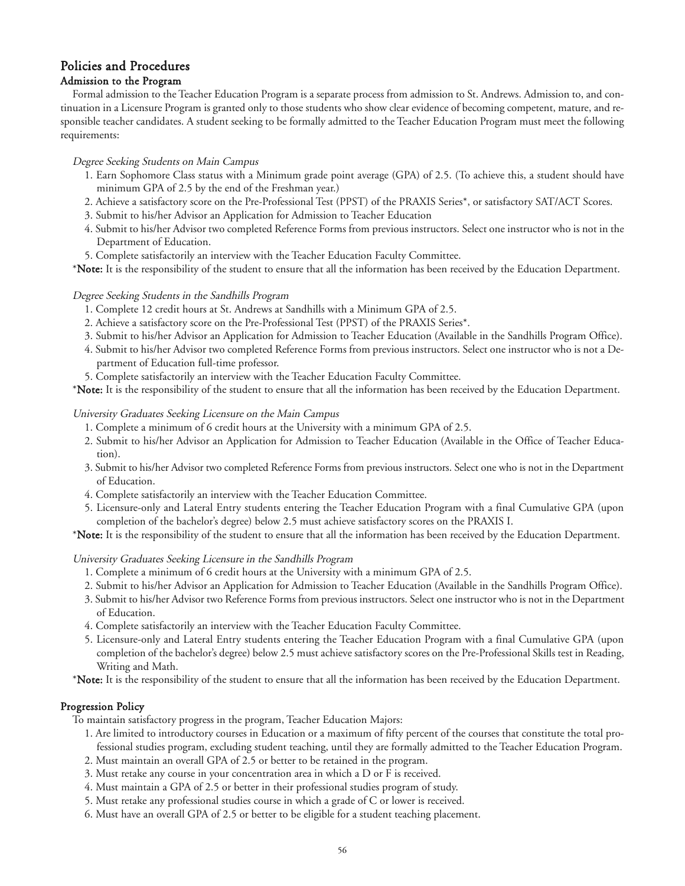## Policies and Procedures

### Admission to the Program

Formal admission to the Teacher Education Program is a separate process from admission to St. Andrews. Admission to, and continuation in a Licensure Program is granted only to those students who show clear evidence of becoming competent, mature, and responsible teacher candidates. A student seeking to be formally admitted to the Teacher Education Program must meet the following requirements:

*Degree Seeking Students on Main Campus*

1. Earn Sophomore Class status with a Minimum grade point average (GPA) of 2.5. (To achieve this, a student should have minimum GPA of 2.5 by the end of the Freshman year.)
2. Achieve a satisfactory score on the Pre-Professional Test (PPST) of the PRAXIS Series*, or satisfactory SAT/ACT Scores.
3. Submit to his/her Advisor an Application for Admission to Teacher Education
4. Submit to his/her Advisor two completed Reference Forms from previous instructors. Select one instructor who is not in the Department of Education.
5. Complete satisfactorily an interview with the Teacher Education Faculty Committee.

***Note:** It is the responsibility of the student to ensure that all the information has been received by the Education Department.

*Degree Seeking Students in the Sandhills Program*

1. Complete 12 credit hours at St. Andrews at Sandhills with a Minimum GPA of 2.5.
2. Achieve a satisfactory score on the Pre-Professional Test (PPST) of the PRAXIS Series*.
3. Submit to his/her Advisor an Application for Admission to Teacher Education (Available in the Sandhills Program Office).
4. Submit to his/her Advisor two completed Reference Forms from previous instructors. Select one instructor who is not a Department of Education full-time professor.
5. Complete satisfactorily an interview with the Teacher Education Faculty Committee.

***Note:** It is the responsibility of the student to ensure that all the information has been received by the Education Department.

*University Graduates Seeking Licensure on the Main Campus*

1. Complete a minimum of 6 credit hours at the University with a minimum GPA of 2.5.
2. Submit to his/her Advisor an Application for Admission to Teacher Education (Available in the Office of Teacher Education).
3. Submit to his/her Advisor two completed Reference Forms from previous instructors. Select one who is not in the Department of Education.
4. Complete satisfactorily an interview with the Teacher Education Committee.
5. Licensure-only and Lateral Entry students entering the Teacher Education Program with a final Cumulative GPA (upon completion of the bachelor's degree) below 2.5 must achieve satisfactory scores on the PRAXIS I.

***Note:** It is the responsibility of the student to ensure that all the information has been received by the Education Department.

*University Graduates Seeking Licensure in the Sandhills Program*

1. Complete a minimum of 6 credit hours at the University with a minimum GPA of 2.5.
2. Submit to his/her Advisor an Application for Admission to Teacher Education (Available in the Sandhills Program Office).
3. Submit to his/her Advisor two Reference Forms from previous instructors. Select one instructor who is not in the Department of Education.
4. Complete satisfactorily an interview with the Teacher Education Faculty Committee.
5. Licensure-only and Lateral Entry students entering the Teacher Education Program with a final Cumulative GPA (upon completion of the bachelor's degree) below 2.5 must achieve satisfactory scores on the Pre-Professional Skills test in Reading, Writing and Math.

***Note:** It is the responsibility of the student to ensure that all the information has been received by the Education Department.

### Progression Policy

To maintain satisfactory progress in the program, Teacher Education Majors:

1. Are limited to introductory courses in Education or a maximum of fifty percent of the courses that constitute the total professional studies program, excluding student teaching, until they are formally admitted to the Teacher Education Program.
2. Must maintain an overall GPA of 2.5 or better to be retained in the program.
3. Must retake any course in your concentration area in which a D or F is received.
4. Must maintain a GPA of 2.5 or better in their professional studies program of study.
5. Must retake any professional studies course in which a grade of C or lower is received.
6. Must have an overall GPA of 2.5 or better to be eligible for a student teaching placement.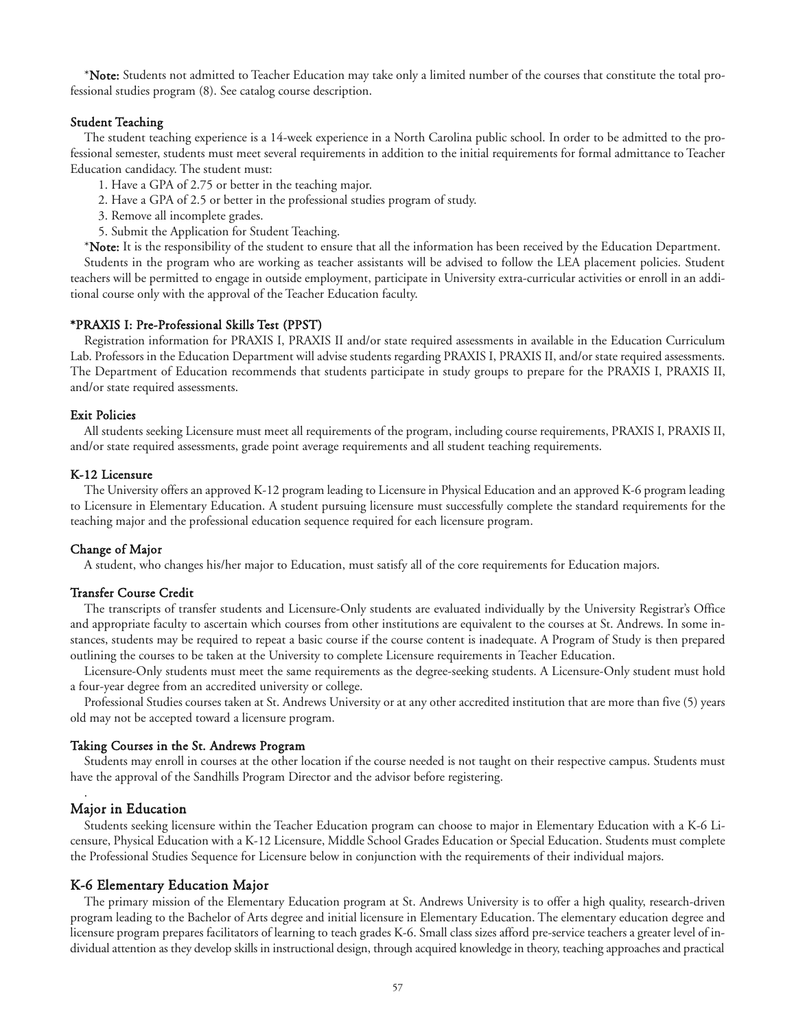\***Note:** Students not admitted to Teacher Education may take only a limited number of the courses that constitute the total professional studies program (8). See catalog course description.

### Student Teaching

The student teaching experience is a 14-week experience in a North Carolina public school. In order to be admitted to the professional semester, students must meet several requirements in addition to the initial requirements for formal admittance to Teacher Education candidacy. The student must:

1. Have a GPA of 2.75 or better in the teaching major.
2. Have a GPA of 2.5 or better in the professional studies program of study.
3. Remove all incomplete grades.
5. Submit the Application for Student Teaching.

\***Note:** It is the responsibility of the student to ensure that all the information has been received by the Education Department.

Students in the program who are working as teacher assistants will be advised to follow the LEA placement policies. Student teachers will be permitted to engage in outside employment, participate in University extra-curricular activities or enroll in an additional course only with the approval of the Teacher Education faculty.

### *PRAXIS I: Pre-Professional Skills Test (PPST)

Registration information for PRAXIS I, PRAXIS II and/or state required assessments in available in the Education Curriculum Lab. Professors in the Education Department will advise students regarding PRAXIS I, PRAXIS II, and/or state required assessments. The Department of Education recommends that students participate in study groups to prepare for the PRAXIS I, PRAXIS II, and/or state required assessments.

### Exit Policies

All students seeking Licensure must meet all requirements of the program, including course requirements, PRAXIS I, PRAXIS II, and/or state required assessments, grade point average requirements and all student teaching requirements.

### K-12 Licensure

The University offers an approved K-12 program leading to Licensure in Physical Education and an approved K-6 program leading to Licensure in Elementary Education. A student pursuing licensure must successfully complete the standard requirements for the teaching major and the professional education sequence required for each licensure program.

### Change of Major

A student, who changes his/her major to Education, must satisfy all of the core requirements for Education majors.

### Transfer Course Credit

The transcripts of transfer students and Licensure-Only students are evaluated individually by the University Registrar's Office and appropriate faculty to ascertain which courses from other institutions are equivalent to the courses at St. Andrews. In some instances, students may be required to repeat a basic course if the course content is inadequate. A Program of Study is then prepared outlining the courses to be taken at the University to complete Licensure requirements in Teacher Education.

Licensure-Only students must meet the same requirements as the degree-seeking students. A Licensure-Only student must hold a four-year degree from an accredited university or college.

Professional Studies courses taken at St. Andrews University or at any other accredited institution that are more than five (5) years old may not be accepted toward a licensure program.

### Taking Courses in the St. Andrews Program

Students may enroll in courses at the other location if the course needed is not taught on their respective campus. Students must have the approval of the Sandhills Program Director and the advisor before registering.

## Major in Education

Students seeking licensure within the Teacher Education program can choose to major in Elementary Education with a K-6 Licensure, Physical Education with a K-12 Licensure, Middle School Grades Education or Special Education. Students must complete the Professional Studies Sequence for Licensure below in conjunction with the requirements of their individual majors.

## K-6 Elementary Education Major

The primary mission of the Elementary Education program at St. Andrews University is to offer a high quality, research-driven program leading to the Bachelor of Arts degree and initial licensure in Elementary Education. The elementary education degree and licensure program prepares facilitators of learning to teach grades K-6. Small class sizes afford pre-service teachers a greater level of individual attention as they develop skills in instructional design, through acquired knowledge in theory, teaching approaches and practical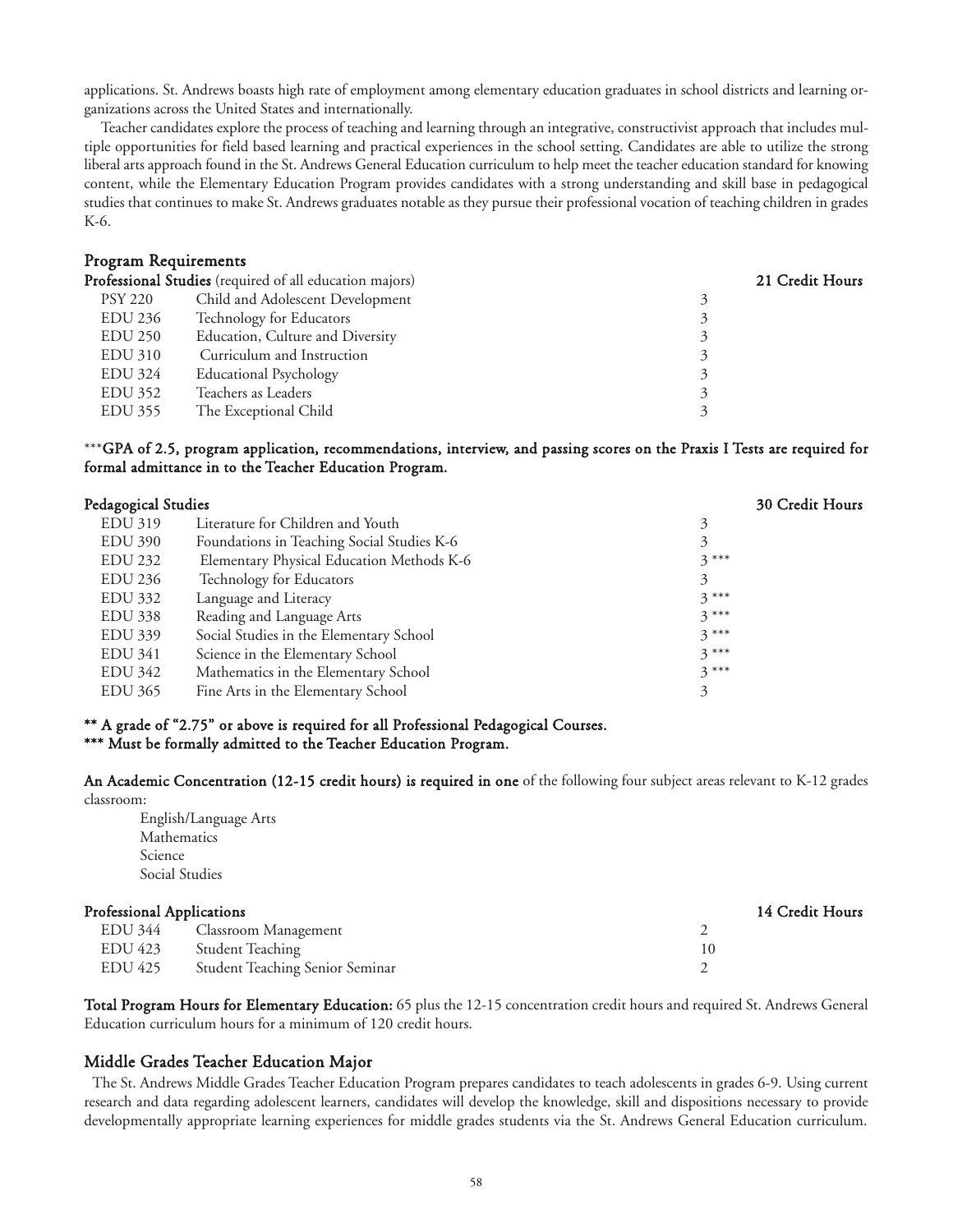applications. St. Andrews boasts high rate of employment among elementary education graduates in school districts and learning organizations across the United States and internationally.

Teacher candidates explore the process of teaching and learning through an integrative, constructivist approach that includes multiple opportunities for field based learning and practical experiences in the school setting. Candidates are able to utilize the strong liberal arts approach found in the St. Andrews General Education curriculum to help meet the teacher education standard for knowing content, while the Elementary Education Program provides candidates with a strong understanding and skill base in pedagogical studies that continues to make St. Andrews graduates notable as they pursue their professional vocation of teaching children in grades K-6.

## Program Requirements

**Professional Studies** (required of all education majors) **21 Credit Hours**

| Course | Title | Credits |
|---|---|---|
| PSY 220 | Child and Adolescent Development | 3 |
| EDU 236 | Technology for Educators | 3 |
| EDU 250 | Education, Culture and Diversity | 3 |
| EDU 310 | Curriculum and Instruction | 3 |
| EDU 324 | Educational Psychology | 3 |
| EDU 352 | Teachers as Leaders | 3 |
| EDU 355 | The Exceptional Child | 3 |

\*\*\***GPA of 2.5, program application, recommendations, interview, and passing scores on the Praxis I Tests are required for formal admittance in to the Teacher Education Program.**

**Pedagogical Studies** **30 Credit Hours**

| Course | Title | Credits |
|---|---|---|
| EDU 319 | Literature for Children and Youth | 3 |
| EDU 390 | Foundations in Teaching Social Studies K-6 | 3 |
| EDU 232 | Elementary Physical Education Methods K-6 | 3 *** |
| EDU 236 | Technology for Educators | 3 |
| EDU 332 | Language and Literacy | 3 *** |
| EDU 338 | Reading and Language Arts | 3 *** |
| EDU 339 | Social Studies in the Elementary School | 3 *** |
| EDU 341 | Science in the Elementary School | 3 *** |
| EDU 342 | Mathematics in the Elementary School | 3 *** |
| EDU 365 | Fine Arts in the Elementary School | 3 |

**\*\* A grade of "2.75" or above is required for all Professional Pedagogical Courses.**
**\*\*\* Must be formally admitted to the Teacher Education Program.**

**An Academic Concentration (12-15 credit hours) is required in one** of the following four subject areas relevant to K-12 grades classroom:

- English/Language Arts
- Mathematics
- Science
- Social Studies

**Professional Applications** **14 Credit Hours**

| Course | Title | Credits |
|---|---|---|
| EDU 344 | Classroom Management | 2 |
| EDU 423 | Student Teaching | 10 |
| EDU 425 | Student Teaching Senior Seminar | 2 |

**Total Program Hours for Elementary Education:** 65 plus the 12-15 concentration credit hours and required St. Andrews General Education curriculum hours for a minimum of 120 credit hours.

## Middle Grades Teacher Education Major

The St. Andrews Middle Grades Teacher Education Program prepares candidates to teach adolescents in grades 6-9. Using current research and data regarding adolescent learners, candidates will develop the knowledge, skill and dispositions necessary to provide developmentally appropriate learning experiences for middle grades students via the St. Andrews General Education curriculum.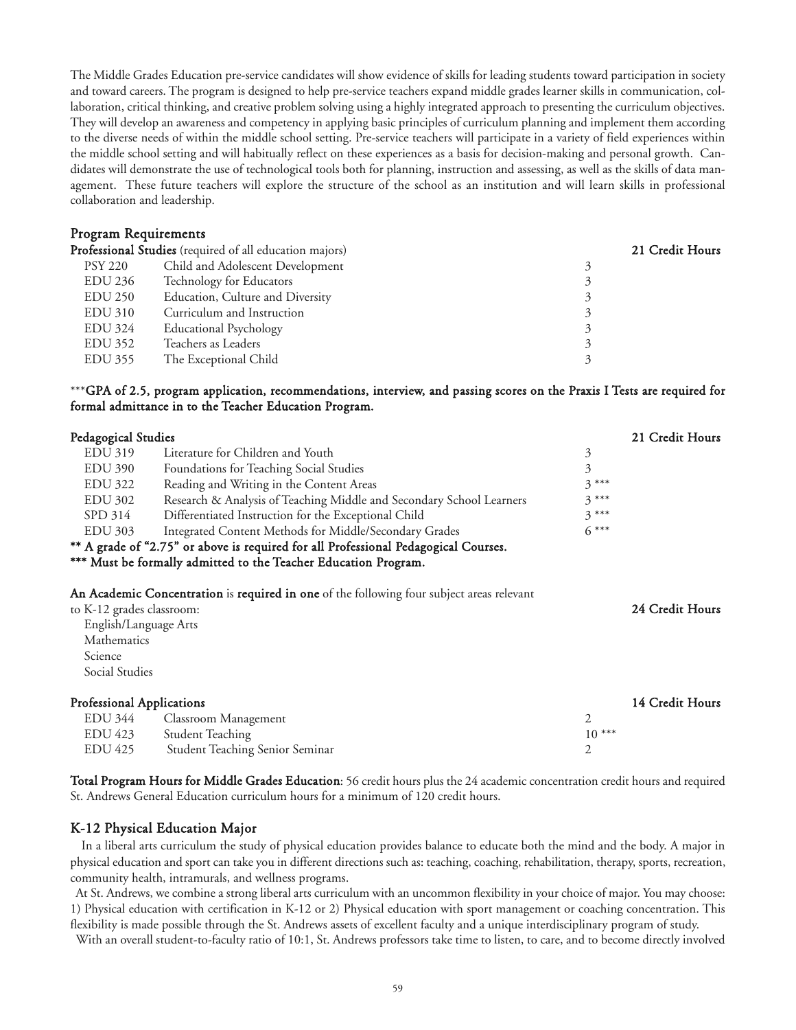The Middle Grades Education pre-service candidates will show evidence of skills for leading students toward participation in society and toward careers. The program is designed to help pre-service teachers expand middle grades learner skills in communication, collaboration, critical thinking, and creative problem solving using a highly integrated approach to presenting the curriculum objectives. They will develop an awareness and competency in applying basic principles of curriculum planning and implement them according to the diverse needs of within the middle school setting. Pre-service teachers will participate in a variety of field experiences within the middle school setting and will habitually reflect on these experiences as a basis for decision-making and personal growth. Candidates will demonstrate the use of technological tools both for planning, instruction and assessing, as well as the skills of data management. These future teachers will explore the structure of the school as an institution and will learn skills in professional collaboration and leadership.

## Program Requirements

**Professional Studies** (required of all education majors) **21 Credit Hours**

| | | |
|---|---|---|
| PSY 220 | Child and Adolescent Development | 3 |
| EDU 236 | Technology for Educators | 3 |
| EDU 250 | Education, Culture and Diversity | 3 |
| EDU 310 | Curriculum and Instruction | 3 |
| EDU 324 | Educational Psychology | 3 |
| EDU 352 | Teachers as Leaders | 3 |
| EDU 355 | The Exceptional Child | 3 |

***GPA of 2.5, program application, recommendations, interview, and passing scores on the Praxis I Tests are required for formal admittance in to the Teacher Education Program.**

**Pedagogical Studies** **21 Credit Hours**

| | | |
|---|---|---|
| EDU 319 | Literature for Children and Youth | 3 |
| EDU 390 | Foundations for Teaching Social Studies | 3 |
| EDU 322 | Reading and Writing in the Content Areas | 3 *** |
| EDU 302 | Research & Analysis of Teaching Middle and Secondary School Learners | 3 *** |
| SPD 314 | Differentiated Instruction for the Exceptional Child | 3 *** |
| EDU 303 | Integrated Content Methods for Middle/Secondary Grades | 6 *** |

**** A grade of "2.75" or above is required for all Professional Pedagogical Courses.**
***** Must be formally admitted to the Teacher Education Program.**

**An Academic Concentration** is **required in one** of the following four subject areas relevant to K-12 grades classroom: **24 Credit Hours**

- English/Language Arts
- Mathematics
- Science
- Social Studies

**Professional Applications** **14 Credit Hours**

| | | |
|---|---|---|
| EDU 344 | Classroom Management | 2 |
| EDU 423 | Student Teaching | 10 *** |
| EDU 425 | Student Teaching Senior Seminar | 2 |

**Total Program Hours for Middle Grades Education**: 56 credit hours plus the 24 academic concentration credit hours and required St. Andrews General Education curriculum hours for a minimum of 120 credit hours.

## K-12 Physical Education Major

In a liberal arts curriculum the study of physical education provides balance to educate both the mind and the body. A major in physical education and sport can take you in different directions such as: teaching, coaching, rehabilitation, therapy, sports, recreation, community health, intramurals, and wellness programs.

At St. Andrews, we combine a strong liberal arts curriculum with an uncommon flexibility in your choice of major. You may choose: 1) Physical education with certification in K-12 or 2) Physical education with sport management or coaching concentration. This flexibility is made possible through the St. Andrews assets of excellent faculty and a unique interdisciplinary program of study.

With an overall student-to-faculty ratio of 10:1, St. Andrews professors take time to listen, to care, and to become directly involved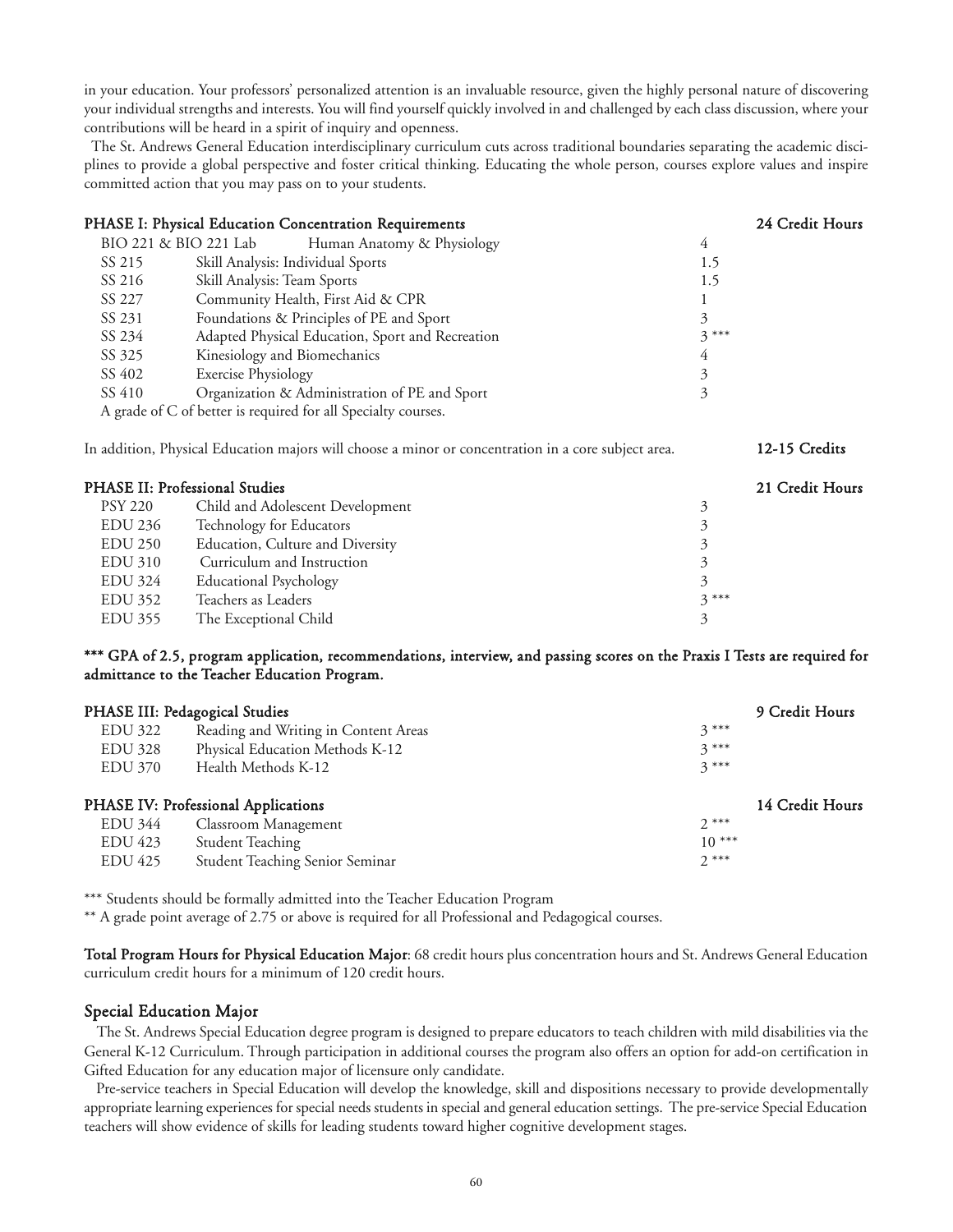in your education. Your professors' personalized attention is an invaluable resource, given the highly personal nature of discovering your individual strengths and interests. You will find yourself quickly involved in and challenged by each class discussion, where your contributions will be heard in a spirit of inquiry and openness.

The St. Andrews General Education interdisciplinary curriculum cuts across traditional boundaries separating the academic disciplines to provide a global perspective and foster critical thinking. Educating the whole person, courses explore values and inspire committed action that you may pass on to your students.

**PHASE I: Physical Education Concentration Requirements** — **24 Credit Hours**

| Course | Title | Credits |
|---|---|---|
| BIO 221 & BIO 221 Lab | Human Anatomy & Physiology | 4 |
| SS 215 | Skill Analysis: Individual Sports | 1.5 |
| SS 216 | Skill Analysis: Team Sports | 1.5 |
| SS 227 | Community Health, First Aid & CPR | 1 |
| SS 231 | Foundations & Principles of PE and Sport | 3 |
| SS 234 | Adapted Physical Education, Sport and Recreation | 3 *** |
| SS 325 | Kinesiology and Biomechanics | 4 |
| SS 402 | Exercise Physiology | 3 |
| SS 410 | Organization & Administration of PE and Sport | 3 |

A grade of C of better is required for all Specialty courses.

In addition, Physical Education majors will choose a minor or concentration in a core subject area. **12-15 Credits**

**PHASE II: Professional Studies** — **21 Credit Hours**

| Course | Title | Credits |
|---|---|---|
| PSY 220 | Child and Adolescent Development | 3 |
| EDU 236 | Technology for Educators | 3 |
| EDU 250 | Education, Culture and Diversity | 3 |
| EDU 310 | Curriculum and Instruction | 3 |
| EDU 324 | Educational Psychology | 3 |
| EDU 352 | Teachers as Leaders | 3 *** |
| EDU 355 | The Exceptional Child | 3 |

**\*\*\* GPA of 2.5, program application, recommendations, interview, and passing scores on the Praxis I Tests are required for admittance to the Teacher Education Program.**

**PHASE III: Pedagogical Studies** — **9 Credit Hours**

| Course | Title | Credits |
|---|---|---|
| EDU 322 | Reading and Writing in Content Areas | 3 *** |
| EDU 328 | Physical Education Methods K-12 | 3 *** |
| EDU 370 | Health Methods K-12 | 3 *** |

**PHASE IV: Professional Applications** — **14 Credit Hours**

| Course | Title | Credits |
|---|---|---|
| EDU 344 | Classroom Management | 2 *** |
| EDU 423 | Student Teaching | 10 *** |
| EDU 425 | Student Teaching Senior Seminar | 2 *** |

*** Students should be formally admitted into the Teacher Education Program

** A grade point average of 2.75 or above is required for all Professional and Pedagogical courses.

**Total Program Hours for Physical Education Major**: 68 credit hours plus concentration hours and St. Andrews General Education curriculum credit hours for a minimum of 120 credit hours.

## Special Education Major

The St. Andrews Special Education degree program is designed to prepare educators to teach children with mild disabilities via the General K-12 Curriculum. Through participation in additional courses the program also offers an option for add-on certification in Gifted Education for any education major of licensure only candidate.

Pre-service teachers in Special Education will develop the knowledge, skill and dispositions necessary to provide developmentally appropriate learning experiences for special needs students in special and general education settings. The pre-service Special Education teachers will show evidence of skills for leading students toward higher cognitive development stages.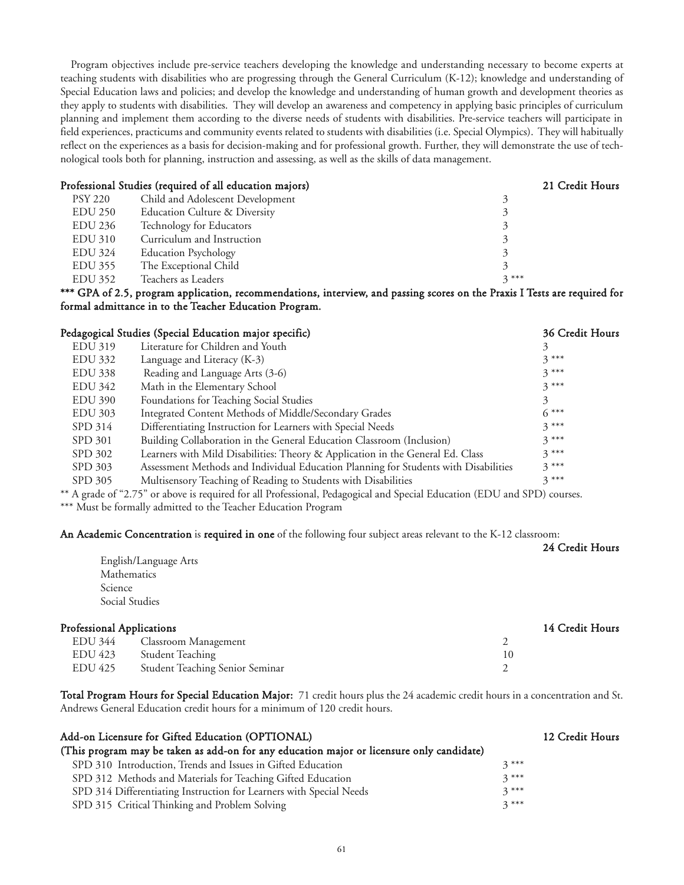Program objectives include pre-service teachers developing the knowledge and understanding necessary to become experts at teaching students with disabilities who are progressing through the General Curriculum (K-12); knowledge and understanding of Special Education laws and policies; and develop the knowledge and understanding of human growth and development theories as they apply to students with disabilities. They will develop an awareness and competency in applying basic principles of curriculum planning and implement them according to the diverse needs of students with disabilities. Pre-service teachers will participate in field experiences, practicums and community events related to students with disabilities (i.e. Special Olympics). They will habitually reflect on the experiences as a basis for decision-making and for professional growth. Further, they will demonstrate the use of technological tools both for planning, instruction and assessing, as well as the skills of data management.

**Professional Studies (required of all education majors)** — **21 Credit Hours**

| Course | Title | Credits |
|---|---|---|
| PSY 220 | Child and Adolescent Development | 3 |
| EDU 250 | Education Culture & Diversity | 3 |
| EDU 236 | Technology for Educators | 3 |
| EDU 310 | Curriculum and Instruction | 3 |
| EDU 324 | Education Psychology | 3 |
| EDU 355 | The Exceptional Child | 3 |
| EDU 352 | Teachers as Leaders | 3 *** |

**\*\*\* GPA of 2.5, program application, recommendations, interview, and passing scores on the Praxis I Tests are required for formal admittance in to the Teacher Education Program.**

**Pedagogical Studies (Special Education major specific)** — **36 Credit Hours**

| Course | Title | Credits |
|---|---|---|
| EDU 319 | Literature for Children and Youth | 3 |
| EDU 332 | Language and Literacy (K-3) | 3 *** |
| EDU 338 | Reading and Language Arts (3-6) | 3 *** |
| EDU 342 | Math in the Elementary School | 3 *** |
| EDU 390 | Foundations for Teaching Social Studies | 3 |
| EDU 303 | Integrated Content Methods of Middle/Secondary Grades | 6 *** |
| SPD 314 | Differentiating Instruction for Learners with Special Needs | 3 *** |
| SPD 301 | Building Collaboration in the General Education Classroom (Inclusion) | 3 *** |
| SPD 302 | Learners with Mild Disabilities: Theory & Application in the General Ed. Class | 3 *** |
| SPD 303 | Assessment Methods and Individual Education Planning for Students with Disabilities | 3 *** |
| SPD 305 | Multisensory Teaching of Reading to Students with Disabilities | 3 *** |

** A grade of "2.75" or above is required for all Professional, Pedagogical and Special Education (EDU and SPD) courses.

*** Must be formally admitted to the Teacher Education Program

**An Academic Concentration** is **required in one** of the following four subject areas relevant to the K-12 classroom: **24 Credit Hours**

- English/Language Arts
- Mathematics
- Science
- Social Studies

**Professional Applications** — **14 Credit Hours**

| Course | Title | Credits |
|---|---|---|
| EDU 344 | Classroom Management | 2 |
| EDU 423 | Student Teaching | 10 |
| EDU 425 | Student Teaching Senior Seminar | 2 |

**Total Program Hours for Special Education Major:** 71 credit hours plus the 24 academic credit hours in a concentration and St. Andrews General Education credit hours for a minimum of 120 credit hours.

**Add-on Licensure for Gifted Education (OPTIONAL)** — **12 Credit Hours**

**(This program may be taken as add-on for any education major or licensure only candidate)**

| Course | Title | Credits |
|---|---|---|
| SPD 310 | Introduction, Trends and Issues in Gifted Education | 3 *** |
| SPD 312 | Methods and Materials for Teaching Gifted Education | 3 *** |
| SPD 314 | Differentiating Instruction for Learners with Special Needs | 3 *** |
| SPD 315 | Critical Thinking and Problem Solving | 3 *** |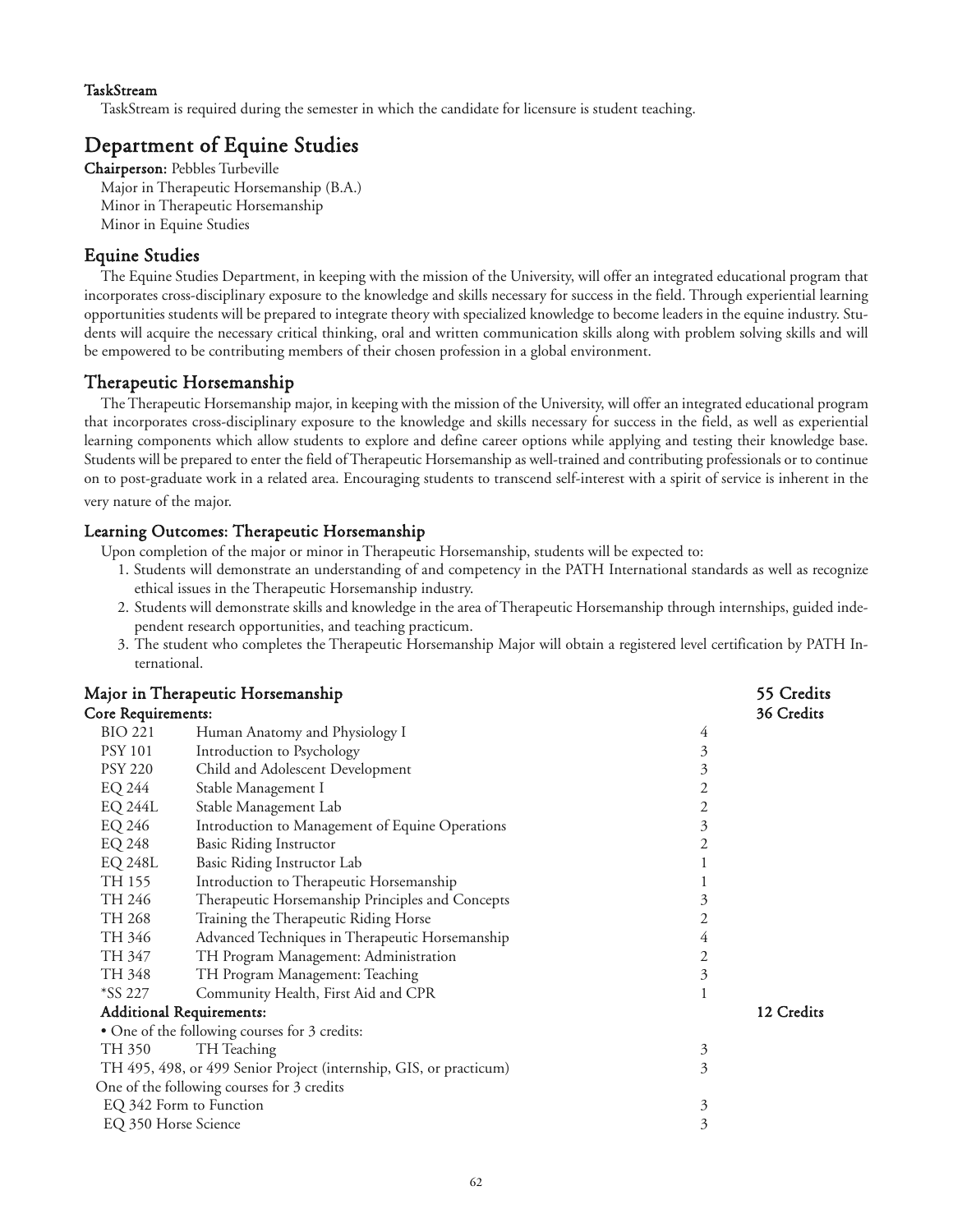#### TaskStream

TaskStream is required during the semester in which the candidate for licensure is student teaching.

## Department of Equine Studies

**Chairperson:** Pebbles Turbeville

Major in Therapeutic Horsemanship (B.A.)
Minor in Therapeutic Horsemanship
Minor in Equine Studies

### Equine Studies

The Equine Studies Department, in keeping with the mission of the University, will offer an integrated educational program that incorporates cross-disciplinary exposure to the knowledge and skills necessary for success in the field. Through experiential learning opportunities students will be prepared to integrate theory with specialized knowledge to become leaders in the equine industry. Students will acquire the necessary critical thinking, oral and written communication skills along with problem solving skills and will be empowered to be contributing members of their chosen profession in a global environment.

### Therapeutic Horsemanship

The Therapeutic Horsemanship major, in keeping with the mission of the University, will offer an integrated educational program that incorporates cross-disciplinary exposure to the knowledge and skills necessary for success in the field, as well as experiential learning components which allow students to explore and define career options while applying and testing their knowledge base. Students will be prepared to enter the field of Therapeutic Horsemanship as well-trained and contributing professionals or to continue on to post-graduate work in a related area. Encouraging students to transcend self-interest with a spirit of service is inherent in the very nature of the major.

#### Learning Outcomes: Therapeutic Horsemanship

Upon completion of the major or minor in Therapeutic Horsemanship, students will be expected to:

1. Students will demonstrate an understanding of and competency in the PATH International standards as well as recognize ethical issues in the Therapeutic Horsemanship industry.
2. Students will demonstrate skills and knowledge in the area of Therapeutic Horsemanship through internships, guided independent research opportunities, and teaching practicum.
3. The student who completes the Therapeutic Horsemanship Major will obtain a registered level certification by PATH International.

#### Major in Therapeutic Horsemanship — 55 Credits

**Core Requirements: 36 Credits**

| Course | Title | Credits |
|---|---|---|
| BIO 221 | Human Anatomy and Physiology I | 4 |
| PSY 101 | Introduction to Psychology | 3 |
| PSY 220 | Child and Adolescent Development | 3 |
| EQ 244 | Stable Management I | 2 |
| EQ 244L | Stable Management Lab | 2 |
| EQ 246 | Introduction to Management of Equine Operations | 3 |
| EQ 248 | Basic Riding Instructor | 2 |
| EQ 248L | Basic Riding Instructor Lab | 1 |
| TH 155 | Introduction to Therapeutic Horsemanship | 1 |
| TH 246 | Therapeutic Horsemanship Principles and Concepts | 3 |
| TH 268 | Training the Therapeutic Riding Horse | 2 |
| TH 346 | Advanced Techniques in Therapeutic Horsemanship | 4 |
| TH 347 | TH Program Management: Administration | 2 |
| TH 348 | TH Program Management: Teaching | 3 |
| *SS 227 | Community Health, First Aid and CPR | 1 |

**Additional Requirements: 12 Credits**

- One of the following courses for 3 credits:

| Course | Title | Credits |
|---|---|---|
| TH 350 | TH Teaching | 3 |
| TH 495, 498, or 499 | Senior Project (internship, GIS, or practicum) | 3 |

One of the following courses for 3 credits

| Course | Credits |
|---|---|
| EQ 342 Form to Function | 3 |
| EQ 350 Horse Science | 3 |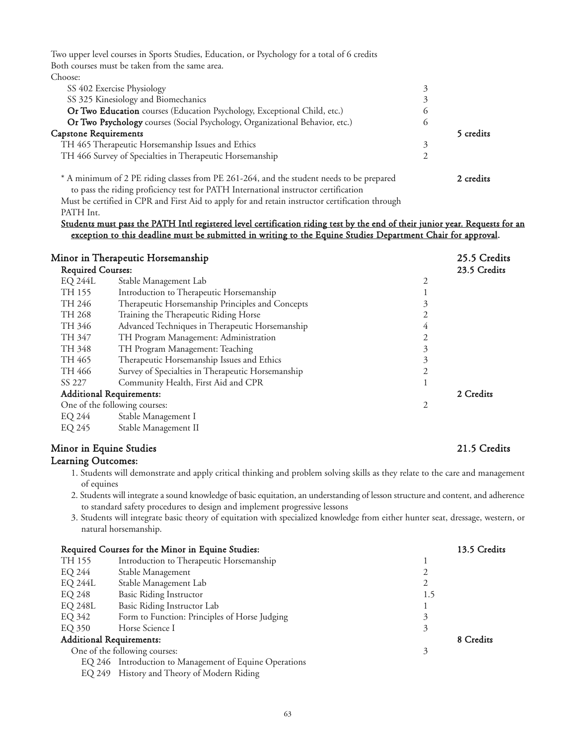Two upper level courses in Sports Studies, Education, or Psychology for a total of 6 credits
Both courses must be taken from the same area.
Choose:

| | | |
|---|---|---|
| SS 402 Exercise Physiology | 3 | |
| SS 325 Kinesiology and Biomechanics | 3 | |
| **Or Two Education** courses (Education Psychology, Exceptional Child, etc.) | 6 | |
| **Or Two Psychology** courses (Social Psychology, Organizational Behavior, etc.) | 6 | |
| **Capstone Requirements** | | **5 credits** |
| TH 465 Therapeutic Horsemanship Issues and Ethics | 3 | |
| TH 466 Survey of Specialties in Therapeutic Horsemanship | 2 | |

\* A minimum of 2 PE riding classes from PE 261-264, and the student needs to be prepared to pass the riding proficiency test for PATH International instructor certification — **2 credits**
Must be certified in CPR and First Aid to apply for and retain instructor certification through PATH Int.

<u>**Students must pass the PATH Intl registered level certification riding test by the end of their junior year. Requests for an exception to this deadline must be submitted in writing to the Equine Studies Department Chair for approval.**</u>

## Minor in Therapeutic Horsemanship — 25.5 Credits

| **Required Courses:** | | | **23.5 Credits** |
|---|---|---|---|
| EQ 244L | Stable Management Lab | 2 | |
| TH 155 | Introduction to Therapeutic Horsemanship | 1 | |
| TH 246 | Therapeutic Horsemanship Principles and Concepts | 3 | |
| TH 268 | Training the Therapeutic Riding Horse | 2 | |
| TH 346 | Advanced Techniques in Therapeutic Horsemanship | 4 | |
| TH 347 | TH Program Management: Administration | 2 | |
| TH 348 | TH Program Management: Teaching | 3 | |
| TH 465 | Therapeutic Horsemanship Issues and Ethics | 3 | |
| TH 466 | Survey of Specialties in Therapeutic Horsemanship | 2 | |
| SS 227 | Community Health, First Aid and CPR | 1 | |
| **Additional Requirements:** | | | **2 Credits** |
| One of the following courses: | | 2 | |
| EQ 244 | Stable Management I | | |
| EQ 245 | Stable Management II | | |

## Minor in Equine Studies — 21.5 Credits

### Learning Outcomes:

1. Students will demonstrate and apply critical thinking and problem solving skills as they relate to the care and management of equines
2. Students will integrate a sound knowledge of basic equitation, an understanding of lesson structure and content, and adherence to standard safety procedures to design and implement progressive lessons
3. Students will integrate basic theory of equitation with specialized knowledge from either hunter seat, dressage, western, or natural horsemanship.

| **Required Courses for the Minor in Equine Studies:** | | | **13.5 Credits** |
|---|---|---|---|
| TH 155 | Introduction to Therapeutic Horsemanship | 1 | |
| EQ 244 | Stable Management | 2 | |
| EQ 244L | Stable Management Lab | 2 | |
| EQ 248 | Basic Riding Instructor | 1.5 | |
| EQ 248L | Basic Riding Instructor Lab | 1 | |
| EQ 342 | Form to Function: Principles of Horse Judging | 3 | |
| EQ 350 | Horse Science I | 3 | |
| **Additional Requirements:** | | | **8 Credits** |
| One of the following courses: | | 3 | |
| EQ 246 | Introduction to Management of Equine Operations | | |
| EQ 249 | History and Theory of Modern Riding | | |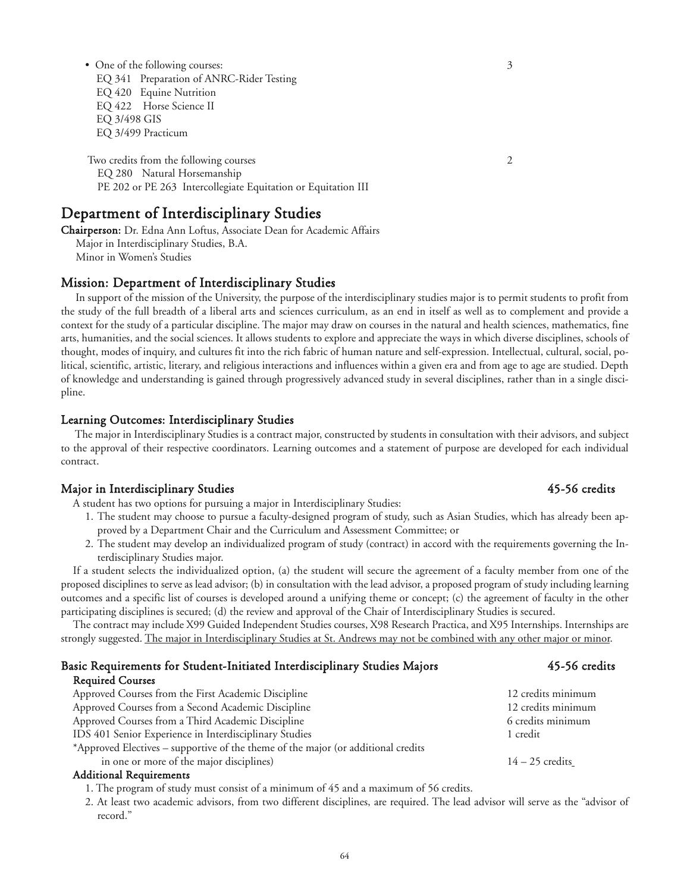- One of the following courses: 3
  - EQ 341 Preparation of ANRC-Rider Testing
  - EQ 420 Equine Nutrition
  - EQ 422 Horse Science II
  - EQ 3/498 GIS
  - EQ 3/499 Practicum

Two credits from the following courses 2
- EQ 280 Natural Horsemanship
- PE 202 or PE 263 Intercollegiate Equitation or Equitation III

## Department of Interdisciplinary Studies

**Chairperson:** Dr. Edna Ann Loftus, Associate Dean for Academic Affairs
Major in Interdisciplinary Studies, B.A.
Minor in Women's Studies

### Mission: Department of Interdisciplinary Studies

In support of the mission of the University, the purpose of the interdisciplinary studies major is to permit students to profit from the study of the full breadth of a liberal arts and sciences curriculum, as an end in itself as well as to complement and provide a context for the study of a particular discipline. The major may draw on courses in the natural and health sciences, mathematics, fine arts, humanities, and the social sciences. It allows students to explore and appreciate the ways in which diverse disciplines, schools of thought, modes of inquiry, and cultures fit into the rich fabric of human nature and self-expression. Intellectual, cultural, social, political, scientific, artistic, literary, and religious interactions and influences within a given era and from age to age are studied. Depth of knowledge and understanding is gained through progressively advanced study in several disciplines, rather than in a single discipline.

### Learning Outcomes: Interdisciplinary Studies

The major in Interdisciplinary Studies is a contract major, constructed by students in consultation with their advisors, and subject to the approval of their respective coordinators. Learning outcomes and a statement of purpose are developed for each individual contract.

### Major in Interdisciplinary Studies 45-56 credits

A student has two options for pursuing a major in Interdisciplinary Studies:

1. The student may choose to pursue a faculty-designed program of study, such as Asian Studies, which has already been approved by a Department Chair and the Curriculum and Assessment Committee; or
2. The student may develop an individualized program of study (contract) in accord with the requirements governing the Interdisciplinary Studies major.

If a student selects the individualized option, (a) the student will secure the agreement of a faculty member from one of the proposed disciplines to serve as lead advisor; (b) in consultation with the lead advisor, a proposed program of study including learning outcomes and a specific list of courses is developed around a unifying theme or concept; (c) the agreement of faculty in the other participating disciplines is secured; (d) the review and approval of the Chair of Interdisciplinary Studies is secured.

The contract may include X99 Guided Independent Studies courses, X98 Research Practica, and X95 Internships. Internships are strongly suggested. <u>The major in Interdisciplinary Studies at St. Andrews may not be combined with any other major or minor</u>.

### Basic Requirements for Student-Initiated Interdisciplinary Studies Majors 45-56 credits

**Required Courses**

| Course | Credits |
|---|---|
| Approved Courses from the First Academic Discipline | 12 credits minimum |
| Approved Courses from a Second Academic Discipline | 12 credits minimum |
| Approved Courses from a Third Academic Discipline | 6 credits minimum |
| IDS 401 Senior Experience in Interdisciplinary Studies | 1 credit |
| *Approved Electives – supportive of the theme of the major (or additional credits in one or more of the major disciplines) | 14 – 25 credits |

**Additional Requirements**

1. The program of study must consist of a minimum of 45 and a maximum of 56 credits.
2. At least two academic advisors, from two different disciplines, are required. The lead advisor will serve as the "advisor of record."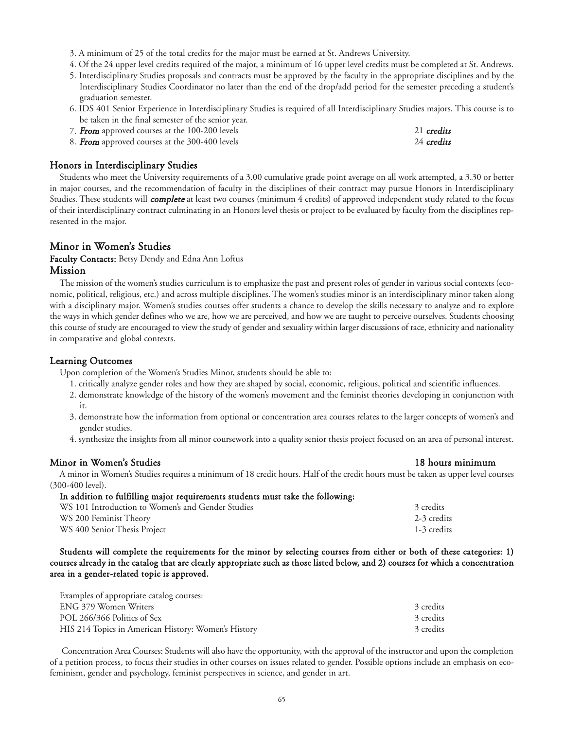3. A minimum of 25 of the total credits for the major must be earned at St. Andrews University.
4. Of the 24 upper level credits required of the major, a minimum of 16 upper level credits must be completed at St. Andrews.
5. Interdisciplinary Studies proposals and contracts must be approved by the faculty in the appropriate disciplines and by the Interdisciplinary Studies Coordinator no later than the end of the drop/add period for the semester preceding a student's graduation semester.
6. IDS 401 Senior Experience in Interdisciplinary Studies is required of all Interdisciplinary Studies majors. This course is to be taken in the final semester of the senior year.
7. *From* approved courses at the 100-200 levels — 21 *credits*
8. *From* approved courses at the 300-400 levels — 24 *credits*

### Honors in Interdisciplinary Studies

Students who meet the University requirements of a 3.00 cumulative grade point average on all work attempted, a 3.30 or better in major courses, and the recommendation of faculty in the disciplines of their contract may pursue Honors in Interdisciplinary Studies. These students will *complete* at least two courses (minimum 4 credits) of approved independent study related to the focus of their interdisciplinary contract culminating in an Honors level thesis or project to be evaluated by faculty from the disciplines represented in the major.

## Minor in Women's Studies

**Faculty Contacts:** Betsy Dendy and Edna Ann Loftus

### Mission

The mission of the women's studies curriculum is to emphasize the past and present roles of gender in various social contexts (economic, political, religious, etc.) and across multiple disciplines. The women's studies minor is an interdisciplinary minor taken along with a disciplinary major. Women's studies courses offer students a chance to develop the skills necessary to analyze and to explore the ways in which gender defines who we are, how we are perceived, and how we are taught to perceive ourselves. Students choosing this course of study are encouraged to view the study of gender and sexuality within larger discussions of race, ethnicity and nationality in comparative and global contexts.

### Learning Outcomes

Upon completion of the Women's Studies Minor, students should be able to:

1. critically analyze gender roles and how they are shaped by social, economic, religious, political and scientific influences.
2. demonstrate knowledge of the history of the women's movement and the feminist theories developing in conjunction with it.
3. demonstrate how the information from optional or concentration area courses relates to the larger concepts of women's and gender studies.
4. synthesize the insights from all minor coursework into a quality senior thesis project focused on an area of personal interest.

### Minor in Women's Studies — 18 hours minimum

A minor in Women's Studies requires a minimum of 18 credit hours. Half of the credit hours must be taken as upper level courses (300-400 level).

**In addition to fulfilling major requirements students must take the following:**

| Course | Credits |
|---|---|
| WS 101 Introduction to Women's and Gender Studies | 3 credits |
| WS 200 Feminist Theory | 2-3 credits |
| WS 400 Senior Thesis Project | 1-3 credits |

**Students will complete the requirements for the minor by selecting courses from either or both of these categories: 1) courses already in the catalog that are clearly appropriate such as those listed below, and 2) courses for which a concentration area in a gender-related topic is approved.**

Examples of appropriate catalog courses:

| Course | Credits |
|---|---|
| ENG 379 Women Writers | 3 credits |
| POL 266/366 Politics of Sex | 3 credits |
| HIS 214 Topics in American History: Women's History | 3 credits |

Concentration Area Courses: Students will also have the opportunity, with the approval of the instructor and upon the completion of a petition process, to focus their studies in other courses on issues related to gender. Possible options include an emphasis on ecofeminism, gender and psychology, feminist perspectives in science, and gender in art.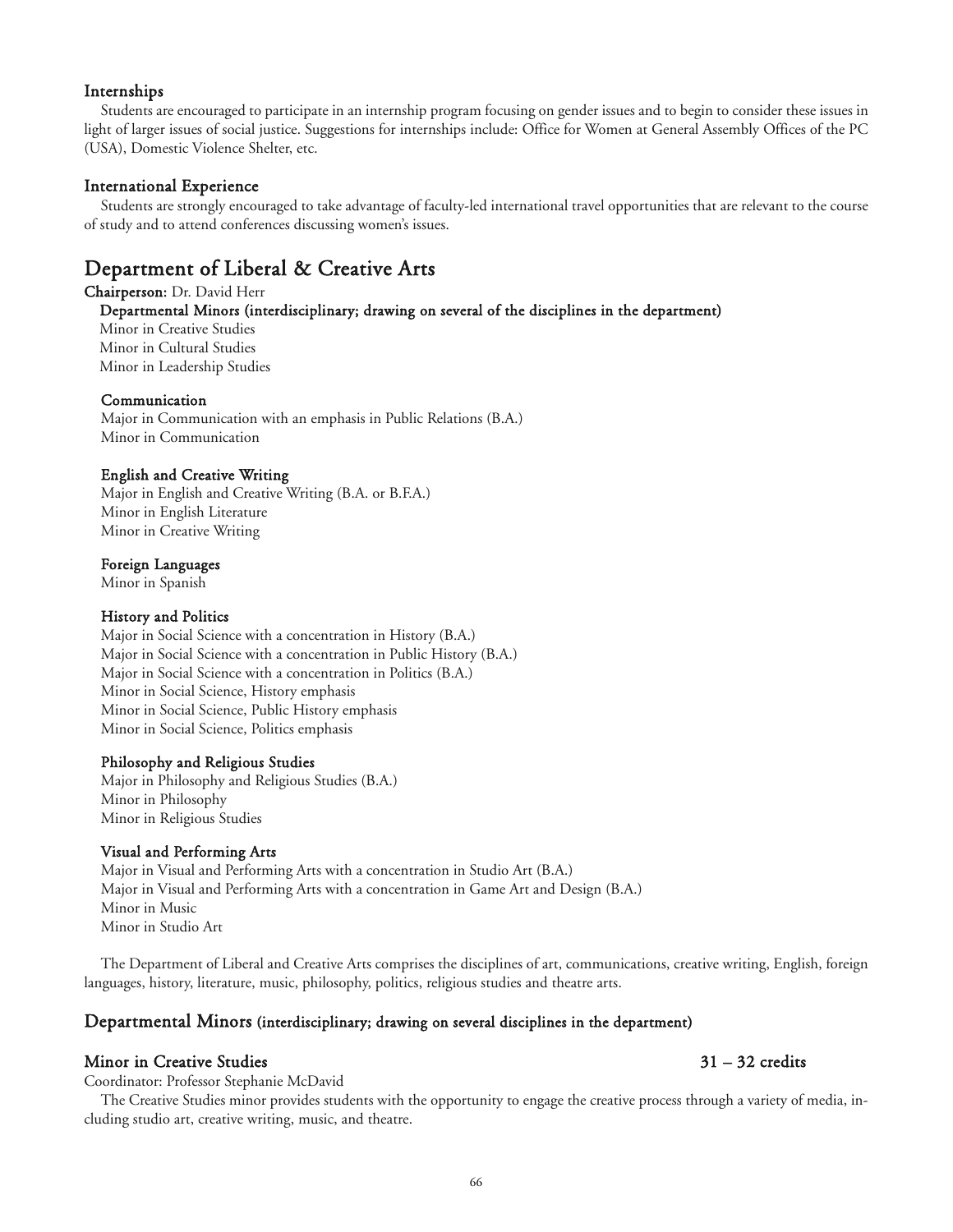### Internships

Students are encouraged to participate in an internship program focusing on gender issues and to begin to consider these issues in light of larger issues of social justice. Suggestions for internships include: Office for Women at General Assembly Offices of the PC (USA), Domestic Violence Shelter, etc.

### International Experience

Students are strongly encouraged to take advantage of faculty-led international travel opportunities that are relevant to the course of study and to attend conferences discussing women's issues.

## Department of Liberal & Creative Arts

**Chairperson:** Dr. David Herr

**Departmental Minors (interdisciplinary; drawing on several of the disciplines in the department)**

Minor in Creative Studies
Minor in Cultural Studies
Minor in Leadership Studies

**Communication**

Major in Communication with an emphasis in Public Relations (B.A.)
Minor in Communication

**English and Creative Writing**

Major in English and Creative Writing (B.A. or B.F.A.)
Minor in English Literature
Minor in Creative Writing

**Foreign Languages**

Minor in Spanish

**History and Politics**

Major in Social Science with a concentration in History (B.A.)
Major in Social Science with a concentration in Public History (B.A.)
Major in Social Science with a concentration in Politics (B.A.)
Minor in Social Science, History emphasis
Minor in Social Science, Public History emphasis
Minor in Social Science, Politics emphasis

**Philosophy and Religious Studies**

Major in Philosophy and Religious Studies (B.A.)
Minor in Philosophy
Minor in Religious Studies

**Visual and Performing Arts**

Major in Visual and Performing Arts with a concentration in Studio Art (B.A.)
Major in Visual and Performing Arts with a concentration in Game Art and Design (B.A.)
Minor in Music
Minor in Studio Art

The Department of Liberal and Creative Arts comprises the disciplines of art, communications, creative writing, English, foreign languages, history, literature, music, philosophy, politics, religious studies and theatre arts.

### Departmental Minors (interdisciplinary; drawing on several disciplines in the department)

### Minor in Creative Studies 31 – 32 credits

Coordinator: Professor Stephanie McDavid

The Creative Studies minor provides students with the opportunity to engage the creative process through a variety of media, including studio art, creative writing, music, and theatre.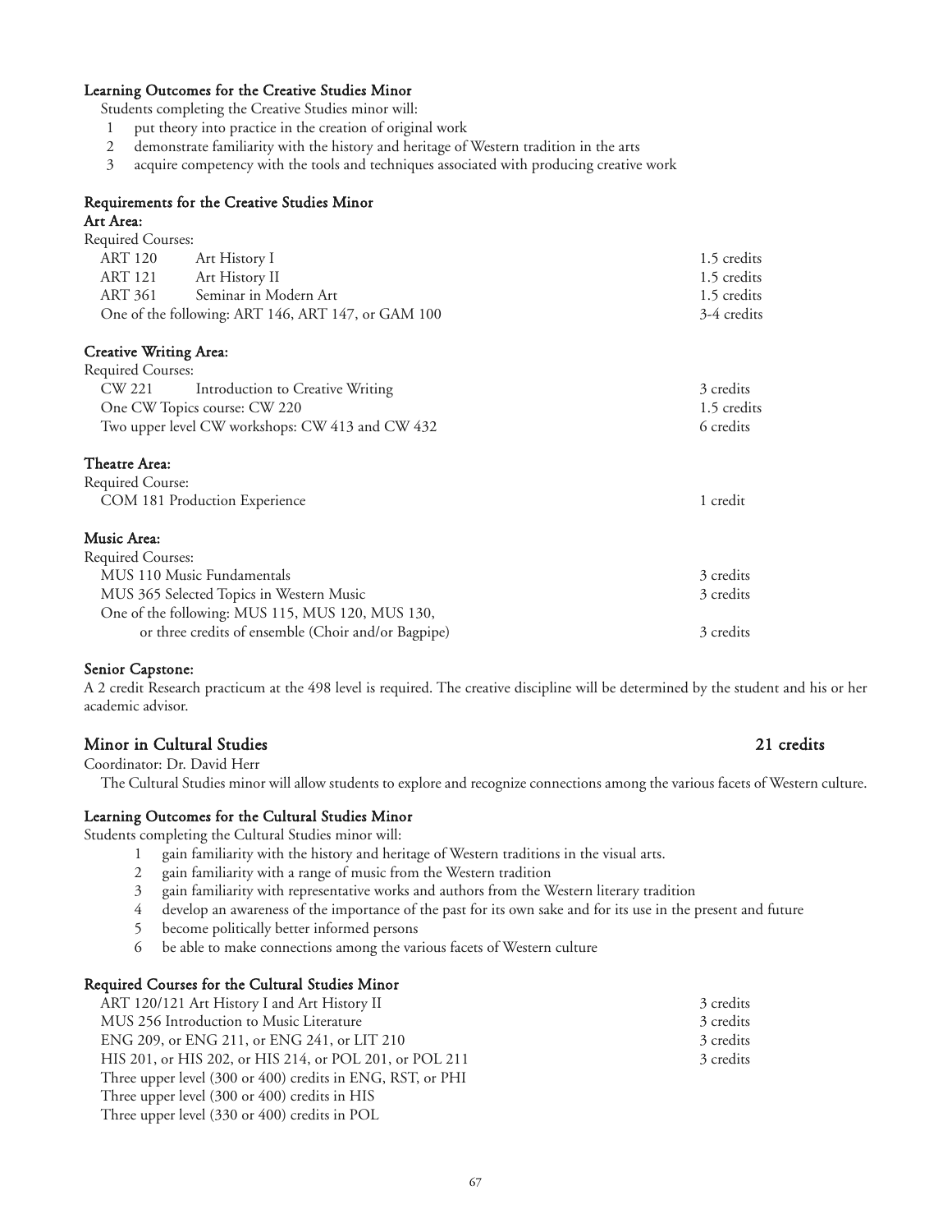### Learning Outcomes for the Creative Studies Minor

Students completing the Creative Studies minor will:

1. put theory into practice in the creation of original work
2. demonstrate familiarity with the history and heritage of Western tradition in the arts
3. acquire competency with the tools and techniques associated with producing creative work

### Requirements for the Creative Studies Minor

#### Art Area:

Required Courses:

| | | |
|---|---|---|
| ART 120 | Art History I | 1.5 credits |
| ART 121 | Art History II | 1.5 credits |
| ART 361 | Seminar in Modern Art | 1.5 credits |
| One of the following: ART 146, ART 147, or GAM 100 | | 3-4 credits |

#### Creative Writing Area:

Required Courses:

| | | |
|---|---|---|
| CW 221 | Introduction to Creative Writing | 3 credits |
| One CW Topics course: CW 220 | | 1.5 credits |
| Two upper level CW workshops: CW 413 and CW 432 | | 6 credits |

#### Theatre Area:

Required Course:

| | |
|---|---|
| COM 181 Production Experience | 1 credit |

#### Music Area:

Required Courses:

| | |
|---|---|
| MUS 110 Music Fundamentals | 3 credits |
| MUS 365 Selected Topics in Western Music | 3 credits |
| One of the following: MUS 115, MUS 120, MUS 130, or three credits of ensemble (Choir and/or Bagpipe) | 3 credits |

#### Senior Capstone:

A 2 credit Research practicum at the 498 level is required. The creative discipline will be determined by the student and his or her academic advisor.

## Minor in Cultural Studies — 21 credits

Coordinator: Dr. David Herr

The Cultural Studies minor will allow students to explore and recognize connections among the various facets of Western culture.

### Learning Outcomes for the Cultural Studies Minor

Students completing the Cultural Studies minor will:

1. gain familiarity with the history and heritage of Western traditions in the visual arts.
2. gain familiarity with a range of music from the Western tradition
3. gain familiarity with representative works and authors from the Western literary tradition
4. develop an awareness of the importance of the past for its own sake and for its use in the present and future
5. become politically better informed persons
6. be able to make connections among the various facets of Western culture

### Required Courses for the Cultural Studies Minor

| | |
|---|---|
| ART 120/121 Art History I and Art History II | 3 credits |
| MUS 256 Introduction to Music Literature | 3 credits |
| ENG 209, or ENG 211, or ENG 241, or LIT 210 | 3 credits |
| HIS 201, or HIS 202, or HIS 214, or POL 201, or POL 211 | 3 credits |
| Three upper level (300 or 400) credits in ENG, RST, or PHI | |
| Three upper level (300 or 400) credits in HIS | |
| Three upper level (330 or 400) credits in POL | |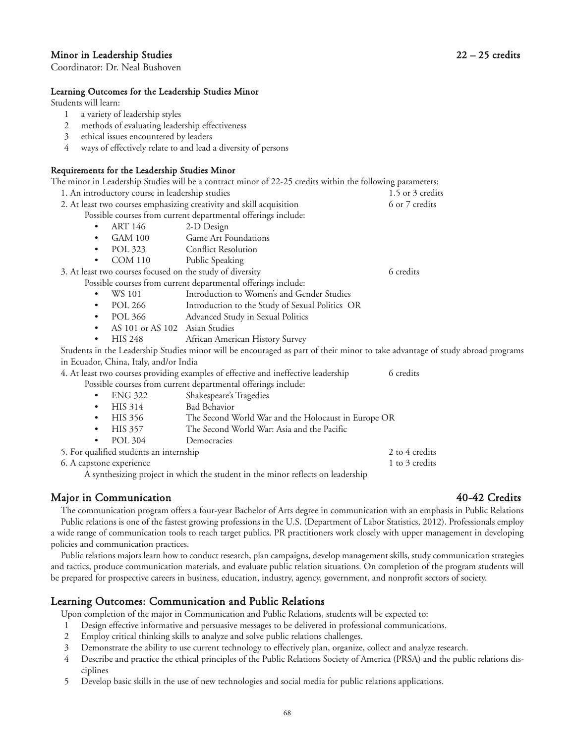### Minor in Leadership Studies 22 – 25 credits

Coordinator: Dr. Neal Bushoven

#### Learning Outcomes for the Leadership Studies Minor

Students will learn:

1. a variety of leadership styles
2. methods of evaluating leadership effectiveness
3. ethical issues encountered by leaders
4. ways of effectively relate to and lead a diversity of persons

#### Requirements for the Leadership Studies Minor

The minor in Leadership Studies will be a contract minor of 22-25 credits within the following parameters:

1. An introductory course in leadership studies — 1.5 or 3 credits
2. At least two courses emphasizing creativity and skill acquisition — 6 or 7 credits

   Possible courses from current departmental offerings include:

   - ART 146 — 2-D Design
   - GAM 100 — Game Art Foundations
   - POL 323 — Conflict Resolution
   - COM 110 — Public Speaking

3. At least two courses focused on the study of diversity — 6 credits

   Possible courses from current departmental offerings include:

   - WS 101 — Introduction to Women's and Gender Studies
   - POL 266 — Introduction to the Study of Sexual Politics OR
   - POL 366 — Advanced Study in Sexual Politics
   - AS 101 or AS 102 — Asian Studies
   - HIS 248 — African American History Survey

   Students in the Leadership Studies minor will be encouraged as part of their minor to take advantage of study abroad programs in Ecuador, China, Italy, and/or India

4. At least two courses providing examples of effective and ineffective leadership — 6 credits

   Possible courses from current departmental offerings include:

   - ENG 322 — Shakespeare's Tragedies
   - HIS 314 — Bad Behavior
   - HIS 356 — The Second World War and the Holocaust in Europe OR
   - HIS 357 — The Second World War: Asia and the Pacific
   - POL 304 — Democracies

5. For qualified students an internship — 2 to 4 credits
6. A capstone experience — 1 to 3 credits

   A synthesizing project in which the student in the minor reflects on leadership

## Major in Communication 40-42 Credits

The communication program offers a four-year Bachelor of Arts degree in communication with an emphasis in Public Relations

Public relations is one of the fastest growing professions in the U.S. (Department of Labor Statistics, 2012). Professionals employ a wide range of communication tools to reach target publics. PR practitioners work closely with upper management in developing policies and communication practices.

Public relations majors learn how to conduct research, plan campaigns, develop management skills, study communication strategies and tactics, produce communication materials, and evaluate public relation situations. On completion of the program students will be prepared for prospective careers in business, education, industry, agency, government, and nonprofit sectors of society.

## Learning Outcomes: Communication and Public Relations

Upon completion of the major in Communication and Public Relations, students will be expected to:

1. Design effective informative and persuasive messages to be delivered in professional communications.
2. Employ critical thinking skills to analyze and solve public relations challenges.
3. Demonstrate the ability to use current technology to effectively plan, organize, collect and analyze research.
4. Describe and practice the ethical principles of the Public Relations Society of America (PRSA) and the public relations disciplines
5. Develop basic skills in the use of new technologies and social media for public relations applications.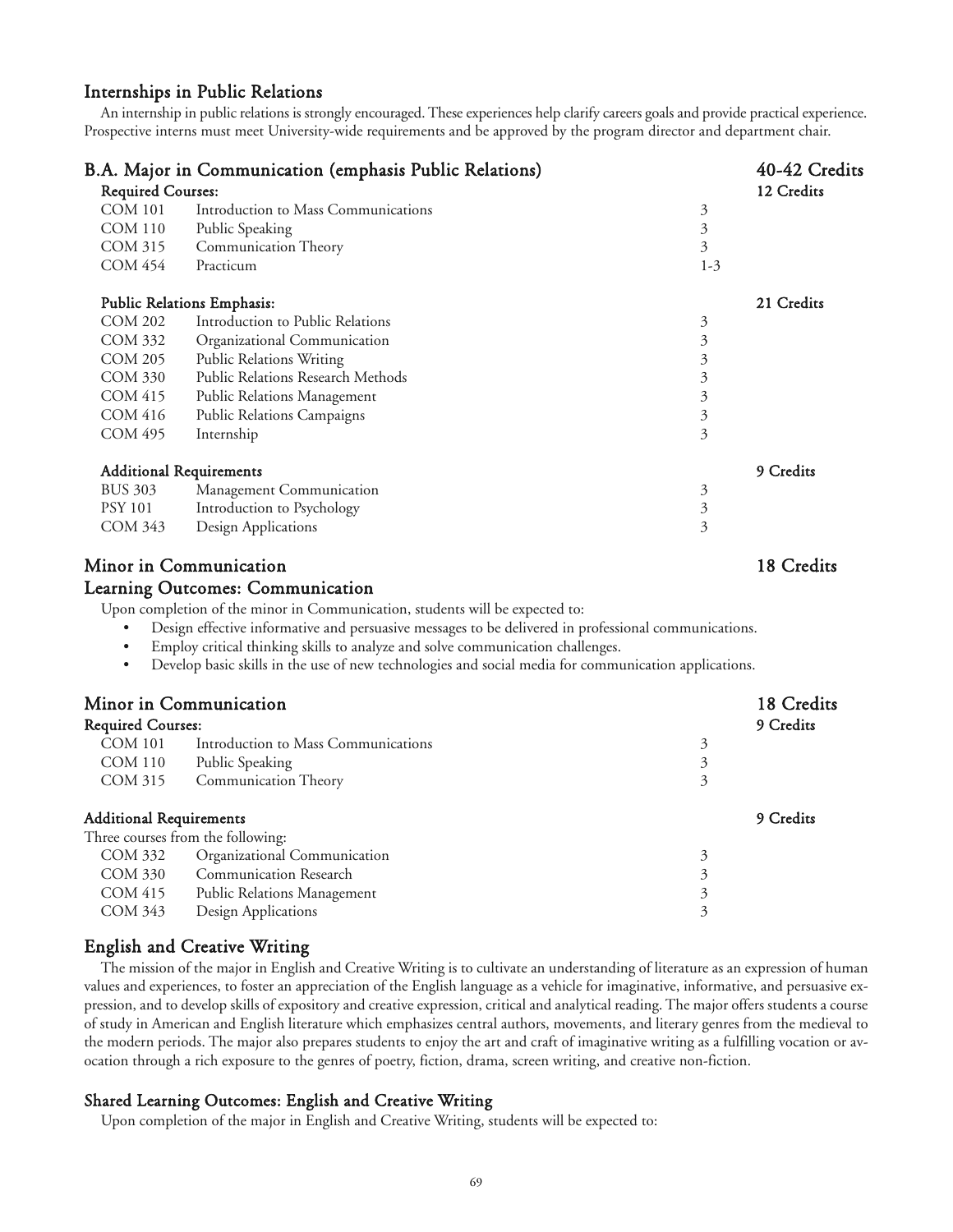## Internships in Public Relations

An internship in public relations is strongly encouraged. These experiences help clarify careers goals and provide practical experience. Prospective interns must meet University-wide requirements and be approved by the program director and department chair.

## B.A. Major in Communication (emphasis Public Relations) — 40-42 Credits

| Required Courses: | | | 12 Credits |
|---|---|---|---|
| COM 101 | Introduction to Mass Communications | 3 | |
| COM 110 | Public Speaking | 3 | |
| COM 315 | Communication Theory | 3 | |
| COM 454 | Practicum | 1-3 | |
| **Public Relations Emphasis:** | | | **21 Credits** |
| COM 202 | Introduction to Public Relations | 3 | |
| COM 332 | Organizational Communication | 3 | |
| COM 205 | Public Relations Writing | 3 | |
| COM 330 | Public Relations Research Methods | 3 | |
| COM 415 | Public Relations Management | 3 | |
| COM 416 | Public Relations Campaigns | 3 | |
| COM 495 | Internship | 3 | |
| **Additional Requirements** | | | **9 Credits** |
| BUS 303 | Management Communication | 3 | |
| PSY 101 | Introduction to Psychology | 3 | |
| COM 343 | Design Applications | 3 | |

## Minor in Communication — 18 Credits

## Learning Outcomes: Communication

Upon completion of the minor in Communication, students will be expected to:

- Design effective informative and persuasive messages to be delivered in professional communications.
- Employ critical thinking skills to analyze and solve communication challenges.
- Develop basic skills in the use of new technologies and social media for communication applications.

## Minor in Communication — 18 Credits

| Required Courses: | | | 9 Credits |
|---|---|---|---|
| COM 101 | Introduction to Mass Communications | 3 | |
| COM 110 | Public Speaking | 3 | |
| COM 315 | Communication Theory | 3 | |
| **Additional Requirements** | | | **9 Credits** |
| Three courses from the following: | | | |
| COM 332 | Organizational Communication | 3 | |
| COM 330 | Communication Research | 3 | |
| COM 415 | Public Relations Management | 3 | |
| COM 343 | Design Applications | 3 | |

## English and Creative Writing

The mission of the major in English and Creative Writing is to cultivate an understanding of literature as an expression of human values and experiences, to foster an appreciation of the English language as a vehicle for imaginative, informative, and persuasive expression, and to develop skills of expository and creative expression, critical and analytical reading. The major offers students a course of study in American and English literature which emphasizes central authors, movements, and literary genres from the medieval to the modern periods. The major also prepares students to enjoy the art and craft of imaginative writing as a fulfilling vocation or avocation through a rich exposure to the genres of poetry, fiction, drama, screen writing, and creative non-fiction.

## Shared Learning Outcomes: English and Creative Writing

Upon completion of the major in English and Creative Writing, students will be expected to: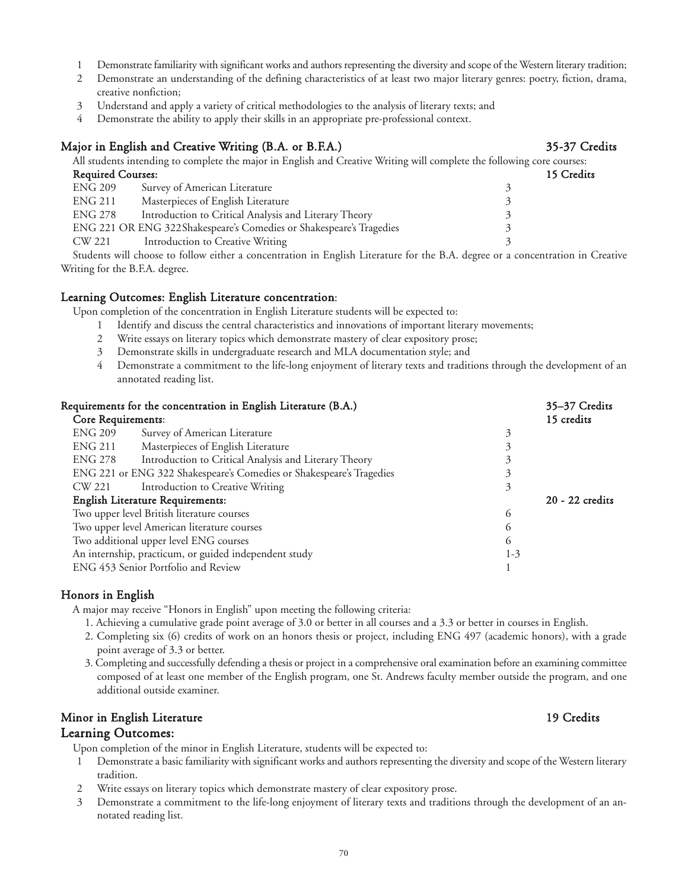1 Demonstrate familiarity with significant works and authors representing the diversity and scope of the Western literary tradition;
2 Demonstrate an understanding of the defining characteristics of at least two major literary genres: poetry, fiction, drama, creative nonfiction;
3 Understand and apply a variety of critical methodologies to the analysis of literary texts; and
4 Demonstrate the ability to apply their skills in an appropriate pre-professional context.

## Major in English and Creative Writing (B.A. or B.F.A.) 35-37 Credits

All students intending to complete the major in English and Creative Writing will complete the following core courses:

| **Required Courses:** | | | **15 Credits** |
|---|---|---|---|
| ENG 209 | Survey of American Literature | 3 | |
| ENG 211 | Masterpieces of English Literature | 3 | |
| ENG 278 | Introduction to Critical Analysis and Literary Theory | 3 | |
| ENG 221 OR ENG 322 | Shakespeare's Comedies or Shakespeare's Tragedies | 3 | |
| CW 221 | Introduction to Creative Writing | 3 | |

Students will choose to follow either a concentration in English Literature for the B.A. degree or a concentration in Creative Writing for the B.F.A. degree.

### Learning Outcomes: English Literature concentration:

Upon completion of the concentration in English Literature students will be expected to:

1 Identify and discuss the central characteristics and innovations of important literary movements;
2 Write essays on literary topics which demonstrate mastery of clear expository prose;
3 Demonstrate skills in undergraduate research and MLA documentation style; and
4 Demonstrate a commitment to the life-long enjoyment of literary texts and traditions through the development of an annotated reading list.

### Requirements for the concentration in English Literature (B.A.) 35–37 Credits

| **Core Requirements**: | | | **15 credits** |
|---|---|---|---|
| ENG 209 | Survey of American Literature | 3 | |
| ENG 211 | Masterpieces of English Literature | 3 | |
| ENG 278 | Introduction to Critical Analysis and Literary Theory | 3 | |
| ENG 221 or ENG 322 | Shakespeare's Comedies or Shakespeare's Tragedies | 3 | |
| CW 221 | Introduction to Creative Writing | 3 | |
| **English Literature Requirements:** | | | **20 - 22 credits** |
| Two upper level British literature courses | | 6 | |
| Two upper level American literature courses | | 6 | |
| Two additional upper level ENG courses | | 6 | |
| An internship, practicum, or guided independent study | | 1-3 | |
| ENG 453 Senior Portfolio and Review | | 1 | |

### Honors in English

A major may receive "Honors in English" upon meeting the following criteria:

1. Achieving a cumulative grade point average of 3.0 or better in all courses and a 3.3 or better in courses in English.
2. Completing six (6) credits of work on an honors thesis or project, including ENG 497 (academic honors), with a grade point average of 3.3 or better.
3. Completing and successfully defending a thesis or project in a comprehensive oral examination before an examining committee composed of at least one member of the English program, one St. Andrews faculty member outside the program, and one additional outside examiner.

## Minor in English Literature 19 Credits

### Learning Outcomes:

Upon completion of the minor in English Literature, students will be expected to:

1 Demonstrate a basic familiarity with significant works and authors representing the diversity and scope of the Western literary tradition.
2 Write essays on literary topics which demonstrate mastery of clear expository prose.
3 Demonstrate a commitment to the life-long enjoyment of literary texts and traditions through the development of an annotated reading list.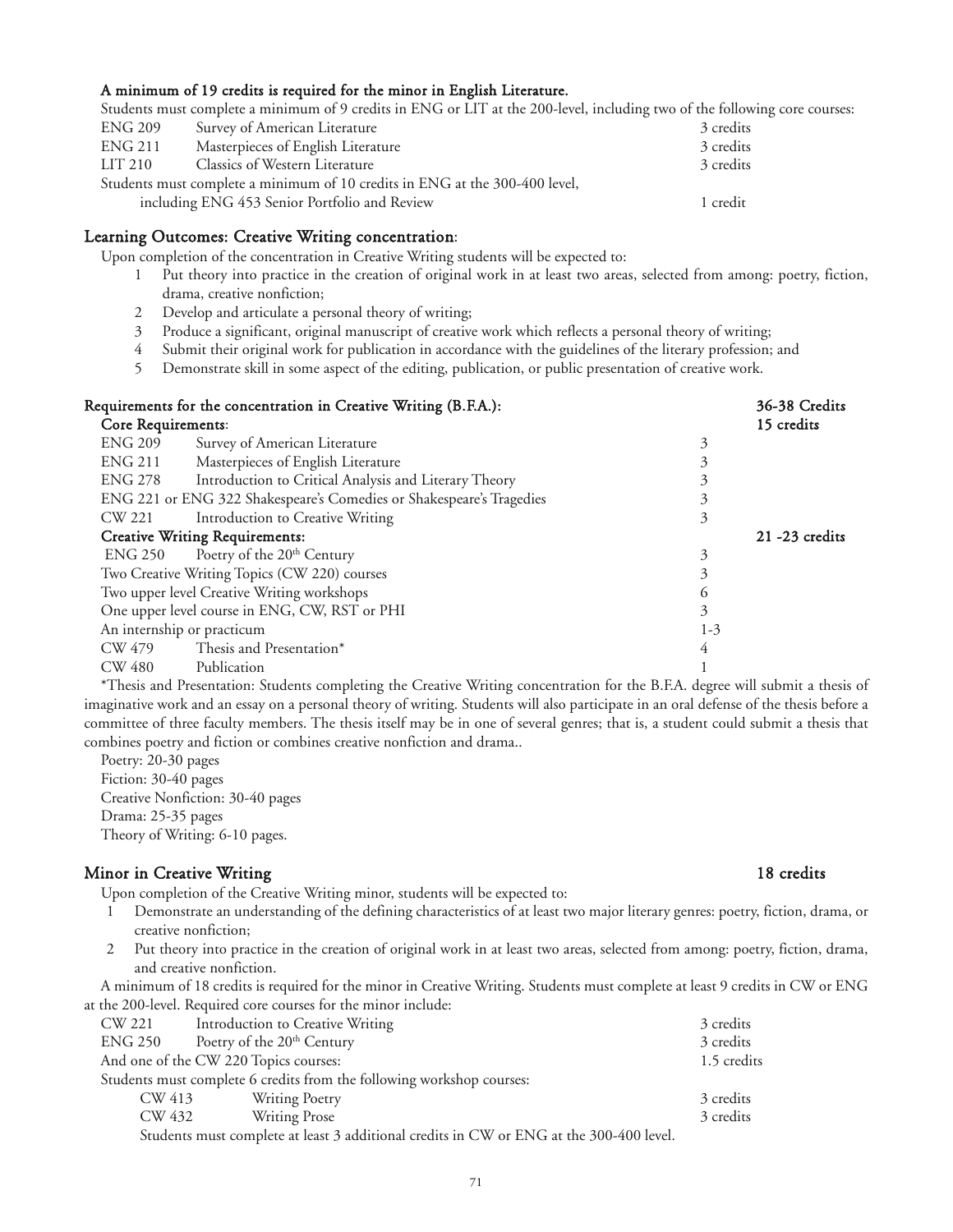**A minimum of 19 credits is required for the minor in English Literature.**

Students must complete a minimum of 9 credits in ENG or LIT at the 200-level, including two of the following core courses:

| | | |
|---|---|---|
| ENG 209 | Survey of American Literature | 3 credits |
| ENG 211 | Masterpieces of English Literature | 3 credits |
| LIT 210 | Classics of Western Literature | 3 credits |

Students must complete a minimum of 10 credits in ENG at the 300-400 level, including ENG 453 Senior Portfolio and Review — 1 credit

## Learning Outcomes: Creative Writing concentration:

Upon completion of the concentration in Creative Writing students will be expected to:

1. Put theory into practice in the creation of original work in at least two areas, selected from among: poetry, fiction, drama, creative nonfiction;
2. Develop and articulate a personal theory of writing;
3. Produce a significant, original manuscript of creative work which reflects a personal theory of writing;
4. Submit their original work for publication in accordance with the guidelines of the literary profession; and
5. Demonstrate skill in some aspect of the editing, publication, or public presentation of creative work.

## Requirements for the concentration in Creative Writing (B.F.A.): 36-38 Credits

| | | | |
|---|---|---|---|
| **Core Requirements:** | | | **15 credits** |
| ENG 209 | Survey of American Literature | 3 | |
| ENG 211 | Masterpieces of English Literature | 3 | |
| ENG 278 | Introduction to Critical Analysis and Literary Theory | 3 | |
| ENG 221 or ENG 322 Shakespeare's Comedies or Shakespeare's Tragedies | | 3 | |
| CW 221 | Introduction to Creative Writing | 3 | |
| **Creative Writing Requirements:** | | | **21 -23 credits** |
| ENG 250 | Poetry of the 20th Century | 3 | |
| Two Creative Writing Topics (CW 220) courses | | 3 | |
| Two upper level Creative Writing workshops | | 6 | |
| One upper level course in ENG, CW, RST or PHI | | 3 | |
| An internship or practicum | | 1-3 | |
| CW 479 | Thesis and Presentation* | 4 | |
| CW 480 | Publication | 1 | |

*Thesis and Presentation: Students completing the Creative Writing concentration for the B.F.A. degree will submit a thesis of imaginative work and an essay on a personal theory of writing. Students will also participate in an oral defense of the thesis before a committee of three faculty members. The thesis itself may be in one of several genres; that is, a student could submit a thesis that combines poetry and fiction or combines creative nonfiction and drama..

Poetry: 20-30 pages
Fiction: 30-40 pages
Creative Nonfiction: 30-40 pages
Drama: 25-35 pages
Theory of Writing: 6-10 pages.

## Minor in Creative Writing 18 credits

Upon completion of the Creative Writing minor, students will be expected to:

1. Demonstrate an understanding of the defining characteristics of at least two major literary genres: poetry, fiction, drama, or creative nonfiction;
2. Put theory into practice in the creation of original work in at least two areas, selected from among: poetry, fiction, drama, and creative nonfiction.

A minimum of 18 credits is required for the minor in Creative Writing. Students must complete at least 9 credits in CW or ENG at the 200-level. Required core courses for the minor include:

| | | |
|---|---|---|
| CW 221 | Introduction to Creative Writing | 3 credits |
| ENG 250 | Poetry of the 20th Century | 3 credits |
| And one of the CW 220 Topics courses: | | 1.5 credits |

Students must complete 6 credits from the following workshop courses:

| | | |
|---|---|---|
| CW 413 | Writing Poetry | 3 credits |
| CW 432 | Writing Prose | 3 credits |

Students must complete at least 3 additional credits in CW or ENG at the 300-400 level.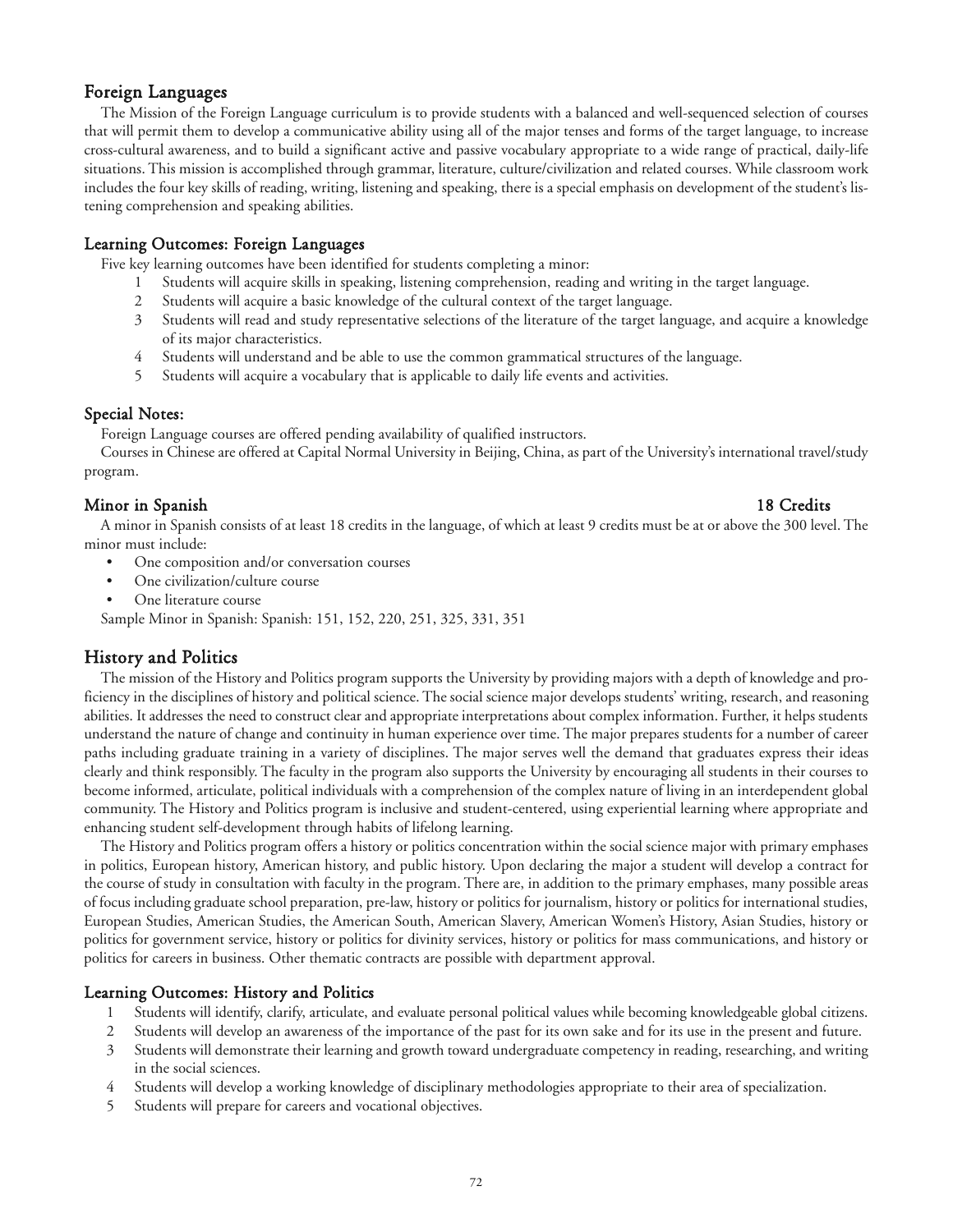## Foreign Languages

The Mission of the Foreign Language curriculum is to provide students with a balanced and well-sequenced selection of courses that will permit them to develop a communicative ability using all of the major tenses and forms of the target language, to increase cross-cultural awareness, and to build a significant active and passive vocabulary appropriate to a wide range of practical, daily-life situations. This mission is accomplished through grammar, literature, culture/civilization and related courses. While classroom work includes the four key skills of reading, writing, listening and speaking, there is a special emphasis on development of the student's listening comprehension and speaking abilities.

### Learning Outcomes: Foreign Languages

Five key learning outcomes have been identified for students completing a minor:

1. Students will acquire skills in speaking, listening comprehension, reading and writing in the target language.
2. Students will acquire a basic knowledge of the cultural context of the target language.
3. Students will read and study representative selections of the literature of the target language, and acquire a knowledge of its major characteristics.
4. Students will understand and be able to use the common grammatical structures of the language.
5. Students will acquire a vocabulary that is applicable to daily life events and activities.

### Special Notes:

Foreign Language courses are offered pending availability of qualified instructors.

Courses in Chinese are offered at Capital Normal University in Beijing, China, as part of the University's international travel/study program.

### Minor in Spanish — 18 Credits

A minor in Spanish consists of at least 18 credits in the language, of which at least 9 credits must be at or above the 300 level. The minor must include:

- One composition and/or conversation courses
- One civilization/culture course
- One literature course

Sample Minor in Spanish: Spanish: 151, 152, 220, 251, 325, 331, 351

## History and Politics

The mission of the History and Politics program supports the University by providing majors with a depth of knowledge and proficiency in the disciplines of history and political science. The social science major develops students' writing, research, and reasoning abilities. It addresses the need to construct clear and appropriate interpretations about complex information. Further, it helps students understand the nature of change and continuity in human experience over time. The major prepares students for a number of career paths including graduate training in a variety of disciplines. The major serves well the demand that graduates express their ideas clearly and think responsibly. The faculty in the program also supports the University by encouraging all students in their courses to become informed, articulate, political individuals with a comprehension of the complex nature of living in an interdependent global community. The History and Politics program is inclusive and student-centered, using experiential learning where appropriate and enhancing student self-development through habits of lifelong learning.

The History and Politics program offers a history or politics concentration within the social science major with primary emphases in politics, European history, American history, and public history. Upon declaring the major a student will develop a contract for the course of study in consultation with faculty in the program. There are, in addition to the primary emphases, many possible areas of focus including graduate school preparation, pre-law, history or politics for journalism, history or politics for international studies, European Studies, American Studies, the American South, American Slavery, American Women's History, Asian Studies, history or politics for government service, history or politics for divinity services, history or politics for mass communications, and history or politics for careers in business. Other thematic contracts are possible with department approval.

### Learning Outcomes: History and Politics

1. Students will identify, clarify, articulate, and evaluate personal political values while becoming knowledgeable global citizens.
2. Students will develop an awareness of the importance of the past for its own sake and for its use in the present and future.
3. Students will demonstrate their learning and growth toward undergraduate competency in reading, researching, and writing in the social sciences.
4. Students will develop a working knowledge of disciplinary methodologies appropriate to their area of specialization.
5. Students will prepare for careers and vocational objectives.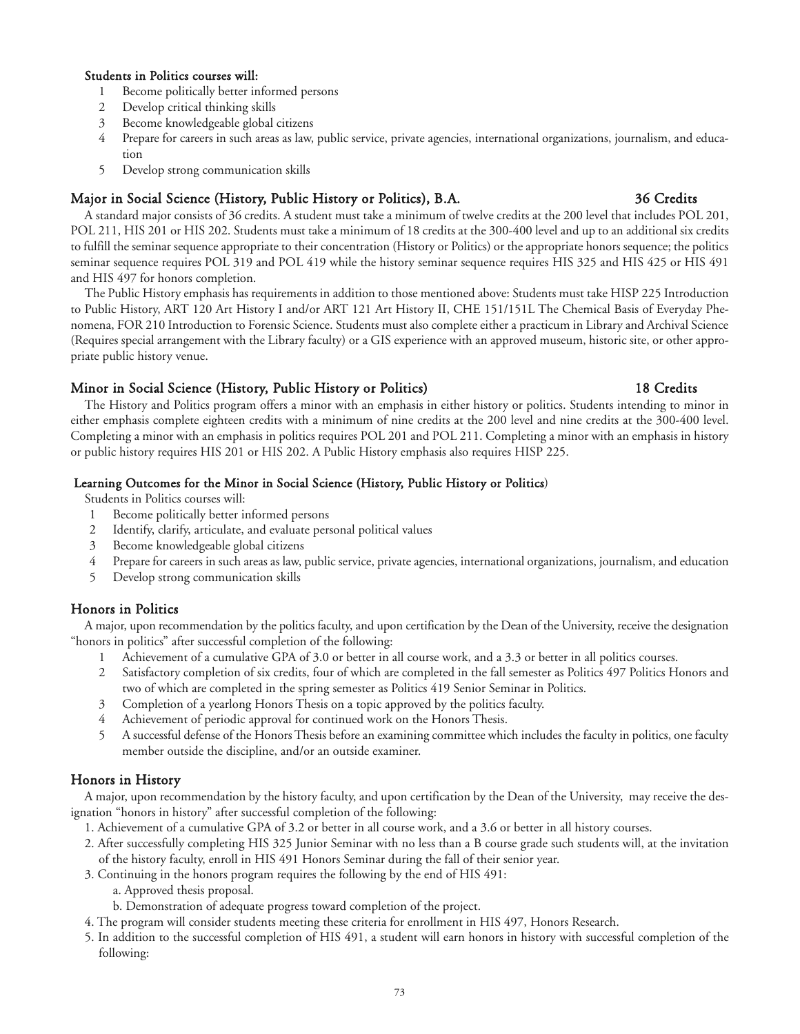**Students in Politics courses will:**

1. Become politically better informed persons
2. Develop critical thinking skills
3. Become knowledgeable global citizens
4. Prepare for careers in such areas as law, public service, private agencies, international organizations, journalism, and education
5. Develop strong communication skills

## Major in Social Science (History, Public History or Politics), B.A. — 36 Credits

A standard major consists of 36 credits. A student must take a minimum of twelve credits at the 200 level that includes POL 201, POL 211, HIS 201 or HIS 202. Students must take a minimum of 18 credits at the 300-400 level and up to an additional six credits to fulfill the seminar sequence appropriate to their concentration (History or Politics) or the appropriate honors sequence; the politics seminar sequence requires POL 319 and POL 419 while the history seminar sequence requires HIS 325 and HIS 425 or HIS 491 and HIS 497 for honors completion.

The Public History emphasis has requirements in addition to those mentioned above: Students must take HISP 225 Introduction to Public History, ART 120 Art History I and/or ART 121 Art History II, CHE 151/151L The Chemical Basis of Everyday Phenomena, FOR 210 Introduction to Forensic Science. Students must also complete either a practicum in Library and Archival Science (Requires special arrangement with the Library faculty) or a GIS experience with an approved museum, historic site, or other appropriate public history venue.

## Minor in Social Science (History, Public History or Politics) — 18 Credits

The History and Politics program offers a minor with an emphasis in either history or politics. Students intending to minor in either emphasis complete eighteen credits with a minimum of nine credits at the 200 level and nine credits at the 300-400 level. Completing a minor with an emphasis in politics requires POL 201 and POL 211. Completing a minor with an emphasis in history or public history requires HIS 201 or HIS 202. A Public History emphasis also requires HISP 225.

**Learning Outcomes for the Minor in Social Science (History, Public History or Politics)**

Students in Politics courses will:

1. Become politically better informed persons
2. Identify, clarify, articulate, and evaluate personal political values
3. Become knowledgeable global citizens
4. Prepare for careers in such areas as law, public service, private agencies, international organizations, journalism, and education
5. Develop strong communication skills

## Honors in Politics

A major, upon recommendation by the politics faculty, and upon certification by the Dean of the University, receive the designation "honors in politics" after successful completion of the following:

1. Achievement of a cumulative GPA of 3.0 or better in all course work, and a 3.3 or better in all politics courses.
2. Satisfactory completion of six credits, four of which are completed in the fall semester as Politics 497 Politics Honors and two of which are completed in the spring semester as Politics 419 Senior Seminar in Politics.
3. Completion of a yearlong Honors Thesis on a topic approved by the politics faculty.
4. Achievement of periodic approval for continued work on the Honors Thesis.
5. A successful defense of the Honors Thesis before an examining committee which includes the faculty in politics, one faculty member outside the discipline, and/or an outside examiner.

## Honors in History

A major, upon recommendation by the history faculty, and upon certification by the Dean of the University, may receive the designation "honors in history" after successful completion of the following:

1. Achievement of a cumulative GPA of 3.2 or better in all course work, and a 3.6 or better in all history courses.
2. After successfully completing HIS 325 Junior Seminar with no less than a B course grade such students will, at the invitation of the history faculty, enroll in HIS 491 Honors Seminar during the fall of their senior year.
3. Continuing in the honors program requires the following by the end of HIS 491:
   a. Approved thesis proposal.
   b. Demonstration of adequate progress toward completion of the project.
4. The program will consider students meeting these criteria for enrollment in HIS 497, Honors Research.
5. In addition to the successful completion of HIS 491, a student will earn honors in history with successful completion of the following: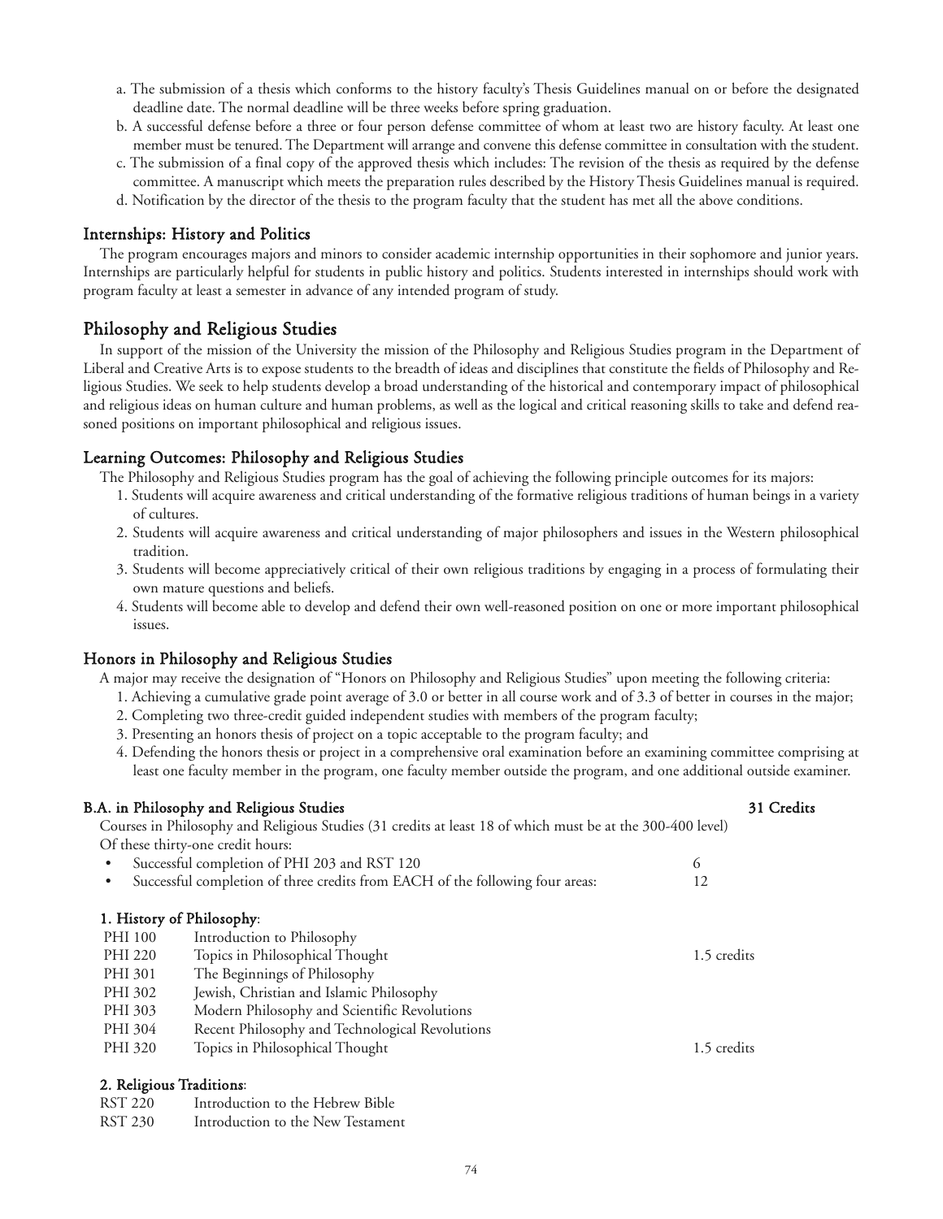a. The submission of a thesis which conforms to the history faculty's Thesis Guidelines manual on or before the designated deadline date. The normal deadline will be three weeks before spring graduation.
b. A successful defense before a three or four person defense committee of whom at least two are history faculty. At least one member must be tenured. The Department will arrange and convene this defense committee in consultation with the student.
c. The submission of a final copy of the approved thesis which includes: The revision of the thesis as required by the defense committee. A manuscript which meets the preparation rules described by the History Thesis Guidelines manual is required.
d. Notification by the director of the thesis to the program faculty that the student has met all the above conditions.

### Internships: History and Politics

The program encourages majors and minors to consider academic internship opportunities in their sophomore and junior years. Internships are particularly helpful for students in public history and politics. Students interested in internships should work with program faculty at least a semester in advance of any intended program of study.

## Philosophy and Religious Studies

In support of the mission of the University the mission of the Philosophy and Religious Studies program in the Department of Liberal and Creative Arts is to expose students to the breadth of ideas and disciplines that constitute the fields of Philosophy and Religious Studies. We seek to help students develop a broad understanding of the historical and contemporary impact of philosophical and religious ideas on human culture and human problems, as well as the logical and critical reasoning skills to take and defend reasoned positions on important philosophical and religious issues.

### Learning Outcomes: Philosophy and Religious Studies

The Philosophy and Religious Studies program has the goal of achieving the following principle outcomes for its majors:

1. Students will acquire awareness and critical understanding of the formative religious traditions of human beings in a variety of cultures.
2. Students will acquire awareness and critical understanding of major philosophers and issues in the Western philosophical tradition.
3. Students will become appreciatively critical of their own religious traditions by engaging in a process of formulating their own mature questions and beliefs.
4. Students will become able to develop and defend their own well-reasoned position on one or more important philosophical issues.

### Honors in Philosophy and Religious Studies

A major may receive the designation of "Honors on Philosophy and Religious Studies" upon meeting the following criteria:

1. Achieving a cumulative grade point average of 3.0 or better in all course work and of 3.3 of better in courses in the major;
2. Completing two three-credit guided independent studies with members of the program faculty;
3. Presenting an honors thesis of project on a topic acceptable to the program faculty; and
4. Defending the honors thesis or project in a comprehensive oral examination before an examining committee comprising at least one faculty member in the program, one faculty member outside the program, and one additional outside examiner.

### B.A. in Philosophy and Religious Studies — 31 Credits

Courses in Philosophy and Religious Studies (31 credits at least 18 of which must be at the 300-400 level)
Of these thirty-one credit hours:

- Successful completion of PHI 203 and RST 120 — 6
- Successful completion of three credits from EACH of the following four areas: — 12

**1. History of Philosophy**:

| | | |
|---|---|---|
| PHI 100 | Introduction to Philosophy | |
| PHI 220 | Topics in Philosophical Thought | 1.5 credits |
| PHI 301 | The Beginnings of Philosophy | |
| PHI 302 | Jewish, Christian and Islamic Philosophy | |
| PHI 303 | Modern Philosophy and Scientific Revolutions | |
| PHI 304 | Recent Philosophy and Technological Revolutions | |
| PHI 320 | Topics in Philosophical Thought | 1.5 credits |

**2. Religious Traditions**:

| | |
|---|---|
| RST 220 | Introduction to the Hebrew Bible |
| RST 230 | Introduction to the New Testament |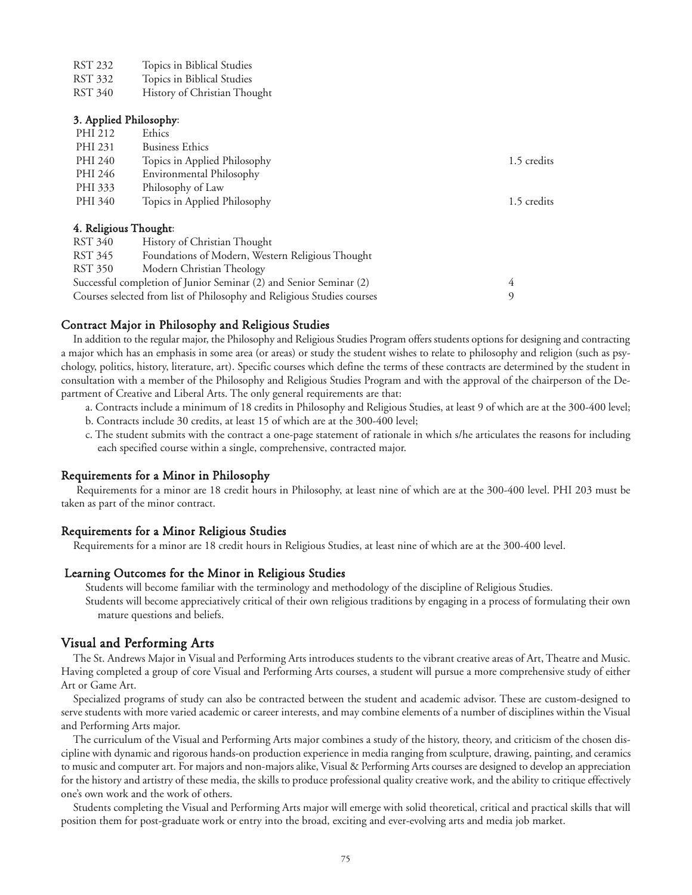| | | |
|---|---|---|
| RST 232 | Topics in Biblical Studies | |
| RST 332 | Topics in Biblical Studies | |
| RST 340 | History of Christian Thought | |

**3. Applied Philosophy**:

| | | |
|---|---|---|
| PHI 212 | Ethics | |
| PHI 231 | Business Ethics | |
| PHI 240 | Topics in Applied Philosophy | 1.5 credits |
| PHI 246 | Environmental Philosophy | |
| PHI 333 | Philosophy of Law | |
| PHI 340 | Topics in Applied Philosophy | 1.5 credits |

**4. Religious Thought**:

| | | |
|---|---|---|
| RST 340 | History of Christian Thought | |
| RST 345 | Foundations of Modern, Western Religious Thought | |
| RST 350 | Modern Christian Theology | |
| Successful completion of Junior Seminar (2) and Senior Seminar (2) | | 4 |
| Courses selected from list of Philosophy and Religious Studies courses | | 9 |

### Contract Major in Philosophy and Religious Studies

In addition to the regular major, the Philosophy and Religious Studies Program offers students options for designing and contracting a major which has an emphasis in some area (or areas) or study the student wishes to relate to philosophy and religion (such as psychology, politics, history, literature, art). Specific courses which define the terms of these contracts are determined by the student in consultation with a member of the Philosophy and Religious Studies Program and with the approval of the chairperson of the Department of Creative and Liberal Arts. The only general requirements are that:

a. Contracts include a minimum of 18 credits in Philosophy and Religious Studies, at least 9 of which are at the 300-400 level;

b. Contracts include 30 credits, at least 15 of which are at the 300-400 level;

c. The student submits with the contract a one-page statement of rationale in which s/he articulates the reasons for including each specified course within a single, comprehensive, contracted major.

### Requirements for a Minor in Philosophy

Requirements for a minor are 18 credit hours in Philosophy, at least nine of which are at the 300-400 level. PHI 203 must be taken as part of the minor contract.

### Requirements for a Minor Religious Studies

Requirements for a minor are 18 credit hours in Religious Studies, at least nine of which are at the 300-400 level.

### Learning Outcomes for the Minor in Religious Studies

Students will become familiar with the terminology and methodology of the discipline of Religious Studies.

Students will become appreciatively critical of their own religious traditions by engaging in a process of formulating their own mature questions and beliefs.

## Visual and Performing Arts

The St. Andrews Major in Visual and Performing Arts introduces students to the vibrant creative areas of Art, Theatre and Music. Having completed a group of core Visual and Performing Arts courses, a student will pursue a more comprehensive study of either Art or Game Art.

Specialized programs of study can also be contracted between the student and academic advisor. These are custom-designed to serve students with more varied academic or career interests, and may combine elements of a number of disciplines within the Visual and Performing Arts major.

The curriculum of the Visual and Performing Arts major combines a study of the history, theory, and criticism of the chosen discipline with dynamic and rigorous hands-on production experience in media ranging from sculpture, drawing, painting, and ceramics to music and computer art. For majors and non-majors alike, Visual & Performing Arts courses are designed to develop an appreciation for the history and artistry of these media, the skills to produce professional quality creative work, and the ability to critique effectively one's own work and the work of others.

Students completing the Visual and Performing Arts major will emerge with solid theoretical, critical and practical skills that will position them for post-graduate work or entry into the broad, exciting and ever-evolving arts and media job market.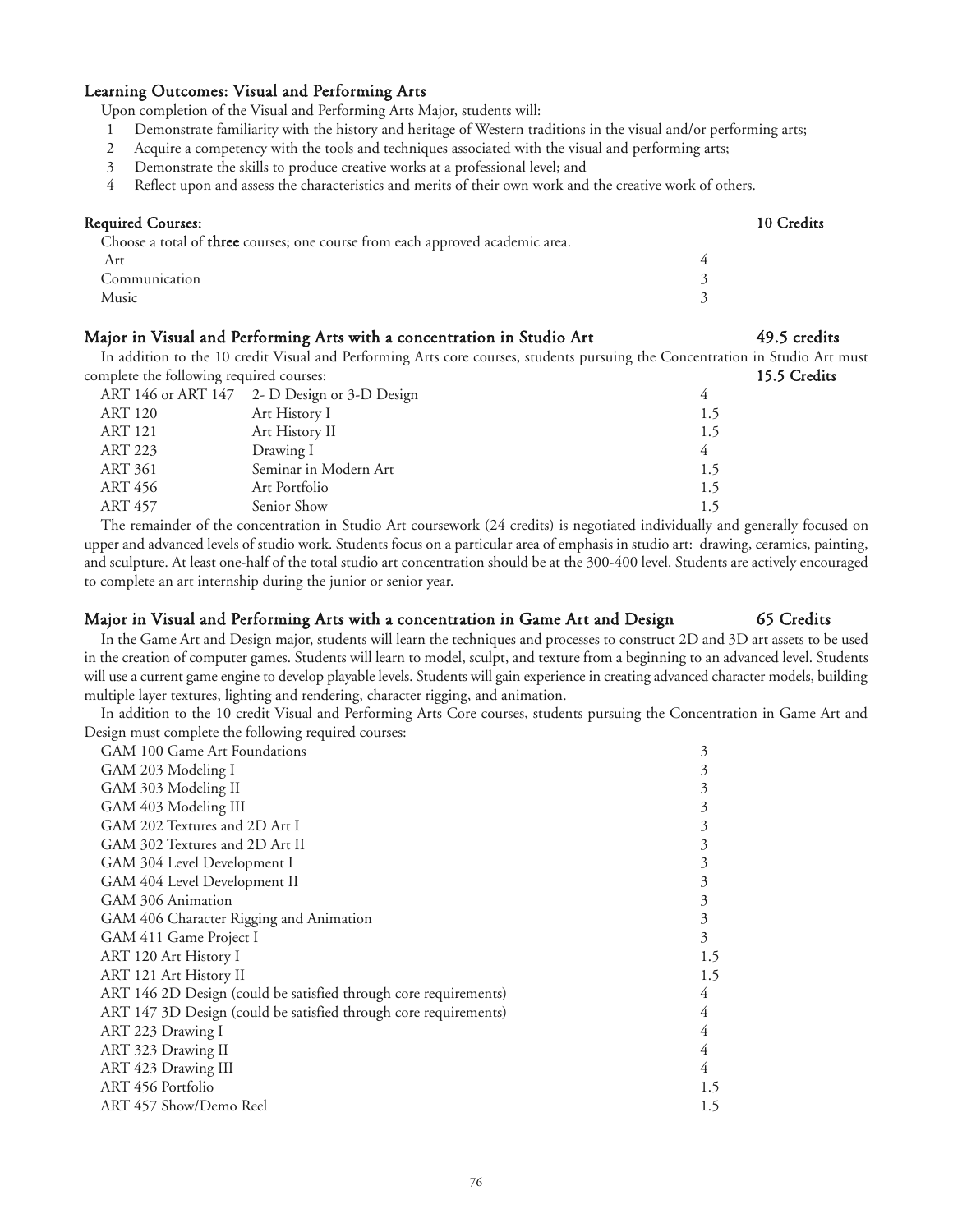## Learning Outcomes: Visual and Performing Arts

Upon completion of the Visual and Performing Arts Major, students will:

1. Demonstrate familiarity with the history and heritage of Western traditions in the visual and/or performing arts;
2. Acquire a competency with the tools and techniques associated with the visual and performing arts;
3. Demonstrate the skills to produce creative works at a professional level; and
4. Reflect upon and assess the characteristics and merits of their own work and the creative work of others.

## Required Courses: 10 Credits

Choose a total of **three** courses; one course from each approved academic area.

| | |
|---|---|
| Art | 4 |
| Communication | 3 |
| Music | 3 |

## Major in Visual and Performing Arts with a concentration in Studio Art 49.5 credits

In addition to the 10 credit Visual and Performing Arts core courses, students pursuing the Concentration in Studio Art must complete the following required courses: **15.5 Credits**

| | | |
|---|---|---|
| ART 146 or ART 147 | 2- D Design or 3-D Design | 4 |
| ART 120 | Art History I | 1.5 |
| ART 121 | Art History II | 1.5 |
| ART 223 | Drawing I | 4 |
| ART 361 | Seminar in Modern Art | 1.5 |
| ART 456 | Art Portfolio | 1.5 |
| ART 457 | Senior Show | 1.5 |

The remainder of the concentration in Studio Art coursework (24 credits) is negotiated individually and generally focused on upper and advanced levels of studio work. Students focus on a particular area of emphasis in studio art: drawing, ceramics, painting, and sculpture. At least one-half of the total studio art concentration should be at the 300-400 level. Students are actively encouraged to complete an art internship during the junior or senior year.

## Major in Visual and Performing Arts with a concentration in Game Art and Design 65 Credits

In the Game Art and Design major, students will learn the techniques and processes to construct 2D and 3D art assets to be used in the creation of computer games. Students will learn to model, sculpt, and texture from a beginning to an advanced level. Students will use a current game engine to develop playable levels. Students will gain experience in creating advanced character models, building multiple layer textures, lighting and rendering, character rigging, and animation.

In addition to the 10 credit Visual and Performing Arts Core courses, students pursuing the Concentration in Game Art and Design must complete the following required courses:

| | |
|---|---|
| GAM 100 Game Art Foundations | 3 |
| GAM 203 Modeling I | 3 |
| GAM 303 Modeling II | 3 |
| GAM 403 Modeling III | 3 |
| GAM 202 Textures and 2D Art I | 3 |
| GAM 302 Textures and 2D Art II | 3 |
| GAM 304 Level Development I | 3 |
| GAM 404 Level Development II | 3 |
| GAM 306 Animation | 3 |
| GAM 406 Character Rigging and Animation | 3 |
| GAM 411 Game Project I | 3 |
| ART 120 Art History I | 1.5 |
| ART 121 Art History II | 1.5 |
| ART 146 2D Design (could be satisfied through core requirements) | 4 |
| ART 147 3D Design (could be satisfied through core requirements) | 4 |
| ART 223 Drawing I | 4 |
| ART 323 Drawing II | 4 |
| ART 423 Drawing III | 4 |
| ART 456 Portfolio | 1.5 |
| ART 457 Show/Demo Reel | 1.5 |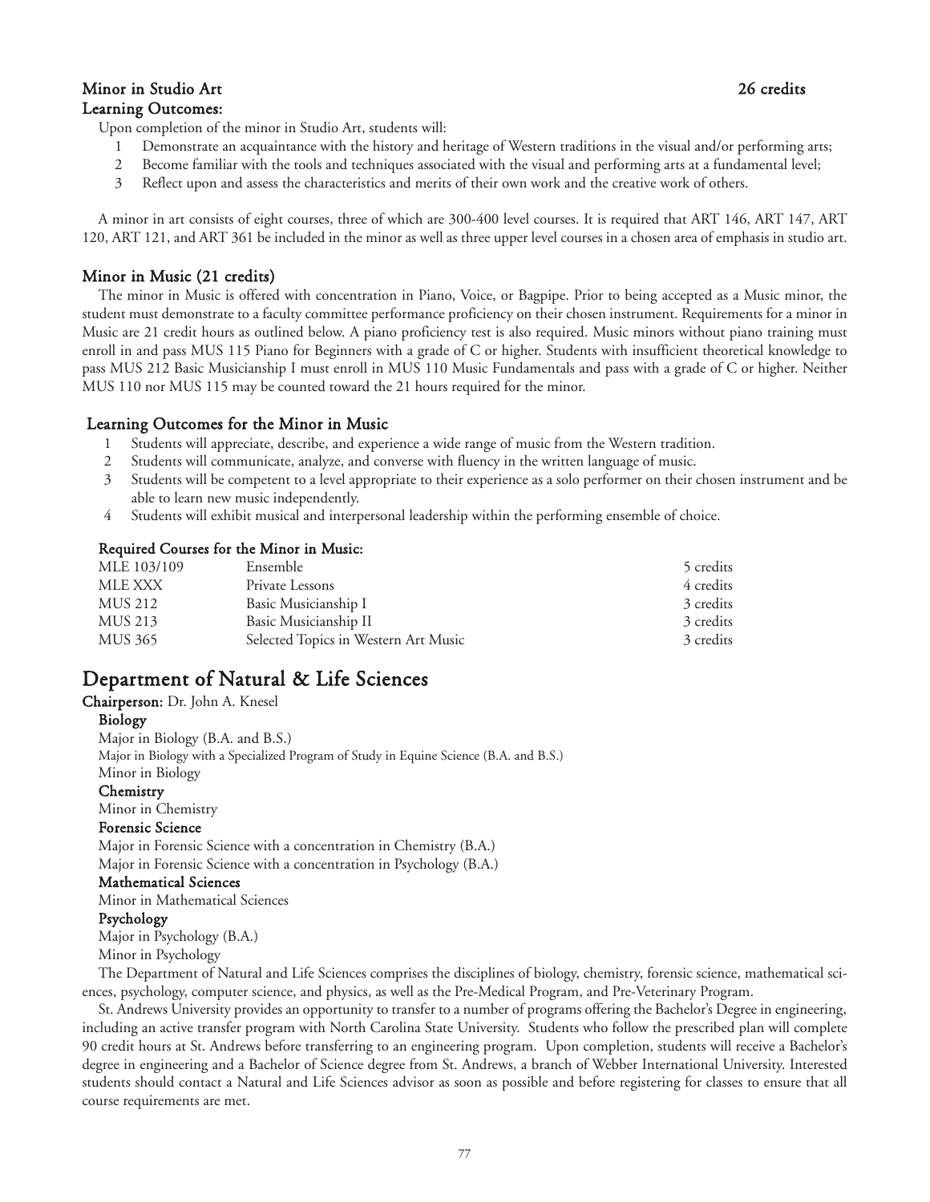### Minor in Studio Art — 26 credits

#### Learning Outcomes:

Upon completion of the minor in Studio Art, students will:

1. Demonstrate an acquaintance with the history and heritage of Western traditions in the visual and/or performing arts;
2. Become familiar with the tools and techniques associated with the visual and performing arts at a fundamental level;
3. Reflect upon and assess the characteristics and merits of their own work and the creative work of others.

A minor in art consists of eight courses, three of which are 300-400 level courses. It is required that ART 146, ART 147, ART 120, ART 121, and ART 361 be included in the minor as well as three upper level courses in a chosen area of emphasis in studio art.

### Minor in Music (21 credits)

The minor in Music is offered with concentration in Piano, Voice, or Bagpipe. Prior to being accepted as a Music minor, the student must demonstrate to a faculty committee performance proficiency on their chosen instrument. Requirements for a minor in Music are 21 credit hours as outlined below. A piano proficiency test is also required. Music minors without piano training must enroll in and pass MUS 115 Piano for Beginners with a grade of C or higher. Students with insufficient theoretical knowledge to pass MUS 212 Basic Musicianship I must enroll in MUS 110 Music Fundamentals and pass with a grade of C or higher. Neither MUS 110 nor MUS 115 may be counted toward the 21 hours required for the minor.

#### Learning Outcomes for the Minor in Music

1. Students will appreciate, describe, and experience a wide range of music from the Western tradition.
2. Students will communicate, analyze, and converse with fluency in the written language of music.
3. Students will be competent to a level appropriate to their experience as a solo performer on their chosen instrument and be able to learn new music independently.
4. Students will exhibit musical and interpersonal leadership within the performing ensemble of choice.

#### Required Courses for the Minor in Music:

| | | |
|---|---|---|
| MLE 103/109 | Ensemble | 5 credits |
| MLE XXX | Private Lessons | 4 credits |
| MUS 212 | Basic Musicianship I | 3 credits |
| MUS 213 | Basic Musicianship II | 3 credits |
| MUS 365 | Selected Topics in Western Art Music | 3 credits |

## Department of Natural & Life Sciences

**Chairperson:** Dr. John A. Knesel

**Biology**
Major in Biology (B.A. and B.S.)
Major in Biology with a Specialized Program of Study in Equine Science (B.A. and B.S.)
Minor in Biology

**Chemistry**
Minor in Chemistry

**Forensic Science**
Major in Forensic Science with a concentration in Chemistry (B.A.)
Major in Forensic Science with a concentration in Psychology (B.A.)

**Mathematical Sciences**
Minor in Mathematical Sciences

**Psychology**
Major in Psychology (B.A.)
Minor in Psychology

The Department of Natural and Life Sciences comprises the disciplines of biology, chemistry, forensic science, mathematical sciences, psychology, computer science, and physics, as well as the Pre-Medical Program, and Pre-Veterinary Program.

St. Andrews University provides an opportunity to transfer to a number of programs offering the Bachelor's Degree in engineering, including an active transfer program with North Carolina State University. Students who follow the prescribed plan will complete 90 credit hours at St. Andrews before transferring to an engineering program. Upon completion, students will receive a Bachelor's degree in engineering and a Bachelor of Science degree from St. Andrews, a branch of Webber International University. Interested students should contact a Natural and Life Sciences advisor as soon as possible and before registering for classes to ensure that all course requirements are met.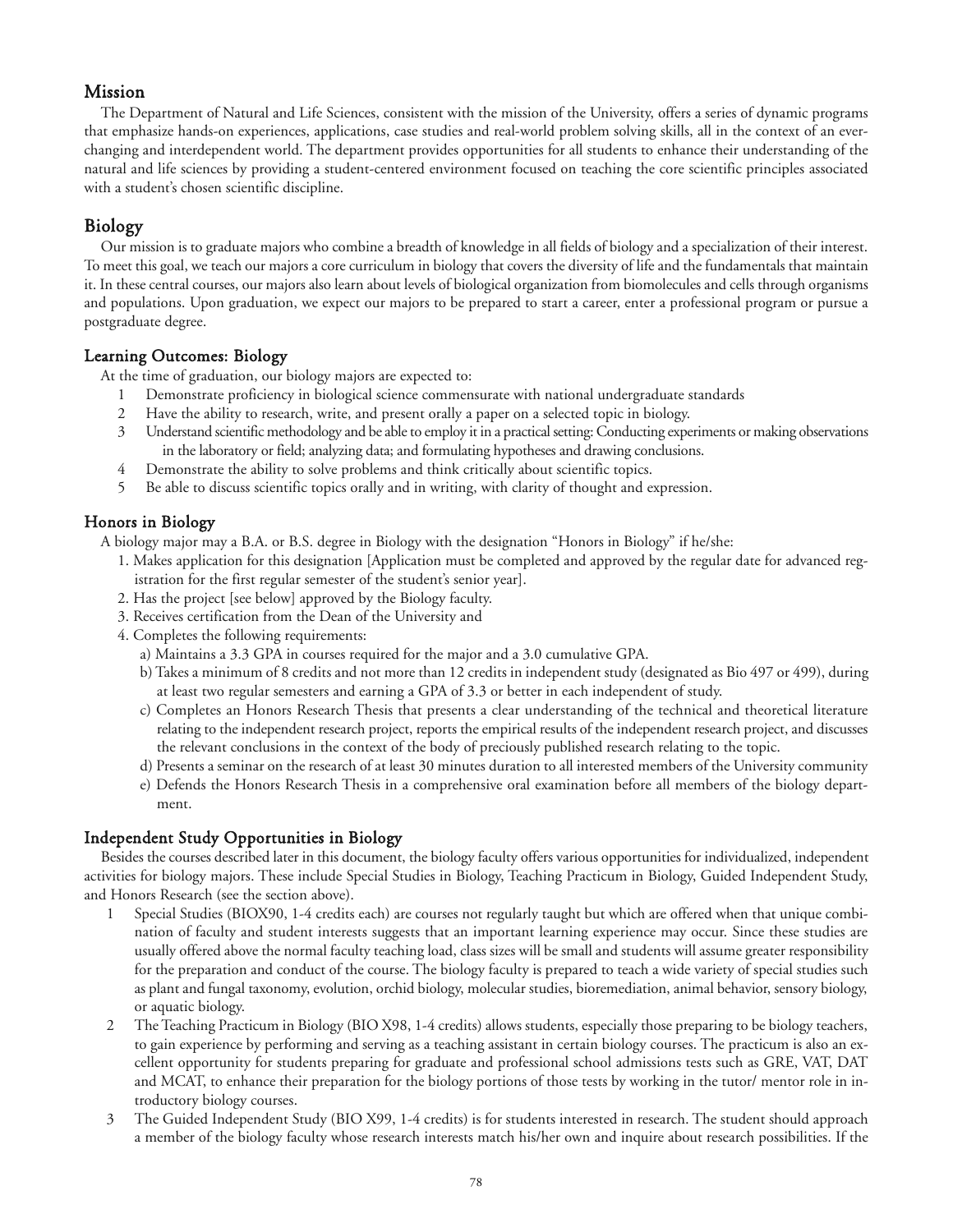## Mission

The Department of Natural and Life Sciences, consistent with the mission of the University, offers a series of dynamic programs that emphasize hands-on experiences, applications, case studies and real-world problem solving skills, all in the context of an ever-changing and interdependent world. The department provides opportunities for all students to enhance their understanding of the natural and life sciences by providing a student-centered environment focused on teaching the core scientific principles associated with a student's chosen scientific discipline.

## Biology

Our mission is to graduate majors who combine a breadth of knowledge in all fields of biology and a specialization of their interest. To meet this goal, we teach our majors a core curriculum in biology that covers the diversity of life and the fundamentals that maintain it. In these central courses, our majors also learn about levels of biological organization from biomolecules and cells through organisms and populations. Upon graduation, we expect our majors to be prepared to start a career, enter a professional program or pursue a postgraduate degree.

### Learning Outcomes: Biology

At the time of graduation, our biology majors are expected to:

1. Demonstrate proficiency in biological science commensurate with national undergraduate standards
2. Have the ability to research, write, and present orally a paper on a selected topic in biology.
3. Understand scientific methodology and be able to employ it in a practical setting: Conducting experiments or making observations in the laboratory or field; analyzing data; and formulating hypotheses and drawing conclusions.
4. Demonstrate the ability to solve problems and think critically about scientific topics.
5. Be able to discuss scientific topics orally and in writing, with clarity of thought and expression.

### Honors in Biology

A biology major may a B.A. or B.S. degree in Biology with the designation "Honors in Biology" if he/she:

1. Makes application for this designation [Application must be completed and approved by the regular date for advanced registration for the first regular semester of the student's senior year].
2. Has the project [see below] approved by the Biology faculty.
3. Receives certification from the Dean of the University and
4. Completes the following requirements:
   a) Maintains a 3.3 GPA in courses required for the major and a 3.0 cumulative GPA.
   b) Takes a minimum of 8 credits and not more than 12 credits in independent study (designated as Bio 497 or 499), during at least two regular semesters and earning a GPA of 3.3 or better in each independent of study.
   c) Completes an Honors Research Thesis that presents a clear understanding of the technical and theoretical literature relating to the independent research project, reports the empirical results of the independent research project, and discusses the relevant conclusions in the context of the body of preciously published research relating to the topic.
   d) Presents a seminar on the research of at least 30 minutes duration to all interested members of the University community
   e) Defends the Honors Research Thesis in a comprehensive oral examination before all members of the biology department.

### Independent Study Opportunities in Biology

Besides the courses described later in this document, the biology faculty offers various opportunities for individualized, independent activities for biology majors. These include Special Studies in Biology, Teaching Practicum in Biology, Guided Independent Study, and Honors Research (see the section above).

1. Special Studies (BIOX90, 1-4 credits each) are courses not regularly taught but which are offered when that unique combination of faculty and student interests suggests that an important learning experience may occur. Since these studies are usually offered above the normal faculty teaching load, class sizes will be small and students will assume greater responsibility for the preparation and conduct of the course. The biology faculty is prepared to teach a wide variety of special studies such as plant and fungal taxonomy, evolution, orchid biology, molecular studies, bioremediation, animal behavior, sensory biology, or aquatic biology.
2. The Teaching Practicum in Biology (BIO X98, 1-4 credits) allows students, especially those preparing to be biology teachers, to gain experience by performing and serving as a teaching assistant in certain biology courses. The practicum is also an excellent opportunity for students preparing for graduate and professional school admissions tests such as GRE, VAT, DAT and MCAT, to enhance their preparation for the biology portions of those tests by working in the tutor/ mentor role in introductory biology courses.
3. The Guided Independent Study (BIO X99, 1-4 credits) is for students interested in research. The student should approach a member of the biology faculty whose research interests match his/her own and inquire about research possibilities. If the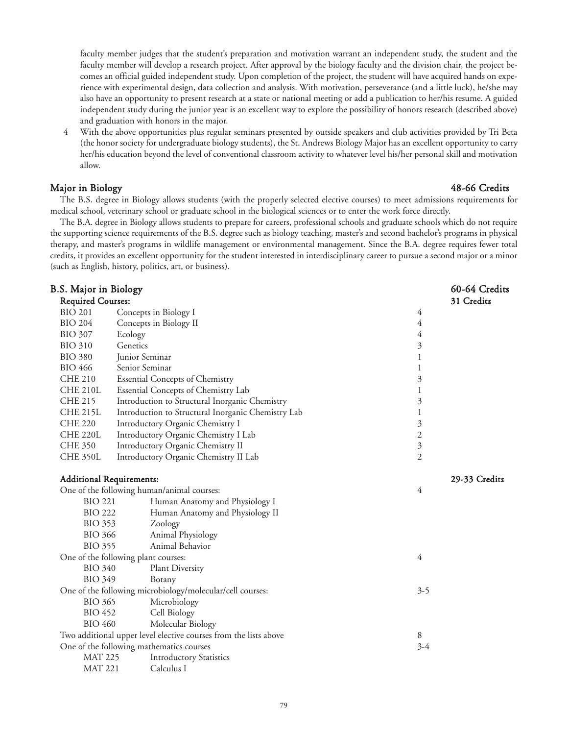faculty member judges that the student's preparation and motivation warrant an independent study, the student and the faculty member will develop a research project. After approval by the biology faculty and the division chair, the project becomes an official guided independent study. Upon completion of the project, the student will have acquired hands on experience with experimental design, data collection and analysis. With motivation, perseverance (and a little luck), he/she may also have an opportunity to present research at a state or national meeting or add a publication to her/his resume. A guided independent study during the junior year is an excellent way to explore the possibility of honors research (described above) and graduation with honors in the major.

4. With the above opportunities plus regular seminars presented by outside speakers and club activities provided by Tri Beta (the honor society for undergraduate biology students), the St. Andrews Biology Major has an excellent opportunity to carry her/his education beyond the level of conventional classroom activity to whatever level his/her personal skill and motivation allow.

## Major in Biology — 48-66 Credits

The B.S. degree in Biology allows students (with the properly selected elective courses) to meet admissions requirements for medical school, veterinary school or graduate school in the biological sciences or to enter the work force directly.

The B.A. degree in Biology allows students to prepare for careers, professional schools and graduate schools which do not require the supporting science requirements of the B.S. degree such as biology teaching, master's and second bachelor's programs in physical therapy, and master's programs in wildlife management or environmental management. Since the B.A. degree requires fewer total credits, it provides an excellent opportunity for the student interested in interdisciplinary career to pursue a second major or a minor (such as English, history, politics, art, or business).

## B.S. Major in Biology — 60-64 Credits

### Required Courses: 31 Credits

| Course | Title | Credits |
|---|---|---|
| BIO 201 | Concepts in Biology I | 4 |
| BIO 204 | Concepts in Biology II | 4 |
| BIO 307 | Ecology | 4 |
| BIO 310 | Genetics | 3 |
| BIO 380 | Junior Seminar | 1 |
| BIO 466 | Senior Seminar | 1 |
| CHE 210 | Essential Concepts of Chemistry | 3 |
| CHE 210L | Essential Concepts of Chemistry Lab | 1 |
| CHE 215 | Introduction to Structural Inorganic Chemistry | 3 |
| CHE 215L | Introduction to Structural Inorganic Chemistry Lab | 1 |
| CHE 220 | Introductory Organic Chemistry I | 3 |
| CHE 220L | Introductory Organic Chemistry I Lab | 2 |
| CHE 350 | Introductory Organic Chemistry II | 3 |
| CHE 350L | Introductory Organic Chemistry II Lab | 2 |

### Additional Requirements: 29-33 Credits

One of the following human/animal courses: 4

- BIO 221 Human Anatomy and Physiology I
- BIO 222 Human Anatomy and Physiology II
- BIO 353 Zoology
- BIO 366 Animal Physiology
- BIO 355 Animal Behavior

One of the following plant courses: 4

- BIO 340 Plant Diversity
- BIO 349 Botany

One of the following microbiology/molecular/cell courses: 3-5

- BIO 365 Microbiology
- BIO 452 Cell Biology
- BIO 460 Molecular Biology

Two additional upper level elective courses from the lists above: 8

One of the following mathematics courses: 3-4

- MAT 225 Introductory Statistics
- MAT 221 Calculus I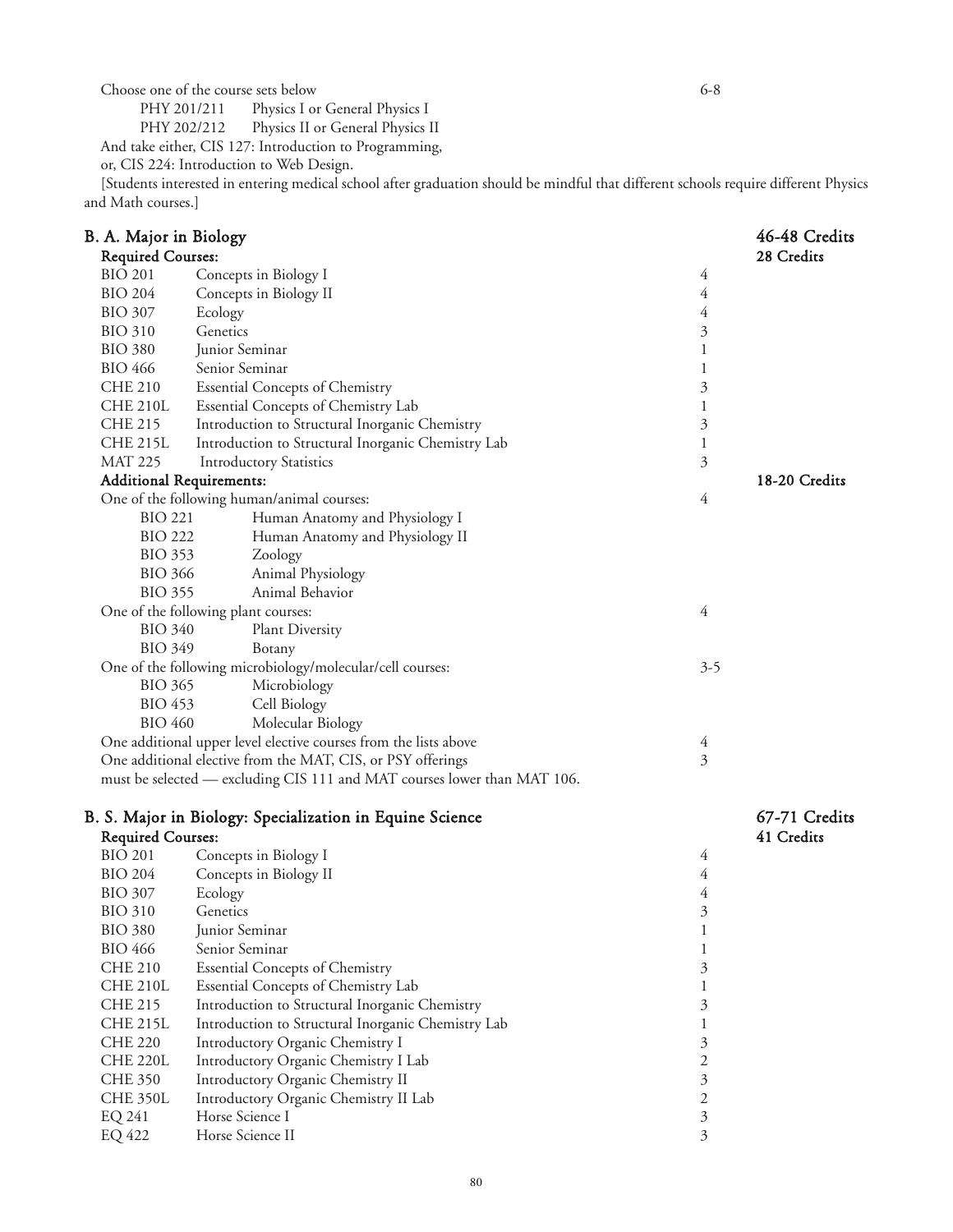Choose one of the course sets below 6-8

PHY 201/211 Physics I or General Physics I
PHY 202/212 Physics II or General Physics II

And take either, CIS 127: Introduction to Programming,
or, CIS 224: Introduction to Web Design.

[Students interested in entering medical school after graduation should be mindful that different schools require different Physics and Math courses.]

## B. A. Major in Biology — 46-48 Credits

**Required Courses:** 28 Credits

| Course | Title | Credits |
|---|---|---|
| BIO 201 | Concepts in Biology I | 4 |
| BIO 204 | Concepts in Biology II | 4 |
| BIO 307 | Ecology | 4 |
| BIO 310 | Genetics | 3 |
| BIO 380 | Junior Seminar | 1 |
| BIO 466 | Senior Seminar | 1 |
| CHE 210 | Essential Concepts of Chemistry | 3 |
| CHE 210L | Essential Concepts of Chemistry Lab | 1 |
| CHE 215 | Introduction to Structural Inorganic Chemistry | 3 |
| CHE 215L | Introduction to Structural Inorganic Chemistry Lab | 1 |
| MAT 225 | Introductory Statistics | 3 |

**Additional Requirements:** 18-20 Credits

One of the following human/animal courses: 4

- BIO 221 Human Anatomy and Physiology I
- BIO 222 Human Anatomy and Physiology II
- BIO 353 Zoology
- BIO 366 Animal Physiology
- BIO 355 Animal Behavior

One of the following plant courses: 4

- BIO 340 Plant Diversity
- BIO 349 Botany

One of the following microbiology/molecular/cell courses: 3-5

- BIO 365 Microbiology
- BIO 453 Cell Biology
- BIO 460 Molecular Biology

One additional upper level elective courses from the lists above 4

One additional elective from the MAT, CIS, or PSY offerings 3

must be selected — excluding CIS 111 and MAT courses lower than MAT 106.

## B. S. Major in Biology: Specialization in Equine Science — 67-71 Credits

**Required Courses:** 41 Credits

| Course | Title | Credits |
|---|---|---|
| BIO 201 | Concepts in Biology I | 4 |
| BIO 204 | Concepts in Biology II | 4 |
| BIO 307 | Ecology | 4 |
| BIO 310 | Genetics | 3 |
| BIO 380 | Junior Seminar | 1 |
| BIO 466 | Senior Seminar | 1 |
| CHE 210 | Essential Concepts of Chemistry | 3 |
| CHE 210L | Essential Concepts of Chemistry Lab | 1 |
| CHE 215 | Introduction to Structural Inorganic Chemistry | 3 |
| CHE 215L | Introduction to Structural Inorganic Chemistry Lab | 1 |
| CHE 220 | Introductory Organic Chemistry I | 3 |
| CHE 220L | Introductory Organic Chemistry I Lab | 2 |
| CHE 350 | Introductory Organic Chemistry II | 3 |
| CHE 350L | Introductory Organic Chemistry II Lab | 2 |
| EQ 241 | Horse Science I | 3 |
| EQ 422 | Horse Science II | 3 |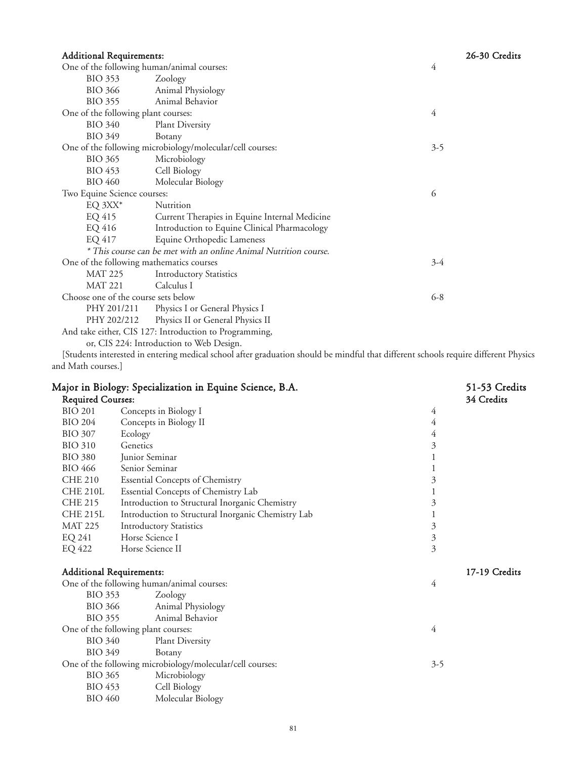**Additional Requirements:** **26-30 Credits**

| | | |
|---|---|---|
| One of the following human/animal courses: | | 4 |
| BIO 353 | Zoology | |
| BIO 366 | Animal Physiology | |
| BIO 355 | Animal Behavior | |
| One of the following plant courses: | | 4 |
| BIO 340 | Plant Diversity | |
| BIO 349 | Botany | |
| One of the following microbiology/molecular/cell courses: | | 3-5 |
| BIO 365 | Microbiology | |
| BIO 453 | Cell Biology | |
| BIO 460 | Molecular Biology | |
| Two Equine Science courses: | | 6 |
| EQ 3XX* | Nutrition | |
| EQ 415 | Current Therapies in Equine Internal Medicine | |
| EQ 416 | Introduction to Equine Clinical Pharmacology | |
| EQ 417 | Equine Orthopedic Lameness | |

*\* This course can be met with an online Animal Nutrition course.*

| | | |
|---|---|---|
| One of the following mathematics courses | | 3-4 |
| MAT 225 | Introductory Statistics | |
| MAT 221 | Calculus I | |
| Choose one of the course sets below | | 6-8 |
| PHY 201/211 | Physics I or General Physics I | |
| PHY 202/212 | Physics II or General Physics II | |

And take either, CIS 127: Introduction to Programming,
or, CIS 224: Introduction to Web Design.

[Students interested in entering medical school after graduation should be mindful that different schools require different Physics and Math courses.]

## Major in Biology: Specialization in Equine Science, B.A. — 51-53 Credits

**Required Courses:** **34 Credits**

| | | |
|---|---|---|
| BIO 201 | Concepts in Biology I | 4 |
| BIO 204 | Concepts in Biology II | 4 |
| BIO 307 | Ecology | 4 |
| BIO 310 | Genetics | 3 |
| BIO 380 | Junior Seminar | 1 |
| BIO 466 | Senior Seminar | 1 |
| CHE 210 | Essential Concepts of Chemistry | 3 |
| CHE 210L | Essential Concepts of Chemistry Lab | 1 |
| CHE 215 | Introduction to Structural Inorganic Chemistry | 3 |
| CHE 215L | Introduction to Structural Inorganic Chemistry Lab | 1 |
| MAT 225 | Introductory Statistics | 3 |
| EQ 241 | Horse Science I | 3 |
| EQ 422 | Horse Science II | 3 |

**Additional Requirements:** **17-19 Credits**

| | | |
|---|---|---|
| One of the following human/animal courses: | | 4 |
| BIO 353 | Zoology | |
| BIO 366 | Animal Physiology | |
| BIO 355 | Animal Behavior | |
| One of the following plant courses: | | 4 |
| BIO 340 | Plant Diversity | |
| BIO 349 | Botany | |
| One of the following microbiology/molecular/cell courses: | | 3-5 |
| BIO 365 | Microbiology | |
| BIO 453 | Cell Biology | |
| BIO 460 | Molecular Biology | |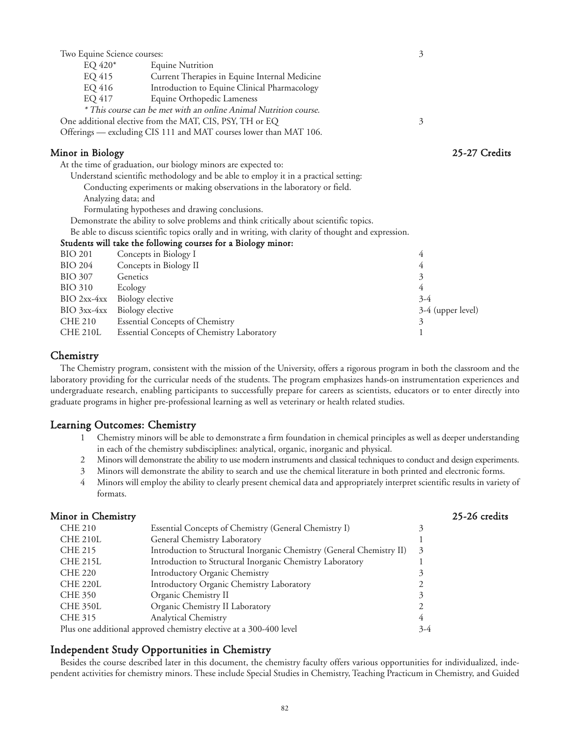| | | |
|---|---|---|
| Two Equine Science courses: | | 3 |
| EQ 420* | Equine Nutrition | |
| EQ 415 | Current Therapies in Equine Internal Medicine | |
| EQ 416 | Introduction to Equine Clinical Pharmacology | |
| EQ 417 | Equine Orthopedic Lameness | |

*\* This course can be met with an online Animal Nutrition course.*

One additional elective from the MAT, CIS, PSY, TH or EQ Offerings — excluding CIS 111 and MAT courses lower than MAT 106. 3

## Minor in Biology 25-27 Credits

At the time of graduation, our biology minors are expected to:

- Understand scientific methodology and be able to employ it in a practical setting:
  - Conducting experiments or making observations in the laboratory or field.
  - Analyzing data; and
  - Formulating hypotheses and drawing conclusions.
- Demonstrate the ability to solve problems and think critically about scientific topics.
- Be able to discuss scientific topics orally and in writing, with clarity of thought and expression.

**Students will take the following courses for a Biology minor:**

| Course | Title | Credits |
|---|---|---|
| BIO 201 | Concepts in Biology I | 4 |
| BIO 204 | Concepts in Biology II | 4 |
| BIO 307 | Genetics | 3 |
| BIO 310 | Ecology | 4 |
| BIO 2xx-4xx | Biology elective | 3-4 |
| BIO 3xx-4xx | Biology elective | 3-4 (upper level) |
| CHE 210 | Essential Concepts of Chemistry | 3 |
| CHE 210L | Essential Concepts of Chemistry Laboratory | 1 |

## Chemistry

The Chemistry program, consistent with the mission of the University, offers a rigorous program in both the classroom and the laboratory providing for the curricular needs of the students. The program emphasizes hands-on instrumentation experiences and undergraduate research, enabling participants to successfully prepare for careers as scientists, educators or to enter directly into graduate programs in higher pre-professional learning as well as veterinary or health related studies.

## Learning Outcomes: Chemistry

1. Chemistry minors will be able to demonstrate a firm foundation in chemical principles as well as deeper understanding in each of the chemistry subdisciplines: analytical, organic, inorganic and physical.
2. Minors will demonstrate the ability to use modern instruments and classical techniques to conduct and design experiments.
3. Minors will demonstrate the ability to search and use the chemical literature in both printed and electronic forms.
4. Minors will employ the ability to clearly present chemical data and appropriately interpret scientific results in variety of formats.

## Minor in Chemistry 25-26 credits

| Course | Title | Credits |
|---|---|---|
| CHE 210 | Essential Concepts of Chemistry (General Chemistry I) | 3 |
| CHE 210L | General Chemistry Laboratory | 1 |
| CHE 215 | Introduction to Structural Inorganic Chemistry (General Chemistry II) | 3 |
| CHE 215L | Introduction to Structural Inorganic Chemistry Laboratory | 1 |
| CHE 220 | Introductory Organic Chemistry | 3 |
| CHE 220L | Introductory Organic Chemistry Laboratory | 2 |
| CHE 350 | Organic Chemistry II | 3 |
| CHE 350L | Organic Chemistry II Laboratory | 2 |
| CHE 315 | Analytical Chemistry | 4 |
| Plus one additional approved chemistry elective at a 300-400 level | | 3-4 |

## Independent Study Opportunities in Chemistry

Besides the course described later in this document, the chemistry faculty offers various opportunities for individualized, independent activities for chemistry minors. These include Special Studies in Chemistry, Teaching Practicum in Chemistry, and Guided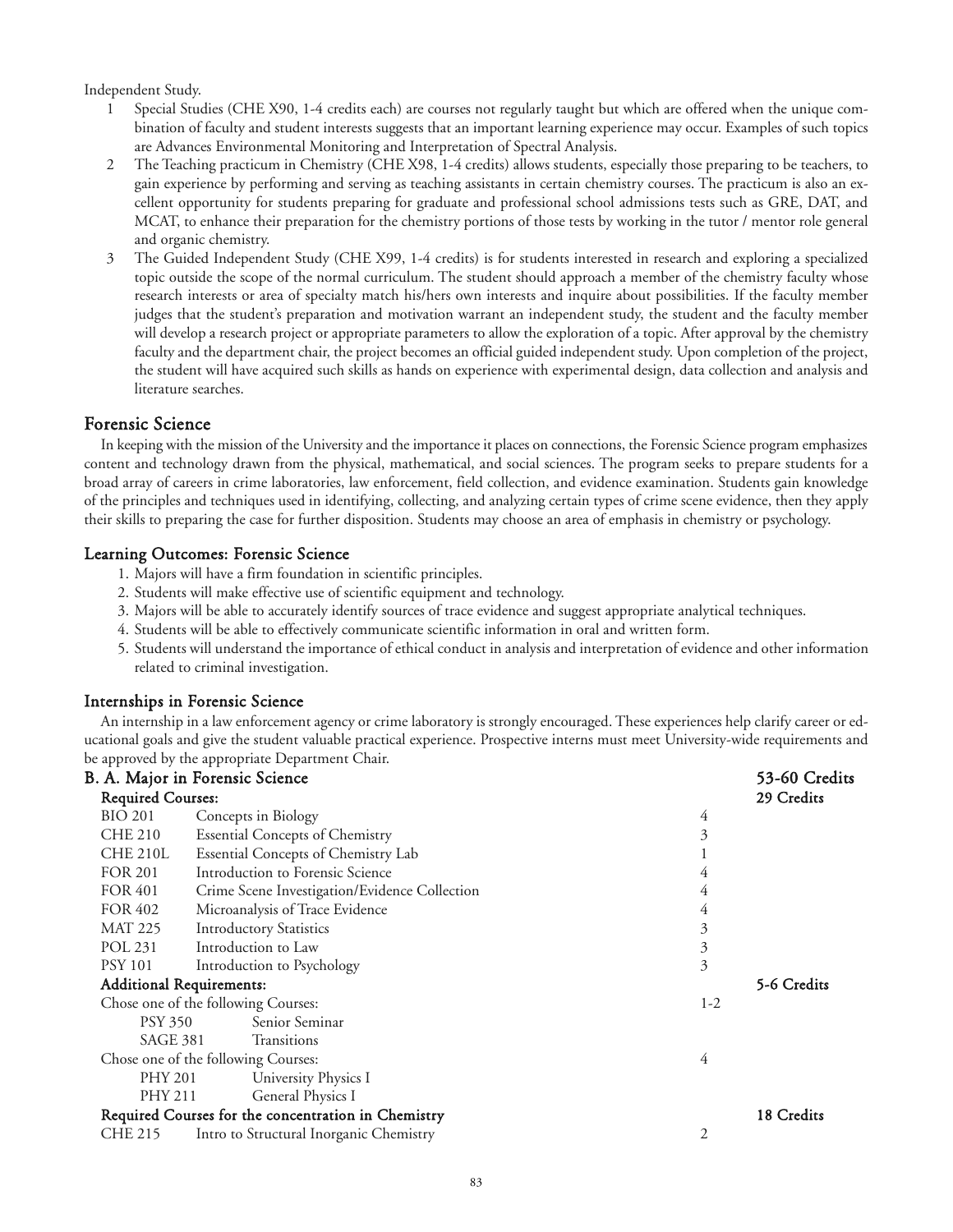Independent Study.

1 Special Studies (CHE X90, 1-4 credits each) are courses not regularly taught but which are offered when the unique combination of faculty and student interests suggests that an important learning experience may occur. Examples of such topics are Advances Environmental Monitoring and Interpretation of Spectral Analysis.

2 The Teaching practicum in Chemistry (CHE X98, 1-4 credits) allows students, especially those preparing to be teachers, to gain experience by performing and serving as teaching assistants in certain chemistry courses. The practicum is also an excellent opportunity for students preparing for graduate and professional school admissions tests such as GRE, DAT, and MCAT, to enhance their preparation for the chemistry portions of those tests by working in the tutor / mentor role general and organic chemistry.

3 The Guided Independent Study (CHE X99, 1-4 credits) is for students interested in research and exploring a specialized topic outside the scope of the normal curriculum. The student should approach a member of the chemistry faculty whose research interests or area of specialty match his/hers own interests and inquire about possibilities. If the faculty member judges that the student's preparation and motivation warrant an independent study, the student and the faculty member will develop a research project or appropriate parameters to allow the exploration of a topic. After approval by the chemistry faculty and the department chair, the project becomes an official guided independent study. Upon completion of the project, the student will have acquired such skills as hands on experience with experimental design, data collection and analysis and literature searches.

## Forensic Science

In keeping with the mission of the University and the importance it places on connections, the Forensic Science program emphasizes content and technology drawn from the physical, mathematical, and social sciences. The program seeks to prepare students for a broad array of careers in crime laboratories, law enforcement, field collection, and evidence examination. Students gain knowledge of the principles and techniques used in identifying, collecting, and analyzing certain types of crime scene evidence, then they apply their skills to preparing the case for further disposition. Students may choose an area of emphasis in chemistry or psychology.

### Learning Outcomes: Forensic Science

1. Majors will have a firm foundation in scientific principles.
2. Students will make effective use of scientific equipment and technology.
3. Majors will be able to accurately identify sources of trace evidence and suggest appropriate analytical techniques.
4. Students will be able to effectively communicate scientific information in oral and written form.
5. Students will understand the importance of ethical conduct in analysis and interpretation of evidence and other information related to criminal investigation.

### Internships in Forensic Science

An internship in a law enforcement agency or crime laboratory is strongly encouraged. These experiences help clarify career or educational goals and give the student valuable practical experience. Prospective interns must meet University-wide requirements and be approved by the appropriate Department Chair.

### B. A. Major in Forensic Science — 53-60 Credits

| | | | |
|---|---|---|---|
| **Required Courses:** | | | **29 Credits** |
| BIO 201 | Concepts in Biology | 4 | |
| CHE 210 | Essential Concepts of Chemistry | 3 | |
| CHE 210L | Essential Concepts of Chemistry Lab | 1 | |
| FOR 201 | Introduction to Forensic Science | 4 | |
| FOR 401 | Crime Scene Investigation/Evidence Collection | 4 | |
| FOR 402 | Microanalysis of Trace Evidence | 4 | |
| MAT 225 | Introductory Statistics | 3 | |
| POL 231 | Introduction to Law | 3 | |
| PSY 101 | Introduction to Psychology | 3 | |
| **Additional Requirements:** | | | **5-6 Credits** |
| Chose one of the following Courses: | | 1-2 | |
| PSY 350 | Senior Seminar | | |
| SAGE 381 | Transitions | | |
| Chose one of the following Courses: | | 4 | |
| PHY 201 | University Physics I | | |
| PHY 211 | General Physics I | | |
| **Required Courses for the concentration in Chemistry** | | | **18 Credits** |
| CHE 215 | Intro to Structural Inorganic Chemistry | 2 | |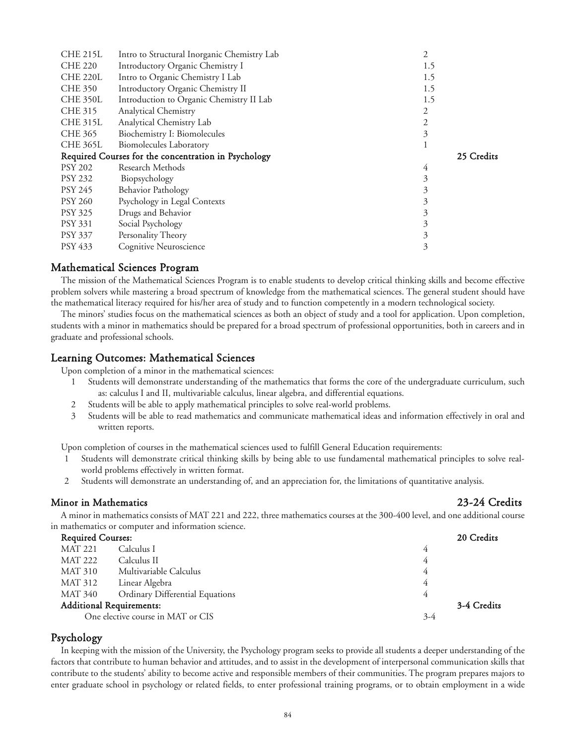| | | | |
|---|---|---|---|
| CHE 215L | Intro to Structural Inorganic Chemistry Lab | 2 | |
| CHE 220 | Introductory Organic Chemistry I | 1.5 | |
| CHE 220L | Intro to Organic Chemistry I Lab | 1.5 | |
| CHE 350 | Introductory Organic Chemistry II | 1.5 | |
| CHE 350L | Introduction to Organic Chemistry II Lab | 1.5 | |
| CHE 315 | Analytical Chemistry | 2 | |
| CHE 315L | Analytical Chemistry Lab | 2 | |
| CHE 365 | Biochemistry I: Biomolecules | 3 | |
| CHE 365L | Biomolecules Laboratory | 1 | |
| **Required Courses for the concentration in Psychology** | | | **25 Credits** |
| PSY 202 | Research Methods | 4 | |
| PSY 232 | Biopsychology | 3 | |
| PSY 245 | Behavior Pathology | 3 | |
| PSY 260 | Psychology in Legal Contexts | 3 | |
| PSY 325 | Drugs and Behavior | 3 | |
| PSY 331 | Social Psychology | 3 | |
| PSY 337 | Personality Theory | 3 | |
| PSY 433 | Cognitive Neuroscience | 3 | |

## Mathematical Sciences Program

The mission of the Mathematical Sciences Program is to enable students to develop critical thinking skills and become effective problem solvers while mastering a broad spectrum of knowledge from the mathematical sciences. The general student should have the mathematical literacy required for his/her area of study and to function competently in a modern technological society.

The minors' studies focus on the mathematical sciences as both an object of study and a tool for application. Upon completion, students with a minor in mathematics should be prepared for a broad spectrum of professional opportunities, both in careers and in graduate and professional schools.

## Learning Outcomes: Mathematical Sciences

Upon completion of a minor in the mathematical sciences:

1. Students will demonstrate understanding of the mathematics that forms the core of the undergraduate curriculum, such as: calculus I and II, multivariable calculus, linear algebra, and differential equations.
2. Students will be able to apply mathematical principles to solve real-world problems.
3. Students will be able to read mathematics and communicate mathematical ideas and information effectively in oral and written reports.

Upon completion of courses in the mathematical sciences used to fulfill General Education requirements:

1. Students will demonstrate critical thinking skills by being able to use fundamental mathematical principles to solve real-world problems effectively in written format.
2. Students will demonstrate an understanding of, and an appreciation for, the limitations of quantitative analysis.

### Minor in Mathematics — 23-24 Credits

A minor in mathematics consists of MAT 221 and 222, three mathematics courses at the 300-400 level, and one additional course in mathematics or computer and information science.

| | | | |
|---|---|---|---|
| **Required Courses:** | | | **20 Credits** |
| MAT 221 | Calculus I | 4 | |
| MAT 222 | Calculus II | 4 | |
| MAT 310 | Multivariable Calculus | 4 | |
| MAT 312 | Linear Algebra | 4 | |
| MAT 340 | Ordinary Differential Equations | 4 | |
| **Additional Requirements:** | | | **3-4 Credits** |
| | One elective course in MAT or CIS | 3-4 | |

## Psychology

In keeping with the mission of the University, the Psychology program seeks to provide all students a deeper understanding of the factors that contribute to human behavior and attitudes, and to assist in the development of interpersonal communication skills that contribute to the students' ability to become active and responsible members of their communities. The program prepares majors to enter graduate school in psychology or related fields, to enter professional training programs, or to obtain employment in a wide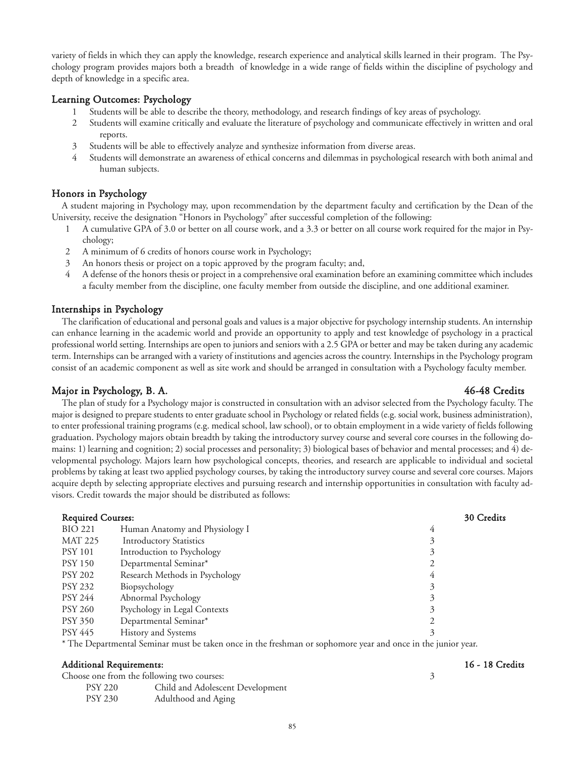variety of fields in which they can apply the knowledge, research experience and analytical skills learned in their program. The Psychology program provides majors both a breadth of knowledge in a wide range of fields within the discipline of psychology and depth of knowledge in a specific area.

### Learning Outcomes: Psychology

1. Students will be able to describe the theory, methodology, and research findings of key areas of psychology.
2. Students will examine critically and evaluate the literature of psychology and communicate effectively in written and oral reports.
3. Students will be able to effectively analyze and synthesize information from diverse areas.
4. Students will demonstrate an awareness of ethical concerns and dilemmas in psychological research with both animal and human subjects.

### Honors in Psychology

A student majoring in Psychology may, upon recommendation by the department faculty and certification by the Dean of the University, receive the designation "Honors in Psychology" after successful completion of the following:

1. A cumulative GPA of 3.0 or better on all course work, and a 3.3 or better on all course work required for the major in Psychology;
2. A minimum of 6 credits of honors course work in Psychology;
3. An honors thesis or project on a topic approved by the program faculty; and,
4. A defense of the honors thesis or project in a comprehensive oral examination before an examining committee which includes a faculty member from the discipline, one faculty member from outside the discipline, and one additional examiner.

### Internships in Psychology

The clarification of educational and personal goals and values is a major objective for psychology internship students. An internship can enhance learning in the academic world and provide an opportunity to apply and test knowledge of psychology in a practical professional world setting. Internships are open to juniors and seniors with a 2.5 GPA or better and may be taken during any academic term. Internships can be arranged with a variety of institutions and agencies across the country. Internships in the Psychology program consist of an academic component as well as site work and should be arranged in consultation with a Psychology faculty member.

### Major in Psychology, B. A. — 46-48 Credits

The plan of study for a Psychology major is constructed in consultation with an advisor selected from the Psychology faculty. The major is designed to prepare students to enter graduate school in Psychology or related fields (e.g. social work, business administration), to enter professional training programs (e.g. medical school, law school), or to obtain employment in a wide variety of fields following graduation. Psychology majors obtain breadth by taking the introductory survey course and several core courses in the following domains: 1) learning and cognition; 2) social processes and personality; 3) biological bases of behavior and mental processes; and 4) developmental psychology. Majors learn how psychological concepts, theories, and research are applicable to individual and societal problems by taking at least two applied psychology courses, by taking the introductory survey course and several core courses. Majors acquire depth by selecting appropriate electives and pursuing research and internship opportunities in consultation with faculty advisors. Credit towards the major should be distributed as follows:

**Required Courses: — 30 Credits**

| Course | Title | Credits |
|---|---|---|
| BIO 221 | Human Anatomy and Physiology I | 4 |
| MAT 225 | Introductory Statistics | 3 |
| PSY 101 | Introduction to Psychology | 3 |
| PSY 150 | Departmental Seminar* | 2 |
| PSY 202 | Research Methods in Psychology | 4 |
| PSY 232 | Biopsychology | 3 |
| PSY 244 | Abnormal Psychology | 3 |
| PSY 260 | Psychology in Legal Contexts | 3 |
| PSY 350 | Departmental Seminar* | 2 |
| PSY 445 | History and Systems | 3 |

* The Departmental Seminar must be taken once in the freshman or sophomore year and once in the junior year.

**Additional Requirements: — 16 - 18 Credits**

Choose one from the following two courses: 3

| Course | Title |
|---|---|
| PSY 220 | Child and Adolescent Development |
| PSY 230 | Adulthood and Aging |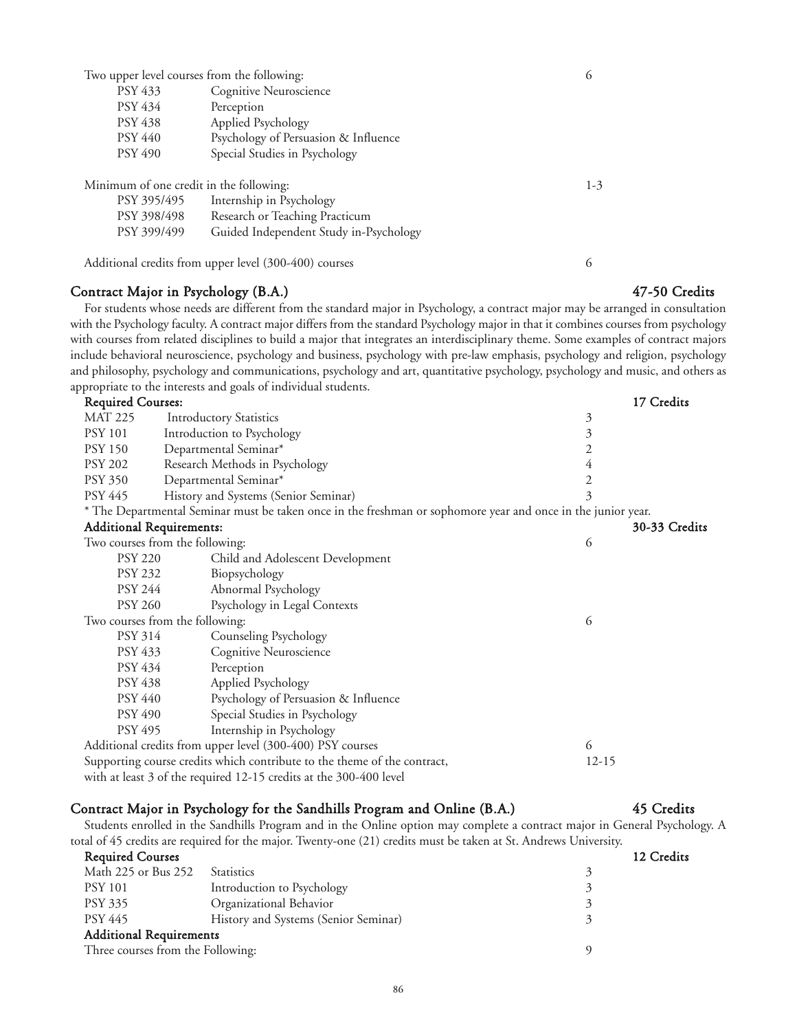| | | |
|---|---|---|
| Two upper level courses from the following: | | 6 |
| PSY 433 | Cognitive Neuroscience | |
| PSY 434 | Perception | |
| PSY 438 | Applied Psychology | |
| PSY 440 | Psychology of Persuasion & Influence | |
| PSY 490 | Special Studies in Psychology | |
| Minimum of one credit in the following: | | 1-3 |
| PSY 395/495 | Internship in Psychology | |
| PSY 398/498 | Research or Teaching Practicum | |
| PSY 399/499 | Guided Independent Study in-Psychology | |
| Additional credits from upper level (300-400) courses | | 6 |

## Contract Major in Psychology (B.A.) — 47-50 Credits

For students whose needs are different from the standard major in Psychology, a contract major may be arranged in consultation with the Psychology faculty. A contract major differs from the standard Psychology major in that it combines courses from psychology with courses from related disciplines to build a major that integrates an interdisciplinary theme. Some examples of contract majors include behavioral neuroscience, psychology and business, psychology with pre-law emphasis, psychology and religion, psychology and philosophy, psychology and communications, psychology and art, quantitative psychology, psychology and music, and others as appropriate to the interests and goals of individual students.

**Required Courses:** **17 Credits**

| | | |
|---|---|---|
| MAT 225 | Introductory Statistics | 3 |
| PSY 101 | Introduction to Psychology | 3 |
| PSY 150 | Departmental Seminar* | 2 |
| PSY 202 | Research Methods in Psychology | 4 |
| PSY 350 | Departmental Seminar* | 2 |
| PSY 445 | History and Systems (Senior Seminar) | 3 |

\* The Departmental Seminar must be taken once in the freshman or sophomore year and once in the junior year.

**Additional Requirements:** **30-33 Credits**

| | | |
|---|---|---|
| Two courses from the following: | | 6 |
| PSY 220 | Child and Adolescent Development | |
| PSY 232 | Biopsychology | |
| PSY 244 | Abnormal Psychology | |
| PSY 260 | Psychology in Legal Contexts | |
| Two courses from the following: | | 6 |
| PSY 314 | Counseling Psychology | |
| PSY 433 | Cognitive Neuroscience | |
| PSY 434 | Perception | |
| PSY 438 | Applied Psychology | |
| PSY 440 | Psychology of Persuasion & Influence | |
| PSY 490 | Special Studies in Psychology | |
| PSY 495 | Internship in Psychology | |
| Additional credits from upper level (300-400) PSY courses | | 6 |
| Supporting course credits which contribute to the theme of the contract, with at least 3 of the required 12-15 credits at the 300-400 level | | 12-15 |

## Contract Major in Psychology for the Sandhills Program and Online (B.A.) — 45 Credits

Students enrolled in the Sandhills Program and in the Online option may complete a contract major in General Psychology. A total of 45 credits are required for the major. Twenty-one (21) credits must be taken at St. Andrews University.

**Required Courses** **12 Credits**

| | | |
|---|---|---|
| Math 225 or Bus 252 | Statistics | 3 |
| PSY 101 | Introduction to Psychology | 3 |
| PSY 335 | Organizational Behavior | 3 |
| PSY 445 | History and Systems (Senior Seminar) | 3 |

**Additional Requirements**

| | | |
|---|---|---|
| Three courses from the Following: | | 9 |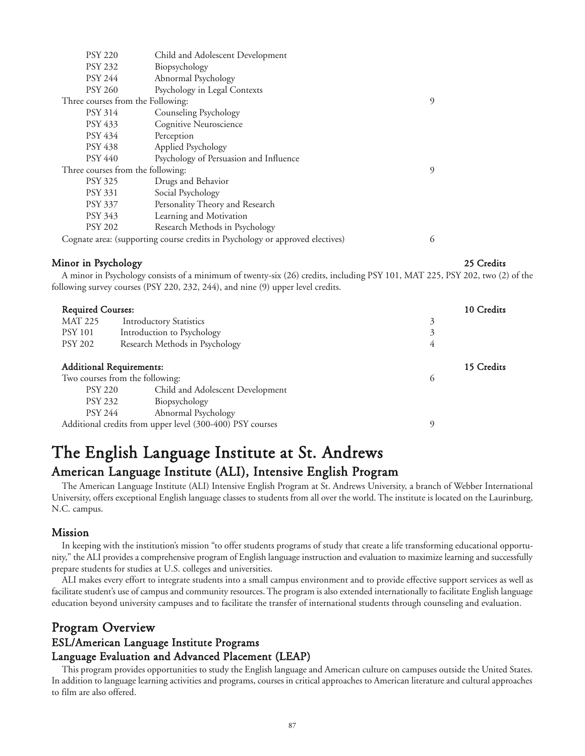| | | |
|---|---|---|
| PSY 220 | Child and Adolescent Development | |
| PSY 232 | Biopsychology | |
| PSY 244 | Abnormal Psychology | |
| PSY 260 | Psychology in Legal Contexts | |
| Three courses from the Following: | | 9 |
| PSY 314 | Counseling Psychology | |
| PSY 433 | Cognitive Neuroscience | |
| PSY 434 | Perception | |
| PSY 438 | Applied Psychology | |
| PSY 440 | Psychology of Persuasion and Influence | |
| Three courses from the following: | | 9 |
| PSY 325 | Drugs and Behavior | |
| PSY 331 | Social Psychology | |
| PSY 337 | Personality Theory and Research | |
| PSY 343 | Learning and Motivation | |
| PSY 202 | Research Methods in Psychology | |
| Cognate area: (supporting course credits in Psychology or approved electives) | | 6 |

### Minor in Psychology — 25 Credits

A minor in Psychology consists of a minimum of twenty-six (26) credits, including PSY 101, MAT 225, PSY 202, two (2) of the following survey courses (PSY 220, 232, 244), and nine (9) upper level credits.

**Required Courses:** **10 Credits**

| | | |
|---|---|---|
| MAT 225 | Introductory Statistics | 3 |
| PSY 101 | Introduction to Psychology | 3 |
| PSY 202 | Research Methods in Psychology | 4 |

**Additional Requirements:** **15 Credits**

| | | |
|---|---|---|
| Two courses from the following: | | 6 |
| PSY 220 | Child and Adolescent Development | |
| PSY 232 | Biopsychology | |
| PSY 244 | Abnormal Psychology | |
| Additional credits from upper level (300-400) PSY courses | | 9 |

# The English Language Institute at St. Andrews

## American Language Institute (ALI), Intensive English Program

The American Language Institute (ALI) Intensive English Program at St. Andrews University, a branch of Webber International University, offers exceptional English language classes to students from all over the world. The institute is located on the Laurinburg, N.C. campus.

### Mission

In keeping with the institution's mission "to offer students programs of study that create a life transforming educational opportunity," the ALI provides a comprehensive program of English language instruction and evaluation to maximize learning and successfully prepare students for studies at U.S. colleges and universities.

ALI makes every effort to integrate students into a small campus environment and to provide effective support services as well as facilitate student's use of campus and community resources. The program is also extended internationally to facilitate English language education beyond university campuses and to facilitate the transfer of international students through counseling and evaluation.

## Program Overview

### ESL/American Language Institute Programs

### Language Evaluation and Advanced Placement (LEAP)

This program provides opportunities to study the English language and American culture on campuses outside the United States. In addition to language learning activities and programs, courses in critical approaches to American literature and cultural approaches to film are also offered.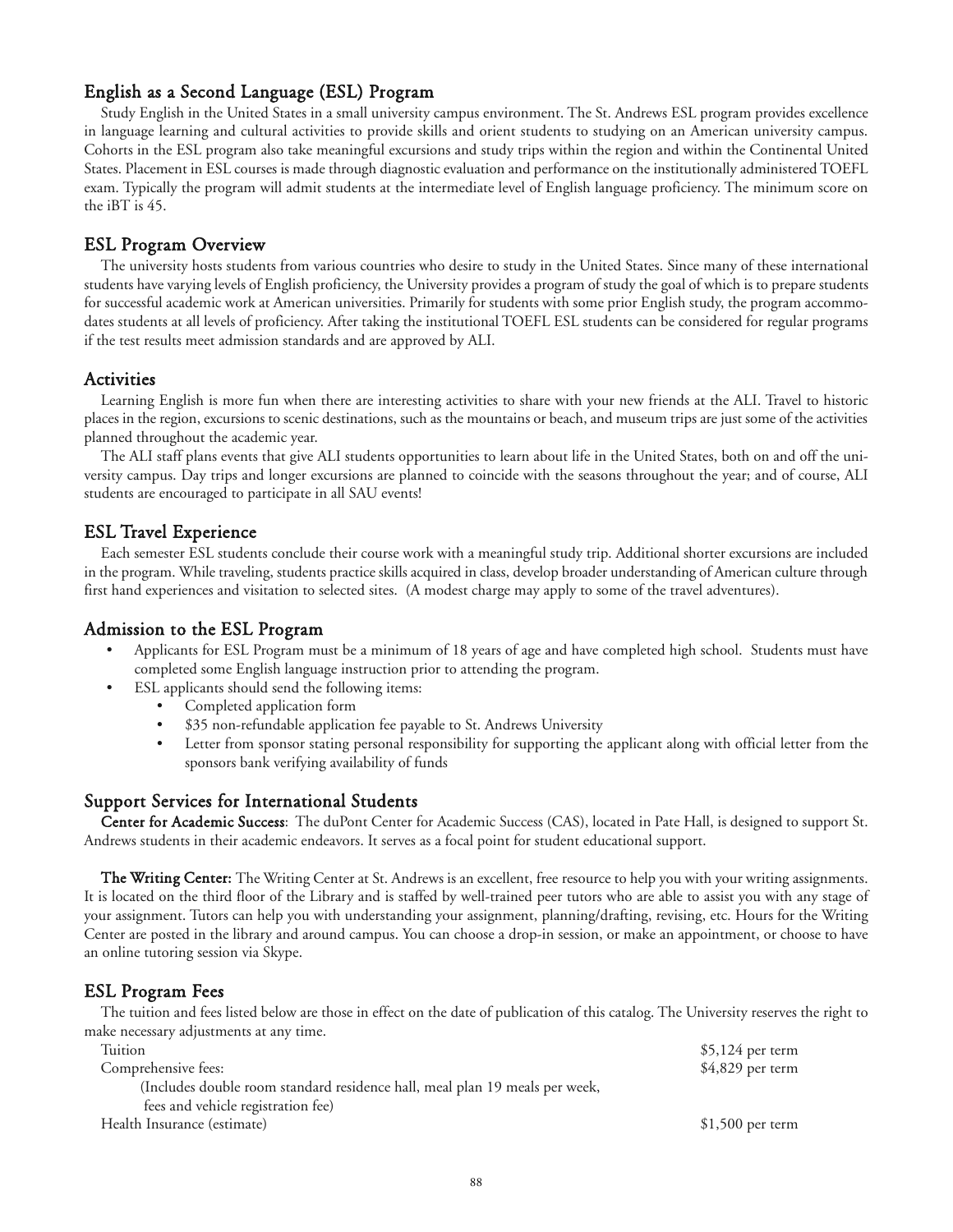## English as a Second Language (ESL) Program

Study English in the United States in a small university campus environment. The St. Andrews ESL program provides excellence in language learning and cultural activities to provide skills and orient students to studying on an American university campus. Cohorts in the ESL program also take meaningful excursions and study trips within the region and within the Continental United States. Placement in ESL courses is made through diagnostic evaluation and performance on the institutionally administered TOEFL exam. Typically the program will admit students at the intermediate level of English language proficiency. The minimum score on the iBT is 45.

## ESL Program Overview

The university hosts students from various countries who desire to study in the United States. Since many of these international students have varying levels of English proficiency, the University provides a program of study the goal of which is to prepare students for successful academic work at American universities. Primarily for students with some prior English study, the program accommodates students at all levels of proficiency. After taking the institutional TOEFL ESL students can be considered for regular programs if the test results meet admission standards and are approved by ALI.

## Activities

Learning English is more fun when there are interesting activities to share with your new friends at the ALI. Travel to historic places in the region, excursions to scenic destinations, such as the mountains or beach, and museum trips are just some of the activities planned throughout the academic year.

The ALI staff plans events that give ALI students opportunities to learn about life in the United States, both on and off the university campus. Day trips and longer excursions are planned to coincide with the seasons throughout the year; and of course, ALI students are encouraged to participate in all SAU events!

## ESL Travel Experience

Each semester ESL students conclude their course work with a meaningful study trip. Additional shorter excursions are included in the program. While traveling, students practice skills acquired in class, develop broader understanding of American culture through first hand experiences and visitation to selected sites. (A modest charge may apply to some of the travel adventures).

## Admission to the ESL Program

- Applicants for ESL Program must be a minimum of 18 years of age and have completed high school. Students must have completed some English language instruction prior to attending the program.
- ESL applicants should send the following items:
  - Completed application form
  - $35 non-refundable application fee payable to St. Andrews University
  - Letter from sponsor stating personal responsibility for supporting the applicant along with official letter from the sponsors bank verifying availability of funds

## Support Services for International Students

**Center for Academic Success**: The duPont Center for Academic Success (CAS), located in Pate Hall, is designed to support St. Andrews students in their academic endeavors. It serves as a focal point for student educational support.

**The Writing Center:** The Writing Center at St. Andrews is an excellent, free resource to help you with your writing assignments. It is located on the third floor of the Library and is staffed by well-trained peer tutors who are able to assist you with any stage of your assignment. Tutors can help you with understanding your assignment, planning/drafting, revising, etc. Hours for the Writing Center are posted in the library and around campus. You can choose a drop-in session, or make an appointment, or choose to have an online tutoring session via Skype.

## ESL Program Fees

The tuition and fees listed below are those in effect on the date of publication of this catalog. The University reserves the right to make necessary adjustments at any time.

| | |
|---|---|
| Tuition | $5,124 per term |
| Comprehensive fees: (Includes double room standard residence hall, meal plan 19 meals per week, fees and vehicle registration fee) | $4,829 per term |
| Health Insurance (estimate) | $1,500 per term |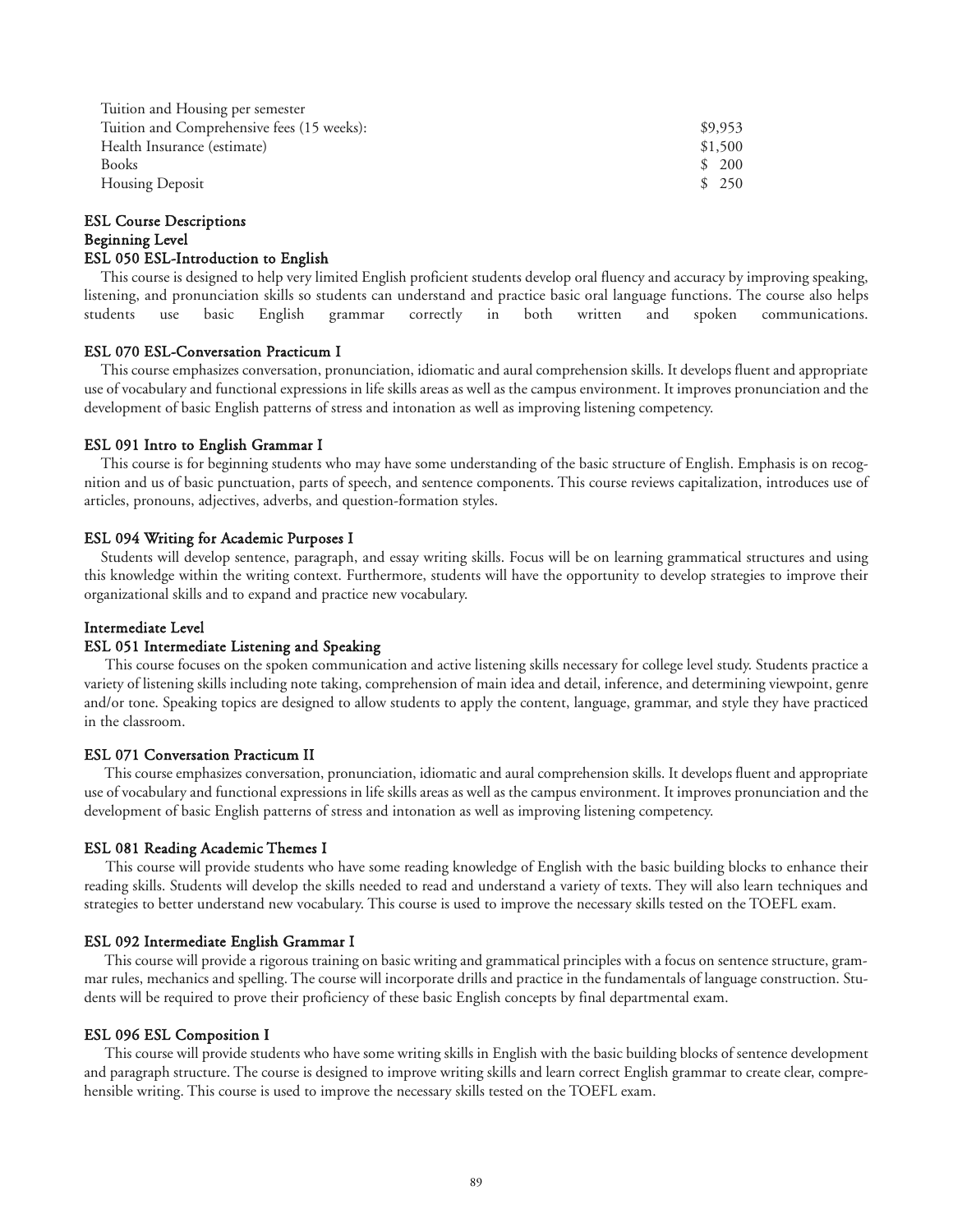| Tuition and Housing per semester | |
|---|---|
| Tuition and Comprehensive fees (15 weeks): | $9,953 |
| Health Insurance (estimate) | $1,500 |
| Books | $ 200 |
| Housing Deposit | $ 250 |

## ESL Course Descriptions

### Beginning Level

#### ESL 050 ESL-Introduction to English

This course is designed to help very limited English proficient students develop oral fluency and accuracy by improving speaking, listening, and pronunciation skills so students can understand and practice basic oral language functions. The course also helps students use basic English grammar correctly in both written and spoken communications.

#### ESL 070 ESL-Conversation Practicum I

This course emphasizes conversation, pronunciation, idiomatic and aural comprehension skills. It develops fluent and appropriate use of vocabulary and functional expressions in life skills areas as well as the campus environment. It improves pronunciation and the development of basic English patterns of stress and intonation as well as improving listening competency.

#### ESL 091 Intro to English Grammar I

This course is for beginning students who may have some understanding of the basic structure of English. Emphasis is on recognition and us of basic punctuation, parts of speech, and sentence components. This course reviews capitalization, introduces use of articles, pronouns, adjectives, adverbs, and question-formation styles.

#### ESL 094 Writing for Academic Purposes I

Students will develop sentence, paragraph, and essay writing skills. Focus will be on learning grammatical structures and using this knowledge within the writing context. Furthermore, students will have the opportunity to develop strategies to improve their organizational skills and to expand and practice new vocabulary.

### Intermediate Level

#### ESL 051 Intermediate Listening and Speaking

This course focuses on the spoken communication and active listening skills necessary for college level study. Students practice a variety of listening skills including note taking, comprehension of main idea and detail, inference, and determining viewpoint, genre and/or tone. Speaking topics are designed to allow students to apply the content, language, grammar, and style they have practiced in the classroom.

#### ESL 071 Conversation Practicum II

This course emphasizes conversation, pronunciation, idiomatic and aural comprehension skills. It develops fluent and appropriate use of vocabulary and functional expressions in life skills areas as well as the campus environment. It improves pronunciation and the development of basic English patterns of stress and intonation as well as improving listening competency.

#### ESL 081 Reading Academic Themes I

This course will provide students who have some reading knowledge of English with the basic building blocks to enhance their reading skills. Students will develop the skills needed to read and understand a variety of texts. They will also learn techniques and strategies to better understand new vocabulary. This course is used to improve the necessary skills tested on the TOEFL exam.

#### ESL 092 Intermediate English Grammar I

This course will provide a rigorous training on basic writing and grammatical principles with a focus on sentence structure, grammar rules, mechanics and spelling. The course will incorporate drills and practice in the fundamentals of language construction. Students will be required to prove their proficiency of these basic English concepts by final departmental exam.

#### ESL 096 ESL Composition I

This course will provide students who have some writing skills in English with the basic building blocks of sentence development and paragraph structure. The course is designed to improve writing skills and learn correct English grammar to create clear, comprehensible writing. This course is used to improve the necessary skills tested on the TOEFL exam.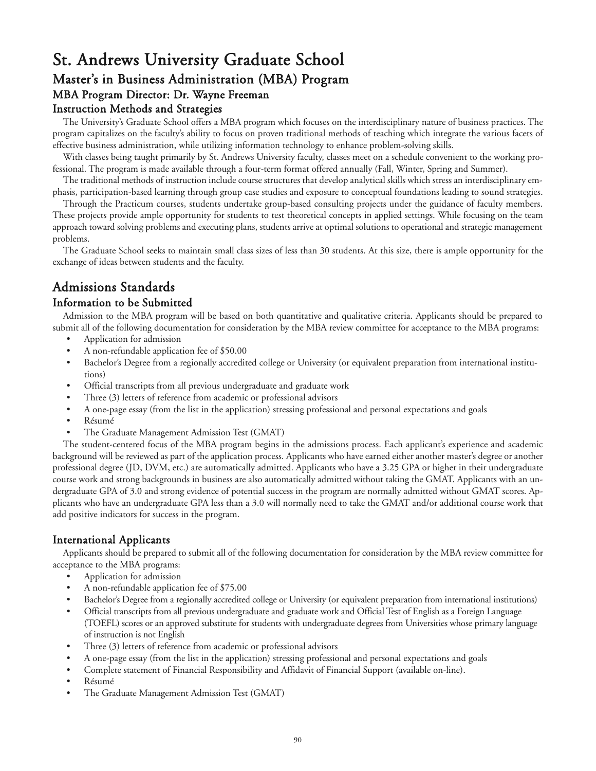# St. Andrews University Graduate School

## Master's in Business Administration (MBA) Program

### MBA Program Director: Dr. Wayne Freeman

### Instruction Methods and Strategies

The University's Graduate School offers a MBA program which focuses on the interdisciplinary nature of business practices. The program capitalizes on the faculty's ability to focus on proven traditional methods of teaching which integrate the various facets of effective business administration, while utilizing information technology to enhance problem-solving skills.

With classes being taught primarily by St. Andrews University faculty, classes meet on a schedule convenient to the working professional. The program is made available through a four-term format offered annually (Fall, Winter, Spring and Summer).

The traditional methods of instruction include course structures that develop analytical skills which stress an interdisciplinary emphasis, participation-based learning through group case studies and exposure to conceptual foundations leading to sound strategies.

Through the Practicum courses, students undertake group-based consulting projects under the guidance of faculty members. These projects provide ample opportunity for students to test theoretical concepts in applied settings. While focusing on the team approach toward solving problems and executing plans, students arrive at optimal solutions to operational and strategic management problems.

The Graduate School seeks to maintain small class sizes of less than 30 students. At this size, there is ample opportunity for the exchange of ideas between students and the faculty.

## Admissions Standards

### Information to be Submitted

Admission to the MBA program will be based on both quantitative and qualitative criteria. Applicants should be prepared to submit all of the following documentation for consideration by the MBA review committee for acceptance to the MBA programs:

- Application for admission
- A non-refundable application fee of $50.00
- Bachelor's Degree from a regionally accredited college or University (or equivalent preparation from international institutions)
- Official transcripts from all previous undergraduate and graduate work
- Three (3) letters of reference from academic or professional advisors
- A one-page essay (from the list in the application) stressing professional and personal expectations and goals
- Résumé
- The Graduate Management Admission Test (GMAT)

The student-centered focus of the MBA program begins in the admissions process. Each applicant's experience and academic background will be reviewed as part of the application process. Applicants who have earned either another master's degree or another professional degree (JD, DVM, etc.) are automatically admitted. Applicants who have a 3.25 GPA or higher in their undergraduate course work and strong backgrounds in business are also automatically admitted without taking the GMAT. Applicants with an undergraduate GPA of 3.0 and strong evidence of potential success in the program are normally admitted without GMAT scores. Applicants who have an undergraduate GPA less than a 3.0 will normally need to take the GMAT and/or additional course work that add positive indicators for success in the program.

### International Applicants

Applicants should be prepared to submit all of the following documentation for consideration by the MBA review committee for acceptance to the MBA programs:

- Application for admission
- A non-refundable application fee of $75.00
- Bachelor's Degree from a regionally accredited college or University (or equivalent preparation from international institutions)
- Official transcripts from all previous undergraduate and graduate work and Official Test of English as a Foreign Language (TOEFL) scores or an approved substitute for students with undergraduate degrees from Universities whose primary language of instruction is not English
- Three (3) letters of reference from academic or professional advisors
- A one-page essay (from the list in the application) stressing professional and personal expectations and goals
- Complete statement of Financial Responsibility and Affidavit of Financial Support (available on-line).
- Résumé
- The Graduate Management Admission Test (GMAT)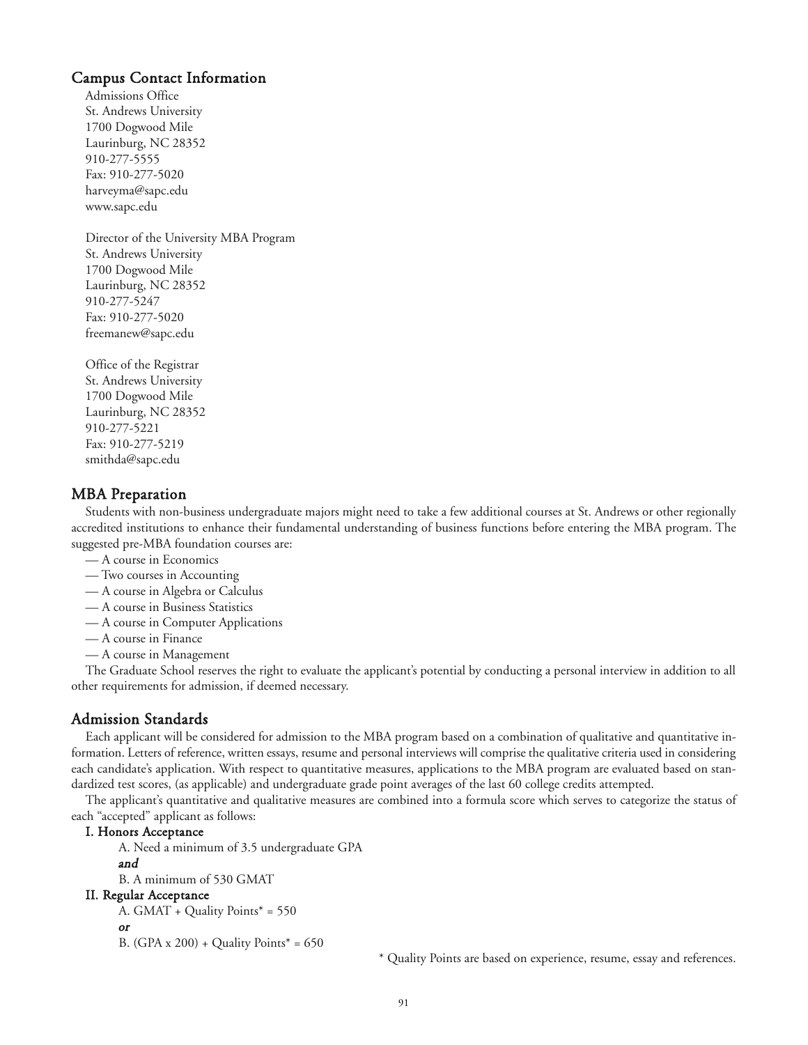## Campus Contact Information

Admissions Office
St. Andrews University
1700 Dogwood Mile
Laurinburg, NC 28352
910-277-5555
Fax: 910-277-5020
harveyma@sapc.edu
www.sapc.edu

Director of the University MBA Program
St. Andrews University
1700 Dogwood Mile
Laurinburg, NC 28352
910-277-5247
Fax: 910-277-5020
freemanew@sapc.edu

Office of the Registrar
St. Andrews University
1700 Dogwood Mile
Laurinburg, NC 28352
910-277-5221
Fax: 910-277-5219
smithda@sapc.edu

## MBA Preparation

Students with non-business undergraduate majors might need to take a few additional courses at St. Andrews or other regionally accredited institutions to enhance their fundamental understanding of business functions before entering the MBA program. The suggested pre-MBA foundation courses are:

— A course in Economics
— Two courses in Accounting
— A course in Algebra or Calculus
— A course in Business Statistics
— A course in Computer Applications
— A course in Finance
— A course in Management

The Graduate School reserves the right to evaluate the applicant's potential by conducting a personal interview in addition to all other requirements for admission, if deemed necessary.

## Admission Standards

Each applicant will be considered for admission to the MBA program based on a combination of qualitative and quantitative information. Letters of reference, written essays, resume and personal interviews will comprise the qualitative criteria used in considering each candidate's application. With respect to quantitative measures, applications to the MBA program are evaluated based on standardized test scores, (as applicable) and undergraduate grade point averages of the last 60 college credits attempted.

The applicant's quantitative and qualitative measures are combined into a formula score which serves to categorize the status of each "accepted" applicant as follows:

**I. Honors Acceptance**

A. Need a minimum of 3.5 undergraduate GPA

***and***

B. A minimum of 530 GMAT

**II. Regular Acceptance**

A. GMAT + Quality Points* = 550

***or***

B. (GPA x 200) + Quality Points* = 650

\* Quality Points are based on experience, resume, essay and references.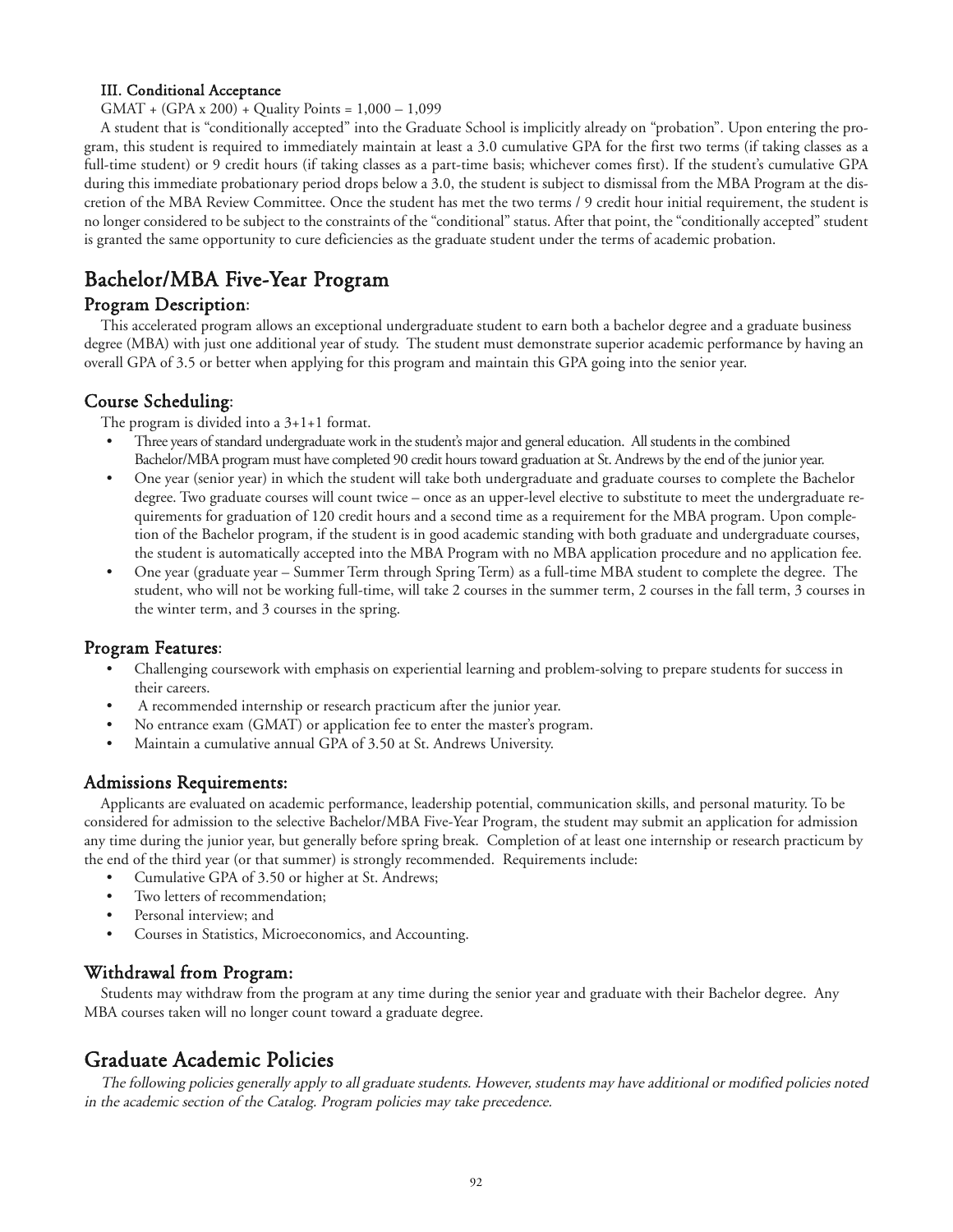### III. Conditional Acceptance

GMAT + (GPA x 200) + Quality Points = 1,000 – 1,099

A student that is "conditionally accepted" into the Graduate School is implicitly already on "probation". Upon entering the program, this student is required to immediately maintain at least a 3.0 cumulative GPA for the first two terms (if taking classes as a full-time student) or 9 credit hours (if taking classes as a part-time basis; whichever comes first). If the student's cumulative GPA during this immediate probationary period drops below a 3.0, the student is subject to dismissal from the MBA Program at the discretion of the MBA Review Committee. Once the student has met the two terms / 9 credit hour initial requirement, the student is no longer considered to be subject to the constraints of the "conditional" status. After that point, the "conditionally accepted" student is granted the same opportunity to cure deficiencies as the graduate student under the terms of academic probation.

# Bachelor/MBA Five-Year Program

## Program Description:

This accelerated program allows an exceptional undergraduate student to earn both a bachelor degree and a graduate business degree (MBA) with just one additional year of study. The student must demonstrate superior academic performance by having an overall GPA of 3.5 or better when applying for this program and maintain this GPA going into the senior year.

## Course Scheduling:

The program is divided into a 3+1+1 format.

- Three years of standard undergraduate work in the student's major and general education. All students in the combined Bachelor/MBA program must have completed 90 credit hours toward graduation at St. Andrews by the end of the junior year.
- One year (senior year) in which the student will take both undergraduate and graduate courses to complete the Bachelor degree. Two graduate courses will count twice – once as an upper-level elective to substitute to meet the undergraduate requirements for graduation of 120 credit hours and a second time as a requirement for the MBA program. Upon completion of the Bachelor program, if the student is in good academic standing with both graduate and undergraduate courses, the student is automatically accepted into the MBA Program with no MBA application procedure and no application fee.
- One year (graduate year – Summer Term through Spring Term) as a full-time MBA student to complete the degree. The student, who will not be working full-time, will take 2 courses in the summer term, 2 courses in the fall term, 3 courses in the winter term, and 3 courses in the spring.

## Program Features:

- Challenging coursework with emphasis on experiential learning and problem-solving to prepare students for success in their careers.
- A recommended internship or research practicum after the junior year.
- No entrance exam (GMAT) or application fee to enter the master's program.
- Maintain a cumulative annual GPA of 3.50 at St. Andrews University.

## Admissions Requirements:

Applicants are evaluated on academic performance, leadership potential, communication skills, and personal maturity. To be considered for admission to the selective Bachelor/MBA Five-Year Program, the student may submit an application for admission any time during the junior year, but generally before spring break. Completion of at least one internship or research practicum by the end of the third year (or that summer) is strongly recommended. Requirements include:

- Cumulative GPA of 3.50 or higher at St. Andrews;
- Two letters of recommendation;
- Personal interview; and
- Courses in Statistics, Microeconomics, and Accounting.

## Withdrawal from Program:

Students may withdraw from the program at any time during the senior year and graduate with their Bachelor degree. Any MBA courses taken will no longer count toward a graduate degree.

# Graduate Academic Policies

*The following policies generally apply to all graduate students. However, students may have additional or modified policies noted in the academic section of the Catalog. Program policies may take precedence.*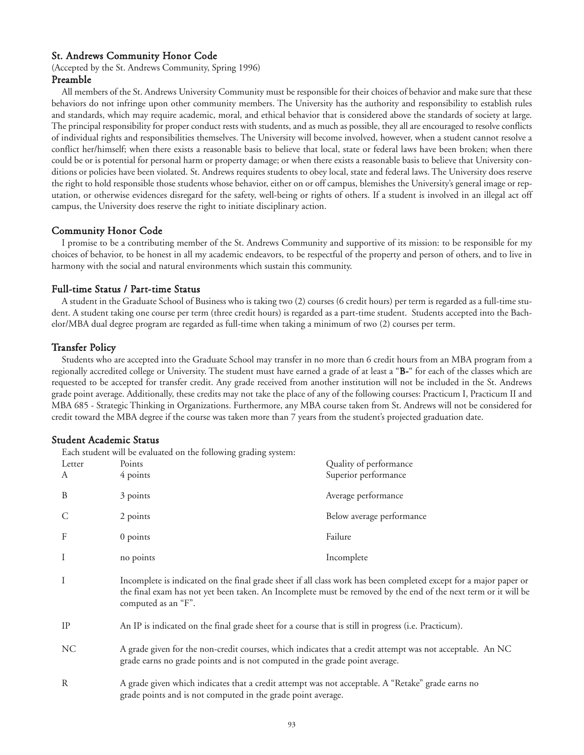## St. Andrews Community Honor Code

(Accepted by the St. Andrews Community, Spring 1996)

### Preamble

All members of the St. Andrews University Community must be responsible for their choices of behavior and make sure that these behaviors do not infringe upon other community members. The University has the authority and responsibility to establish rules and standards, which may require academic, moral, and ethical behavior that is considered above the standards of society at large. The principal responsibility for proper conduct rests with students, and as much as possible, they all are encouraged to resolve conflicts of individual rights and responsibilities themselves. The University will become involved, however, when a student cannot resolve a conflict her/himself; when there exists a reasonable basis to believe that local, state or federal laws have been broken; when there could be or is potential for personal harm or property damage; or when there exists a reasonable basis to believe that University conditions or policies have been violated. St. Andrews requires students to obey local, state and federal laws. The University does reserve the right to hold responsible those students whose behavior, either on or off campus, blemishes the University's general image or reputation, or otherwise evidences disregard for the safety, well-being or rights of others. If a student is involved in an illegal act off campus, the University does reserve the right to initiate disciplinary action.

## Community Honor Code

I promise to be a contributing member of the St. Andrews Community and supportive of its mission: to be responsible for my choices of behavior, to be honest in all my academic endeavors, to be respectful of the property and person of others, and to live in harmony with the social and natural environments which sustain this community.

## Full-time Status / Part-time Status

A student in the Graduate School of Business who is taking two (2) courses (6 credit hours) per term is regarded as a full-time student. A student taking one course per term (three credit hours) is regarded as a part-time student. Students accepted into the Bachelor/MBA dual degree program are regarded as full-time when taking a minimum of two (2) courses per term.

## Transfer Policy

Students who are accepted into the Graduate School may transfer in no more than 6 credit hours from an MBA program from a regionally accredited college or University. The student must have earned a grade of at least a "**B-**" for each of the classes which are requested to be accepted for transfer credit. Any grade received from another institution will not be included in the St. Andrews grade point average. Additionally, these credits may not take the place of any of the following courses: Practicum I, Practicum II and MBA 685 - Strategic Thinking in Organizations. Furthermore, any MBA course taken from St. Andrews will not be considered for credit toward the MBA degree if the course was taken more than 7 years from the student's projected graduation date.

## Student Academic Status

Each student will be evaluated on the following grading system:

| Letter | Points | Quality of performance |
|---|---|---|
| A | 4 points | Superior performance |
| B | 3 points | Average performance |
| C | 2 points | Below average performance |
| F | 0 points | Failure |
| I | no points | Incomplete |

I — Incomplete is indicated on the final grade sheet if all class work has been completed except for a major paper or the final exam has not yet been taken. An Incomplete must be removed by the end of the next term or it will be computed as an "F".

IP — An IP is indicated on the final grade sheet for a course that is still in progress (i.e. Practicum).

NC — A grade given for the non-credit courses, which indicates that a credit attempt was not acceptable. An NC grade earns no grade points and is not computed in the grade point average.

R — A grade given which indicates that a credit attempt was not acceptable. A "Retake" grade earns no grade points and is not computed in the grade point average.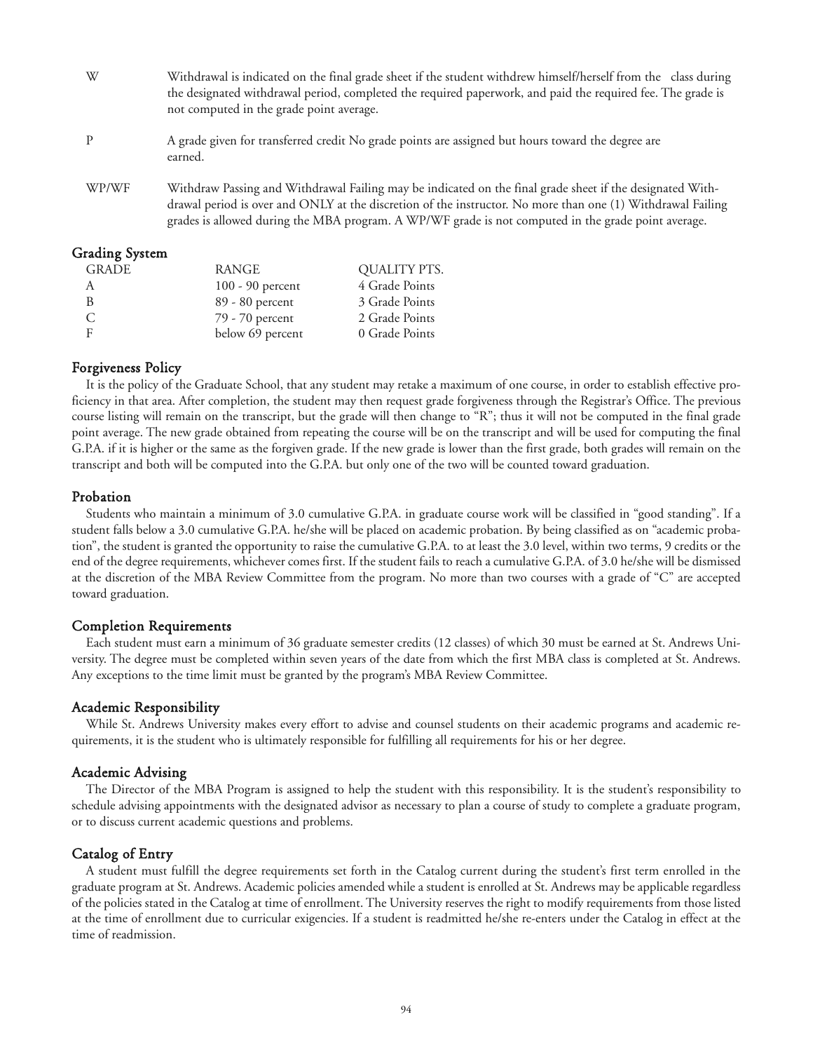W — Withdrawal is indicated on the final grade sheet if the student withdrew himself/herself from the class during the designated withdrawal period, completed the required paperwork, and paid the required fee. The grade is not computed in the grade point average.

P — A grade given for transferred credit No grade points are assigned but hours toward the degree are earned.

WP/WF — Withdraw Passing and Withdrawal Failing may be indicated on the final grade sheet if the designated Withdrawal period is over and ONLY at the discretion of the instructor. No more than one (1) Withdrawal Failing grades is allowed during the MBA program. A WP/WF grade is not computed in the grade point average.

## Grading System

| GRADE | RANGE | QUALITY PTS. |
|---|---|---|
| A | 100 - 90 percent | 4 Grade Points |
| B | 89 - 80 percent | 3 Grade Points |
| C | 79 - 70 percent | 2 Grade Points |
| F | below 69 percent | 0 Grade Points |

## Forgiveness Policy

It is the policy of the Graduate School, that any student may retake a maximum of one course, in order to establish effective proficiency in that area. After completion, the student may then request grade forgiveness through the Registrar's Office. The previous course listing will remain on the transcript, but the grade will then change to "R"; thus it will not be computed in the final grade point average. The new grade obtained from repeating the course will be on the transcript and will be used for computing the final G.P.A. if it is higher or the same as the forgiven grade. If the new grade is lower than the first grade, both grades will remain on the transcript and both will be computed into the G.P.A. but only one of the two will be counted toward graduation.

## Probation

Students who maintain a minimum of 3.0 cumulative G.P.A. in graduate course work will be classified in "good standing". If a student falls below a 3.0 cumulative G.P.A. he/she will be placed on academic probation. By being classified as on "academic probation", the student is granted the opportunity to raise the cumulative G.P.A. to at least the 3.0 level, within two terms, 9 credits or the end of the degree requirements, whichever comes first. If the student fails to reach a cumulative G.P.A. of 3.0 he/she will be dismissed at the discretion of the MBA Review Committee from the program. No more than two courses with a grade of "C" are accepted toward graduation.

## Completion Requirements

Each student must earn a minimum of 36 graduate semester credits (12 classes) of which 30 must be earned at St. Andrews University. The degree must be completed within seven years of the date from which the first MBA class is completed at St. Andrews. Any exceptions to the time limit must be granted by the program's MBA Review Committee.

## Academic Responsibility

While St. Andrews University makes every effort to advise and counsel students on their academic programs and academic requirements, it is the student who is ultimately responsible for fulfilling all requirements for his or her degree.

## Academic Advising

The Director of the MBA Program is assigned to help the student with this responsibility. It is the student's responsibility to schedule advising appointments with the designated advisor as necessary to plan a course of study to complete a graduate program, or to discuss current academic questions and problems.

## Catalog of Entry

A student must fulfill the degree requirements set forth in the Catalog current during the student's first term enrolled in the graduate program at St. Andrews. Academic policies amended while a student is enrolled at St. Andrews may be applicable regardless of the policies stated in the Catalog at time of enrollment. The University reserves the right to modify requirements from those listed at the time of enrollment due to curricular exigencies. If a student is readmitted he/she re-enters under the Catalog in effect at the time of readmission.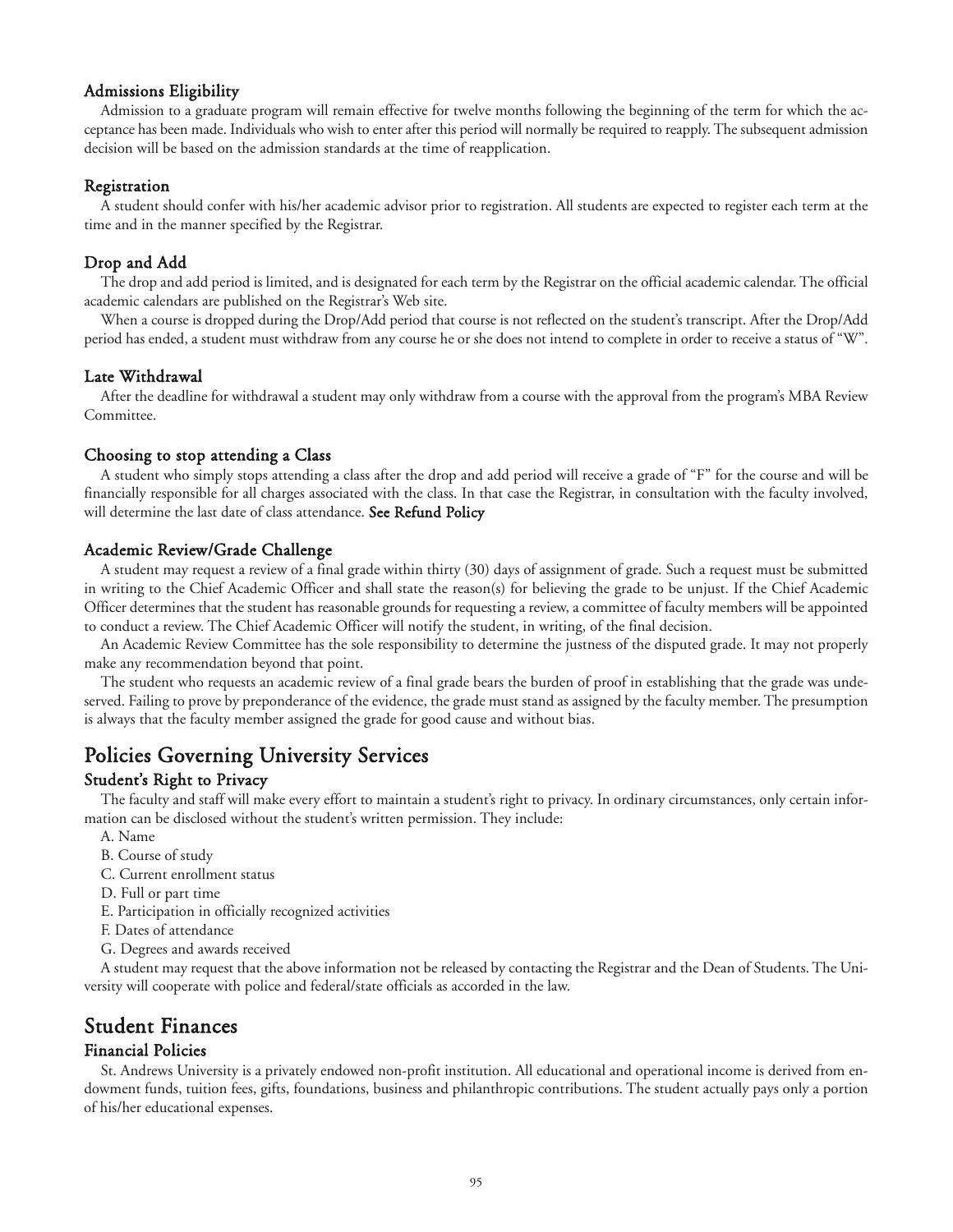### Admissions Eligibility

Admission to a graduate program will remain effective for twelve months following the beginning of the term for which the acceptance has been made. Individuals who wish to enter after this period will normally be required to reapply. The subsequent admission decision will be based on the admission standards at the time of reapplication.

### Registration

A student should confer with his/her academic advisor prior to registration. All students are expected to register each term at the time and in the manner specified by the Registrar.

### Drop and Add

The drop and add period is limited, and is designated for each term by the Registrar on the official academic calendar. The official academic calendars are published on the Registrar's Web site.

When a course is dropped during the Drop/Add period that course is not reflected on the student's transcript. After the Drop/Add period has ended, a student must withdraw from any course he or she does not intend to complete in order to receive a status of "W".

### Late Withdrawal

After the deadline for withdrawal a student may only withdraw from a course with the approval from the program's MBA Review Committee.

### Choosing to stop attending a Class

A student who simply stops attending a class after the drop and add period will receive a grade of "F" for the course and will be financially responsible for all charges associated with the class. In that case the Registrar, in consultation with the faculty involved, will determine the last date of class attendance. **See Refund Policy**

### Academic Review/Grade Challenge

A student may request a review of a final grade within thirty (30) days of assignment of grade. Such a request must be submitted in writing to the Chief Academic Officer and shall state the reason(s) for believing the grade to be unjust. If the Chief Academic Officer determines that the student has reasonable grounds for requesting a review, a committee of faculty members will be appointed to conduct a review. The Chief Academic Officer will notify the student, in writing, of the final decision.

An Academic Review Committee has the sole responsibility to determine the justness of the disputed grade. It may not properly make any recommendation beyond that point.

The student who requests an academic review of a final grade bears the burden of proof in establishing that the grade was undeserved. Failing to prove by preponderance of the evidence, the grade must stand as assigned by the faculty member. The presumption is always that the faculty member assigned the grade for good cause and without bias.

## Policies Governing University Services

### Student's Right to Privacy

The faculty and staff will make every effort to maintain a student's right to privacy. In ordinary circumstances, only certain information can be disclosed without the student's written permission. They include:

A. Name
B. Course of study
C. Current enrollment status
D. Full or part time
E. Participation in officially recognized activities
F. Dates of attendance
G. Degrees and awards received

A student may request that the above information not be released by contacting the Registrar and the Dean of Students. The University will cooperate with police and federal/state officials as accorded in the law.

## Student Finances

### Financial Policies

St. Andrews University is a privately endowed non-profit institution. All educational and operational income is derived from endowment funds, tuition fees, gifts, foundations, business and philanthropic contributions. The student actually pays only a portion of his/her educational expenses.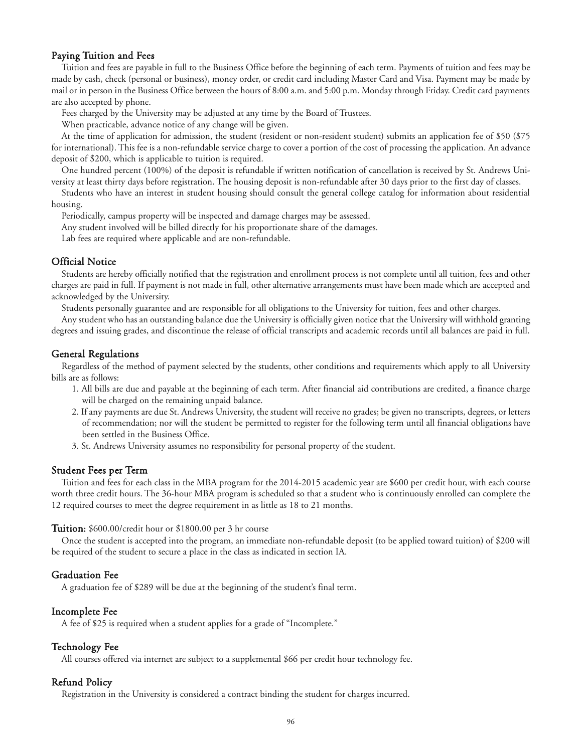## Paying Tuition and Fees

Tuition and fees are payable in full to the Business Office before the beginning of each term. Payments of tuition and fees may be made by cash, check (personal or business), money order, or credit card including Master Card and Visa. Payment may be made by mail or in person in the Business Office between the hours of 8:00 a.m. and 5:00 p.m. Monday through Friday. Credit card payments are also accepted by phone.

Fees charged by the University may be adjusted at any time by the Board of Trustees.

When practicable, advance notice of any change will be given.

At the time of application for admission, the student (resident or non-resident student) submits an application fee of $50 ($75 for international). This fee is a non-refundable service charge to cover a portion of the cost of processing the application. An advance deposit of $200, which is applicable to tuition is required.

One hundred percent (100%) of the deposit is refundable if written notification of cancellation is received by St. Andrews University at least thirty days before registration. The housing deposit is non-refundable after 30 days prior to the first day of classes.

Students who have an interest in student housing should consult the general college catalog for information about residential housing.

Periodically, campus property will be inspected and damage charges may be assessed.

Any student involved will be billed directly for his proportionate share of the damages.

Lab fees are required where applicable and are non-refundable.

## Official Notice

Students are hereby officially notified that the registration and enrollment process is not complete until all tuition, fees and other charges are paid in full. If payment is not made in full, other alternative arrangements must have been made which are accepted and acknowledged by the University.

Students personally guarantee and are responsible for all obligations to the University for tuition, fees and other charges.

Any student who has an outstanding balance due the University is officially given notice that the University will withhold granting degrees and issuing grades, and discontinue the release of official transcripts and academic records until all balances are paid in full.

## General Regulations

Regardless of the method of payment selected by the students, other conditions and requirements which apply to all University bills are as follows:

1. All bills are due and payable at the beginning of each term. After financial aid contributions are credited, a finance charge will be charged on the remaining unpaid balance.
2. If any payments are due St. Andrews University, the student will receive no grades; be given no transcripts, degrees, or letters of recommendation; nor will the student be permitted to register for the following term until all financial obligations have been settled in the Business Office.
3. St. Andrews University assumes no responsibility for personal property of the student.

## Student Fees per Term

Tuition and fees for each class in the MBA program for the 2014-2015 academic year are $600 per credit hour, with each course worth three credit hours. The 36-hour MBA program is scheduled so that a student who is continuously enrolled can complete the 12 required courses to meet the degree requirement in as little as 18 to 21 months.

**Tuition:** $600.00/credit hour or $1800.00 per 3 hr course

Once the student is accepted into the program, an immediate non-refundable deposit (to be applied toward tuition) of $200 will be required of the student to secure a place in the class as indicated in section IA.

## Graduation Fee

A graduation fee of $289 will be due at the beginning of the student's final term.

## Incomplete Fee

A fee of $25 is required when a student applies for a grade of "Incomplete."

## Technology Fee

All courses offered via internet are subject to a supplemental $66 per credit hour technology fee.

## Refund Policy

Registration in the University is considered a contract binding the student for charges incurred.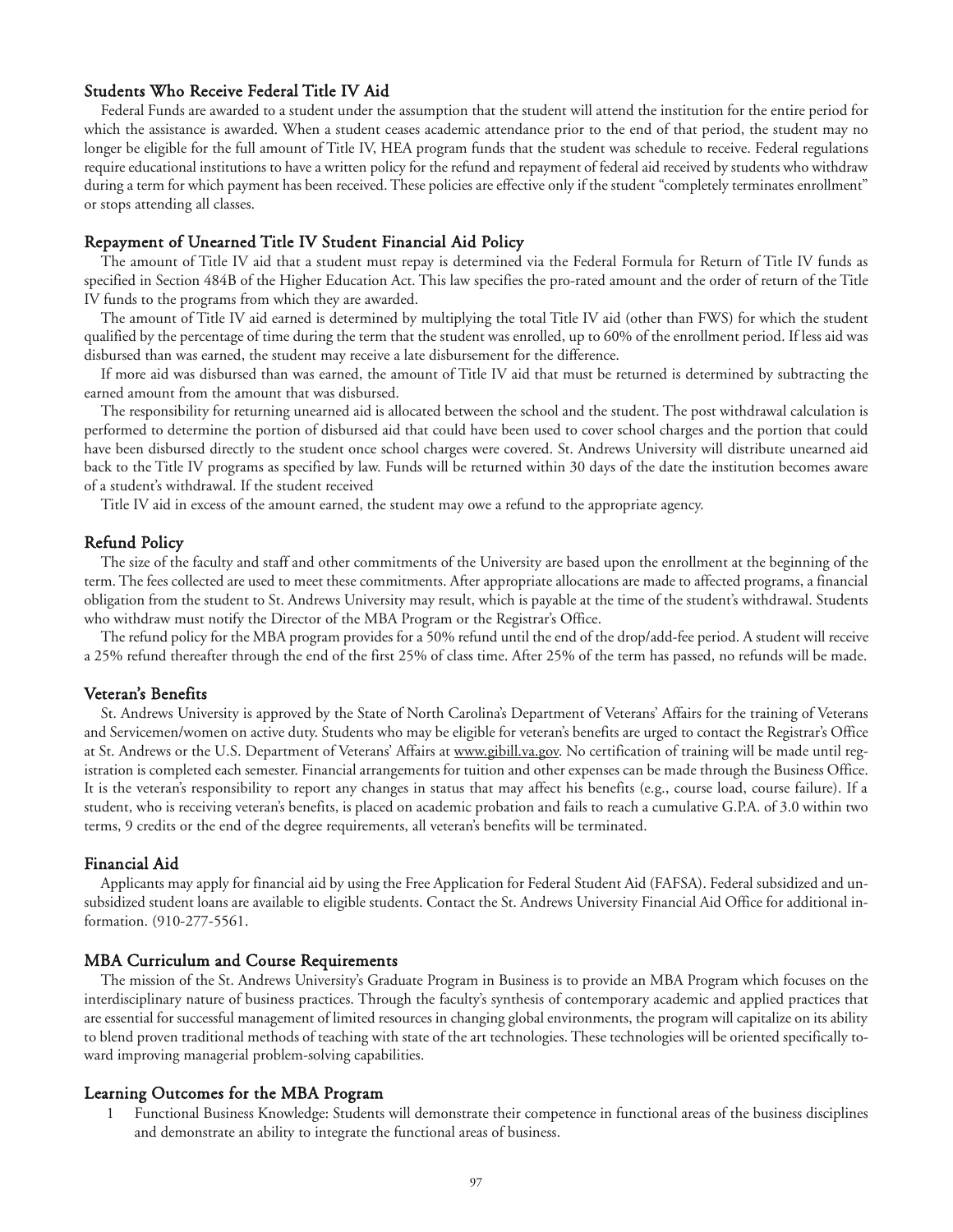## Students Who Receive Federal Title IV Aid

Federal Funds are awarded to a student under the assumption that the student will attend the institution for the entire period for which the assistance is awarded. When a student ceases academic attendance prior to the end of that period, the student may no longer be eligible for the full amount of Title IV, HEA program funds that the student was schedule to receive. Federal regulations require educational institutions to have a written policy for the refund and repayment of federal aid received by students who withdraw during a term for which payment has been received. These policies are effective only if the student "completely terminates enrollment" or stops attending all classes.

## Repayment of Unearned Title IV Student Financial Aid Policy

The amount of Title IV aid that a student must repay is determined via the Federal Formula for Return of Title IV funds as specified in Section 484B of the Higher Education Act. This law specifies the pro-rated amount and the order of return of the Title IV funds to the programs from which they are awarded.

The amount of Title IV aid earned is determined by multiplying the total Title IV aid (other than FWS) for which the student qualified by the percentage of time during the term that the student was enrolled, up to 60% of the enrollment period. If less aid was disbursed than was earned, the student may receive a late disbursement for the difference.

If more aid was disbursed than was earned, the amount of Title IV aid that must be returned is determined by subtracting the earned amount from the amount that was disbursed.

The responsibility for returning unearned aid is allocated between the school and the student. The post withdrawal calculation is performed to determine the portion of disbursed aid that could have been used to cover school charges and the portion that could have been disbursed directly to the student once school charges were covered. St. Andrews University will distribute unearned aid back to the Title IV programs as specified by law. Funds will be returned within 30 days of the date the institution becomes aware of a student's withdrawal. If the student received

Title IV aid in excess of the amount earned, the student may owe a refund to the appropriate agency.

## Refund Policy

The size of the faculty and staff and other commitments of the University are based upon the enrollment at the beginning of the term. The fees collected are used to meet these commitments. After appropriate allocations are made to affected programs, a financial obligation from the student to St. Andrews University may result, which is payable at the time of the student's withdrawal. Students who withdraw must notify the Director of the MBA Program or the Registrar's Office.

The refund policy for the MBA program provides for a 50% refund until the end of the drop/add-fee period. A student will receive a 25% refund thereafter through the end of the first 25% of class time. After 25% of the term has passed, no refunds will be made.

## Veteran's Benefits

St. Andrews University is approved by the State of North Carolina's Department of Veterans' Affairs for the training of Veterans and Servicemen/women on active duty. Students who may be eligible for veteran's benefits are urged to contact the Registrar's Office at St. Andrews or the U.S. Department of Veterans' Affairs at www.gibill.va.gov. No certification of training will be made until registration is completed each semester. Financial arrangements for tuition and other expenses can be made through the Business Office. It is the veteran's responsibility to report any changes in status that may affect his benefits (e.g., course load, course failure). If a student, who is receiving veteran's benefits, is placed on academic probation and fails to reach a cumulative G.P.A. of 3.0 within two terms, 9 credits or the end of the degree requirements, all veteran's benefits will be terminated.

## Financial Aid

Applicants may apply for financial aid by using the Free Application for Federal Student Aid (FAFSA). Federal subsidized and unsubsidized student loans are available to eligible students. Contact the St. Andrews University Financial Aid Office for additional information. (910-277-5561.

## MBA Curriculum and Course Requirements

The mission of the St. Andrews University's Graduate Program in Business is to provide an MBA Program which focuses on the interdisciplinary nature of business practices. Through the faculty's synthesis of contemporary academic and applied practices that are essential for successful management of limited resources in changing global environments, the program will capitalize on its ability to blend proven traditional methods of teaching with state of the art technologies. These technologies will be oriented specifically toward improving managerial problem-solving capabilities.

## Learning Outcomes for the MBA Program

1. Functional Business Knowledge: Students will demonstrate their competence in functional areas of the business disciplines and demonstrate an ability to integrate the functional areas of business.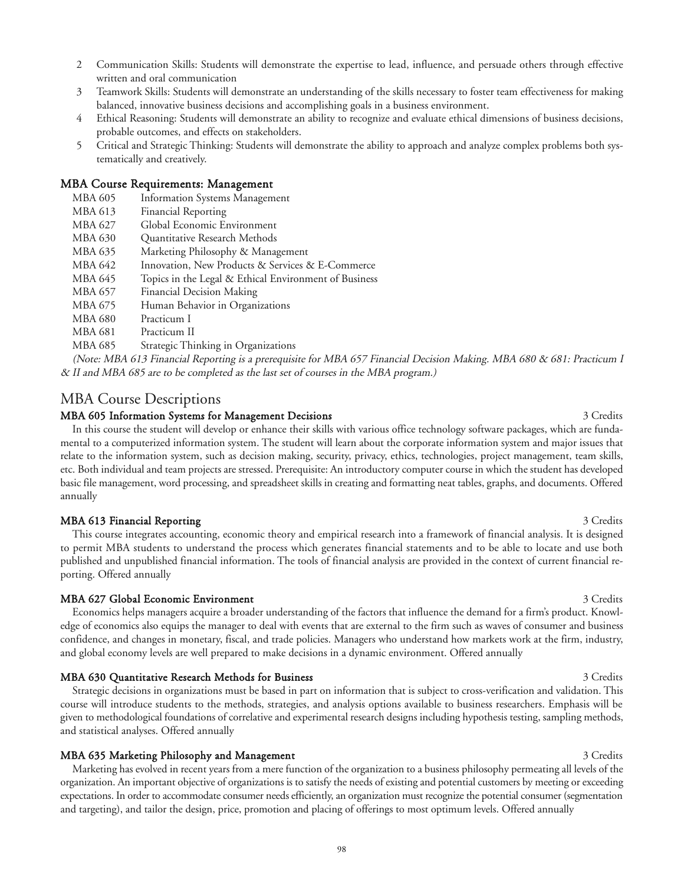2 Communication Skills: Students will demonstrate the expertise to lead, influence, and persuade others through effective written and oral communication
3 Teamwork Skills: Students will demonstrate an understanding of the skills necessary to foster team effectiveness for making balanced, innovative business decisions and accomplishing goals in a business environment.
4 Ethical Reasoning: Students will demonstrate an ability to recognize and evaluate ethical dimensions of business decisions, probable outcomes, and effects on stakeholders.
5 Critical and Strategic Thinking: Students will demonstrate the ability to approach and analyze complex problems both systematically and creatively.

### MBA Course Requirements: Management

| | |
|---|---|
| MBA 605 | Information Systems Management |
| MBA 613 | Financial Reporting |
| MBA 627 | Global Economic Environment |
| MBA 630 | Quantitative Research Methods |
| MBA 635 | Marketing Philosophy & Management |
| MBA 642 | Innovation, New Products & Services & E-Commerce |
| MBA 645 | Topics in the Legal & Ethical Environment of Business |
| MBA 657 | Financial Decision Making |
| MBA 675 | Human Behavior in Organizations |
| MBA 680 | Practicum I |
| MBA 681 | Practicum II |
| MBA 685 | Strategic Thinking in Organizations |

*(Note: MBA 613 Financial Reporting is a prerequisite for MBA 657 Financial Decision Making. MBA 680 & 681: Practicum I & II and MBA 685 are to be completed as the last set of courses in the MBA program.)*

## MBA Course Descriptions

### MBA 605 Information Systems for Management Decisions — 3 Credits

In this course the student will develop or enhance their skills with various office technology software packages, which are fundamental to a computerized information system. The student will learn about the corporate information system and major issues that relate to the information system, such as decision making, security, privacy, ethics, technologies, project management, team skills, etc. Both individual and team projects are stressed. Prerequisite: An introductory computer course in which the student has developed basic file management, word processing, and spreadsheet skills in creating and formatting neat tables, graphs, and documents. Offered annually

### MBA 613 Financial Reporting — 3 Credits

This course integrates accounting, economic theory and empirical research into a framework of financial analysis. It is designed to permit MBA students to understand the process which generates financial statements and to be able to locate and use both published and unpublished financial information. The tools of financial analysis are provided in the context of current financial reporting. Offered annually

### MBA 627 Global Economic Environment — 3 Credits

Economics helps managers acquire a broader understanding of the factors that influence the demand for a firm's product. Knowledge of economics also equips the manager to deal with events that are external to the firm such as waves of consumer and business confidence, and changes in monetary, fiscal, and trade policies. Managers who understand how markets work at the firm, industry, and global economy levels are well prepared to make decisions in a dynamic environment. Offered annually

### MBA 630 Quantitative Research Methods for Business — 3 Credits

Strategic decisions in organizations must be based in part on information that is subject to cross-verification and validation. This course will introduce students to the methods, strategies, and analysis options available to business researchers. Emphasis will be given to methodological foundations of correlative and experimental research designs including hypothesis testing, sampling methods, and statistical analyses. Offered annually

### MBA 635 Marketing Philosophy and Management — 3 Credits

Marketing has evolved in recent years from a mere function of the organization to a business philosophy permeating all levels of the organization. An important objective of organizations is to satisfy the needs of existing and potential customers by meeting or exceeding expectations. In order to accommodate consumer needs efficiently, an organization must recognize the potential consumer (segmentation and targeting), and tailor the design, price, promotion and placing of offerings to most optimum levels. Offered annually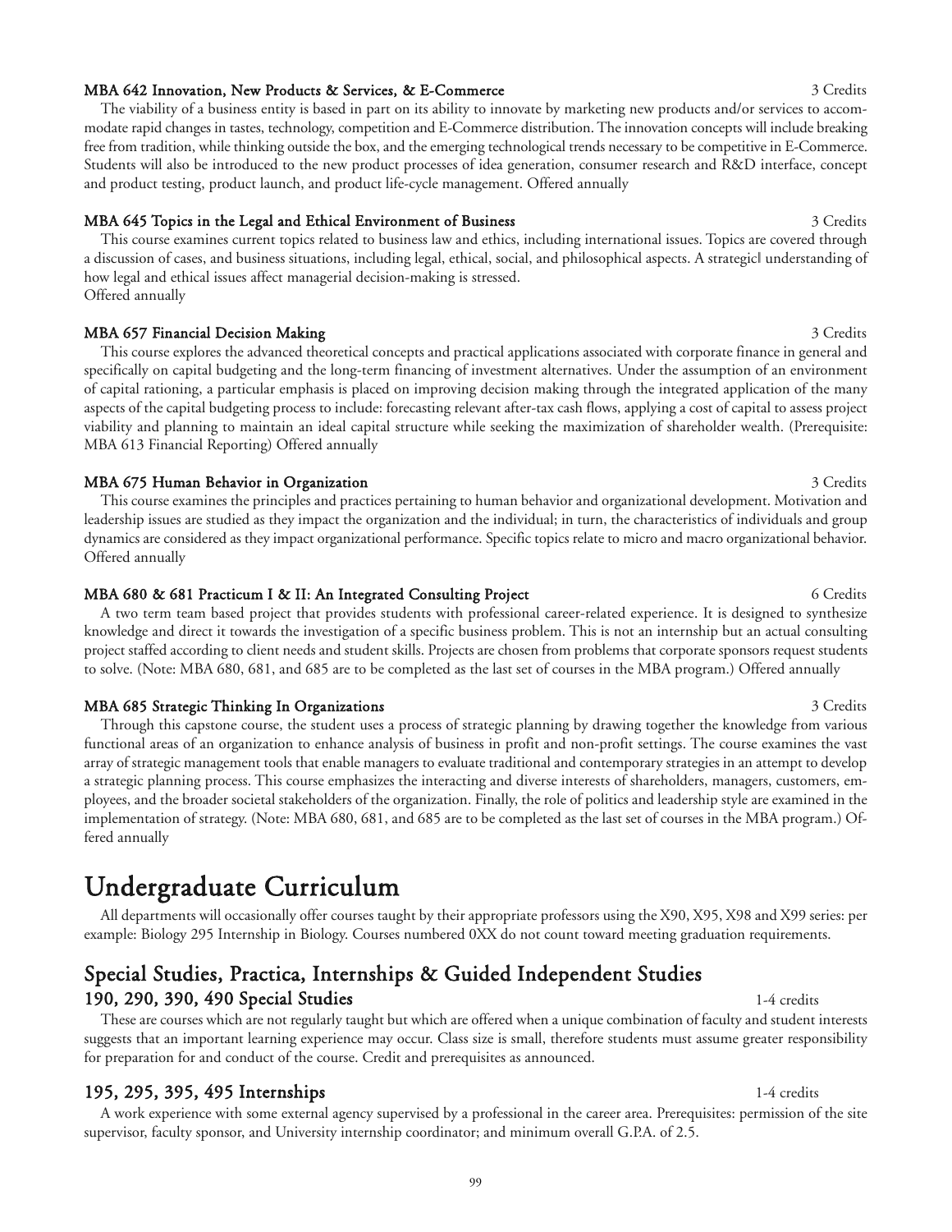**MBA 642 Innovation, New Products & Services, & E-Commerce** 3 Credits

The viability of a business entity is based in part on its ability to innovate by marketing new products and/or services to accommodate rapid changes in tastes, technology, competition and E-Commerce distribution. The innovation concepts will include breaking free from tradition, while thinking outside the box, and the emerging technological trends necessary to be competitive in E-Commerce. Students will also be introduced to the new product processes of idea generation, consumer research and R&D interface, concept and product testing, product launch, and product life-cycle management. Offered annually

**MBA 645 Topics in the Legal and Ethical Environment of Business** 3 Credits

This course examines current topics related to business law and ethics, including international issues. Topics are covered through a discussion of cases, and business situations, including legal, ethical, social, and philosophical aspects. A strategicl understanding of how legal and ethical issues affect managerial decision-making is stressed.
Offered annually

**MBA 657 Financial Decision Making** 3 Credits

This course explores the advanced theoretical concepts and practical applications associated with corporate finance in general and specifically on capital budgeting and the long-term financing of investment alternatives. Under the assumption of an environment of capital rationing, a particular emphasis is placed on improving decision making through the integrated application of the many aspects of the capital budgeting process to include: forecasting relevant after-tax cash flows, applying a cost of capital to assess project viability and planning to maintain an ideal capital structure while seeking the maximization of shareholder wealth. (Prerequisite: MBA 613 Financial Reporting) Offered annually

**MBA 675 Human Behavior in Organization** 3 Credits

This course examines the principles and practices pertaining to human behavior and organizational development. Motivation and leadership issues are studied as they impact the organization and the individual; in turn, the characteristics of individuals and group dynamics are considered as they impact organizational performance. Specific topics relate to micro and macro organizational behavior. Offered annually

**MBA 680 & 681 Practicum I & II: An Integrated Consulting Project** 6 Credits

A two term team based project that provides students with professional career-related experience. It is designed to synthesize knowledge and direct it towards the investigation of a specific business problem. This is not an internship but an actual consulting project staffed according to client needs and student skills. Projects are chosen from problems that corporate sponsors request students to solve. (Note: MBA 680, 681, and 685 are to be completed as the last set of courses in the MBA program.) Offered annually

**MBA 685 Strategic Thinking In Organizations** 3 Credits

Through this capstone course, the student uses a process of strategic planning by drawing together the knowledge from various functional areas of an organization to enhance analysis of business in profit and non-profit settings. The course examines the vast array of strategic management tools that enable managers to evaluate traditional and contemporary strategies in an attempt to develop a strategic planning process. This course emphasizes the interacting and diverse interests of shareholders, managers, customers, employees, and the broader societal stakeholders of the organization. Finally, the role of politics and leadership style are examined in the implementation of strategy. (Note: MBA 680, 681, and 685 are to be completed as the last set of courses in the MBA program.) Offered annually

# Undergraduate Curriculum

All departments will occasionally offer courses taught by their appropriate professors using the X90, X95, X98 and X99 series: per example: Biology 295 Internship in Biology. Courses numbered 0XX do not count toward meeting graduation requirements.

## Special Studies, Practica, Internships & Guided Independent Studies

### 190, 290, 390, 490 Special Studies 1-4 credits

These are courses which are not regularly taught but which are offered when a unique combination of faculty and student interests suggests that an important learning experience may occur. Class size is small, therefore students must assume greater responsibility for preparation for and conduct of the course. Credit and prerequisites as announced.

### 195, 295, 395, 495 Internships 1-4 credits

A work experience with some external agency supervised by a professional in the career area. Prerequisites: permission of the site supervisor, faculty sponsor, and University internship coordinator; and minimum overall G.P.A. of 2.5.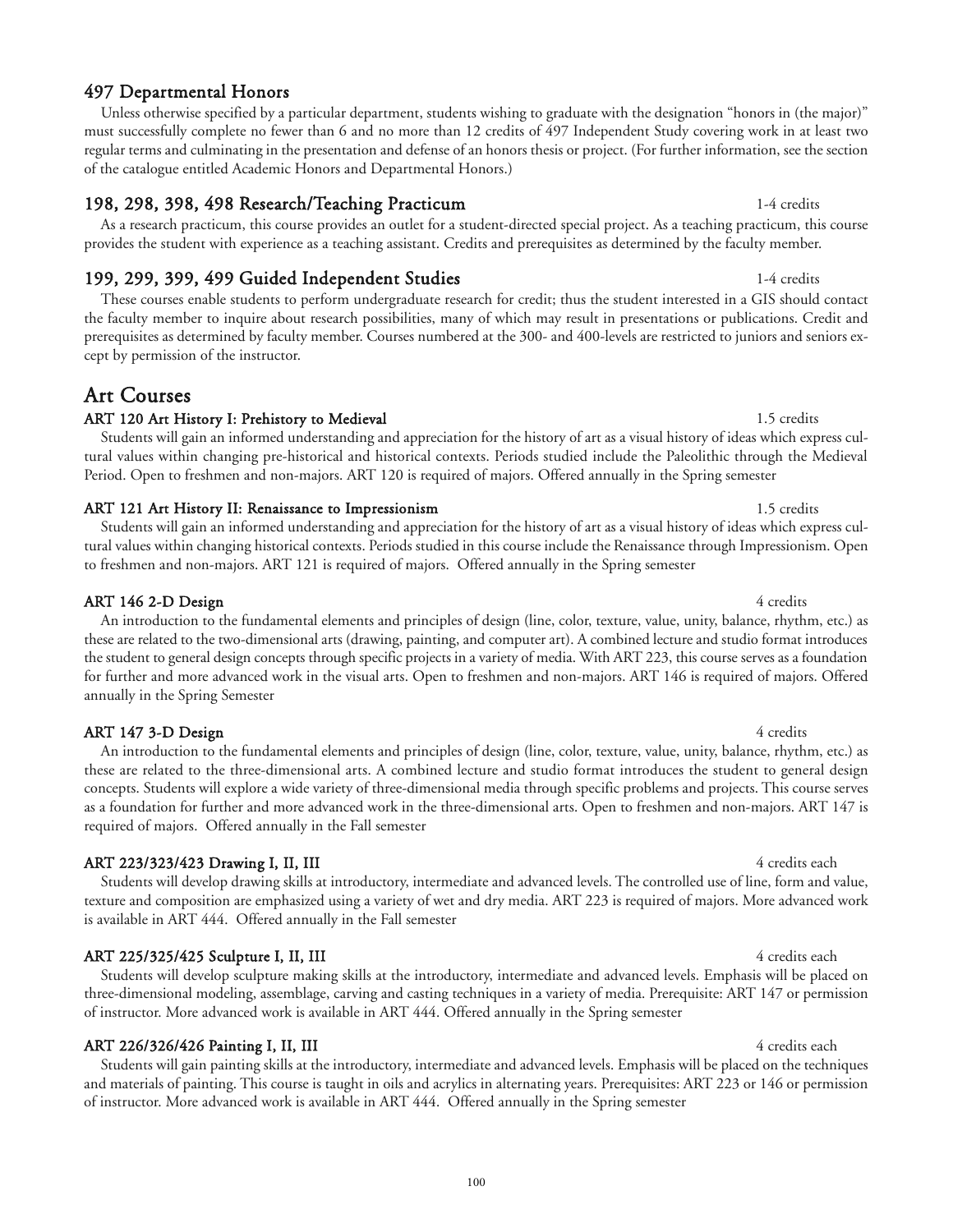### 497 Departmental Honors

Unless otherwise specified by a particular department, students wishing to graduate with the designation "honors in (the major)" must successfully complete no fewer than 6 and no more than 12 credits of 497 Independent Study covering work in at least two regular terms and culminating in the presentation and defense of an honors thesis or project. (For further information, see the section of the catalogue entitled Academic Honors and Departmental Honors.)

### 198, 298, 398, 498 Research/Teaching Practicum — 1-4 credits

As a research practicum, this course provides an outlet for a student-directed special project. As a teaching practicum, this course provides the student with experience as a teaching assistant. Credits and prerequisites as determined by the faculty member.

### 199, 299, 399, 499 Guided Independent Studies — 1-4 credits

These courses enable students to perform undergraduate research for credit; thus the student interested in a GIS should contact the faculty member to inquire about research possibilities, many of which may result in presentations or publications. Credit and prerequisites as determined by faculty member. Courses numbered at the 300- and 400-levels are restricted to juniors and seniors except by permission of the instructor.

## Art Courses

**ART 120 Art History I: Prehistory to Medieval** — 1.5 credits

Students will gain an informed understanding and appreciation for the history of art as a visual history of ideas which express cultural values within changing pre-historical and historical contexts. Periods studied include the Paleolithic through the Medieval Period. Open to freshmen and non-majors. ART 120 is required of majors. Offered annually in the Spring semester

**ART 121 Art History II: Renaissance to Impressionism** — 1.5 credits

Students will gain an informed understanding and appreciation for the history of art as a visual history of ideas which express cultural values within changing historical contexts. Periods studied in this course include the Renaissance through Impressionism. Open to freshmen and non-majors. ART 121 is required of majors. Offered annually in the Spring semester

**ART 146 2-D Design** — 4 credits

An introduction to the fundamental elements and principles of design (line, color, texture, value, unity, balance, rhythm, etc.) as these are related to the two-dimensional arts (drawing, painting, and computer art). A combined lecture and studio format introduces the student to general design concepts through specific projects in a variety of media. With ART 223, this course serves as a foundation for further and more advanced work in the visual arts. Open to freshmen and non-majors. ART 146 is required of majors. Offered annually in the Spring Semester

**ART 147 3-D Design** — 4 credits

An introduction to the fundamental elements and principles of design (line, color, texture, value, unity, balance, rhythm, etc.) as these are related to the three-dimensional arts. A combined lecture and studio format introduces the student to general design concepts. Students will explore a wide variety of three-dimensional media through specific problems and projects. This course serves as a foundation for further and more advanced work in the three-dimensional arts. Open to freshmen and non-majors. ART 147 is required of majors. Offered annually in the Fall semester

**ART 223/323/423 Drawing I, II, III** — 4 credits each

Students will develop drawing skills at introductory, intermediate and advanced levels. The controlled use of line, form and value, texture and composition are emphasized using a variety of wet and dry media. ART 223 is required of majors. More advanced work is available in ART 444. Offered annually in the Fall semester

**ART 225/325/425 Sculpture I, II, III** — 4 credits each

Students will develop sculpture making skills at the introductory, intermediate and advanced levels. Emphasis will be placed on three-dimensional modeling, assemblage, carving and casting techniques in a variety of media. Prerequisite: ART 147 or permission of instructor. More advanced work is available in ART 444. Offered annually in the Spring semester

**ART 226/326/426 Painting I, II, III** — 4 credits each

Students will gain painting skills at the introductory, intermediate and advanced levels. Emphasis will be placed on the techniques and materials of painting. This course is taught in oils and acrylics in alternating years. Prerequisites: ART 223 or 146 or permission of instructor. More advanced work is available in ART 444. Offered annually in the Spring semester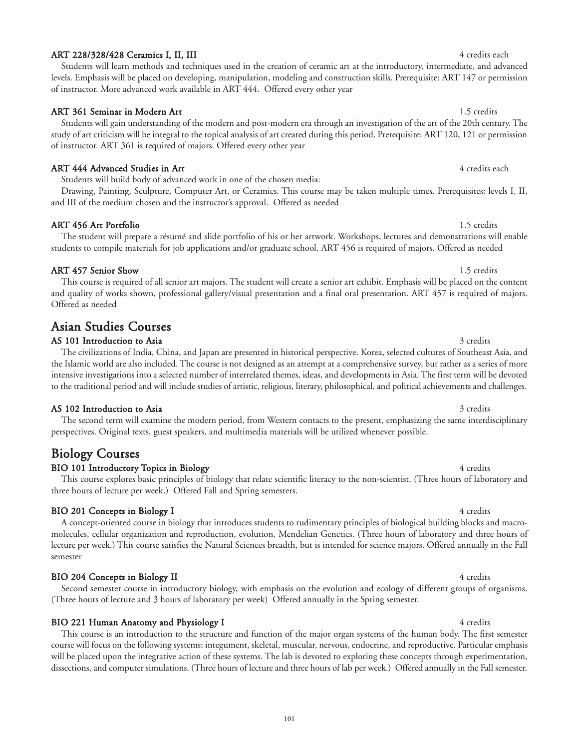**ART 228/328/428 Ceramics I, II, III** 4 credits each

Students will learn methods and techniques used in the creation of ceramic art at the introductory, intermediate, and advanced levels. Emphasis will be placed on developing, manipulation, modeling and construction skills. Prerequisite: ART 147 or permission of instructor. More advanced work available in ART 444. Offered every other year

**ART 361 Seminar in Modern Art** 1.5 credits

Students will gain understanding of the modern and post-modern era through an investigation of the art of the 20th century. The study of art criticism will be integral to the topical analysis of art created during this period. Prerequisite: ART 120, 121 or permission of instructor. ART 361 is required of majors. Offered every other year

**ART 444 Advanced Studies in Art** 4 credits each

Students will build body of advanced work in one of the chosen media:

Drawing, Painting, Sculpture, Computer Art, or Ceramics. This course may be taken multiple times. Prerequisites: levels I, II, and III of the medium chosen and the instructor's approval. Offered as needed

**ART 456 Art Portfolio** 1.5 credits

The student will prepare a résumé and slide portfolio of his or her artwork. Workshops, lectures and demonstrations will enable students to compile materials for job applications and/or graduate school. ART 456 is required of majors. Offered as needed

**ART 457 Senior Show** 1.5 credits

This course is required of all senior art majors. The student will create a senior art exhibit. Emphasis will be placed on the content and quality of works shown, professional gallery/visual presentation and a final oral presentation. ART 457 is required of majors. Offered as needed

## Asian Studies Courses

**AS 101 Introduction to Asia** 3 credits

The civilizations of India, China, and Japan are presented in historical perspective. Korea, selected cultures of Southeast Asia, and the Islamic world are also included. The course is not designed as an attempt at a comprehensive survey, but rather as a series of more intensive investigations into a selected number of interrelated themes, ideas, and developments in Asia. The first term will be devoted to the traditional period and will include studies of artistic, religious, literary, philosophical, and political achievements and challenges.

**AS 102 Introduction to Asia** 3 credits

The second term will examine the modern period, from Western contacts to the present, emphasizing the same interdisciplinary perspectives. Original texts, guest speakers, and multimedia materials will be utilized whenever possible.

## Biology Courses

**BIO 101 Introductory Topics in Biology** 4 credits

This course explores basic principles of biology that relate scientific literacy to the non-scientist. (Three hours of laboratory and three hours of lecture per week.) Offered Fall and Spring semesters.

**BIO 201 Concepts in Biology I** 4 credits

A concept-oriented course in biology that introduces students to rudimentary principles of biological building blocks and macromolecules, cellular organization and reproduction, evolution, Mendelian Genetics. (Three hours of laboratory and three hours of lecture per week.) This course satisfies the Natural Sciences breadth, but is intended for science majors. Offered annually in the Fall semester

**BIO 204 Concepts in Biology II** 4 credits

Second semester course in introductory biology, with emphasis on the evolution and ecology of different groups of organisms. (Three hours of lecture and 3 hours of laboratory per week) Offered annually in the Spring semester.

**BIO 221 Human Anatomy and Physiology I** 4 credits

This course is an introduction to the structure and function of the major organ systems of the human body. The first semester course will focus on the following systems: integument, skeletal, muscular, nervous, endocrine, and reproductive. Particular emphasis will be placed upon the integrative action of these systems. The lab is devoted to exploring these concepts through experimentation, dissections, and computer simulations. (Three hours of lecture and three hours of lab per week.) Offered annually in the Fall semester.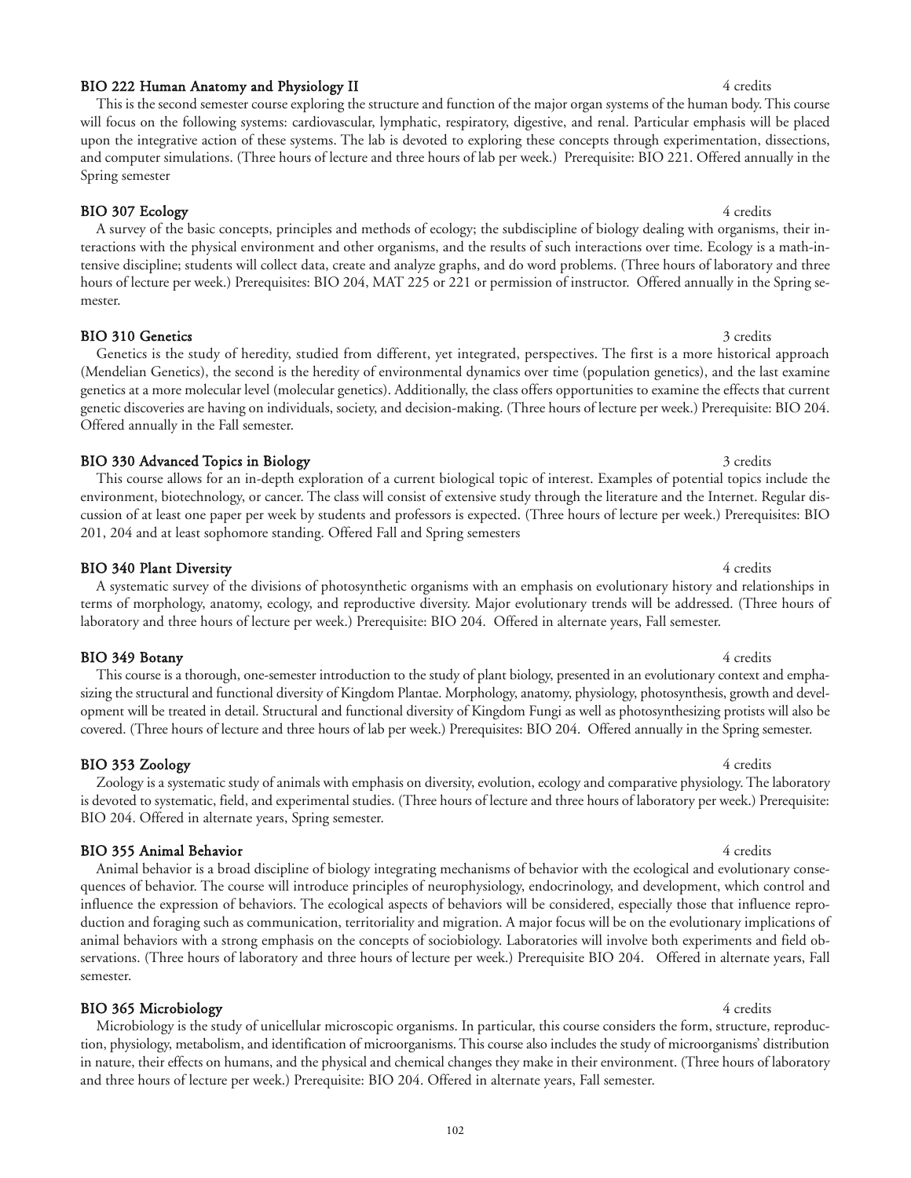**BIO 222 Human Anatomy and Physiology II** 4 credits

This is the second semester course exploring the structure and function of the major organ systems of the human body. This course will focus on the following systems: cardiovascular, lymphatic, respiratory, digestive, and renal. Particular emphasis will be placed upon the integrative action of these systems. The lab is devoted to exploring these concepts through experimentation, dissections, and computer simulations. (Three hours of lecture and three hours of lab per week.) Prerequisite: BIO 221. Offered annually in the Spring semester

**BIO 307 Ecology** 4 credits

A survey of the basic concepts, principles and methods of ecology; the subdiscipline of biology dealing with organisms, their interactions with the physical environment and other organisms, and the results of such interactions over time. Ecology is a math-intensive discipline; students will collect data, create and analyze graphs, and do word problems. (Three hours of laboratory and three hours of lecture per week.) Prerequisites: BIO 204, MAT 225 or 221 or permission of instructor. Offered annually in the Spring semester.

**BIO 310 Genetics** 3 credits

Genetics is the study of heredity, studied from different, yet integrated, perspectives. The first is a more historical approach (Mendelian Genetics), the second is the heredity of environmental dynamics over time (population genetics), and the last examine genetics at a more molecular level (molecular genetics). Additionally, the class offers opportunities to examine the effects that current genetic discoveries are having on individuals, society, and decision-making. (Three hours of lecture per week.) Prerequisite: BIO 204. Offered annually in the Fall semester.

**BIO 330 Advanced Topics in Biology** 3 credits

This course allows for an in-depth exploration of a current biological topic of interest. Examples of potential topics include the environment, biotechnology, or cancer. The class will consist of extensive study through the literature and the Internet. Regular discussion of at least one paper per week by students and professors is expected. (Three hours of lecture per week.) Prerequisites: BIO 201, 204 and at least sophomore standing. Offered Fall and Spring semesters

**BIO 340 Plant Diversity** 4 credits

A systematic survey of the divisions of photosynthetic organisms with an emphasis on evolutionary history and relationships in terms of morphology, anatomy, ecology, and reproductive diversity. Major evolutionary trends will be addressed. (Three hours of laboratory and three hours of lecture per week.) Prerequisite: BIO 204. Offered in alternate years, Fall semester.

**BIO 349 Botany** 4 credits

This course is a thorough, one-semester introduction to the study of plant biology, presented in an evolutionary context and emphasizing the structural and functional diversity of Kingdom Plantae. Morphology, anatomy, physiology, photosynthesis, growth and development will be treated in detail. Structural and functional diversity of Kingdom Fungi as well as photosynthesizing protists will also be covered. (Three hours of lecture and three hours of lab per week.) Prerequisites: BIO 204. Offered annually in the Spring semester.

**BIO 353 Zoology** 4 credits

Zoology is a systematic study of animals with emphasis on diversity, evolution, ecology and comparative physiology. The laboratory is devoted to systematic, field, and experimental studies. (Three hours of lecture and three hours of laboratory per week.) Prerequisite: BIO 204. Offered in alternate years, Spring semester.

**BIO 355 Animal Behavior** 4 credits

Animal behavior is a broad discipline of biology integrating mechanisms of behavior with the ecological and evolutionary consequences of behavior. The course will introduce principles of neurophysiology, endocrinology, and development, which control and influence the expression of behaviors. The ecological aspects of behaviors will be considered, especially those that influence reproduction and foraging such as communication, territoriality and migration. A major focus will be on the evolutionary implications of animal behaviors with a strong emphasis on the concepts of sociobiology. Laboratories will involve both experiments and field observations. (Three hours of laboratory and three hours of lecture per week.) Prerequisite BIO 204. Offered in alternate years, Fall semester.

**BIO 365 Microbiology** 4 credits

Microbiology is the study of unicellular microscopic organisms. In particular, this course considers the form, structure, reproduction, physiology, metabolism, and identification of microorganisms. This course also includes the study of microorganisms' distribution in nature, their effects on humans, and the physical and chemical changes they make in their environment. (Three hours of laboratory and three hours of lecture per week.) Prerequisite: BIO 204. Offered in alternate years, Fall semester.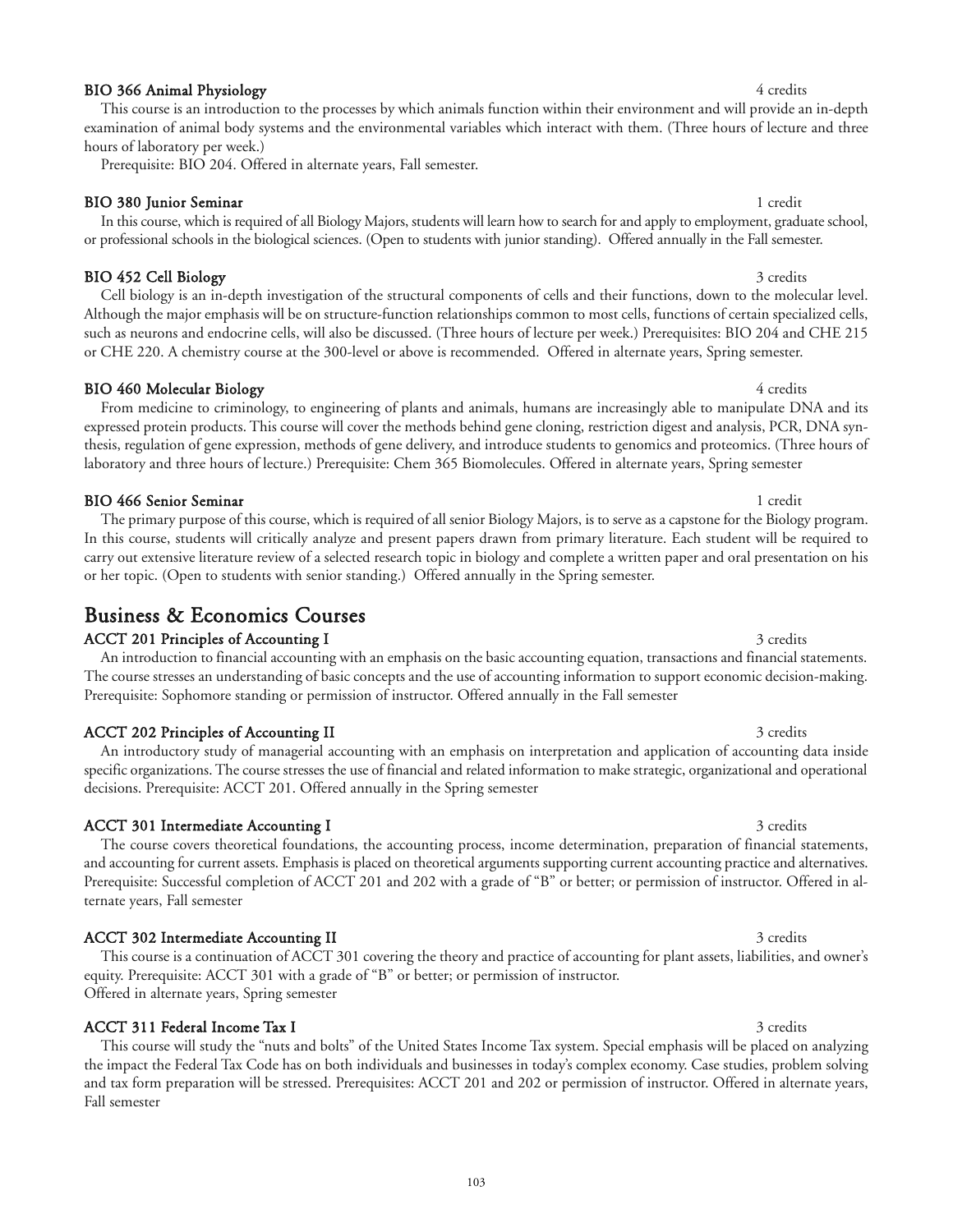### BIO 366 Animal Physiology — 4 credits

This course is an introduction to the processes by which animals function within their environment and will provide an in-depth examination of animal body systems and the environmental variables which interact with them. (Three hours of lecture and three hours of laboratory per week.)

Prerequisite: BIO 204. Offered in alternate years, Fall semester.

### BIO 380 Junior Seminar — 1 credit

In this course, which is required of all Biology Majors, students will learn how to search for and apply to employment, graduate school, or professional schools in the biological sciences. (Open to students with junior standing). Offered annually in the Fall semester.

### BIO 452 Cell Biology — 3 credits

Cell biology is an in-depth investigation of the structural components of cells and their functions, down to the molecular level. Although the major emphasis will be on structure-function relationships common to most cells, functions of certain specialized cells, such as neurons and endocrine cells, will also be discussed. (Three hours of lecture per week.) Prerequisites: BIO 204 and CHE 215 or CHE 220. A chemistry course at the 300-level or above is recommended. Offered in alternate years, Spring semester.

### BIO 460 Molecular Biology — 4 credits

From medicine to criminology, to engineering of plants and animals, humans are increasingly able to manipulate DNA and its expressed protein products. This course will cover the methods behind gene cloning, restriction digest and analysis, PCR, DNA synthesis, regulation of gene expression, methods of gene delivery, and introduce students to genomics and proteomics. (Three hours of laboratory and three hours of lecture.) Prerequisite: Chem 365 Biomolecules. Offered in alternate years, Spring semester

### BIO 466 Senior Seminar — 1 credit

The primary purpose of this course, which is required of all senior Biology Majors, is to serve as a capstone for the Biology program. In this course, students will critically analyze and present papers drawn from primary literature. Each student will be required to carry out extensive literature review of a selected research topic in biology and complete a written paper and oral presentation on his or her topic. (Open to students with senior standing.) Offered annually in the Spring semester.

## Business & Economics Courses

### ACCT 201 Principles of Accounting I — 3 credits

An introduction to financial accounting with an emphasis on the basic accounting equation, transactions and financial statements. The course stresses an understanding of basic concepts and the use of accounting information to support economic decision-making. Prerequisite: Sophomore standing or permission of instructor. Offered annually in the Fall semester

### ACCT 202 Principles of Accounting II — 3 credits

An introductory study of managerial accounting with an emphasis on interpretation and application of accounting data inside specific organizations. The course stresses the use of financial and related information to make strategic, organizational and operational decisions. Prerequisite: ACCT 201. Offered annually in the Spring semester

### ACCT 301 Intermediate Accounting I — 3 credits

The course covers theoretical foundations, the accounting process, income determination, preparation of financial statements, and accounting for current assets. Emphasis is placed on theoretical arguments supporting current accounting practice and alternatives. Prerequisite: Successful completion of ACCT 201 and 202 with a grade of "B" or better; or permission of instructor. Offered in alternate years, Fall semester

### ACCT 302 Intermediate Accounting II — 3 credits

This course is a continuation of ACCT 301 covering the theory and practice of accounting for plant assets, liabilities, and owner's equity. Prerequisite: ACCT 301 with a grade of "B" or better; or permission of instructor.
Offered in alternate years, Spring semester

### ACCT 311 Federal Income Tax I — 3 credits

This course will study the "nuts and bolts" of the United States Income Tax system. Special emphasis will be placed on analyzing the impact the Federal Tax Code has on both individuals and businesses in today's complex economy. Case studies, problem solving and tax form preparation will be stressed. Prerequisites: ACCT 201 and 202 or permission of instructor. Offered in alternate years, Fall semester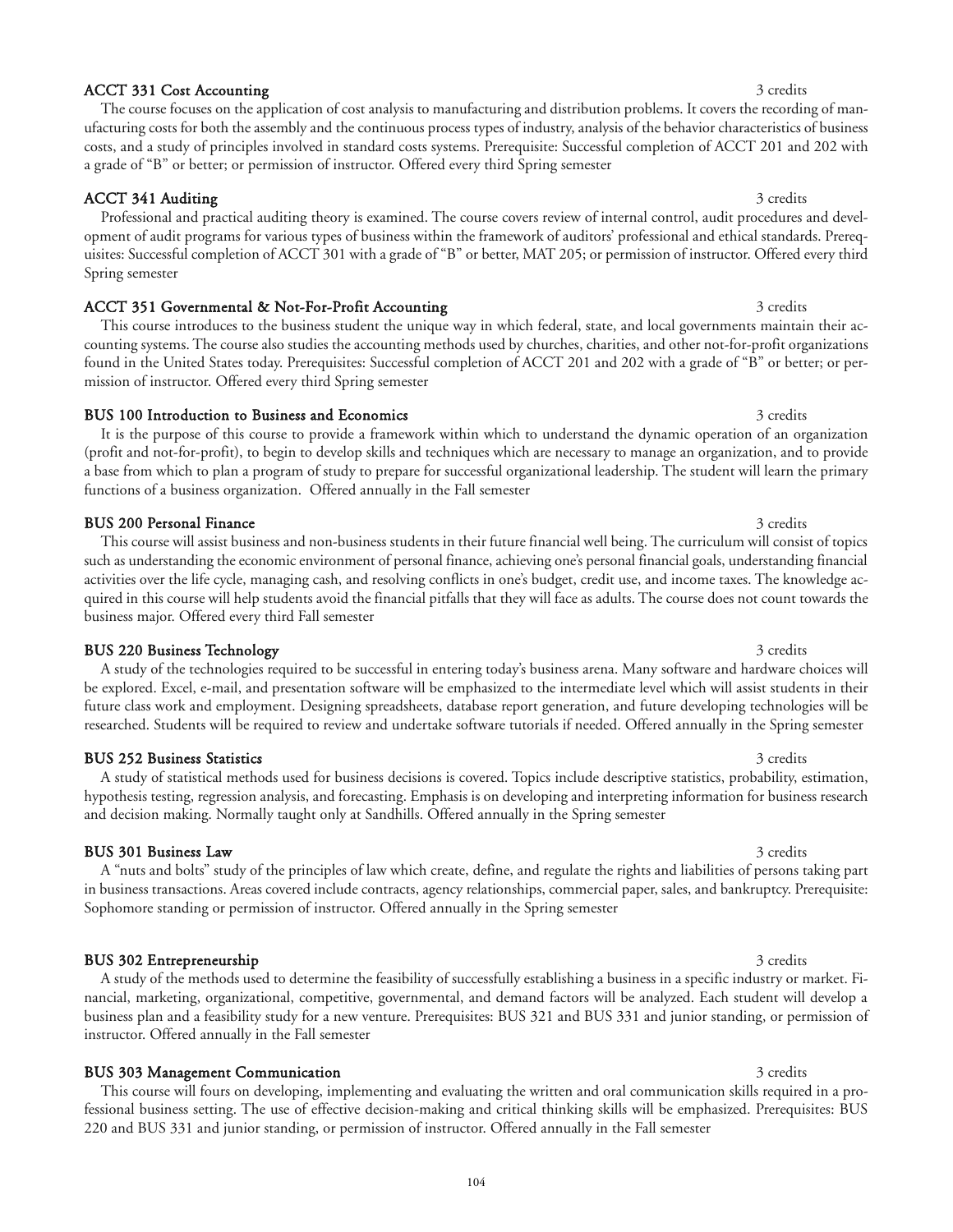**ACCT 331 Cost Accounting** 3 credits

The course focuses on the application of cost analysis to manufacturing and distribution problems. It covers the recording of manufacturing costs for both the assembly and the continuous process types of industry, analysis of the behavior characteristics of business costs, and a study of principles involved in standard costs systems. Prerequisite: Successful completion of ACCT 201 and 202 with a grade of "B" or better; or permission of instructor. Offered every third Spring semester

**ACCT 341 Auditing** 3 credits

Professional and practical auditing theory is examined. The course covers review of internal control, audit procedures and development of audit programs for various types of business within the framework of auditors' professional and ethical standards. Prerequisites: Successful completion of ACCT 301 with a grade of "B" or better, MAT 205; or permission of instructor. Offered every third Spring semester

**ACCT 351 Governmental & Not-For-Profit Accounting** 3 credits

This course introduces to the business student the unique way in which federal, state, and local governments maintain their accounting systems. The course also studies the accounting methods used by churches, charities, and other not-for-profit organizations found in the United States today. Prerequisites: Successful completion of ACCT 201 and 202 with a grade of "B" or better; or permission of instructor. Offered every third Spring semester

**BUS 100 Introduction to Business and Economics** 3 credits

It is the purpose of this course to provide a framework within which to understand the dynamic operation of an organization (profit and not-for-profit), to begin to develop skills and techniques which are necessary to manage an organization, and to provide a base from which to plan a program of study to prepare for successful organizational leadership. The student will learn the primary functions of a business organization. Offered annually in the Fall semester

**BUS 200 Personal Finance** 3 credits

This course will assist business and non-business students in their future financial well being. The curriculum will consist of topics such as understanding the economic environment of personal finance, achieving one's personal financial goals, understanding financial activities over the life cycle, managing cash, and resolving conflicts in one's budget, credit use, and income taxes. The knowledge acquired in this course will help students avoid the financial pitfalls that they will face as adults. The course does not count towards the business major. Offered every third Fall semester

**BUS 220 Business Technology** 3 credits

A study of the technologies required to be successful in entering today's business arena. Many software and hardware choices will be explored. Excel, e-mail, and presentation software will be emphasized to the intermediate level which will assist students in their future class work and employment. Designing spreadsheets, database report generation, and future developing technologies will be researched. Students will be required to review and undertake software tutorials if needed. Offered annually in the Spring semester

**BUS 252 Business Statistics** 3 credits

A study of statistical methods used for business decisions is covered. Topics include descriptive statistics, probability, estimation, hypothesis testing, regression analysis, and forecasting. Emphasis is on developing and interpreting information for business research and decision making. Normally taught only at Sandhills. Offered annually in the Spring semester

**BUS 301 Business Law** 3 credits

A "nuts and bolts" study of the principles of law which create, define, and regulate the rights and liabilities of persons taking part in business transactions. Areas covered include contracts, agency relationships, commercial paper, sales, and bankruptcy. Prerequisite: Sophomore standing or permission of instructor. Offered annually in the Spring semester

**BUS 302 Entrepreneurship** 3 credits

A study of the methods used to determine the feasibility of successfully establishing a business in a specific industry or market. Financial, marketing, organizational, competitive, governmental, and demand factors will be analyzed. Each student will develop a business plan and a feasibility study for a new venture. Prerequisites: BUS 321 and BUS 331 and junior standing, or permission of instructor. Offered annually in the Fall semester

**BUS 303 Management Communication** 3 credits

This course will fours on developing, implementing and evaluating the written and oral communication skills required in a professional business setting. The use of effective decision-making and critical thinking skills will be emphasized. Prerequisites: BUS 220 and BUS 331 and junior standing, or permission of instructor. Offered annually in the Fall semester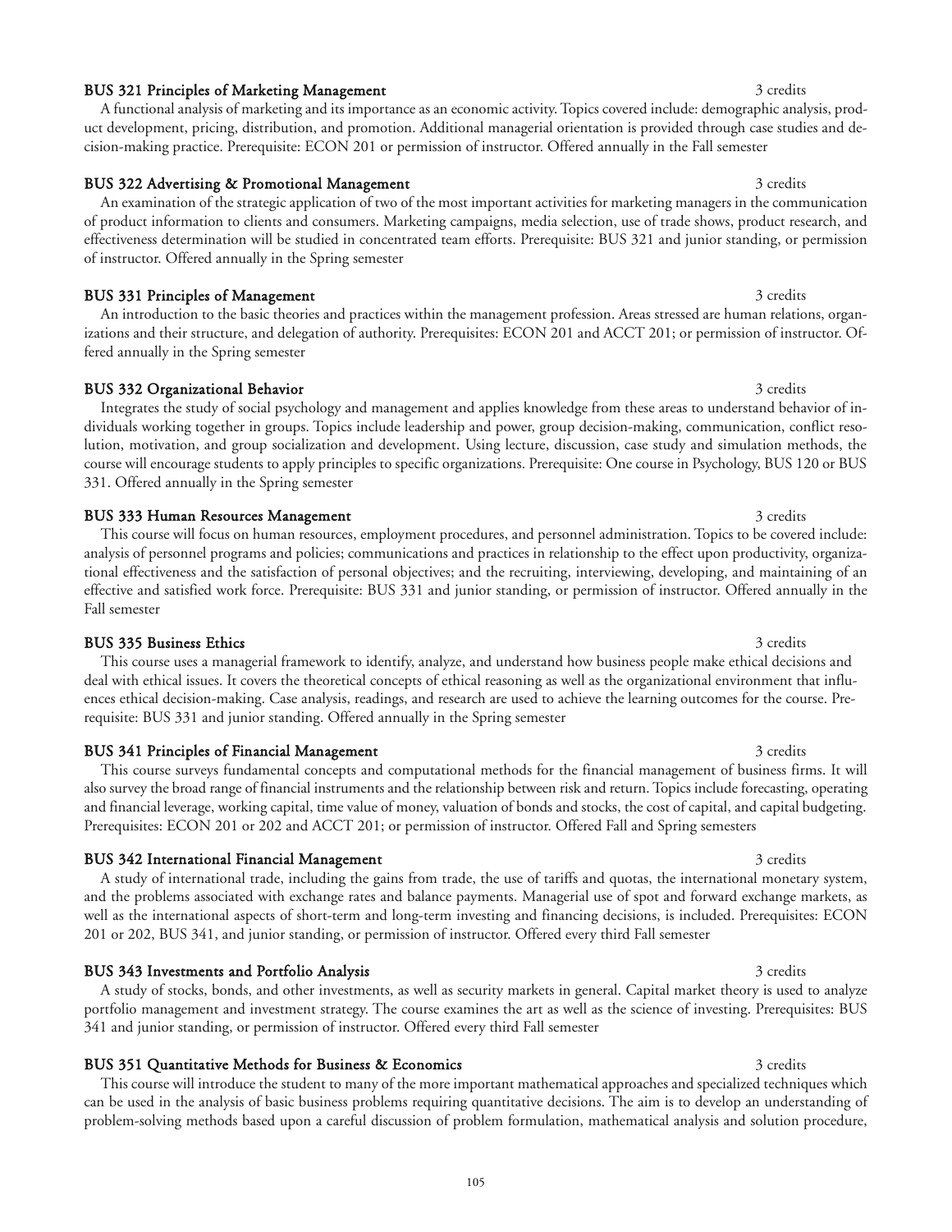### BUS 321 Principles of Marketing Management — 3 credits

A functional analysis of marketing and its importance as an economic activity. Topics covered include: demographic analysis, product development, pricing, distribution, and promotion. Additional managerial orientation is provided through case studies and decision-making practice. Prerequisite: ECON 201 or permission of instructor. Offered annually in the Fall semester

### BUS 322 Advertising & Promotional Management — 3 credits

An examination of the strategic application of two of the most important activities for marketing managers in the communication of product information to clients and consumers. Marketing campaigns, media selection, use of trade shows, product research, and effectiveness determination will be studied in concentrated team efforts. Prerequisite: BUS 321 and junior standing, or permission of instructor. Offered annually in the Spring semester

### BUS 331 Principles of Management — 3 credits

An introduction to the basic theories and practices within the management profession. Areas stressed are human relations, organizations and their structure, and delegation of authority. Prerequisites: ECON 201 and ACCT 201; or permission of instructor. Offered annually in the Spring semester

### BUS 332 Organizational Behavior — 3 credits

Integrates the study of social psychology and management and applies knowledge from these areas to understand behavior of individuals working together in groups. Topics include leadership and power, group decision-making, communication, conflict resolution, motivation, and group socialization and development. Using lecture, discussion, case study and simulation methods, the course will encourage students to apply principles to specific organizations. Prerequisite: One course in Psychology, BUS 120 or BUS 331. Offered annually in the Spring semester

### BUS 333 Human Resources Management — 3 credits

This course will focus on human resources, employment procedures, and personnel administration. Topics to be covered include: analysis of personnel programs and policies; communications and practices in relationship to the effect upon productivity, organizational effectiveness and the satisfaction of personal objectives; and the recruiting, interviewing, developing, and maintaining of an effective and satisfied work force. Prerequisite: BUS 331 and junior standing, or permission of instructor. Offered annually in the Fall semester

### BUS 335 Business Ethics — 3 credits

This course uses a managerial framework to identify, analyze, and understand how business people make ethical decisions and deal with ethical issues. It covers the theoretical concepts of ethical reasoning as well as the organizational environment that influences ethical decision-making. Case analysis, readings, and research are used to achieve the learning outcomes for the course. Prerequisite: BUS 331 and junior standing. Offered annually in the Spring semester

### BUS 341 Principles of Financial Management — 3 credits

This course surveys fundamental concepts and computational methods for the financial management of business firms. It will also survey the broad range of financial instruments and the relationship between risk and return. Topics include forecasting, operating and financial leverage, working capital, time value of money, valuation of bonds and stocks, the cost of capital, and capital budgeting. Prerequisites: ECON 201 or 202 and ACCT 201; or permission of instructor. Offered Fall and Spring semesters

### BUS 342 International Financial Management — 3 credits

A study of international trade, including the gains from trade, the use of tariffs and quotas, the international monetary system, and the problems associated with exchange rates and balance payments. Managerial use of spot and forward exchange markets, as well as the international aspects of short-term and long-term investing and financing decisions, is included. Prerequisites: ECON 201 or 202, BUS 341, and junior standing, or permission of instructor. Offered every third Fall semester

### BUS 343 Investments and Portfolio Analysis — 3 credits

A study of stocks, bonds, and other investments, as well as security markets in general. Capital market theory is used to analyze portfolio management and investment strategy. The course examines the art as well as the science of investing. Prerequisites: BUS 341 and junior standing, or permission of instructor. Offered every third Fall semester

### BUS 351 Quantitative Methods for Business & Economics — 3 credits

This course will introduce the student to many of the more important mathematical approaches and specialized techniques which can be used in the analysis of basic business problems requiring quantitative decisions. The aim is to develop an understanding of problem-solving methods based upon a careful discussion of problem formulation, mathematical analysis and solution procedure,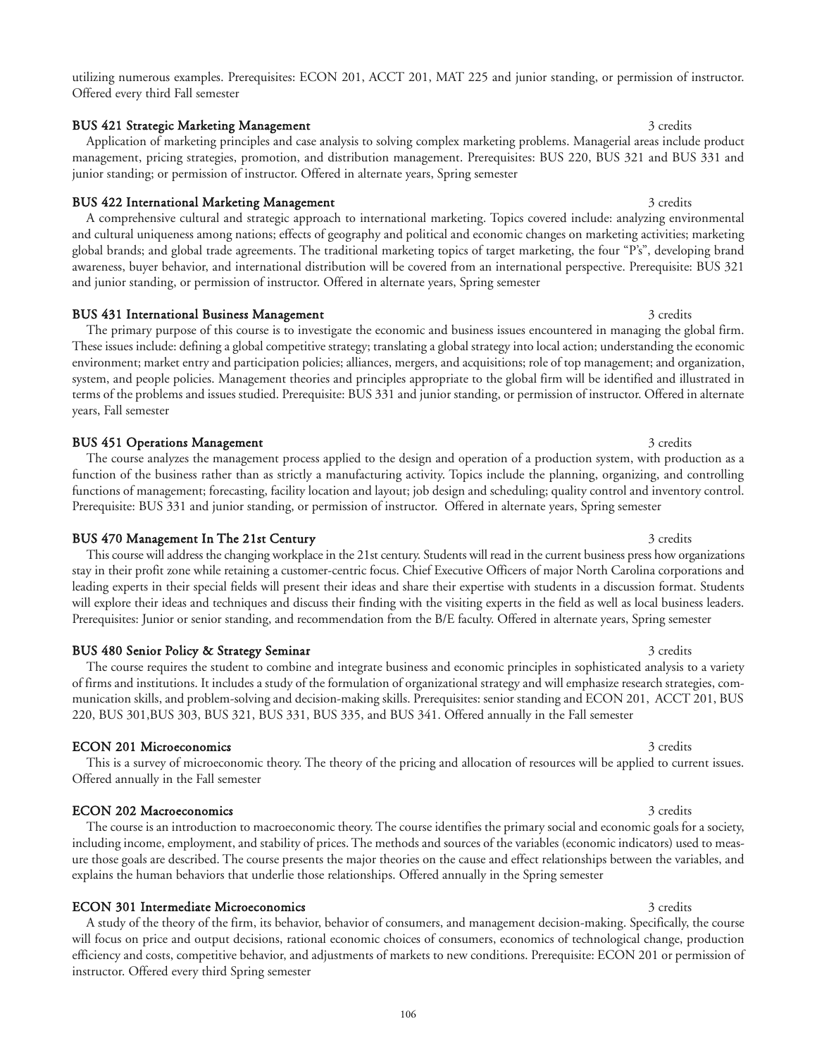utilizing numerous examples. Prerequisites: ECON 201, ACCT 201, MAT 225 and junior standing, or permission of instructor. Offered every third Fall semester

**BUS 421 Strategic Marketing Management** 3 credits

Application of marketing principles and case analysis to solving complex marketing problems. Managerial areas include product management, pricing strategies, promotion, and distribution management. Prerequisites: BUS 220, BUS 321 and BUS 331 and junior standing; or permission of instructor. Offered in alternate years, Spring semester

**BUS 422 International Marketing Management** 3 credits

A comprehensive cultural and strategic approach to international marketing. Topics covered include: analyzing environmental and cultural uniqueness among nations; effects of geography and political and economic changes on marketing activities; marketing global brands; and global trade agreements. The traditional marketing topics of target marketing, the four "P's", developing brand awareness, buyer behavior, and international distribution will be covered from an international perspective. Prerequisite: BUS 321 and junior standing, or permission of instructor. Offered in alternate years, Spring semester

**BUS 431 International Business Management** 3 credits

The primary purpose of this course is to investigate the economic and business issues encountered in managing the global firm. These issues include: defining a global competitive strategy; translating a global strategy into local action; understanding the economic environment; market entry and participation policies; alliances, mergers, and acquisitions; role of top management; and organization, system, and people policies. Management theories and principles appropriate to the global firm will be identified and illustrated in terms of the problems and issues studied. Prerequisite: BUS 331 and junior standing, or permission of instructor. Offered in alternate years, Fall semester

**BUS 451 Operations Management** 3 credits

The course analyzes the management process applied to the design and operation of a production system, with production as a function of the business rather than as strictly a manufacturing activity. Topics include the planning, organizing, and controlling functions of management; forecasting, facility location and layout; job design and scheduling; quality control and inventory control. Prerequisite: BUS 331 and junior standing, or permission of instructor. Offered in alternate years, Spring semester

**BUS 470 Management In The 21st Century** 3 credits

This course will address the changing workplace in the 21st century. Students will read in the current business press how organizations stay in their profit zone while retaining a customer-centric focus. Chief Executive Officers of major North Carolina corporations and leading experts in their special fields will present their ideas and share their expertise with students in a discussion format. Students will explore their ideas and techniques and discuss their finding with the visiting experts in the field as well as local business leaders. Prerequisites: Junior or senior standing, and recommendation from the B/E faculty. Offered in alternate years, Spring semester

**BUS 480 Senior Policy & Strategy Seminar** 3 credits

The course requires the student to combine and integrate business and economic principles in sophisticated analysis to a variety of firms and institutions. It includes a study of the formulation of organizational strategy and will emphasize research strategies, communication skills, and problem-solving and decision-making skills. Prerequisites: senior standing and ECON 201, ACCT 201, BUS 220, BUS 301,BUS 303, BUS 321, BUS 331, BUS 335, and BUS 341. Offered annually in the Fall semester

**ECON 201 Microeconomics** 3 credits

This is a survey of microeconomic theory. The theory of the pricing and allocation of resources will be applied to current issues. Offered annually in the Fall semester

**ECON 202 Macroeconomics** 3 credits

The course is an introduction to macroeconomic theory. The course identifies the primary social and economic goals for a society, including income, employment, and stability of prices. The methods and sources of the variables (economic indicators) used to measure those goals are described. The course presents the major theories on the cause and effect relationships between the variables, and explains the human behaviors that underlie those relationships. Offered annually in the Spring semester

**ECON 301 Intermediate Microeconomics** 3 credits

A study of the theory of the firm, its behavior, behavior of consumers, and management decision-making. Specifically, the course will focus on price and output decisions, rational economic choices of consumers, economics of technological change, production efficiency and costs, competitive behavior, and adjustments of markets to new conditions. Prerequisite: ECON 201 or permission of instructor. Offered every third Spring semester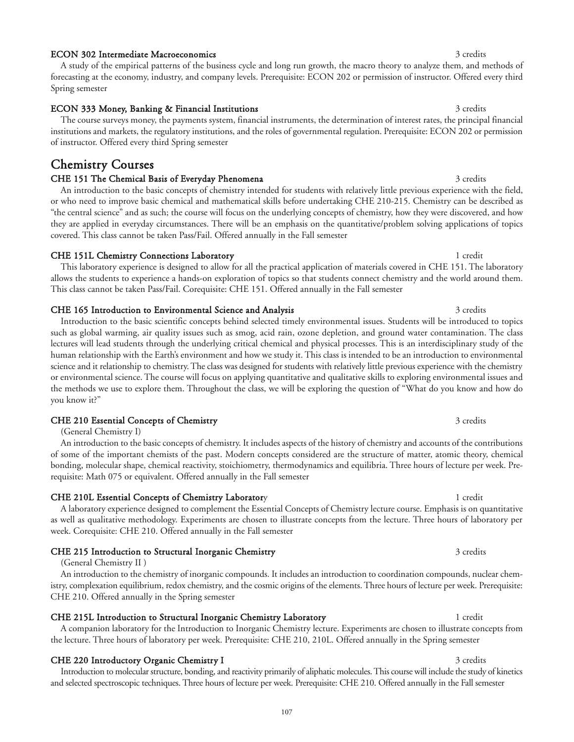**ECON 302 Intermediate Macroeconomics** 3 credits

A study of the empirical patterns of the business cycle and long run growth, the macro theory to analyze them, and methods of forecasting at the economy, industry, and company levels. Prerequisite: ECON 202 or permission of instructor. Offered every third Spring semester

**ECON 333 Money, Banking & Financial Institutions** 3 credits

The course surveys money, the payments system, financial instruments, the determination of interest rates, the principal financial institutions and markets, the regulatory institutions, and the roles of governmental regulation. Prerequisite: ECON 202 or permission of instructor. Offered every third Spring semester

## Chemistry Courses

**CHE 151 The Chemical Basis of Everyday Phenomena** 3 credits

An introduction to the basic concepts of chemistry intended for students with relatively little previous experience with the field, or who need to improve basic chemical and mathematical skills before undertaking CHE 210-215. Chemistry can be described as "the central science" and as such; the course will focus on the underlying concepts of chemistry, how they were discovered, and how they are applied in everyday circumstances. There will be an emphasis on the quantitative/problem solving applications of topics covered. This class cannot be taken Pass/Fail. Offered annually in the Fall semester

**CHE 151L Chemistry Connections Laboratory** 1 credit

This laboratory experience is designed to allow for all the practical application of materials covered in CHE 151. The laboratory allows the students to experience a hands-on exploration of topics so that students connect chemistry and the world around them. This class cannot be taken Pass/Fail. Corequisite: CHE 151. Offered annually in the Fall semester

**CHE 165 Introduction to Environmental Science and Analysis** 3 credits

Introduction to the basic scientific concepts behind selected timely environmental issues. Students will be introduced to topics such as global warming, air quality issues such as smog, acid rain, ozone depletion, and ground water contamination. The class lectures will lead students through the underlying critical chemical and physical processes. This is an interdisciplinary study of the human relationship with the Earth's environment and how we study it. This class is intended to be an introduction to environmental science and it relationship to chemistry. The class was designed for students with relatively little previous experience with the chemistry or environmental science. The course will focus on applying quantitative and qualitative skills to exploring environmental issues and the methods we use to explore them. Throughout the class, we will be exploring the question of "What do you know and how do you know it?"

**CHE 210 Essential Concepts of Chemistry** 3 credits

(General Chemistry I)

An introduction to the basic concepts of chemistry. It includes aspects of the history of chemistry and accounts of the contributions of some of the important chemists of the past. Modern concepts considered are the structure of matter, atomic theory, chemical bonding, molecular shape, chemical reactivity, stoichiometry, thermodynamics and equilibria. Three hours of lecture per week. Prerequisite: Math 075 or equivalent. Offered annually in the Fall semester

**CHE 210L Essential Concepts of Chemistry Laboratory** 1 credit

A laboratory experience designed to complement the Essential Concepts of Chemistry lecture course. Emphasis is on quantitative as well as qualitative methodology. Experiments are chosen to illustrate concepts from the lecture. Three hours of laboratory per week. Corequisite: CHE 210. Offered annually in the Fall semester

**CHE 215 Introduction to Structural Inorganic Chemistry** 3 credits

(General Chemistry II )

An introduction to the chemistry of inorganic compounds. It includes an introduction to coordination compounds, nuclear chemistry, complexation equilibrium, redox chemistry, and the cosmic origins of the elements. Three hours of lecture per week. Prerequisite: CHE 210. Offered annually in the Spring semester

**CHE 215L Introduction to Structural Inorganic Chemistry Laboratory** 1 credit

A companion laboratory for the Introduction to Inorganic Chemistry lecture. Experiments are chosen to illustrate concepts from the lecture. Three hours of laboratory per week. Prerequisite: CHE 210, 210L. Offered annually in the Spring semester

**CHE 220 Introductory Organic Chemistry I** 3 credits

Introduction to molecular structure, bonding, and reactivity primarily of aliphatic molecules. This course will include the study of kinetics and selected spectroscopic techniques. Three hours of lecture per week. Prerequisite: CHE 210. Offered annually in the Fall semester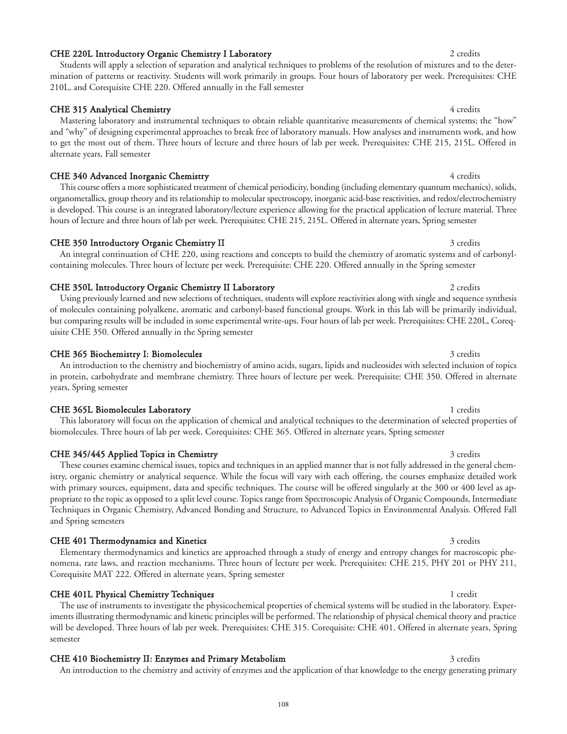### CHE 220L Introductory Organic Chemistry I Laboratory — 2 credits

Students will apply a selection of separation and analytical techniques to problems of the resolution of mixtures and to the determination of patterns or reactivity. Students will work primarily in groups. Four hours of laboratory per week. Prerequisites: CHE 210L, and Corequisite CHE 220. Offered annually in the Fall semester

### CHE 315 Analytical Chemistry — 4 credits

Mastering laboratory and instrumental techniques to obtain reliable quantitative measurements of chemical systems; the "how" and "why" of designing experimental approaches to break free of laboratory manuals. How analyses and instruments work, and how to get the most out of them. Three hours of lecture and three hours of lab per week. Prerequisites: CHE 215, 215L. Offered in alternate years, Fall semester

### CHE 340 Advanced Inorganic Chemistry — 4 credits

This course offers a more sophisticated treatment of chemical periodicity, bonding (including elementary quantum mechanics), solids, organometallics, group theory and its relationship to molecular spectroscopy, inorganic acid-base reactivities, and redox/electrochemistry is developed. This course is an integrated laboratory/lecture experience allowing for the practical application of lecture material. Three hours of lecture and three hours of lab per week. Prerequisites: CHE 215, 215L. Offered in alternate years, Spring semester

### CHE 350 Introductory Organic Chemistry II — 3 credits

An integral continuation of CHE 220, using reactions and concepts to build the chemistry of aromatic systems and of carbonyl-containing molecules. Three hours of lecture per week. Prerequisite: CHE 220. Offered annually in the Spring semester

### CHE 350L Introductory Organic Chemistry II Laboratory — 2 credits

Using previously learned and new selections of techniques, students will explore reactivities along with single and sequence synthesis of molecules containing polyalkene, aromatic and carbonyl-based functional groups. Work in this lab will be primarily individual, but comparing results will be included in some experimental write-ups. Four hours of lab per week. Prerequisites: CHE 220L, Corequisite CHE 350. Offered annually in the Spring semester

### CHE 365 Biochemistry I: Biomolecules — 3 credits

An introduction to the chemistry and biochemistry of amino acids, sugars, lipids and nucleosides with selected inclusion of topics in protein, carbohydrate and membrane chemistry. Three hours of lecture per week. Prerequisite: CHE 350. Offered in alternate years, Spring semester

### CHE 365L Biomolecules Laboratory — 1 credits

This laboratory will focus on the application of chemical and analytical techniques to the determination of selected properties of biomolecules. Three hours of lab per week. Corequisites: CHE 365. Offered in alternate years, Spring semester

### CHE 345/445 Applied Topics in Chemistry — 3 credits

These courses examine chemical issues, topics and techniques in an applied manner that is not fully addressed in the general chemistry, organic chemistry or analytical sequence. While the focus will vary with each offering, the courses emphasize detailed work with primary sources, equipment, data and specific techniques. The course will be offered singularly at the 300 or 400 level as appropriate to the topic as opposed to a split level course. Topics range from Spectroscopic Analysis of Organic Compounds, Intermediate Techniques in Organic Chemistry, Advanced Bonding and Structure, to Advanced Topics in Environmental Analysis. Offered Fall and Spring semesters

### CHE 401 Thermodynamics and Kinetics — 3 credits

Elementary thermodynamics and kinetics are approached through a study of energy and entropy changes for macroscopic phenomena, rate laws, and reaction mechanisms. Three hours of lecture per week. Prerequisites: CHE 215, PHY 201 or PHY 211, Corequisite MAT 222. Offered in alternate years, Spring semester

### CHE 401L Physical Chemistry Techniques — 1 credit

The use of instruments to investigate the physicochemical properties of chemical systems will be studied in the laboratory. Experiments illustrating thermodynamic and kinetic principles will be performed. The relationship of physical chemical theory and practice will be developed. Three hours of lab per week. Prerequisites: CHE 315. Corequisite: CHE 401. Offered in alternate years, Spring semester

### CHE 410 Biochemistry II: Enzymes and Primary Metabolism — 3 credits

An introduction to the chemistry and activity of enzymes and the application of that knowledge to the energy generating primary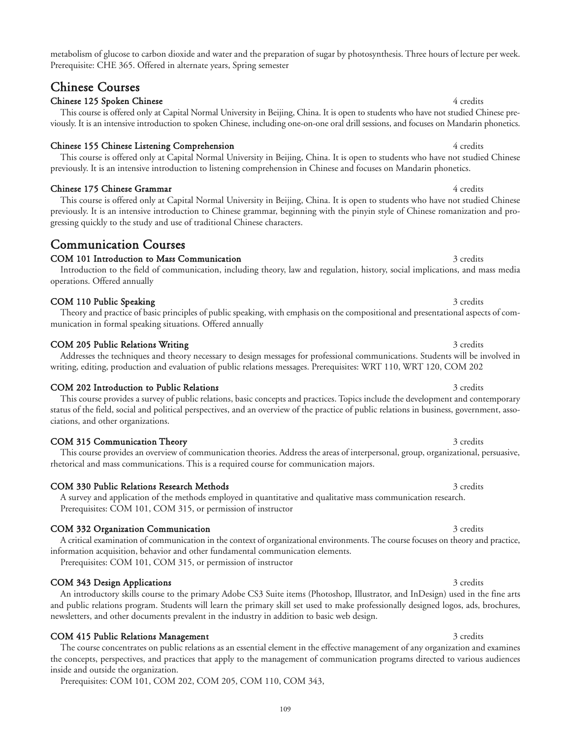metabolism of glucose to carbon dioxide and water and the preparation of sugar by photosynthesis. Three hours of lecture per week. Prerequisite: CHE 365. Offered in alternate years, Spring semester

## Chinese Courses

**Chinese 125 Spoken Chinese** 4 credits

This course is offered only at Capital Normal University in Beijing, China. It is open to students who have not studied Chinese previously. It is an intensive introduction to spoken Chinese, including one-on-one oral drill sessions, and focuses on Mandarin phonetics.

**Chinese 155 Chinese Listening Comprehension** 4 credits

This course is offered only at Capital Normal University in Beijing, China. It is open to students who have not studied Chinese previously. It is an intensive introduction to listening comprehension in Chinese and focuses on Mandarin phonetics.

**Chinese 175 Chinese Grammar** 4 credits

This course is offered only at Capital Normal University in Beijing, China. It is open to students who have not studied Chinese previously. It is an intensive introduction to Chinese grammar, beginning with the pinyin style of Chinese romanization and progressing quickly to the study and use of traditional Chinese characters.

## Communication Courses

**COM 101 Introduction to Mass Communication** 3 credits

Introduction to the field of communication, including theory, law and regulation, history, social implications, and mass media operations. Offered annually

**COM 110 Public Speaking** 3 credits

Theory and practice of basic principles of public speaking, with emphasis on the compositional and presentational aspects of communication in formal speaking situations. Offered annually

**COM 205 Public Relations Writing** 3 credits

Addresses the techniques and theory necessary to design messages for professional communications. Students will be involved in writing, editing, production and evaluation of public relations messages. Prerequisites: WRT 110, WRT 120, COM 202

**COM 202 Introduction to Public Relations** 3 credits

This course provides a survey of public relations, basic concepts and practices. Topics include the development and contemporary status of the field, social and political perspectives, and an overview of the practice of public relations in business, government, associations, and other organizations.

**COM 315 Communication Theory** 3 credits

This course provides an overview of communication theories. Address the areas of interpersonal, group, organizational, persuasive, rhetorical and mass communications. This is a required course for communication majors.

**COM 330 Public Relations Research Methods** 3 credits

A survey and application of the methods employed in quantitative and qualitative mass communication research.
Prerequisites: COM 101, COM 315, or permission of instructor

**COM 332 Organization Communication** 3 credits

A critical examination of communication in the context of organizational environments. The course focuses on theory and practice, information acquisition, behavior and other fundamental communication elements.
Prerequisites: COM 101, COM 315, or permission of instructor

**COM 343 Design Applications** 3 credits

An introductory skills course to the primary Adobe CS3 Suite items (Photoshop, Illustrator, and InDesign) used in the fine arts and public relations program. Students will learn the primary skill set used to make professionally designed logos, ads, brochures, newsletters, and other documents prevalent in the industry in addition to basic web design.

**COM 415 Public Relations Management** 3 credits

The course concentrates on public relations as an essential element in the effective management of any organization and examines the concepts, perspectives, and practices that apply to the management of communication programs directed to various audiences inside and outside the organization.
Prerequisites: COM 101, COM 202, COM 205, COM 110, COM 343,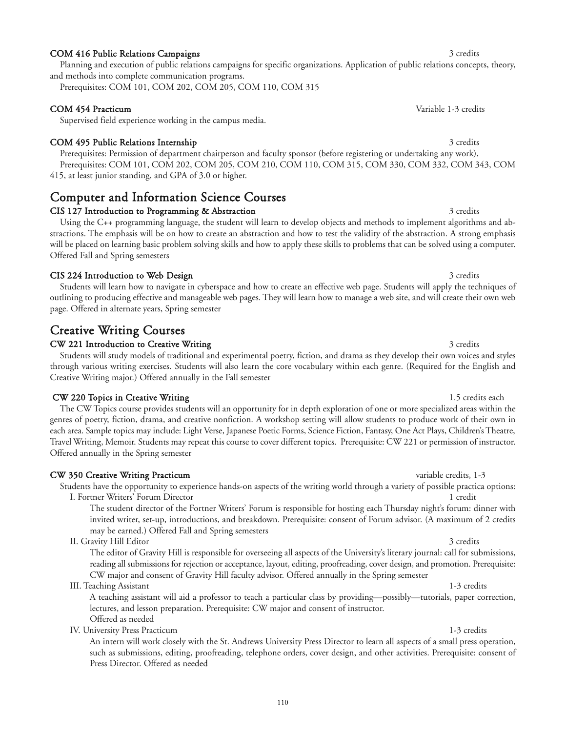### COM 416 Public Relations Campaigns — 3 credits

Planning and execution of public relations campaigns for specific organizations. Application of public relations concepts, theory, and methods into complete communication programs.

Prerequisites: COM 101, COM 202, COM 205, COM 110, COM 315

### COM 454 Practicum — Variable 1-3 credits

Supervised field experience working in the campus media.

### COM 495 Public Relations Internship — 3 credits

Prerequisites: Permission of department chairperson and faculty sponsor (before registering or undertaking any work),

Prerequisites: COM 101, COM 202, COM 205, COM 210, COM 110, COM 315, COM 330, COM 332, COM 343, COM 415, at least junior standing, and GPA of 3.0 or higher.

## Computer and Information Science Courses

### CIS 127 Introduction to Programming & Abstraction — 3 credits

Using the C++ programming language, the student will learn to develop objects and methods to implement algorithms and abstractions. The emphasis will be on how to create an abstraction and how to test the validity of the abstraction. A strong emphasis will be placed on learning basic problem solving skills and how to apply these skills to problems that can be solved using a computer. Offered Fall and Spring semesters

### CIS 224 Introduction to Web Design — 3 credits

Students will learn how to navigate in cyberspace and how to create an effective web page. Students will apply the techniques of outlining to producing effective and manageable web pages. They will learn how to manage a web site, and will create their own web page. Offered in alternate years, Spring semester

## Creative Writing Courses

### CW 221 Introduction to Creative Writing — 3 credits

Students will study models of traditional and experimental poetry, fiction, and drama as they develop their own voices and styles through various writing exercises. Students will also learn the core vocabulary within each genre. (Required for the English and Creative Writing major.) Offered annually in the Fall semester

### CW 220 Topics in Creative Writing — 1.5 credits each

The CW Topics course provides students will an opportunity for in depth exploration of one or more specialized areas within the genres of poetry, fiction, drama, and creative nonfiction. A workshop setting will allow students to produce work of their own in each area. Sample topics may include: Light Verse, Japanese Poetic Forms, Science Fiction, Fantasy, One Act Plays, Children's Theatre, Travel Writing, Memoir. Students may repeat this course to cover different topics. Prerequisite: CW 221 or permission of instructor. Offered annually in the Spring semester

### CW 350 Creative Writing Practicum — variable credits, 1-3

Students have the opportunity to experience hands-on aspects of the writing world through a variety of possible practica options:

I. Fortner Writers' Forum Director — 1 credit

The student director of the Fortner Writers' Forum is responsible for hosting each Thursday night's forum: dinner with invited writer, set-up, introductions, and breakdown. Prerequisite: consent of Forum advisor. (A maximum of 2 credits may be earned.) Offered Fall and Spring semesters

II. Gravity Hill Editor — 3 credits

The editor of Gravity Hill is responsible for overseeing all aspects of the University's literary journal: call for submissions, reading all submissions for rejection or acceptance, layout, editing, proofreading, cover design, and promotion. Prerequisite: CW major and consent of Gravity Hill faculty advisor. Offered annually in the Spring semester

III. Teaching Assistant — 1-3 credits

A teaching assistant will aid a professor to teach a particular class by providing—possibly—tutorials, paper correction, lectures, and lesson preparation. Prerequisite: CW major and consent of instructor.
Offered as needed

IV. University Press Practicum — 1-3 credits

An intern will work closely with the St. Andrews University Press Director to learn all aspects of a small press operation, such as submissions, editing, proofreading, telephone orders, cover design, and other activities. Prerequisite: consent of Press Director. Offered as needed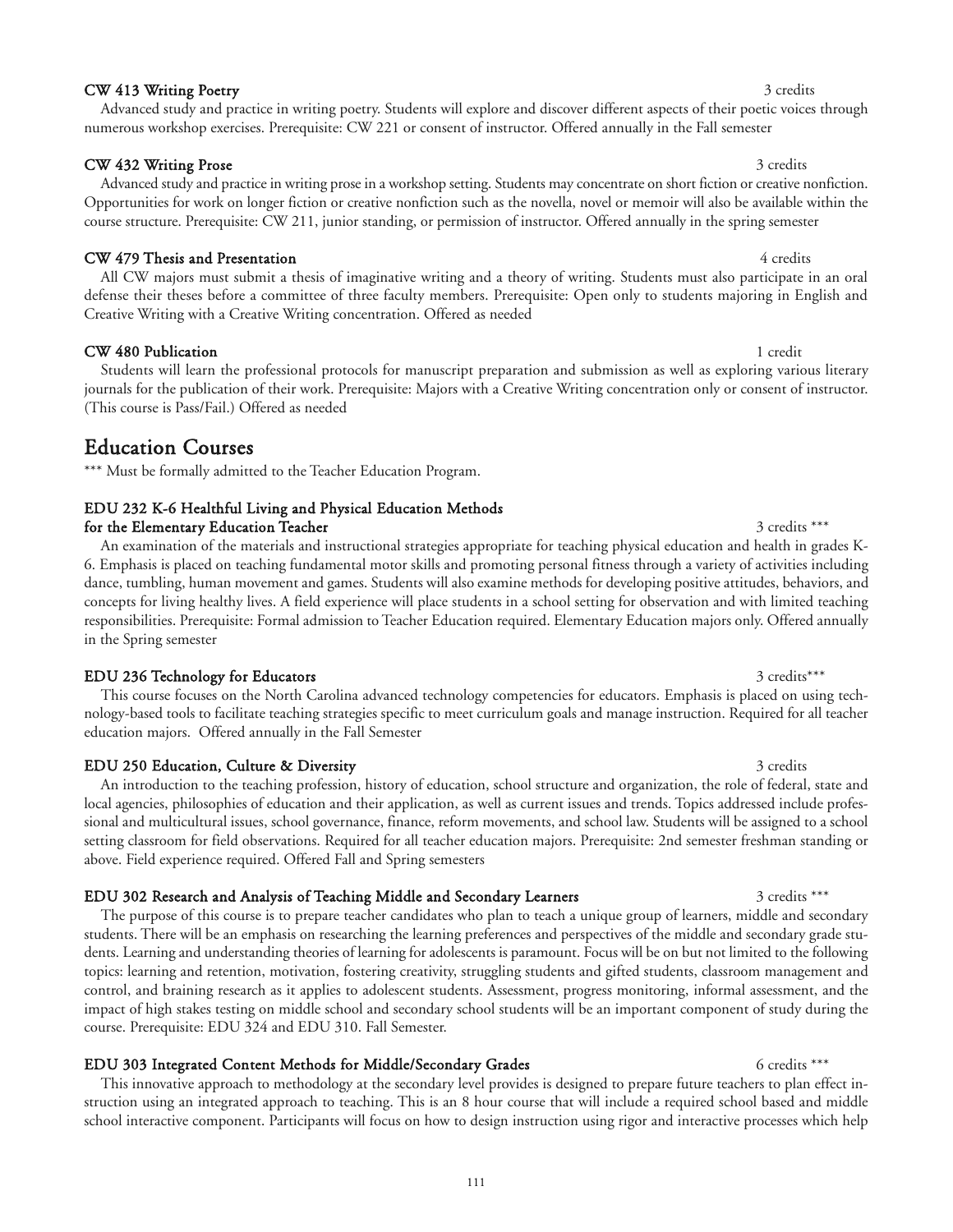**CW 413 Writing Poetry** 3 credits

Advanced study and practice in writing poetry. Students will explore and discover different aspects of their poetic voices through numerous workshop exercises. Prerequisite: CW 221 or consent of instructor. Offered annually in the Fall semester

**CW 432 Writing Prose** 3 credits

Advanced study and practice in writing prose in a workshop setting. Students may concentrate on short fiction or creative nonfiction. Opportunities for work on longer fiction or creative nonfiction such as the novella, novel or memoir will also be available within the course structure. Prerequisite: CW 211, junior standing, or permission of instructor. Offered annually in the spring semester

**CW 479 Thesis and Presentation** 4 credits

All CW majors must submit a thesis of imaginative writing and a theory of writing. Students must also participate in an oral defense their theses before a committee of three faculty members. Prerequisite: Open only to students majoring in English and Creative Writing with a Creative Writing concentration. Offered as needed

**CW 480 Publication** 1 credit

Students will learn the professional protocols for manuscript preparation and submission as well as exploring various literary journals for the publication of their work. Prerequisite: Majors with a Creative Writing concentration only or consent of instructor. (This course is Pass/Fail.) Offered as needed

## Education Courses

*** Must be formally admitted to the Teacher Education Program.

**EDU 232 K-6 Healthful Living and Physical Education Methods for the Elementary Education Teacher** 3 credits ***

An examination of the materials and instructional strategies appropriate for teaching physical education and health in grades K-6. Emphasis is placed on teaching fundamental motor skills and promoting personal fitness through a variety of activities including dance, tumbling, human movement and games. Students will also examine methods for developing positive attitudes, behaviors, and concepts for living healthy lives. A field experience will place students in a school setting for observation and with limited teaching responsibilities. Prerequisite: Formal admission to Teacher Education required. Elementary Education majors only. Offered annually in the Spring semester

**EDU 236 Technology for Educators** 3 credits***

This course focuses on the North Carolina advanced technology competencies for educators. Emphasis is placed on using technology-based tools to facilitate teaching strategies specific to meet curriculum goals and manage instruction. Required for all teacher education majors. Offered annually in the Fall Semester

**EDU 250 Education, Culture & Diversity** 3 credits

An introduction to the teaching profession, history of education, school structure and organization, the role of federal, state and local agencies, philosophies of education and their application, as well as current issues and trends. Topics addressed include professional and multicultural issues, school governance, finance, reform movements, and school law. Students will be assigned to a school setting classroom for field observations. Required for all teacher education majors. Prerequisite: 2nd semester freshman standing or above. Field experience required. Offered Fall and Spring semesters

**EDU 302 Research and Analysis of Teaching Middle and Secondary Learners** 3 credits ***

The purpose of this course is to prepare teacher candidates who plan to teach a unique group of learners, middle and secondary students. There will be an emphasis on researching the learning preferences and perspectives of the middle and secondary grade students. Learning and understanding theories of learning for adolescents is paramount. Focus will be on but not limited to the following topics: learning and retention, motivation, fostering creativity, struggling students and gifted students, classroom management and control, and braining research as it applies to adolescent students. Assessment, progress monitoring, informal assessment, and the impact of high stakes testing on middle school and secondary school students will be an important component of study during the course. Prerequisite: EDU 324 and EDU 310. Fall Semester.

**EDU 303 Integrated Content Methods for Middle/Secondary Grades** 6 credits ***

This innovative approach to methodology at the secondary level provides is designed to prepare future teachers to plan effect instruction using an integrated approach to teaching. This is an 8 hour course that will include a required school based and middle school interactive component. Participants will focus on how to design instruction using rigor and interactive processes which help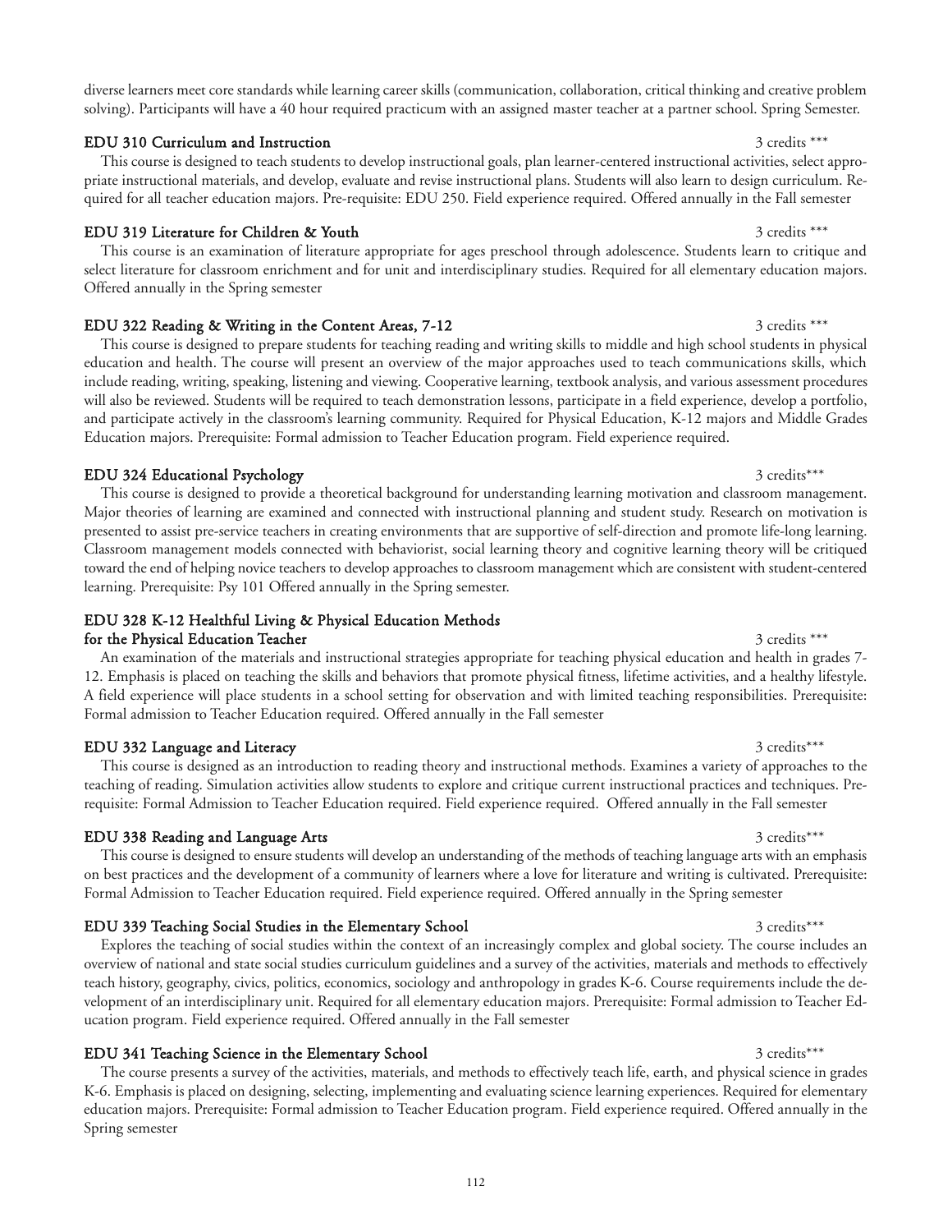diverse learners meet core standards while learning career skills (communication, collaboration, critical thinking and creative problem solving). Participants will have a 40 hour required practicum with an assigned master teacher at a partner school. Spring Semester.

**EDU 310 Curriculum and Instruction** 3 credits ***

This course is designed to teach students to develop instructional goals, plan learner-centered instructional activities, select appropriate instructional materials, and develop, evaluate and revise instructional plans. Students will also learn to design curriculum. Required for all teacher education majors. Pre-requisite: EDU 250. Field experience required. Offered annually in the Fall semester

**EDU 319 Literature for Children & Youth** 3 credits ***

This course is an examination of literature appropriate for ages preschool through adolescence. Students learn to critique and select literature for classroom enrichment and for unit and interdisciplinary studies. Required for all elementary education majors. Offered annually in the Spring semester

**EDU 322 Reading & Writing in the Content Areas, 7-12** 3 credits ***

This course is designed to prepare students for teaching reading and writing skills to middle and high school students in physical education and health. The course will present an overview of the major approaches used to teach communications skills, which include reading, writing, speaking, listening and viewing. Cooperative learning, textbook analysis, and various assessment procedures will also be reviewed. Students will be required to teach demonstration lessons, participate in a field experience, develop a portfolio, and participate actively in the classroom's learning community. Required for Physical Education, K-12 majors and Middle Grades Education majors. Prerequisite: Formal admission to Teacher Education program. Field experience required.

**EDU 324 Educational Psychology** 3 credits***

This course is designed to provide a theoretical background for understanding learning motivation and classroom management. Major theories of learning are examined and connected with instructional planning and student study. Research on motivation is presented to assist pre-service teachers in creating environments that are supportive of self-direction and promote life-long learning. Classroom management models connected with behaviorist, social learning theory and cognitive learning theory will be critiqued toward the end of helping novice teachers to develop approaches to classroom management which are consistent with student-centered learning. Prerequisite: Psy 101 Offered annually in the Spring semester.

**EDU 328 K-12 Healthful Living & Physical Education Methods for the Physical Education Teacher** 3 credits ***

An examination of the materials and instructional strategies appropriate for teaching physical education and health in grades 7-12. Emphasis is placed on teaching the skills and behaviors that promote physical fitness, lifetime activities, and a healthy lifestyle. A field experience will place students in a school setting for observation and with limited teaching responsibilities. Prerequisite: Formal admission to Teacher Education required. Offered annually in the Fall semester

**EDU 332 Language and Literacy** 3 credits***

This course is designed as an introduction to reading theory and instructional methods. Examines a variety of approaches to the teaching of reading. Simulation activities allow students to explore and critique current instructional practices and techniques. Prerequisite: Formal Admission to Teacher Education required. Field experience required. Offered annually in the Fall semester

**EDU 338 Reading and Language Arts** 3 credits***

This course is designed to ensure students will develop an understanding of the methods of teaching language arts with an emphasis on best practices and the development of a community of learners where a love for literature and writing is cultivated. Prerequisite: Formal Admission to Teacher Education required. Field experience required. Offered annually in the Spring semester

**EDU 339 Teaching Social Studies in the Elementary School** 3 credits***

Explores the teaching of social studies within the context of an increasingly complex and global society. The course includes an overview of national and state social studies curriculum guidelines and a survey of the activities, materials and methods to effectively teach history, geography, civics, politics, economics, sociology and anthropology in grades K-6. Course requirements include the development of an interdisciplinary unit. Required for all elementary education majors. Prerequisite: Formal admission to Teacher Education program. Field experience required. Offered annually in the Fall semester

**EDU 341 Teaching Science in the Elementary School** 3 credits***

The course presents a survey of the activities, materials, and methods to effectively teach life, earth, and physical science in grades K-6. Emphasis is placed on designing, selecting, implementing and evaluating science learning experiences. Required for elementary education majors. Prerequisite: Formal admission to Teacher Education program. Field experience required. Offered annually in the Spring semester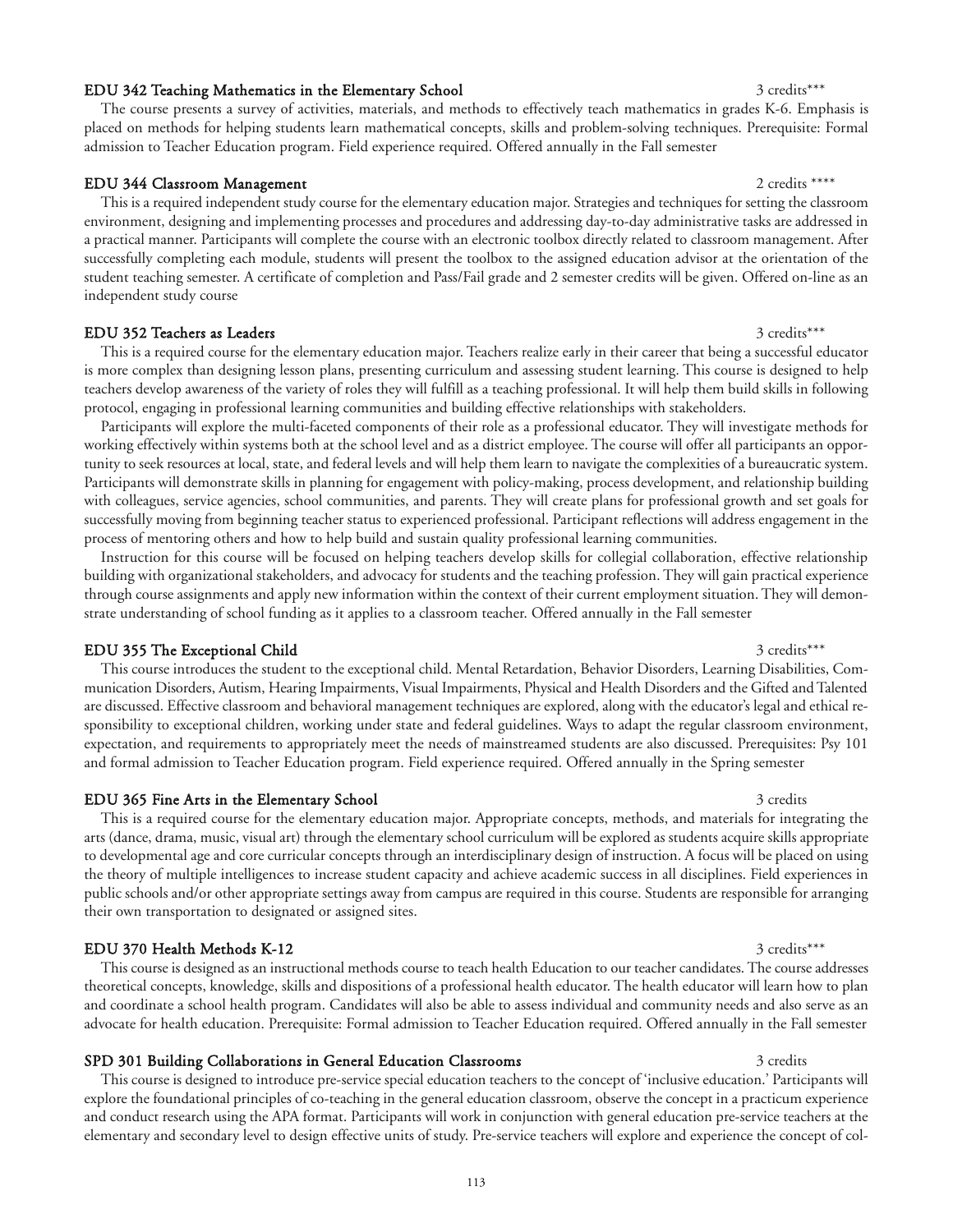### EDU 342 Teaching Mathematics in the Elementary School — 3 credits***

The course presents a survey of activities, materials, and methods to effectively teach mathematics in grades K-6. Emphasis is placed on methods for helping students learn mathematical concepts, skills and problem-solving techniques. Prerequisite: Formal admission to Teacher Education program. Field experience required. Offered annually in the Fall semester

### EDU 344 Classroom Management — 2 credits ****

This is a required independent study course for the elementary education major. Strategies and techniques for setting the classroom environment, designing and implementing processes and procedures and addressing day-to-day administrative tasks are addressed in a practical manner. Participants will complete the course with an electronic toolbox directly related to classroom management. After successfully completing each module, students will present the toolbox to the assigned education advisor at the orientation of the student teaching semester. A certificate of completion and Pass/Fail grade and 2 semester credits will be given. Offered on-line as an independent study course

### EDU 352 Teachers as Leaders — 3 credits***

This is a required course for the elementary education major. Teachers realize early in their career that being a successful educator is more complex than designing lesson plans, presenting curriculum and assessing student learning. This course is designed to help teachers develop awareness of the variety of roles they will fulfill as a teaching professional. It will help them build skills in following protocol, engaging in professional learning communities and building effective relationships with stakeholders.

Participants will explore the multi-faceted components of their role as a professional educator. They will investigate methods for working effectively within systems both at the school level and as a district employee. The course will offer all participants an opportunity to seek resources at local, state, and federal levels and will help them learn to navigate the complexities of a bureaucratic system. Participants will demonstrate skills in planning for engagement with policy-making, process development, and relationship building with colleagues, service agencies, school communities, and parents. They will create plans for professional growth and set goals for successfully moving from beginning teacher status to experienced professional. Participant reflections will address engagement in the process of mentoring others and how to help build and sustain quality professional learning communities.

Instruction for this course will be focused on helping teachers develop skills for collegial collaboration, effective relationship building with organizational stakeholders, and advocacy for students and the teaching profession. They will gain practical experience through course assignments and apply new information within the context of their current employment situation. They will demonstrate understanding of school funding as it applies to a classroom teacher. Offered annually in the Fall semester

### EDU 355 The Exceptional Child — 3 credits***

This course introduces the student to the exceptional child. Mental Retardation, Behavior Disorders, Learning Disabilities, Communication Disorders, Autism, Hearing Impairments, Visual Impairments, Physical and Health Disorders and the Gifted and Talented are discussed. Effective classroom and behavioral management techniques are explored, along with the educator's legal and ethical responsibility to exceptional children, working under state and federal guidelines. Ways to adapt the regular classroom environment, expectation, and requirements to appropriately meet the needs of mainstreamed students are also discussed. Prerequisites: Psy 101 and formal admission to Teacher Education program. Field experience required. Offered annually in the Spring semester

### EDU 365 Fine Arts in the Elementary School — 3 credits

This is a required course for the elementary education major. Appropriate concepts, methods, and materials for integrating the arts (dance, drama, music, visual art) through the elementary school curriculum will be explored as students acquire skills appropriate to developmental age and core curricular concepts through an interdisciplinary design of instruction. A focus will be placed on using the theory of multiple intelligences to increase student capacity and achieve academic success in all disciplines. Field experiences in public schools and/or other appropriate settings away from campus are required in this course. Students are responsible for arranging their own transportation to designated or assigned sites.

### EDU 370 Health Methods K-12 — 3 credits***

This course is designed as an instructional methods course to teach health Education to our teacher candidates. The course addresses theoretical concepts, knowledge, skills and dispositions of a professional health educator. The health educator will learn how to plan and coordinate a school health program. Candidates will also be able to assess individual and community needs and also serve as an advocate for health education. Prerequisite: Formal admission to Teacher Education required. Offered annually in the Fall semester

### SPD 301 Building Collaborations in General Education Classrooms — 3 credits

This course is designed to introduce pre-service special education teachers to the concept of 'inclusive education.' Participants will explore the foundational principles of co-teaching in the general education classroom, observe the concept in a practicum experience and conduct research using the APA format. Participants will work in conjunction with general education pre-service teachers at the elementary and secondary level to design effective units of study. Pre-service teachers will explore and experience the concept of col-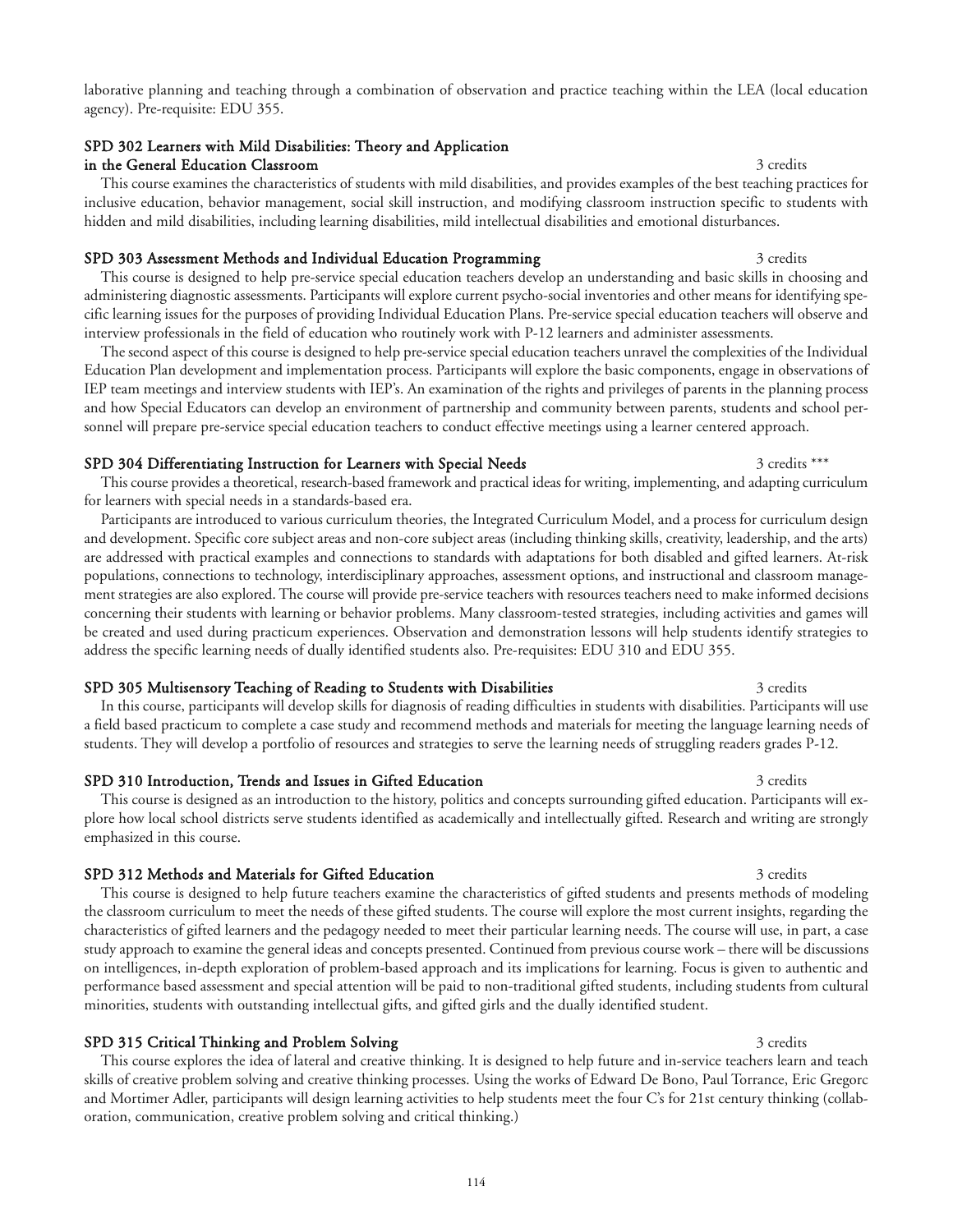laborative planning and teaching through a combination of observation and practice teaching within the LEA (local education agency). Pre-requisite: EDU 355.

### SPD 302 Learners with Mild Disabilities: Theory and Application in the General Education Classroom — 3 credits

This course examines the characteristics of students with mild disabilities, and provides examples of the best teaching practices for inclusive education, behavior management, social skill instruction, and modifying classroom instruction specific to students with hidden and mild disabilities, including learning disabilities, mild intellectual disabilities and emotional disturbances.

### SPD 303 Assessment Methods and Individual Education Programming — 3 credits

This course is designed to help pre-service special education teachers develop an understanding and basic skills in choosing and administering diagnostic assessments. Participants will explore current psycho-social inventories and other means for identifying specific learning issues for the purposes of providing Individual Education Plans. Pre-service special education teachers will observe and interview professionals in the field of education who routinely work with P-12 learners and administer assessments.

The second aspect of this course is designed to help pre-service special education teachers unravel the complexities of the Individual Education Plan development and implementation process. Participants will explore the basic components, engage in observations of IEP team meetings and interview students with IEP's. An examination of the rights and privileges of parents in the planning process and how Special Educators can develop an environment of partnership and community between parents, students and school personnel will prepare pre-service special education teachers to conduct effective meetings using a learner centered approach.

### SPD 304 Differentiating Instruction for Learners with Special Needs — 3 credits ***

This course provides a theoretical, research-based framework and practical ideas for writing, implementing, and adapting curriculum for learners with special needs in a standards-based era.

Participants are introduced to various curriculum theories, the Integrated Curriculum Model, and a process for curriculum design and development. Specific core subject areas and non-core subject areas (including thinking skills, creativity, leadership, and the arts) are addressed with practical examples and connections to standards with adaptations for both disabled and gifted learners. At-risk populations, connections to technology, interdisciplinary approaches, assessment options, and instructional and classroom management strategies are also explored. The course will provide pre-service teachers with resources teachers need to make informed decisions concerning their students with learning or behavior problems. Many classroom-tested strategies, including activities and games will be created and used during practicum experiences. Observation and demonstration lessons will help students identify strategies to address the specific learning needs of dually identified students also. Pre-requisites: EDU 310 and EDU 355.

### SPD 305 Multisensory Teaching of Reading to Students with Disabilities — 3 credits

In this course, participants will develop skills for diagnosis of reading difficulties in students with disabilities. Participants will use a field based practicum to complete a case study and recommend methods and materials for meeting the language learning needs of students. They will develop a portfolio of resources and strategies to serve the learning needs of struggling readers grades P-12.

### SPD 310 Introduction, Trends and Issues in Gifted Education — 3 credits

This course is designed as an introduction to the history, politics and concepts surrounding gifted education. Participants will explore how local school districts serve students identified as academically and intellectually gifted. Research and writing are strongly emphasized in this course.

### SPD 312 Methods and Materials for Gifted Education — 3 credits

This course is designed to help future teachers examine the characteristics of gifted students and presents methods of modeling the classroom curriculum to meet the needs of these gifted students. The course will explore the most current insights, regarding the characteristics of gifted learners and the pedagogy needed to meet their particular learning needs. The course will use, in part, a case study approach to examine the general ideas and concepts presented. Continued from previous course work – there will be discussions on intelligences, in-depth exploration of problem-based approach and its implications for learning. Focus is given to authentic and performance based assessment and special attention will be paid to non-traditional gifted students, including students from cultural minorities, students with outstanding intellectual gifts, and gifted girls and the dually identified student.

### SPD 315 Critical Thinking and Problem Solving — 3 credits

This course explores the idea of lateral and creative thinking. It is designed to help future and in-service teachers learn and teach skills of creative problem solving and creative thinking processes. Using the works of Edward De Bono, Paul Torrance, Eric Gregorc and Mortimer Adler, participants will design learning activities to help students meet the four C's for 21st century thinking (collaboration, communication, creative problem solving and critical thinking.)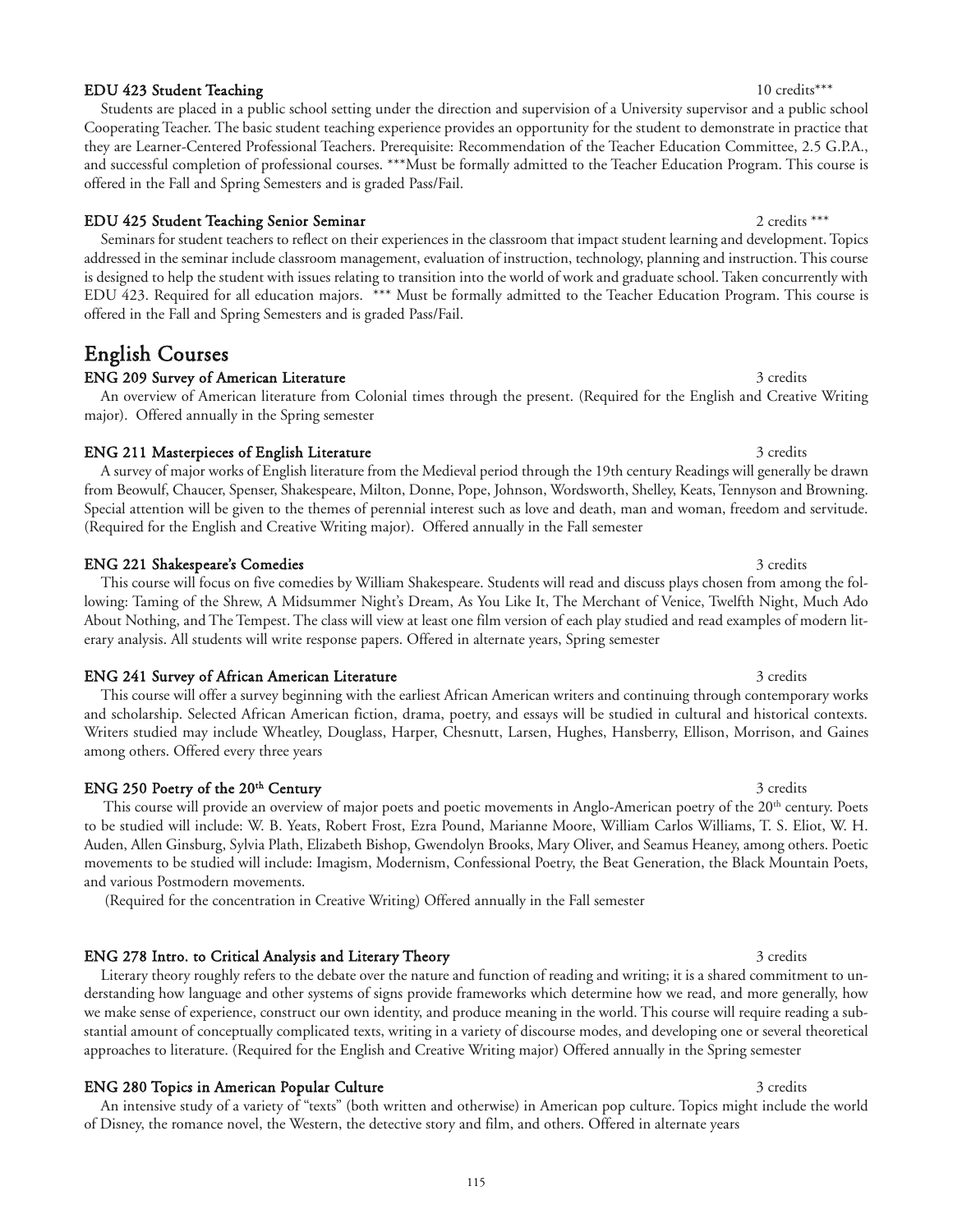**EDU 423 Student Teaching** 10 credits***

Students are placed in a public school setting under the direction and supervision of a University supervisor and a public school Cooperating Teacher. The basic student teaching experience provides an opportunity for the student to demonstrate in practice that they are Learner-Centered Professional Teachers. Prerequisite: Recommendation of the Teacher Education Committee, 2.5 G.P.A., and successful completion of professional courses. ***Must be formally admitted to the Teacher Education Program. This course is offered in the Fall and Spring Semesters and is graded Pass/Fail.

**EDU 425 Student Teaching Senior Seminar** 2 credits ***

Seminars for student teachers to reflect on their experiences in the classroom that impact student learning and development. Topics addressed in the seminar include classroom management, evaluation of instruction, technology, planning and instruction. This course is designed to help the student with issues relating to transition into the world of work and graduate school. Taken concurrently with EDU 423. Required for all education majors. *** Must be formally admitted to the Teacher Education Program. This course is offered in the Fall and Spring Semesters and is graded Pass/Fail.

## English Courses

**ENG 209 Survey of American Literature** 3 credits

An overview of American literature from Colonial times through the present. (Required for the English and Creative Writing major). Offered annually in the Spring semester

**ENG 211 Masterpieces of English Literature** 3 credits

A survey of major works of English literature from the Medieval period through the 19th century Readings will generally be drawn from Beowulf, Chaucer, Spenser, Shakespeare, Milton, Donne, Pope, Johnson, Wordsworth, Shelley, Keats, Tennyson and Browning. Special attention will be given to the themes of perennial interest such as love and death, man and woman, freedom and servitude. (Required for the English and Creative Writing major). Offered annually in the Fall semester

**ENG 221 Shakespeare's Comedies** 3 credits

This course will focus on five comedies by William Shakespeare. Students will read and discuss plays chosen from among the following: Taming of the Shrew, A Midsummer Night's Dream, As You Like It, The Merchant of Venice, Twelfth Night, Much Ado About Nothing, and The Tempest. The class will view at least one film version of each play studied and read examples of modern literary analysis. All students will write response papers. Offered in alternate years, Spring semester

**ENG 241 Survey of African American Literature** 3 credits

This course will offer a survey beginning with the earliest African American writers and continuing through contemporary works and scholarship. Selected African American fiction, drama, poetry, and essays will be studied in cultural and historical contexts. Writers studied may include Wheatley, Douglass, Harper, Chesnutt, Larsen, Hughes, Hansberry, Ellison, Morrison, and Gaines among others. Offered every three years

**ENG 250 Poetry of the 20th Century** 3 credits

This course will provide an overview of major poets and poetic movements in Anglo-American poetry of the 20th century. Poets to be studied will include: W. B. Yeats, Robert Frost, Ezra Pound, Marianne Moore, William Carlos Williams, T. S. Eliot, W. H. Auden, Allen Ginsburg, Sylvia Plath, Elizabeth Bishop, Gwendolyn Brooks, Mary Oliver, and Seamus Heaney, among others. Poetic movements to be studied will include: Imagism, Modernism, Confessional Poetry, the Beat Generation, the Black Mountain Poets, and various Postmodern movements.

(Required for the concentration in Creative Writing) Offered annually in the Fall semester

**ENG 278 Intro. to Critical Analysis and Literary Theory** 3 credits

Literary theory roughly refers to the debate over the nature and function of reading and writing; it is a shared commitment to understanding how language and other systems of signs provide frameworks which determine how we read, and more generally, how we make sense of experience, construct our own identity, and produce meaning in the world. This course will require reading a substantial amount of conceptually complicated texts, writing in a variety of discourse modes, and developing one or several theoretical approaches to literature. (Required for the English and Creative Writing major) Offered annually in the Spring semester

**ENG 280 Topics in American Popular Culture** 3 credits

An intensive study of a variety of "texts" (both written and otherwise) in American pop culture. Topics might include the world of Disney, the romance novel, the Western, the detective story and film, and others. Offered in alternate years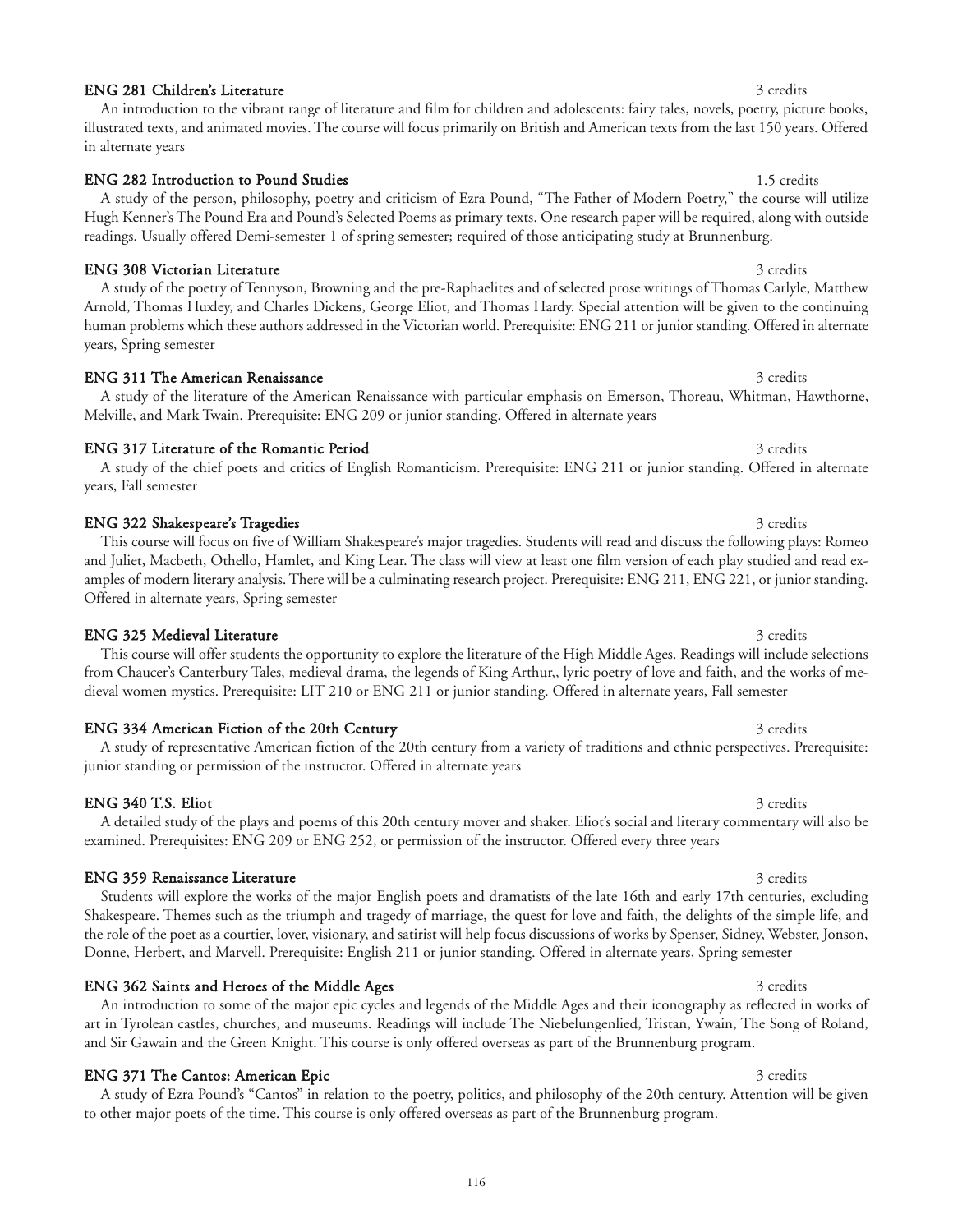**ENG 281 Children's Literature** 3 credits

An introduction to the vibrant range of literature and film for children and adolescents: fairy tales, novels, poetry, picture books, illustrated texts, and animated movies. The course will focus primarily on British and American texts from the last 150 years. Offered in alternate years

**ENG 282 Introduction to Pound Studies** 1.5 credits

A study of the person, philosophy, poetry and criticism of Ezra Pound, "The Father of Modern Poetry," the course will utilize Hugh Kenner's The Pound Era and Pound's Selected Poems as primary texts. One research paper will be required, along with outside readings. Usually offered Demi-semester 1 of spring semester; required of those anticipating study at Brunnenburg.

**ENG 308 Victorian Literature** 3 credits

A study of the poetry of Tennyson, Browning and the pre-Raphaelites and of selected prose writings of Thomas Carlyle, Matthew Arnold, Thomas Huxley, and Charles Dickens, George Eliot, and Thomas Hardy. Special attention will be given to the continuing human problems which these authors addressed in the Victorian world. Prerequisite: ENG 211 or junior standing. Offered in alternate years, Spring semester

**ENG 311 The American Renaissance** 3 credits

A study of the literature of the American Renaissance with particular emphasis on Emerson, Thoreau, Whitman, Hawthorne, Melville, and Mark Twain. Prerequisite: ENG 209 or junior standing. Offered in alternate years

**ENG 317 Literature of the Romantic Period** 3 credits

A study of the chief poets and critics of English Romanticism. Prerequisite: ENG 211 or junior standing. Offered in alternate years, Fall semester

**ENG 322 Shakespeare's Tragedies** 3 credits

This course will focus on five of William Shakespeare's major tragedies. Students will read and discuss the following plays: Romeo and Juliet, Macbeth, Othello, Hamlet, and King Lear. The class will view at least one film version of each play studied and read examples of modern literary analysis. There will be a culminating research project. Prerequisite: ENG 211, ENG 221, or junior standing. Offered in alternate years, Spring semester

**ENG 325 Medieval Literature** 3 credits

This course will offer students the opportunity to explore the literature of the High Middle Ages. Readings will include selections from Chaucer's Canterbury Tales, medieval drama, the legends of King Arthur,, lyric poetry of love and faith, and the works of medieval women mystics. Prerequisite: LIT 210 or ENG 211 or junior standing. Offered in alternate years, Fall semester

**ENG 334 American Fiction of the 20th Century** 3 credits

A study of representative American fiction of the 20th century from a variety of traditions and ethnic perspectives. Prerequisite: junior standing or permission of the instructor. Offered in alternate years

**ENG 340 T.S. Eliot** 3 credits

A detailed study of the plays and poems of this 20th century mover and shaker. Eliot's social and literary commentary will also be examined. Prerequisites: ENG 209 or ENG 252, or permission of the instructor. Offered every three years

**ENG 359 Renaissance Literature** 3 credits

Students will explore the works of the major English poets and dramatists of the late 16th and early 17th centuries, excluding Shakespeare. Themes such as the triumph and tragedy of marriage, the quest for love and faith, the delights of the simple life, and the role of the poet as a courtier, lover, visionary, and satirist will help focus discussions of works by Spenser, Sidney, Webster, Jonson, Donne, Herbert, and Marvell. Prerequisite: English 211 or junior standing. Offered in alternate years, Spring semester

**ENG 362 Saints and Heroes of the Middle Ages** 3 credits

An introduction to some of the major epic cycles and legends of the Middle Ages and their iconography as reflected in works of art in Tyrolean castles, churches, and museums. Readings will include The Niebelungenlied, Tristan, Ywain, The Song of Roland, and Sir Gawain and the Green Knight. This course is only offered overseas as part of the Brunnenburg program.

**ENG 371 The Cantos: American Epic** 3 credits

A study of Ezra Pound's "Cantos" in relation to the poetry, politics, and philosophy of the 20th century. Attention will be given to other major poets of the time. This course is only offered overseas as part of the Brunnenburg program.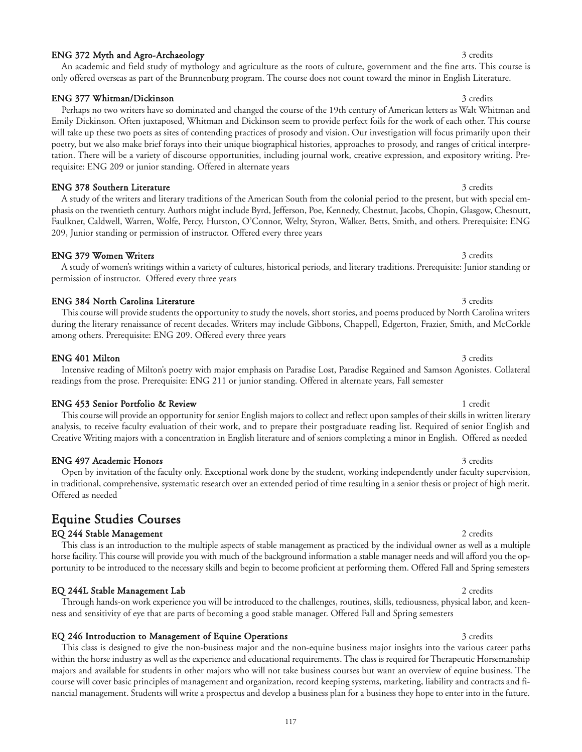**ENG 372 Myth and Agro-Archaeology** 3 credits

An academic and field study of mythology and agriculture as the roots of culture, government and the fine arts. This course is only offered overseas as part of the Brunnenburg program. The course does not count toward the minor in English Literature.

**ENG 377 Whitman/Dickinson** 3 credits

Perhaps no two writers have so dominated and changed the course of the 19th century of American letters as Walt Whitman and Emily Dickinson. Often juxtaposed, Whitman and Dickinson seem to provide perfect foils for the work of each other. This course will take up these two poets as sites of contending practices of prosody and vision. Our investigation will focus primarily upon their poetry, but we also make brief forays into their unique biographical histories, approaches to prosody, and ranges of critical interpretation. There will be a variety of discourse opportunities, including journal work, creative expression, and expository writing. Prerequisite: ENG 209 or junior standing. Offered in alternate years

**ENG 378 Southern Literature** 3 credits

A study of the writers and literary traditions of the American South from the colonial period to the present, but with special emphasis on the twentieth century. Authors might include Byrd, Jefferson, Poe, Kennedy, Chestnut, Jacobs, Chopin, Glasgow, Chesnutt, Faulkner, Caldwell, Warren, Wolfe, Percy, Hurston, O'Connor, Welty, Styron, Walker, Betts, Smith, and others. Prerequisite: ENG 209, Junior standing or permission of instructor. Offered every three years

**ENG 379 Women Writers** 3 credits

A study of women's writings within a variety of cultures, historical periods, and literary traditions. Prerequisite: Junior standing or permission of instructor. Offered every three years

**ENG 384 North Carolina Literature** 3 credits

This course will provide students the opportunity to study the novels, short stories, and poems produced by North Carolina writers during the literary renaissance of recent decades. Writers may include Gibbons, Chappell, Edgerton, Frazier, Smith, and McCorkle among others. Prerequisite: ENG 209. Offered every three years

**ENG 401 Milton** 3 credits

Intensive reading of Milton's poetry with major emphasis on Paradise Lost, Paradise Regained and Samson Agonistes. Collateral readings from the prose. Prerequisite: ENG 211 or junior standing. Offered in alternate years, Fall semester

**ENG 453 Senior Portfolio & Review** 1 credit

This course will provide an opportunity for senior English majors to collect and reflect upon samples of their skills in written literary analysis, to receive faculty evaluation of their work, and to prepare their postgraduate reading list. Required of senior English and Creative Writing majors with a concentration in English literature and of seniors completing a minor in English. Offered as needed

**ENG 497 Academic Honors** 3 credits

Open by invitation of the faculty only. Exceptional work done by the student, working independently under faculty supervision, in traditional, comprehensive, systematic research over an extended period of time resulting in a senior thesis or project of high merit. Offered as needed

## Equine Studies Courses

**EQ 244 Stable Management** 2 credits

This class is an introduction to the multiple aspects of stable management as practiced by the individual owner as well as a multiple horse facility. This course will provide you with much of the background information a stable manager needs and will afford you the opportunity to be introduced to the necessary skills and begin to become proficient at performing them. Offered Fall and Spring semesters

**EQ 244L Stable Management Lab** 2 credits

Through hands-on work experience you will be introduced to the challenges, routines, skills, tediousness, physical labor, and keenness and sensitivity of eye that are parts of becoming a good stable manager. Offered Fall and Spring semesters

**EQ 246 Introduction to Management of Equine Operations** 3 credits

This class is designed to give the non-business major and the non-equine business major insights into the various career paths within the horse industry as well as the experience and educational requirements. The class is required for Therapeutic Horsemanship majors and available for students in other majors who will not take business courses but want an overview of equine business. The course will cover basic principles of management and organization, record keeping systems, marketing, liability and contracts and financial management. Students will write a prospectus and develop a business plan for a business they hope to enter into in the future.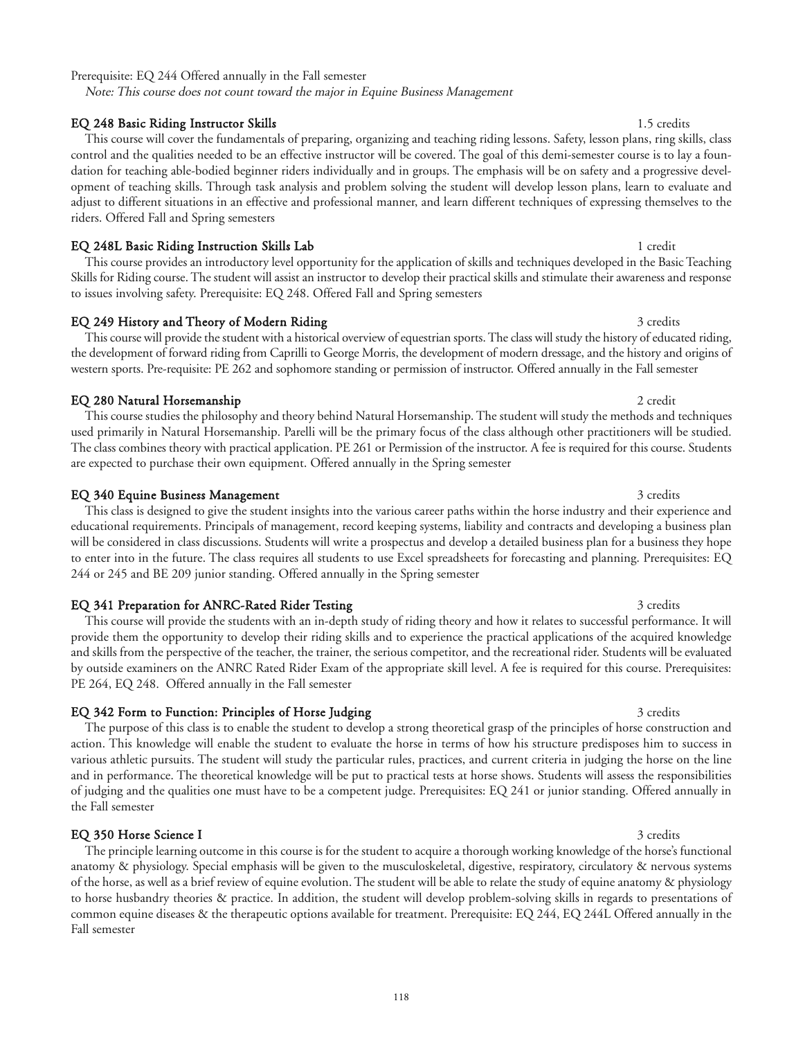Prerequisite: EQ 244 Offered annually in the Fall semester

*Note: This course does not count toward the major in Equine Business Management*

### EQ 248 Basic Riding Instructor Skills — 1.5 credits

This course will cover the fundamentals of preparing, organizing and teaching riding lessons. Safety, lesson plans, ring skills, class control and the qualities needed to be an effective instructor will be covered. The goal of this demi-semester course is to lay a foundation for teaching able-bodied beginner riders individually and in groups. The emphasis will be on safety and a progressive development of teaching skills. Through task analysis and problem solving the student will develop lesson plans, learn to evaluate and adjust to different situations in an effective and professional manner, and learn different techniques of expressing themselves to the riders. Offered Fall and Spring semesters

### EQ 248L Basic Riding Instruction Skills Lab — 1 credit

This course provides an introductory level opportunity for the application of skills and techniques developed in the Basic Teaching Skills for Riding course. The student will assist an instructor to develop their practical skills and stimulate their awareness and response to issues involving safety. Prerequisite: EQ 248. Offered Fall and Spring semesters

### EQ 249 History and Theory of Modern Riding — 3 credits

This course will provide the student with a historical overview of equestrian sports. The class will study the history of educated riding, the development of forward riding from Caprilli to George Morris, the development of modern dressage, and the history and origins of western sports. Pre-requisite: PE 262 and sophomore standing or permission of instructor. Offered annually in the Fall semester

### EQ 280 Natural Horsemanship — 2 credit

This course studies the philosophy and theory behind Natural Horsemanship. The student will study the methods and techniques used primarily in Natural Horsemanship. Parelli will be the primary focus of the class although other practitioners will be studied. The class combines theory with practical application. PE 261 or Permission of the instructor. A fee is required for this course. Students are expected to purchase their own equipment. Offered annually in the Spring semester

### EQ 340 Equine Business Management — 3 credits

This class is designed to give the student insights into the various career paths within the horse industry and their experience and educational requirements. Principals of management, record keeping systems, liability and contracts and developing a business plan will be considered in class discussions. Students will write a prospectus and develop a detailed business plan for a business they hope to enter into in the future. The class requires all students to use Excel spreadsheets for forecasting and planning. Prerequisites: EQ 244 or 245 and BE 209 junior standing. Offered annually in the Spring semester

### EQ 341 Preparation for ANRC-Rated Rider Testing — 3 credits

This course will provide the students with an in-depth study of riding theory and how it relates to successful performance. It will provide them the opportunity to develop their riding skills and to experience the practical applications of the acquired knowledge and skills from the perspective of the teacher, the trainer, the serious competitor, and the recreational rider. Students will be evaluated by outside examiners on the ANRC Rated Rider Exam of the appropriate skill level. A fee is required for this course. Prerequisites: PE 264, EQ 248. Offered annually in the Fall semester

### EQ 342 Form to Function: Principles of Horse Judging — 3 credits

The purpose of this class is to enable the student to develop a strong theoretical grasp of the principles of horse construction and action. This knowledge will enable the student to evaluate the horse in terms of how his structure predisposes him to success in various athletic pursuits. The student will study the particular rules, practices, and current criteria in judging the horse on the line and in performance. The theoretical knowledge will be put to practical tests at horse shows. Students will assess the responsibilities of judging and the qualities one must have to be a competent judge. Prerequisites: EQ 241 or junior standing. Offered annually in the Fall semester

### EQ 350 Horse Science I — 3 credits

The principle learning outcome in this course is for the student to acquire a thorough working knowledge of the horse's functional anatomy & physiology. Special emphasis will be given to the musculoskeletal, digestive, respiratory, circulatory & nervous systems of the horse, as well as a brief review of equine evolution. The student will be able to relate the study of equine anatomy & physiology to horse husbandry theories & practice. In addition, the student will develop problem-solving skills in regards to presentations of common equine diseases & the therapeutic options available for treatment. Prerequisite: EQ 244, EQ 244L Offered annually in the Fall semester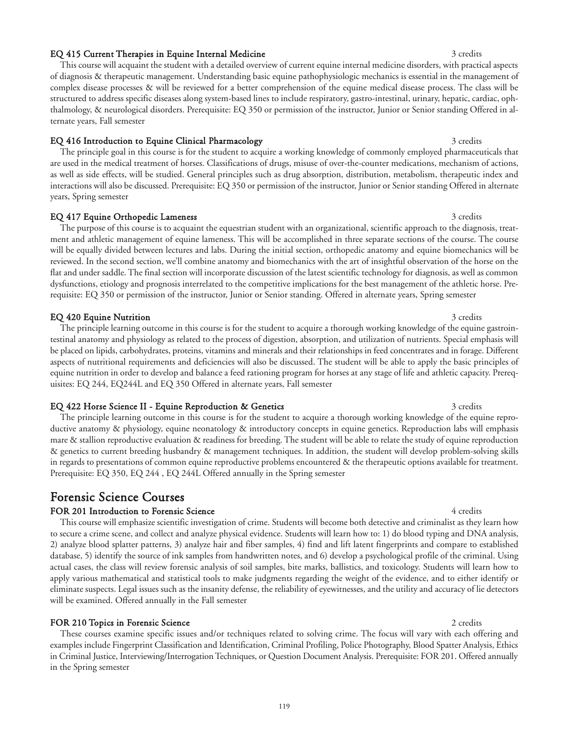#### EQ 415 Current Therapies in Equine Internal Medicine 3 credits

This course will acquaint the student with a detailed overview of current equine internal medicine disorders, with practical aspects of diagnosis & therapeutic management. Understanding basic equine pathophysiologic mechanics is essential in the management of complex disease processes & will be reviewed for a better comprehension of the equine medical disease process. The class will be structured to address specific diseases along system-based lines to include respiratory, gastro-intestinal, urinary, hepatic, cardiac, ophthalmology, & neurological disorders. Prerequisite: EQ 350 or permission of the instructor, Junior or Senior standing Offered in alternate years, Fall semester

#### EQ 416 Introduction to Equine Clinical Pharmacology 3 credits

The principle goal in this course is for the student to acquire a working knowledge of commonly employed pharmaceuticals that are used in the medical treatment of horses. Classifications of drugs, misuse of over-the-counter medications, mechanism of actions, as well as side effects, will be studied. General principles such as drug absorption, distribution, metabolism, therapeutic index and interactions will also be discussed. Prerequisite: EQ 350 or permission of the instructor, Junior or Senior standing Offered in alternate years, Spring semester

#### EQ 417 Equine Orthopedic Lameness 3 credits

The purpose of this course is to acquaint the equestrian student with an organizational, scientific approach to the diagnosis, treatment and athletic management of equine lameness. This will be accomplished in three separate sections of the course. The course will be equally divided between lectures and labs. During the initial section, orthopedic anatomy and equine biomechanics will be reviewed. In the second section, we'll combine anatomy and biomechanics with the art of insightful observation of the horse on the flat and under saddle. The final section will incorporate discussion of the latest scientific technology for diagnosis, as well as common dysfunctions, etiology and prognosis interrelated to the competitive implications for the best management of the athletic horse. Prerequisite: EQ 350 or permission of the instructor, Junior or Senior standing. Offered in alternate years, Spring semester

#### EQ 420 Equine Nutrition 3 credits

The principle learning outcome in this course is for the student to acquire a thorough working knowledge of the equine gastrointestinal anatomy and physiology as related to the process of digestion, absorption, and utilization of nutrients. Special emphasis will be placed on lipids, carbohydrates, proteins, vitamins and minerals and their relationships in feed concentrates and in forage. Different aspects of nutritional requirements and deficiencies will also be discussed. The student will be able to apply the basic principles of equine nutrition in order to develop and balance a feed rationing program for horses at any stage of life and athletic capacity. Prerequisites: EQ 244, EQ244L and EQ 350 Offered in alternate years, Fall semester

#### EQ 422 Horse Science II - Equine Reproduction & Genetics 3 credits

The principle learning outcome in this course is for the student to acquire a thorough working knowledge of the equine reproductive anatomy & physiology, equine neonatology & introductory concepts in equine genetics. Reproduction labs will emphasis mare & stallion reproductive evaluation & readiness for breeding. The student will be able to relate the study of equine reproduction & genetics to current breeding husbandry & management techniques. In addition, the student will develop problem-solving skills in regards to presentations of common equine reproductive problems encountered & the therapeutic options available for treatment. Prerequisite: EQ 350, EQ 244 , EQ 244L Offered annually in the Spring semester

## Forensic Science Courses

#### FOR 201 Introduction to Forensic Science 4 credits

This course will emphasize scientific investigation of crime. Students will become both detective and criminalist as they learn how to secure a crime scene, and collect and analyze physical evidence. Students will learn how to: 1) do blood typing and DNA analysis, 2) analyze blood splatter patterns, 3) analyze hair and fiber samples, 4) find and lift latent fingerprints and compare to established database, 5) identify the source of ink samples from handwritten notes, and 6) develop a psychological profile of the criminal. Using actual cases, the class will review forensic analysis of soil samples, bite marks, ballistics, and toxicology. Students will learn how to apply various mathematical and statistical tools to make judgments regarding the weight of the evidence, and to either identify or eliminate suspects. Legal issues such as the insanity defense, the reliability of eyewitnesses, and the utility and accuracy of lie detectors will be examined. Offered annually in the Fall semester

#### FOR 210 Topics in Forensic Science 2 credits

These courses examine specific issues and/or techniques related to solving crime. The focus will vary with each offering and examples include Fingerprint Classification and Identification, Criminal Profiling, Police Photography, Blood Spatter Analysis, Ethics in Criminal Justice, Interviewing/Interrogation Techniques, or Question Document Analysis. Prerequisite: FOR 201. Offered annually in the Spring semester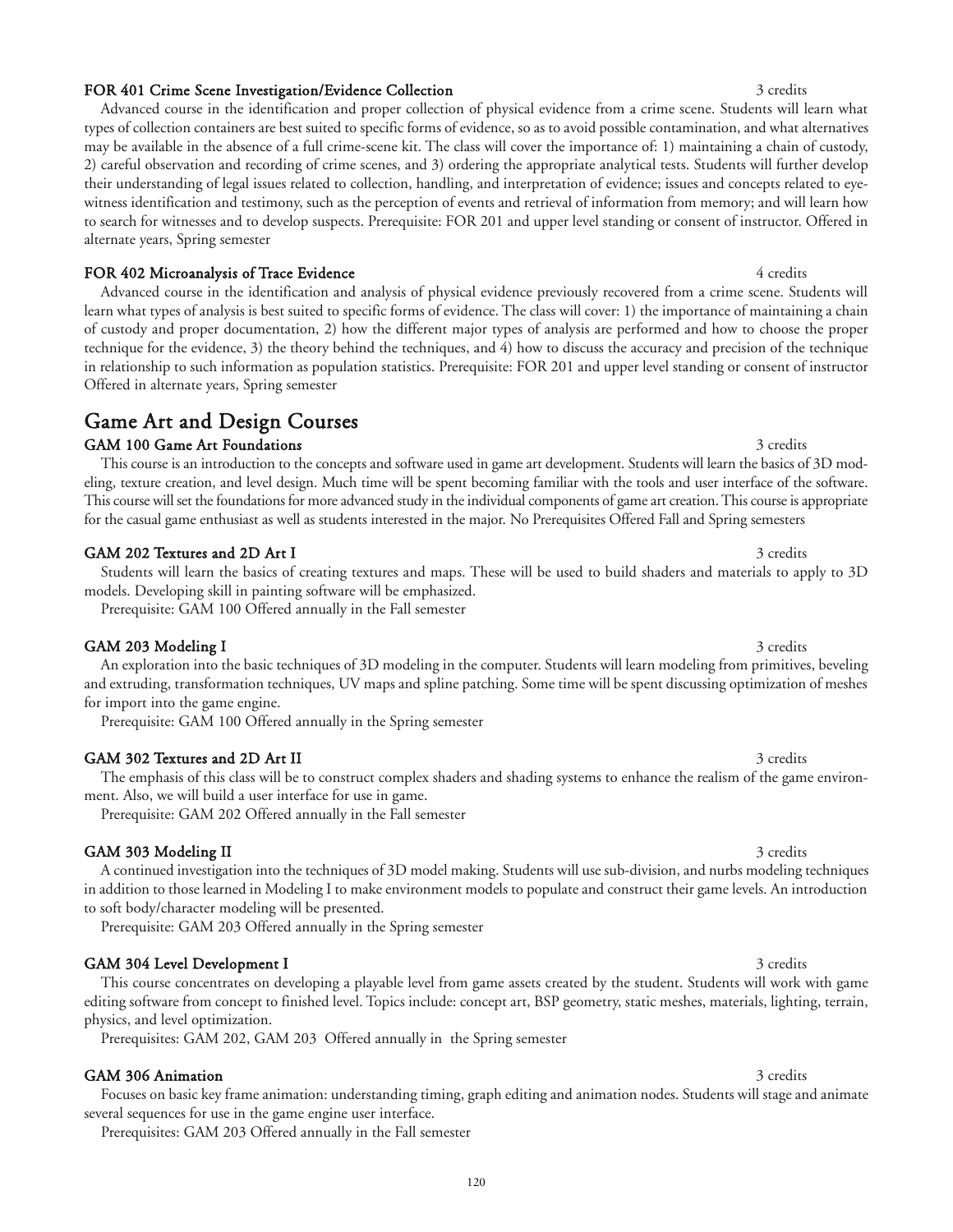**FOR 401 Crime Scene Investigation/Evidence Collection** 3 credits

Advanced course in the identification and proper collection of physical evidence from a crime scene. Students will learn what types of collection containers are best suited to specific forms of evidence, so as to avoid possible contamination, and what alternatives may be available in the absence of a full crime-scene kit. The class will cover the importance of: 1) maintaining a chain of custody, 2) careful observation and recording of crime scenes, and 3) ordering the appropriate analytical tests. Students will further develop their understanding of legal issues related to collection, handling, and interpretation of evidence; issues and concepts related to eyewitness identification and testimony, such as the perception of events and retrieval of information from memory; and will learn how to search for witnesses and to develop suspects. Prerequisite: FOR 201 and upper level standing or consent of instructor. Offered in alternate years, Spring semester

**FOR 402 Microanalysis of Trace Evidence** 4 credits

Advanced course in the identification and analysis of physical evidence previously recovered from a crime scene. Students will learn what types of analysis is best suited to specific forms of evidence. The class will cover: 1) the importance of maintaining a chain of custody and proper documentation, 2) how the different major types of analysis are performed and how to choose the proper technique for the evidence, 3) the theory behind the techniques, and 4) how to discuss the accuracy and precision of the technique in relationship to such information as population statistics. Prerequisite: FOR 201 and upper level standing or consent of instructor Offered in alternate years, Spring semester

## Game Art and Design Courses

**GAM 100 Game Art Foundations** 3 credits

This course is an introduction to the concepts and software used in game art development. Students will learn the basics of 3D modeling, texture creation, and level design. Much time will be spent becoming familiar with the tools and user interface of the software. This course will set the foundations for more advanced study in the individual components of game art creation. This course is appropriate for the casual game enthusiast as well as students interested in the major. No Prerequisites Offered Fall and Spring semesters

**GAM 202 Textures and 2D Art I** 3 credits

Students will learn the basics of creating textures and maps. These will be used to build shaders and materials to apply to 3D models. Developing skill in painting software will be emphasized.

Prerequisite: GAM 100 Offered annually in the Fall semester

**GAM 203 Modeling I** 3 credits

An exploration into the basic techniques of 3D modeling in the computer. Students will learn modeling from primitives, beveling and extruding, transformation techniques, UV maps and spline patching. Some time will be spent discussing optimization of meshes for import into the game engine.

Prerequisite: GAM 100 Offered annually in the Spring semester

**GAM 302 Textures and 2D Art II** 3 credits

The emphasis of this class will be to construct complex shaders and shading systems to enhance the realism of the game environment. Also, we will build a user interface for use in game.

Prerequisite: GAM 202 Offered annually in the Fall semester

**GAM 303 Modeling II** 3 credits

A continued investigation into the techniques of 3D model making. Students will use sub-division, and nurbs modeling techniques in addition to those learned in Modeling I to make environment models to populate and construct their game levels. An introduction to soft body/character modeling will be presented.

Prerequisite: GAM 203 Offered annually in the Spring semester

**GAM 304 Level Development I** 3 credits

This course concentrates on developing a playable level from game assets created by the student. Students will work with game editing software from concept to finished level. Topics include: concept art, BSP geometry, static meshes, materials, lighting, terrain, physics, and level optimization.

Prerequisites: GAM 202, GAM 203 Offered annually in the Spring semester

**GAM 306 Animation** 3 credits

Focuses on basic key frame animation: understanding timing, graph editing and animation nodes. Students will stage and animate several sequences for use in the game engine user interface.

Prerequisites: GAM 203 Offered annually in the Fall semester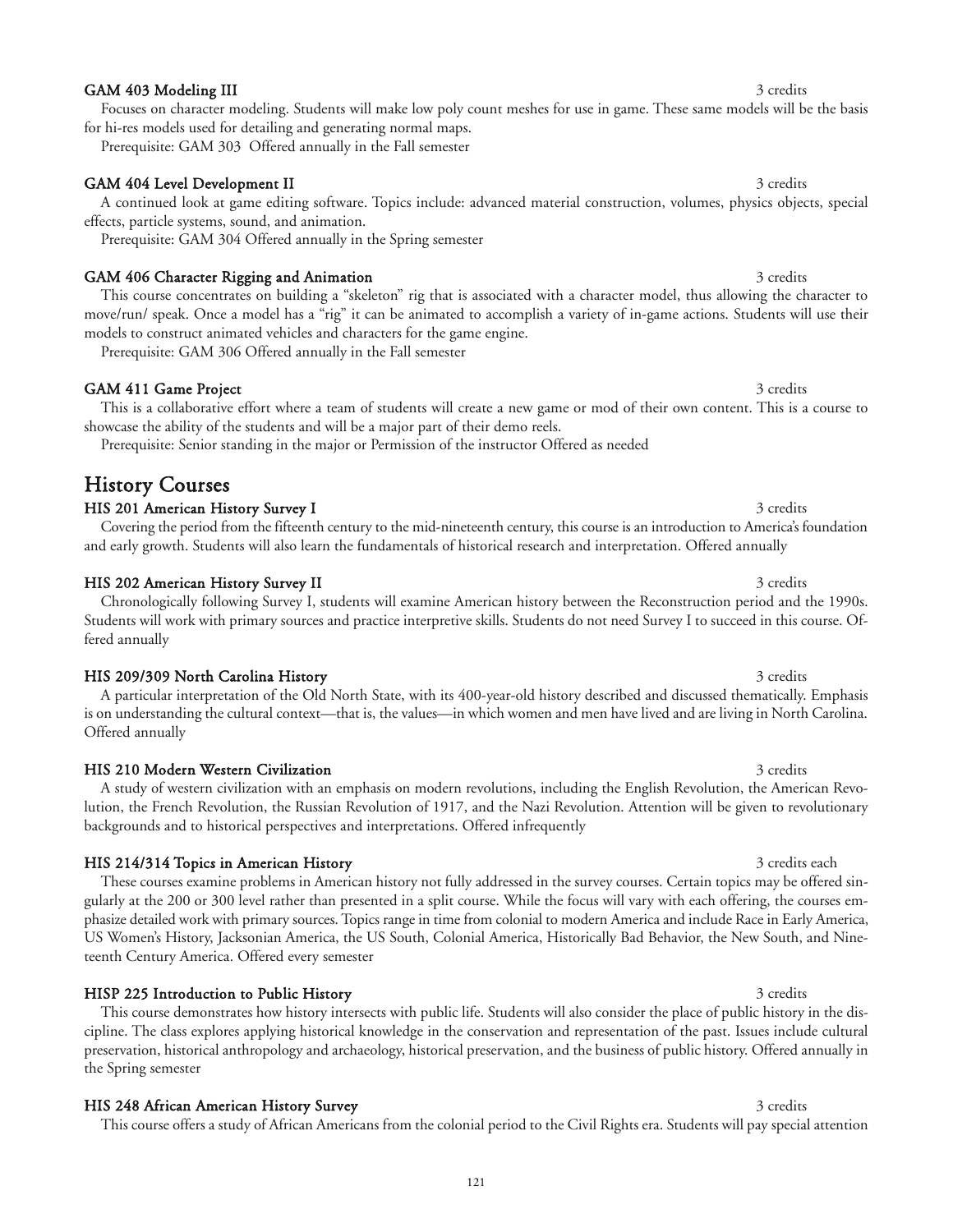**GAM 403 Modeling III** 3 credits

Focuses on character modeling. Students will make low poly count meshes for use in game. These same models will be the basis for hi-res models used for detailing and generating normal maps.

Prerequisite: GAM 303 Offered annually in the Fall semester

**GAM 404 Level Development II** 3 credits

A continued look at game editing software. Topics include: advanced material construction, volumes, physics objects, special effects, particle systems, sound, and animation.

Prerequisite: GAM 304 Offered annually in the Spring semester

**GAM 406 Character Rigging and Animation** 3 credits

This course concentrates on building a "skeleton" rig that is associated with a character model, thus allowing the character to move/run/ speak. Once a model has a "rig" it can be animated to accomplish a variety of in-game actions. Students will use their models to construct animated vehicles and characters for the game engine.

Prerequisite: GAM 306 Offered annually in the Fall semester

**GAM 411 Game Project** 3 credits

This is a collaborative effort where a team of students will create a new game or mod of their own content. This is a course to showcase the ability of the students and will be a major part of their demo reels.

Prerequisite: Senior standing in the major or Permission of the instructor Offered as needed

## History Courses

**HIS 201 American History Survey I** 3 credits

Covering the period from the fifteenth century to the mid-nineteenth century, this course is an introduction to America's foundation and early growth. Students will also learn the fundamentals of historical research and interpretation. Offered annually

**HIS 202 American History Survey II** 3 credits

Chronologically following Survey I, students will examine American history between the Reconstruction period and the 1990s. Students will work with primary sources and practice interpretive skills. Students do not need Survey I to succeed in this course. Offered annually

**HIS 209/309 North Carolina History** 3 credits

A particular interpretation of the Old North State, with its 400-year-old history described and discussed thematically. Emphasis is on understanding the cultural context—that is, the values—in which women and men have lived and are living in North Carolina. Offered annually

**HIS 210 Modern Western Civilization** 3 credits

A study of western civilization with an emphasis on modern revolutions, including the English Revolution, the American Revolution, the French Revolution, the Russian Revolution of 1917, and the Nazi Revolution. Attention will be given to revolutionary backgrounds and to historical perspectives and interpretations. Offered infrequently

**HIS 214/314 Topics in American History** 3 credits each

These courses examine problems in American history not fully addressed in the survey courses. Certain topics may be offered singularly at the 200 or 300 level rather than presented in a split course. While the focus will vary with each offering, the courses emphasize detailed work with primary sources. Topics range in time from colonial to modern America and include Race in Early America, US Women's History, Jacksonian America, the US South, Colonial America, Historically Bad Behavior, the New South, and Nineteenth Century America. Offered every semester

**HISP 225 Introduction to Public History** 3 credits

This course demonstrates how history intersects with public life. Students will also consider the place of public history in the discipline. The class explores applying historical knowledge in the conservation and representation of the past. Issues include cultural preservation, historical anthropology and archaeology, historical preservation, and the business of public history. Offered annually in the Spring semester

**HIS 248 African American History Survey** 3 credits

This course offers a study of African Americans from the colonial period to the Civil Rights era. Students will pay special attention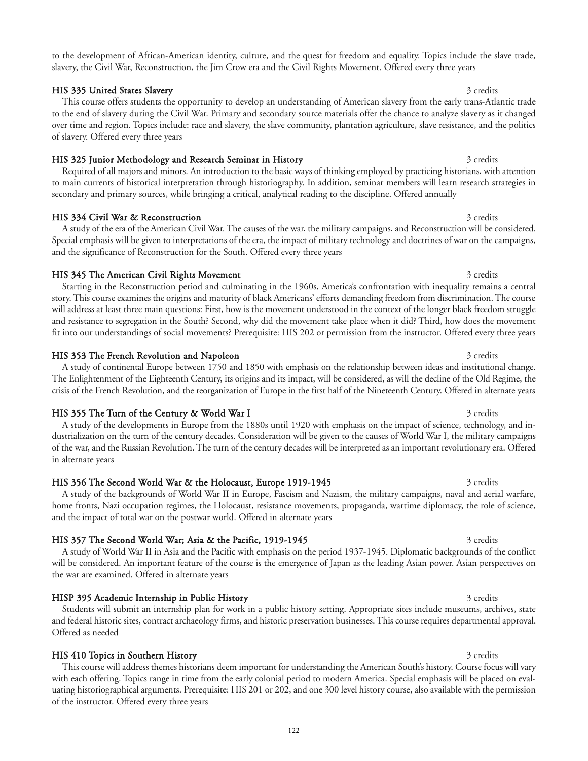to the development of African-American identity, culture, and the quest for freedom and equality. Topics include the slave trade, slavery, the Civil War, Reconstruction, the Jim Crow era and the Civil Rights Movement. Offered every three years

**HIS 335 United States Slavery** 3 credits

This course offers students the opportunity to develop an understanding of American slavery from the early trans-Atlantic trade to the end of slavery during the Civil War. Primary and secondary source materials offer the chance to analyze slavery as it changed over time and region. Topics include: race and slavery, the slave community, plantation agriculture, slave resistance, and the politics of slavery. Offered every three years

**HIS 325 Junior Methodology and Research Seminar in History** 3 credits

Required of all majors and minors. An introduction to the basic ways of thinking employed by practicing historians, with attention to main currents of historical interpretation through historiography. In addition, seminar members will learn research strategies in secondary and primary sources, while bringing a critical, analytical reading to the discipline. Offered annually

**HIS 334 Civil War & Reconstruction** 3 credits

A study of the era of the American Civil War. The causes of the war, the military campaigns, and Reconstruction will be considered. Special emphasis will be given to interpretations of the era, the impact of military technology and doctrines of war on the campaigns, and the significance of Reconstruction for the South. Offered every three years

**HIS 345 The American Civil Rights Movement** 3 credits

Starting in the Reconstruction period and culminating in the 1960s, America's confrontation with inequality remains a central story. This course examines the origins and maturity of black Americans' efforts demanding freedom from discrimination. The course will address at least three main questions: First, how is the movement understood in the context of the longer black freedom struggle and resistance to segregation in the South? Second, why did the movement take place when it did? Third, how does the movement fit into our understandings of social movements? Prerequisite: HIS 202 or permission from the instructor. Offered every three years

**HIS 353 The French Revolution and Napoleon** 3 credits

A study of continental Europe between 1750 and 1850 with emphasis on the relationship between ideas and institutional change. The Enlightenment of the Eighteenth Century, its origins and its impact, will be considered, as will the decline of the Old Regime, the crisis of the French Revolution, and the reorganization of Europe in the first half of the Nineteenth Century. Offered in alternate years

**HIS 355 The Turn of the Century & World War I** 3 credits

A study of the developments in Europe from the 1880s until 1920 with emphasis on the impact of science, technology, and industrialization on the turn of the century decades. Consideration will be given to the causes of World War I, the military campaigns of the war, and the Russian Revolution. The turn of the century decades will be interpreted as an important revolutionary era. Offered in alternate years

**HIS 356 The Second World War & the Holocaust, Europe 1919-1945** 3 credits

A study of the backgrounds of World War II in Europe, Fascism and Nazism, the military campaigns, naval and aerial warfare, home fronts, Nazi occupation regimes, the Holocaust, resistance movements, propaganda, wartime diplomacy, the role of science, and the impact of total war on the postwar world. Offered in alternate years

**HIS 357 The Second World War; Asia & the Pacific, 1919-1945** 3 credits

A study of World War II in Asia and the Pacific with emphasis on the period 1937-1945. Diplomatic backgrounds of the conflict will be considered. An important feature of the course is the emergence of Japan as the leading Asian power. Asian perspectives on the war are examined. Offered in alternate years

**HISP 395 Academic Internship in Public History** 3 credits

Students will submit an internship plan for work in a public history setting. Appropriate sites include museums, archives, state and federal historic sites, contract archaeology firms, and historic preservation businesses. This course requires departmental approval. Offered as needed

**HIS 410 Topics in Southern History** 3 credits

This course will address themes historians deem important for understanding the American South's history. Course focus will vary with each offering. Topics range in time from the early colonial period to modern America. Special emphasis will be placed on evaluating historiographical arguments. Prerequisite: HIS 201 or 202, and one 300 level history course, also available with the permission of the instructor. Offered every three years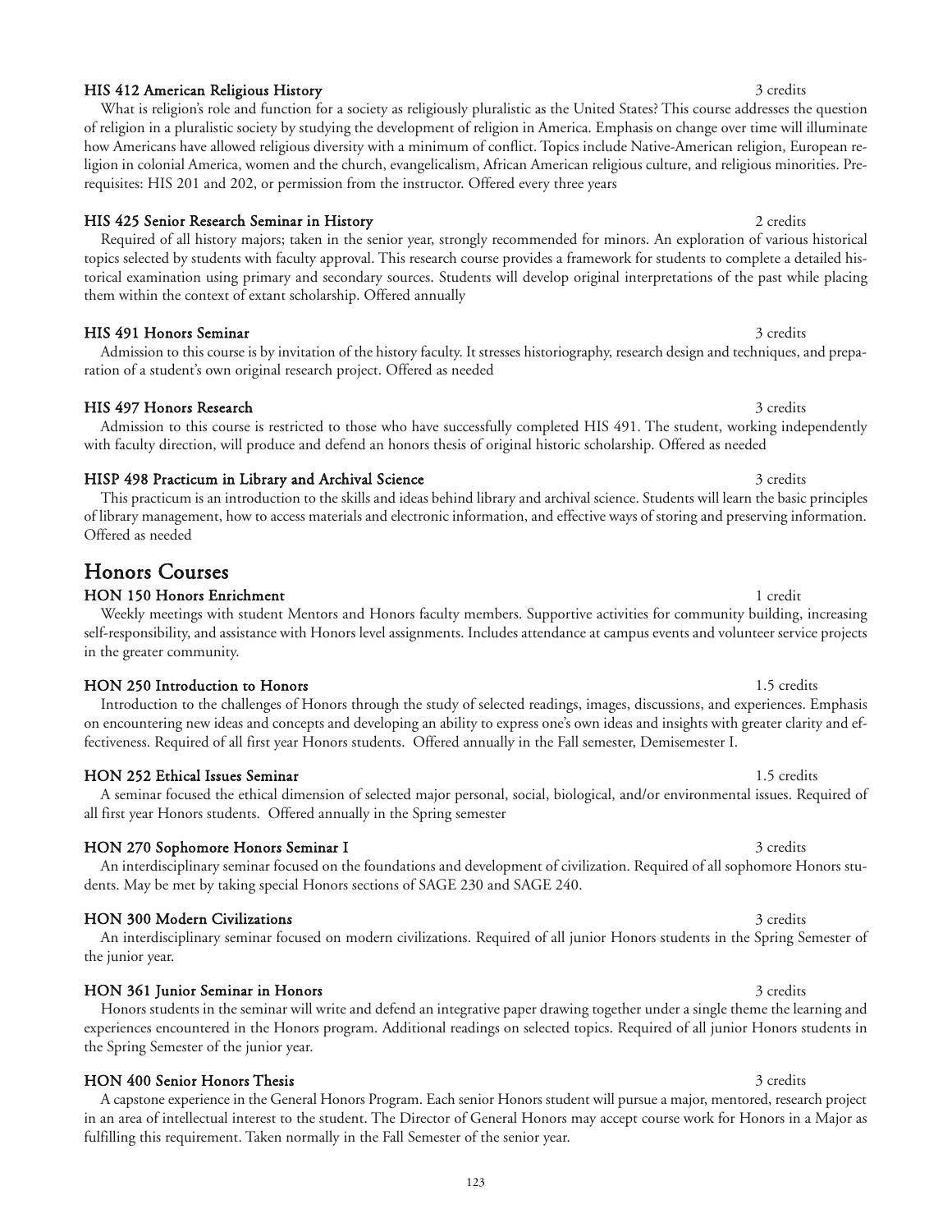**HIS 412 American Religious History** 3 credits

What is religion's role and function for a society as religiously pluralistic as the United States? This course addresses the question of religion in a pluralistic society by studying the development of religion in America. Emphasis on change over time will illuminate how Americans have allowed religious diversity with a minimum of conflict. Topics include Native-American religion, European religion in colonial America, women and the church, evangelicalism, African American religious culture, and religious minorities. Prerequisites: HIS 201 and 202, or permission from the instructor. Offered every three years

**HIS 425 Senior Research Seminar in History** 2 credits

Required of all history majors; taken in the senior year, strongly recommended for minors. An exploration of various historical topics selected by students with faculty approval. This research course provides a framework for students to complete a detailed historical examination using primary and secondary sources. Students will develop original interpretations of the past while placing them within the context of extant scholarship. Offered annually

**HIS 491 Honors Seminar** 3 credits

Admission to this course is by invitation of the history faculty. It stresses historiography, research design and techniques, and preparation of a student's own original research project. Offered as needed

**HIS 497 Honors Research** 3 credits

Admission to this course is restricted to those who have successfully completed HIS 491. The student, working independently with faculty direction, will produce and defend an honors thesis of original historic scholarship. Offered as needed

**HISP 498 Practicum in Library and Archival Science** 3 credits

This practicum is an introduction to the skills and ideas behind library and archival science. Students will learn the basic principles of library management, how to access materials and electronic information, and effective ways of storing and preserving information. Offered as needed

## Honors Courses

**HON 150 Honors Enrichment** 1 credit

Weekly meetings with student Mentors and Honors faculty members. Supportive activities for community building, increasing self-responsibility, and assistance with Honors level assignments. Includes attendance at campus events and volunteer service projects in the greater community.

**HON 250 Introduction to Honors** 1.5 credits

Introduction to the challenges of Honors through the study of selected readings, images, discussions, and experiences. Emphasis on encountering new ideas and concepts and developing an ability to express one's own ideas and insights with greater clarity and effectiveness. Required of all first year Honors students. Offered annually in the Fall semester, Demisemester I.

**HON 252 Ethical Issues Seminar** 1.5 credits

A seminar focused the ethical dimension of selected major personal, social, biological, and/or environmental issues. Required of all first year Honors students. Offered annually in the Spring semester

**HON 270 Sophomore Honors Seminar I** 3 credits

An interdisciplinary seminar focused on the foundations and development of civilization. Required of all sophomore Honors students. May be met by taking special Honors sections of SAGE 230 and SAGE 240.

**HON 300 Modern Civilizations** 3 credits

An interdisciplinary seminar focused on modern civilizations. Required of all junior Honors students in the Spring Semester of the junior year.

**HON 361 Junior Seminar in Honors** 3 credits

Honors students in the seminar will write and defend an integrative paper drawing together under a single theme the learning and experiences encountered in the Honors program. Additional readings on selected topics. Required of all junior Honors students in the Spring Semester of the junior year.

**HON 400 Senior Honors Thesis** 3 credits

A capstone experience in the General Honors Program. Each senior Honors student will pursue a major, mentored, research project in an area of intellectual interest to the student. The Director of General Honors may accept course work for Honors in a Major as fulfilling this requirement. Taken normally in the Fall Semester of the senior year.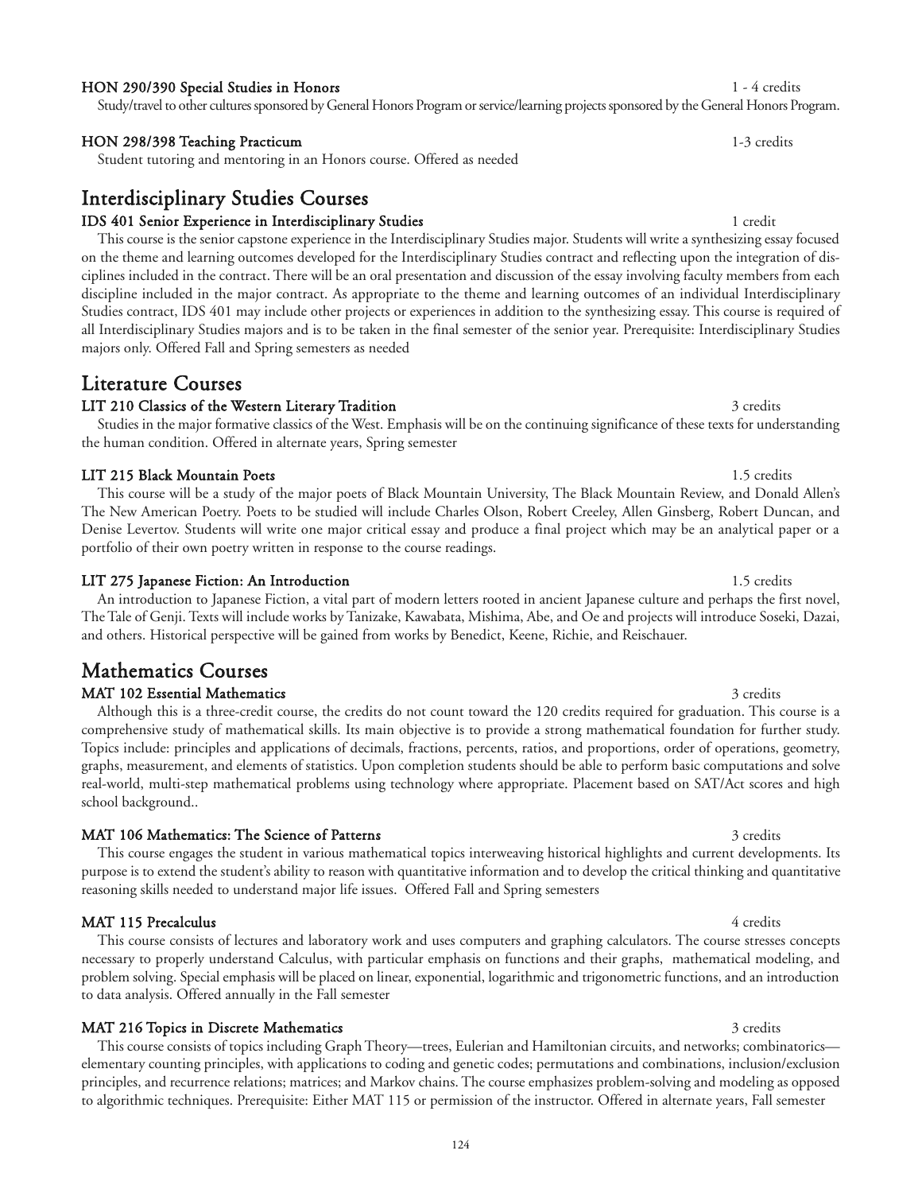### HON 290/390 Special Studies in Honors 1 - 4 credits

Study/travel to other cultures sponsored by General Honors Program or service/learning projects sponsored by the General Honors Program.

### HON 298/398 Teaching Practicum 1-3 credits

Student tutoring and mentoring in an Honors course. Offered as needed

## Interdisciplinary Studies Courses

### IDS 401 Senior Experience in Interdisciplinary Studies 1 credit

This course is the senior capstone experience in the Interdisciplinary Studies major. Students will write a synthesizing essay focused on the theme and learning outcomes developed for the Interdisciplinary Studies contract and reflecting upon the integration of disciplines included in the contract. There will be an oral presentation and discussion of the essay involving faculty members from each discipline included in the major contract. As appropriate to the theme and learning outcomes of an individual Interdisciplinary Studies contract, IDS 401 may include other projects or experiences in addition to the synthesizing essay. This course is required of all Interdisciplinary Studies majors and is to be taken in the final semester of the senior year. Prerequisite: Interdisciplinary Studies majors only. Offered Fall and Spring semesters as needed

## Literature Courses

### LIT 210 Classics of the Western Literary Tradition 3 credits

Studies in the major formative classics of the West. Emphasis will be on the continuing significance of these texts for understanding the human condition. Offered in alternate years, Spring semester

### LIT 215 Black Mountain Poets 1.5 credits

This course will be a study of the major poets of Black Mountain University, The Black Mountain Review, and Donald Allen's The New American Poetry. Poets to be studied will include Charles Olson, Robert Creeley, Allen Ginsberg, Robert Duncan, and Denise Levertov. Students will write one major critical essay and produce a final project which may be an analytical paper or a portfolio of their own poetry written in response to the course readings.

### LIT 275 Japanese Fiction: An Introduction 1.5 credits

An introduction to Japanese Fiction, a vital part of modern letters rooted in ancient Japanese culture and perhaps the first novel, The Tale of Genji. Texts will include works by Tanizake, Kawabata, Mishima, Abe, and Oe and projects will introduce Soseki, Dazai, and others. Historical perspective will be gained from works by Benedict, Keene, Richie, and Reischauer.

## Mathematics Courses

### MAT 102 Essential Mathematics 3 credits

Although this is a three-credit course, the credits do not count toward the 120 credits required for graduation. This course is a comprehensive study of mathematical skills. Its main objective is to provide a strong mathematical foundation for further study. Topics include: principles and applications of decimals, fractions, percents, ratios, and proportions, order of operations, geometry, graphs, measurement, and elements of statistics. Upon completion students should be able to perform basic computations and solve real-world, multi-step mathematical problems using technology where appropriate. Placement based on SAT/Act scores and high school background..

### MAT 106 Mathematics: The Science of Patterns 3 credits

This course engages the student in various mathematical topics interweaving historical highlights and current developments. Its purpose is to extend the student's ability to reason with quantitative information and to develop the critical thinking and quantitative reasoning skills needed to understand major life issues. Offered Fall and Spring semesters

### MAT 115 Precalculus 4 credits

This course consists of lectures and laboratory work and uses computers and graphing calculators. The course stresses concepts necessary to properly understand Calculus, with particular emphasis on functions and their graphs, mathematical modeling, and problem solving. Special emphasis will be placed on linear, exponential, logarithmic and trigonometric functions, and an introduction to data analysis. Offered annually in the Fall semester

### MAT 216 Topics in Discrete Mathematics 3 credits

This course consists of topics including Graph Theory—trees, Eulerian and Hamiltonian circuits, and networks; combinatorics—elementary counting principles, with applications to coding and genetic codes; permutations and combinations, inclusion/exclusion principles, and recurrence relations; matrices; and Markov chains. The course emphasizes problem-solving and modeling as opposed to algorithmic techniques. Prerequisite: Either MAT 115 or permission of the instructor. Offered in alternate years, Fall semester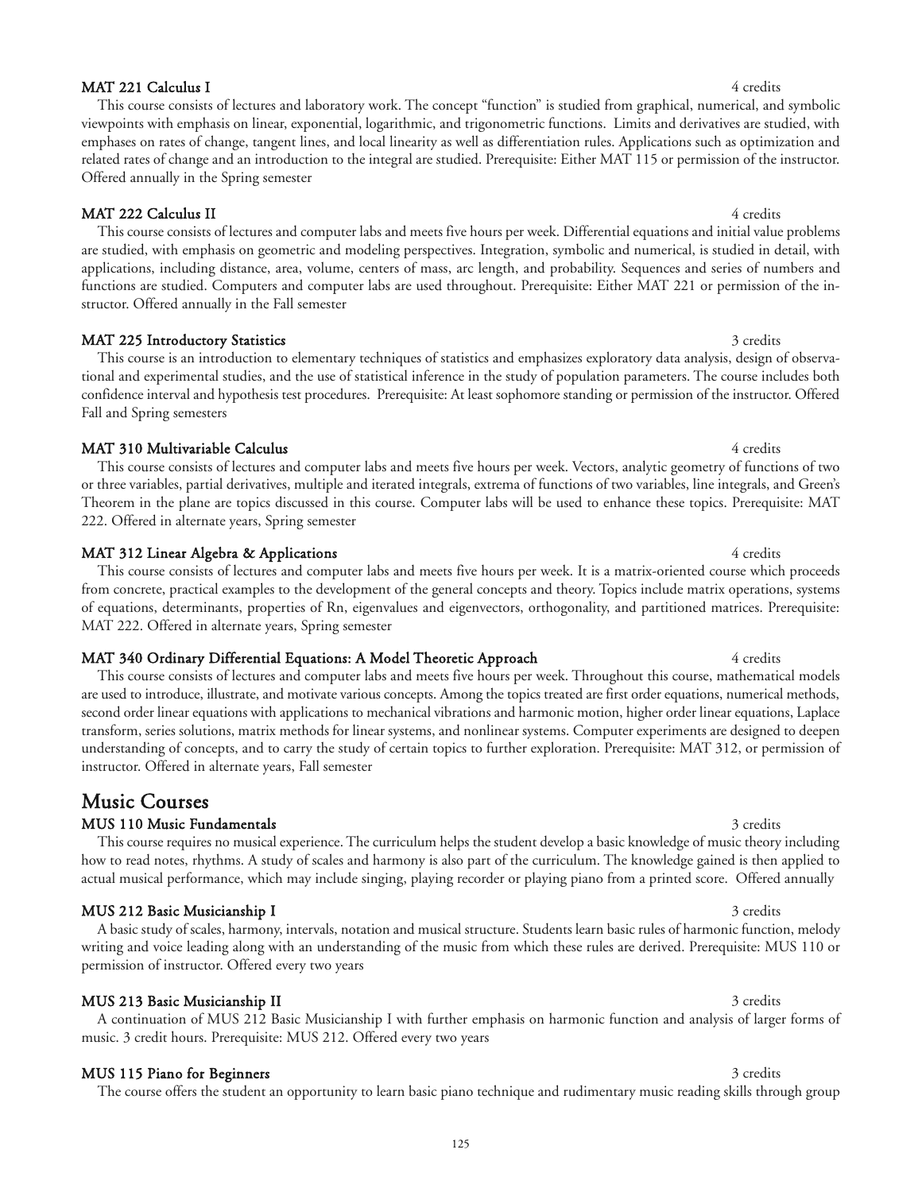### MAT 221 Calculus I

4 credits

This course consists of lectures and laboratory work. The concept "function" is studied from graphical, numerical, and symbolic viewpoints with emphasis on linear, exponential, logarithmic, and trigonometric functions. Limits and derivatives are studied, with emphases on rates of change, tangent lines, and local linearity as well as differentiation rules. Applications such as optimization and related rates of change and an introduction to the integral are studied. Prerequisite: Either MAT 115 or permission of the instructor. Offered annually in the Spring semester

### MAT 222 Calculus II

4 credits

This course consists of lectures and computer labs and meets five hours per week. Differential equations and initial value problems are studied, with emphasis on geometric and modeling perspectives. Integration, symbolic and numerical, is studied in detail, with applications, including distance, area, volume, centers of mass, arc length, and probability. Sequences and series of numbers and functions are studied. Computers and computer labs are used throughout. Prerequisite: Either MAT 221 or permission of the instructor. Offered annually in the Fall semester

### MAT 225 Introductory Statistics

3 credits

This course is an introduction to elementary techniques of statistics and emphasizes exploratory data analysis, design of observational and experimental studies, and the use of statistical inference in the study of population parameters. The course includes both confidence interval and hypothesis test procedures. Prerequisite: At least sophomore standing or permission of the instructor. Offered Fall and Spring semesters

### MAT 310 Multivariable Calculus

4 credits

This course consists of lectures and computer labs and meets five hours per week. Vectors, analytic geometry of functions of two or three variables, partial derivatives, multiple and iterated integrals, extrema of functions of two variables, line integrals, and Green's Theorem in the plane are topics discussed in this course. Computer labs will be used to enhance these topics. Prerequisite: MAT 222. Offered in alternate years, Spring semester

### MAT 312 Linear Algebra & Applications

4 credits

This course consists of lectures and computer labs and meets five hours per week. It is a matrix-oriented course which proceeds from concrete, practical examples to the development of the general concepts and theory. Topics include matrix operations, systems of equations, determinants, properties of Rn, eigenvalues and eigenvectors, orthogonality, and partitioned matrices. Prerequisite: MAT 222. Offered in alternate years, Spring semester

### MAT 340 Ordinary Differential Equations: A Model Theoretic Approach

4 credits

This course consists of lectures and computer labs and meets five hours per week. Throughout this course, mathematical models are used to introduce, illustrate, and motivate various concepts. Among the topics treated are first order equations, numerical methods, second order linear equations with applications to mechanical vibrations and harmonic motion, higher order linear equations, Laplace transform, series solutions, matrix methods for linear systems, and nonlinear systems. Computer experiments are designed to deepen understanding of concepts, and to carry the study of certain topics to further exploration. Prerequisite: MAT 312, or permission of instructor. Offered in alternate years, Fall semester

## Music Courses

### MUS 110 Music Fundamentals

3 credits

This course requires no musical experience. The curriculum helps the student develop a basic knowledge of music theory including how to read notes, rhythms. A study of scales and harmony is also part of the curriculum. The knowledge gained is then applied to actual musical performance, which may include singing, playing recorder or playing piano from a printed score. Offered annually

### MUS 212 Basic Musicianship I

3 credits

A basic study of scales, harmony, intervals, notation and musical structure. Students learn basic rules of harmonic function, melody writing and voice leading along with an understanding of the music from which these rules are derived. Prerequisite: MUS 110 or permission of instructor. Offered every two years

### MUS 213 Basic Musicianship II

3 credits

A continuation of MUS 212 Basic Musicianship I with further emphasis on harmonic function and analysis of larger forms of music. 3 credit hours. Prerequisite: MUS 212. Offered every two years

### MUS 115 Piano for Beginners

3 credits

The course offers the student an opportunity to learn basic piano technique and rudimentary music reading skills through group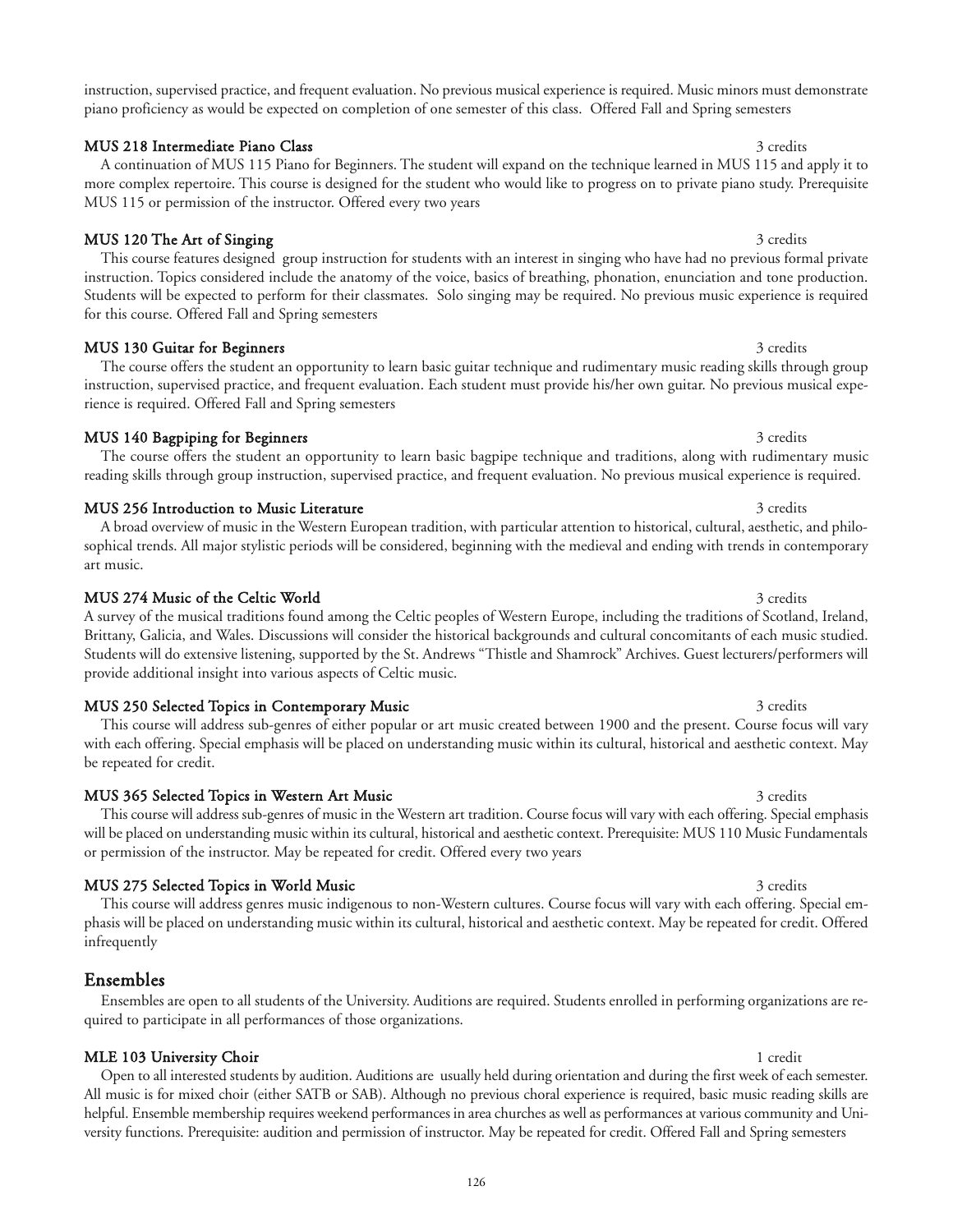instruction, supervised practice, and frequent evaluation. No previous musical experience is required. Music minors must demonstrate piano proficiency as would be expected on completion of one semester of this class. Offered Fall and Spring semesters

**MUS 218 Intermediate Piano Class** 3 credits

A continuation of MUS 115 Piano for Beginners. The student will expand on the technique learned in MUS 115 and apply it to more complex repertoire. This course is designed for the student who would like to progress on to private piano study. Prerequisite MUS 115 or permission of the instructor. Offered every two years

**MUS 120 The Art of Singing** 3 credits

This course features designed group instruction for students with an interest in singing who have had no previous formal private instruction. Topics considered include the anatomy of the voice, basics of breathing, phonation, enunciation and tone production. Students will be expected to perform for their classmates. Solo singing may be required. No previous music experience is required for this course. Offered Fall and Spring semesters

**MUS 130 Guitar for Beginners** 3 credits

The course offers the student an opportunity to learn basic guitar technique and rudimentary music reading skills through group instruction, supervised practice, and frequent evaluation. Each student must provide his/her own guitar. No previous musical experience is required. Offered Fall and Spring semesters

**MUS 140 Bagpiping for Beginners** 3 credits

The course offers the student an opportunity to learn basic bagpipe technique and traditions, along with rudimentary music reading skills through group instruction, supervised practice, and frequent evaluation. No previous musical experience is required.

**MUS 256 Introduction to Music Literature** 3 credits

A broad overview of music in the Western European tradition, with particular attention to historical, cultural, aesthetic, and philosophical trends. All major stylistic periods will be considered, beginning with the medieval and ending with trends in contemporary art music.

**MUS 274 Music of the Celtic World** 3 credits

A survey of the musical traditions found among the Celtic peoples of Western Europe, including the traditions of Scotland, Ireland, Brittany, Galicia, and Wales. Discussions will consider the historical backgrounds and cultural concomitants of each music studied. Students will do extensive listening, supported by the St. Andrews "Thistle and Shamrock" Archives. Guest lecturers/performers will provide additional insight into various aspects of Celtic music.

**MUS 250 Selected Topics in Contemporary Music** 3 credits

This course will address sub-genres of either popular or art music created between 1900 and the present. Course focus will vary with each offering. Special emphasis will be placed on understanding music within its cultural, historical and aesthetic context. May be repeated for credit.

**MUS 365 Selected Topics in Western Art Music** 3 credits

This course will address sub-genres of music in the Western art tradition. Course focus will vary with each offering. Special emphasis will be placed on understanding music within its cultural, historical and aesthetic context. Prerequisite: MUS 110 Music Fundamentals or permission of the instructor. May be repeated for credit. Offered every two years

**MUS 275 Selected Topics in World Music** 3 credits

This course will address genres music indigenous to non-Western cultures. Course focus will vary with each offering. Special emphasis will be placed on understanding music within its cultural, historical and aesthetic context. May be repeated for credit. Offered infrequently

## Ensembles

Ensembles are open to all students of the University. Auditions are required. Students enrolled in performing organizations are required to participate in all performances of those organizations.

**MLE 103 University Choir** 1 credit

Open to all interested students by audition. Auditions are usually held during orientation and during the first week of each semester. All music is for mixed choir (either SATB or SAB). Although no previous choral experience is required, basic music reading skills are helpful. Ensemble membership requires weekend performances in area churches as well as performances at various community and University functions. Prerequisite: audition and permission of instructor. May be repeated for credit. Offered Fall and Spring semesters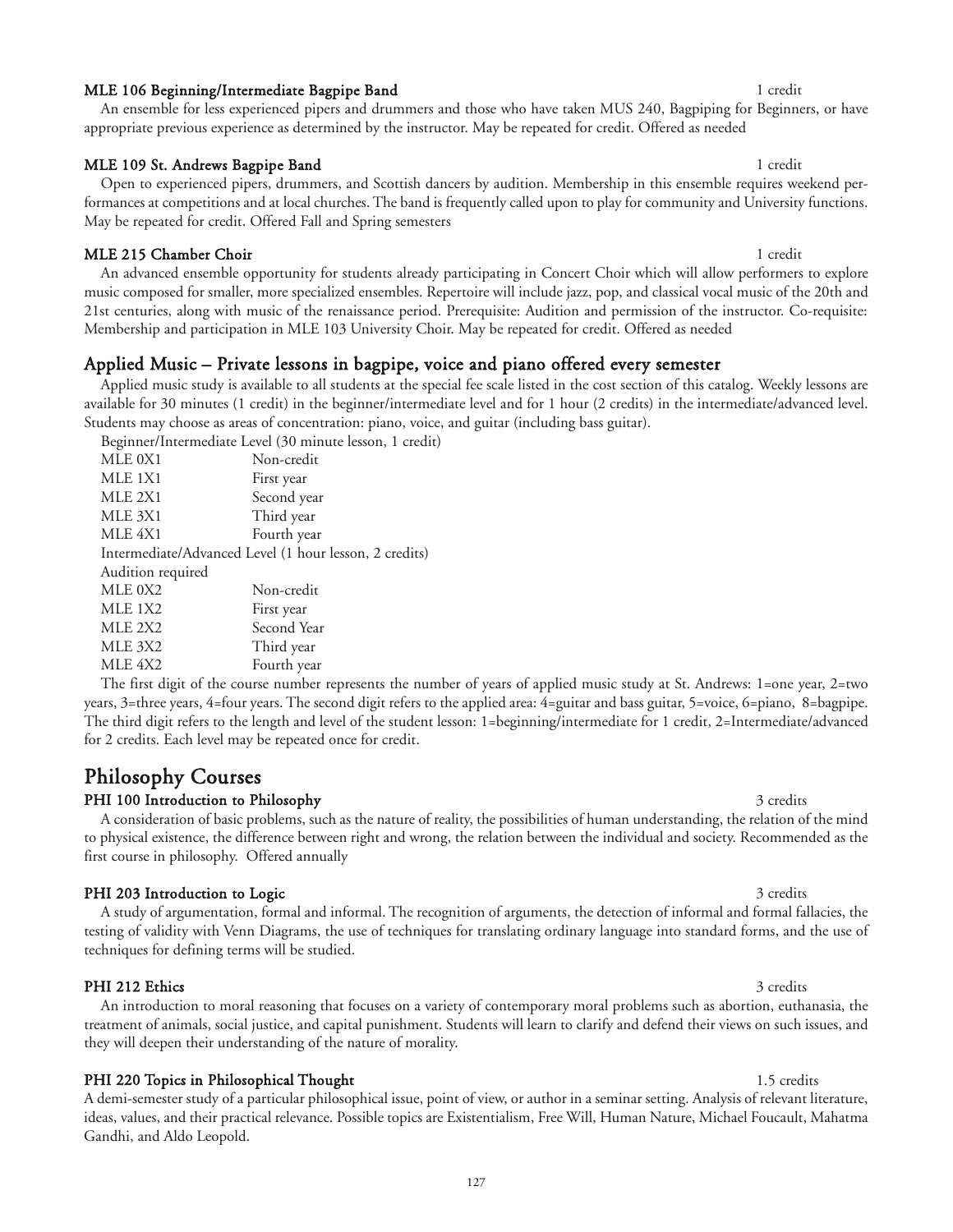**MLE 106 Beginning/Intermediate Bagpipe Band** 1 credit

An ensemble for less experienced pipers and drummers and those who have taken MUS 240, Bagpiping for Beginners, or have appropriate previous experience as determined by the instructor. May be repeated for credit. Offered as needed

**MLE 109 St. Andrews Bagpipe Band** 1 credit

Open to experienced pipers, drummers, and Scottish dancers by audition. Membership in this ensemble requires weekend performances at competitions and at local churches. The band is frequently called upon to play for community and University functions. May be repeated for credit. Offered Fall and Spring semesters

**MLE 215 Chamber Choir** 1 credit

An advanced ensemble opportunity for students already participating in Concert Choir which will allow performers to explore music composed for smaller, more specialized ensembles. Repertoire will include jazz, pop, and classical vocal music of the 20th and 21st centuries, along with music of the renaissance period. Prerequisite: Audition and permission of the instructor. Co-requisite: Membership and participation in MLE 103 University Choir. May be repeated for credit. Offered as needed

## Applied Music – Private lessons in bagpipe, voice and piano offered every semester

Applied music study is available to all students at the special fee scale listed in the cost section of this catalog. Weekly lessons are available for 30 minutes (1 credit) in the beginner/intermediate level and for 1 hour (2 credits) in the intermediate/advanced level. Students may choose as areas of concentration: piano, voice, and guitar (including bass guitar).

Beginner/Intermediate Level (30 minute lesson, 1 credit)

| | |
|---|---|
| MLE 0X1 | Non-credit |
| MLE 1X1 | First year |
| MLE 2X1 | Second year |
| MLE 3X1 | Third year |
| MLE 4X1 | Fourth year |

Intermediate/Advanced Level (1 hour lesson, 2 credits)

Audition required

| | |
|---|---|
| MLE 0X2 | Non-credit |
| MLE 1X2 | First year |
| MLE 2X2 | Second Year |
| MLE 3X2 | Third year |
| MLE 4X2 | Fourth year |

The first digit of the course number represents the number of years of applied music study at St. Andrews: 1=one year, 2=two years, 3=three years, 4=four years. The second digit refers to the applied area: 4=guitar and bass guitar, 5=voice, 6=piano, 8=bagpipe. The third digit refers to the length and level of the student lesson: 1=beginning/intermediate for 1 credit, 2=Intermediate/advanced for 2 credits. Each level may be repeated once for credit.

# Philosophy Courses

**PHI 100 Introduction to Philosophy** 3 credits

A consideration of basic problems, such as the nature of reality, the possibilities of human understanding, the relation of the mind to physical existence, the difference between right and wrong, the relation between the individual and society. Recommended as the first course in philosophy. Offered annually

**PHI 203 Introduction to Logic** 3 credits

A study of argumentation, formal and informal. The recognition of arguments, the detection of informal and formal fallacies, the testing of validity with Venn Diagrams, the use of techniques for translating ordinary language into standard forms, and the use of techniques for defining terms will be studied.

**PHI 212 Ethics** 3 credits

An introduction to moral reasoning that focuses on a variety of contemporary moral problems such as abortion, euthanasia, the treatment of animals, social justice, and capital punishment. Students will learn to clarify and defend their views on such issues, and they will deepen their understanding of the nature of morality.

**PHI 220 Topics in Philosophical Thought** 1.5 credits

A demi-semester study of a particular philosophical issue, point of view, or author in a seminar setting. Analysis of relevant literature, ideas, values, and their practical relevance. Possible topics are Existentialism, Free Will, Human Nature, Michael Foucault, Mahatma Gandhi, and Aldo Leopold.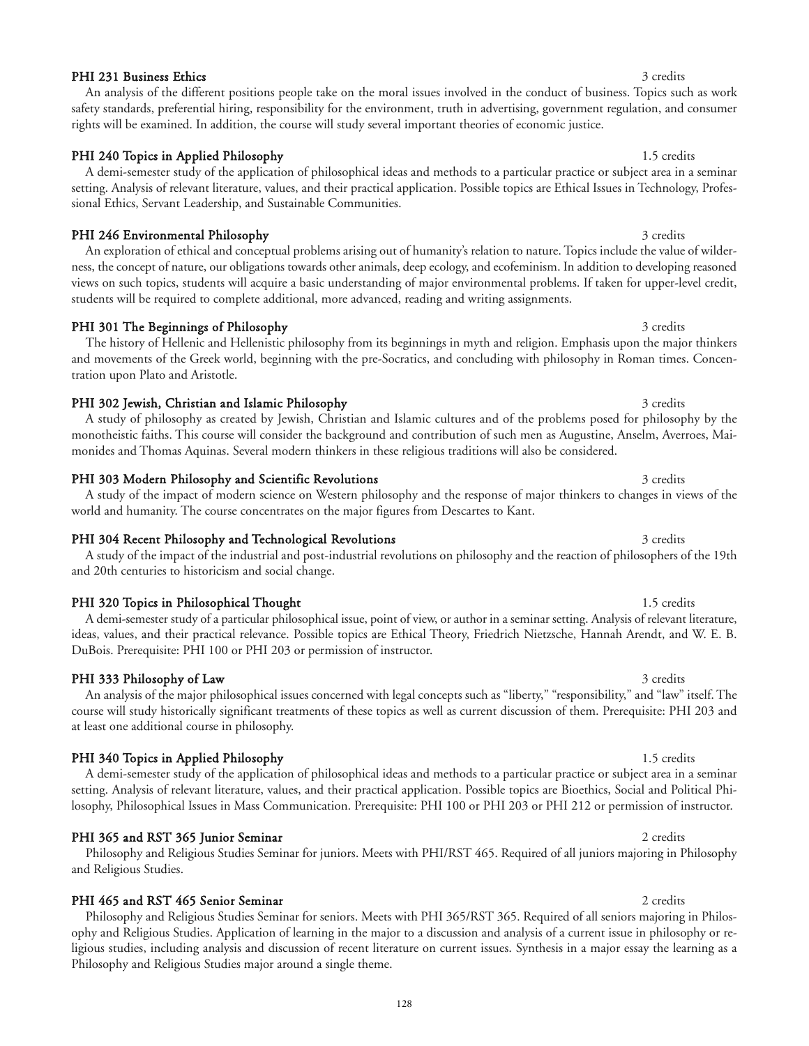### PHI 231 Business Ethics 3 credits

An analysis of the different positions people take on the moral issues involved in the conduct of business. Topics such as work safety standards, preferential hiring, responsibility for the environment, truth in advertising, government regulation, and consumer rights will be examined. In addition, the course will study several important theories of economic justice.

### PHI 240 Topics in Applied Philosophy 1.5 credits

A demi-semester study of the application of philosophical ideas and methods to a particular practice or subject area in a seminar setting. Analysis of relevant literature, values, and their practical application. Possible topics are Ethical Issues in Technology, Professional Ethics, Servant Leadership, and Sustainable Communities.

### PHI 246 Environmental Philosophy 3 credits

An exploration of ethical and conceptual problems arising out of humanity's relation to nature. Topics include the value of wilderness, the concept of nature, our obligations towards other animals, deep ecology, and ecofeminism. In addition to developing reasoned views on such topics, students will acquire a basic understanding of major environmental problems. If taken for upper-level credit, students will be required to complete additional, more advanced, reading and writing assignments.

### PHI 301 The Beginnings of Philosophy 3 credits

The history of Hellenic and Hellenistic philosophy from its beginnings in myth and religion. Emphasis upon the major thinkers and movements of the Greek world, beginning with the pre-Socratics, and concluding with philosophy in Roman times. Concentration upon Plato and Aristotle.

### PHI 302 Jewish, Christian and Islamic Philosophy 3 credits

A study of philosophy as created by Jewish, Christian and Islamic cultures and of the problems posed for philosophy by the monotheistic faiths. This course will consider the background and contribution of such men as Augustine, Anselm, Averroes, Maimonides and Thomas Aquinas. Several modern thinkers in these religious traditions will also be considered.

### PHI 303 Modern Philosophy and Scientific Revolutions 3 credits

A study of the impact of modern science on Western philosophy and the response of major thinkers to changes in views of the world and humanity. The course concentrates on the major figures from Descartes to Kant.

### PHI 304 Recent Philosophy and Technological Revolutions 3 credits

A study of the impact of the industrial and post-industrial revolutions on philosophy and the reaction of philosophers of the 19th and 20th centuries to historicism and social change.

### PHI 320 Topics in Philosophical Thought 1.5 credits

A demi-semester study of a particular philosophical issue, point of view, or author in a seminar setting. Analysis of relevant literature, ideas, values, and their practical relevance. Possible topics are Ethical Theory, Friedrich Nietzsche, Hannah Arendt, and W. E. B. DuBois. Prerequisite: PHI 100 or PHI 203 or permission of instructor.

### PHI 333 Philosophy of Law 3 credits

An analysis of the major philosophical issues concerned with legal concepts such as "liberty," "responsibility," and "law" itself. The course will study historically significant treatments of these topics as well as current discussion of them. Prerequisite: PHI 203 and at least one additional course in philosophy.

### PHI 340 Topics in Applied Philosophy 1.5 credits

A demi-semester study of the application of philosophical ideas and methods to a particular practice or subject area in a seminar setting. Analysis of relevant literature, values, and their practical application. Possible topics are Bioethics, Social and Political Philosophy, Philosophical Issues in Mass Communication. Prerequisite: PHI 100 or PHI 203 or PHI 212 or permission of instructor.

### PHI 365 and RST 365 Junior Seminar 2 credits

Philosophy and Religious Studies Seminar for juniors. Meets with PHI/RST 465. Required of all juniors majoring in Philosophy and Religious Studies.

### PHI 465 and RST 465 Senior Seminar 2 credits

Philosophy and Religious Studies Seminar for seniors. Meets with PHI 365/RST 365. Required of all seniors majoring in Philosophy and Religious Studies. Application of learning in the major to a discussion and analysis of a current issue in philosophy or religious studies, including analysis and discussion of recent literature on current issues. Synthesis in a major essay the learning as a Philosophy and Religious Studies major around a single theme.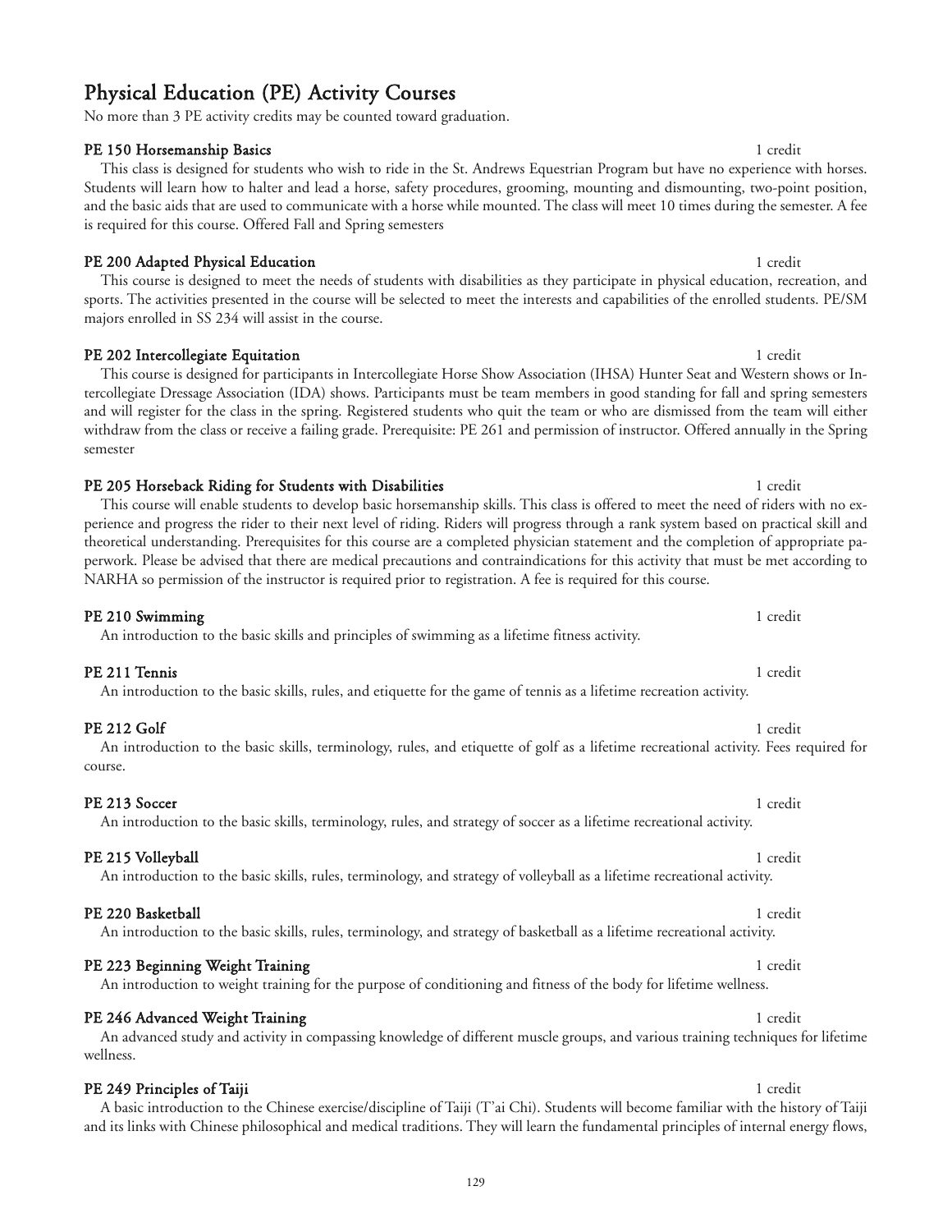# Physical Education (PE) Activity Courses

No more than 3 PE activity credits may be counted toward graduation.

**PE 150 Horsemanship Basics** 1 credit

This class is designed for students who wish to ride in the St. Andrews Equestrian Program but have no experience with horses. Students will learn how to halter and lead a horse, safety procedures, grooming, mounting and dismounting, two-point position, and the basic aids that are used to communicate with a horse while mounted. The class will meet 10 times during the semester. A fee is required for this course. Offered Fall and Spring semesters

**PE 200 Adapted Physical Education** 1 credit

This course is designed to meet the needs of students with disabilities as they participate in physical education, recreation, and sports. The activities presented in the course will be selected to meet the interests and capabilities of the enrolled students. PE/SM majors enrolled in SS 234 will assist in the course.

**PE 202 Intercollegiate Equitation** 1 credit

This course is designed for participants in Intercollegiate Horse Show Association (IHSA) Hunter Seat and Western shows or Intercollegiate Dressage Association (IDA) shows. Participants must be team members in good standing for fall and spring semesters and will register for the class in the spring. Registered students who quit the team or who are dismissed from the team will either withdraw from the class or receive a failing grade. Prerequisite: PE 261 and permission of instructor. Offered annually in the Spring semester

**PE 205 Horseback Riding for Students with Disabilities** 1 credit

This course will enable students to develop basic horsemanship skills. This class is offered to meet the need of riders with no experience and progress the rider to their next level of riding. Riders will progress through a rank system based on practical skill and theoretical understanding. Prerequisites for this course are a completed physician statement and the completion of appropriate paperwork. Please be advised that there are medical precautions and contraindications for this activity that must be met according to NARHA so permission of the instructor is required prior to registration. A fee is required for this course.

**PE 210 Swimming** 1 credit

An introduction to the basic skills and principles of swimming as a lifetime fitness activity.

**PE 211 Tennis** 1 credit

An introduction to the basic skills, rules, and etiquette for the game of tennis as a lifetime recreation activity.

**PE 212 Golf** 1 credit

An introduction to the basic skills, terminology, rules, and etiquette of golf as a lifetime recreational activity. Fees required for course.

**PE 213 Soccer** 1 credit

An introduction to the basic skills, terminology, rules, and strategy of soccer as a lifetime recreational activity.

**PE 215 Volleyball** 1 credit

An introduction to the basic skills, rules, terminology, and strategy of volleyball as a lifetime recreational activity.

**PE 220 Basketball** 1 credit

An introduction to the basic skills, rules, terminology, and strategy of basketball as a lifetime recreational activity.

**PE 223 Beginning Weight Training** 1 credit

An introduction to weight training for the purpose of conditioning and fitness of the body for lifetime wellness.

**PE 246 Advanced Weight Training** 1 credit

An advanced study and activity in compassing knowledge of different muscle groups, and various training techniques for lifetime wellness.

**PE 249 Principles of Taiji** 1 credit

A basic introduction to the Chinese exercise/discipline of Taiji (T'ai Chi). Students will become familiar with the history of Taiji and its links with Chinese philosophical and medical traditions. They will learn the fundamental principles of internal energy flows,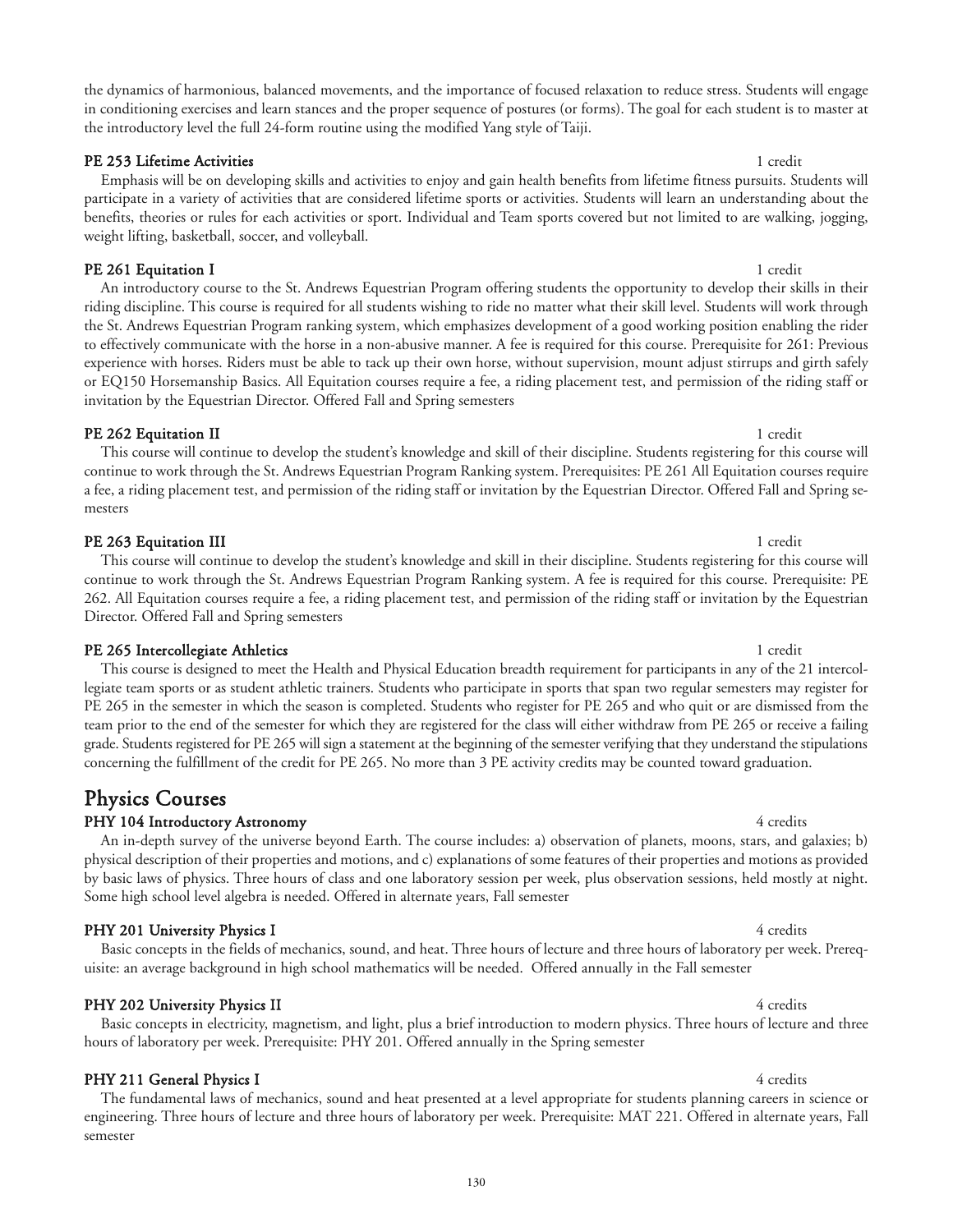the dynamics of harmonious, balanced movements, and the importance of focused relaxation to reduce stress. Students will engage in conditioning exercises and learn stances and the proper sequence of postures (or forms). The goal for each student is to master at the introductory level the full 24-form routine using the modified Yang style of Taiji.

**PE 253 Lifetime Activities** 1 credit

Emphasis will be on developing skills and activities to enjoy and gain health benefits from lifetime fitness pursuits. Students will participate in a variety of activities that are considered lifetime sports or activities. Students will learn an understanding about the benefits, theories or rules for each activities or sport. Individual and Team sports covered but not limited to are walking, jogging, weight lifting, basketball, soccer, and volleyball.

**PE 261 Equitation I** 1 credit

An introductory course to the St. Andrews Equestrian Program offering students the opportunity to develop their skills in their riding discipline. This course is required for all students wishing to ride no matter what their skill level. Students will work through the St. Andrews Equestrian Program ranking system, which emphasizes development of a good working position enabling the rider to effectively communicate with the horse in a non-abusive manner. A fee is required for this course. Prerequisite for 261: Previous experience with horses. Riders must be able to tack up their own horse, without supervision, mount adjust stirrups and girth safely or EQ150 Horsemanship Basics. All Equitation courses require a fee, a riding placement test, and permission of the riding staff or invitation by the Equestrian Director. Offered Fall and Spring semesters

**PE 262 Equitation II** 1 credit

This course will continue to develop the student's knowledge and skill of their discipline. Students registering for this course will continue to work through the St. Andrews Equestrian Program Ranking system. Prerequisites: PE 261 All Equitation courses require a fee, a riding placement test, and permission of the riding staff or invitation by the Equestrian Director. Offered Fall and Spring semesters

**PE 263 Equitation III** 1 credit

This course will continue to develop the student's knowledge and skill in their discipline. Students registering for this course will continue to work through the St. Andrews Equestrian Program Ranking system. A fee is required for this course. Prerequisite: PE 262. All Equitation courses require a fee, a riding placement test, and permission of the riding staff or invitation by the Equestrian Director. Offered Fall and Spring semesters

**PE 265 Intercollegiate Athletics** 1 credit

This course is designed to meet the Health and Physical Education breadth requirement for participants in any of the 21 intercollegiate team sports or as student athletic trainers. Students who participate in sports that span two regular semesters may register for PE 265 in the semester in which the season is completed. Students who register for PE 265 and who quit or are dismissed from the team prior to the end of the semester for which they are registered for the class will either withdraw from PE 265 or receive a failing grade. Students registered for PE 265 will sign a statement at the beginning of the semester verifying that they understand the stipulations concerning the fulfillment of the credit for PE 265. No more than 3 PE activity credits may be counted toward graduation.

## Physics Courses

**PHY 104 Introductory Astronomy** 4 credits

An in-depth survey of the universe beyond Earth. The course includes: a) observation of planets, moons, stars, and galaxies; b) physical description of their properties and motions, and c) explanations of some features of their properties and motions as provided by basic laws of physics. Three hours of class and one laboratory session per week, plus observation sessions, held mostly at night. Some high school level algebra is needed. Offered in alternate years, Fall semester

**PHY 201 University Physics I** 4 credits

Basic concepts in the fields of mechanics, sound, and heat. Three hours of lecture and three hours of laboratory per week. Prerequisite: an average background in high school mathematics will be needed. Offered annually in the Fall semester

**PHY 202 University Physics II** 4 credits

Basic concepts in electricity, magnetism, and light, plus a brief introduction to modern physics. Three hours of lecture and three hours of laboratory per week. Prerequisite: PHY 201. Offered annually in the Spring semester

**PHY 211 General Physics I** 4 credits

The fundamental laws of mechanics, sound and heat presented at a level appropriate for students planning careers in science or engineering. Three hours of lecture and three hours of laboratory per week. Prerequisite: MAT 221. Offered in alternate years, Fall semester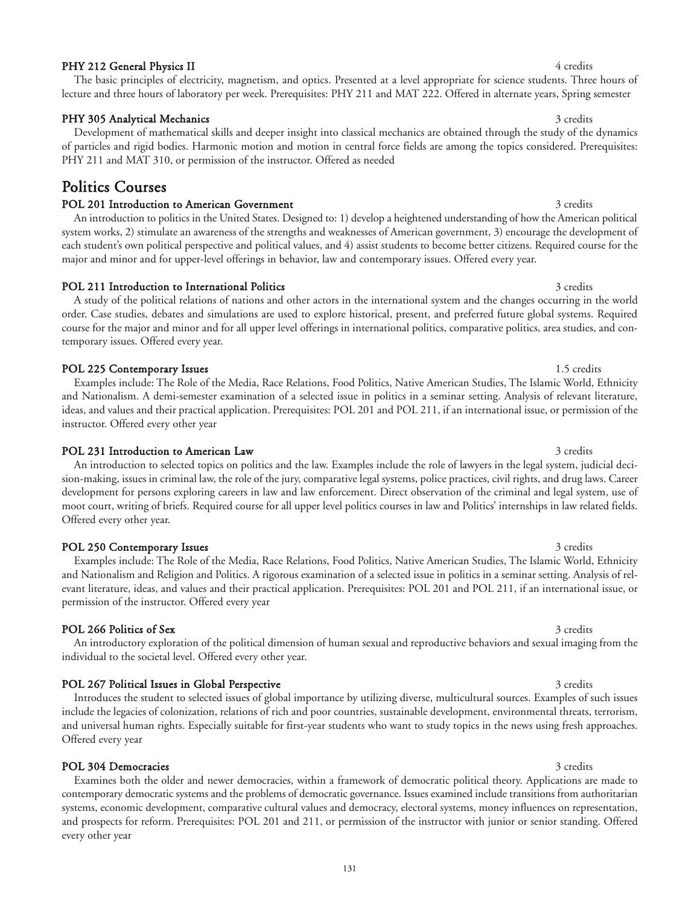**PHY 212 General Physics II** 4 credits

The basic principles of electricity, magnetism, and optics. Presented at a level appropriate for science students. Three hours of lecture and three hours of laboratory per week. Prerequisites: PHY 211 and MAT 222. Offered in alternate years, Spring semester

**PHY 305 Analytical Mechanics** 3 credits

Development of mathematical skills and deeper insight into classical mechanics are obtained through the study of the dynamics of particles and rigid bodies. Harmonic motion and motion in central force fields are among the topics considered. Prerequisites: PHY 211 and MAT 310, or permission of the instructor. Offered as needed

## Politics Courses

**POL 201 Introduction to American Government** 3 credits

An introduction to politics in the United States. Designed to: 1) develop a heightened understanding of how the American political system works, 2) stimulate an awareness of the strengths and weaknesses of American government, 3) encourage the development of each student's own political perspective and political values, and 4) assist students to become better citizens. Required course for the major and minor and for upper-level offerings in behavior, law and contemporary issues. Offered every year.

**POL 211 Introduction to International Politics** 3 credits

A study of the political relations of nations and other actors in the international system and the changes occurring in the world order. Case studies, debates and simulations are used to explore historical, present, and preferred future global systems. Required course for the major and minor and for all upper level offerings in international politics, comparative politics, area studies, and contemporary issues. Offered every year.

**POL 225 Contemporary Issues** 1.5 credits

Examples include: The Role of the Media, Race Relations, Food Politics, Native American Studies, The Islamic World, Ethnicity and Nationalism. A demi-semester examination of a selected issue in politics in a seminar setting. Analysis of relevant literature, ideas, and values and their practical application. Prerequisites: POL 201 and POL 211, if an international issue, or permission of the instructor. Offered every other year

**POL 231 Introduction to American Law** 3 credits

An introduction to selected topics on politics and the law. Examples include the role of lawyers in the legal system, judicial decision-making, issues in criminal law, the role of the jury, comparative legal systems, police practices, civil rights, and drug laws. Career development for persons exploring careers in law and law enforcement. Direct observation of the criminal and legal system, use of moot court, writing of briefs. Required course for all upper level politics courses in law and Politics' internships in law related fields. Offered every other year.

**POL 250 Contemporary Issues** 3 credits

Examples include: The Role of the Media, Race Relations, Food Politics, Native American Studies, The Islamic World, Ethnicity and Nationalism and Religion and Politics. A rigorous examination of a selected issue in politics in a seminar setting. Analysis of relevant literature, ideas, and values and their practical application. Prerequisites: POL 201 and POL 211, if an international issue, or permission of the instructor. Offered every year

**POL 266 Politics of Sex** 3 credits

An introductory exploration of the political dimension of human sexual and reproductive behaviors and sexual imaging from the individual to the societal level. Offered every other year.

**POL 267 Political Issues in Global Perspective** 3 credits

Introduces the student to selected issues of global importance by utilizing diverse, multicultural sources. Examples of such issues include the legacies of colonization, relations of rich and poor countries, sustainable development, environmental threats, terrorism, and universal human rights. Especially suitable for first-year students who want to study topics in the news using fresh approaches. Offered every year

**POL 304 Democracies** 3 credits

Examines both the older and newer democracies, within a framework of democratic political theory. Applications are made to contemporary democratic systems and the problems of democratic governance. Issues examined include transitions from authoritarian systems, economic development, comparative cultural values and democracy, electoral systems, money influences on representation, and prospects for reform. Prerequisites: POL 201 and 211, or permission of the instructor with junior or senior standing. Offered every other year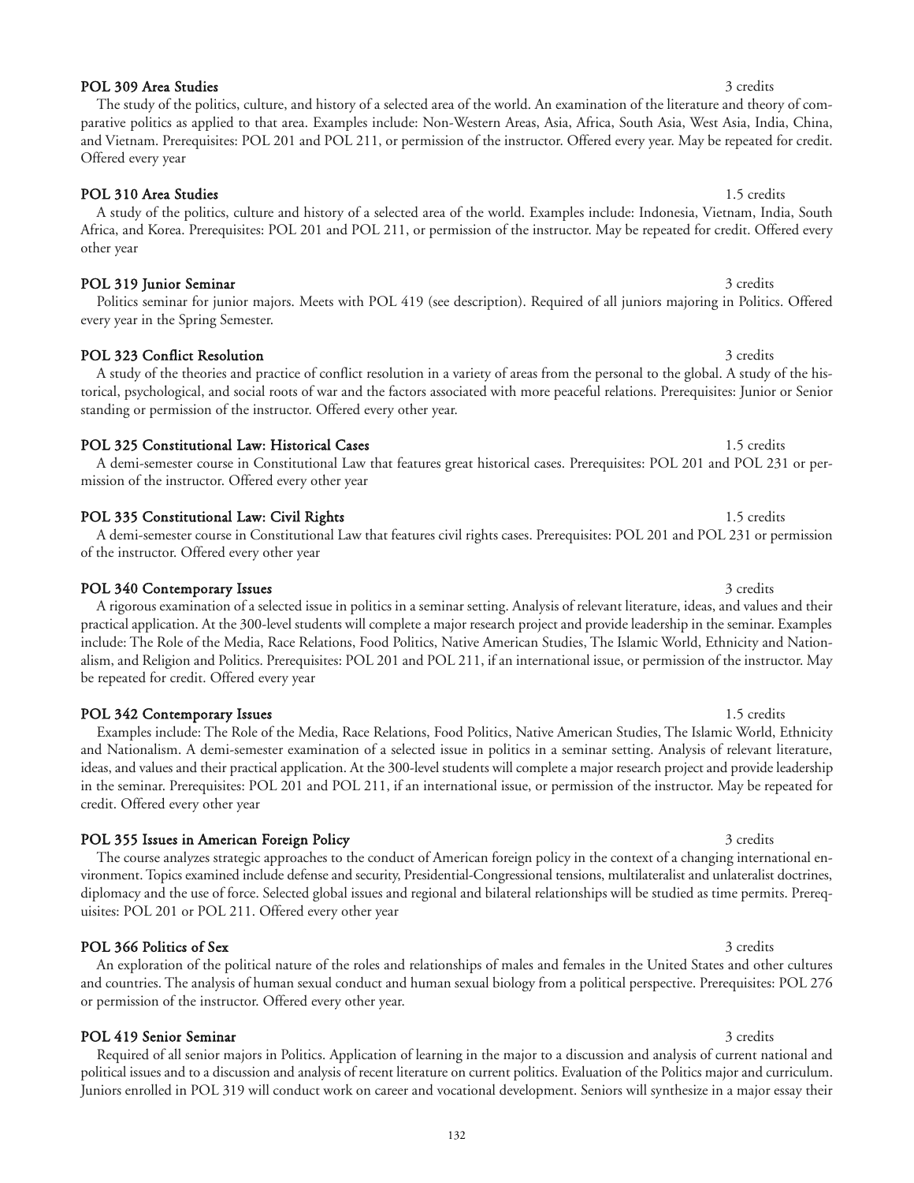**POL 309 Area Studies** 3 credits

The study of the politics, culture, and history of a selected area of the world. An examination of the literature and theory of comparative politics as applied to that area. Examples include: Non-Western Areas, Asia, Africa, South Asia, West Asia, India, China, and Vietnam. Prerequisites: POL 201 and POL 211, or permission of the instructor. Offered every year. May be repeated for credit. Offered every year

**POL 310 Area Studies** 1.5 credits

A study of the politics, culture and history of a selected area of the world. Examples include: Indonesia, Vietnam, India, South Africa, and Korea. Prerequisites: POL 201 and POL 211, or permission of the instructor. May be repeated for credit. Offered every other year

**POL 319 Junior Seminar** 3 credits

Politics seminar for junior majors. Meets with POL 419 (see description). Required of all juniors majoring in Politics. Offered every year in the Spring Semester.

**POL 323 Conflict Resolution** 3 credits

A study of the theories and practice of conflict resolution in a variety of areas from the personal to the global. A study of the historical, psychological, and social roots of war and the factors associated with more peaceful relations. Prerequisites: Junior or Senior standing or permission of the instructor. Offered every other year.

**POL 325 Constitutional Law: Historical Cases** 1.5 credits

A demi-semester course in Constitutional Law that features great historical cases. Prerequisites: POL 201 and POL 231 or permission of the instructor. Offered every other year

**POL 335 Constitutional Law: Civil Rights** 1.5 credits

A demi-semester course in Constitutional Law that features civil rights cases. Prerequisites: POL 201 and POL 231 or permission of the instructor. Offered every other year

**POL 340 Contemporary Issues** 3 credits

A rigorous examination of a selected issue in politics in a seminar setting. Analysis of relevant literature, ideas, and values and their practical application. At the 300-level students will complete a major research project and provide leadership in the seminar. Examples include: The Role of the Media, Race Relations, Food Politics, Native American Studies, The Islamic World, Ethnicity and Nationalism, and Religion and Politics. Prerequisites: POL 201 and POL 211, if an international issue, or permission of the instructor. May be repeated for credit. Offered every year

**POL 342 Contemporary Issues** 1.5 credits

Examples include: The Role of the Media, Race Relations, Food Politics, Native American Studies, The Islamic World, Ethnicity and Nationalism. A demi-semester examination of a selected issue in politics in a seminar setting. Analysis of relevant literature, ideas, and values and their practical application. At the 300-level students will complete a major research project and provide leadership in the seminar. Prerequisites: POL 201 and POL 211, if an international issue, or permission of the instructor. May be repeated for credit. Offered every other year

**POL 355 Issues in American Foreign Policy** 3 credits

The course analyzes strategic approaches to the conduct of American foreign policy in the context of a changing international environment. Topics examined include defense and security, Presidential-Congressional tensions, multilateralist and unlateralist doctrines, diplomacy and the use of force. Selected global issues and regional and bilateral relationships will be studied as time permits. Prerequisites: POL 201 or POL 211. Offered every other year

**POL 366 Politics of Sex** 3 credits

An exploration of the political nature of the roles and relationships of males and females in the United States and other cultures and countries. The analysis of human sexual conduct and human sexual biology from a political perspective. Prerequisites: POL 276 or permission of the instructor. Offered every other year.

**POL 419 Senior Seminar** 3 credits

Required of all senior majors in Politics. Application of learning in the major to a discussion and analysis of current national and political issues and to a discussion and analysis of recent literature on current politics. Evaluation of the Politics major and curriculum. Juniors enrolled in POL 319 will conduct work on career and vocational development. Seniors will synthesize in a major essay their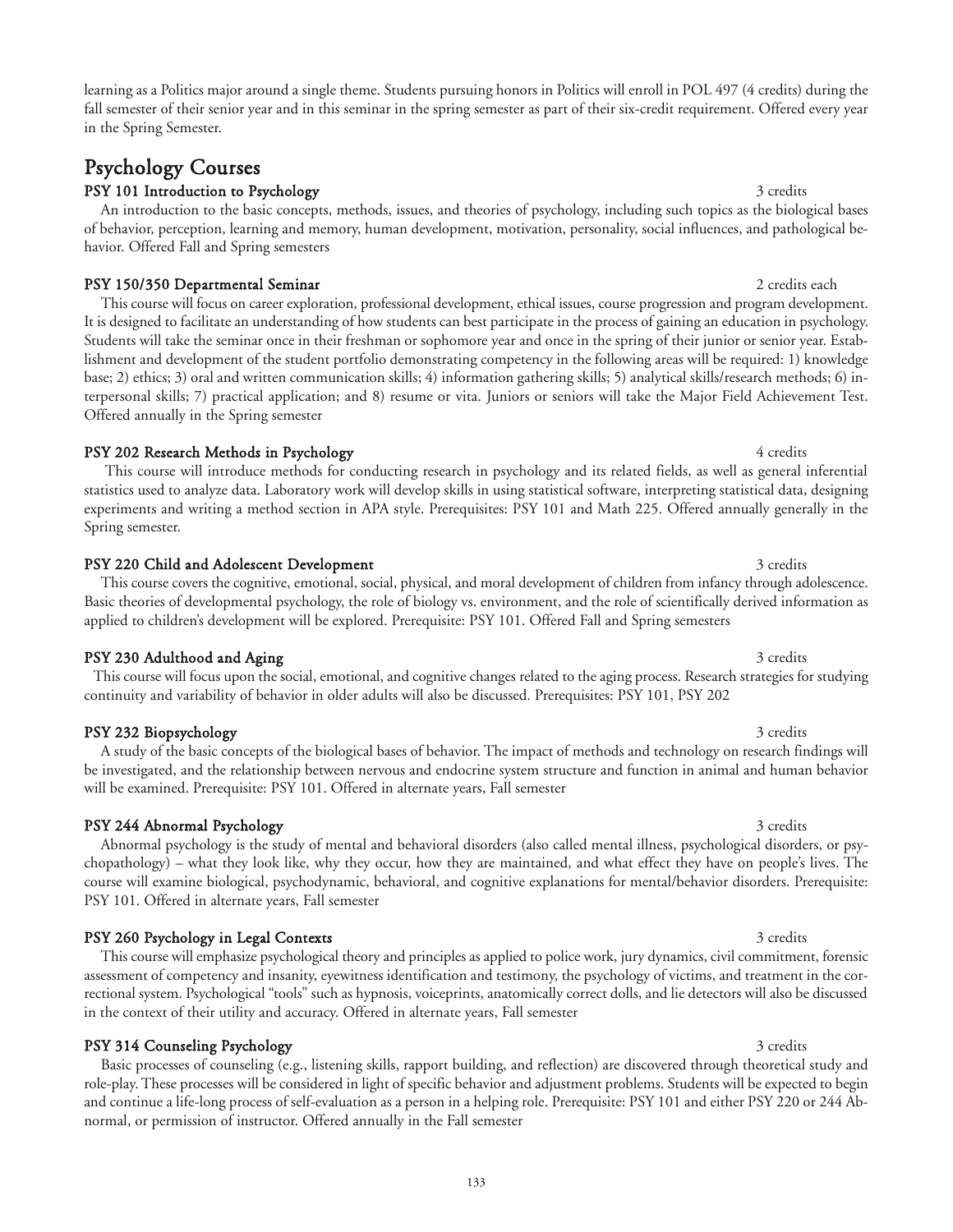learning as a Politics major around a single theme. Students pursuing honors in Politics will enroll in POL 497 (4 credits) during the fall semester of their senior year and in this seminar in the spring semester as part of their six-credit requirement. Offered every year in the Spring Semester.

## Psychology Courses

### PSY 101 Introduction to Psychology — 3 credits

An introduction to the basic concepts, methods, issues, and theories of psychology, including such topics as the biological bases of behavior, perception, learning and memory, human development, motivation, personality, social influences, and pathological behavior. Offered Fall and Spring semesters

### PSY 150/350 Departmental Seminar — 2 credits each

This course will focus on career exploration, professional development, ethical issues, course progression and program development. It is designed to facilitate an understanding of how students can best participate in the process of gaining an education in psychology. Students will take the seminar once in their freshman or sophomore year and once in the spring of their junior or senior year. Establishment and development of the student portfolio demonstrating competency in the following areas will be required: 1) knowledge base; 2) ethics; 3) oral and written communication skills; 4) information gathering skills; 5) analytical skills/research methods; 6) interpersonal skills; 7) practical application; and 8) resume or vita. Juniors or seniors will take the Major Field Achievement Test. Offered annually in the Spring semester

### PSY 202 Research Methods in Psychology — 4 credits

This course will introduce methods for conducting research in psychology and its related fields, as well as general inferential statistics used to analyze data. Laboratory work will develop skills in using statistical software, interpreting statistical data, designing experiments and writing a method section in APA style. Prerequisites: PSY 101 and Math 225. Offered annually generally in the Spring semester.

### PSY 220 Child and Adolescent Development — 3 credits

This course covers the cognitive, emotional, social, physical, and moral development of children from infancy through adolescence. Basic theories of developmental psychology, the role of biology vs. environment, and the role of scientifically derived information as applied to children's development will be explored. Prerequisite: PSY 101. Offered Fall and Spring semesters

### PSY 230 Adulthood and Aging — 3 credits

This course will focus upon the social, emotional, and cognitive changes related to the aging process. Research strategies for studying continuity and variability of behavior in older adults will also be discussed. Prerequisites: PSY 101, PSY 202

### PSY 232 Biopsychology — 3 credits

A study of the basic concepts of the biological bases of behavior. The impact of methods and technology on research findings will be investigated, and the relationship between nervous and endocrine system structure and function in animal and human behavior will be examined. Prerequisite: PSY 101. Offered in alternate years, Fall semester

### PSY 244 Abnormal Psychology — 3 credits

Abnormal psychology is the study of mental and behavioral disorders (also called mental illness, psychological disorders, or psychopathology) – what they look like, why they occur, how they are maintained, and what effect they have on people's lives. The course will examine biological, psychodynamic, behavioral, and cognitive explanations for mental/behavior disorders. Prerequisite: PSY 101. Offered in alternate years, Fall semester

### PSY 260 Psychology in Legal Contexts — 3 credits

This course will emphasize psychological theory and principles as applied to police work, jury dynamics, civil commitment, forensic assessment of competency and insanity, eyewitness identification and testimony, the psychology of victims, and treatment in the correctional system. Psychological "tools" such as hypnosis, voiceprints, anatomically correct dolls, and lie detectors will also be discussed in the context of their utility and accuracy. Offered in alternate years, Fall semester

### PSY 314 Counseling Psychology — 3 credits

Basic processes of counseling (e.g., listening skills, rapport building, and reflection) are discovered through theoretical study and role-play. These processes will be considered in light of specific behavior and adjustment problems. Students will be expected to begin and continue a life-long process of self-evaluation as a person in a helping role. Prerequisite: PSY 101 and either PSY 220 or 244 Abnormal, or permission of instructor. Offered annually in the Fall semester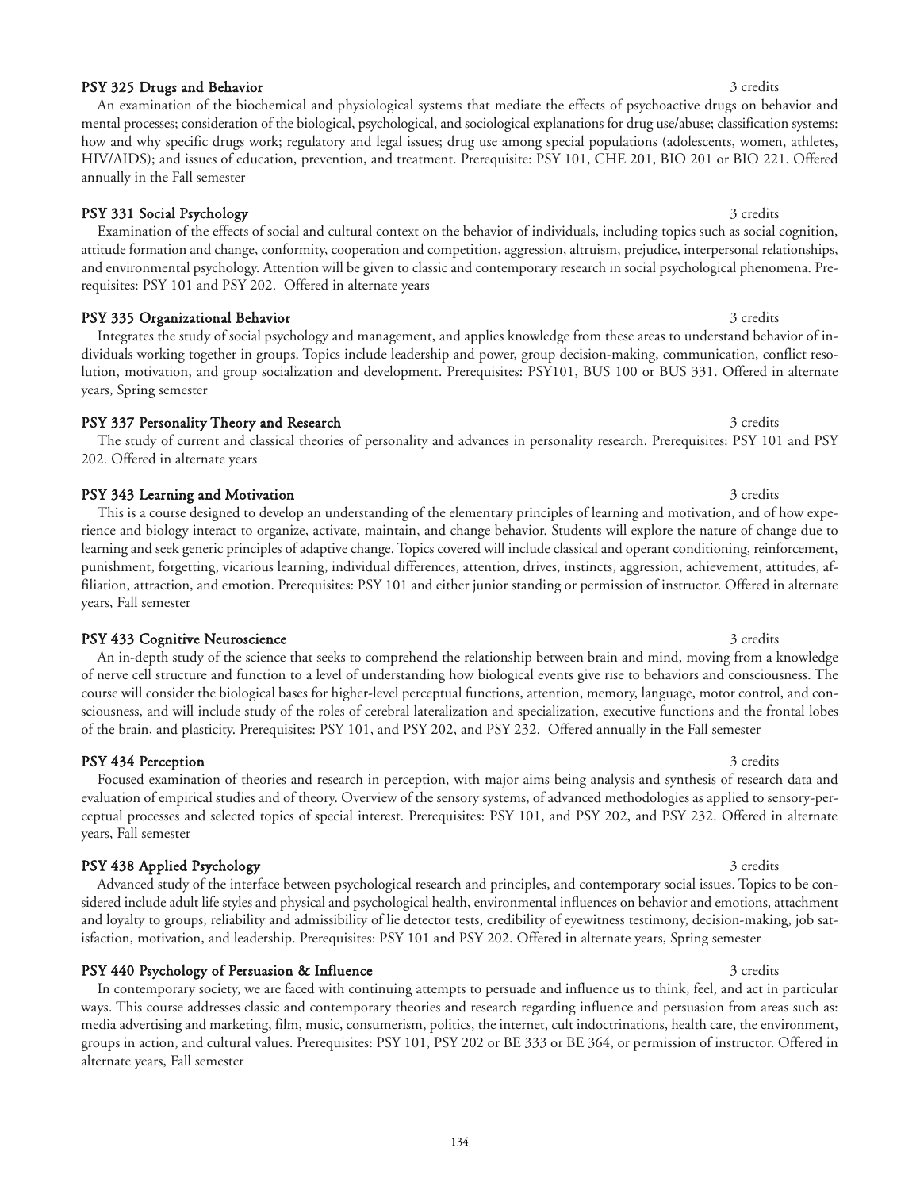**PSY 325 Drugs and Behavior** 3 credits

An examination of the biochemical and physiological systems that mediate the effects of psychoactive drugs on behavior and mental processes; consideration of the biological, psychological, and sociological explanations for drug use/abuse; classification systems: how and why specific drugs work; regulatory and legal issues; drug use among special populations (adolescents, women, athletes, HIV/AIDS); and issues of education, prevention, and treatment. Prerequisite: PSY 101, CHE 201, BIO 201 or BIO 221. Offered annually in the Fall semester

**PSY 331 Social Psychology** 3 credits

Examination of the effects of social and cultural context on the behavior of individuals, including topics such as social cognition, attitude formation and change, conformity, cooperation and competition, aggression, altruism, prejudice, interpersonal relationships, and environmental psychology. Attention will be given to classic and contemporary research in social psychological phenomena. Prerequisites: PSY 101 and PSY 202. Offered in alternate years

**PSY 335 Organizational Behavior** 3 credits

Integrates the study of social psychology and management, and applies knowledge from these areas to understand behavior of individuals working together in groups. Topics include leadership and power, group decision-making, communication, conflict resolution, motivation, and group socialization and development. Prerequisites: PSY101, BUS 100 or BUS 331. Offered in alternate years, Spring semester

**PSY 337 Personality Theory and Research** 3 credits

The study of current and classical theories of personality and advances in personality research. Prerequisites: PSY 101 and PSY 202. Offered in alternate years

**PSY 343 Learning and Motivation** 3 credits

This is a course designed to develop an understanding of the elementary principles of learning and motivation, and of how experience and biology interact to organize, activate, maintain, and change behavior. Students will explore the nature of change due to learning and seek generic principles of adaptive change. Topics covered will include classical and operant conditioning, reinforcement, punishment, forgetting, vicarious learning, individual differences, attention, drives, instincts, aggression, achievement, attitudes, affiliation, attraction, and emotion. Prerequisites: PSY 101 and either junior standing or permission of instructor. Offered in alternate years, Fall semester

**PSY 433 Cognitive Neuroscience** 3 credits

An in-depth study of the science that seeks to comprehend the relationship between brain and mind, moving from a knowledge of nerve cell structure and function to a level of understanding how biological events give rise to behaviors and consciousness. The course will consider the biological bases for higher-level perceptual functions, attention, memory, language, motor control, and consciousness, and will include study of the roles of cerebral lateralization and specialization, executive functions and the frontal lobes of the brain, and plasticity. Prerequisites: PSY 101, and PSY 202, and PSY 232. Offered annually in the Fall semester

**PSY 434 Perception** 3 credits

Focused examination of theories and research in perception, with major aims being analysis and synthesis of research data and evaluation of empirical studies and of theory. Overview of the sensory systems, of advanced methodologies as applied to sensory-perceptual processes and selected topics of special interest. Prerequisites: PSY 101, and PSY 202, and PSY 232. Offered in alternate years, Fall semester

**PSY 438 Applied Psychology** 3 credits

Advanced study of the interface between psychological research and principles, and contemporary social issues. Topics to be considered include adult life styles and physical and psychological health, environmental influences on behavior and emotions, attachment and loyalty to groups, reliability and admissibility of lie detector tests, credibility of eyewitness testimony, decision-making, job satisfaction, motivation, and leadership. Prerequisites: PSY 101 and PSY 202. Offered in alternate years, Spring semester

**PSY 440 Psychology of Persuasion & Influence** 3 credits

In contemporary society, we are faced with continuing attempts to persuade and influence us to think, feel, and act in particular ways. This course addresses classic and contemporary theories and research regarding influence and persuasion from areas such as: media advertising and marketing, film, music, consumerism, politics, the internet, cult indoctrinations, health care, the environment, groups in action, and cultural values. Prerequisites: PSY 101, PSY 202 or BE 333 or BE 364, or permission of instructor. Offered in alternate years, Fall semester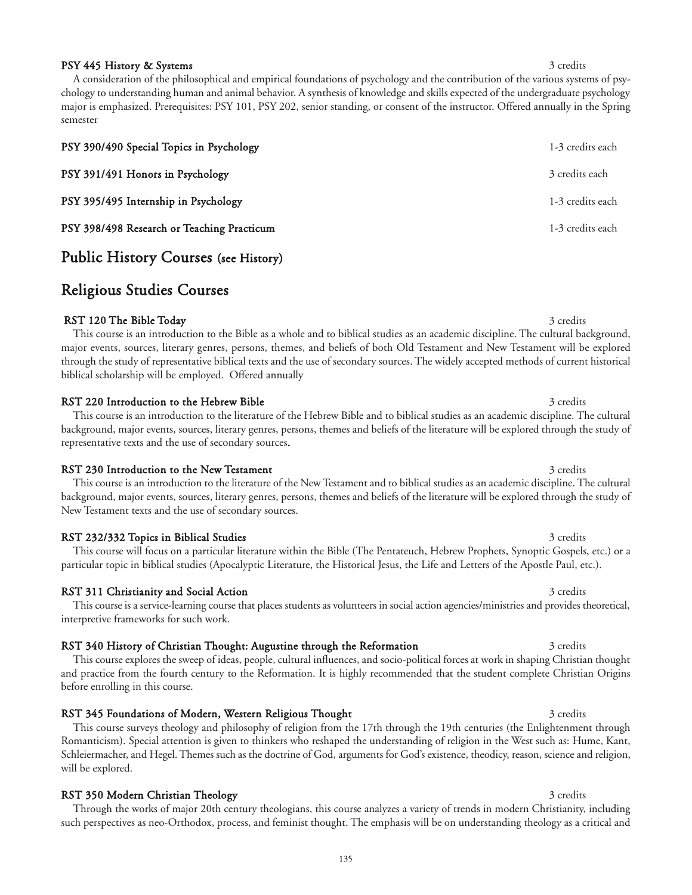**PSY 445 History & Systems** 3 credits

A consideration of the philosophical and empirical foundations of psychology and the contribution of the various systems of psychology to understanding human and animal behavior. A synthesis of knowledge and skills expected of the undergraduate psychology major is emphasized. Prerequisites: PSY 101, PSY 202, senior standing, or consent of the instructor. Offered annually in the Spring semester

**PSY 390/490 Special Topics in Psychology** 1-3 credits each

**PSY 391/491 Honors in Psychology** 3 credits each

**PSY 395/495 Internship in Psychology** 1-3 credits each

**PSY 398/498 Research or Teaching Practicum** 1-3 credits each

## Public History Courses (see History)

## Religious Studies Courses

**RST 120 The Bible Today** 3 credits

This course is an introduction to the Bible as a whole and to biblical studies as an academic discipline. The cultural background, major events, sources, literary genres, persons, themes, and beliefs of both Old Testament and New Testament will be explored through the study of representative biblical texts and the use of secondary sources. The widely accepted methods of current historical biblical scholarship will be employed. Offered annually

**RST 220 Introduction to the Hebrew Bible** 3 credits

This course is an introduction to the literature of the Hebrew Bible and to biblical studies as an academic discipline. The cultural background, major events, sources, literary genres, persons, themes and beliefs of the literature will be explored through the study of representative texts and the use of secondary sources.

**RST 230 Introduction to the New Testament** 3 credits

This course is an introduction to the literature of the New Testament and to biblical studies as an academic discipline. The cultural background, major events, sources, literary genres, persons, themes and beliefs of the literature will be explored through the study of New Testament texts and the use of secondary sources.

**RST 232/332 Topics in Biblical Studies** 3 credits

This course will focus on a particular literature within the Bible (The Pentateuch, Hebrew Prophets, Synoptic Gospels, etc.) or a particular topic in biblical studies (Apocalyptic Literature, the Historical Jesus, the Life and Letters of the Apostle Paul, etc.).

**RST 311 Christianity and Social Action** 3 credits

This course is a service-learning course that places students as volunteers in social action agencies/ministries and provides theoretical, interpretive frameworks for such work.

**RST 340 History of Christian Thought: Augustine through the Reformation** 3 credits

This course explores the sweep of ideas, people, cultural influences, and socio-political forces at work in shaping Christian thought and practice from the fourth century to the Reformation. It is highly recommended that the student complete Christian Origins before enrolling in this course.

**RST 345 Foundations of Modern, Western Religious Thought** 3 credits

This course surveys theology and philosophy of religion from the 17th through the 19th centuries (the Enlightenment through Romanticism). Special attention is given to thinkers who reshaped the understanding of religion in the West such as: Hume, Kant, Schleiermacher, and Hegel. Themes such as the doctrine of God, arguments for God's existence, theodicy, reason, science and religion, will be explored.

**RST 350 Modern Christian Theology** 3 credits

Through the works of major 20th century theologians, this course analyzes a variety of trends in modern Christianity, including such perspectives as neo-Orthodox, process, and feminist thought. The emphasis will be on understanding theology as a critical and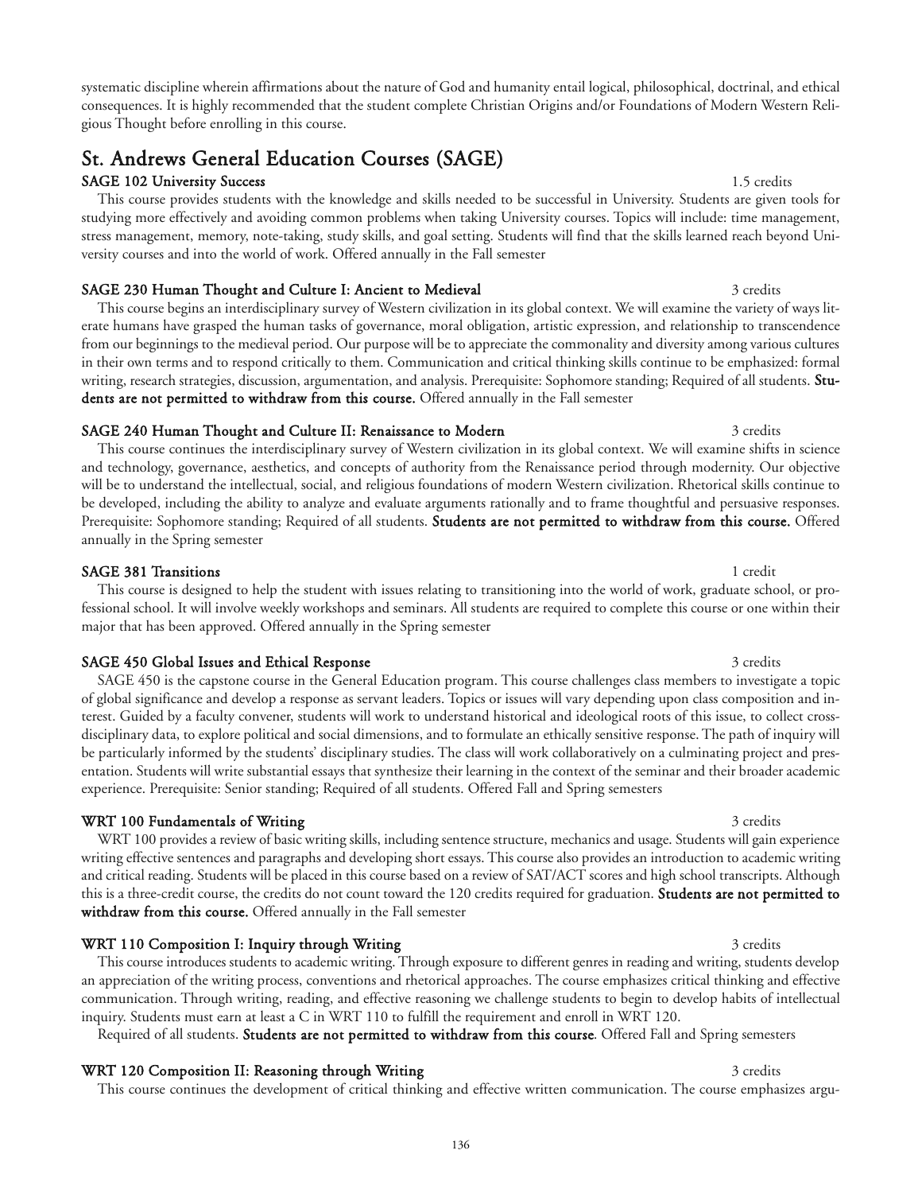systematic discipline wherein affirmations about the nature of God and humanity entail logical, philosophical, doctrinal, and ethical consequences. It is highly recommended that the student complete Christian Origins and/or Foundations of Modern Western Religious Thought before enrolling in this course.

## St. Andrews General Education Courses (SAGE)

**SAGE 102 University Success** 1.5 credits

This course provides students with the knowledge and skills needed to be successful in University. Students are given tools for studying more effectively and avoiding common problems when taking University courses. Topics will include: time management, stress management, memory, note-taking, study skills, and goal setting. Students will find that the skills learned reach beyond University courses and into the world of work. Offered annually in the Fall semester

**SAGE 230 Human Thought and Culture I: Ancient to Medieval** 3 credits

This course begins an interdisciplinary survey of Western civilization in its global context. We will examine the variety of ways literate humans have grasped the human tasks of governance, moral obligation, artistic expression, and relationship to transcendence from our beginnings to the medieval period. Our purpose will be to appreciate the commonality and diversity among various cultures in their own terms and to respond critically to them. Communication and critical thinking skills continue to be emphasized: formal writing, research strategies, discussion, argumentation, and analysis. Prerequisite: Sophomore standing; Required of all students. **Students are not permitted to withdraw from this course.** Offered annually in the Fall semester

**SAGE 240 Human Thought and Culture II: Renaissance to Modern** 3 credits

This course continues the interdisciplinary survey of Western civilization in its global context. We will examine shifts in science and technology, governance, aesthetics, and concepts of authority from the Renaissance period through modernity. Our objective will be to understand the intellectual, social, and religious foundations of modern Western civilization. Rhetorical skills continue to be developed, including the ability to analyze and evaluate arguments rationally and to frame thoughtful and persuasive responses. Prerequisite: Sophomore standing; Required of all students. **Students are not permitted to withdraw from this course.** Offered annually in the Spring semester

**SAGE 381 Transitions** 1 credit

This course is designed to help the student with issues relating to transitioning into the world of work, graduate school, or professional school. It will involve weekly workshops and seminars. All students are required to complete this course or one within their major that has been approved. Offered annually in the Spring semester

**SAGE 450 Global Issues and Ethical Response** 3 credits

SAGE 450 is the capstone course in the General Education program. This course challenges class members to investigate a topic of global significance and develop a response as servant leaders. Topics or issues will vary depending upon class composition and interest. Guided by a faculty convener, students will work to understand historical and ideological roots of this issue, to collect cross-disciplinary data, to explore political and social dimensions, and to formulate an ethically sensitive response. The path of inquiry will be particularly informed by the students' disciplinary studies. The class will work collaboratively on a culminating project and presentation. Students will write substantial essays that synthesize their learning in the context of the seminar and their broader academic experience. Prerequisite: Senior standing; Required of all students. Offered Fall and Spring semesters

**WRT 100 Fundamentals of Writing** 3 credits

WRT 100 provides a review of basic writing skills, including sentence structure, mechanics and usage. Students will gain experience writing effective sentences and paragraphs and developing short essays. This course also provides an introduction to academic writing and critical reading. Students will be placed in this course based on a review of SAT/ACT scores and high school transcripts. Although this is a three-credit course, the credits do not count toward the 120 credits required for graduation. **Students are not permitted to withdraw from this course.** Offered annually in the Fall semester

**WRT 110 Composition I: Inquiry through Writing** 3 credits

This course introduces students to academic writing. Through exposure to different genres in reading and writing, students develop an appreciation of the writing process, conventions and rhetorical approaches. The course emphasizes critical thinking and effective communication. Through writing, reading, and effective reasoning we challenge students to begin to develop habits of intellectual inquiry. Students must earn at least a C in WRT 110 to fulfill the requirement and enroll in WRT 120.

Required of all students. **Students are not permitted to withdraw from this course**. Offered Fall and Spring semesters

**WRT 120 Composition II: Reasoning through Writing** 3 credits

This course continues the development of critical thinking and effective written communication. The course emphasizes argu-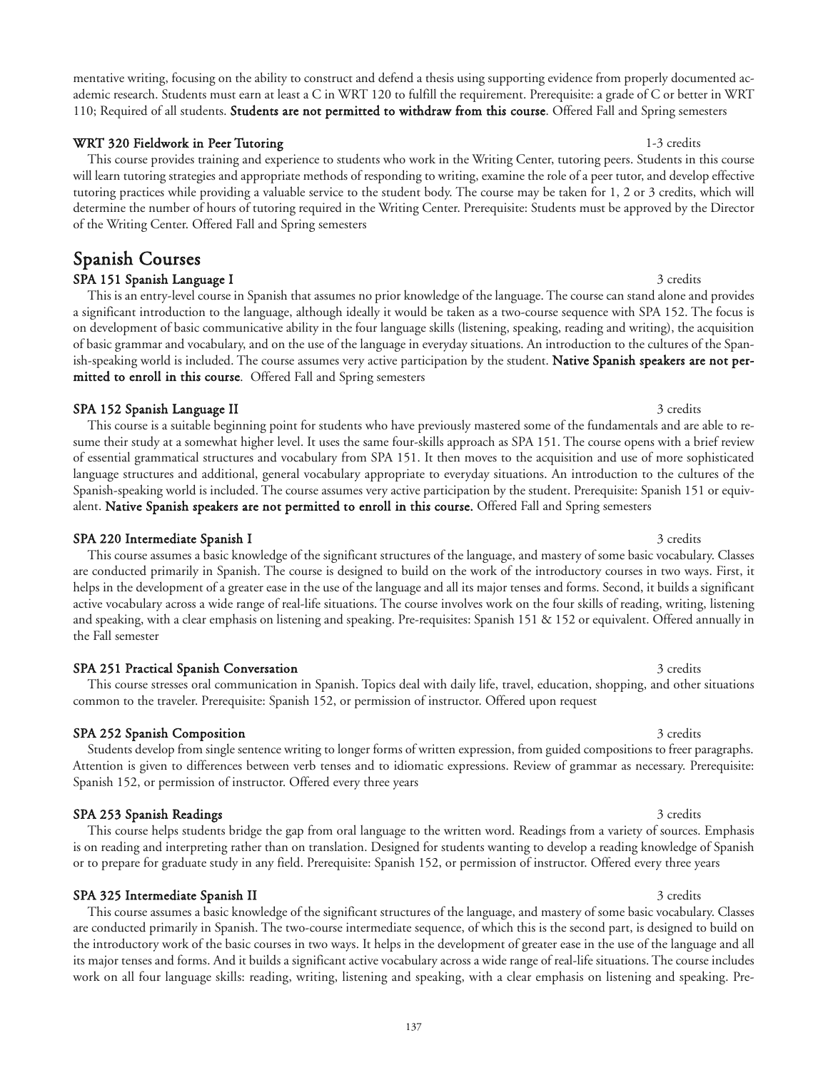mentative writing, focusing on the ability to construct and defend a thesis using supporting evidence from properly documented academic research. Students must earn at least a C in WRT 120 to fulfill the requirement. Prerequisite: a grade of C or better in WRT 110; Required of all students. **Students are not permitted to withdraw from this course**. Offered Fall and Spring semesters

**WRT 320 Fieldwork in Peer Tutoring** 1-3 credits

This course provides training and experience to students who work in the Writing Center, tutoring peers. Students in this course will learn tutoring strategies and appropriate methods of responding to writing, examine the role of a peer tutor, and develop effective tutoring practices while providing a valuable service to the student body. The course may be taken for 1, 2 or 3 credits, which will determine the number of hours of tutoring required in the Writing Center. Prerequisite: Students must be approved by the Director of the Writing Center. Offered Fall and Spring semesters

## Spanish Courses

**SPA 151 Spanish Language I** 3 credits

This is an entry-level course in Spanish that assumes no prior knowledge of the language. The course can stand alone and provides a significant introduction to the language, although ideally it would be taken as a two-course sequence with SPA 152. The focus is on development of basic communicative ability in the four language skills (listening, speaking, reading and writing), the acquisition of basic grammar and vocabulary, and on the use of the language in everyday situations. An introduction to the cultures of the Spanish-speaking world is included. The course assumes very active participation by the student. **Native Spanish speakers are not permitted to enroll in this course**. Offered Fall and Spring semesters

**SPA 152 Spanish Language II** 3 credits

This course is a suitable beginning point for students who have previously mastered some of the fundamentals and are able to resume their study at a somewhat higher level. It uses the same four-skills approach as SPA 151. The course opens with a brief review of essential grammatical structures and vocabulary from SPA 151. It then moves to the acquisition and use of more sophisticated language structures and additional, general vocabulary appropriate to everyday situations. An introduction to the cultures of the Spanish-speaking world is included. The course assumes very active participation by the student. Prerequisite: Spanish 151 or equivalent. **Native Spanish speakers are not permitted to enroll in this course.** Offered Fall and Spring semesters

**SPA 220 Intermediate Spanish I** 3 credits

This course assumes a basic knowledge of the significant structures of the language, and mastery of some basic vocabulary. Classes are conducted primarily in Spanish. The course is designed to build on the work of the introductory courses in two ways. First, it helps in the development of a greater ease in the use of the language and all its major tenses and forms. Second, it builds a significant active vocabulary across a wide range of real-life situations. The course involves work on the four skills of reading, writing, listening and speaking, with a clear emphasis on listening and speaking. Pre-requisites: Spanish 151 & 152 or equivalent. Offered annually in the Fall semester

**SPA 251 Practical Spanish Conversation** 3 credits

This course stresses oral communication in Spanish. Topics deal with daily life, travel, education, shopping, and other situations common to the traveler. Prerequisite: Spanish 152, or permission of instructor. Offered upon request

**SPA 252 Spanish Composition** 3 credits

Students develop from single sentence writing to longer forms of written expression, from guided compositions to freer paragraphs. Attention is given to differences between verb tenses and to idiomatic expressions. Review of grammar as necessary. Prerequisite: Spanish 152, or permission of instructor. Offered every three years

**SPA 253 Spanish Readings** 3 credits

This course helps students bridge the gap from oral language to the written word. Readings from a variety of sources. Emphasis is on reading and interpreting rather than on translation. Designed for students wanting to develop a reading knowledge of Spanish or to prepare for graduate study in any field. Prerequisite: Spanish 152, or permission of instructor. Offered every three years

**SPA 325 Intermediate Spanish II** 3 credits

This course assumes a basic knowledge of the significant structures of the language, and mastery of some basic vocabulary. Classes are conducted primarily in Spanish. The two-course intermediate sequence, of which this is the second part, is designed to build on the introductory work of the basic courses in two ways. It helps in the development of greater ease in the use of the language and all its major tenses and forms. And it builds a significant active vocabulary across a wide range of real-life situations. The course includes work on all four language skills: reading, writing, listening and speaking, with a clear emphasis on listening and speaking. Pre-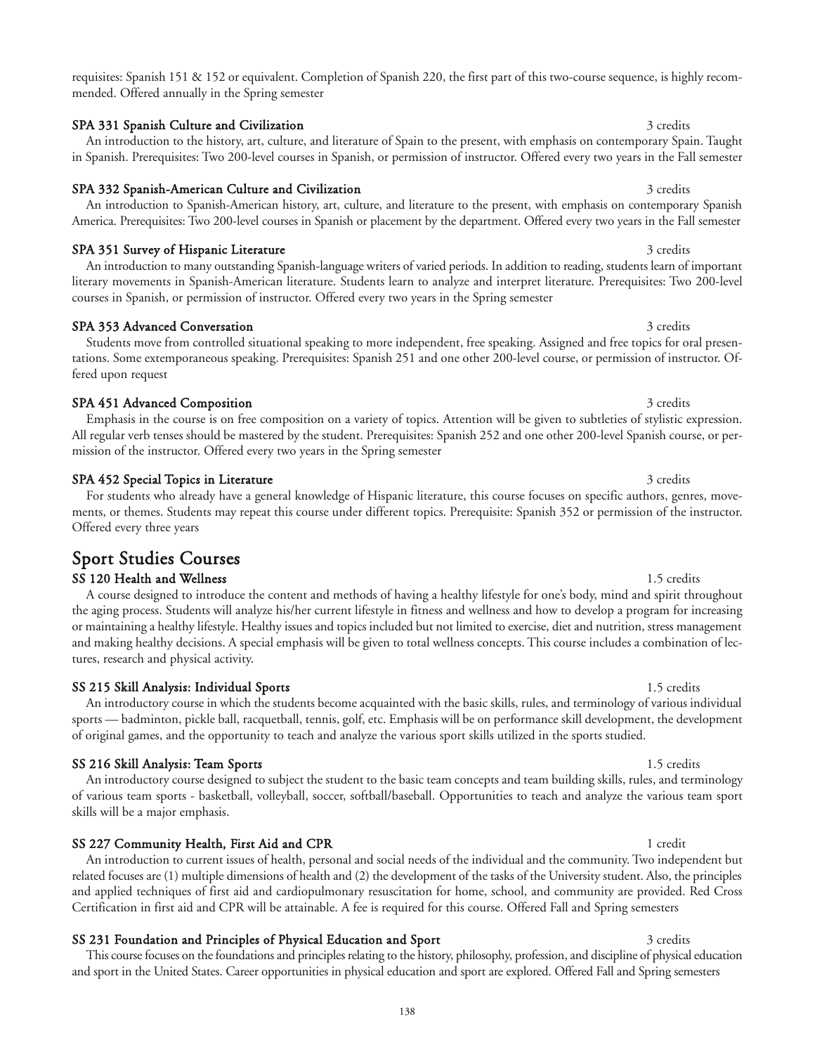requisites: Spanish 151 & 152 or equivalent. Completion of Spanish 220, the first part of this two-course sequence, is highly recommended. Offered annually in the Spring semester

**SPA 331 Spanish Culture and Civilization** 3 credits

An introduction to the history, art, culture, and literature of Spain to the present, with emphasis on contemporary Spain. Taught in Spanish. Prerequisites: Two 200-level courses in Spanish, or permission of instructor. Offered every two years in the Fall semester

**SPA 332 Spanish-American Culture and Civilization** 3 credits

An introduction to Spanish-American history, art, culture, and literature to the present, with emphasis on contemporary Spanish America. Prerequisites: Two 200-level courses in Spanish or placement by the department. Offered every two years in the Fall semester

**SPA 351 Survey of Hispanic Literature** 3 credits

An introduction to many outstanding Spanish-language writers of varied periods. In addition to reading, students learn of important literary movements in Spanish-American literature. Students learn to analyze and interpret literature. Prerequisites: Two 200-level courses in Spanish, or permission of instructor. Offered every two years in the Spring semester

**SPA 353 Advanced Conversation** 3 credits

Students move from controlled situational speaking to more independent, free speaking. Assigned and free topics for oral presentations. Some extemporaneous speaking. Prerequisites: Spanish 251 and one other 200-level course, or permission of instructor. Offered upon request

**SPA 451 Advanced Composition** 3 credits

Emphasis in the course is on free composition on a variety of topics. Attention will be given to subtleties of stylistic expression. All regular verb tenses should be mastered by the student. Prerequisites: Spanish 252 and one other 200-level Spanish course, or permission of the instructor. Offered every two years in the Spring semester

**SPA 452 Special Topics in Literature** 3 credits

For students who already have a general knowledge of Hispanic literature, this course focuses on specific authors, genres, movements, or themes. Students may repeat this course under different topics. Prerequisite: Spanish 352 or permission of the instructor. Offered every three years

## Sport Studies Courses

**SS 120 Health and Wellness** 1.5 credits

A course designed to introduce the content and methods of having a healthy lifestyle for one's body, mind and spirit throughout the aging process. Students will analyze his/her current lifestyle in fitness and wellness and how to develop a program for increasing or maintaining a healthy lifestyle. Healthy issues and topics included but not limited to exercise, diet and nutrition, stress management and making healthy decisions. A special emphasis will be given to total wellness concepts. This course includes a combination of lectures, research and physical activity.

**SS 215 Skill Analysis: Individual Sports** 1.5 credits

An introductory course in which the students become acquainted with the basic skills, rules, and terminology of various individual sports — badminton, pickle ball, racquetball, tennis, golf, etc. Emphasis will be on performance skill development, the development of original games, and the opportunity to teach and analyze the various sport skills utilized in the sports studied.

**SS 216 Skill Analysis: Team Sports** 1.5 credits

An introductory course designed to subject the student to the basic team concepts and team building skills, rules, and terminology of various team sports - basketball, volleyball, soccer, softball/baseball. Opportunities to teach and analyze the various team sport skills will be a major emphasis.

**SS 227 Community Health, First Aid and CPR** 1 credit

An introduction to current issues of health, personal and social needs of the individual and the community. Two independent but related focuses are (1) multiple dimensions of health and (2) the development of the tasks of the University student. Also, the principles and applied techniques of first aid and cardiopulmonary resuscitation for home, school, and community are provided. Red Cross Certification in first aid and CPR will be attainable. A fee is required for this course. Offered Fall and Spring semesters

**SS 231 Foundation and Principles of Physical Education and Sport** 3 credits

This course focuses on the foundations and principles relating to the history, philosophy, profession, and discipline of physical education and sport in the United States. Career opportunities in physical education and sport are explored. Offered Fall and Spring semesters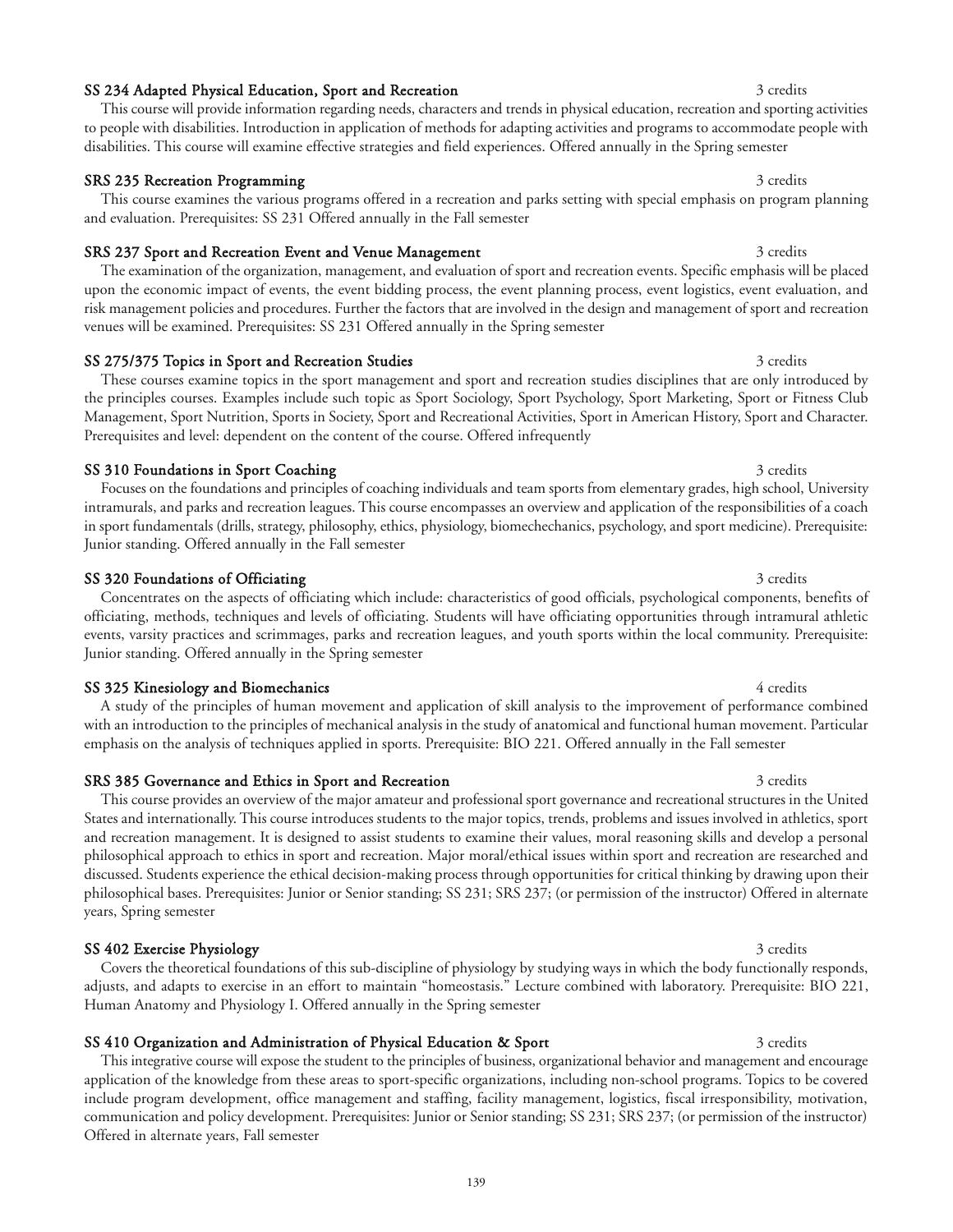**SS 234 Adapted Physical Education, Sport and Recreation** 3 credits

This course will provide information regarding needs, characters and trends in physical education, recreation and sporting activities to people with disabilities. Introduction in application of methods for adapting activities and programs to accommodate people with disabilities. This course will examine effective strategies and field experiences. Offered annually in the Spring semester

**SRS 235 Recreation Programming** 3 credits

This course examines the various programs offered in a recreation and parks setting with special emphasis on program planning and evaluation. Prerequisites: SS 231 Offered annually in the Fall semester

**SRS 237 Sport and Recreation Event and Venue Management** 3 credits

The examination of the organization, management, and evaluation of sport and recreation events. Specific emphasis will be placed upon the economic impact of events, the event bidding process, the event planning process, event logistics, event evaluation, and risk management policies and procedures. Further the factors that are involved in the design and management of sport and recreation venues will be examined. Prerequisites: SS 231 Offered annually in the Spring semester

**SS 275/375 Topics in Sport and Recreation Studies** 3 credits

These courses examine topics in the sport management and sport and recreation studies disciplines that are only introduced by the principles courses. Examples include such topic as Sport Sociology, Sport Psychology, Sport Marketing, Sport or Fitness Club Management, Sport Nutrition, Sports in Society, Sport and Recreational Activities, Sport in American History, Sport and Character. Prerequisites and level: dependent on the content of the course. Offered infrequently

**SS 310 Foundations in Sport Coaching** 3 credits

Focuses on the foundations and principles of coaching individuals and team sports from elementary grades, high school, University intramurals, and parks and recreation leagues. This course encompasses an overview and application of the responsibilities of a coach in sport fundamentals (drills, strategy, philosophy, ethics, physiology, biomechechanics, psychology, and sport medicine). Prerequisite: Junior standing. Offered annually in the Fall semester

**SS 320 Foundations of Officiating** 3 credits

Concentrates on the aspects of officiating which include: characteristics of good officials, psychological components, benefits of officiating, methods, techniques and levels of officiating. Students will have officiating opportunities through intramural athletic events, varsity practices and scrimmages, parks and recreation leagues, and youth sports within the local community. Prerequisite: Junior standing. Offered annually in the Spring semester

**SS 325 Kinesiology and Biomechanics** 4 credits

A study of the principles of human movement and application of skill analysis to the improvement of performance combined with an introduction to the principles of mechanical analysis in the study of anatomical and functional human movement. Particular emphasis on the analysis of techniques applied in sports. Prerequisite: BIO 221. Offered annually in the Fall semester

**SRS 385 Governance and Ethics in Sport and Recreation** 3 credits

This course provides an overview of the major amateur and professional sport governance and recreational structures in the United States and internationally. This course introduces students to the major topics, trends, problems and issues involved in athletics, sport and recreation management. It is designed to assist students to examine their values, moral reasoning skills and develop a personal philosophical approach to ethics in sport and recreation. Major moral/ethical issues within sport and recreation are researched and discussed. Students experience the ethical decision-making process through opportunities for critical thinking by drawing upon their philosophical bases. Prerequisites: Junior or Senior standing; SS 231; SRS 237; (or permission of the instructor) Offered in alternate years, Spring semester

**SS 402 Exercise Physiology** 3 credits

Covers the theoretical foundations of this sub-discipline of physiology by studying ways in which the body functionally responds, adjusts, and adapts to exercise in an effort to maintain "homeostasis." Lecture combined with laboratory. Prerequisite: BIO 221, Human Anatomy and Physiology I. Offered annually in the Spring semester

**SS 410 Organization and Administration of Physical Education & Sport** 3 credits

This integrative course will expose the student to the principles of business, organizational behavior and management and encourage application of the knowledge from these areas to sport-specific organizations, including non-school programs. Topics to be covered include program development, office management and staffing, facility management, logistics, fiscal irresponsibility, motivation, communication and policy development. Prerequisites: Junior or Senior standing; SS 231; SRS 237; (or permission of the instructor) Offered in alternate years, Fall semester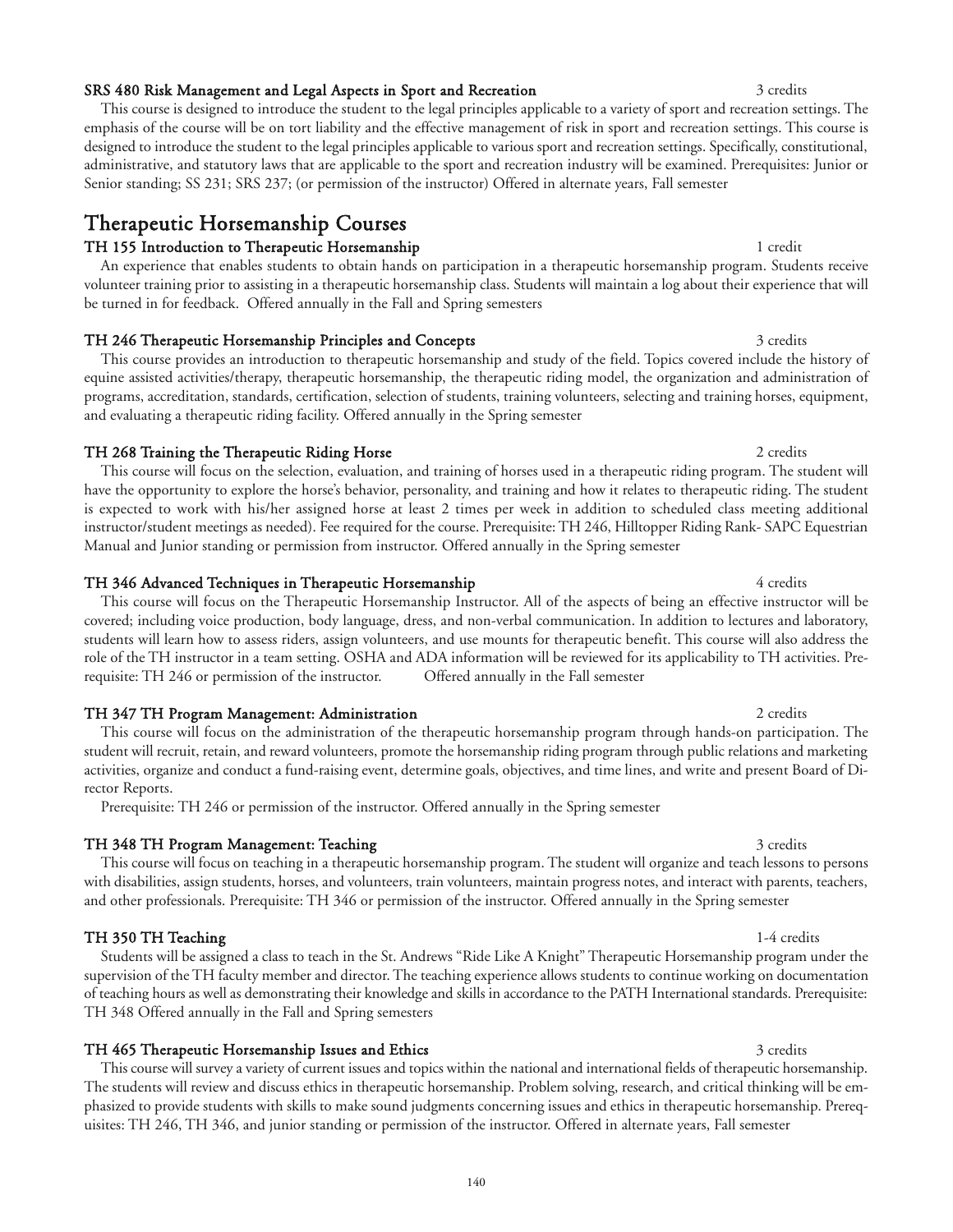### SRS 480 Risk Management and Legal Aspects in Sport and Recreation — 3 credits

This course is designed to introduce the student to the legal principles applicable to a variety of sport and recreation settings. The emphasis of the course will be on tort liability and the effective management of risk in sport and recreation settings. This course is designed to introduce the student to the legal principles applicable to various sport and recreation settings. Specifically, constitutional, administrative, and statutory laws that are applicable to the sport and recreation industry will be examined. Prerequisites: Junior or Senior standing; SS 231; SRS 237; (or permission of the instructor) Offered in alternate years, Fall semester

## Therapeutic Horsemanship Courses

### TH 155 Introduction to Therapeutic Horsemanship — 1 credit

An experience that enables students to obtain hands on participation in a therapeutic horsemanship program. Students receive volunteer training prior to assisting in a therapeutic horsemanship class. Students will maintain a log about their experience that will be turned in for feedback. Offered annually in the Fall and Spring semesters

### TH 246 Therapeutic Horsemanship Principles and Concepts — 3 credits

This course provides an introduction to therapeutic horsemanship and study of the field. Topics covered include the history of equine assisted activities/therapy, therapeutic horsemanship, the therapeutic riding model, the organization and administration of programs, accreditation, standards, certification, selection of students, training volunteers, selecting and training horses, equipment, and evaluating a therapeutic riding facility. Offered annually in the Spring semester

### TH 268 Training the Therapeutic Riding Horse — 2 credits

This course will focus on the selection, evaluation, and training of horses used in a therapeutic riding program. The student will have the opportunity to explore the horse's behavior, personality, and training and how it relates to therapeutic riding. The student is expected to work with his/her assigned horse at least 2 times per week in addition to scheduled class meeting additional instructor/student meetings as needed). Fee required for the course. Prerequisite: TH 246, Hilltopper Riding Rank- SAPC Equestrian Manual and Junior standing or permission from instructor. Offered annually in the Spring semester

### TH 346 Advanced Techniques in Therapeutic Horsemanship — 4 credits

This course will focus on the Therapeutic Horsemanship Instructor. All of the aspects of being an effective instructor will be covered; including voice production, body language, dress, and non-verbal communication. In addition to lectures and laboratory, students will learn how to assess riders, assign volunteers, and use mounts for therapeutic benefit. This course will also address the role of the TH instructor in a team setting. OSHA and ADA information will be reviewed for its applicability to TH activities. Prerequisite: TH 246 or permission of the instructor. Offered annually in the Fall semester

### TH 347 TH Program Management: Administration — 2 credits

This course will focus on the administration of the therapeutic horsemanship program through hands-on participation. The student will recruit, retain, and reward volunteers, promote the horsemanship riding program through public relations and marketing activities, organize and conduct a fund-raising event, determine goals, objectives, and time lines, and write and present Board of Director Reports.

Prerequisite: TH 246 or permission of the instructor. Offered annually in the Spring semester

### TH 348 TH Program Management: Teaching — 3 credits

This course will focus on teaching in a therapeutic horsemanship program. The student will organize and teach lessons to persons with disabilities, assign students, horses, and volunteers, train volunteers, maintain progress notes, and interact with parents, teachers, and other professionals. Prerequisite: TH 346 or permission of the instructor. Offered annually in the Spring semester

### TH 350 TH Teaching — 1-4 credits

Students will be assigned a class to teach in the St. Andrews "Ride Like A Knight" Therapeutic Horsemanship program under the supervision of the TH faculty member and director. The teaching experience allows students to continue working on documentation of teaching hours as well as demonstrating their knowledge and skills in accordance to the PATH International standards. Prerequisite: TH 348 Offered annually in the Fall and Spring semesters

### TH 465 Therapeutic Horsemanship Issues and Ethics — 3 credits

This course will survey a variety of current issues and topics within the national and international fields of therapeutic horsemanship. The students will review and discuss ethics in therapeutic horsemanship. Problem solving, research, and critical thinking will be emphasized to provide students with skills to make sound judgments concerning issues and ethics in therapeutic horsemanship. Prerequisites: TH 246, TH 346, and junior standing or permission of the instructor. Offered in alternate years, Fall semester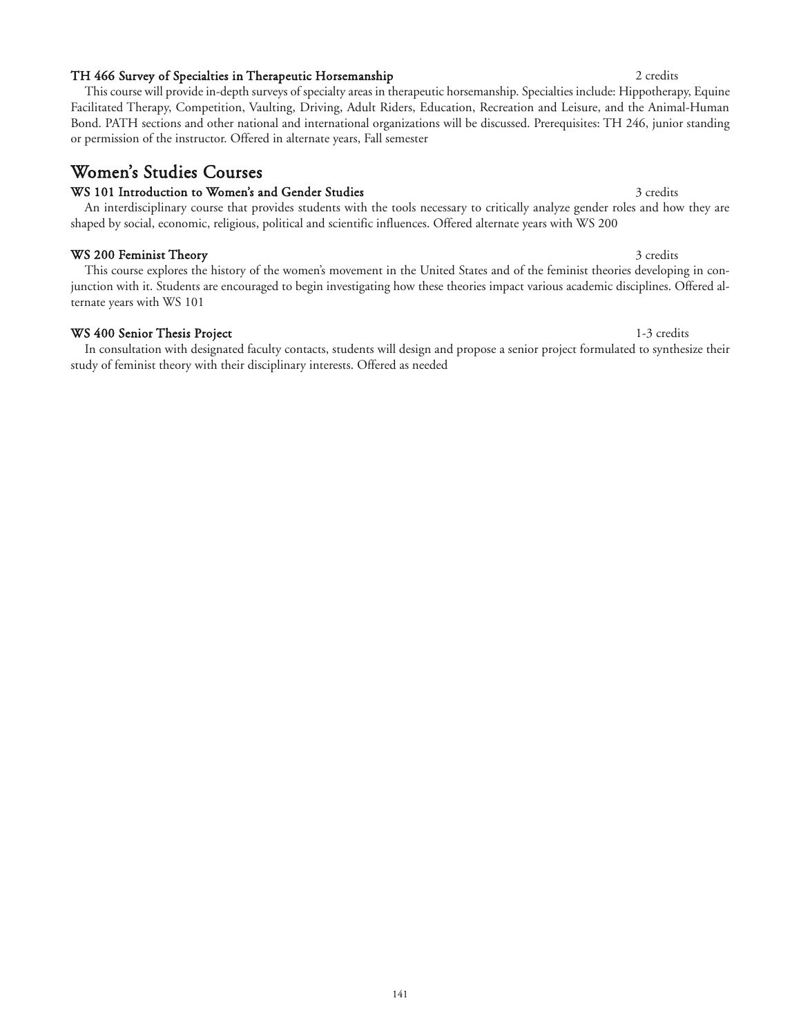**TH 466 Survey of Specialties in Therapeutic Horsemanship** 2 credits

This course will provide in-depth surveys of specialty areas in therapeutic horsemanship. Specialties include: Hippotherapy, Equine Facilitated Therapy, Competition, Vaulting, Driving, Adult Riders, Education, Recreation and Leisure, and the Animal-Human Bond. PATH sections and other national and international organizations will be discussed. Prerequisites: TH 246, junior standing or permission of the instructor. Offered in alternate years, Fall semester

## Women's Studies Courses

**WS 101 Introduction to Women's and Gender Studies** 3 credits

An interdisciplinary course that provides students with the tools necessary to critically analyze gender roles and how they are shaped by social, economic, religious, political and scientific influences. Offered alternate years with WS 200

**WS 200 Feminist Theory** 3 credits

This course explores the history of the women's movement in the United States and of the feminist theories developing in conjunction with it. Students are encouraged to begin investigating how these theories impact various academic disciplines. Offered alternate years with WS 101

**WS 400 Senior Thesis Project** 1-3 credits

In consultation with designated faculty contacts, students will design and propose a senior project formulated to synthesize their study of feminist theory with their disciplinary interests. Offered as needed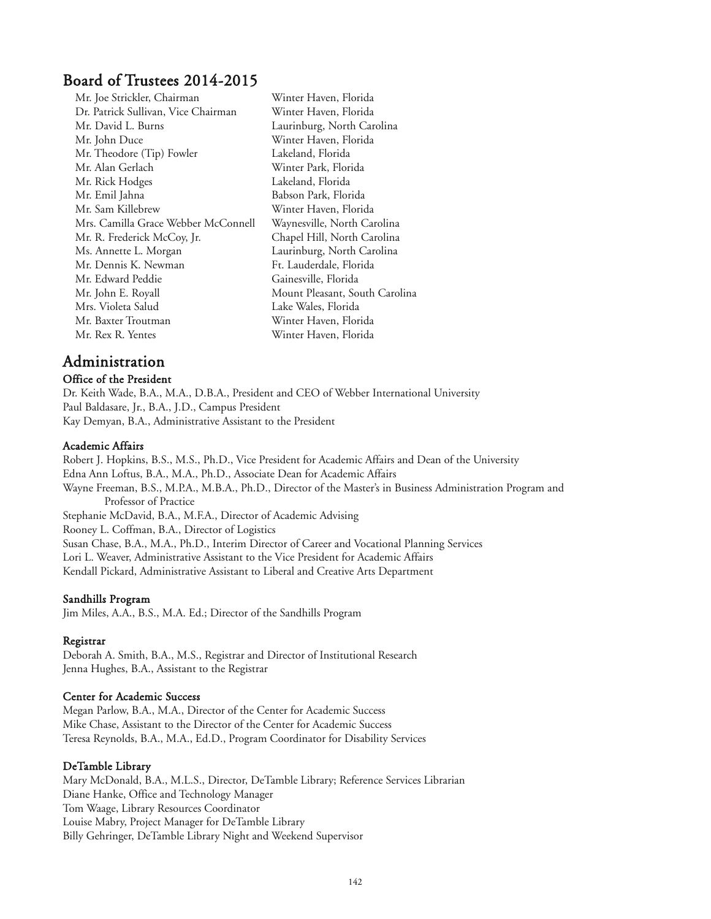## Board of Trustees 2014-2015

| | |
|---|---|
| Mr. Joe Strickler, Chairman | Winter Haven, Florida |
| Dr. Patrick Sullivan, Vice Chairman | Winter Haven, Florida |
| Mr. David L. Burns | Laurinburg, North Carolina |
| Mr. John Duce | Winter Haven, Florida |
| Mr. Theodore (Tip) Fowler | Lakeland, Florida |
| Mr. Alan Gerlach | Winter Park, Florida |
| Mr. Rick Hodges | Lakeland, Florida |
| Mr. Emil Jahna | Babson Park, Florida |
| Mr. Sam Killebrew | Winter Haven, Florida |
| Mrs. Camilla Grace Webber McConnell | Waynesville, North Carolina |
| Mr. R. Frederick McCoy, Jr. | Chapel Hill, North Carolina |
| Ms. Annette L. Morgan | Laurinburg, North Carolina |
| Mr. Dennis K. Newman | Ft. Lauderdale, Florida |
| Mr. Edward Peddie | Gainesville, Florida |
| Mr. John E. Royall | Mount Pleasant, South Carolina |
| Mrs. Violeta Salud | Lake Wales, Florida |
| Mr. Baxter Troutman | Winter Haven, Florida |
| Mr. Rex R. Yentes | Winter Haven, Florida |

## Administration

### Office of the President

Dr. Keith Wade, B.A., M.A., D.B.A., President and CEO of Webber International University
Paul Baldasare, Jr., B.A., J.D., Campus President
Kay Demyan, B.A., Administrative Assistant to the President

### Academic Affairs

Robert J. Hopkins, B.S., M.S., Ph.D., Vice President for Academic Affairs and Dean of the University
Edna Ann Loftus, B.A., M.A., Ph.D., Associate Dean for Academic Affairs
Wayne Freeman, B.S., M.P.A., M.B.A., Ph.D., Director of the Master's in Business Administration Program and Professor of Practice
Stephanie McDavid, B.A., M.F.A., Director of Academic Advising
Rooney L. Coffman, B.A., Director of Logistics
Susan Chase, B.A., M.A., Ph.D., Interim Director of Career and Vocational Planning Services
Lori L. Weaver, Administrative Assistant to the Vice President for Academic Affairs
Kendall Pickard, Administrative Assistant to Liberal and Creative Arts Department

### Sandhills Program

Jim Miles, A.A., B.S., M.A. Ed.; Director of the Sandhills Program

### Registrar

Deborah A. Smith, B.A., M.S., Registrar and Director of Institutional Research
Jenna Hughes, B.A., Assistant to the Registrar

### Center for Academic Success

Megan Parlow, B.A., M.A., Director of the Center for Academic Success
Mike Chase, Assistant to the Director of the Center for Academic Success
Teresa Reynolds, B.A., M.A., Ed.D., Program Coordinator for Disability Services

### DeTamble Library

Mary McDonald, B.A., M.L.S., Director, DeTamble Library; Reference Services Librarian
Diane Hanke, Office and Technology Manager
Tom Waage, Library Resources Coordinator
Louise Mabry, Project Manager for DeTamble Library
Billy Gehringer, DeTamble Library Night and Weekend Supervisor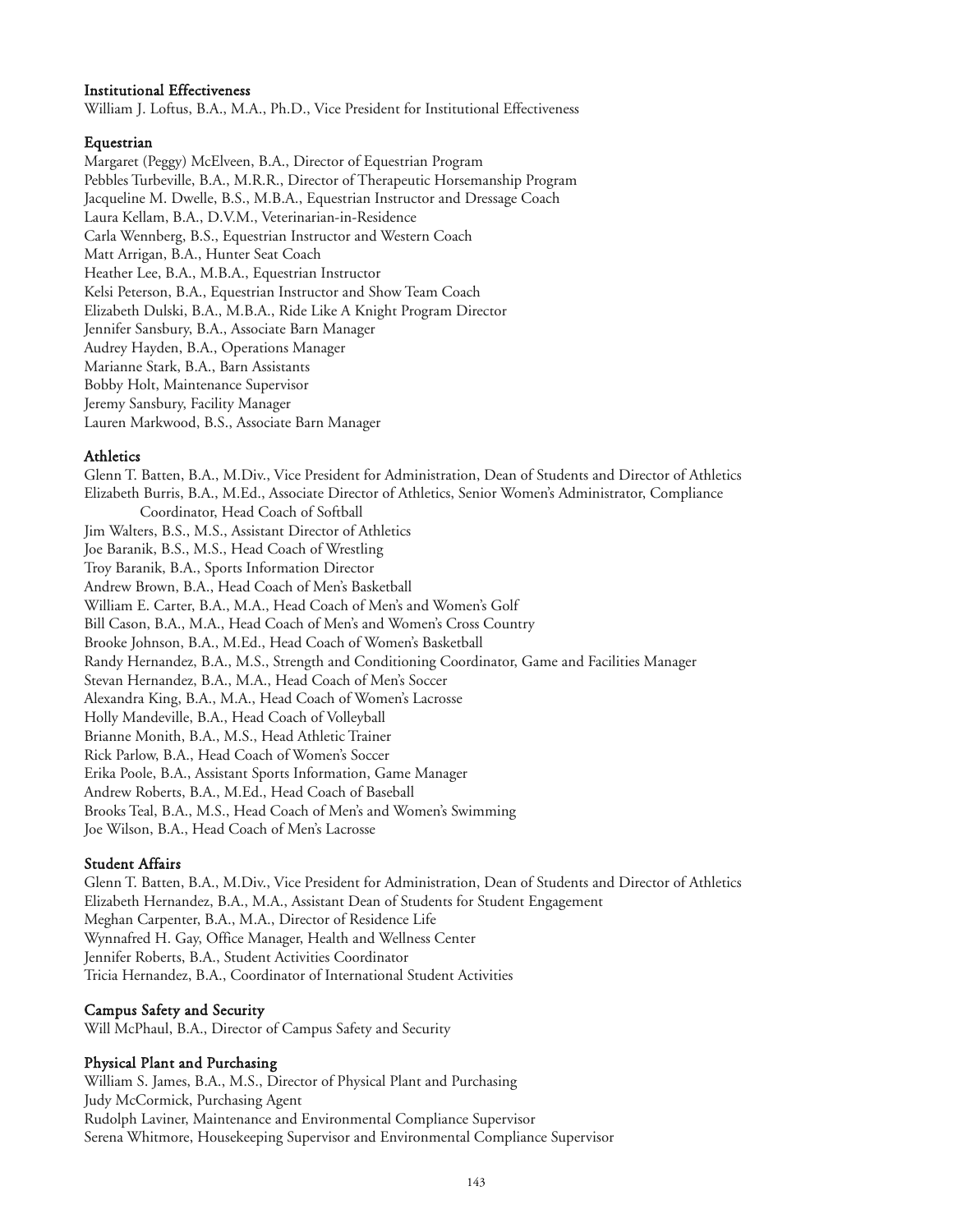### Institutional Effectiveness

William J. Loftus, B.A., M.A., Ph.D., Vice President for Institutional Effectiveness

### Equestrian

Margaret (Peggy) McElveen, B.A., Director of Equestrian Program
Pebbles Turbeville, B.A., M.R.R., Director of Therapeutic Horsemanship Program
Jacqueline M. Dwelle, B.S., M.B.A., Equestrian Instructor and Dressage Coach
Laura Kellam, B.A., D.V.M., Veterinarian-in-Residence
Carla Wennberg, B.S., Equestrian Instructor and Western Coach
Matt Arrigan, B.A., Hunter Seat Coach
Heather Lee, B.A., M.B.A., Equestrian Instructor
Kelsi Peterson, B.A., Equestrian Instructor and Show Team Coach
Elizabeth Dulski, B.A., M.B.A., Ride Like A Knight Program Director
Jennifer Sansbury, B.A., Associate Barn Manager
Audrey Hayden, B.A., Operations Manager
Marianne Stark, B.A., Barn Assistants
Bobby Holt, Maintenance Supervisor
Jeremy Sansbury, Facility Manager
Lauren Markwood, B.S., Associate Barn Manager

### Athletics

Glenn T. Batten, B.A., M.Div., Vice President for Administration, Dean of Students and Director of Athletics
Elizabeth Burris, B.A., M.Ed., Associate Director of Athletics, Senior Women's Administrator, Compliance Coordinator, Head Coach of Softball
Jim Walters, B.S., M.S., Assistant Director of Athletics
Joe Baranik, B.S., M.S., Head Coach of Wrestling
Troy Baranik, B.A., Sports Information Director
Andrew Brown, B.A., Head Coach of Men's Basketball
William E. Carter, B.A., M.A., Head Coach of Men's and Women's Golf
Bill Cason, B.A., M.A., Head Coach of Men's and Women's Cross Country
Brooke Johnson, B.A., M.Ed., Head Coach of Women's Basketball
Randy Hernandez, B.A., M.S., Strength and Conditioning Coordinator, Game and Facilities Manager
Stevan Hernandez, B.A., M.A., Head Coach of Men's Soccer
Alexandra King, B.A., M.A., Head Coach of Women's Lacrosse
Holly Mandeville, B.A., Head Coach of Volleyball
Brianne Monith, B.A., M.S., Head Athletic Trainer
Rick Parlow, B.A., Head Coach of Women's Soccer
Erika Poole, B.A., Assistant Sports Information, Game Manager
Andrew Roberts, B.A., M.Ed., Head Coach of Baseball
Brooks Teal, B.A., M.S., Head Coach of Men's and Women's Swimming
Joe Wilson, B.A., Head Coach of Men's Lacrosse

### Student Affairs

Glenn T. Batten, B.A., M.Div., Vice President for Administration, Dean of Students and Director of Athletics
Elizabeth Hernandez, B.A., M.A., Assistant Dean of Students for Student Engagement
Meghan Carpenter, B.A., M.A., Director of Residence Life
Wynnafred H. Gay, Office Manager, Health and Wellness Center
Jennifer Roberts, B.A., Student Activities Coordinator
Tricia Hernandez, B.A., Coordinator of International Student Activities

### Campus Safety and Security

Will McPhaul, B.A., Director of Campus Safety and Security

### Physical Plant and Purchasing

William S. James, B.A., M.S., Director of Physical Plant and Purchasing
Judy McCormick, Purchasing Agent
Rudolph Laviner, Maintenance and Environmental Compliance Supervisor
Serena Whitmore, Housekeeping Supervisor and Environmental Compliance Supervisor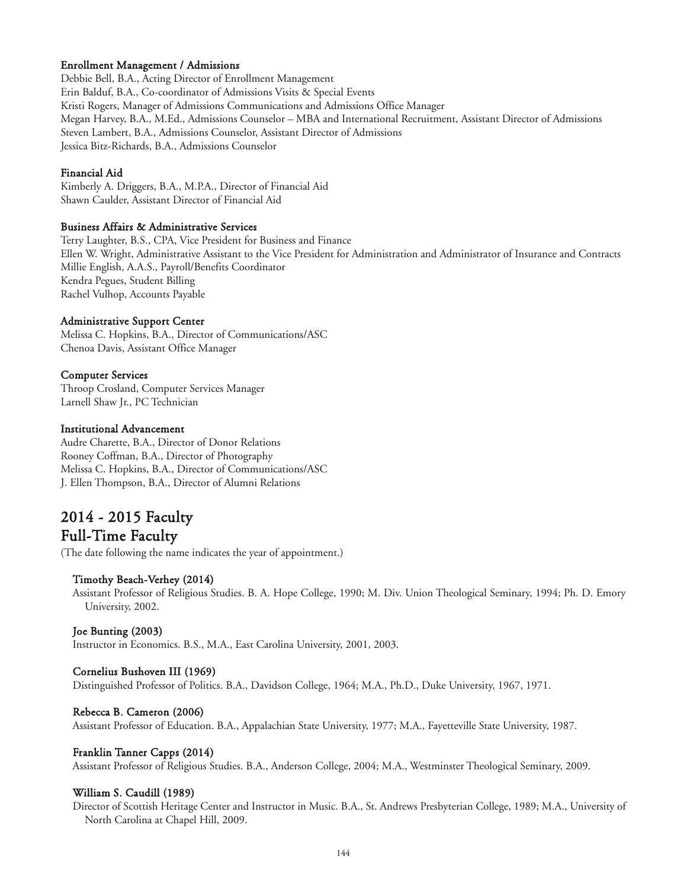#### Enrollment Management / Admissions

Debbie Bell, B.A., Acting Director of Enrollment Management
Erin Balduf, B.A., Co-coordinator of Admissions Visits & Special Events
Kristi Rogers, Manager of Admissions Communications and Admissions Office Manager
Megan Harvey, B.A., M.Ed., Admissions Counselor – MBA and International Recruitment, Assistant Director of Admissions
Steven Lambert, B.A., Admissions Counselor, Assistant Director of Admissions
Jessica Bitz-Richards, B.A., Admissions Counselor

#### Financial Aid

Kimberly A. Driggers, B.A., M.P.A., Director of Financial Aid
Shawn Caulder, Assistant Director of Financial Aid

#### Business Affairs & Administrative Services

Terry Laughter, B.S., CPA, Vice President for Business and Finance
Ellen W. Wright, Administrative Assistant to the Vice President for Administration and Administrator of Insurance and Contracts
Millie English, A.A.S., Payroll/Benefits Coordinator
Kendra Pegues, Student Billing
Rachel Vulhop, Accounts Payable

#### Administrative Support Center

Melissa C. Hopkins, B.A., Director of Communications/ASC
Chenoa Davis, Assistant Office Manager

#### Computer Services

Throop Crosland, Computer Services Manager
Larnell Shaw Jr., PC Technician

#### Institutional Advancement

Audre Charette, B.A., Director of Donor Relations
Rooney Coffman, B.A., Director of Photography
Melissa C. Hopkins, B.A., Director of Communications/ASC
J. Ellen Thompson, B.A., Director of Alumni Relations

# 2014 - 2015 Faculty
## Full-Time Faculty

(The date following the name indicates the year of appointment.)

#### Timothy Beach-Verhey (2014)

Assistant Professor of Religious Studies. B. A. Hope College, 1990; M. Div. Union Theological Seminary, 1994; Ph. D. Emory University, 2002.

#### Joe Bunting (2003)

Instructor in Economics. B.S., M.A., East Carolina University, 2001, 2003.

#### Cornelius Bushoven III (1969)

Distinguished Professor of Politics. B.A., Davidson College, 1964; M.A., Ph.D., Duke University, 1967, 1971.

#### Rebecca B. Cameron (2006)

Assistant Professor of Education. B.A., Appalachian State University, 1977; M.A., Fayetteville State University, 1987.

#### Franklin Tanner Capps (2014)

Assistant Professor of Religious Studies. B.A., Anderson College, 2004; M.A., Westminster Theological Seminary, 2009.

#### William S. Caudill (1989)

Director of Scottish Heritage Center and Instructor in Music. B.A., St. Andrews Presbyterian College, 1989; M.A., University of North Carolina at Chapel Hill, 2009.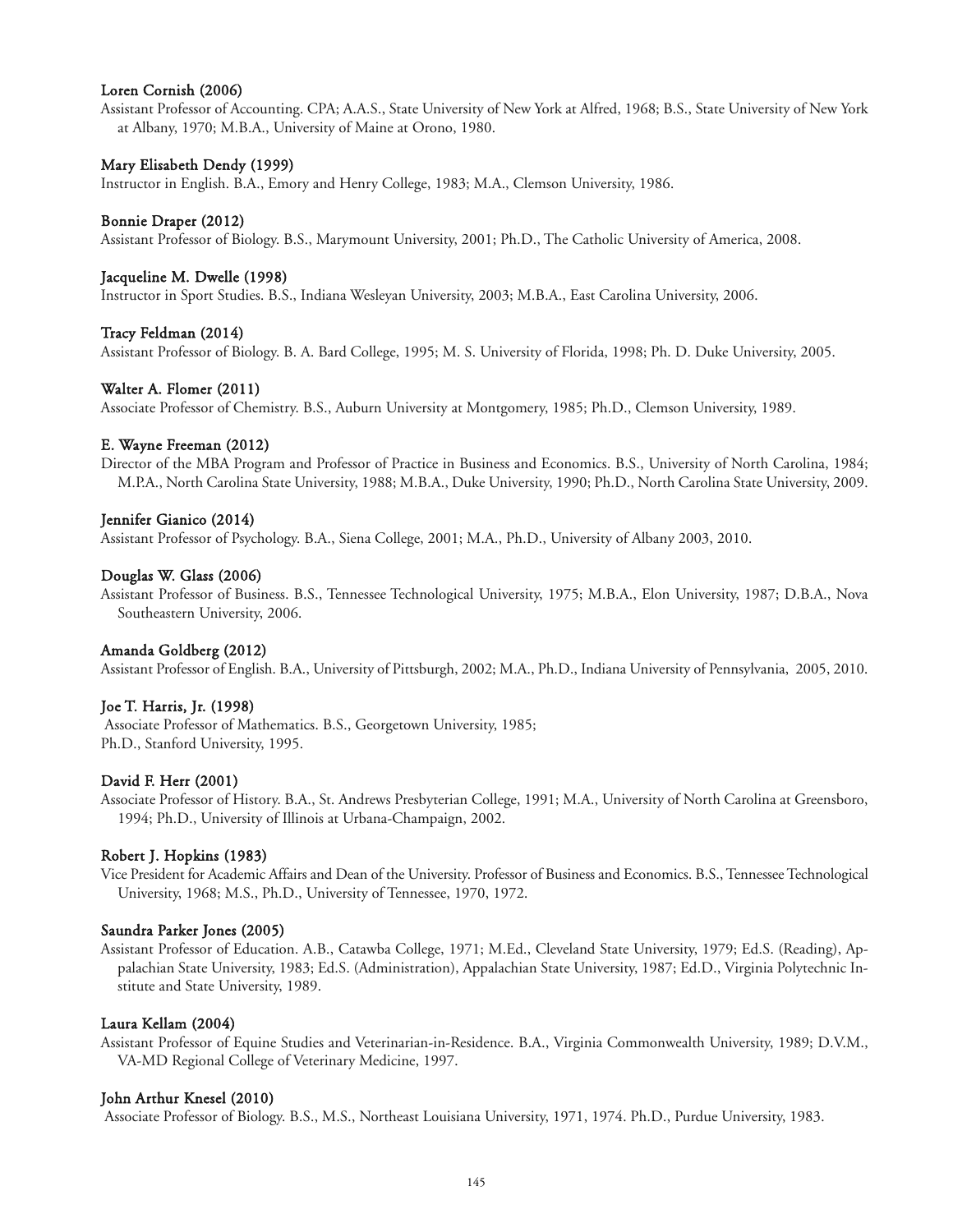**Loren Cornish (2006)**
Assistant Professor of Accounting. CPA; A.A.S., State University of New York at Alfred, 1968; B.S., State University of New York at Albany, 1970; M.B.A., University of Maine at Orono, 1980.

**Mary Elisabeth Dendy (1999)**
Instructor in English. B.A., Emory and Henry College, 1983; M.A., Clemson University, 1986.

**Bonnie Draper (2012)**
Assistant Professor of Biology. B.S., Marymount University, 2001; Ph.D., The Catholic University of America, 2008.

**Jacqueline M. Dwelle (1998)**
Instructor in Sport Studies. B.S., Indiana Wesleyan University, 2003; M.B.A., East Carolina University, 2006.

**Tracy Feldman (2014)**
Assistant Professor of Biology. B. A. Bard College, 1995; M. S. University of Florida, 1998; Ph. D. Duke University, 2005.

**Walter A. Flomer (2011)**
Associate Professor of Chemistry. B.S., Auburn University at Montgomery, 1985; Ph.D., Clemson University, 1989.

**E. Wayne Freeman (2012)**
Director of the MBA Program and Professor of Practice in Business and Economics. B.S., University of North Carolina, 1984; M.P.A., North Carolina State University, 1988; M.B.A., Duke University, 1990; Ph.D., North Carolina State University, 2009.

**Jennifer Gianico (2014)**
Assistant Professor of Psychology. B.A., Siena College, 2001; M.A., Ph.D., University of Albany 2003, 2010.

**Douglas W. Glass (2006)**
Assistant Professor of Business. B.S., Tennessee Technological University, 1975; M.B.A., Elon University, 1987; D.B.A., Nova Southeastern University, 2006.

**Amanda Goldberg (2012)**
Assistant Professor of English. B.A., University of Pittsburgh, 2002; M.A., Ph.D., Indiana University of Pennsylvania, 2005, 2010.

**Joe T. Harris, Jr. (1998)**
Associate Professor of Mathematics. B.S., Georgetown University, 1985;
Ph.D., Stanford University, 1995.

**David F. Herr (2001)**
Associate Professor of History. B.A., St. Andrews Presbyterian College, 1991; M.A., University of North Carolina at Greensboro, 1994; Ph.D., University of Illinois at Urbana-Champaign, 2002.

**Robert J. Hopkins (1983)**
Vice President for Academic Affairs and Dean of the University. Professor of Business and Economics. B.S., Tennessee Technological University, 1968; M.S., Ph.D., University of Tennessee, 1970, 1972.

**Saundra Parker Jones (2005)**
Assistant Professor of Education. A.B., Catawba College, 1971; M.Ed., Cleveland State University, 1979; Ed.S. (Reading), Appalachian State University, 1983; Ed.S. (Administration), Appalachian State University, 1987; Ed.D., Virginia Polytechnic Institute and State University, 1989.

**Laura Kellam (2004)**
Assistant Professor of Equine Studies and Veterinarian-in-Residence. B.A., Virginia Commonwealth University, 1989; D.V.M., VA-MD Regional College of Veterinary Medicine, 1997.

**John Arthur Knesel (2010)**
Associate Professor of Biology. B.S., M.S., Northeast Louisiana University, 1971, 1974. Ph.D., Purdue University, 1983.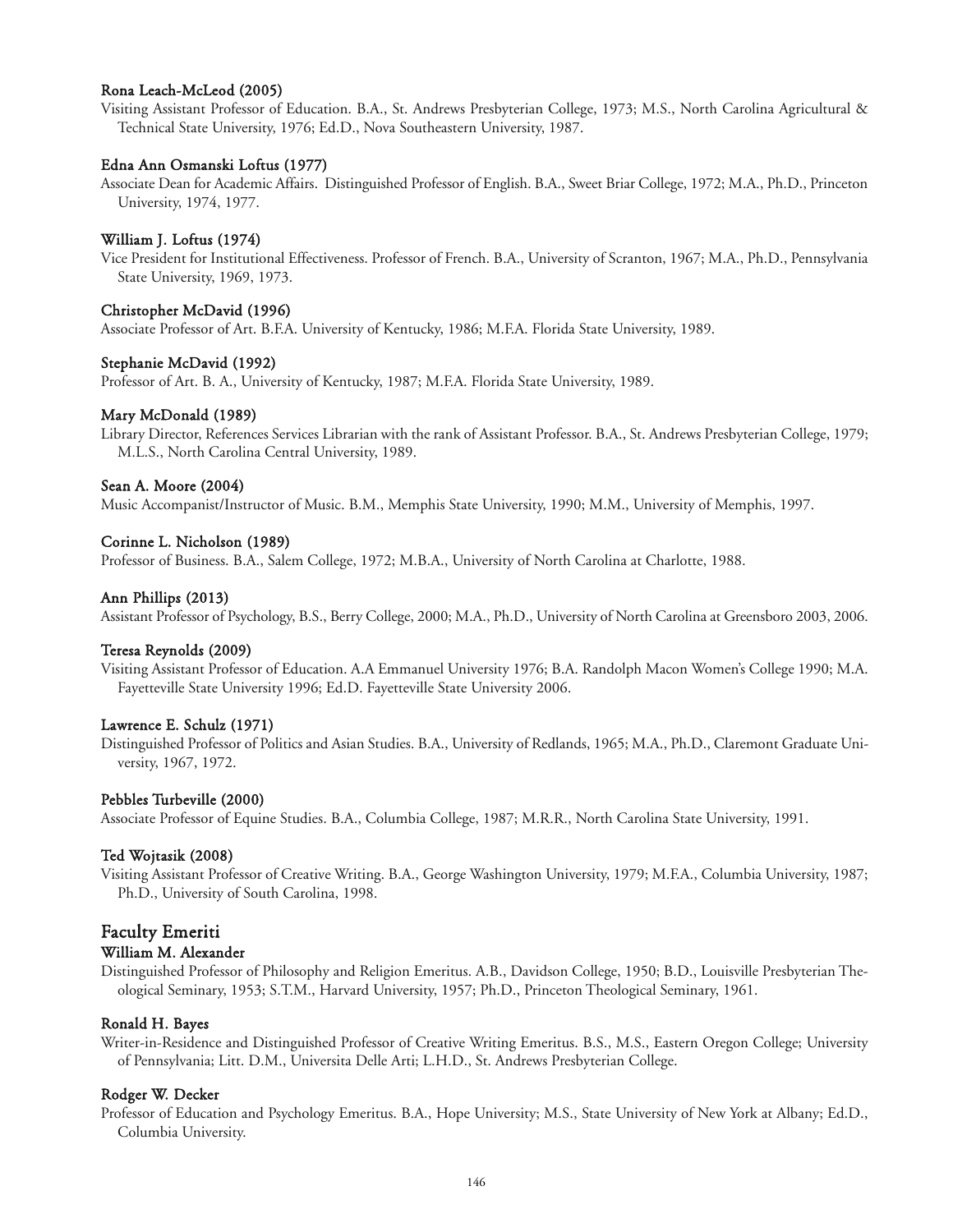#### Rona Leach-McLeod (2005)

Visiting Assistant Professor of Education. B.A., St. Andrews Presbyterian College, 1973; M.S., North Carolina Agricultural & Technical State University, 1976; Ed.D., Nova Southeastern University, 1987.

#### Edna Ann Osmanski Loftus (1977)

Associate Dean for Academic Affairs. Distinguished Professor of English. B.A., Sweet Briar College, 1972; M.A., Ph.D., Princeton University, 1974, 1977.

#### William J. Loftus (1974)

Vice President for Institutional Effectiveness. Professor of French. B.A., University of Scranton, 1967; M.A., Ph.D., Pennsylvania State University, 1969, 1973.

#### Christopher McDavid (1996)

Associate Professor of Art. B.F.A. University of Kentucky, 1986; M.F.A. Florida State University, 1989.

#### Stephanie McDavid (1992)

Professor of Art. B. A., University of Kentucky, 1987; M.F.A. Florida State University, 1989.

#### Mary McDonald (1989)

Library Director, References Services Librarian with the rank of Assistant Professor. B.A., St. Andrews Presbyterian College, 1979; M.L.S., North Carolina Central University, 1989.

#### Sean A. Moore (2004)

Music Accompanist/Instructor of Music. B.M., Memphis State University, 1990; M.M., University of Memphis, 1997.

#### Corinne L. Nicholson (1989)

Professor of Business. B.A., Salem College, 1972; M.B.A., University of North Carolina at Charlotte, 1988.

#### Ann Phillips (2013)

Assistant Professor of Psychology, B.S., Berry College, 2000; M.A., Ph.D., University of North Carolina at Greensboro 2003, 2006.

#### Teresa Reynolds (2009)

Visiting Assistant Professor of Education. A.A Emmanuel University 1976; B.A. Randolph Macon Women's College 1990; M.A. Fayetteville State University 1996; Ed.D. Fayetteville State University 2006.

#### Lawrence E. Schulz (1971)

Distinguished Professor of Politics and Asian Studies. B.A., University of Redlands, 1965; M.A., Ph.D., Claremont Graduate University, 1967, 1972.

#### Pebbles Turbeville (2000)

Associate Professor of Equine Studies. B.A., Columbia College, 1987; M.R.R., North Carolina State University, 1991.

#### Ted Wojtasik (2008)

Visiting Assistant Professor of Creative Writing. B.A., George Washington University, 1979; M.F.A., Columbia University, 1987; Ph.D., University of South Carolina, 1998.

## Faculty Emeriti

#### William M. Alexander

Distinguished Professor of Philosophy and Religion Emeritus. A.B., Davidson College, 1950; B.D., Louisville Presbyterian Theological Seminary, 1953; S.T.M., Harvard University, 1957; Ph.D., Princeton Theological Seminary, 1961.

#### Ronald H. Bayes

Writer-in-Residence and Distinguished Professor of Creative Writing Emeritus. B.S., M.S., Eastern Oregon College; University of Pennsylvania; Litt. D.M., Universita Delle Arti; L.H.D., St. Andrews Presbyterian College.

#### Rodger W. Decker

Professor of Education and Psychology Emeritus. B.A., Hope University; M.S., State University of New York at Albany; Ed.D., Columbia University.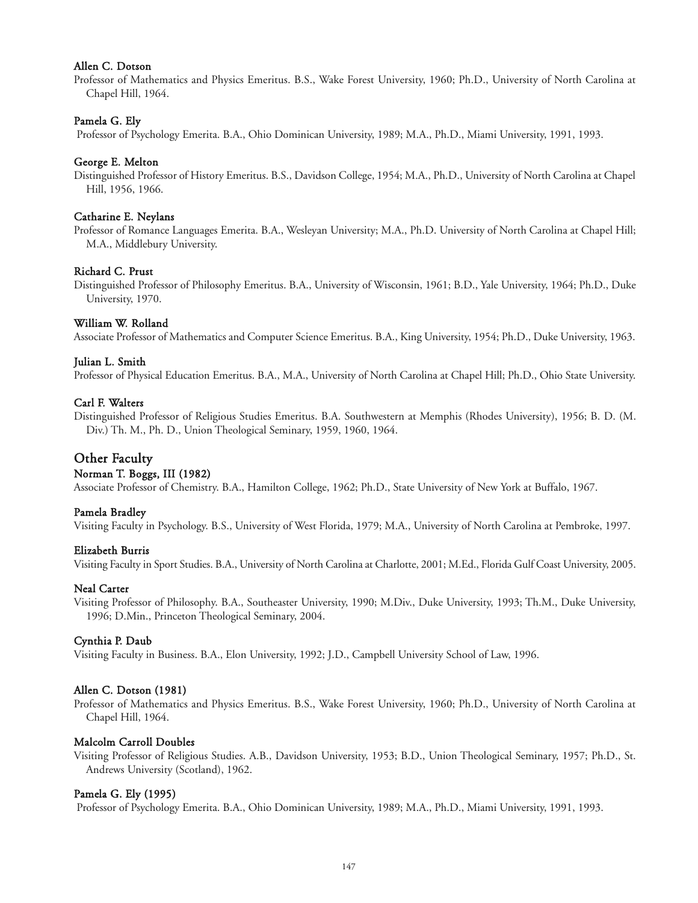**Allen C. Dotson**

Professor of Mathematics and Physics Emeritus. B.S., Wake Forest University, 1960; Ph.D., University of North Carolina at Chapel Hill, 1964.

**Pamela G. Ely**

Professor of Psychology Emerita. B.A., Ohio Dominican University, 1989; M.A., Ph.D., Miami University, 1991, 1993.

**George E. Melton**

Distinguished Professor of History Emeritus. B.S., Davidson College, 1954; M.A., Ph.D., University of North Carolina at Chapel Hill, 1956, 1966.

**Catharine E. Neylans**

Professor of Romance Languages Emerita. B.A., Wesleyan University; M.A., Ph.D. University of North Carolina at Chapel Hill; M.A., Middlebury University.

**Richard C. Prust**

Distinguished Professor of Philosophy Emeritus. B.A., University of Wisconsin, 1961; B.D., Yale University, 1964; Ph.D., Duke University, 1970.

**William W. Rolland**

Associate Professor of Mathematics and Computer Science Emeritus. B.A., King University, 1954; Ph.D., Duke University, 1963.

**Julian L. Smith**

Professor of Physical Education Emeritus. B.A., M.A., University of North Carolina at Chapel Hill; Ph.D., Ohio State University.

**Carl F. Walters**

Distinguished Professor of Religious Studies Emeritus. B.A. Southwestern at Memphis (Rhodes University), 1956; B. D. (M. Div.) Th. M., Ph. D., Union Theological Seminary, 1959, 1960, 1964.

## Other Faculty

**Norman T. Boggs, III (1982)**

Associate Professor of Chemistry. B.A., Hamilton College, 1962; Ph.D., State University of New York at Buffalo, 1967.

**Pamela Bradley**

Visiting Faculty in Psychology. B.S., University of West Florida, 1979; M.A., University of North Carolina at Pembroke, 1997.

**Elizabeth Burris**

Visiting Faculty in Sport Studies. B.A., University of North Carolina at Charlotte, 2001; M.Ed., Florida Gulf Coast University, 2005.

**Neal Carter**

Visiting Professor of Philosophy. B.A., Southeaster University, 1990; M.Div., Duke University, 1993; Th.M., Duke University, 1996; D.Min., Princeton Theological Seminary, 2004.

**Cynthia P. Daub**

Visiting Faculty in Business. B.A., Elon University, 1992; J.D., Campbell University School of Law, 1996.

**Allen C. Dotson (1981)**

Professor of Mathematics and Physics Emeritus. B.S., Wake Forest University, 1960; Ph.D., University of North Carolina at Chapel Hill, 1964.

**Malcolm Carroll Doubles**

Visiting Professor of Religious Studies. A.B., Davidson University, 1953; B.D., Union Theological Seminary, 1957; Ph.D., St. Andrews University (Scotland), 1962.

**Pamela G. Ely (1995)**

Professor of Psychology Emerita. B.A., Ohio Dominican University, 1989; M.A., Ph.D., Miami University, 1991, 1993.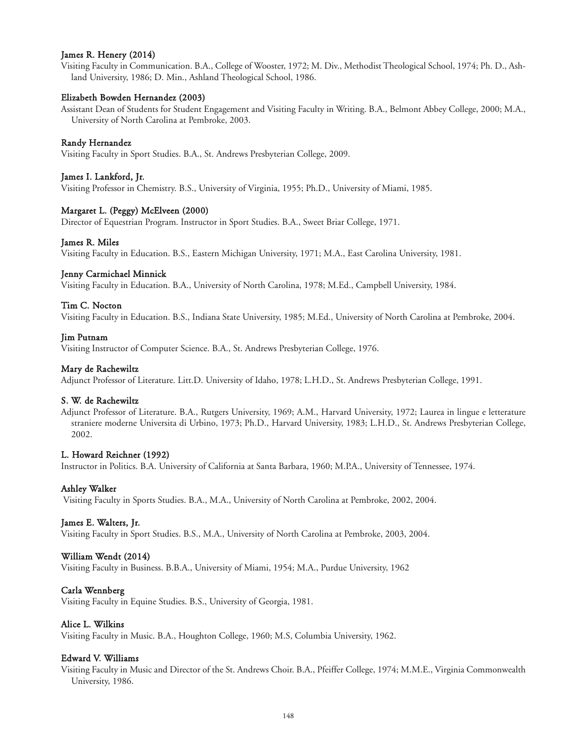**James R. Henery (2014)**

Visiting Faculty in Communication. B.A., College of Wooster, 1972; M. Div., Methodist Theological School, 1974; Ph. D., Ashland University, 1986; D. Min., Ashland Theological School, 1986.

**Elizabeth Bowden Hernandez (2003)**

Assistant Dean of Students for Student Engagement and Visiting Faculty in Writing. B.A., Belmont Abbey College, 2000; M.A., University of North Carolina at Pembroke, 2003.

**Randy Hernandez**

Visiting Faculty in Sport Studies. B.A., St. Andrews Presbyterian College, 2009.

**James I. Lankford, Jr.**

Visiting Professor in Chemistry. B.S., University of Virginia, 1955; Ph.D., University of Miami, 1985.

**Margaret L. (Peggy) McElveen (2000)**

Director of Equestrian Program. Instructor in Sport Studies. B.A., Sweet Briar College, 1971.

**James R. Miles**

Visiting Faculty in Education. B.S., Eastern Michigan University, 1971; M.A., East Carolina University, 1981.

**Jenny Carmichael Minnick**

Visiting Faculty in Education. B.A., University of North Carolina, 1978; M.Ed., Campbell University, 1984.

**Tim C. Nocton**

Visiting Faculty in Education. B.S., Indiana State University, 1985; M.Ed., University of North Carolina at Pembroke, 2004.

**Jim Putnam**

Visiting Instructor of Computer Science. B.A., St. Andrews Presbyterian College, 1976.

**Mary de Rachewiltz**

Adjunct Professor of Literature. Litt.D. University of Idaho, 1978; L.H.D., St. Andrews Presbyterian College, 1991.

**S. W. de Rachewiltz**

Adjunct Professor of Literature. B.A., Rutgers University, 1969; A.M., Harvard University, 1972; Laurea in lingue e letterature straniere moderne Universita di Urbino, 1973; Ph.D., Harvard University, 1983; L.H.D., St. Andrews Presbyterian College, 2002.

**L. Howard Reichner (1992)**

Instructor in Politics. B.A. University of California at Santa Barbara, 1960; M.P.A., University of Tennessee, 1974.

**Ashley Walker**

Visiting Faculty in Sports Studies. B.A., M.A., University of North Carolina at Pembroke, 2002, 2004.

**James E. Walters, Jr.**

Visiting Faculty in Sport Studies. B.S., M.A., University of North Carolina at Pembroke, 2003, 2004.

**William Wendt (2014)**

Visiting Faculty in Business. B.B.A., University of Miami, 1954; M.A., Purdue University, 1962

**Carla Wennberg**

Visiting Faculty in Equine Studies. B.S., University of Georgia, 1981.

**Alice L. Wilkins**

Visiting Faculty in Music. B.A., Houghton College, 1960; M.S, Columbia University, 1962.

**Edward V. Williams**

Visiting Faculty in Music and Director of the St. Andrews Choir. B.A., Pfeiffer College, 1974; M.M.E., Virginia Commonwealth University, 1986.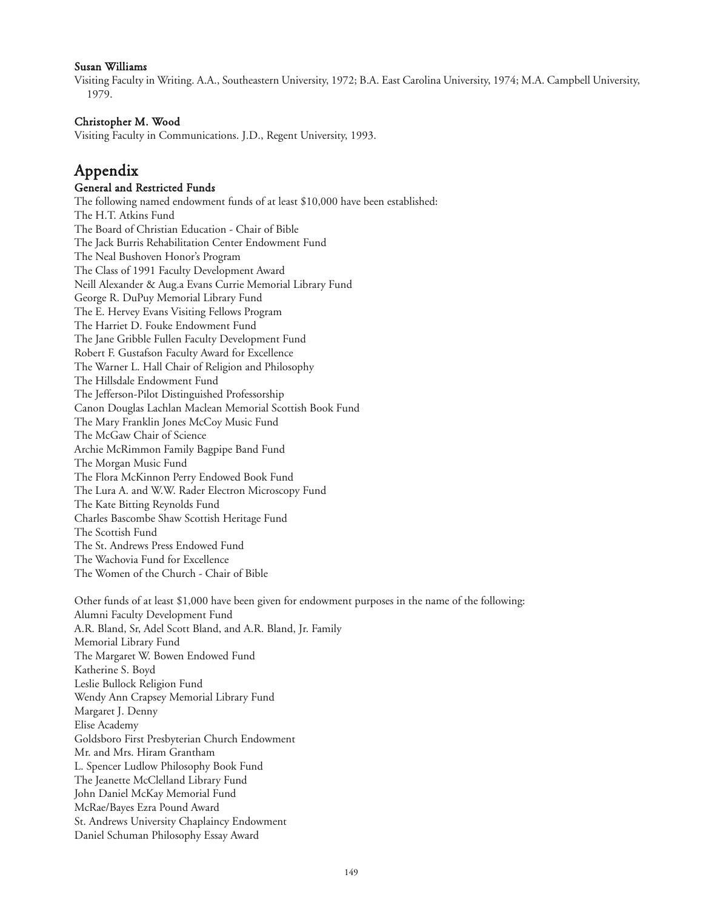**Susan Williams**

Visiting Faculty in Writing. A.A., Southeastern University, 1972; B.A. East Carolina University, 1974; M.A. Campbell University, 1979.

**Christopher M. Wood**

Visiting Faculty in Communications. J.D., Regent University, 1993.

# Appendix

## General and Restricted Funds

The following named endowment funds of at least $10,000 have been established:

The H.T. Atkins Fund
The Board of Christian Education - Chair of Bible
The Jack Burris Rehabilitation Center Endowment Fund
The Neal Bushoven Honor's Program
The Class of 1991 Faculty Development Award
Neill Alexander & Aug.a Evans Currie Memorial Library Fund
George R. DuPuy Memorial Library Fund
The E. Hervey Evans Visiting Fellows Program
The Harriet D. Fouke Endowment Fund
The Jane Gribble Fullen Faculty Development Fund
Robert F. Gustafson Faculty Award for Excellence
The Warner L. Hall Chair of Religion and Philosophy
The Hillsdale Endowment Fund
The Jefferson-Pilot Distinguished Professorship
Canon Douglas Lachlan Maclean Memorial Scottish Book Fund
The Mary Franklin Jones McCoy Music Fund
The McGaw Chair of Science
Archie McRimmon Family Bagpipe Band Fund
The Morgan Music Fund
The Flora McKinnon Perry Endowed Book Fund
The Lura A. and W.W. Rader Electron Microscopy Fund
The Kate Bitting Reynolds Fund
Charles Bascombe Shaw Scottish Heritage Fund
The Scottish Fund
The St. Andrews Press Endowed Fund
The Wachovia Fund for Excellence
The Women of the Church - Chair of Bible

Other funds of at least $1,000 have been given for endowment purposes in the name of the following:

Alumni Faculty Development Fund
A.R. Bland, Sr, Adel Scott Bland, and A.R. Bland, Jr. Family
Memorial Library Fund
The Margaret W. Bowen Endowed Fund
Katherine S. Boyd
Leslie Bullock Religion Fund
Wendy Ann Crapsey Memorial Library Fund
Margaret J. Denny
Elise Academy
Goldsboro First Presbyterian Church Endowment
Mr. and Mrs. Hiram Grantham
L. Spencer Ludlow Philosophy Book Fund
The Jeanette McClelland Library Fund
John Daniel McKay Memorial Fund
McRae/Bayes Ezra Pound Award
St. Andrews University Chaplaincy Endowment
Daniel Schuman Philosophy Essay Award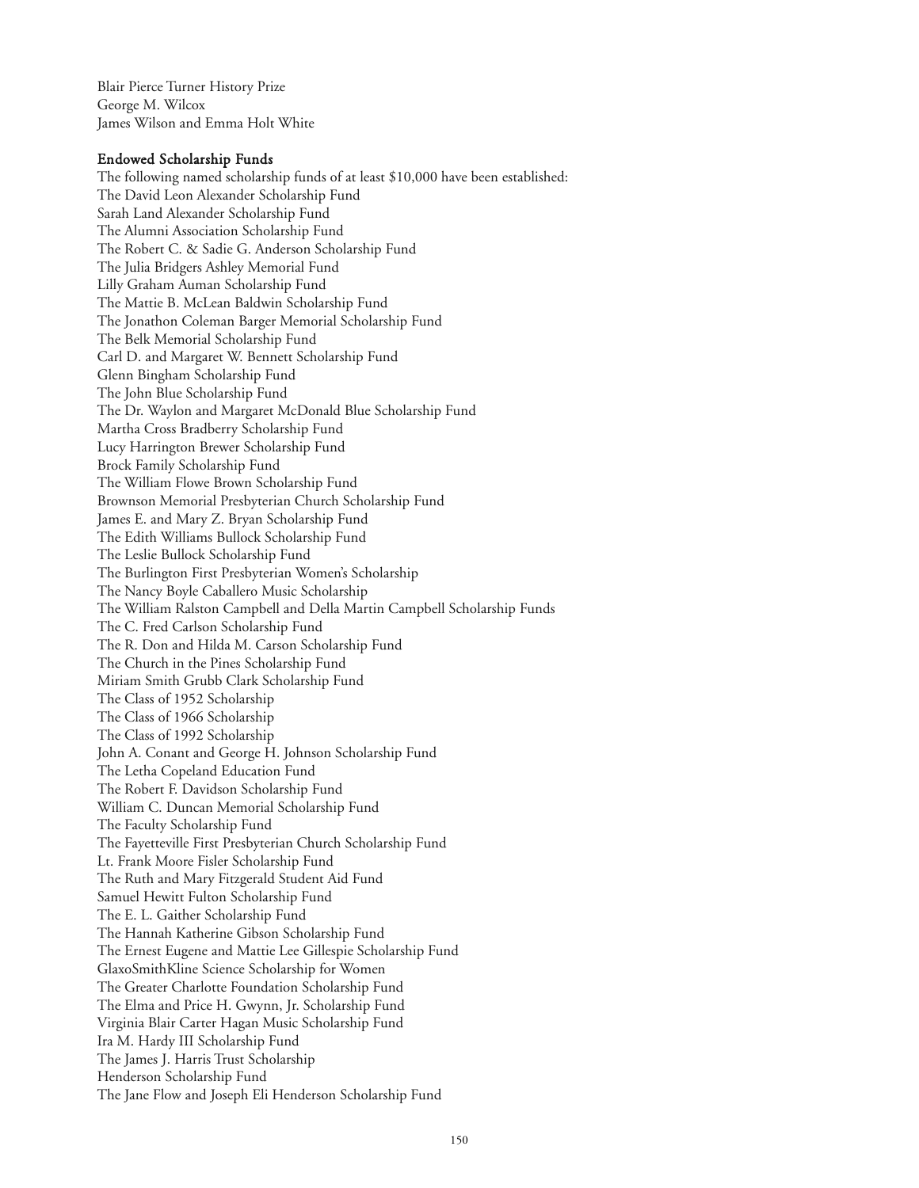Blair Pierce Turner History Prize
George M. Wilcox
James Wilson and Emma Holt White

### Endowed Scholarship Funds

The following named scholarship funds of at least $10,000 have been established:
The David Leon Alexander Scholarship Fund
Sarah Land Alexander Scholarship Fund
The Alumni Association Scholarship Fund
The Robert C. & Sadie G. Anderson Scholarship Fund
The Julia Bridgers Ashley Memorial Fund
Lilly Graham Auman Scholarship Fund
The Mattie B. McLean Baldwin Scholarship Fund
The Jonathon Coleman Barger Memorial Scholarship Fund
The Belk Memorial Scholarship Fund
Carl D. and Margaret W. Bennett Scholarship Fund
Glenn Bingham Scholarship Fund
The John Blue Scholarship Fund
The Dr. Waylon and Margaret McDonald Blue Scholarship Fund
Martha Cross Bradberry Scholarship Fund
Lucy Harrington Brewer Scholarship Fund
Brock Family Scholarship Fund
The William Flowe Brown Scholarship Fund
Brownson Memorial Presbyterian Church Scholarship Fund
James E. and Mary Z. Bryan Scholarship Fund
The Edith Williams Bullock Scholarship Fund
The Leslie Bullock Scholarship Fund
The Burlington First Presbyterian Women's Scholarship
The Nancy Boyle Caballero Music Scholarship
The William Ralston Campbell and Della Martin Campbell Scholarship Funds
The C. Fred Carlson Scholarship Fund
The R. Don and Hilda M. Carson Scholarship Fund
The Church in the Pines Scholarship Fund
Miriam Smith Grubb Clark Scholarship Fund
The Class of 1952 Scholarship
The Class of 1966 Scholarship
The Class of 1992 Scholarship
John A. Conant and George H. Johnson Scholarship Fund
The Letha Copeland Education Fund
The Robert F. Davidson Scholarship Fund
William C. Duncan Memorial Scholarship Fund
The Faculty Scholarship Fund
The Fayetteville First Presbyterian Church Scholarship Fund
Lt. Frank Moore Fisler Scholarship Fund
The Ruth and Mary Fitzgerald Student Aid Fund
Samuel Hewitt Fulton Scholarship Fund
The E. L. Gaither Scholarship Fund
The Hannah Katherine Gibson Scholarship Fund
The Ernest Eugene and Mattie Lee Gillespie Scholarship Fund
GlaxoSmithKline Science Scholarship for Women
The Greater Charlotte Foundation Scholarship Fund
The Elma and Price H. Gwynn, Jr. Scholarship Fund
Virginia Blair Carter Hagan Music Scholarship Fund
Ira M. Hardy III Scholarship Fund
The James J. Harris Trust Scholarship
Henderson Scholarship Fund
The Jane Flow and Joseph Eli Henderson Scholarship Fund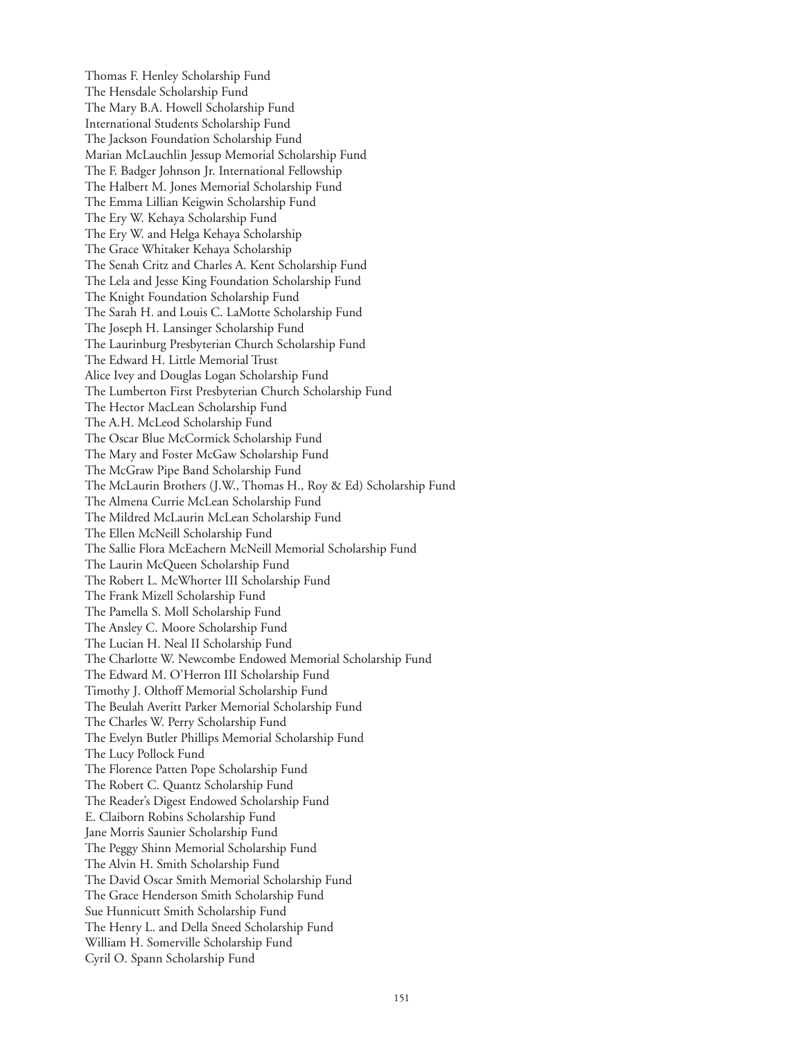Thomas F. Henley Scholarship Fund
The Hensdale Scholarship Fund
The Mary B.A. Howell Scholarship Fund
International Students Scholarship Fund
The Jackson Foundation Scholarship Fund
Marian McLauchlin Jessup Memorial Scholarship Fund
The F. Badger Johnson Jr. International Fellowship
The Halbert M. Jones Memorial Scholarship Fund
The Emma Lillian Keigwin Scholarship Fund
The Ery W. Kehaya Scholarship Fund
The Ery W. and Helga Kehaya Scholarship
The Grace Whitaker Kehaya Scholarship
The Senah Critz and Charles A. Kent Scholarship Fund
The Lela and Jesse King Foundation Scholarship Fund
The Knight Foundation Scholarship Fund
The Sarah H. and Louis C. LaMotte Scholarship Fund
The Joseph H. Lansinger Scholarship Fund
The Laurinburg Presbyterian Church Scholarship Fund
The Edward H. Little Memorial Trust
Alice Ivey and Douglas Logan Scholarship Fund
The Lumberton First Presbyterian Church Scholarship Fund
The Hector MacLean Scholarship Fund
The A.H. McLeod Scholarship Fund
The Oscar Blue McCormick Scholarship Fund
The Mary and Foster McGaw Scholarship Fund
The McGraw Pipe Band Scholarship Fund
The McLaurin Brothers (J.W., Thomas H., Roy & Ed) Scholarship Fund
The Almena Currie McLean Scholarship Fund
The Mildred McLaurin McLean Scholarship Fund
The Ellen McNeill Scholarship Fund
The Sallie Flora McEachern McNeill Memorial Scholarship Fund
The Laurin McQueen Scholarship Fund
The Robert L. McWhorter III Scholarship Fund
The Frank Mizell Scholarship Fund
The Pamella S. Moll Scholarship Fund
The Ansley C. Moore Scholarship Fund
The Lucian H. Neal II Scholarship Fund
The Charlotte W. Newcombe Endowed Memorial Scholarship Fund
The Edward M. O'Herron III Scholarship Fund
Timothy J. Olthoff Memorial Scholarship Fund
The Beulah Averitt Parker Memorial Scholarship Fund
The Charles W. Perry Scholarship Fund
The Evelyn Butler Phillips Memorial Scholarship Fund
The Lucy Pollock Fund
The Florence Patten Pope Scholarship Fund
The Robert C. Quantz Scholarship Fund
The Reader's Digest Endowed Scholarship Fund
E. Claiborn Robins Scholarship Fund
Jane Morris Saunier Scholarship Fund
The Peggy Shinn Memorial Scholarship Fund
The Alvin H. Smith Scholarship Fund
The David Oscar Smith Memorial Scholarship Fund
The Grace Henderson Smith Scholarship Fund
Sue Hunnicutt Smith Scholarship Fund
The Henry L. and Della Sneed Scholarship Fund
William H. Somerville Scholarship Fund
Cyril O. Spann Scholarship Fund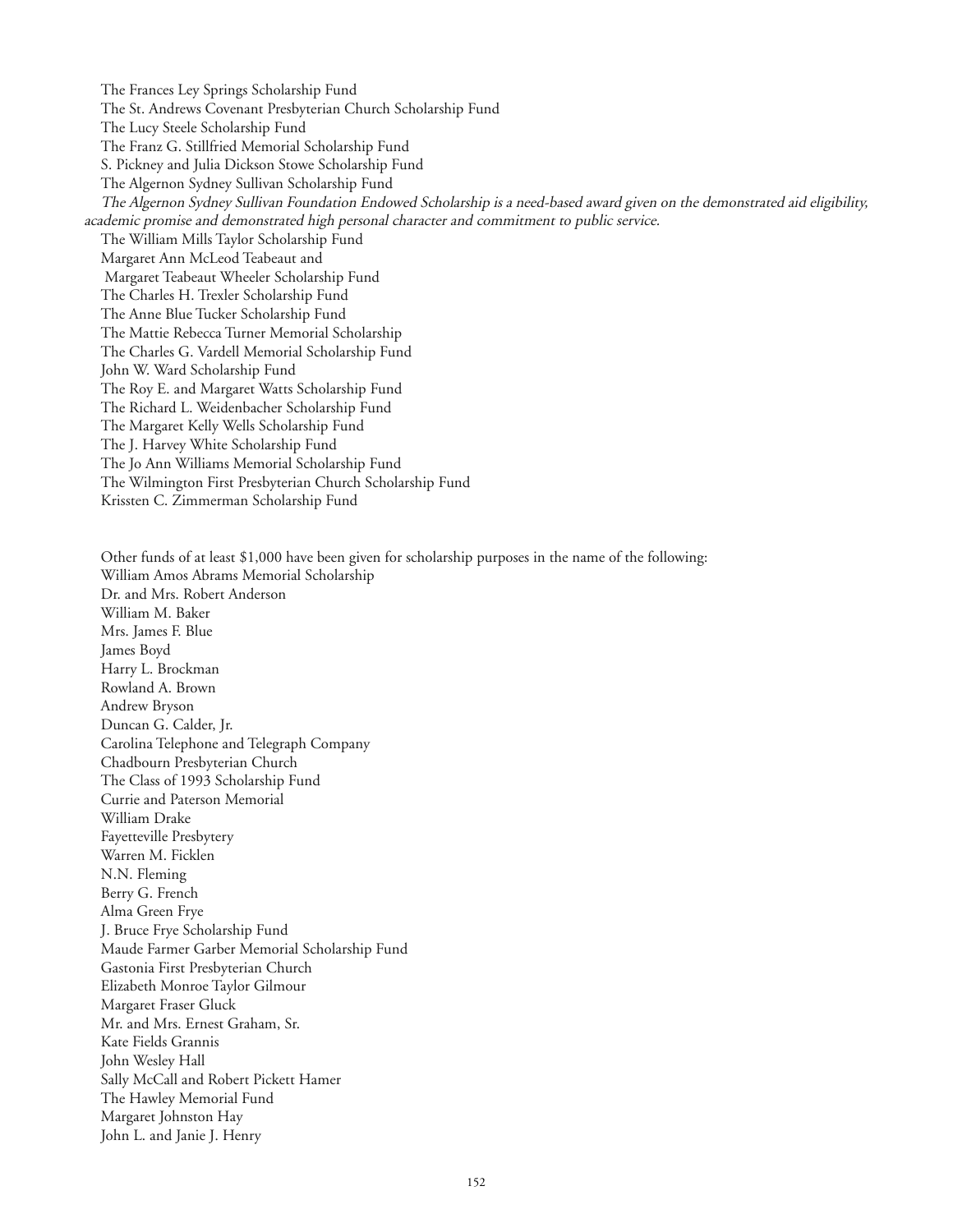The Frances Ley Springs Scholarship Fund
The St. Andrews Covenant Presbyterian Church Scholarship Fund
The Lucy Steele Scholarship Fund
The Franz G. Stillfried Memorial Scholarship Fund
S. Pickney and Julia Dickson Stowe Scholarship Fund
The Algernon Sydney Sullivan Scholarship Fund

*The Algernon Sydney Sullivan Foundation Endowed Scholarship is a need-based award given on the demonstrated aid eligibility, academic promise and demonstrated high personal character and commitment to public service.*

The William Mills Taylor Scholarship Fund
Margaret Ann McLeod Teabeaut and
Margaret Teabeaut Wheeler Scholarship Fund
The Charles H. Trexler Scholarship Fund
The Anne Blue Tucker Scholarship Fund
The Mattie Rebecca Turner Memorial Scholarship
The Charles G. Vardell Memorial Scholarship Fund
John W. Ward Scholarship Fund
The Roy E. and Margaret Watts Scholarship Fund
The Richard L. Weidenbacher Scholarship Fund
The Margaret Kelly Wells Scholarship Fund
The J. Harvey White Scholarship Fund
The Jo Ann Williams Memorial Scholarship Fund
The Wilmington First Presbyterian Church Scholarship Fund
Krissten C. Zimmerman Scholarship Fund

Other funds of at least $1,000 have been given for scholarship purposes in the name of the following:
William Amos Abrams Memorial Scholarship
Dr. and Mrs. Robert Anderson
William M. Baker
Mrs. James F. Blue
James Boyd
Harry L. Brockman
Rowland A. Brown
Andrew Bryson
Duncan G. Calder, Jr.
Carolina Telephone and Telegraph Company
Chadbourn Presbyterian Church
The Class of 1993 Scholarship Fund
Currie and Paterson Memorial
William Drake
Fayetteville Presbytery
Warren M. Ficklen
N.N. Fleming
Berry G. French
Alma Green Frye
J. Bruce Frye Scholarship Fund
Maude Farmer Garber Memorial Scholarship Fund
Gastonia First Presbyterian Church
Elizabeth Monroe Taylor Gilmour
Margaret Fraser Gluck
Mr. and Mrs. Ernest Graham, Sr.
Kate Fields Grannis
John Wesley Hall
Sally McCall and Robert Pickett Hamer
The Hawley Memorial Fund
Margaret Johnston Hay
John L. and Janie J. Henry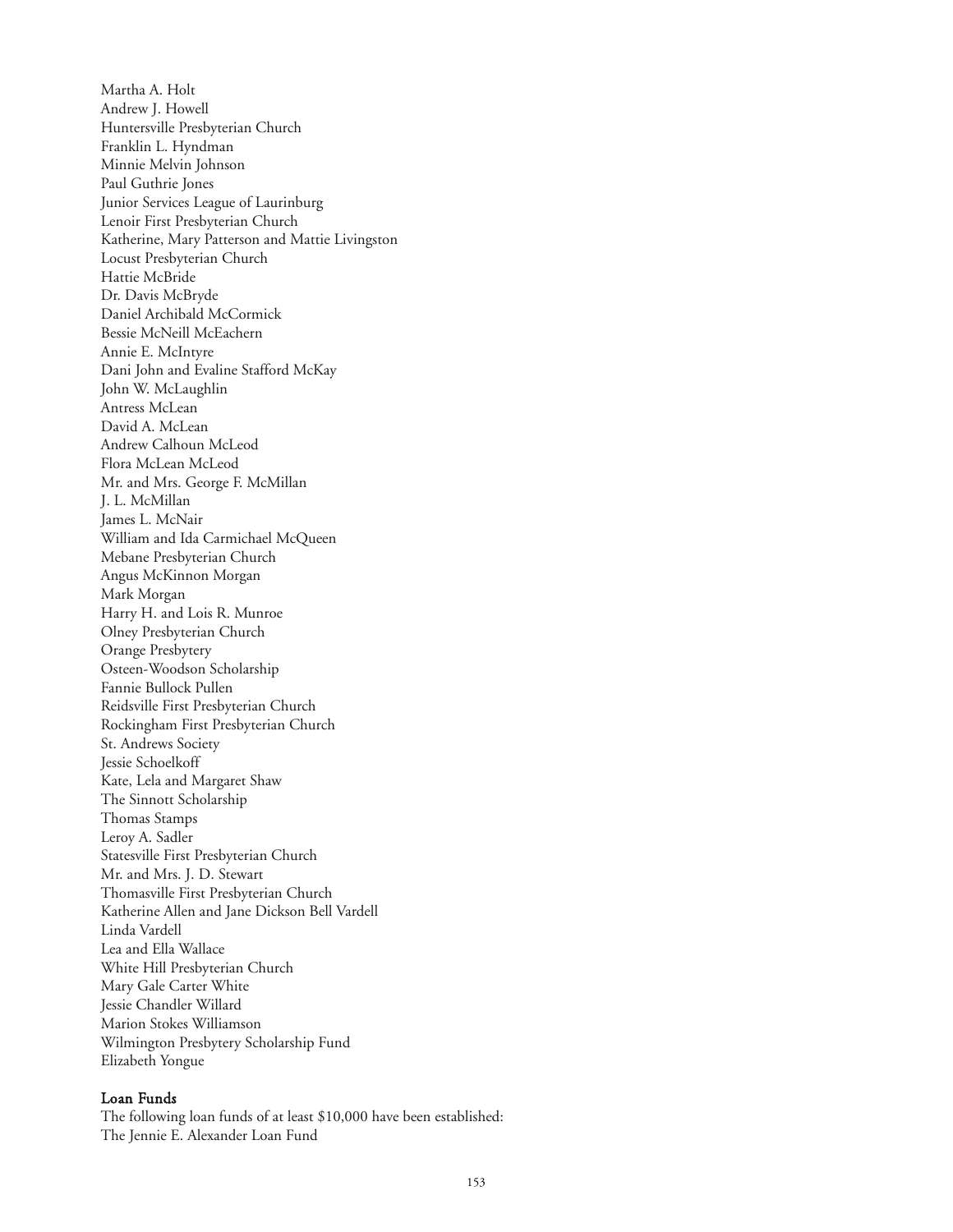Martha A. Holt
Andrew J. Howell
Huntersville Presbyterian Church
Franklin L. Hyndman
Minnie Melvin Johnson
Paul Guthrie Jones
Junior Services League of Laurinburg
Lenoir First Presbyterian Church
Katherine, Mary Patterson and Mattie Livingston
Locust Presbyterian Church
Hattie McBride
Dr. Davis McBryde
Daniel Archibald McCormick
Bessie McNeill McEachern
Annie E. McIntyre
Dani John and Evaline Stafford McKay
John W. McLaughlin
Antress McLean
David A. McLean
Andrew Calhoun McLeod
Flora McLean McLeod
Mr. and Mrs. George F. McMillan
J. L. McMillan
James L. McNair
William and Ida Carmichael McQueen
Mebane Presbyterian Church
Angus McKinnon Morgan
Mark Morgan
Harry H. and Lois R. Munroe
Olney Presbyterian Church
Orange Presbytery
Osteen-Woodson Scholarship
Fannie Bullock Pullen
Reidsville First Presbyterian Church
Rockingham First Presbyterian Church
St. Andrews Society
Jessie Schoelkoff
Kate, Lela and Margaret Shaw
The Sinnott Scholarship
Thomas Stamps
Leroy A. Sadler
Statesville First Presbyterian Church
Mr. and Mrs. J. D. Stewart
Thomasville First Presbyterian Church
Katherine Allen and Jane Dickson Bell Vardell
Linda Vardell
Lea and Ella Wallace
White Hill Presbyterian Church
Mary Gale Carter White
Jessie Chandler Willard
Marion Stokes Williamson
Wilmington Presbytery Scholarship Fund
Elizabeth Yongue

### Loan Funds

The following loan funds of at least $10,000 have been established:
The Jennie E. Alexander Loan Fund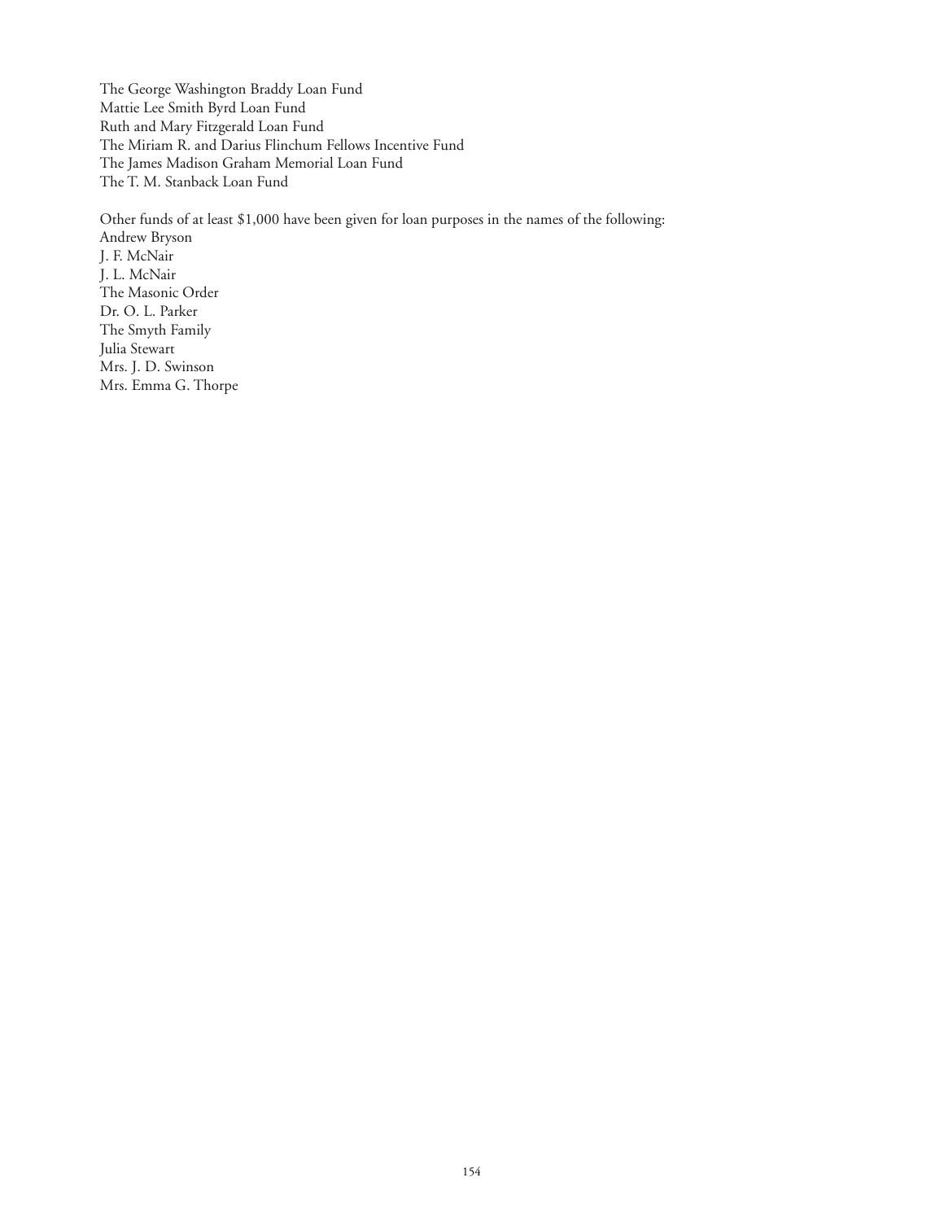The George Washington Braddy Loan Fund
Mattie Lee Smith Byrd Loan Fund
Ruth and Mary Fitzgerald Loan Fund
The Miriam R. and Darius Flinchum Fellows Incentive Fund
The James Madison Graham Memorial Loan Fund
The T. M. Stanback Loan Fund

Other funds of at least $1,000 have been given for loan purposes in the names of the following:
Andrew Bryson
J. F. McNair
J. L. McNair
The Masonic Order
Dr. O. L. Parker
The Smyth Family
Julia Stewart
Mrs. J. D. Swinson
Mrs. Emma G. Thorpe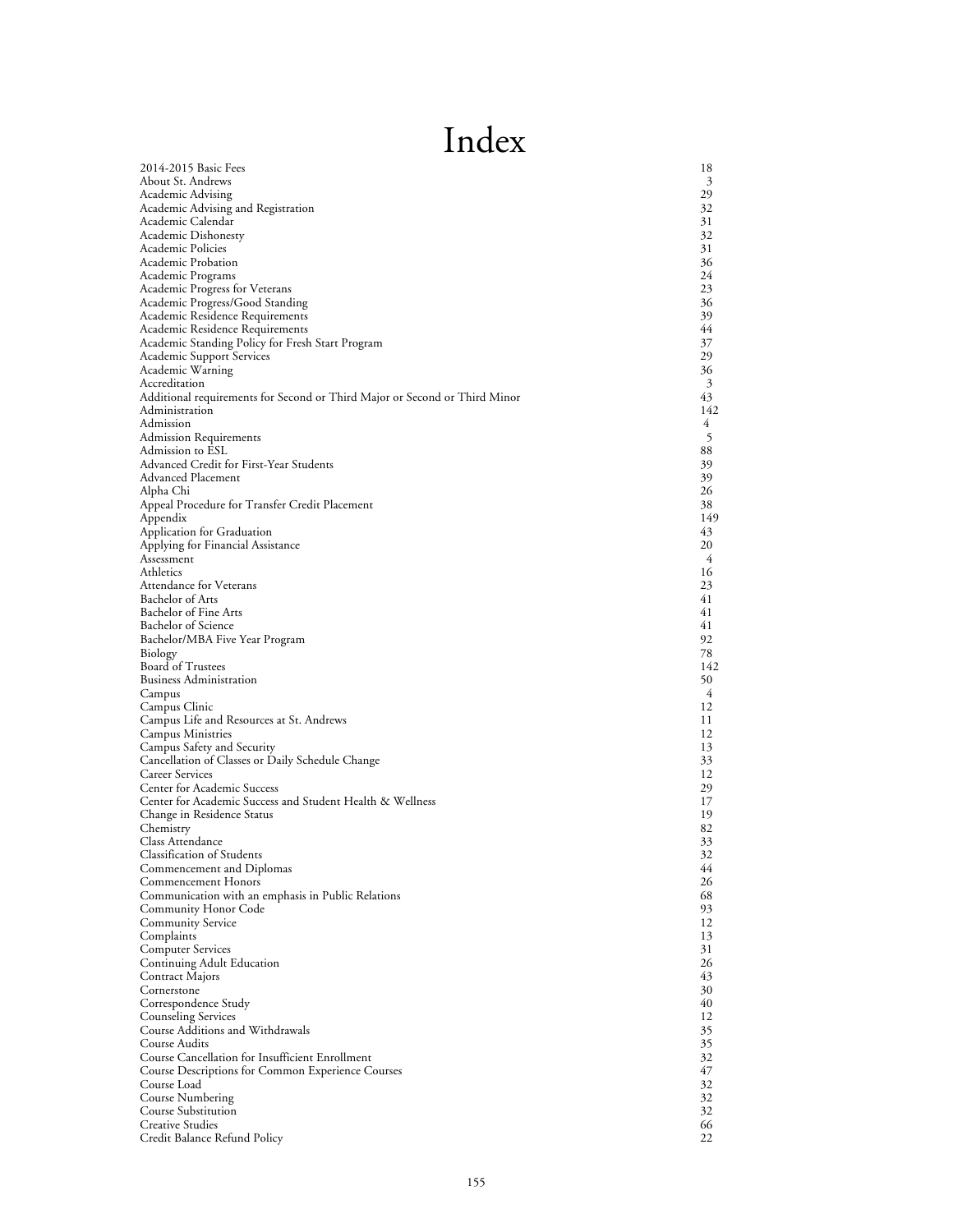# Index

| | |
|---|---|
| 2014-2015 Basic Fees | 18 |
| About St. Andrews | 3 |
| Academic Advising | 29 |
| Academic Advising and Registration | 32 |
| Academic Calendar | 31 |
| Academic Dishonesty | 32 |
| Academic Policies | 31 |
| Academic Probation | 36 |
| Academic Programs | 24 |
| Academic Progress for Veterans | 23 |
| Academic Progress/Good Standing | 36 |
| Academic Residence Requirements | 39 |
| Academic Residence Requirements | 44 |
| Academic Standing Policy for Fresh Start Program | 37 |
| Academic Support Services | 29 |
| Academic Warning | 36 |
| Accreditation | 3 |
| Additional requirements for Second or Third Major or Second or Third Minor | 43 |
| Administration | 142 |
| Admission | 4 |
| Admission Requirements | 5 |
| Admission to ESL | 88 |
| Advanced Credit for First-Year Students | 39 |
| Advanced Placement | 39 |
| Alpha Chi | 26 |
| Appeal Procedure for Transfer Credit Placement | 38 |
| Appendix | 149 |
| Application for Graduation | 43 |
| Applying for Financial Assistance | 20 |
| Assessment | 4 |
| Athletics | 16 |
| Attendance for Veterans | 23 |
| Bachelor of Arts | 41 |
| Bachelor of Fine Arts | 41 |
| Bachelor of Science | 41 |
| Bachelor/MBA Five Year Program | 92 |
| Biology | 78 |
| Board of Trustees | 142 |
| Business Administration | 50 |
| Campus | 4 |
| Campus Clinic | 12 |
| Campus Life and Resources at St. Andrews | 11 |
| Campus Ministries | 12 |
| Campus Safety and Security | 13 |
| Cancellation of Classes or Daily Schedule Change | 33 |
| Career Services | 12 |
| Center for Academic Success | 29 |
| Center for Academic Success and Student Health & Wellness | 17 |
| Change in Residence Status | 19 |
| Chemistry | 82 |
| Class Attendance | 33 |
| Classification of Students | 32 |
| Commencement and Diplomas | 44 |
| Commencement Honors | 26 |
| Communication with an emphasis in Public Relations | 68 |
| Community Honor Code | 93 |
| Community Service | 12 |
| Complaints | 13 |
| Computer Services | 31 |
| Continuing Adult Education | 26 |
| Contract Majors | 43 |
| Cornerstone | 30 |
| Correspondence Study | 40 |
| Counseling Services | 12 |
| Course Additions and Withdrawals | 35 |
| Course Audits | 35 |
| Course Cancellation for Insufficient Enrollment | 32 |
| Course Descriptions for Common Experience Courses | 47 |
| Course Load | 32 |
| Course Numbering | 32 |
| Course Substitution | 32 |
| Creative Studies | 66 |
| Credit Balance Refund Policy | 22 |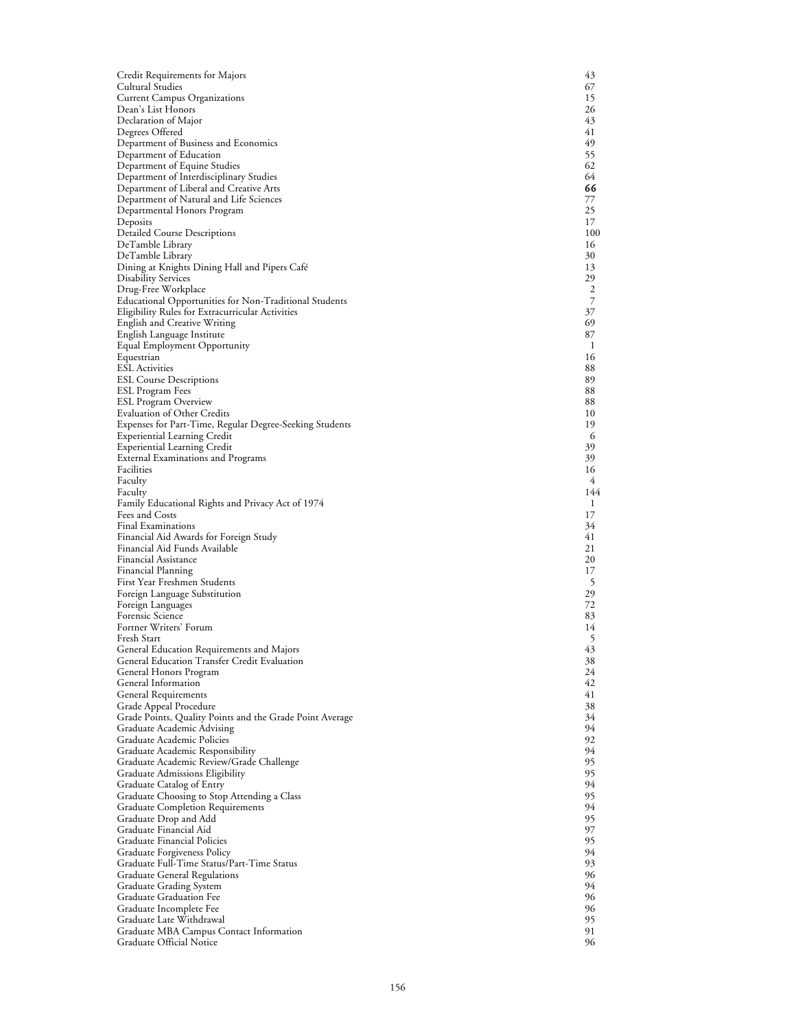| | |
|---|---|
| Credit Requirements for Majors | 43 |
| Cultural Studies | 67 |
| Current Campus Organizations | 15 |
| Dean's List Honors | 26 |
| Declaration of Major | 43 |
| Degrees Offered | 41 |
| Department of Business and Economics | 49 |
| Department of Education | 55 |
| Department of Equine Studies | 62 |
| Department of Interdisciplinary Studies | 64 |
| Department of Liberal and Creative Arts | **66** |
| Department of Natural and Life Sciences | 77 |
| Departmental Honors Program | 25 |
| Deposits | 17 |
| Detailed Course Descriptions | 100 |
| DeTamble Library | 16 |
| DeTamble Library | 30 |
| Dining at Knights Dining Hall and Pipers Café | 13 |
| Disability Services | 29 |
| Drug-Free Workplace | 2 |
| Educational Opportunities for Non-Traditional Students | 7 |
| Eligibility Rules for Extracurricular Activities | 37 |
| English and Creative Writing | 69 |
| English Language Institute | 87 |
| Equal Employment Opportunity | 1 |
| Equestrian | 16 |
| ESL Activities | 88 |
| ESL Course Descriptions | 89 |
| ESL Program Fees | 88 |
| ESL Program Overview | 88 |
| Evaluation of Other Credits | 10 |
| Expenses for Part-Time, Regular Degree-Seeking Students | 19 |
| Experiential Learning Credit | 6 |
| Experiential Learning Credit | 39 |
| External Examinations and Programs | 39 |
| Facilities | 16 |
| Faculty | 4 |
| Faculty | 144 |
| Family Educational Rights and Privacy Act of 1974 | 1 |
| Fees and Costs | 17 |
| Final Examinations | 34 |
| Financial Aid Awards for Foreign Study | 41 |
| Financial Aid Funds Available | 21 |
| Financial Assistance | 20 |
| Financial Planning | 17 |
| First Year Freshmen Students | 5 |
| Foreign Language Substitution | 29 |
| Foreign Languages | 72 |
| Forensic Science | 83 |
| Fortner Writers' Forum | 14 |
| Fresh Start | 5 |
| General Education Requirements and Majors | 43 |
| General Education Transfer Credit Evaluation | 38 |
| General Honors Program | 24 |
| General Information | 42 |
| General Requirements | 41 |
| Grade Appeal Procedure | 38 |
| Grade Points, Quality Points and the Grade Point Average | 34 |
| Graduate Academic Advising | 94 |
| Graduate Academic Policies | 92 |
| Graduate Academic Responsibility | 94 |
| Graduate Academic Review/Grade Challenge | 95 |
| Graduate Admissions Eligibility | 95 |
| Graduate Catalog of Entry | 94 |
| Graduate Choosing to Stop Attending a Class | 95 |
| Graduate Completion Requirements | 94 |
| Graduate Drop and Add | 95 |
| Graduate Financial Aid | 97 |
| Graduate Financial Policies | 95 |
| Graduate Forgiveness Policy | 94 |
| Graduate Full-Time Status/Part-Time Status | 93 |
| Graduate General Regulations | 96 |
| Graduate Grading System | 94 |
| Graduate Graduation Fee | 96 |
| Graduate Incomplete Fee | 96 |
| Graduate Late Withdrawal | 95 |
| Graduate MBA Campus Contact Information | 91 |
| Graduate Official Notice | 96 |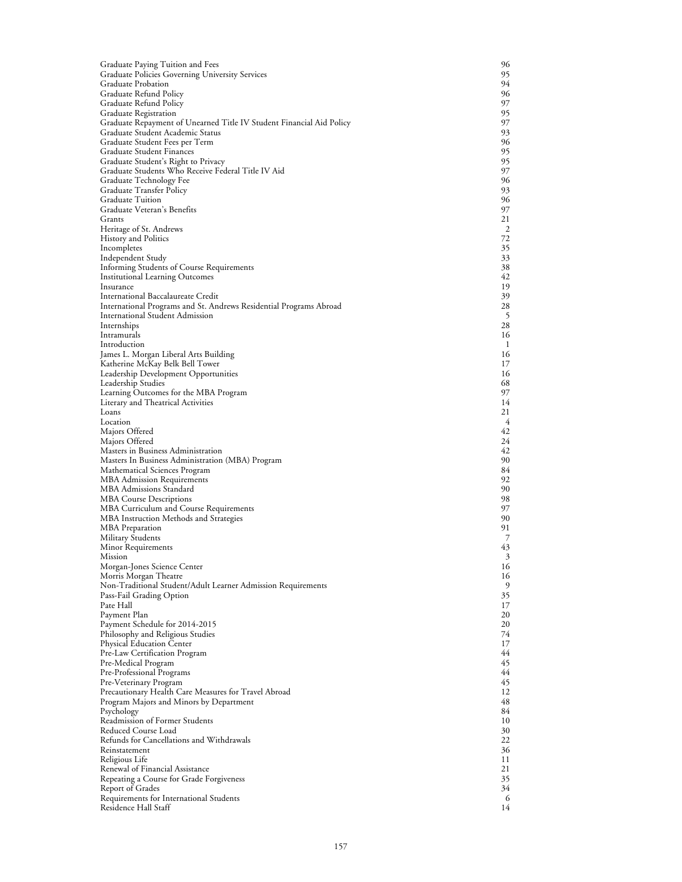| | |
|---|---|
| Graduate Paying Tuition and Fees | 96 |
| Graduate Policies Governing University Services | 95 |
| Graduate Probation | 94 |
| Graduate Refund Policy | 96 |
| Graduate Refund Policy | 97 |
| Graduate Registration | 95 |
| Graduate Repayment of Unearned Title IV Student Financial Aid Policy | 97 |
| Graduate Student Academic Status | 93 |
| Graduate Student Fees per Term | 96 |
| Graduate Student Finances | 95 |
| Graduate Student's Right to Privacy | 95 |
| Graduate Students Who Receive Federal Title IV Aid | 97 |
| Graduate Technology Fee | 96 |
| Graduate Transfer Policy | 93 |
| Graduate Tuition | 96 |
| Graduate Veteran's Benefits | 97 |
| Grants | 21 |
| Heritage of St. Andrews | 2 |
| History and Politics | 72 |
| Incompletes | 35 |
| Independent Study | 33 |
| Informing Students of Course Requirements | 38 |
| Institutional Learning Outcomes | 42 |
| Insurance | 19 |
| International Baccalaureate Credit | 39 |
| International Programs and St. Andrews Residential Programs Abroad | 28 |
| International Student Admission | 5 |
| Internships | 28 |
| Intramurals | 16 |
| Introduction | 1 |
| James L. Morgan Liberal Arts Building | 16 |
| Katherine McKay Belk Bell Tower | 17 |
| Leadership Development Opportunities | 16 |
| Leadership Studies | 68 |
| Learning Outcomes for the MBA Program | 97 |
| Literary and Theatrical Activities | 14 |
| Loans | 21 |
| Location | 4 |
| Majors Offered | 42 |
| Majors Offered | 24 |
| Masters in Business Administration | 42 |
| Masters In Business Administration (MBA) Program | 90 |
| Mathematical Sciences Program | 84 |
| MBA Admission Requirements | 92 |
| MBA Admissions Standard | 90 |
| MBA Course Descriptions | 98 |
| MBA Curriculum and Course Requirements | 97 |
| MBA Instruction Methods and Strategies | 90 |
| MBA Preparation | 91 |
| Military Students | 7 |
| Minor Requirements | 43 |
| Mission | 3 |
| Morgan-Jones Science Center | 16 |
| Morris Morgan Theatre | 16 |
| Non-Traditional Student/Adult Learner Admission Requirements | 9 |
| Pass-Fail Grading Option | 35 |
| Pate Hall | 17 |
| Payment Plan | 20 |
| Payment Schedule for 2014-2015 | 20 |
| Philosophy and Religious Studies | 74 |
| Physical Education Center | 17 |
| Pre-Law Certification Program | 44 |
| Pre-Medical Program | 45 |
| Pre-Professional Programs | 44 |
| Pre-Veterinary Program | 45 |
| Precautionary Health Care Measures for Travel Abroad | 12 |
| Program Majors and Minors by Department | 48 |
| Psychology | 84 |
| Readmission of Former Students | 10 |
| Reduced Course Load | 30 |
| Refunds for Cancellations and Withdrawals | 22 |
| Reinstatement | 36 |
| Religious Life | 11 |
| Renewal of Financial Assistance | 21 |
| Repeating a Course for Grade Forgiveness | 35 |
| Report of Grades | 34 |
| Requirements for International Students | 6 |
| Residence Hall Staff | 14 |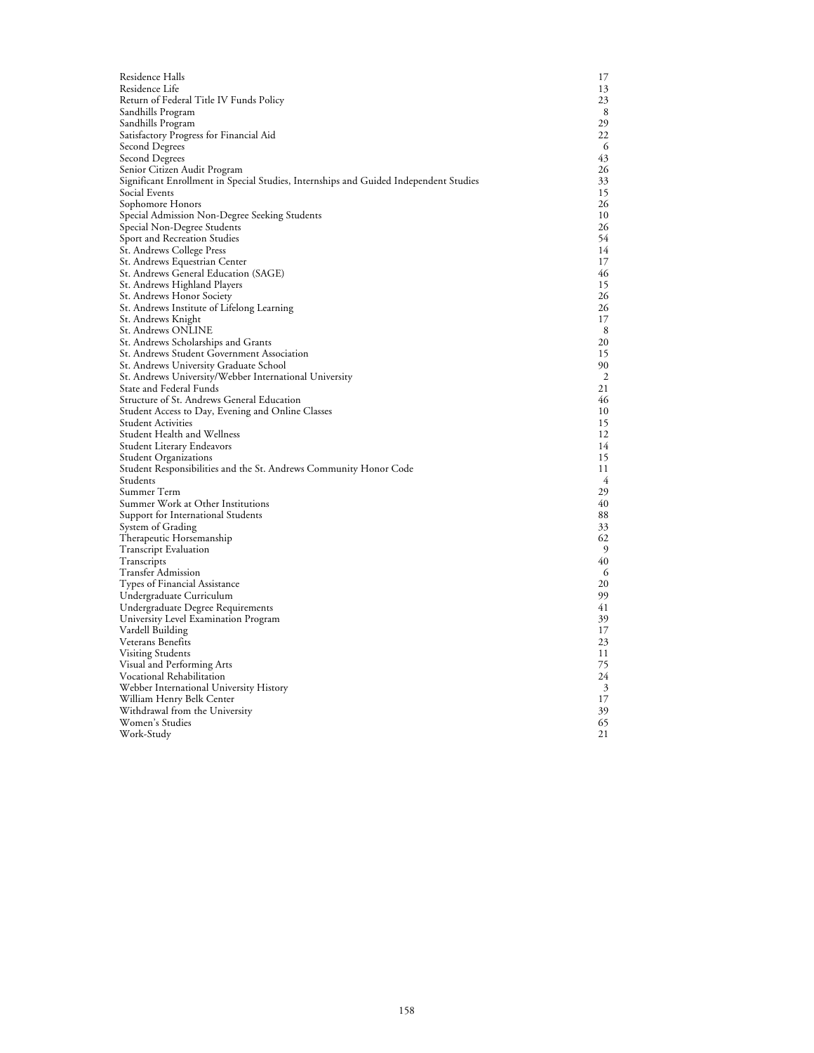| | |
|---|---|
| Residence Halls | 17 |
| Residence Life | 13 |
| Return of Federal Title IV Funds Policy | 23 |
| Sandhills Program | 8 |
| Sandhills Program | 29 |
| Satisfactory Progress for Financial Aid | 22 |
| Second Degrees | 6 |
| Second Degrees | 43 |
| Senior Citizen Audit Program | 26 |
| Significant Enrollment in Special Studies, Internships and Guided Independent Studies | 33 |
| Social Events | 15 |
| Sophomore Honors | 26 |
| Special Admission Non-Degree Seeking Students | 10 |
| Special Non-Degree Students | 26 |
| Sport and Recreation Studies | 54 |
| St. Andrews College Press | 14 |
| St. Andrews Equestrian Center | 17 |
| St. Andrews General Education (SAGE) | 46 |
| St. Andrews Highland Players | 15 |
| St. Andrews Honor Society | 26 |
| St. Andrews Institute of Lifelong Learning | 26 |
| St. Andrews Knight | 17 |
| St. Andrews ONLINE | 8 |
| St. Andrews Scholarships and Grants | 20 |
| St. Andrews Student Government Association | 15 |
| St. Andrews University Graduate School | 90 |
| St. Andrews University/Webber International University | 2 |
| State and Federal Funds | 21 |
| Structure of St. Andrews General Education | 46 |
| Student Access to Day, Evening and Online Classes | 10 |
| Student Activities | 15 |
| Student Health and Wellness | 12 |
| Student Literary Endeavors | 14 |
| Student Organizations | 15 |
| Student Responsibilities and the St. Andrews Community Honor Code | 11 |
| Students | 4 |
| Summer Term | 29 |
| Summer Work at Other Institutions | 40 |
| Support for International Students | 88 |
| System of Grading | 33 |
| Therapeutic Horsemanship | 62 |
| Transcript Evaluation | 9 |
| Transcripts | 40 |
| Transfer Admission | 6 |
| Types of Financial Assistance | 20 |
| Undergraduate Curriculum | 99 |
| Undergraduate Degree Requirements | 41 |
| University Level Examination Program | 39 |
| Vardell Building | 17 |
| Veterans Benefits | 23 |
| Visiting Students | 11 |
| Visual and Performing Arts | 75 |
| Vocational Rehabilitation | 24 |
| Webber International University History | 3 |
| William Henry Belk Center | 17 |
| Withdrawal from the University | 39 |
| Women's Studies | 65 |
| Work-Study | 21 |